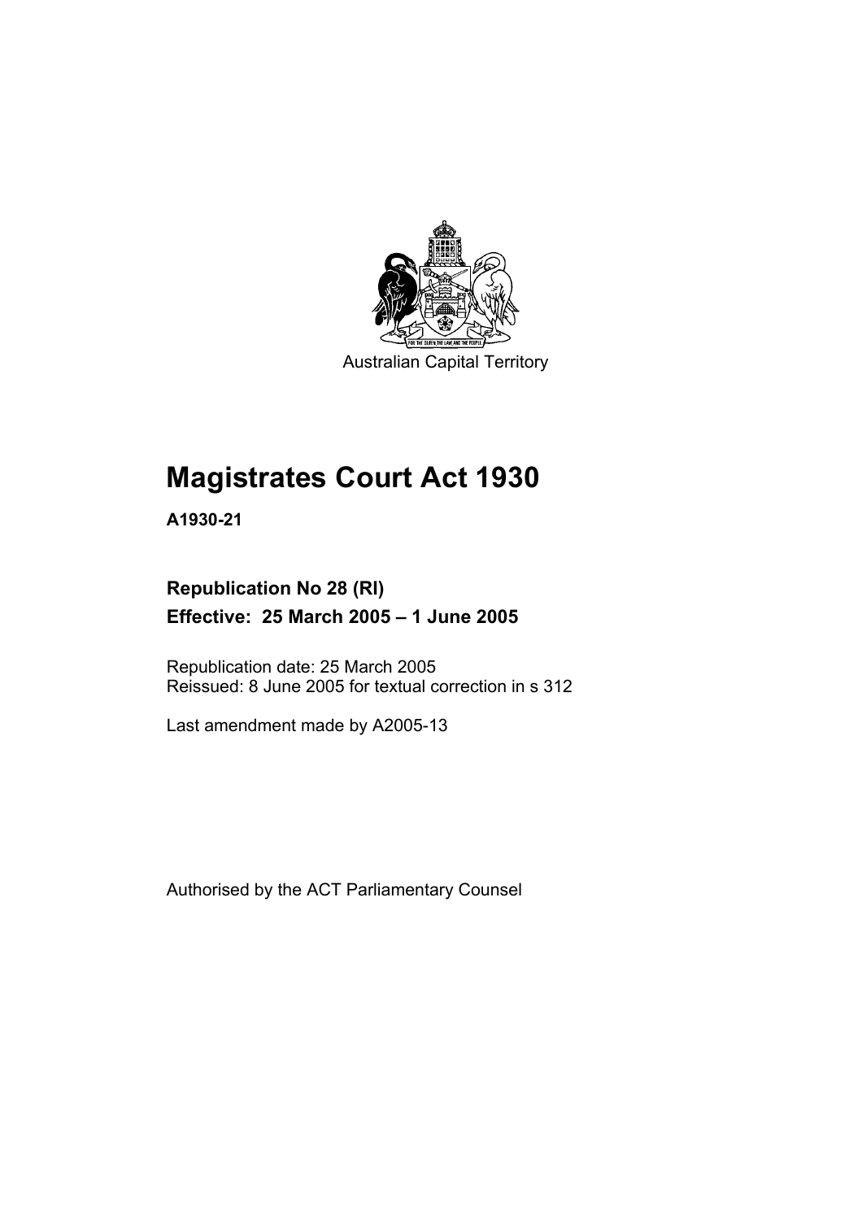Australian Capital Territory

# Magistrates Court Act 1930

**A1930-21**

## Republication No 28 (RI)
## Effective: 25 March 2005 – 1 June 2005

Republication date: 25 March 2005
Reissued: 8 June 2005 for textual correction in s 312

Last amendment made by A2005-13

Authorised by the ACT Parliamentary Counsel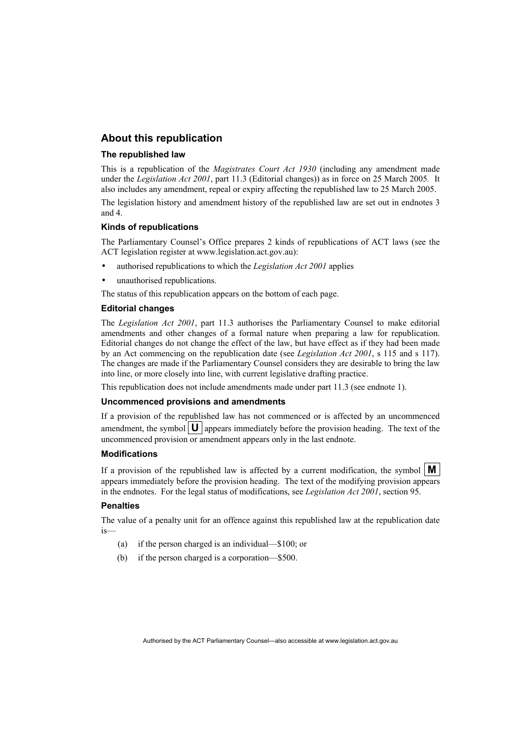## About this republication

### The republished law

This is a republication of the *Magistrates Court Act 1930* (including any amendment made under the *Legislation Act 2001*, part 11.3 (Editorial changes)) as in force on 25 March 2005. It also includes any amendment, repeal or expiry affecting the republished law to 25 March 2005.

The legislation history and amendment history of the republished law are set out in endnotes 3 and 4.

### Kinds of republications

The Parliamentary Counsel's Office prepares 2 kinds of republications of ACT laws (see the ACT legislation register at www.legislation.act.gov.au):

- authorised republications to which the *Legislation Act 2001* applies
- unauthorised republications.

The status of this republication appears on the bottom of each page.

### Editorial changes

The *Legislation Act 2001*, part 11.3 authorises the Parliamentary Counsel to make editorial amendments and other changes of a formal nature when preparing a law for republication. Editorial changes do not change the effect of the law, but have effect as if they had been made by an Act commencing on the republication date (see *Legislation Act 2001*, s 115 and s 117). The changes are made if the Parliamentary Counsel considers they are desirable to bring the law into line, or more closely into line, with current legislative drafting practice.

This republication does not include amendments made under part 11.3 (see endnote 1).

### Uncommenced provisions and amendments

If a provision of the republished law has not commenced or is affected by an uncommenced amendment, the symbol **U** appears immediately before the provision heading. The text of the uncommenced provision or amendment appears only in the last endnote.

### Modifications

If a provision of the republished law is affected by a current modification, the symbol **M** appears immediately before the provision heading. The text of the modifying provision appears in the endnotes. For the legal status of modifications, see *Legislation Act 2001*, section 95.

### Penalties

The value of a penalty unit for an offence against this republished law at the republication date is—

(a) if the person charged is an individual—\$100; or

(b) if the person charged is a corporation—\$500.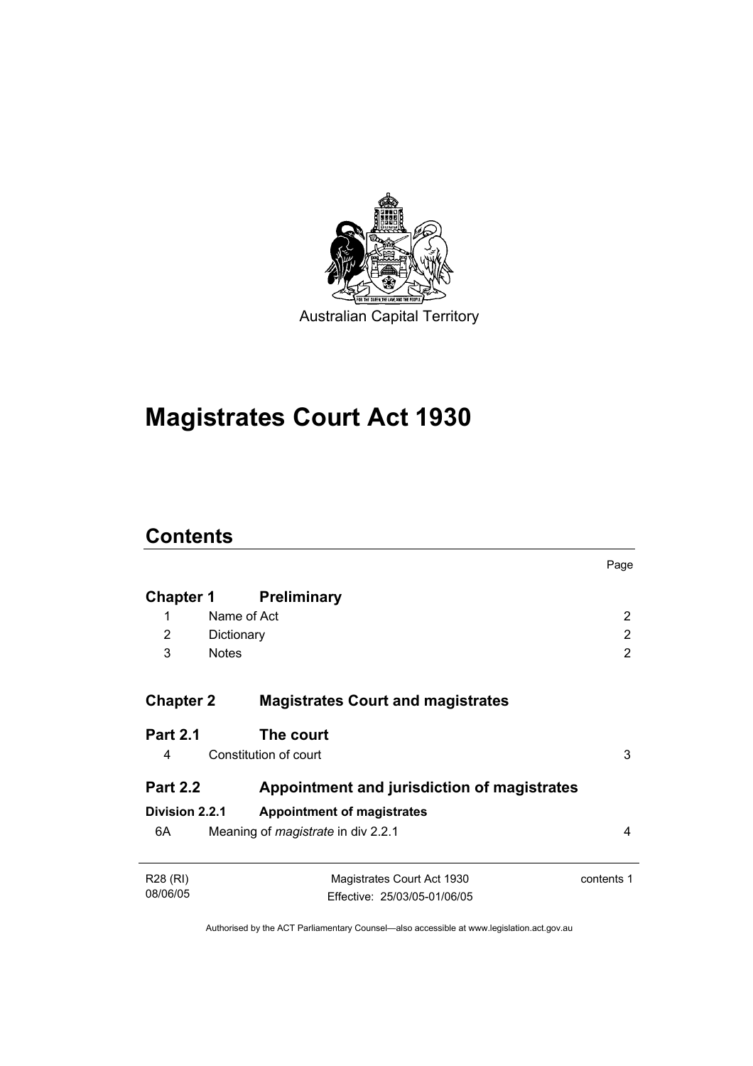Australian Capital Territory

# Magistrates Court Act 1930

## Contents

| | | Page |
|---|---|---|
| **Chapter 1** | **Preliminary** | |
| 1 | Name of Act | 2 |
| 2 | Dictionary | 2 |
| 3 | Notes | 2 |
| **Chapter 2** | **Magistrates Court and magistrates** | |
| **Part 2.1** | **The court** | |
| 4 | Constitution of court | 3 |
| **Part 2.2** | **Appointment and jurisdiction of magistrates** | |
| **Division 2.2.1** | **Appointment of magistrates** | |
| 6A | Meaning of *magistrate* in div 2.2.1 | 4 |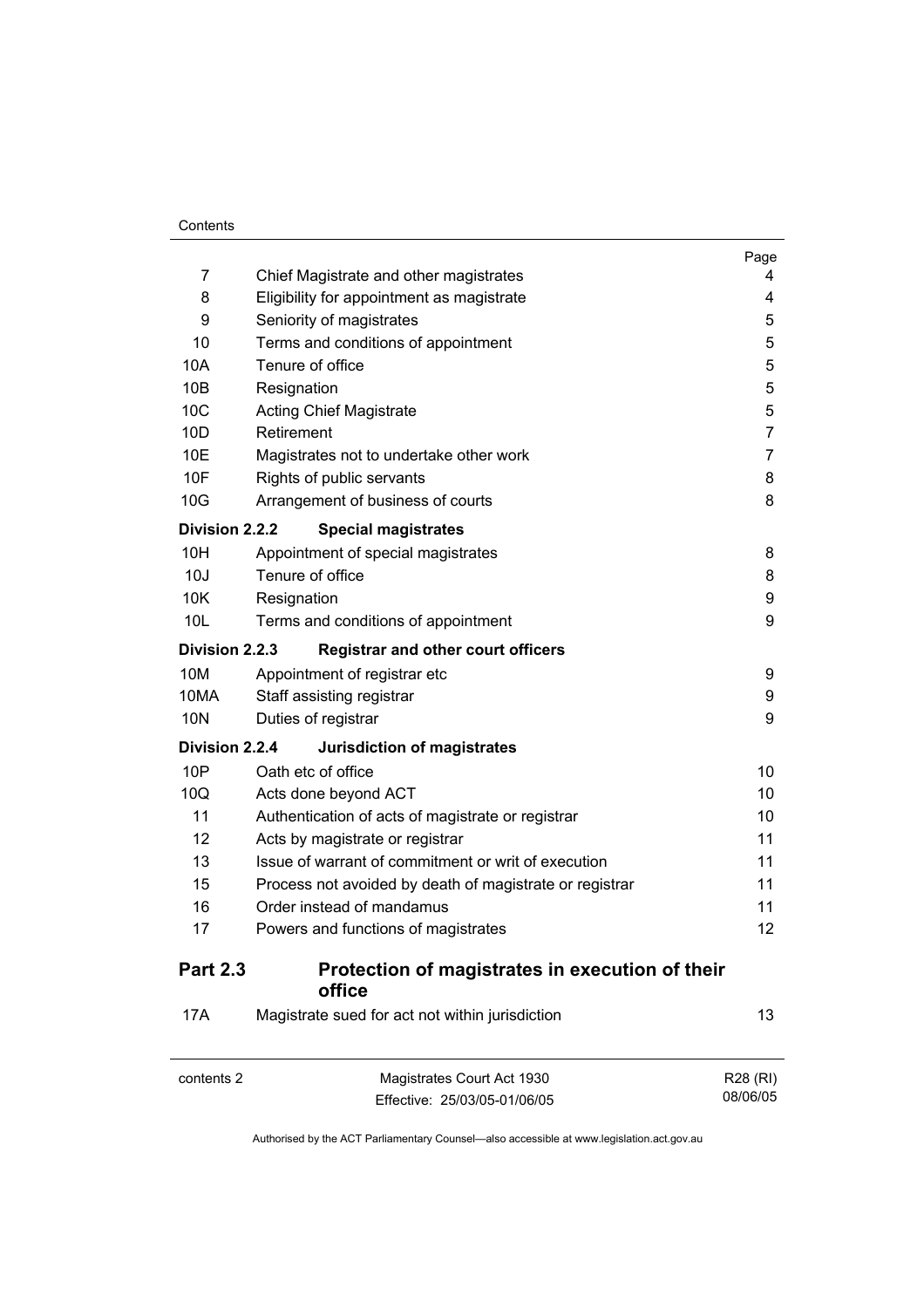| | | Page |
|---|---|---|
| 7 | Chief Magistrate and other magistrates | 4 |
| 8 | Eligibility for appointment as magistrate | 4 |
| 9 | Seniority of magistrates | 5 |
| 10 | Terms and conditions of appointment | 5 |
| 10A | Tenure of office | 5 |
| 10B | Resignation | 5 |
| 10C | Acting Chief Magistrate | 5 |
| 10D | Retirement | 7 |
| 10E | Magistrates not to undertake other work | 7 |
| 10F | Rights of public servants | 8 |
| 10G | Arrangement of business of courts | 8 |
| **Division 2.2.2** | **Special magistrates** | |
| 10H | Appointment of special magistrates | 8 |
| 10J | Tenure of office | 8 |
| 10K | Resignation | 9 |
| 10L | Terms and conditions of appointment | 9 |
| **Division 2.2.3** | **Registrar and other court officers** | |
| 10M | Appointment of registrar etc | 9 |
| 10MA | Staff assisting registrar | 9 |
| 10N | Duties of registrar | 9 |
| **Division 2.2.4** | **Jurisdiction of magistrates** | |
| 10P | Oath etc of office | 10 |
| 10Q | Acts done beyond ACT | 10 |
| 11 | Authentication of acts of magistrate or registrar | 10 |
| 12 | Acts by magistrate or registrar | 11 |
| 13 | Issue of warrant of commitment or writ of execution | 11 |
| 15 | Process not avoided by death of magistrate or registrar | 11 |
| 16 | Order instead of mandamus | 11 |
| 17 | Powers and functions of magistrates | 12 |
| **Part 2.3** | **Protection of magistrates in execution of their office** | |
| 17A | Magistrate sued for act not within jurisdiction | 13 |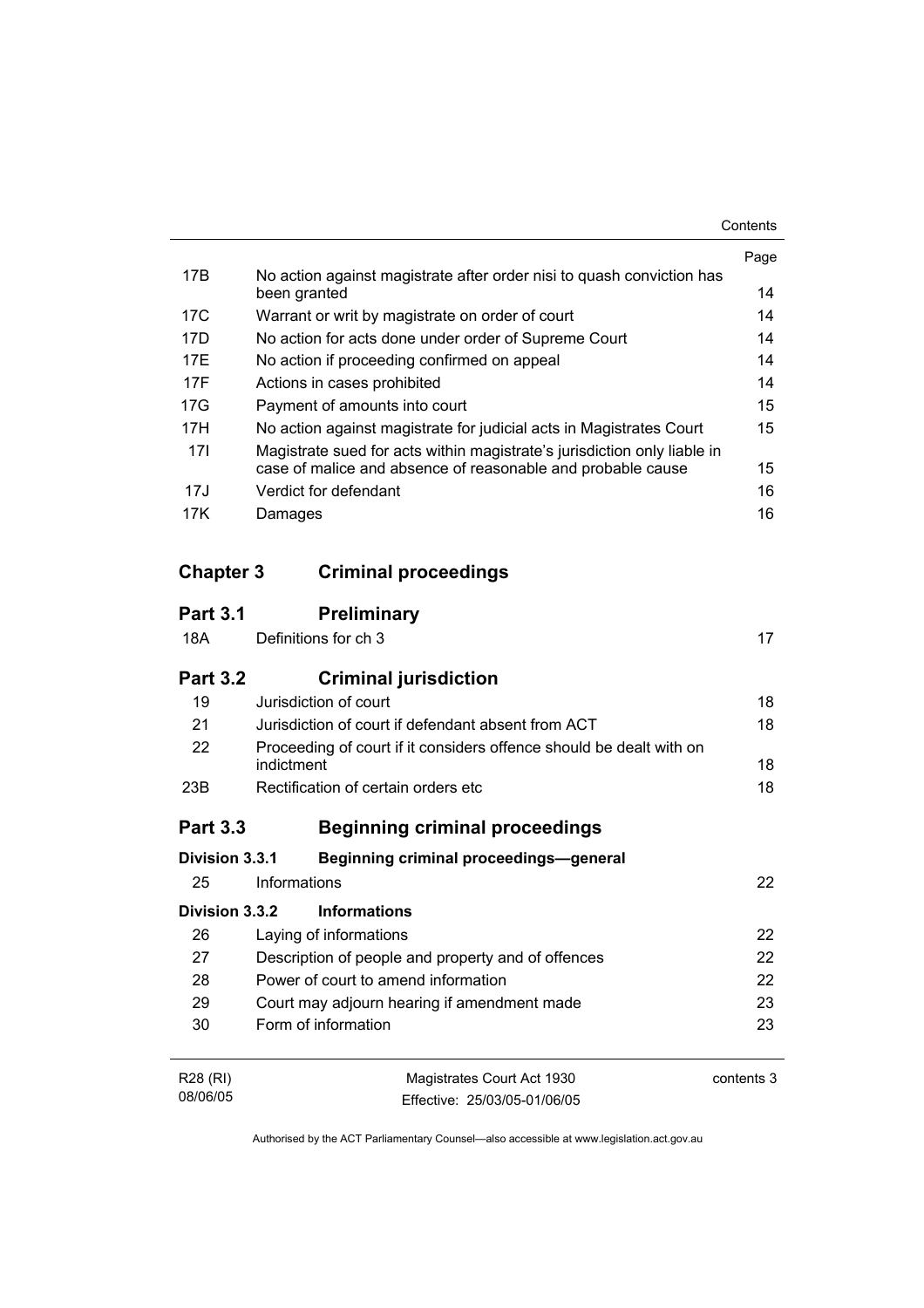| | | Page |
|---|---|---|
| 17B | No action against magistrate after order nisi to quash conviction has been granted | 14 |
| 17C | Warrant or writ by magistrate on order of court | 14 |
| 17D | No action for acts done under order of Supreme Court | 14 |
| 17E | No action if proceeding confirmed on appeal | 14 |
| 17F | Actions in cases prohibited | 14 |
| 17G | Payment of amounts into court | 15 |
| 17H | No action against magistrate for judicial acts in Magistrates Court | 15 |
| 17I | Magistrate sued for acts within magistrate's jurisdiction only liable in case of malice and absence of reasonable and probable cause | 15 |
| 17J | Verdict for defendant | 16 |
| 17K | Damages | 16 |

## Chapter 3 Criminal proceedings

### Part 3.1 Preliminary

| | | |
|---|---|---|
| 18A | Definitions for ch 3 | 17 |

### Part 3.2 Criminal jurisdiction

| | | |
|---|---|---|
| 19 | Jurisdiction of court | 18 |
| 21 | Jurisdiction of court if defendant absent from ACT | 18 |
| 22 | Proceeding of court if it considers offence should be dealt with on indictment | 18 |
| 23B | Rectification of certain orders etc | 18 |

### Part 3.3 Beginning criminal proceedings

#### Division 3.3.1 Beginning criminal proceedings—general

| | | |
|---|---|---|
| 25 | Informations | 22 |

#### Division 3.3.2 Informations

| | | |
|---|---|---|
| 26 | Laying of informations | 22 |
| 27 | Description of people and property and of offences | 22 |
| 28 | Power of court to amend information | 22 |
| 29 | Court may adjourn hearing if amendment made | 23 |
| 30 | Form of information | 23 |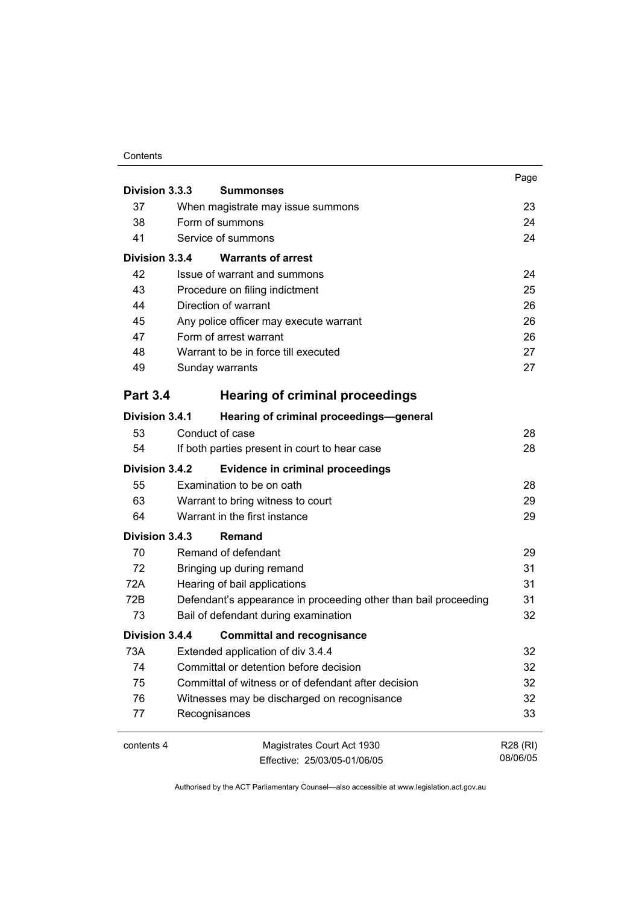| | | Page |
|---|---|---|
| **Division 3.3.3** | **Summonses** | |
| 37 | When magistrate may issue summons | 23 |
| 38 | Form of summons | 24 |
| 41 | Service of summons | 24 |
| **Division 3.3.4** | **Warrants of arrest** | |
| 42 | Issue of warrant and summons | 24 |
| 43 | Procedure on filing indictment | 25 |
| 44 | Direction of warrant | 26 |
| 45 | Any police officer may execute warrant | 26 |
| 47 | Form of arrest warrant | 26 |
| 48 | Warrant to be in force till executed | 27 |
| 49 | Sunday warrants | 27 |
| **Part 3.4** | **Hearing of criminal proceedings** | |
| **Division 3.4.1** | **Hearing of criminal proceedings—general** | |
| 53 | Conduct of case | 28 |
| 54 | If both parties present in court to hear case | 28 |
| **Division 3.4.2** | **Evidence in criminal proceedings** | |
| 55 | Examination to be on oath | 28 |
| 63 | Warrant to bring witness to court | 29 |
| 64 | Warrant in the first instance | 29 |
| **Division 3.4.3** | **Remand** | |
| 70 | Remand of defendant | 29 |
| 72 | Bringing up during remand | 31 |
| 72A | Hearing of bail applications | 31 |
| 72B | Defendant's appearance in proceeding other than bail proceeding | 31 |
| 73 | Bail of defendant during examination | 32 |
| **Division 3.4.4** | **Committal and recognisance** | |
| 73A | Extended application of div 3.4.4 | 32 |
| 74 | Committal or detention before decision | 32 |
| 75 | Committal of witness or of defendant after decision | 32 |
| 76 | Witnesses may be discharged on recognisance | 32 |
| 77 | Recognisances | 33 |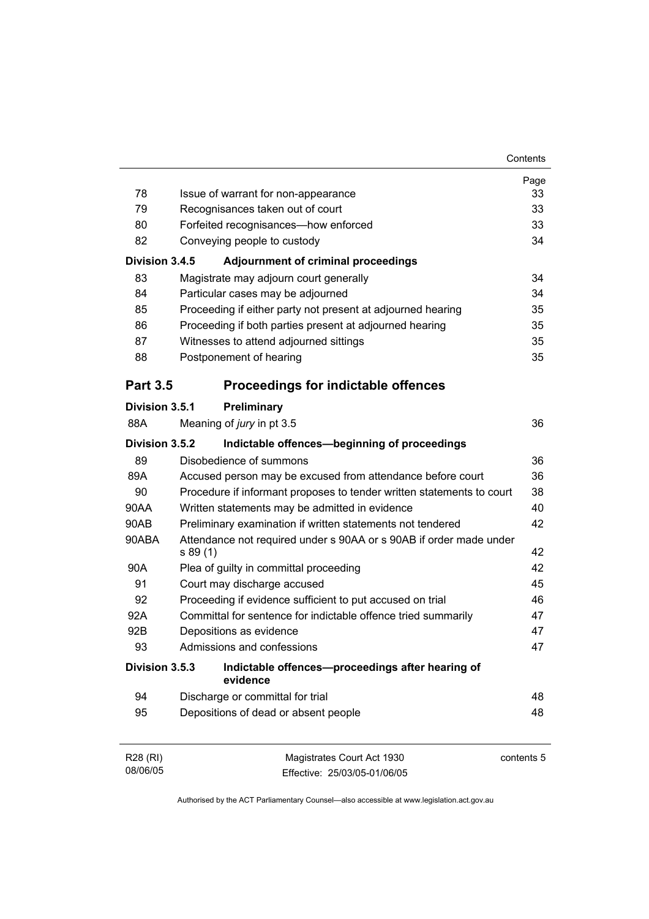| | | Page |
|---|---|---|
| 78 | Issue of warrant for non-appearance | 33 |
| 79 | Recognisances taken out of court | 33 |
| 80 | Forfeited recognisances—how enforced | 33 |
| 82 | Conveying people to custody | 34 |
| **Division 3.4.5** | **Adjournment of criminal proceedings** | |
| 83 | Magistrate may adjourn court generally | 34 |
| 84 | Particular cases may be adjourned | 34 |
| 85 | Proceeding if either party not present at adjourned hearing | 35 |
| 86 | Proceeding if both parties present at adjourned hearing | 35 |
| 87 | Witnesses to attend adjourned sittings | 35 |
| 88 | Postponement of hearing | 35 |

## Part 3.5 Proceedings for indictable offences

| | | |
|---|---|---|
| **Division 3.5.1** | **Preliminary** | |
| 88A | Meaning of *jury* in pt 3.5 | 36 |
| **Division 3.5.2** | **Indictable offences—beginning of proceedings** | |
| 89 | Disobedience of summons | 36 |
| 89A | Accused person may be excused from attendance before court | 36 |
| 90 | Procedure if informant proposes to tender written statements to court | 38 |
| 90AA | Written statements may be admitted in evidence | 40 |
| 90AB | Preliminary examination if written statements not tendered | 42 |
| 90ABA | Attendance not required under s 90AA or s 90AB if order made under s 89 (1) | 42 |
| 90A | Plea of guilty in committal proceeding | 42 |
| 91 | Court may discharge accused | 45 |
| 92 | Proceeding if evidence sufficient to put accused on trial | 46 |
| 92A | Committal for sentence for indictable offence tried summarily | 47 |
| 92B | Depositions as evidence | 47 |
| 93 | Admissions and confessions | 47 |
| **Division 3.5.3** | **Indictable offences—proceedings after hearing of evidence** | |
| 94 | Discharge or committal for trial | 48 |
| 95 | Depositions of dead or absent people | 48 |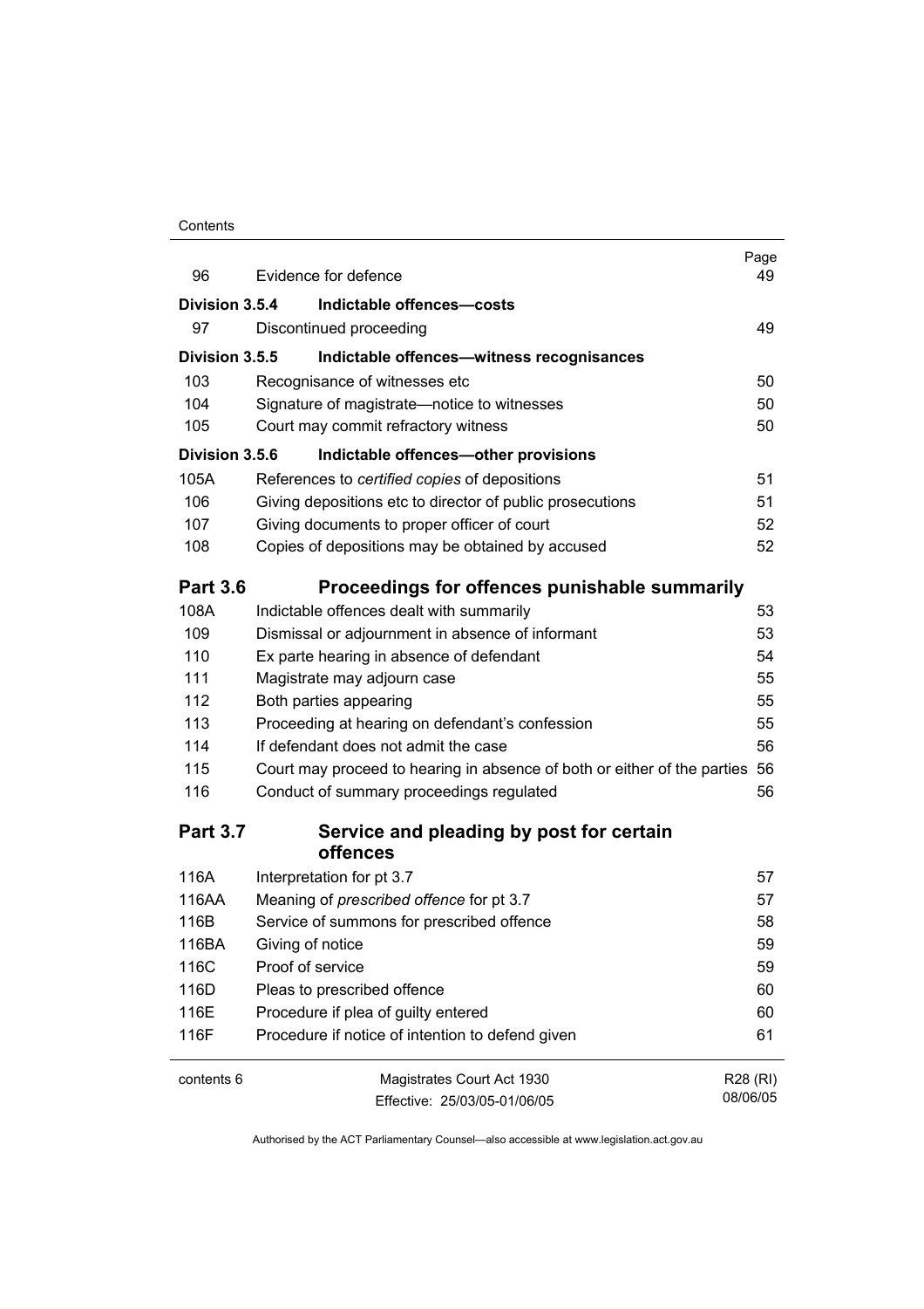| | | Page |
|---|---|---|
| 96 | Evidence for defence | 49 |
| **Division 3.5.4** | **Indictable offences—costs** | |
| 97 | Discontinued proceeding | 49 |
| **Division 3.5.5** | **Indictable offences—witness recognisances** | |
| 103 | Recognisance of witnesses etc | 50 |
| 104 | Signature of magistrate—notice to witnesses | 50 |
| 105 | Court may commit refractory witness | 50 |
| **Division 3.5.6** | **Indictable offences—other provisions** | |
| 105A | References to *certified copies* of depositions | 51 |
| 106 | Giving depositions etc to director of public prosecutions | 51 |
| 107 | Giving documents to proper officer of court | 52 |
| 108 | Copies of depositions may be obtained by accused | 52 |
| **Part 3.6** | **Proceedings for offences punishable summarily** | |
| 108A | Indictable offences dealt with summarily | 53 |
| 109 | Dismissal or adjournment in absence of informant | 53 |
| 110 | Ex parte hearing in absence of defendant | 54 |
| 111 | Magistrate may adjourn case | 55 |
| 112 | Both parties appearing | 55 |
| 113 | Proceeding at hearing on defendant's confession | 55 |
| 114 | If defendant does not admit the case | 56 |
| 115 | Court may proceed to hearing in absence of both or either of the parties | 56 |
| 116 | Conduct of summary proceedings regulated | 56 |
| **Part 3.7** | **Service and pleading by post for certain offences** | |
| 116A | Interpretation for pt 3.7 | 57 |
| 116AA | Meaning of *prescribed offence* for pt 3.7 | 57 |
| 116B | Service of summons for prescribed offence | 58 |
| 116BA | Giving of notice | 59 |
| 116C | Proof of service | 59 |
| 116D | Pleas to prescribed offence | 60 |
| 116E | Procedure if plea of guilty entered | 60 |
| 116F | Procedure if notice of intention to defend given | 61 |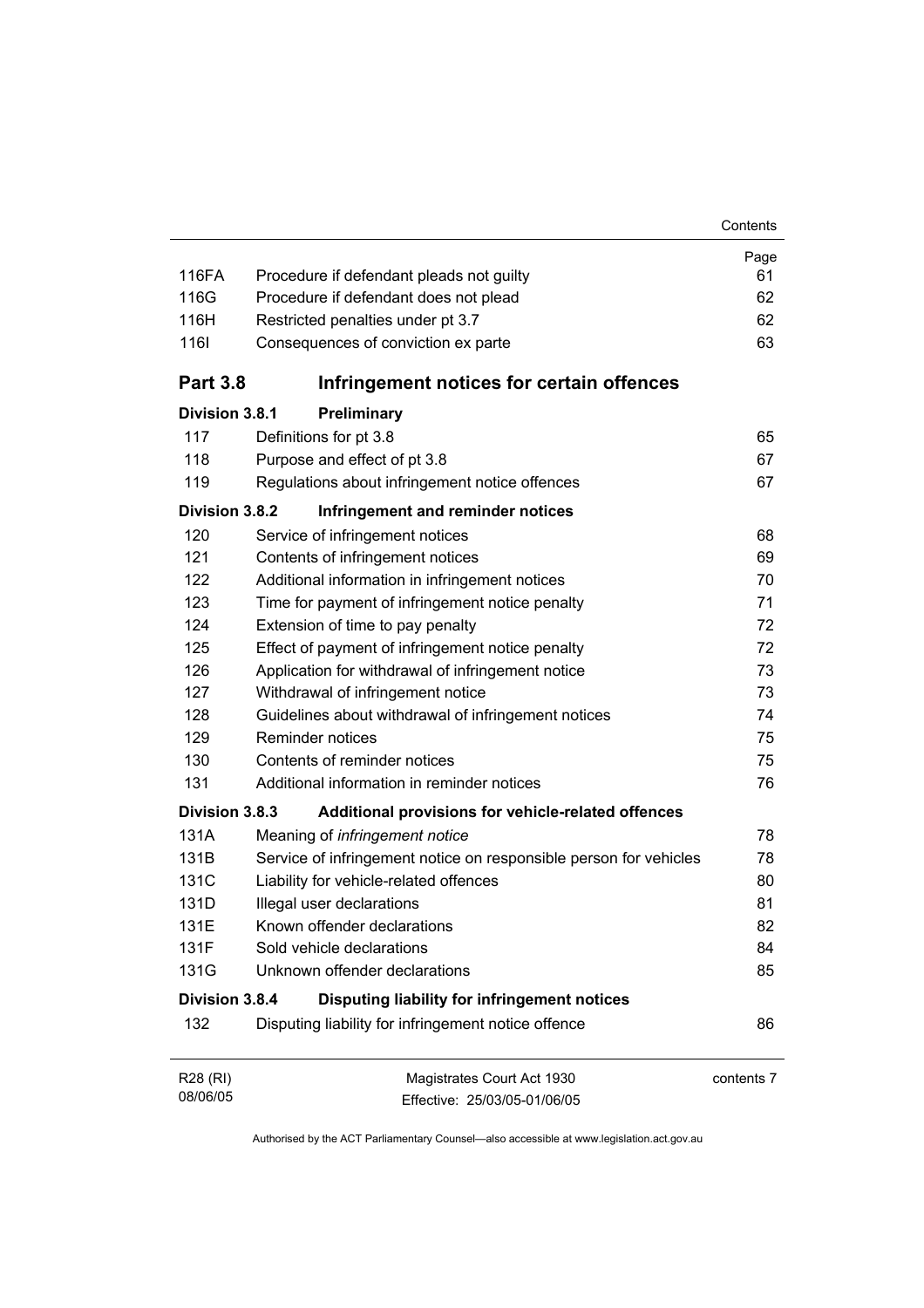| | | Page |
|---|---|---|
| 116FA | Procedure if defendant pleads not guilty | 61 |
| 116G | Procedure if defendant does not plead | 62 |
| 116H | Restricted penalties under pt 3.7 | 62 |
| 116I | Consequences of conviction ex parte | 63 |

## Part 3.8 Infringement notices for certain offences

### Division 3.8.1 Preliminary

| | | |
|---|---|---|
| 117 | Definitions for pt 3.8 | 65 |
| 118 | Purpose and effect of pt 3.8 | 67 |
| 119 | Regulations about infringement notice offences | 67 |

### Division 3.8.2 Infringement and reminder notices

| | | |
|---|---|---|
| 120 | Service of infringement notices | 68 |
| 121 | Contents of infringement notices | 69 |
| 122 | Additional information in infringement notices | 70 |
| 123 | Time for payment of infringement notice penalty | 71 |
| 124 | Extension of time to pay penalty | 72 |
| 125 | Effect of payment of infringement notice penalty | 72 |
| 126 | Application for withdrawal of infringement notice | 73 |
| 127 | Withdrawal of infringement notice | 73 |
| 128 | Guidelines about withdrawal of infringement notices | 74 |
| 129 | Reminder notices | 75 |
| 130 | Contents of reminder notices | 75 |
| 131 | Additional information in reminder notices | 76 |

### Division 3.8.3 Additional provisions for vehicle-related offences

| | | |
|---|---|---|
| 131A | Meaning of *infringement notice* | 78 |
| 131B | Service of infringement notice on responsible person for vehicles | 78 |
| 131C | Liability for vehicle-related offences | 80 |
| 131D | Illegal user declarations | 81 |
| 131E | Known offender declarations | 82 |
| 131F | Sold vehicle declarations | 84 |
| 131G | Unknown offender declarations | 85 |

### Division 3.8.4 Disputing liability for infringement notices

| | | |
|---|---|---|
| 132 | Disputing liability for infringement notice offence | 86 |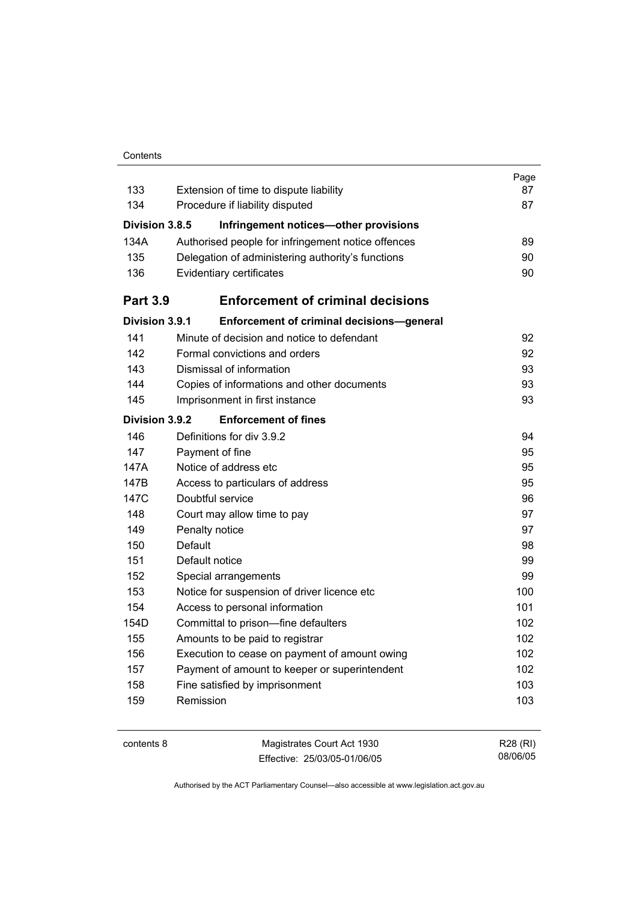| | | Page |
|---|---|---|
| 133 | Extension of time to dispute liability | 87 |
| 134 | Procedure if liability disputed | 87 |
| **Division 3.8.5** | **Infringement notices—other provisions** | |
| 134A | Authorised people for infringement notice offences | 89 |
| 135 | Delegation of administering authority's functions | 90 |
| 136 | Evidentiary certificates | 90 |
| **Part 3.9** | **Enforcement of criminal decisions** | |
| **Division 3.9.1** | **Enforcement of criminal decisions—general** | |
| 141 | Minute of decision and notice to defendant | 92 |
| 142 | Formal convictions and orders | 92 |
| 143 | Dismissal of information | 93 |
| 144 | Copies of informations and other documents | 93 |
| 145 | Imprisonment in first instance | 93 |
| **Division 3.9.2** | **Enforcement of fines** | |
| 146 | Definitions for div 3.9.2 | 94 |
| 147 | Payment of fine | 95 |
| 147A | Notice of address etc | 95 |
| 147B | Access to particulars of address | 95 |
| 147C | Doubtful service | 96 |
| 148 | Court may allow time to pay | 97 |
| 149 | Penalty notice | 97 |
| 150 | Default | 98 |
| 151 | Default notice | 99 |
| 152 | Special arrangements | 99 |
| 153 | Notice for suspension of driver licence etc | 100 |
| 154 | Access to personal information | 101 |
| 154D | Committal to prison—fine defaulters | 102 |
| 155 | Amounts to be paid to registrar | 102 |
| 156 | Execution to cease on payment of amount owing | 102 |
| 157 | Payment of amount to keeper or superintendent | 102 |
| 158 | Fine satisfied by imprisonment | 103 |
| 159 | Remission | 103 |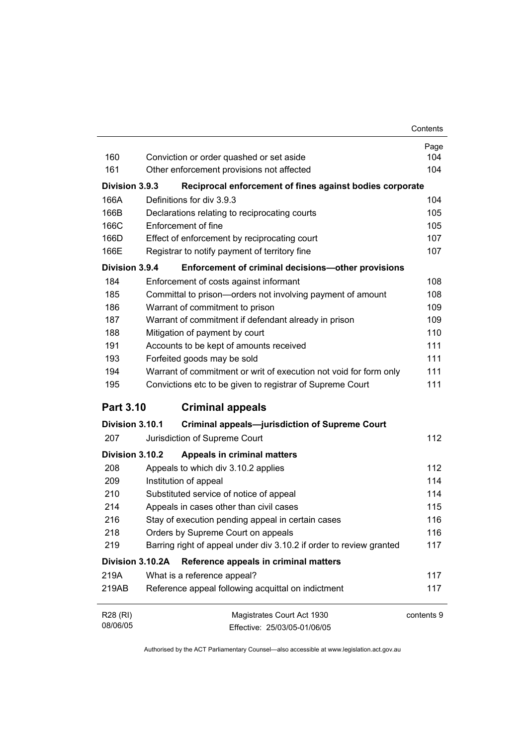| | | Page |
|---|---|---|
| 160 | Conviction or order quashed or set aside | 104 |
| 161 | Other enforcement provisions not affected | 104 |
| **Division 3.9.3** | **Reciprocal enforcement of fines against bodies corporate** | |
| 166A | Definitions for div 3.9.3 | 104 |
| 166B | Declarations relating to reciprocating courts | 105 |
| 166C | Enforcement of fine | 105 |
| 166D | Effect of enforcement by reciprocating court | 107 |
| 166E | Registrar to notify payment of territory fine | 107 |
| **Division 3.9.4** | **Enforcement of criminal decisions—other provisions** | |
| 184 | Enforcement of costs against informant | 108 |
| 185 | Committal to prison—orders not involving payment of amount | 108 |
| 186 | Warrant of commitment to prison | 109 |
| 187 | Warrant of commitment if defendant already in prison | 109 |
| 188 | Mitigation of payment by court | 110 |
| 191 | Accounts to be kept of amounts received | 111 |
| 193 | Forfeited goods may be sold | 111 |
| 194 | Warrant of commitment or writ of execution not void for form only | 111 |
| 195 | Convictions etc to be given to registrar of Supreme Court | 111 |

## Part 3.10 Criminal appeals

| | | |
|---|---|---|
| **Division 3.10.1** | **Criminal appeals—jurisdiction of Supreme Court** | |
| 207 | Jurisdiction of Supreme Court | 112 |
| **Division 3.10.2** | **Appeals in criminal matters** | |
| 208 | Appeals to which div 3.10.2 applies | 112 |
| 209 | Institution of appeal | 114 |
| 210 | Substituted service of notice of appeal | 114 |
| 214 | Appeals in cases other than civil cases | 115 |
| 216 | Stay of execution pending appeal in certain cases | 116 |
| 218 | Orders by Supreme Court on appeals | 116 |
| 219 | Barring right of appeal under div 3.10.2 if order to review granted | 117 |
| **Division 3.10.2A** | **Reference appeals in criminal matters** | |
| 219A | What is a reference appeal? | 117 |
| 219AB | Reference appeal following acquittal on indictment | 117 |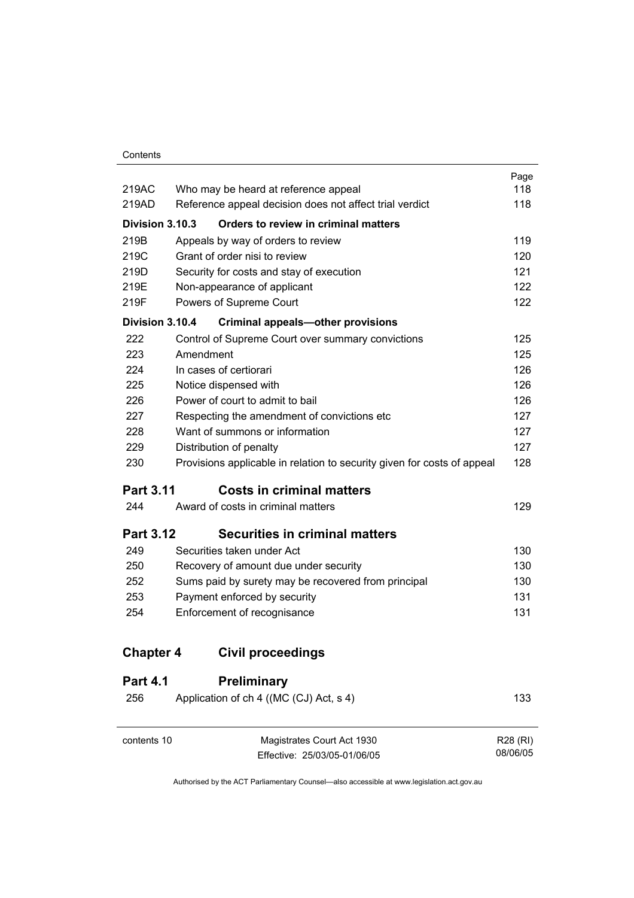| | | Page |
|---|---|---|
| 219AC | Who may be heard at reference appeal | 118 |
| 219AD | Reference appeal decision does not affect trial verdict | 118 |
| **Division 3.10.3** | **Orders to review in criminal matters** | |
| 219B | Appeals by way of orders to review | 119 |
| 219C | Grant of order nisi to review | 120 |
| 219D | Security for costs and stay of execution | 121 |
| 219E | Non-appearance of applicant | 122 |
| 219F | Powers of Supreme Court | 122 |
| **Division 3.10.4** | **Criminal appeals—other provisions** | |
| 222 | Control of Supreme Court over summary convictions | 125 |
| 223 | Amendment | 125 |
| 224 | In cases of certiorari | 126 |
| 225 | Notice dispensed with | 126 |
| 226 | Power of court to admit to bail | 126 |
| 227 | Respecting the amendment of convictions etc | 127 |
| 228 | Want of summons or information | 127 |
| 229 | Distribution of penalty | 127 |
| 230 | Provisions applicable in relation to security given for costs of appeal | 128 |

## Part 3.11 Costs in criminal matters

| | | |
|---|---|---|
| 244 | Award of costs in criminal matters | 129 |

## Part 3.12 Securities in criminal matters

| | | |
|---|---|---|
| 249 | Securities taken under Act | 130 |
| 250 | Recovery of amount due under security | 130 |
| 252 | Sums paid by surety may be recovered from principal | 130 |
| 253 | Payment enforced by security | 131 |
| 254 | Enforcement of recognisance | 131 |

# Chapter 4 Civil proceedings

## Part 4.1 Preliminary

| | | |
|---|---|---|
| 256 | Application of ch 4 ((MC (CJ) Act, s 4) | 133 |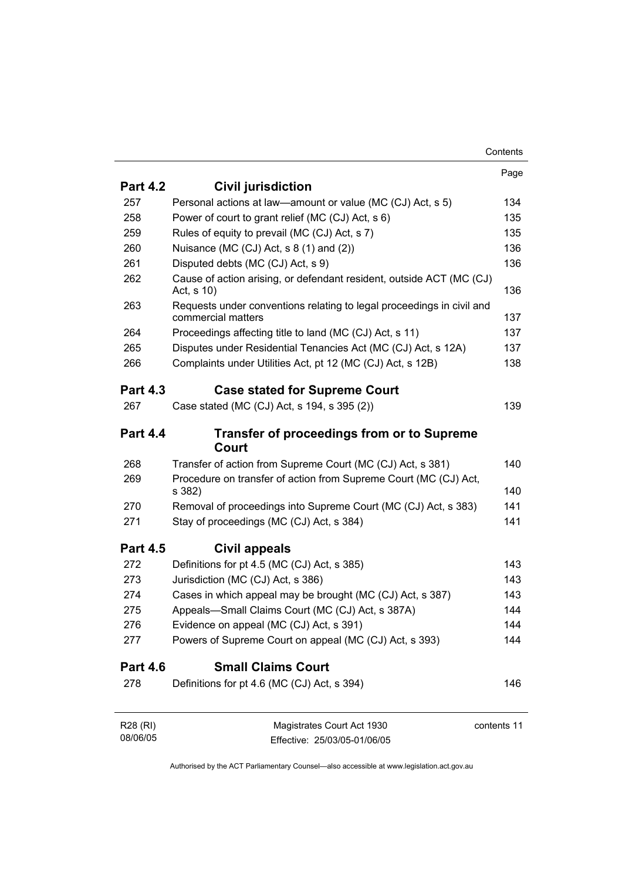| | | Page |
|---|---|---|
| **Part 4.2** | **Civil jurisdiction** | |
| 257 | Personal actions at law—amount or value (MC (CJ) Act, s 5) | 134 |
| 258 | Power of court to grant relief (MC (CJ) Act, s 6) | 135 |
| 259 | Rules of equity to prevail (MC (CJ) Act, s 7) | 135 |
| 260 | Nuisance (MC (CJ) Act, s 8 (1) and (2)) | 136 |
| 261 | Disputed debts (MC (CJ) Act, s 9) | 136 |
| 262 | Cause of action arising, or defendant resident, outside ACT (MC (CJ) Act, s 10) | 136 |
| 263 | Requests under conventions relating to legal proceedings in civil and commercial matters | 137 |
| 264 | Proceedings affecting title to land (MC (CJ) Act, s 11) | 137 |
| 265 | Disputes under Residential Tenancies Act (MC (CJ) Act, s 12A) | 137 |
| 266 | Complaints under Utilities Act, pt 12 (MC (CJ) Act, s 12B) | 138 |
| **Part 4.3** | **Case stated for Supreme Court** | |
| 267 | Case stated (MC (CJ) Act, s 194, s 395 (2)) | 139 |
| **Part 4.4** | **Transfer of proceedings from or to Supreme Court** | |
| 268 | Transfer of action from Supreme Court (MC (CJ) Act, s 381) | 140 |
| 269 | Procedure on transfer of action from Supreme Court (MC (CJ) Act, s 382) | 140 |
| 270 | Removal of proceedings into Supreme Court (MC (CJ) Act, s 383) | 141 |
| 271 | Stay of proceedings (MC (CJ) Act, s 384) | 141 |
| **Part 4.5** | **Civil appeals** | |
| 272 | Definitions for pt 4.5 (MC (CJ) Act, s 385) | 143 |
| 273 | Jurisdiction (MC (CJ) Act, s 386) | 143 |
| 274 | Cases in which appeal may be brought (MC (CJ) Act, s 387) | 143 |
| 275 | Appeals—Small Claims Court (MC (CJ) Act, s 387A) | 144 |
| 276 | Evidence on appeal (MC (CJ) Act, s 391) | 144 |
| 277 | Powers of Supreme Court on appeal (MC (CJ) Act, s 393) | 144 |
| **Part 4.6** | **Small Claims Court** | |
| 278 | Definitions for pt 4.6 (MC (CJ) Act, s 394) | 146 |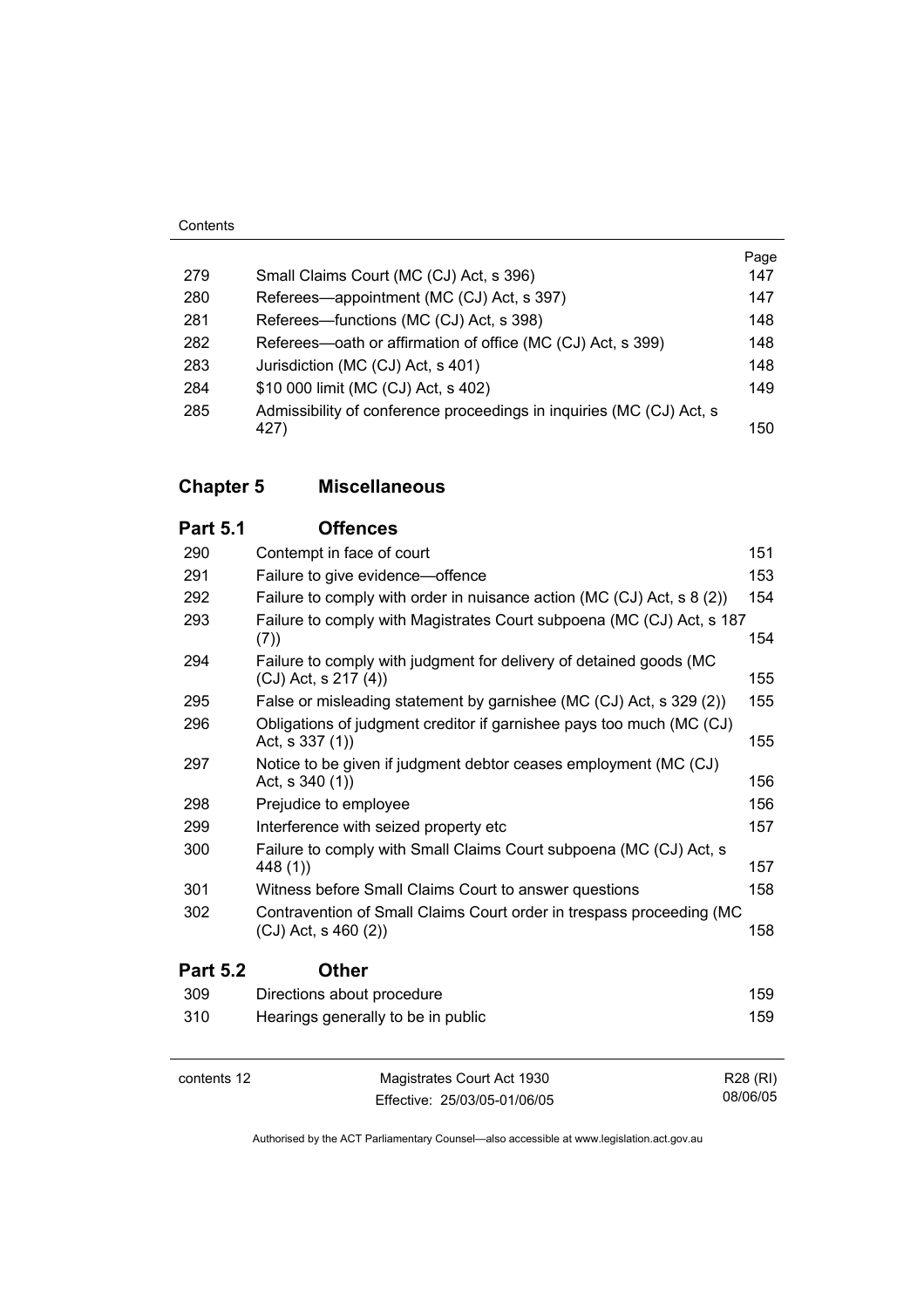| | | Page |
|---|---|---|
| 279 | Small Claims Court (MC (CJ) Act, s 396) | 147 |
| 280 | Referees—appointment (MC (CJ) Act, s 397) | 147 |
| 281 | Referees—functions (MC (CJ) Act, s 398) | 148 |
| 282 | Referees—oath or affirmation of office (MC (CJ) Act, s 399) | 148 |
| 283 | Jurisdiction (MC (CJ) Act, s 401) | 148 |
| 284 | $10 000 limit (MC (CJ) Act, s 402) | 149 |
| 285 | Admissibility of conference proceedings in inquiries (MC (CJ) Act, s 427) | 150 |

## Chapter 5 Miscellaneous

### Part 5.1 Offences

| | | |
|---|---|---|
| 290 | Contempt in face of court | 151 |
| 291 | Failure to give evidence—offence | 153 |
| 292 | Failure to comply with order in nuisance action (MC (CJ) Act, s 8 (2)) | 154 |
| 293 | Failure to comply with Magistrates Court subpoena (MC (CJ) Act, s 187 (7)) | 154 |
| 294 | Failure to comply with judgment for delivery of detained goods (MC (CJ) Act, s 217 (4)) | 155 |
| 295 | False or misleading statement by garnishee (MC (CJ) Act, s 329 (2)) | 155 |
| 296 | Obligations of judgment creditor if garnishee pays too much (MC (CJ) Act, s 337 (1)) | 155 |
| 297 | Notice to be given if judgment debtor ceases employment (MC (CJ) Act, s 340 (1)) | 156 |
| 298 | Prejudice to employee | 156 |
| 299 | Interference with seized property etc | 157 |
| 300 | Failure to comply with Small Claims Court subpoena (MC (CJ) Act, s 448 (1)) | 157 |
| 301 | Witness before Small Claims Court to answer questions | 158 |
| 302 | Contravention of Small Claims Court order in trespass proceeding (MC (CJ) Act, s 460 (2)) | 158 |

### Part 5.2 Other

| | | |
|---|---|---|
| 309 | Directions about procedure | 159 |
| 310 | Hearings generally to be in public | 159 |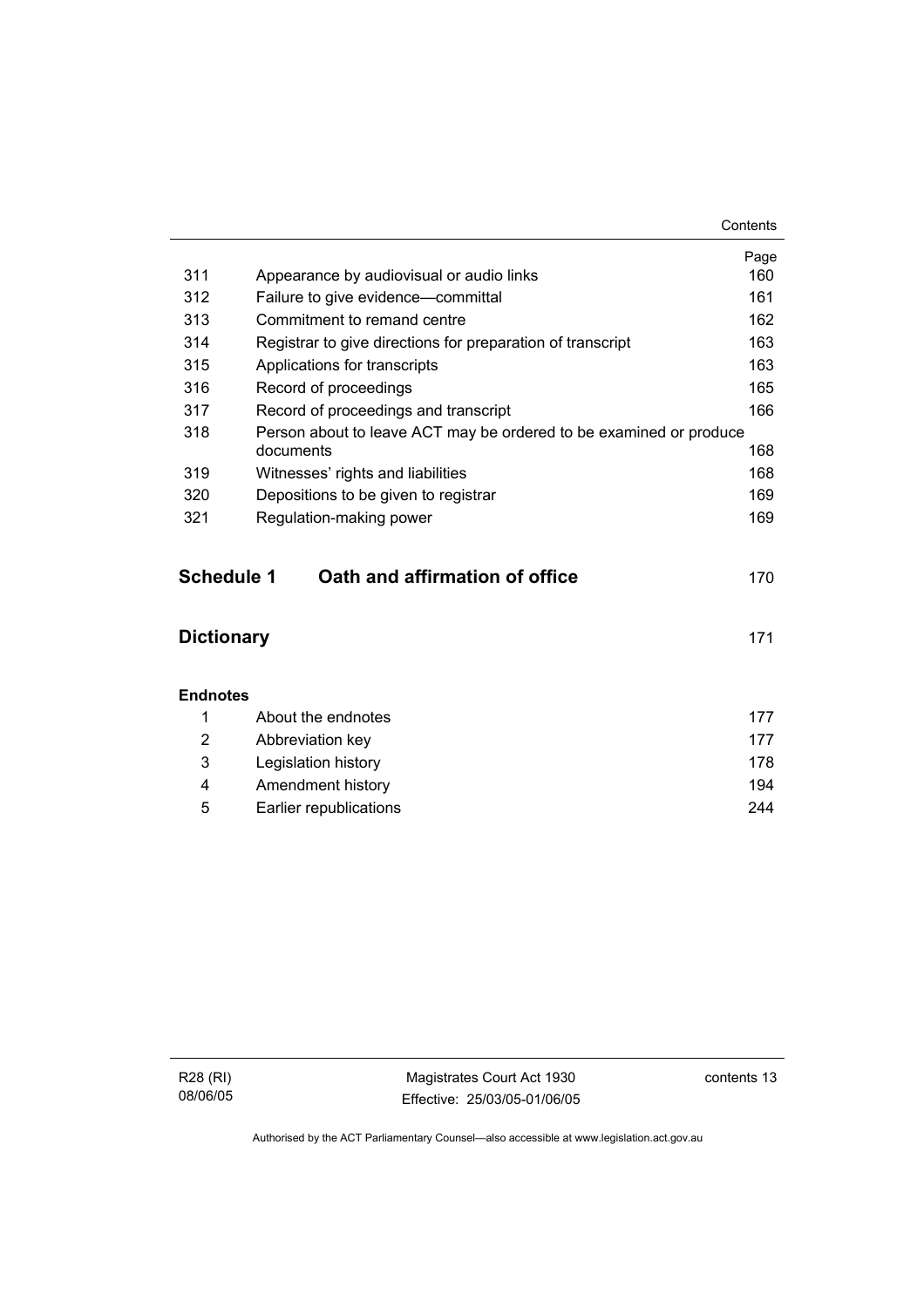| | | Page |
|---|---|---|
| 311 | Appearance by audiovisual or audio links | 160 |
| 312 | Failure to give evidence—committal | 161 |
| 313 | Commitment to remand centre | 162 |
| 314 | Registrar to give directions for preparation of transcript | 163 |
| 315 | Applications for transcripts | 163 |
| 316 | Record of proceedings | 165 |
| 317 | Record of proceedings and transcript | 166 |
| 318 | Person about to leave ACT may be ordered to be examined or produce documents | 168 |
| 319 | Witnesses' rights and liabilities | 168 |
| 320 | Depositions to be given to registrar | 169 |
| 321 | Regulation-making power | 169 |

## Schedule 1 Oath and affirmation of office 170

## Dictionary 171

**Endnotes**

| | | |
|---|---|---|
| 1 | About the endnotes | 177 |
| 2 | Abbreviation key | 177 |
| 3 | Legislation history | 178 |
| 4 | Amendment history | 194 |
| 5 | Earlier republications | 244 |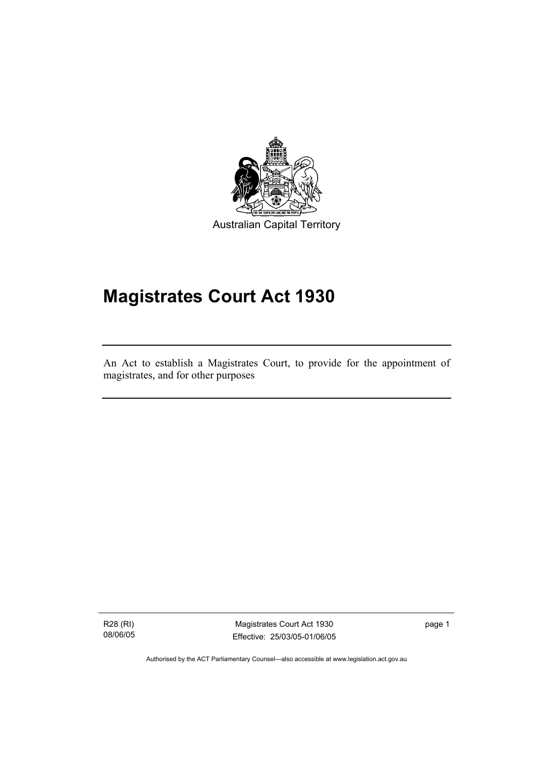Australian Capital Territory

# Magistrates Court Act 1930

An Act to establish a Magistrates Court, to provide for the appointment of magistrates, and for other purposes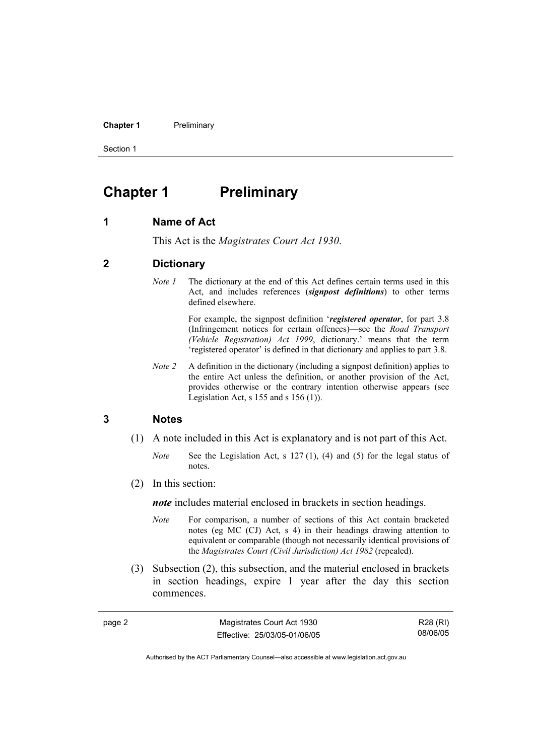# Chapter 1 Preliminary

## 1 Name of Act

This Act is the *Magistrates Court Act 1930*.

## 2 Dictionary

*Note 1* The dictionary at the end of this Act defines certain terms used in this Act, and includes references (***signpost definitions***) to other terms defined elsewhere.

For example, the signpost definition '***registered operator***, for part 3.8 (Infringement notices for certain offences)—see the *Road Transport (Vehicle Registration) Act 1999*, dictionary.' means that the term 'registered operator' is defined in that dictionary and applies to part 3.8.

*Note 2* A definition in the dictionary (including a signpost definition) applies to the entire Act unless the definition, or another provision of the Act, provides otherwise or the contrary intention otherwise appears (see Legislation Act, s 155 and s 156 (1)).

## 3 Notes

(1) A note included in this Act is explanatory and is not part of this Act.

*Note* See the Legislation Act, s 127 (1), (4) and (5) for the legal status of notes.

(2) In this section:

***note*** includes material enclosed in brackets in section headings.

*Note* For comparison, a number of sections of this Act contain bracketed notes (eg MC (CJ) Act, s 4) in their headings drawing attention to equivalent or comparable (though not necessarily identical provisions of the *Magistrates Court (Civil Jurisdiction) Act 1982* (repealed).

(3) Subsection (2), this subsection, and the material enclosed in brackets in section headings, expire 1 year after the day this section commences.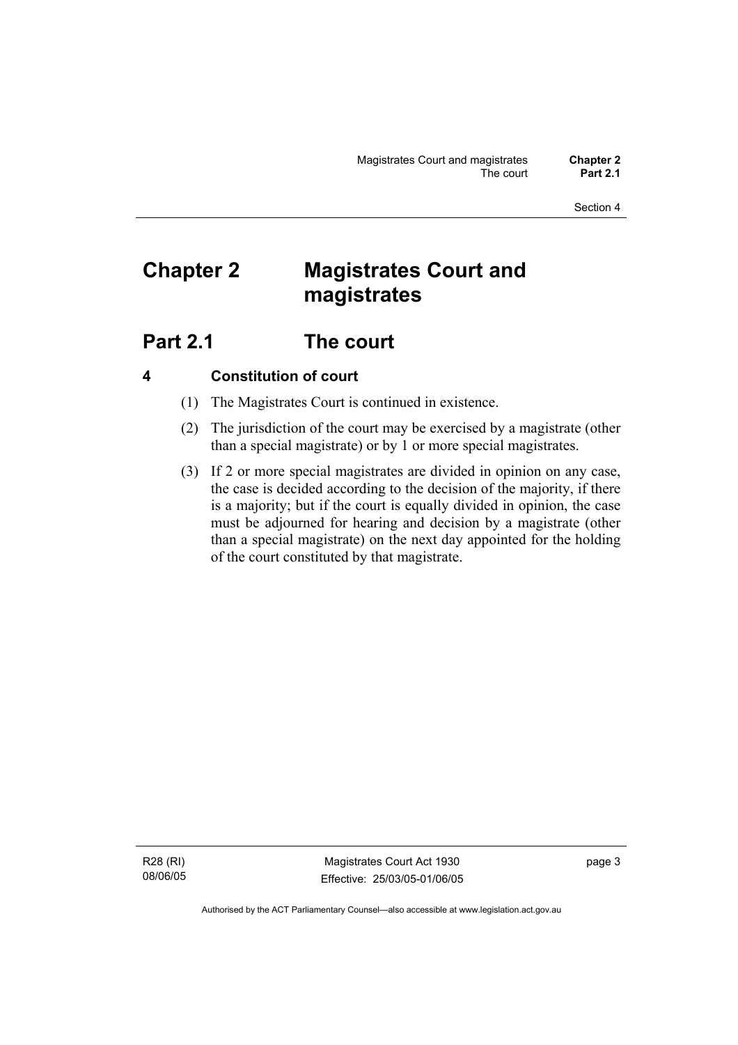# Chapter 2 Magistrates Court and magistrates

## Part 2.1 The court

### 4 Constitution of court

(1) The Magistrates Court is continued in existence.

(2) The jurisdiction of the court may be exercised by a magistrate (other than a special magistrate) or by 1 or more special magistrates.

(3) If 2 or more special magistrates are divided in opinion on any case, the case is decided according to the decision of the majority, if there is a majority; but if the court is equally divided in opinion, the case must be adjourned for hearing and decision by a magistrate (other than a special magistrate) on the next day appointed for the holding of the court constituted by that magistrate.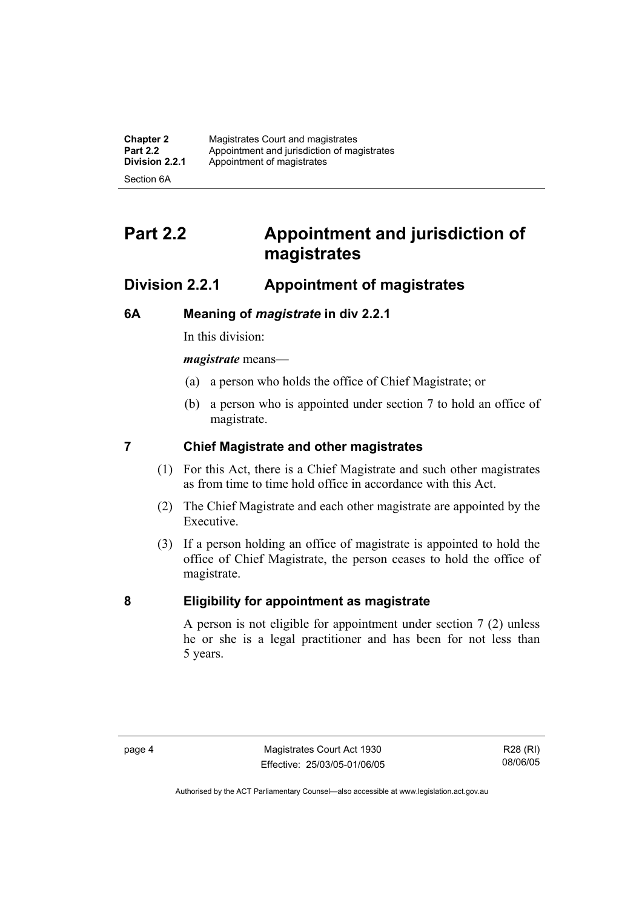# Part 2.2 Appointment and jurisdiction of magistrates

## Division 2.2.1 Appointment of magistrates

### 6A Meaning of *magistrate* in div 2.2.1

In this division:

***magistrate*** means—

(a) a person who holds the office of Chief Magistrate; or

(b) a person who is appointed under section 7 to hold an office of magistrate.

### 7 Chief Magistrate and other magistrates

(1) For this Act, there is a Chief Magistrate and such other magistrates as from time to time hold office in accordance with this Act.

(2) The Chief Magistrate and each other magistrate are appointed by the Executive.

(3) If a person holding an office of magistrate is appointed to hold the office of Chief Magistrate, the person ceases to hold the office of magistrate.

### 8 Eligibility for appointment as magistrate

A person is not eligible for appointment under section 7 (2) unless he or she is a legal practitioner and has been for not less than 5 years.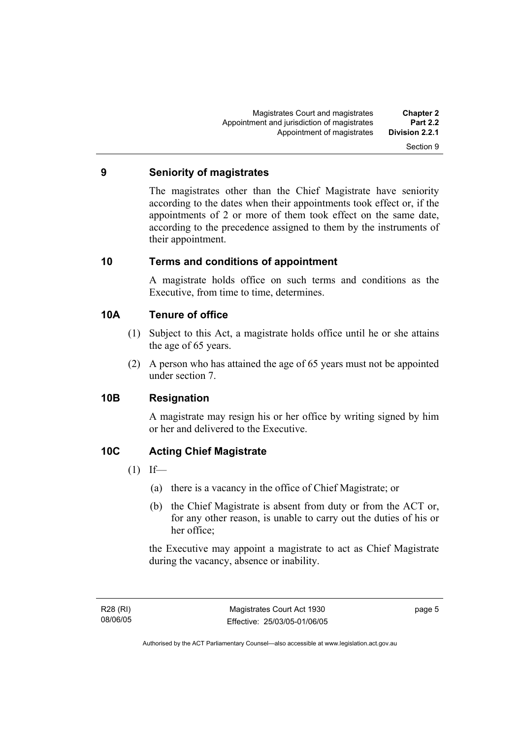## 9 Seniority of magistrates

The magistrates other than the Chief Magistrate have seniority according to the dates when their appointments took effect or, if the appointments of 2 or more of them took effect on the same date, according to the precedence assigned to them by the instruments of their appointment.

## 10 Terms and conditions of appointment

A magistrate holds office on such terms and conditions as the Executive, from time to time, determines.

## 10A Tenure of office

(1) Subject to this Act, a magistrate holds office until he or she attains the age of 65 years.

(2) A person who has attained the age of 65 years must not be appointed under section 7.

## 10B Resignation

A magistrate may resign his or her office by writing signed by him or her and delivered to the Executive.

## 10C Acting Chief Magistrate

(1) If—

(a) there is a vacancy in the office of Chief Magistrate; or

(b) the Chief Magistrate is absent from duty or from the ACT or, for any other reason, is unable to carry out the duties of his or her office;

the Executive may appoint a magistrate to act as Chief Magistrate during the vacancy, absence or inability.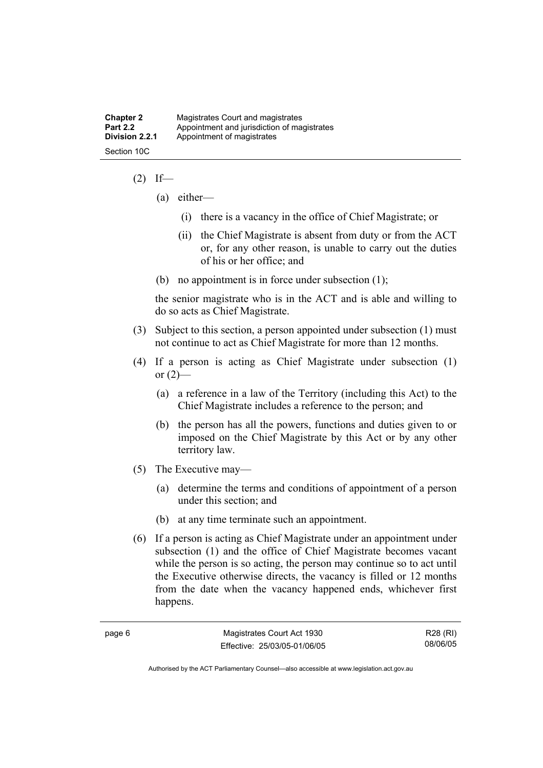(2) If—

(a) either—

(i) there is a vacancy in the office of Chief Magistrate; or

(ii) the Chief Magistrate is absent from duty or from the ACT or, for any other reason, is unable to carry out the duties of his or her office; and

(b) no appointment is in force under subsection (1);

the senior magistrate who is in the ACT and is able and willing to do so acts as Chief Magistrate.

(3) Subject to this section, a person appointed under subsection (1) must not continue to act as Chief Magistrate for more than 12 months.

(4) If a person is acting as Chief Magistrate under subsection (1) or (2)—

(a) a reference in a law of the Territory (including this Act) to the Chief Magistrate includes a reference to the person; and

(b) the person has all the powers, functions and duties given to or imposed on the Chief Magistrate by this Act or by any other territory law.

(5) The Executive may—

(a) determine the terms and conditions of appointment of a person under this section; and

(b) at any time terminate such an appointment.

(6) If a person is acting as Chief Magistrate under an appointment under subsection (1) and the office of Chief Magistrate becomes vacant while the person is so acting, the person may continue so to act until the Executive otherwise directs, the vacancy is filled or 12 months from the date when the vacancy happened ends, whichever first happens.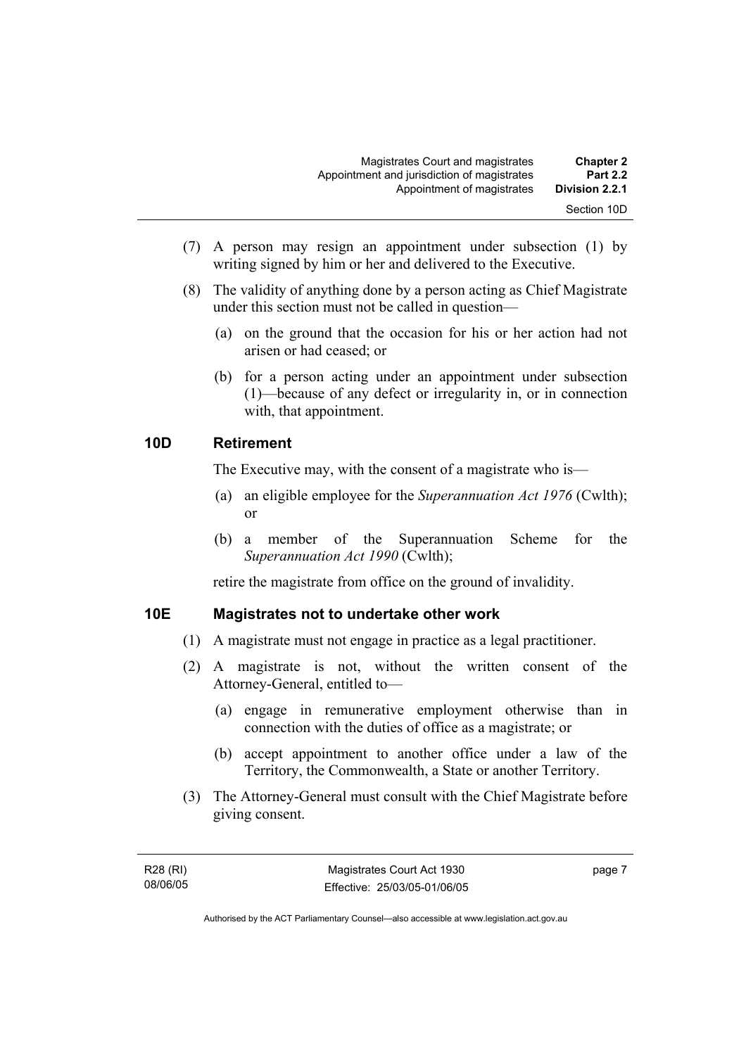(7) A person may resign an appointment under subsection (1) by writing signed by him or her and delivered to the Executive.

(8) The validity of anything done by a person acting as Chief Magistrate under this section must not be called in question—

(a) on the ground that the occasion for his or her action had not arisen or had ceased; or

(b) for a person acting under an appointment under subsection (1)—because of any defect or irregularity in, or in connection with, that appointment.

## 10D Retirement

The Executive may, with the consent of a magistrate who is—

(a) an eligible employee for the *Superannuation Act 1976* (Cwlth); or

(b) a member of the Superannuation Scheme for the *Superannuation Act 1990* (Cwlth);

retire the magistrate from office on the ground of invalidity.

## 10E Magistrates not to undertake other work

(1) A magistrate must not engage in practice as a legal practitioner.

(2) A magistrate is not, without the written consent of the Attorney-General, entitled to—

(a) engage in remunerative employment otherwise than in connection with the duties of office as a magistrate; or

(b) accept appointment to another office under a law of the Territory, the Commonwealth, a State or another Territory.

(3) The Attorney-General must consult with the Chief Magistrate before giving consent.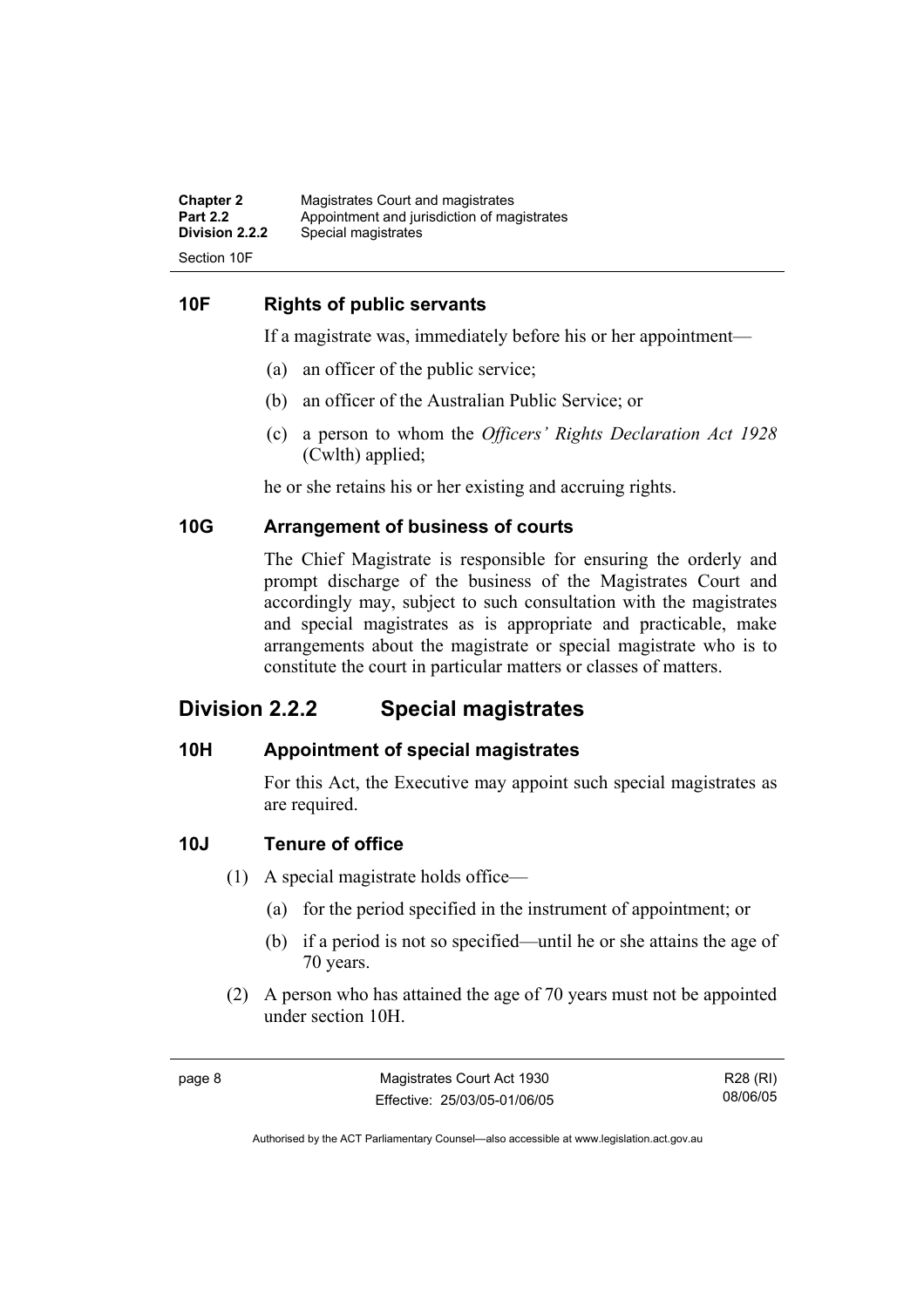### 10F Rights of public servants

If a magistrate was, immediately before his or her appointment—

(a) an officer of the public service;

(b) an officer of the Australian Public Service; or

(c) a person to whom the *Officers' Rights Declaration Act 1928* (Cwlth) applied;

he or she retains his or her existing and accruing rights.

### 10G Arrangement of business of courts

The Chief Magistrate is responsible for ensuring the orderly and prompt discharge of the business of the Magistrates Court and accordingly may, subject to such consultation with the magistrates and special magistrates as is appropriate and practicable, make arrangements about the magistrate or special magistrate who is to constitute the court in particular matters or classes of matters.

## Division 2.2.2 Special magistrates

### 10H Appointment of special magistrates

For this Act, the Executive may appoint such special magistrates as are required.

### 10J Tenure of office

(1) A special magistrate holds office—

(a) for the period specified in the instrument of appointment; or

(b) if a period is not so specified—until he or she attains the age of 70 years.

(2) A person who has attained the age of 70 years must not be appointed under section 10H.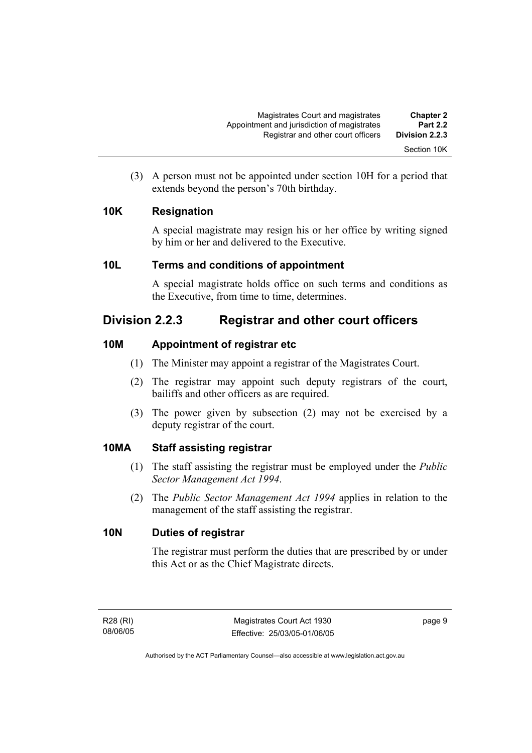(3) A person must not be appointed under section 10H for a period that extends beyond the person's 70th birthday.

### 10K Resignation

A special magistrate may resign his or her office by writing signed by him or her and delivered to the Executive.

### 10L Terms and conditions of appointment

A special magistrate holds office on such terms and conditions as the Executive, from time to time, determines.

## Division 2.2.3 Registrar and other court officers

### 10M Appointment of registrar etc

(1) The Minister may appoint a registrar of the Magistrates Court.

(2) The registrar may appoint such deputy registrars of the court, bailiffs and other officers as are required.

(3) The power given by subsection (2) may not be exercised by a deputy registrar of the court.

### 10MA Staff assisting registrar

(1) The staff assisting the registrar must be employed under the *Public Sector Management Act 1994*.

(2) The *Public Sector Management Act 1994* applies in relation to the management of the staff assisting the registrar.

### 10N Duties of registrar

The registrar must perform the duties that are prescribed by or under this Act or as the Chief Magistrate directs.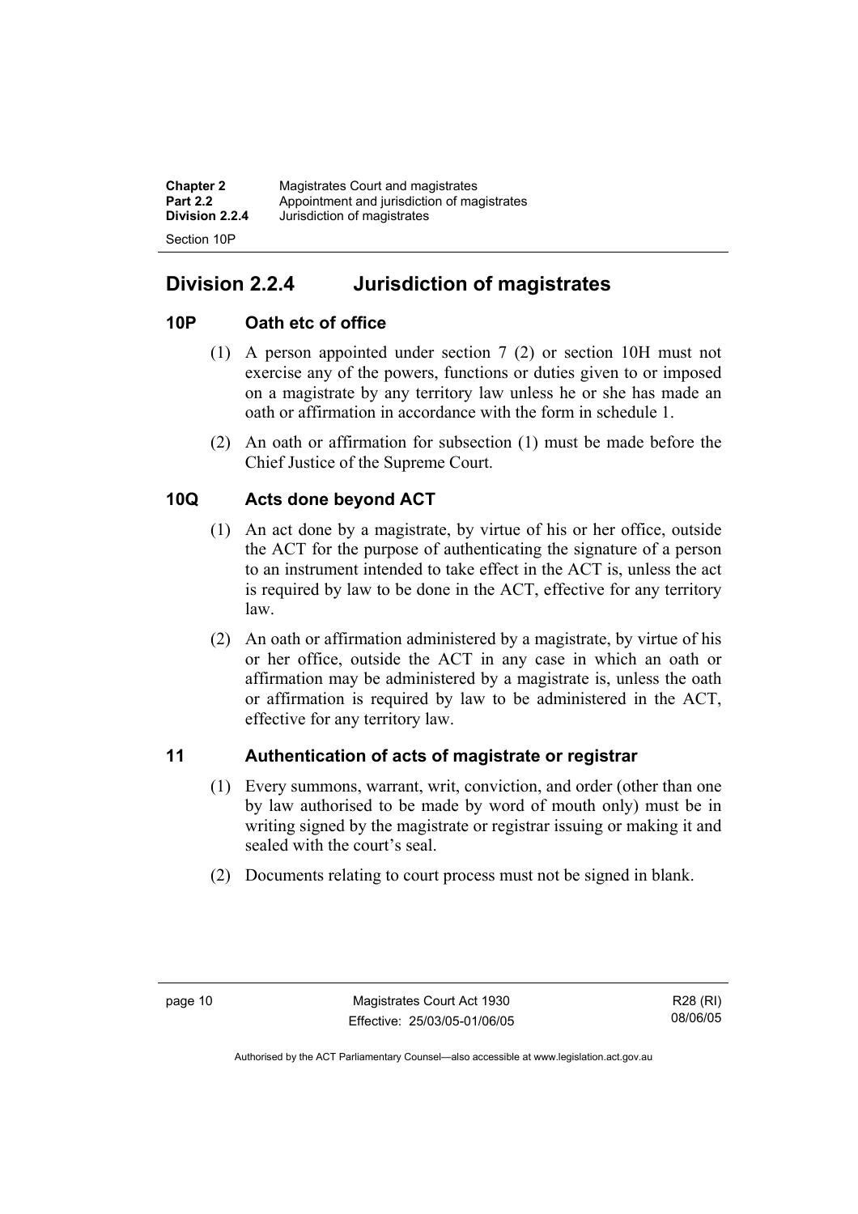## Division 2.2.4 Jurisdiction of magistrates

### 10P Oath etc of office

(1) A person appointed under section 7 (2) or section 10H must not exercise any of the powers, functions or duties given to or imposed on a magistrate by any territory law unless he or she has made an oath or affirmation in accordance with the form in schedule 1.

(2) An oath or affirmation for subsection (1) must be made before the Chief Justice of the Supreme Court.

### 10Q Acts done beyond ACT

(1) An act done by a magistrate, by virtue of his or her office, outside the ACT for the purpose of authenticating the signature of a person to an instrument intended to take effect in the ACT is, unless the act is required by law to be done in the ACT, effective for any territory law.

(2) An oath or affirmation administered by a magistrate, by virtue of his or her office, outside the ACT in any case in which an oath or affirmation may be administered by a magistrate is, unless the oath or affirmation is required by law to be administered in the ACT, effective for any territory law.

### 11 Authentication of acts of magistrate or registrar

(1) Every summons, warrant, writ, conviction, and order (other than one by law authorised to be made by word of mouth only) must be in writing signed by the magistrate or registrar issuing or making it and sealed with the court's seal.

(2) Documents relating to court process must not be signed in blank.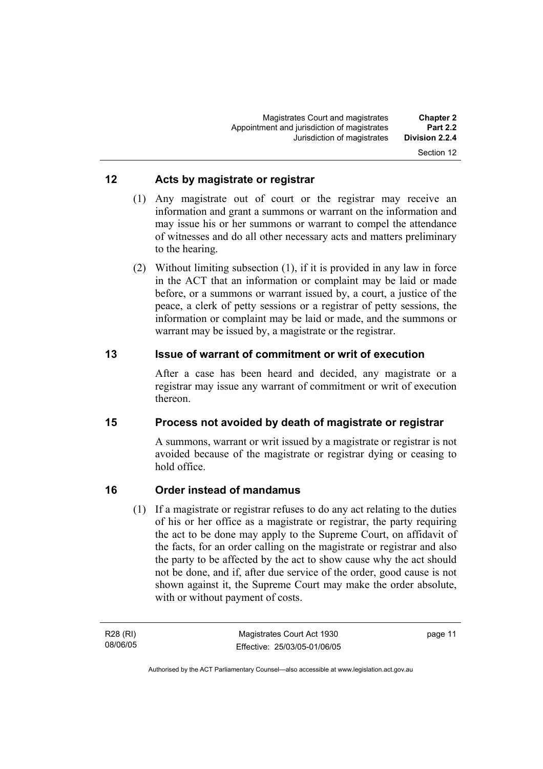## 12 Acts by magistrate or registrar

(1) Any magistrate out of court or the registrar may receive an information and grant a summons or warrant on the information and may issue his or her summons or warrant to compel the attendance of witnesses and do all other necessary acts and matters preliminary to the hearing.

(2) Without limiting subsection (1), if it is provided in any law in force in the ACT that an information or complaint may be laid or made before, or a summons or warrant issued by, a court, a justice of the peace, a clerk of petty sessions or a registrar of petty sessions, the information or complaint may be laid or made, and the summons or warrant may be issued by, a magistrate or the registrar.

## 13 Issue of warrant of commitment or writ of execution

After a case has been heard and decided, any magistrate or a registrar may issue any warrant of commitment or writ of execution thereon.

## 15 Process not avoided by death of magistrate or registrar

A summons, warrant or writ issued by a magistrate or registrar is not avoided because of the magistrate or registrar dying or ceasing to hold office.

## 16 Order instead of mandamus

(1) If a magistrate or registrar refuses to do any act relating to the duties of his or her office as a magistrate or registrar, the party requiring the act to be done may apply to the Supreme Court, on affidavit of the facts, for an order calling on the magistrate or registrar and also the party to be affected by the act to show cause why the act should not be done, and if, after due service of the order, good cause is not shown against it, the Supreme Court may make the order absolute, with or without payment of costs.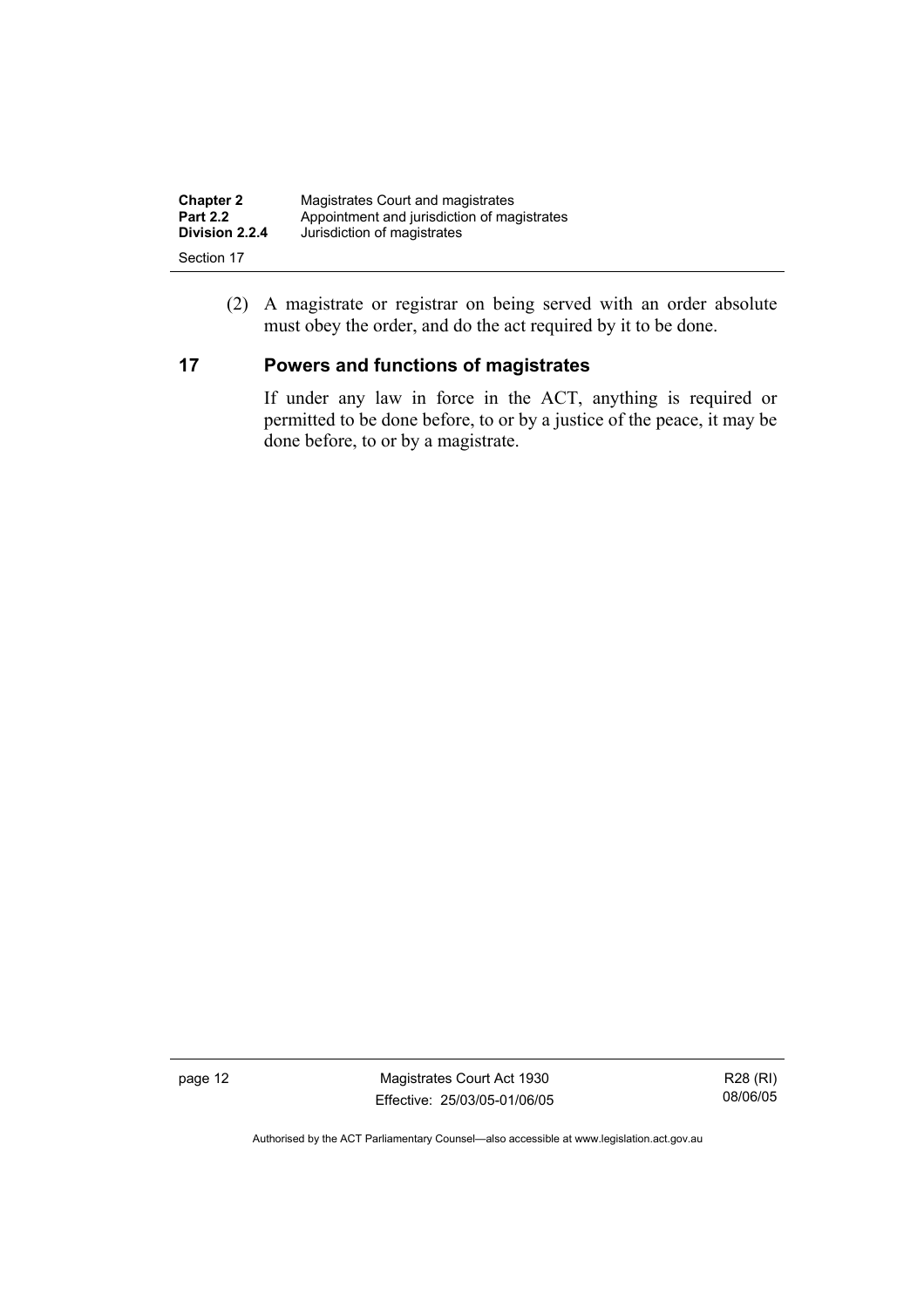(2) A magistrate or registrar on being served with an order absolute must obey the order, and do the act required by it to be done.

## 17 Powers and functions of magistrates

If under any law in force in the ACT, anything is required or permitted to be done before, to or by a justice of the peace, it may be done before, to or by a magistrate.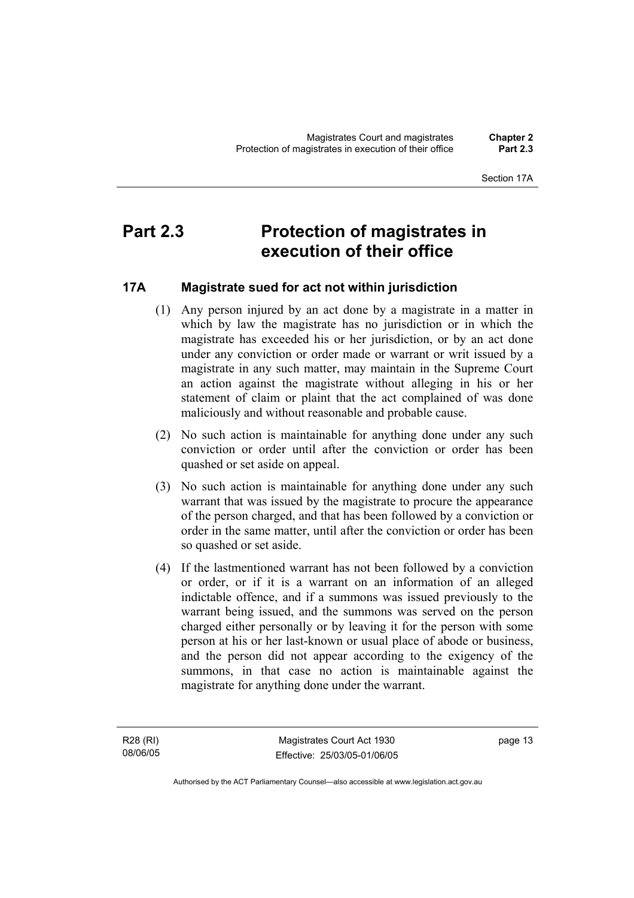# Part 2.3 Protection of magistrates in execution of their office

## 17A Magistrate sued for act not within jurisdiction

(1) Any person injured by an act done by a magistrate in a matter in which by law the magistrate has no jurisdiction or in which the magistrate has exceeded his or her jurisdiction, or by an act done under any conviction or order made or warrant or writ issued by a magistrate in any such matter, may maintain in the Supreme Court an action against the magistrate without alleging in his or her statement of claim or plaint that the act complained of was done maliciously and without reasonable and probable cause.

(2) No such action is maintainable for anything done under any such conviction or order until after the conviction or order has been quashed or set aside on appeal.

(3) No such action is maintainable for anything done under any such warrant that was issued by the magistrate to procure the appearance of the person charged, and that has been followed by a conviction or order in the same matter, until after the conviction or order has been so quashed or set aside.

(4) If the lastmentioned warrant has not been followed by a conviction or order, or if it is a warrant on an information of an alleged indictable offence, and if a summons was issued previously to the warrant being issued, and the summons was served on the person charged either personally or by leaving it for the person with some person at his or her last-known or usual place of abode or business, and the person did not appear according to the exigency of the summons, in that case no action is maintainable against the magistrate for anything done under the warrant.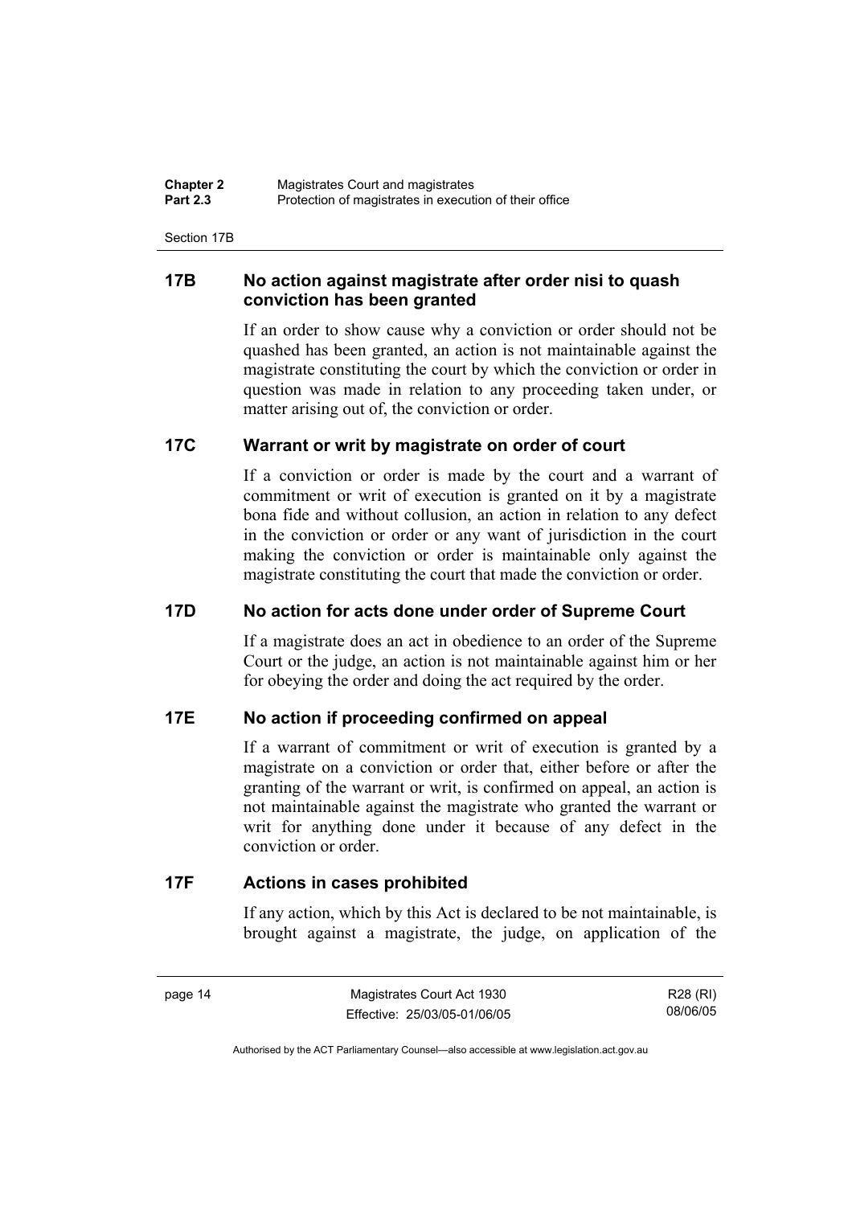### 17B No action against magistrate after order nisi to quash conviction has been granted

If an order to show cause why a conviction or order should not be quashed has been granted, an action is not maintainable against the magistrate constituting the court by which the conviction or order in question was made in relation to any proceeding taken under, or matter arising out of, the conviction or order.

### 17C Warrant or writ by magistrate on order of court

If a conviction or order is made by the court and a warrant of commitment or writ of execution is granted on it by a magistrate bona fide and without collusion, an action in relation to any defect in the conviction or order or any want of jurisdiction in the court making the conviction or order is maintainable only against the magistrate constituting the court that made the conviction or order.

### 17D No action for acts done under order of Supreme Court

If a magistrate does an act in obedience to an order of the Supreme Court or the judge, an action is not maintainable against him or her for obeying the order and doing the act required by the order.

### 17E No action if proceeding confirmed on appeal

If a warrant of commitment or writ of execution is granted by a magistrate on a conviction or order that, either before or after the granting of the warrant or writ, is confirmed on appeal, an action is not maintainable against the magistrate who granted the warrant or writ for anything done under it because of any defect in the conviction or order.

### 17F Actions in cases prohibited

If any action, which by this Act is declared to be not maintainable, is brought against a magistrate, the judge, on application of the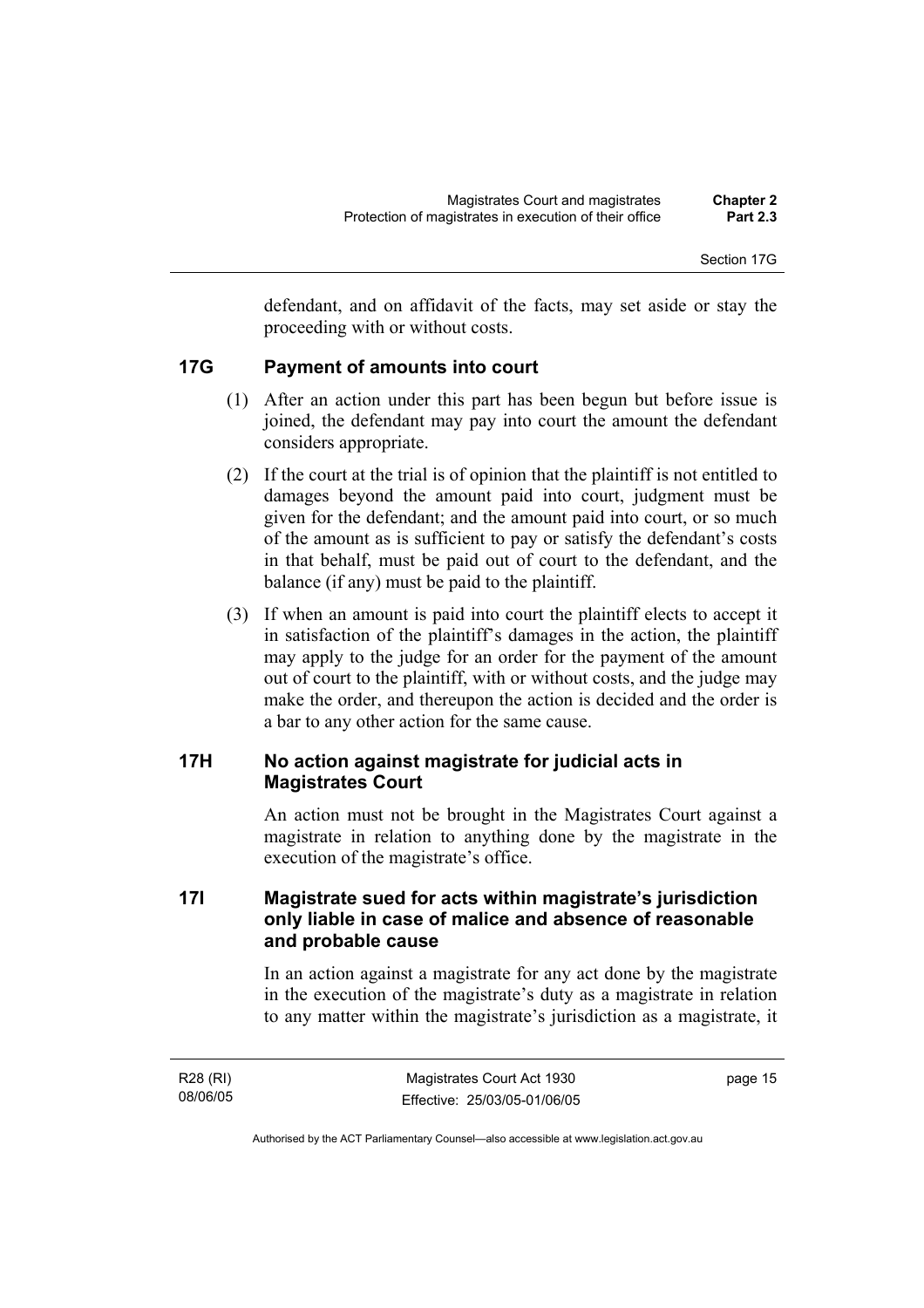defendant, and on affidavit of the facts, may set aside or stay the proceeding with or without costs.

## 17G Payment of amounts into court

(1) After an action under this part has been begun but before issue is joined, the defendant may pay into court the amount the defendant considers appropriate.

(2) If the court at the trial is of opinion that the plaintiff is not entitled to damages beyond the amount paid into court, judgment must be given for the defendant; and the amount paid into court, or so much of the amount as is sufficient to pay or satisfy the defendant's costs in that behalf, must be paid out of court to the defendant, and the balance (if any) must be paid to the plaintiff.

(3) If when an amount is paid into court the plaintiff elects to accept it in satisfaction of the plaintiff's damages in the action, the plaintiff may apply to the judge for an order for the payment of the amount out of court to the plaintiff, with or without costs, and the judge may make the order, and thereupon the action is decided and the order is a bar to any other action for the same cause.

## 17H No action against magistrate for judicial acts in Magistrates Court

An action must not be brought in the Magistrates Court against a magistrate in relation to anything done by the magistrate in the execution of the magistrate's office.

## 17I Magistrate sued for acts within magistrate's jurisdiction only liable in case of malice and absence of reasonable and probable cause

In an action against a magistrate for any act done by the magistrate in the execution of the magistrate's duty as a magistrate in relation to any matter within the magistrate's jurisdiction as a magistrate, it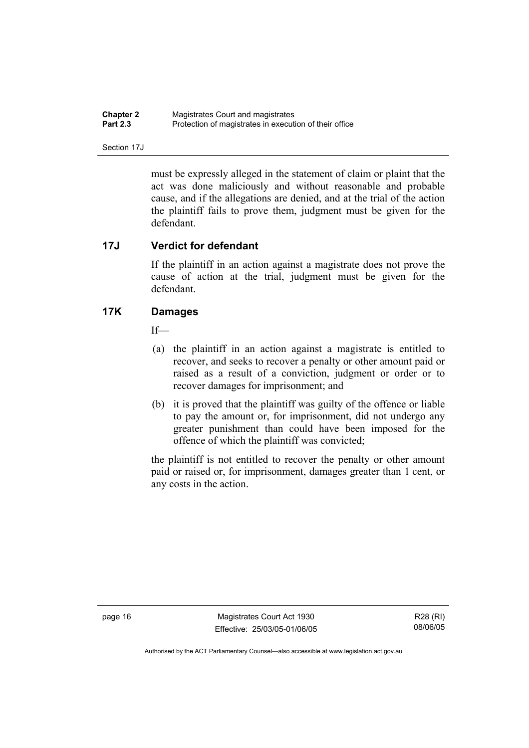must be expressly alleged in the statement of claim or plaint that the act was done maliciously and without reasonable and probable cause, and if the allegations are denied, and at the trial of the action the plaintiff fails to prove them, judgment must be given for the defendant.

## 17J Verdict for defendant

If the plaintiff in an action against a magistrate does not prove the cause of action at the trial, judgment must be given for the defendant.

## 17K Damages

If—

(a) the plaintiff in an action against a magistrate is entitled to recover, and seeks to recover a penalty or other amount paid or raised as a result of a conviction, judgment or order or to recover damages for imprisonment; and

(b) it is proved that the plaintiff was guilty of the offence or liable to pay the amount or, for imprisonment, did not undergo any greater punishment than could have been imposed for the offence of which the plaintiff was convicted;

the plaintiff is not entitled to recover the penalty or other amount paid or raised or, for imprisonment, damages greater than 1 cent, or any costs in the action.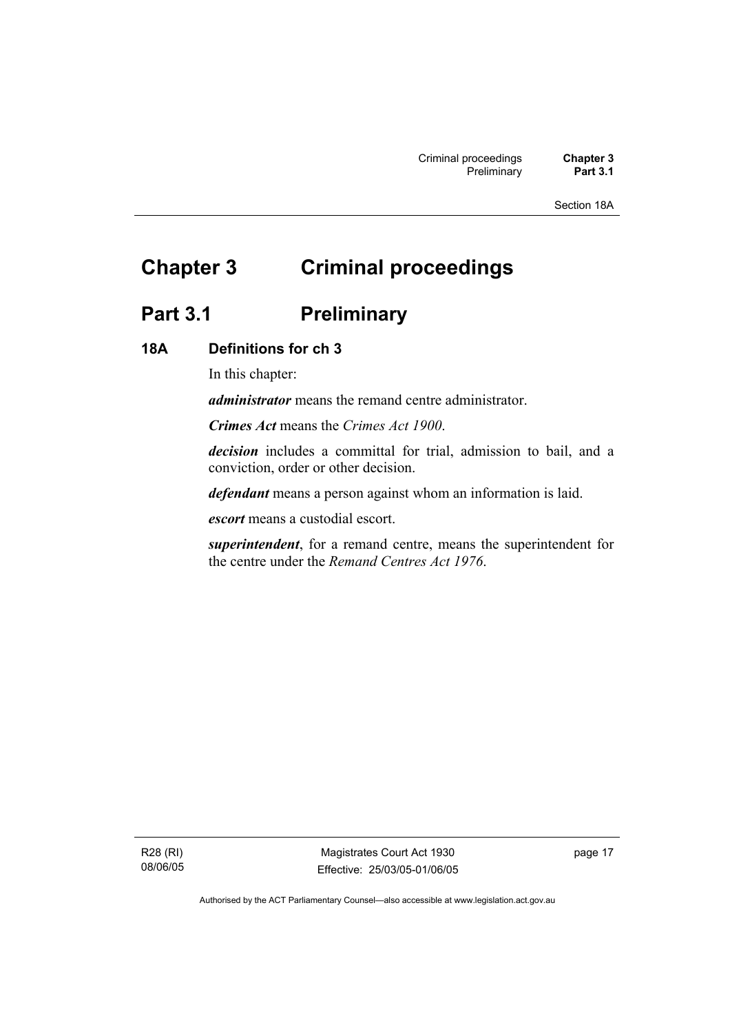# Chapter 3 Criminal proceedings

## Part 3.1 Preliminary

### 18A Definitions for ch 3

In this chapter:

***administrator*** means the remand centre administrator.

***Crimes Act*** means the *Crimes Act 1900*.

***decision*** includes a committal for trial, admission to bail, and a conviction, order or other decision.

***defendant*** means a person against whom an information is laid.

***escort*** means a custodial escort.

***superintendent***, for a remand centre, means the superintendent for the centre under the *Remand Centres Act 1976*.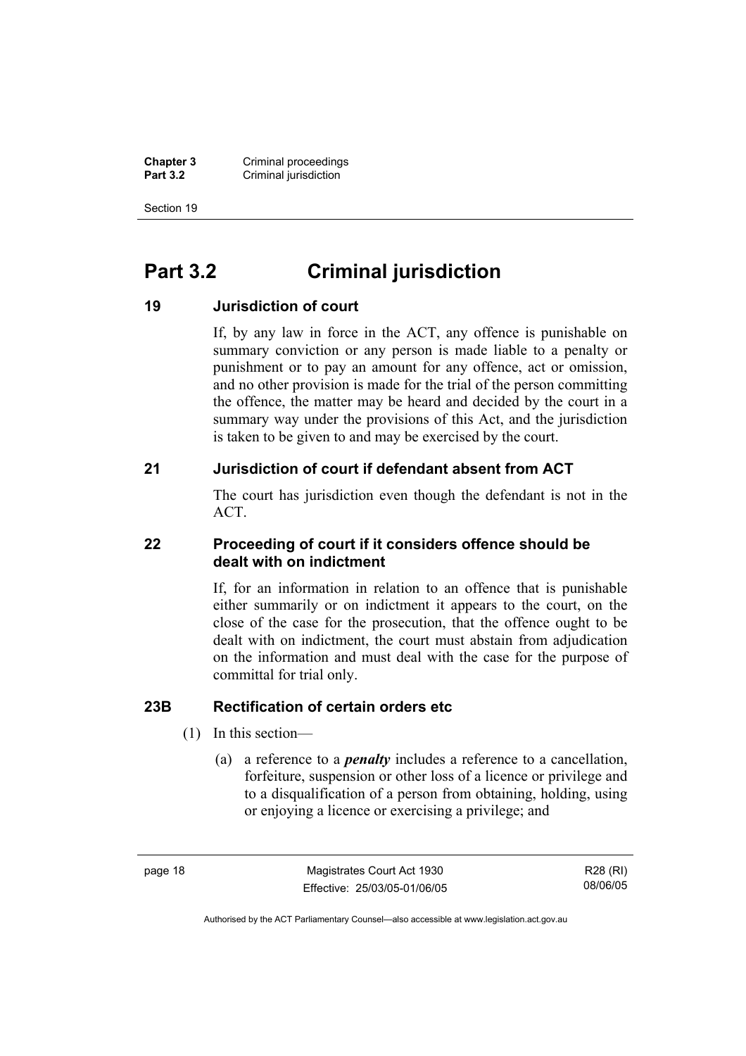# Part 3.2 Criminal jurisdiction

## 19 Jurisdiction of court

If, by any law in force in the ACT, any offence is punishable on summary conviction or any person is made liable to a penalty or punishment or to pay an amount for any offence, act or omission, and no other provision is made for the trial of the person committing the offence, the matter may be heard and decided by the court in a summary way under the provisions of this Act, and the jurisdiction is taken to be given to and may be exercised by the court.

## 21 Jurisdiction of court if defendant absent from ACT

The court has jurisdiction even though the defendant is not in the ACT.

## 22 Proceeding of court if it considers offence should be dealt with on indictment

If, for an information in relation to an offence that is punishable either summarily or on indictment it appears to the court, on the close of the case for the prosecution, that the offence ought to be dealt with on indictment, the court must abstain from adjudication on the information and must deal with the case for the purpose of committal for trial only.

## 23B Rectification of certain orders etc

(1) In this section—

(a) a reference to a ***penalty*** includes a reference to a cancellation, forfeiture, suspension or other loss of a licence or privilege and to a disqualification of a person from obtaining, holding, using or enjoying a licence or exercising a privilege; and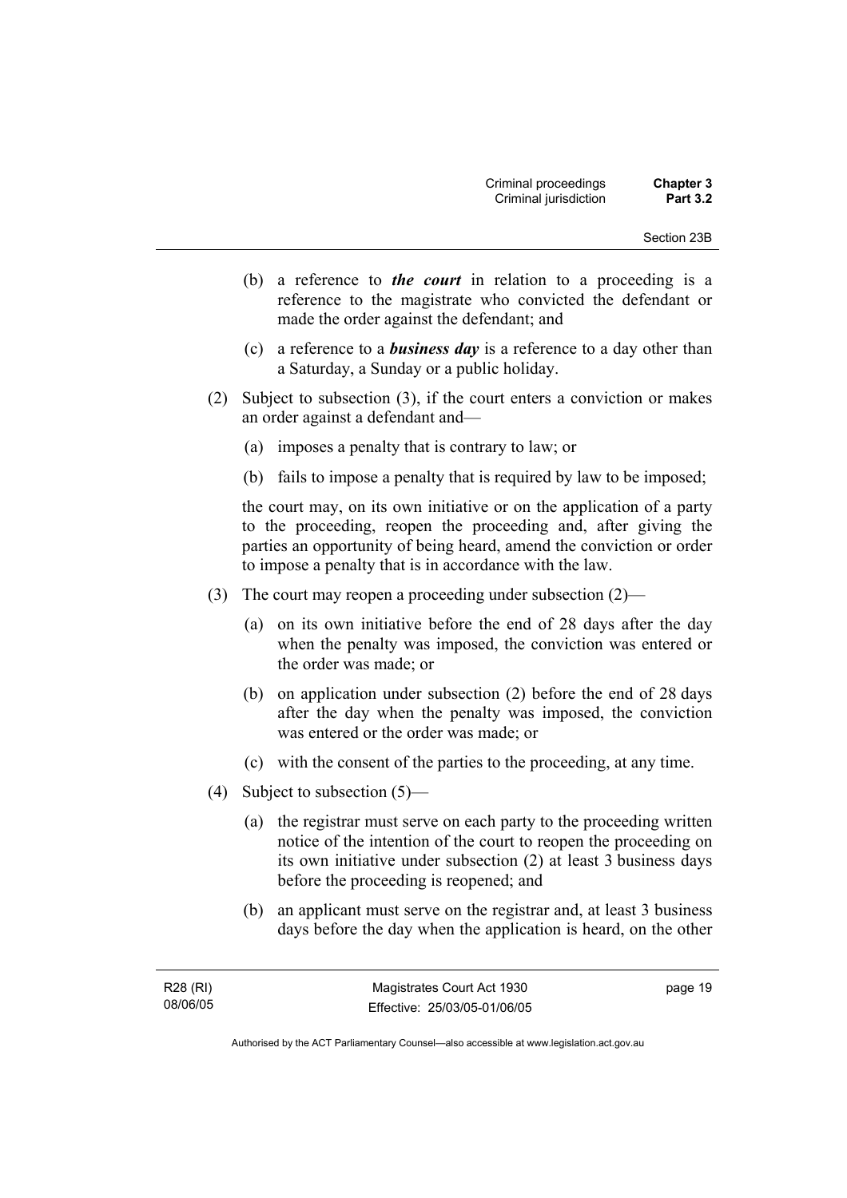(b) a reference to ***the court*** in relation to a proceeding is a reference to the magistrate who convicted the defendant or made the order against the defendant; and

(c) a reference to a ***business day*** is a reference to a day other than a Saturday, a Sunday or a public holiday.

(2) Subject to subsection (3), if the court enters a conviction or makes an order against a defendant and—

(a) imposes a penalty that is contrary to law; or

(b) fails to impose a penalty that is required by law to be imposed;

the court may, on its own initiative or on the application of a party to the proceeding, reopen the proceeding and, after giving the parties an opportunity of being heard, amend the conviction or order to impose a penalty that is in accordance with the law.

(3) The court may reopen a proceeding under subsection (2)—

(a) on its own initiative before the end of 28 days after the day when the penalty was imposed, the conviction was entered or the order was made; or

(b) on application under subsection (2) before the end of 28 days after the day when the penalty was imposed, the conviction was entered or the order was made; or

(c) with the consent of the parties to the proceeding, at any time.

(4) Subject to subsection (5)—

(a) the registrar must serve on each party to the proceeding written notice of the intention of the court to reopen the proceeding on its own initiative under subsection (2) at least 3 business days before the proceeding is reopened; and

(b) an applicant must serve on the registrar and, at least 3 business days before the day when the application is heard, on the other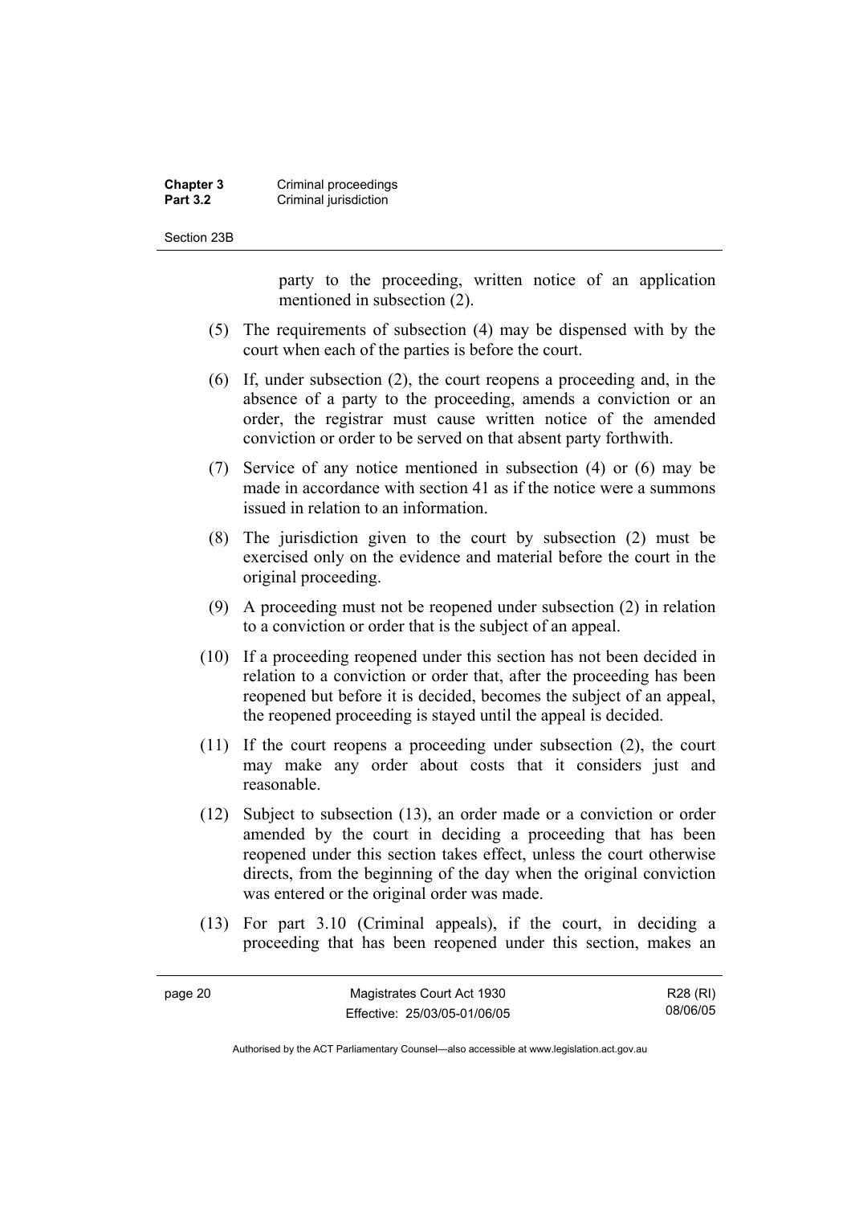party to the proceeding, written notice of an application mentioned in subsection (2).

(5) The requirements of subsection (4) may be dispensed with by the court when each of the parties is before the court.

(6) If, under subsection (2), the court reopens a proceeding and, in the absence of a party to the proceeding, amends a conviction or an order, the registrar must cause written notice of the amended conviction or order to be served on that absent party forthwith.

(7) Service of any notice mentioned in subsection (4) or (6) may be made in accordance with section 41 as if the notice were a summons issued in relation to an information.

(8) The jurisdiction given to the court by subsection (2) must be exercised only on the evidence and material before the court in the original proceeding.

(9) A proceeding must not be reopened under subsection (2) in relation to a conviction or order that is the subject of an appeal.

(10) If a proceeding reopened under this section has not been decided in relation to a conviction or order that, after the proceeding has been reopened but before it is decided, becomes the subject of an appeal, the reopened proceeding is stayed until the appeal is decided.

(11) If the court reopens a proceeding under subsection (2), the court may make any order about costs that it considers just and reasonable.

(12) Subject to subsection (13), an order made or a conviction or order amended by the court in deciding a proceeding that has been reopened under this section takes effect, unless the court otherwise directs, from the beginning of the day when the original conviction was entered or the original order was made.

(13) For part 3.10 (Criminal appeals), if the court, in deciding a proceeding that has been reopened under this section, makes an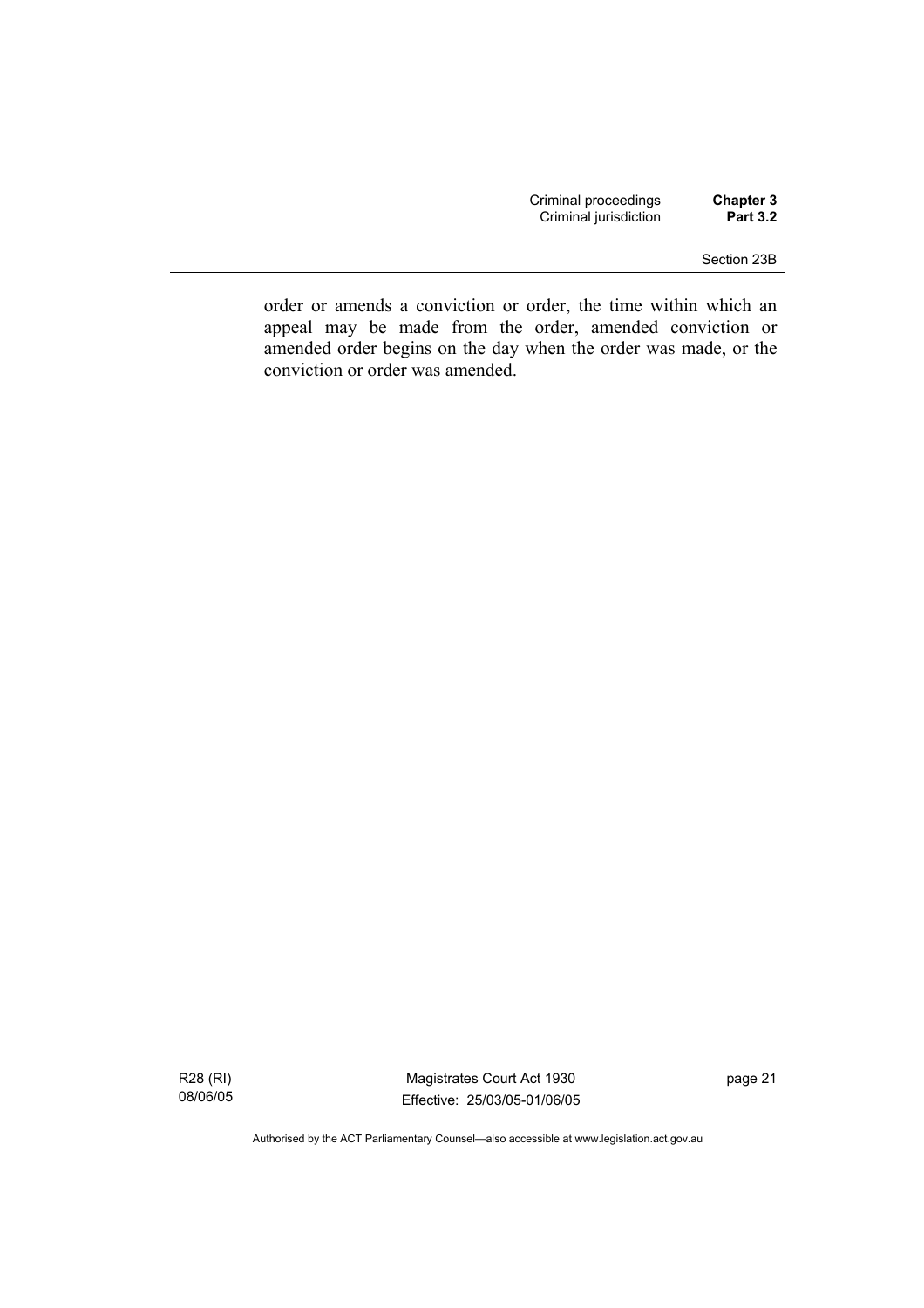order or amends a conviction or order, the time within which an appeal may be made from the order, amended conviction or amended order begins on the day when the order was made, or the conviction or order was amended.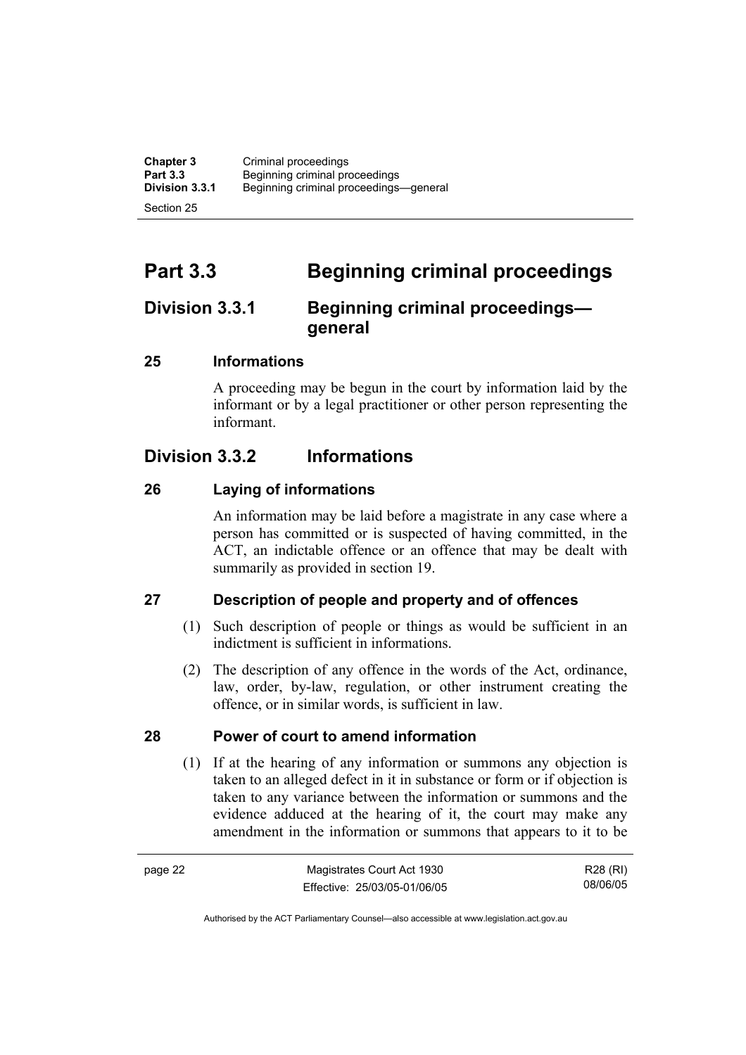# Part 3.3 Beginning criminal proceedings

## Division 3.3.1 Beginning criminal proceedings—general

### 25 Informations

A proceeding may be begun in the court by information laid by the informant or by a legal practitioner or other person representing the informant.

## Division 3.3.2 Informations

### 26 Laying of informations

An information may be laid before a magistrate in any case where a person has committed or is suspected of having committed, in the ACT, an indictable offence or an offence that may be dealt with summarily as provided in section 19.

### 27 Description of people and property and of offences

(1) Such description of people or things as would be sufficient in an indictment is sufficient in informations.

(2) The description of any offence in the words of the Act, ordinance, law, order, by-law, regulation, or other instrument creating the offence, or in similar words, is sufficient in law.

### 28 Power of court to amend information

(1) If at the hearing of any information or summons any objection is taken to an alleged defect in it in substance or form or if objection is taken to any variance between the information or summons and the evidence adduced at the hearing of it, the court may make any amendment in the information or summons that appears to it to be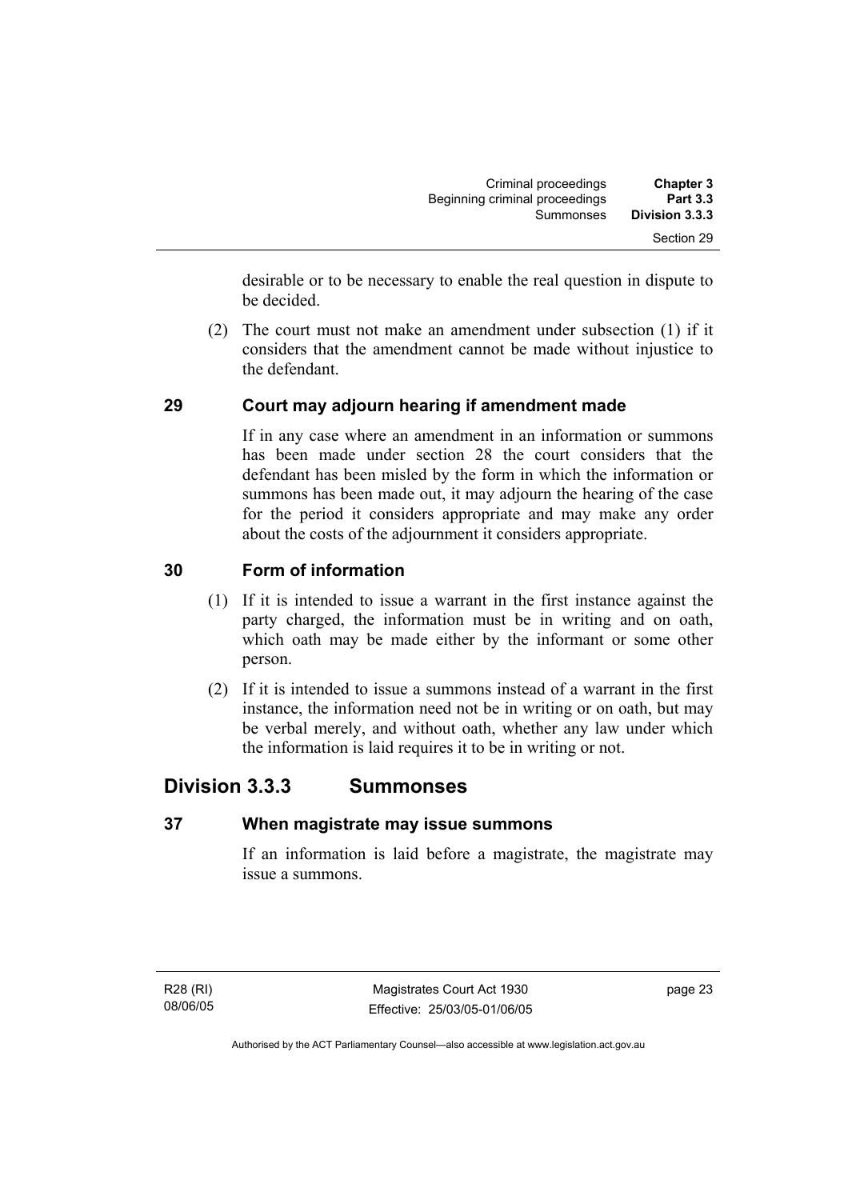desirable or to be necessary to enable the real question in dispute to be decided.

(2) The court must not make an amendment under subsection (1) if it considers that the amendment cannot be made without injustice to the defendant.

### 29 Court may adjourn hearing if amendment made

If in any case where an amendment in an information or summons has been made under section 28 the court considers that the defendant has been misled by the form in which the information or summons has been made out, it may adjourn the hearing of the case for the period it considers appropriate and may make any order about the costs of the adjournment it considers appropriate.

### 30 Form of information

(1) If it is intended to issue a warrant in the first instance against the party charged, the information must be in writing and on oath, which oath may be made either by the informant or some other person.

(2) If it is intended to issue a summons instead of a warrant in the first instance, the information need not be in writing or on oath, but may be verbal merely, and without oath, whether any law under which the information is laid requires it to be in writing or not.

## Division 3.3.3 Summonses

### 37 When magistrate may issue summons

If an information is laid before a magistrate, the magistrate may issue a summons.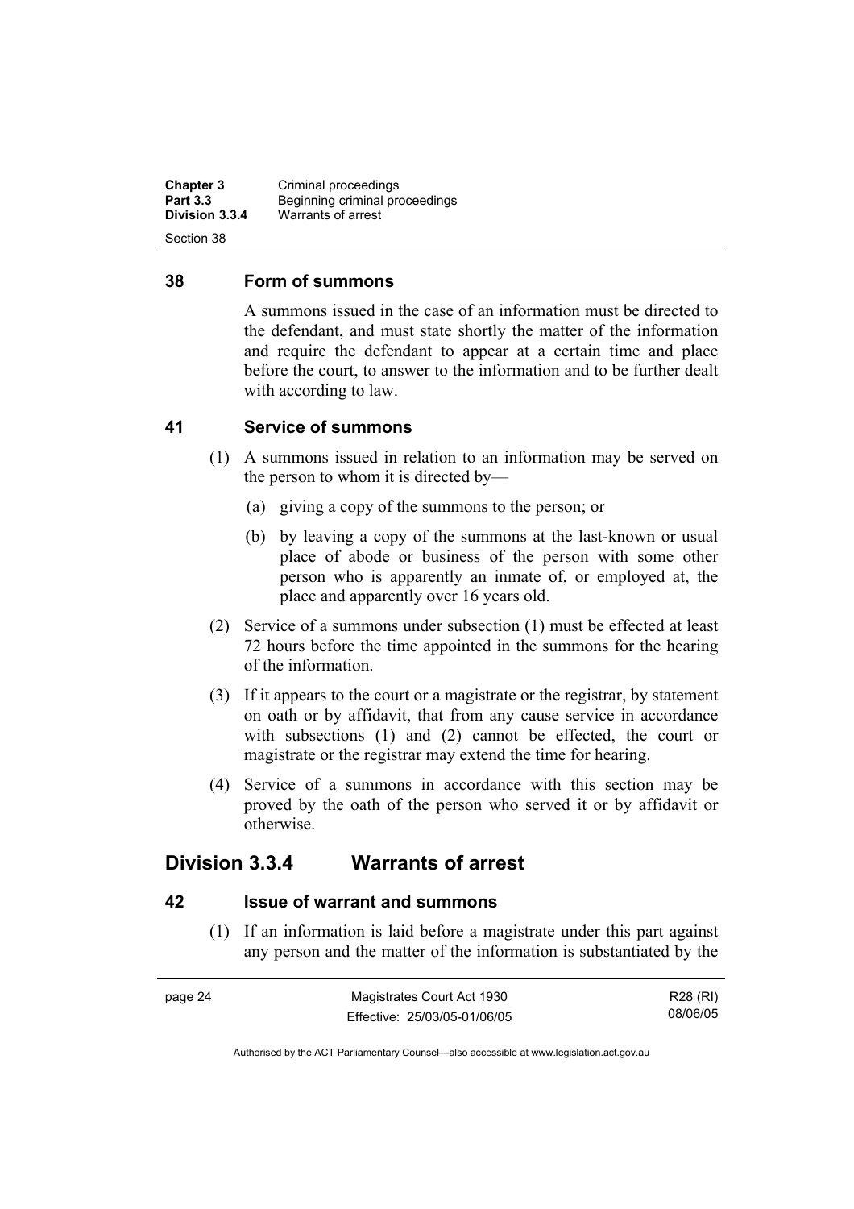## 38 Form of summons

A summons issued in the case of an information must be directed to the defendant, and must state shortly the matter of the information and require the defendant to appear at a certain time and place before the court, to answer to the information and to be further dealt with according to law.

## 41 Service of summons

(1) A summons issued in relation to an information may be served on the person to whom it is directed by—

(a) giving a copy of the summons to the person; or

(b) by leaving a copy of the summons at the last-known or usual place of abode or business of the person with some other person who is apparently an inmate of, or employed at, the place and apparently over 16 years old.

(2) Service of a summons under subsection (1) must be effected at least 72 hours before the time appointed in the summons for the hearing of the information.

(3) If it appears to the court or a magistrate or the registrar, by statement on oath or by affidavit, that from any cause service in accordance with subsections (1) and (2) cannot be effected, the court or magistrate or the registrar may extend the time for hearing.

(4) Service of a summons in accordance with this section may be proved by the oath of the person who served it or by affidavit or otherwise.

# Division 3.3.4 Warrants of arrest

## 42 Issue of warrant and summons

(1) If an information is laid before a magistrate under this part against any person and the matter of the information is substantiated by the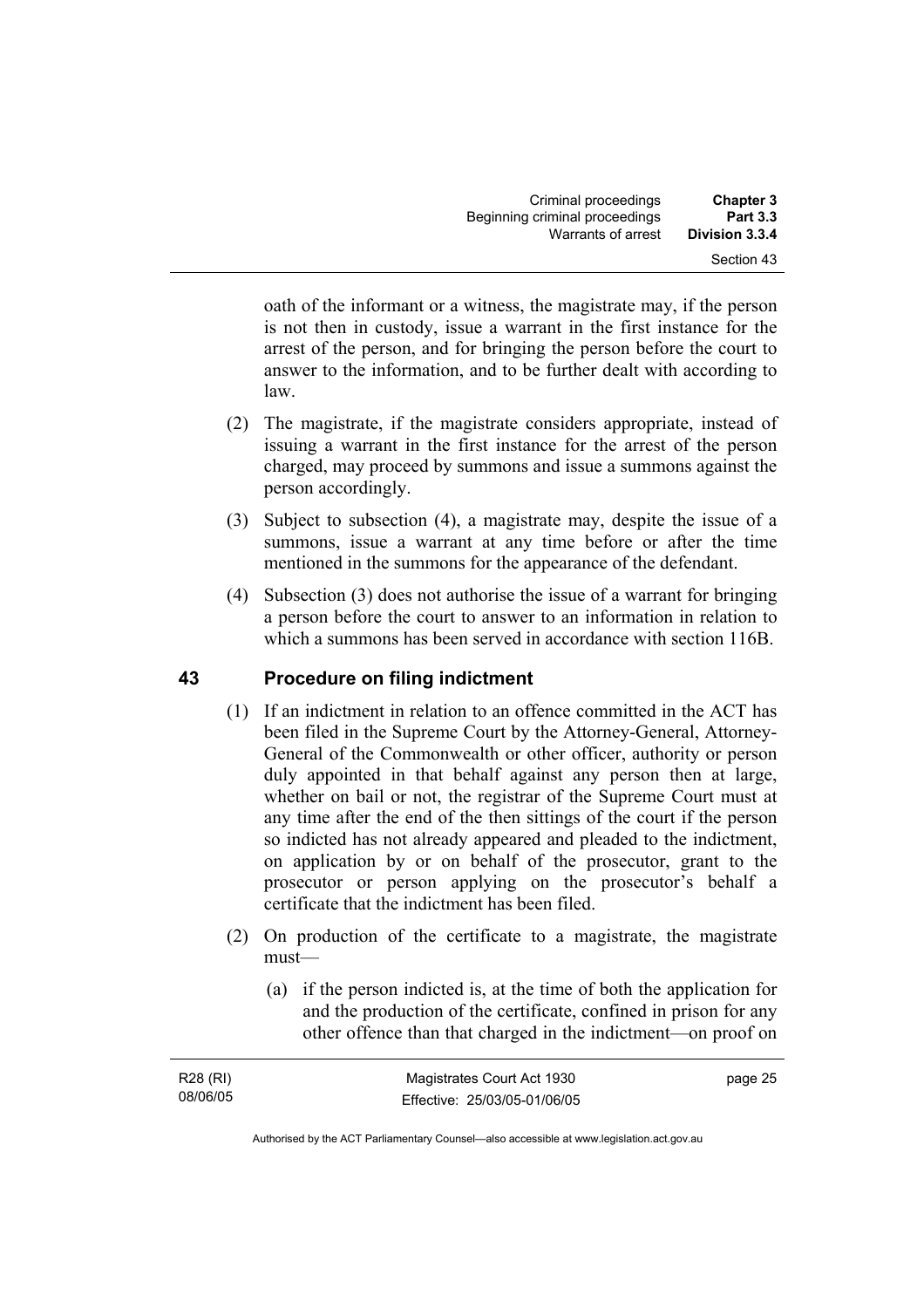oath of the informant or a witness, the magistrate may, if the person is not then in custody, issue a warrant in the first instance for the arrest of the person, and for bringing the person before the court to answer to the information, and to be further dealt with according to law.

(2) The magistrate, if the magistrate considers appropriate, instead of issuing a warrant in the first instance for the arrest of the person charged, may proceed by summons and issue a summons against the person accordingly.

(3) Subject to subsection (4), a magistrate may, despite the issue of a summons, issue a warrant at any time before or after the time mentioned in the summons for the appearance of the defendant.

(4) Subsection (3) does not authorise the issue of a warrant for bringing a person before the court to answer to an information in relation to which a summons has been served in accordance with section 116B.

## 43 Procedure on filing indictment

(1) If an indictment in relation to an offence committed in the ACT has been filed in the Supreme Court by the Attorney-General, Attorney-General of the Commonwealth or other officer, authority or person duly appointed in that behalf against any person then at large, whether on bail or not, the registrar of the Supreme Court must at any time after the end of the then sittings of the court if the person so indicted has not already appeared and pleaded to the indictment, on application by or on behalf of the prosecutor, grant to the prosecutor or person applying on the prosecutor's behalf a certificate that the indictment has been filed.

(2) On production of the certificate to a magistrate, the magistrate must—

(a) if the person indicted is, at the time of both the application for and the production of the certificate, confined in prison for any other offence than that charged in the indictment—on proof on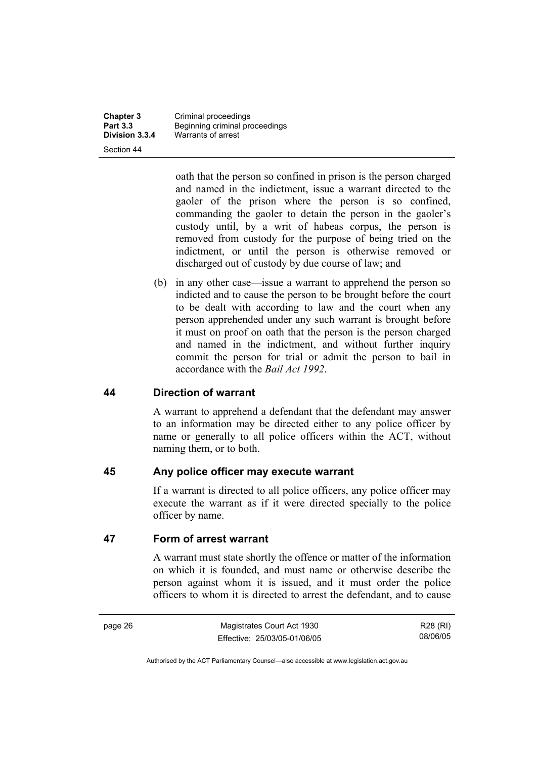oath that the person so confined in prison is the person charged and named in the indictment, issue a warrant directed to the gaoler of the prison where the person is so confined, commanding the gaoler to detain the person in the gaoler's custody until, by a writ of habeas corpus, the person is removed from custody for the purpose of being tried on the indictment, or until the person is otherwise removed or discharged out of custody by due course of law; and

(b) in any other case—issue a warrant to apprehend the person so indicted and to cause the person to be brought before the court to be dealt with according to law and the court when any person apprehended under any such warrant is brought before it must on proof on oath that the person is the person charged and named in the indictment, and without further inquiry commit the person for trial or admit the person to bail in accordance with the *Bail Act 1992*.

## 44 Direction of warrant

A warrant to apprehend a defendant that the defendant may answer to an information may be directed either to any police officer by name or generally to all police officers within the ACT, without naming them, or to both.

## 45 Any police officer may execute warrant

If a warrant is directed to all police officers, any police officer may execute the warrant as if it were directed specially to the police officer by name.

## 47 Form of arrest warrant

A warrant must state shortly the offence or matter of the information on which it is founded, and must name or otherwise describe the person against whom it is issued, and it must order the police officers to whom it is directed to arrest the defendant, and to cause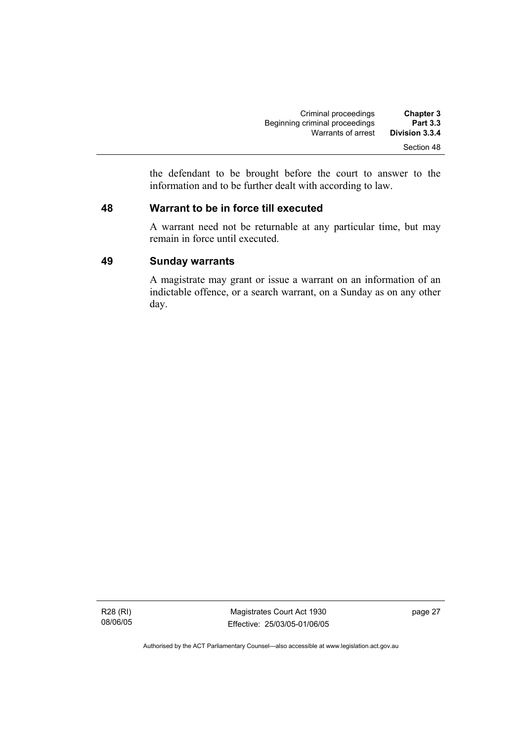the defendant to be brought before the court to answer to the information and to be further dealt with according to law.

## 48 Warrant to be in force till executed

A warrant need not be returnable at any particular time, but may remain in force until executed.

## 49 Sunday warrants

A magistrate may grant or issue a warrant on an information of an indictable offence, or a search warrant, on a Sunday as on any other day.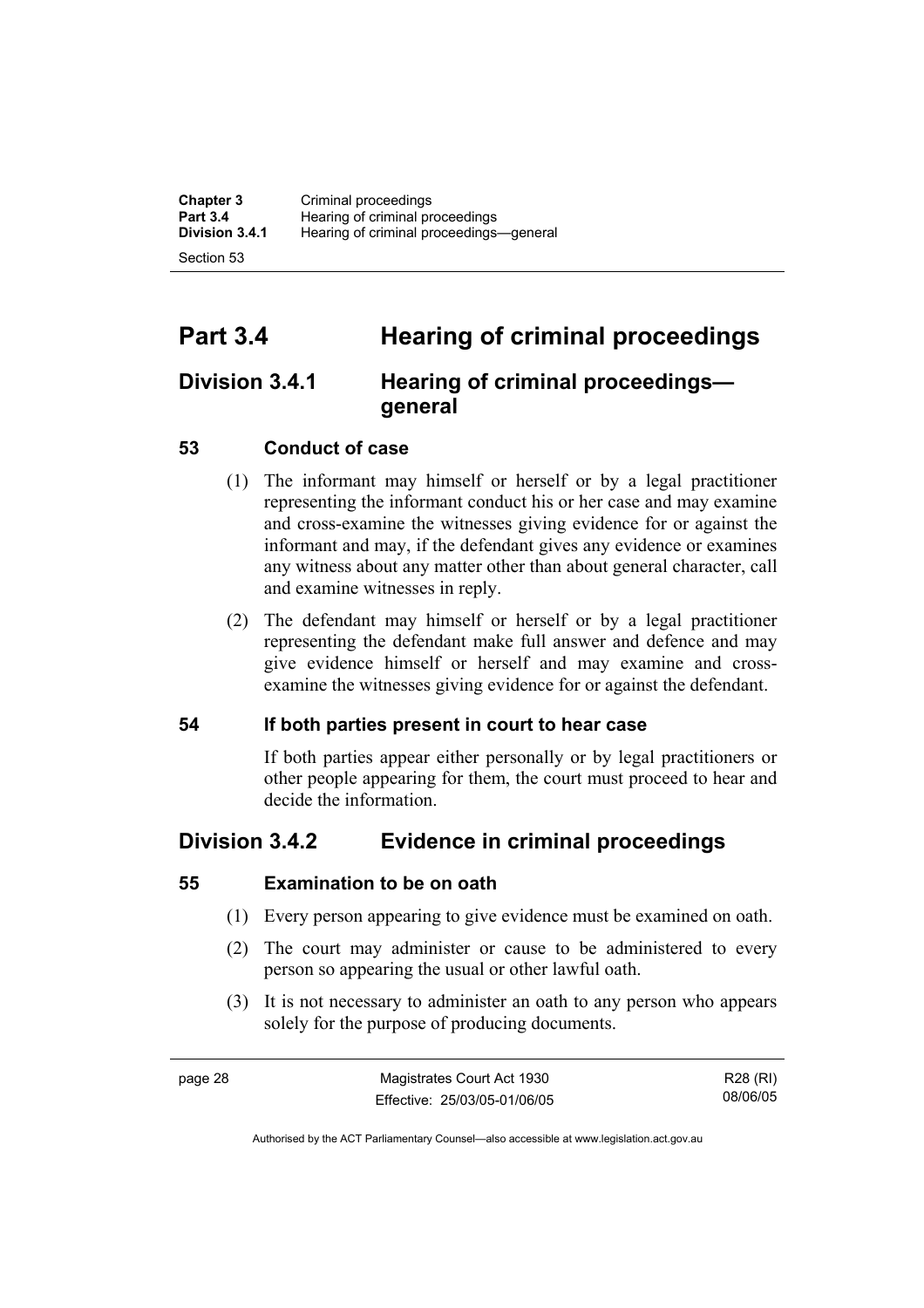# Part 3.4 Hearing of criminal proceedings

## Division 3.4.1 Hearing of criminal proceedings—general

### 53 Conduct of case

(1) The informant may himself or herself or by a legal practitioner representing the informant conduct his or her case and may examine and cross-examine the witnesses giving evidence for or against the informant and may, if the defendant gives any evidence or examines any witness about any matter other than about general character, call and examine witnesses in reply.

(2) The defendant may himself or herself or by a legal practitioner representing the defendant make full answer and defence and may give evidence himself or herself and may examine and cross-examine the witnesses giving evidence for or against the defendant.

### 54 If both parties present in court to hear case

If both parties appear either personally or by legal practitioners or other people appearing for them, the court must proceed to hear and decide the information.

## Division 3.4.2 Evidence in criminal proceedings

### 55 Examination to be on oath

(1) Every person appearing to give evidence must be examined on oath.

(2) The court may administer or cause to be administered to every person so appearing the usual or other lawful oath.

(3) It is not necessary to administer an oath to any person who appears solely for the purpose of producing documents.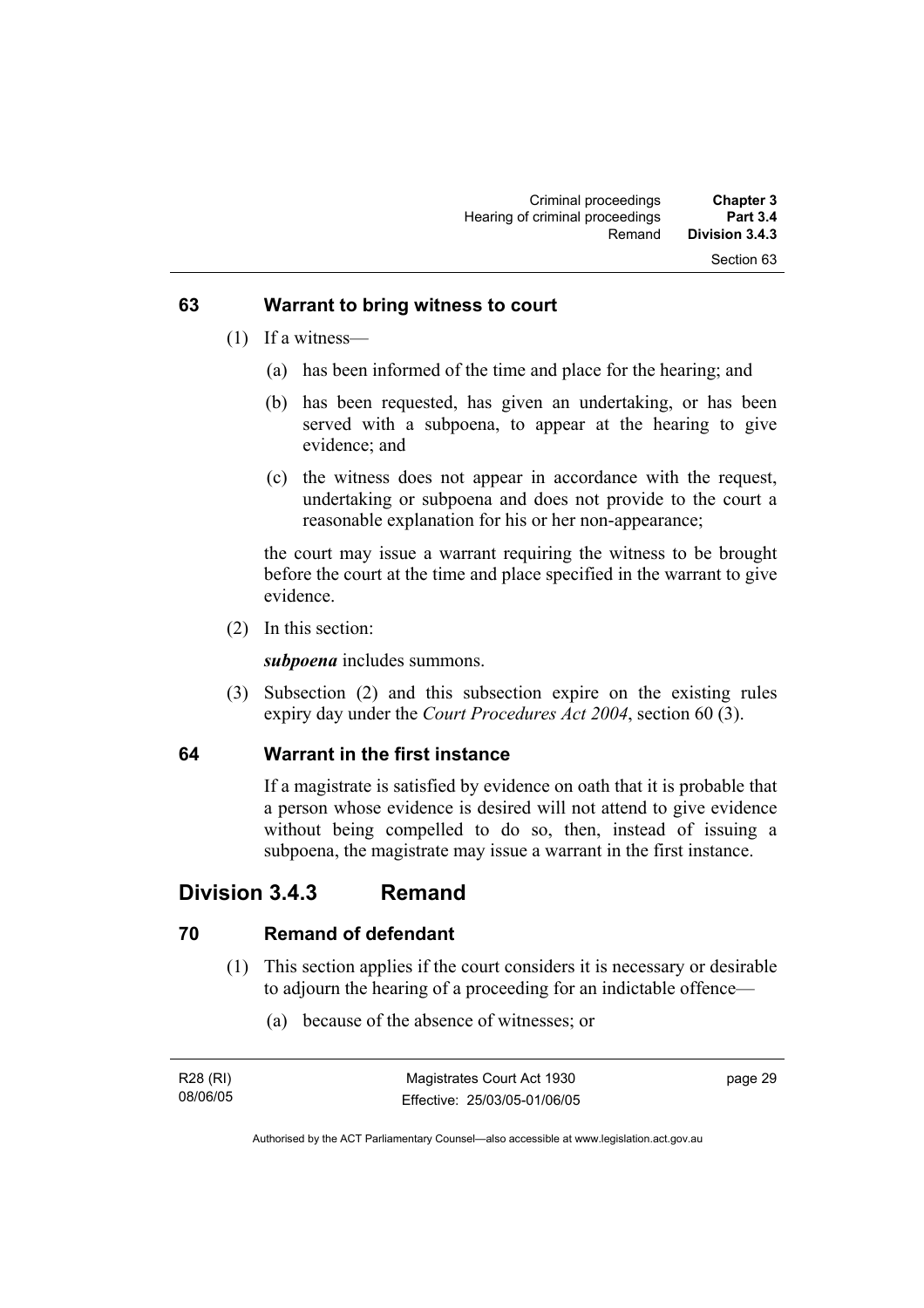### 63 Warrant to bring witness to court

(1) If a witness—

(a) has been informed of the time and place for the hearing; and

(b) has been requested, has given an undertaking, or has been served with a subpoena, to appear at the hearing to give evidence; and

(c) the witness does not appear in accordance with the request, undertaking or subpoena and does not provide to the court a reasonable explanation for his or her non-appearance;

the court may issue a warrant requiring the witness to be brought before the court at the time and place specified in the warrant to give evidence.

(2) In this section:

***subpoena*** includes summons.

(3) Subsection (2) and this subsection expire on the existing rules expiry day under the *Court Procedures Act 2004*, section 60 (3).

### 64 Warrant in the first instance

If a magistrate is satisfied by evidence on oath that it is probable that a person whose evidence is desired will not attend to give evidence without being compelled to do so, then, instead of issuing a subpoena, the magistrate may issue a warrant in the first instance.

## Division 3.4.3 Remand

### 70 Remand of defendant

(1) This section applies if the court considers it is necessary or desirable to adjourn the hearing of a proceeding for an indictable offence—

(a) because of the absence of witnesses; or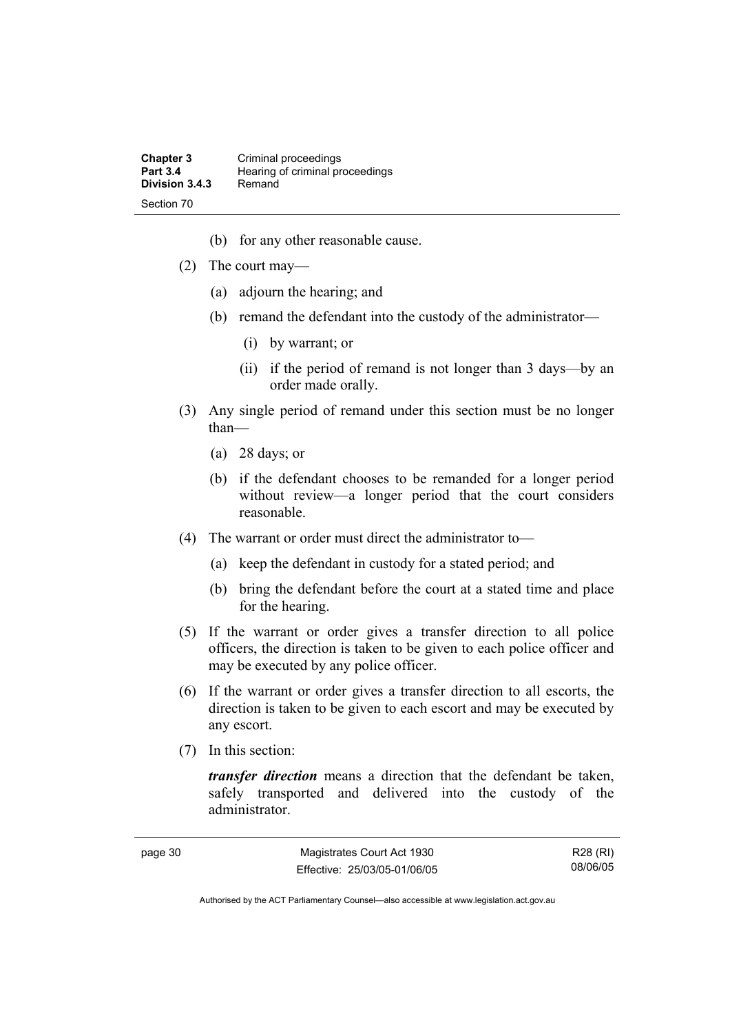(b) for any other reasonable cause.

(2) The court may—

(a) adjourn the hearing; and

(b) remand the defendant into the custody of the administrator—

(i) by warrant; or

(ii) if the period of remand is not longer than 3 days—by an order made orally.

(3) Any single period of remand under this section must be no longer than—

(a) 28 days; or

(b) if the defendant chooses to be remanded for a longer period without review—a longer period that the court considers reasonable.

(4) The warrant or order must direct the administrator to—

(a) keep the defendant in custody for a stated period; and

(b) bring the defendant before the court at a stated time and place for the hearing.

(5) If the warrant or order gives a transfer direction to all police officers, the direction is taken to be given to each police officer and may be executed by any police officer.

(6) If the warrant or order gives a transfer direction to all escorts, the direction is taken to be given to each escort and may be executed by any escort.

(7) In this section:

***transfer direction*** means a direction that the defendant be taken, safely transported and delivered into the custody of the administrator.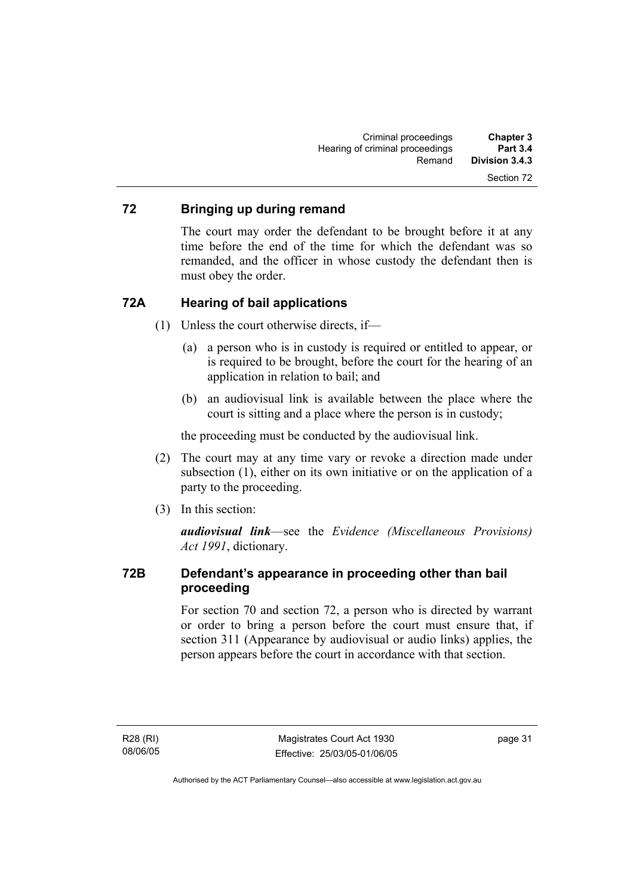## 72 Bringing up during remand

The court may order the defendant to be brought before it at any time before the end of the time for which the defendant was so remanded, and the officer in whose custody the defendant then is must obey the order.

## 72A Hearing of bail applications

(1) Unless the court otherwise directs, if—

(a) a person who is in custody is required or entitled to appear, or is required to be brought, before the court for the hearing of an application in relation to bail; and

(b) an audiovisual link is available between the place where the court is sitting and a place where the person is in custody;

the proceeding must be conducted by the audiovisual link.

(2) The court may at any time vary or revoke a direction made under subsection (1), either on its own initiative or on the application of a party to the proceeding.

(3) In this section:

***audiovisual link***—see the *Evidence (Miscellaneous Provisions) Act 1991*, dictionary.

## 72B Defendant's appearance in proceeding other than bail proceeding

For section 70 and section 72, a person who is directed by warrant or order to bring a person before the court must ensure that, if section 311 (Appearance by audiovisual or audio links) applies, the person appears before the court in accordance with that section.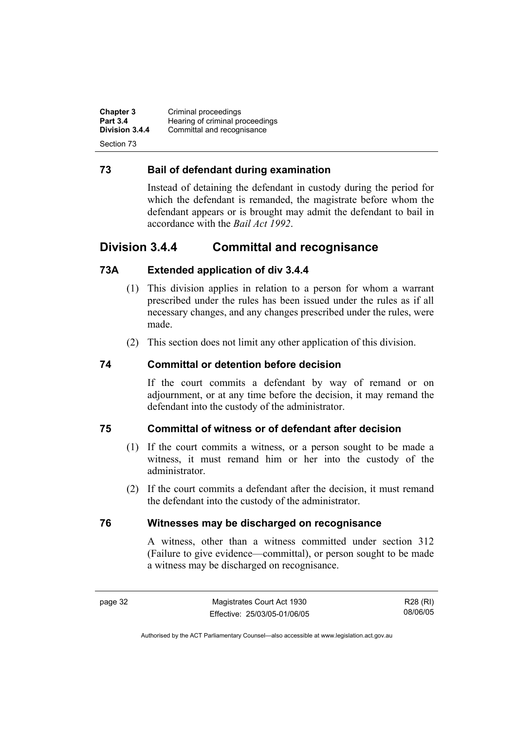## 73 Bail of defendant during examination

Instead of detaining the defendant in custody during the period for which the defendant is remanded, the magistrate before whom the defendant appears or is brought may admit the defendant to bail in accordance with the *Bail Act 1992*.

# Division 3.4.4 Committal and recognisance

## 73A Extended application of div 3.4.4

(1) This division applies in relation to a person for whom a warrant prescribed under the rules has been issued under the rules as if all necessary changes, and any changes prescribed under the rules, were made.

(2) This section does not limit any other application of this division.

## 74 Committal or detention before decision

If the court commits a defendant by way of remand or on adjournment, or at any time before the decision, it may remand the defendant into the custody of the administrator.

## 75 Committal of witness or of defendant after decision

(1) If the court commits a witness, or a person sought to be made a witness, it must remand him or her into the custody of the administrator.

(2) If the court commits a defendant after the decision, it must remand the defendant into the custody of the administrator.

## 76 Witnesses may be discharged on recognisance

A witness, other than a witness committed under section 312 (Failure to give evidence—committal), or person sought to be made a witness may be discharged on recognisance.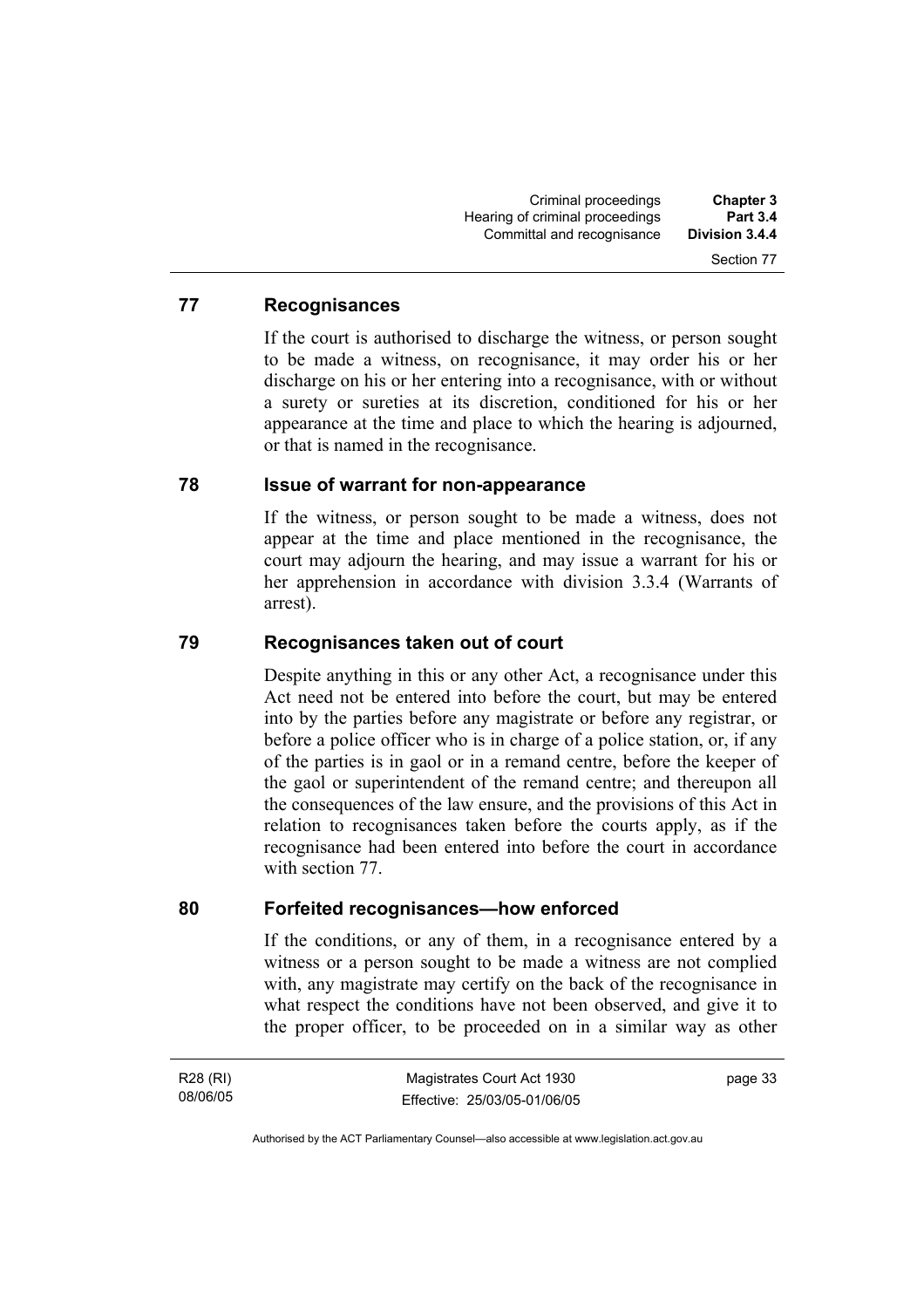## 77 Recognisances

If the court is authorised to discharge the witness, or person sought to be made a witness, on recognisance, it may order his or her discharge on his or her entering into a recognisance, with or without a surety or sureties at its discretion, conditioned for his or her appearance at the time and place to which the hearing is adjourned, or that is named in the recognisance.

## 78 Issue of warrant for non-appearance

If the witness, or person sought to be made a witness, does not appear at the time and place mentioned in the recognisance, the court may adjourn the hearing, and may issue a warrant for his or her apprehension in accordance with division 3.3.4 (Warrants of arrest).

## 79 Recognisances taken out of court

Despite anything in this or any other Act, a recognisance under this Act need not be entered into before the court, but may be entered into by the parties before any magistrate or before any registrar, or before a police officer who is in charge of a police station, or, if any of the parties is in gaol or in a remand centre, before the keeper of the gaol or superintendent of the remand centre; and thereupon all the consequences of the law ensure, and the provisions of this Act in relation to recognisances taken before the courts apply, as if the recognisance had been entered into before the court in accordance with section 77.

## 80 Forfeited recognisances—how enforced

If the conditions, or any of them, in a recognisance entered by a witness or a person sought to be made a witness are not complied with, any magistrate may certify on the back of the recognisance in what respect the conditions have not been observed, and give it to the proper officer, to be proceeded on in a similar way as other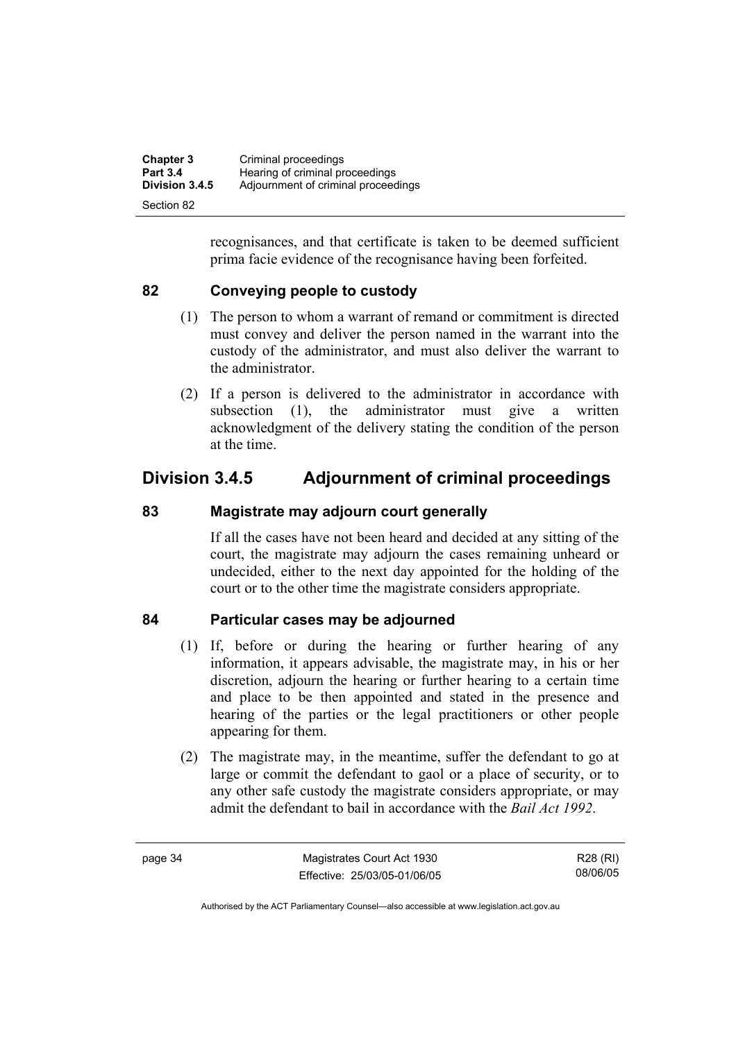recognisances, and that certificate is taken to be deemed sufficient prima facie evidence of the recognisance having been forfeited.

### 82 Conveying people to custody

(1) The person to whom a warrant of remand or commitment is directed must convey and deliver the person named in the warrant into the custody of the administrator, and must also deliver the warrant to the administrator.

(2) If a person is delivered to the administrator in accordance with subsection (1), the administrator must give a written acknowledgment of the delivery stating the condition of the person at the time.

## Division 3.4.5 Adjournment of criminal proceedings

### 83 Magistrate may adjourn court generally

If all the cases have not been heard and decided at any sitting of the court, the magistrate may adjourn the cases remaining unheard or undecided, either to the next day appointed for the holding of the court or to the other time the magistrate considers appropriate.

### 84 Particular cases may be adjourned

(1) If, before or during the hearing or further hearing of any information, it appears advisable, the magistrate may, in his or her discretion, adjourn the hearing or further hearing to a certain time and place to be then appointed and stated in the presence and hearing of the parties or the legal practitioners or other people appearing for them.

(2) The magistrate may, in the meantime, suffer the defendant to go at large or commit the defendant to gaol or a place of security, or to any other safe custody the magistrate considers appropriate, or may admit the defendant to bail in accordance with the *Bail Act 1992*.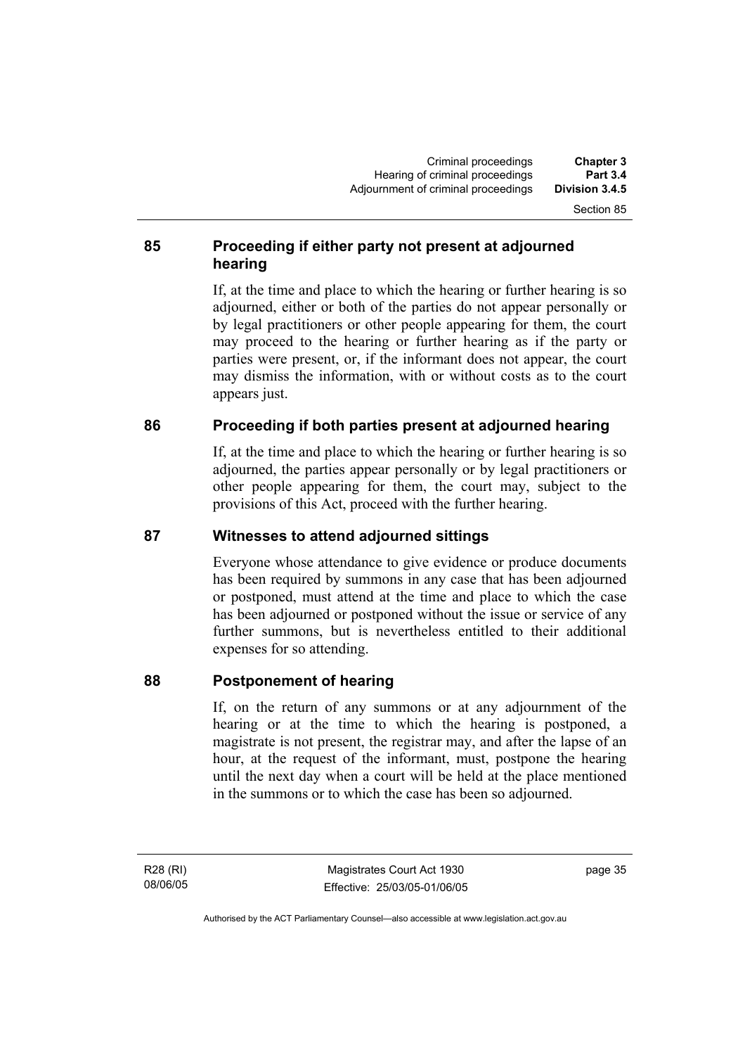## 85 Proceeding if either party not present at adjourned hearing

If, at the time and place to which the hearing or further hearing is so adjourned, either or both of the parties do not appear personally or by legal practitioners or other people appearing for them, the court may proceed to the hearing or further hearing as if the party or parties were present, or, if the informant does not appear, the court may dismiss the information, with or without costs as to the court appears just.

## 86 Proceeding if both parties present at adjourned hearing

If, at the time and place to which the hearing or further hearing is so adjourned, the parties appear personally or by legal practitioners or other people appearing for them, the court may, subject to the provisions of this Act, proceed with the further hearing.

## 87 Witnesses to attend adjourned sittings

Everyone whose attendance to give evidence or produce documents has been required by summons in any case that has been adjourned or postponed, must attend at the time and place to which the case has been adjourned or postponed without the issue or service of any further summons, but is nevertheless entitled to their additional expenses for so attending.

## 88 Postponement of hearing

If, on the return of any summons or at any adjournment of the hearing or at the time to which the hearing is postponed, a magistrate is not present, the registrar may, and after the lapse of an hour, at the request of the informant, must, postpone the hearing until the next day when a court will be held at the place mentioned in the summons or to which the case has been so adjourned.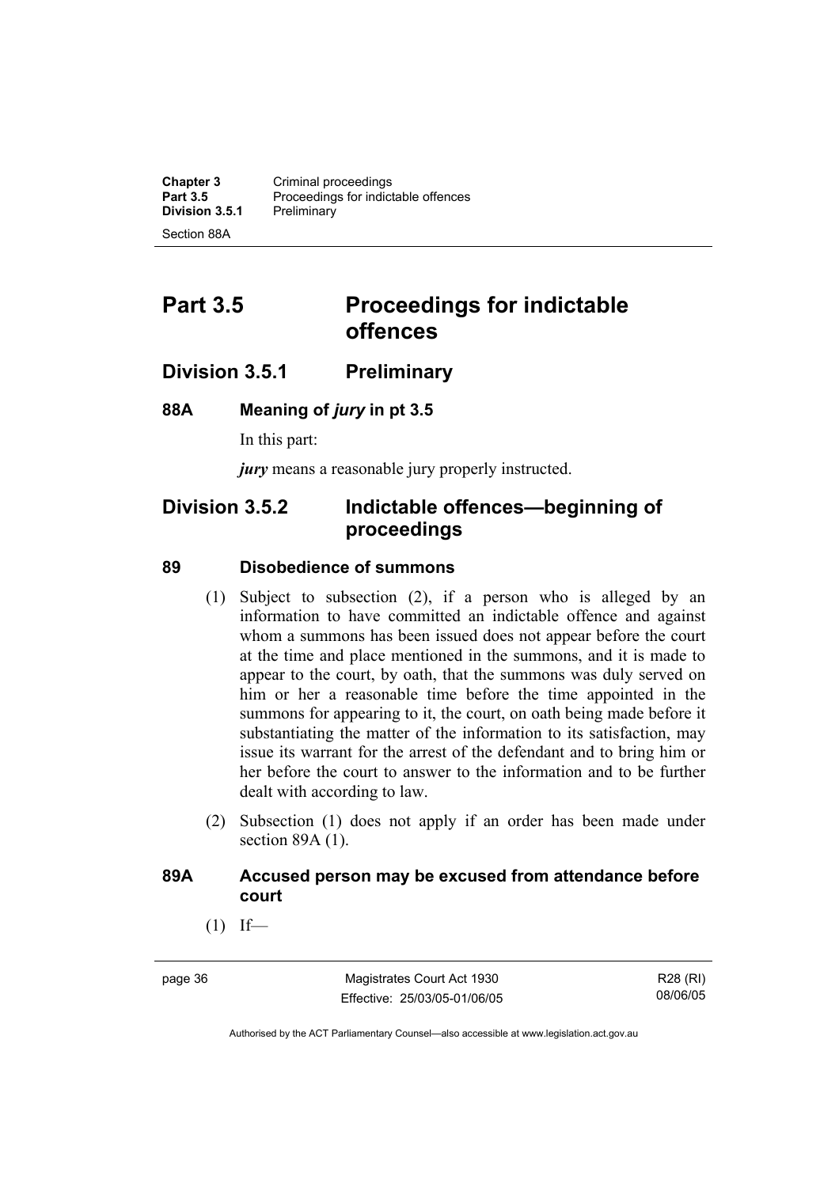# Part 3.5 Proceedings for indictable offences

## Division 3.5.1 Preliminary

### 88A Meaning of *jury* in pt 3.5

In this part:

***jury*** means a reasonable jury properly instructed.

## Division 3.5.2 Indictable offences—beginning of proceedings

### 89 Disobedience of summons

(1) Subject to subsection (2), if a person who is alleged by an information to have committed an indictable offence and against whom a summons has been issued does not appear before the court at the time and place mentioned in the summons, and it is made to appear to the court, by oath, that the summons was duly served on him or her a reasonable time before the time appointed in the summons for appearing to it, the court, on oath being made before it substantiating the matter of the information to its satisfaction, may issue its warrant for the arrest of the defendant and to bring him or her before the court to answer to the information and to be further dealt with according to law.

(2) Subsection (1) does not apply if an order has been made under section 89A (1).

### 89A Accused person may be excused from attendance before court

(1) If—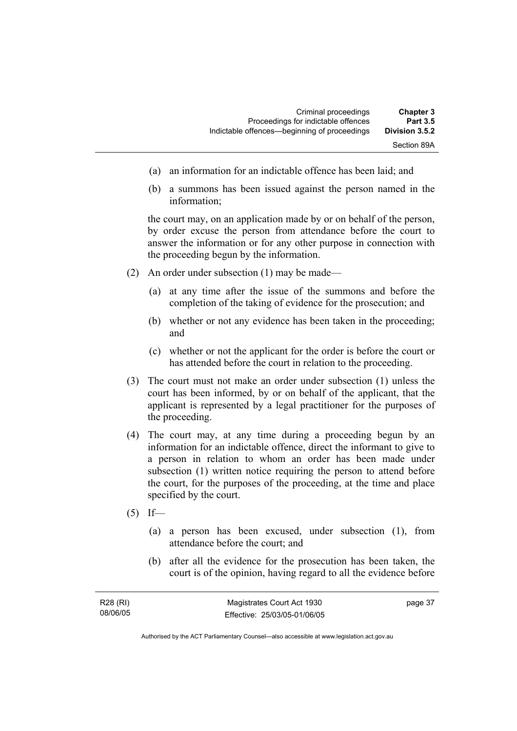(a) an information for an indictable offence has been laid; and

(b) a summons has been issued against the person named in the information;

the court may, on an application made by or on behalf of the person, by order excuse the person from attendance before the court to answer the information or for any other purpose in connection with the proceeding begun by the information.

(2) An order under subsection (1) may be made—

(a) at any time after the issue of the summons and before the completion of the taking of evidence for the prosecution; and

(b) whether or not any evidence has been taken in the proceeding; and

(c) whether or not the applicant for the order is before the court or has attended before the court in relation to the proceeding.

(3) The court must not make an order under subsection (1) unless the court has been informed, by or on behalf of the applicant, that the applicant is represented by a legal practitioner for the purposes of the proceeding.

(4) The court may, at any time during a proceeding begun by an information for an indictable offence, direct the informant to give to a person in relation to whom an order has been made under subsection (1) written notice requiring the person to attend before the court, for the purposes of the proceeding, at the time and place specified by the court.

(5) If—

(a) a person has been excused, under subsection (1), from attendance before the court; and

(b) after all the evidence for the prosecution has been taken, the court is of the opinion, having regard to all the evidence before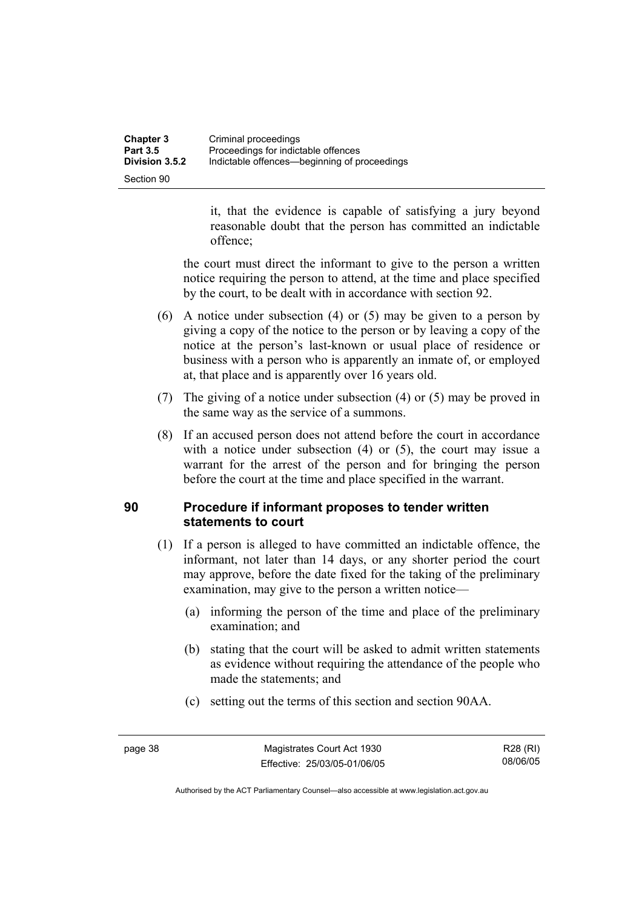it, that the evidence is capable of satisfying a jury beyond reasonable doubt that the person has committed an indictable offence;

the court must direct the informant to give to the person a written notice requiring the person to attend, at the time and place specified by the court, to be dealt with in accordance with section 92.

(6) A notice under subsection (4) or (5) may be given to a person by giving a copy of the notice to the person or by leaving a copy of the notice at the person's last-known or usual place of residence or business with a person who is apparently an inmate of, or employed at, that place and is apparently over 16 years old.

(7) The giving of a notice under subsection (4) or (5) may be proved in the same way as the service of a summons.

(8) If an accused person does not attend before the court in accordance with a notice under subsection (4) or (5), the court may issue a warrant for the arrest of the person and for bringing the person before the court at the time and place specified in the warrant.

## 90 Procedure if informant proposes to tender written statements to court

(1) If a person is alleged to have committed an indictable offence, the informant, not later than 14 days, or any shorter period the court may approve, before the date fixed for the taking of the preliminary examination, may give to the person a written notice—

(a) informing the person of the time and place of the preliminary examination; and

(b) stating that the court will be asked to admit written statements as evidence without requiring the attendance of the people who made the statements; and

(c) setting out the terms of this section and section 90AA.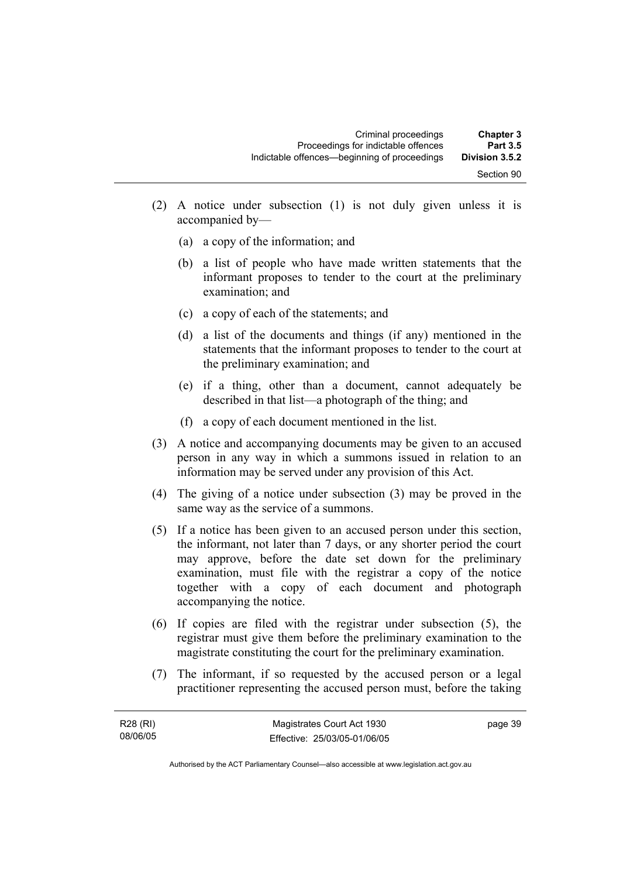(2) A notice under subsection (1) is not duly given unless it is accompanied by—

(a) a copy of the information; and

(b) a list of people who have made written statements that the informant proposes to tender to the court at the preliminary examination; and

(c) a copy of each of the statements; and

(d) a list of the documents and things (if any) mentioned in the statements that the informant proposes to tender to the court at the preliminary examination; and

(e) if a thing, other than a document, cannot adequately be described in that list—a photograph of the thing; and

(f) a copy of each document mentioned in the list.

(3) A notice and accompanying documents may be given to an accused person in any way in which a summons issued in relation to an information may be served under any provision of this Act.

(4) The giving of a notice under subsection (3) may be proved in the same way as the service of a summons.

(5) If a notice has been given to an accused person under this section, the informant, not later than 7 days, or any shorter period the court may approve, before the date set down for the preliminary examination, must file with the registrar a copy of the notice together with a copy of each document and photograph accompanying the notice.

(6) If copies are filed with the registrar under subsection (5), the registrar must give them before the preliminary examination to the magistrate constituting the court for the preliminary examination.

(7) The informant, if so requested by the accused person or a legal practitioner representing the accused person must, before the taking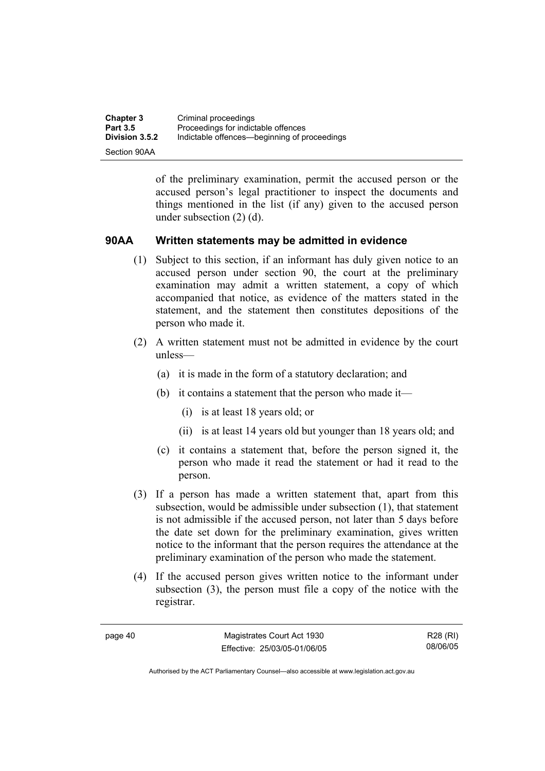of the preliminary examination, permit the accused person or the accused person's legal practitioner to inspect the documents and things mentioned in the list (if any) given to the accused person under subsection (2) (d).

### 90AA Written statements may be admitted in evidence

(1) Subject to this section, if an informant has duly given notice to an accused person under section 90, the court at the preliminary examination may admit a written statement, a copy of which accompanied that notice, as evidence of the matters stated in the statement, and the statement then constitutes depositions of the person who made it.

(2) A written statement must not be admitted in evidence by the court unless—

(a) it is made in the form of a statutory declaration; and

(b) it contains a statement that the person who made it—

(i) is at least 18 years old; or

(ii) is at least 14 years old but younger than 18 years old; and

(c) it contains a statement that, before the person signed it, the person who made it read the statement or had it read to the person.

(3) If a person has made a written statement that, apart from this subsection, would be admissible under subsection (1), that statement is not admissible if the accused person, not later than 5 days before the date set down for the preliminary examination, gives written notice to the informant that the person requires the attendance at the preliminary examination of the person who made the statement.

(4) If the accused person gives written notice to the informant under subsection (3), the person must file a copy of the notice with the registrar.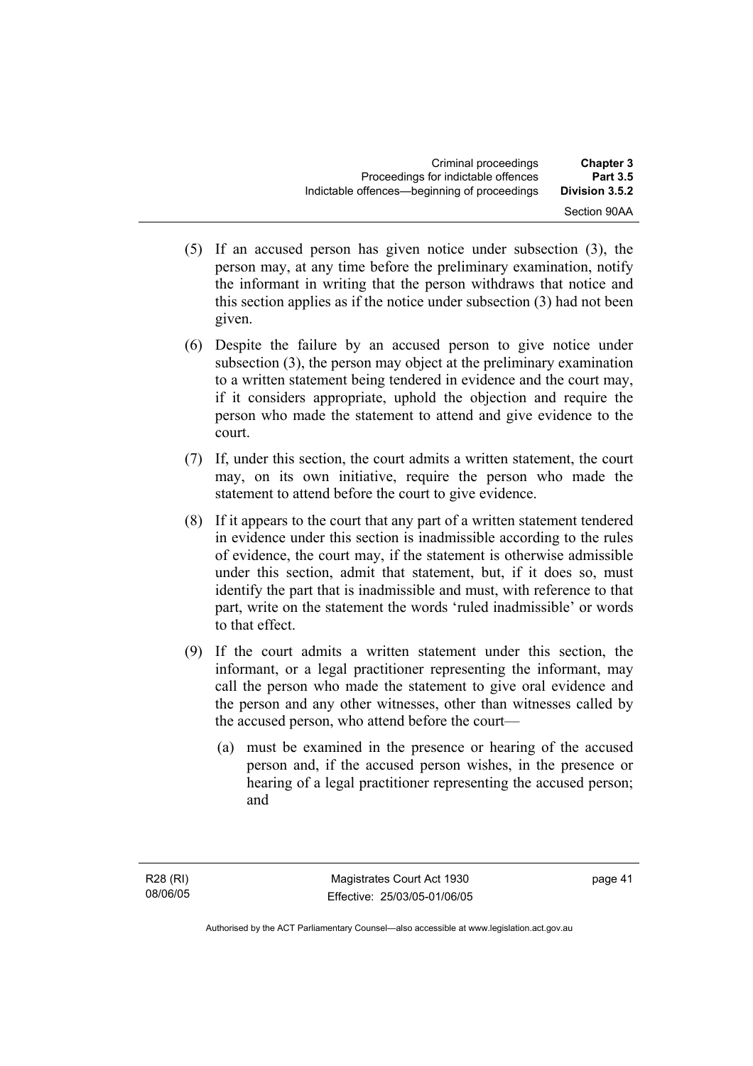(5) If an accused person has given notice under subsection (3), the person may, at any time before the preliminary examination, notify the informant in writing that the person withdraws that notice and this section applies as if the notice under subsection (3) had not been given.

(6) Despite the failure by an accused person to give notice under subsection (3), the person may object at the preliminary examination to a written statement being tendered in evidence and the court may, if it considers appropriate, uphold the objection and require the person who made the statement to attend and give evidence to the court.

(7) If, under this section, the court admits a written statement, the court may, on its own initiative, require the person who made the statement to attend before the court to give evidence.

(8) If it appears to the court that any part of a written statement tendered in evidence under this section is inadmissible according to the rules of evidence, the court may, if the statement is otherwise admissible under this section, admit that statement, but, if it does so, must identify the part that is inadmissible and must, with reference to that part, write on the statement the words 'ruled inadmissible' or words to that effect.

(9) If the court admits a written statement under this section, the informant, or a legal practitioner representing the informant, may call the person who made the statement to give oral evidence and the person and any other witnesses, other than witnesses called by the accused person, who attend before the court—

(a) must be examined in the presence or hearing of the accused person and, if the accused person wishes, in the presence or hearing of a legal practitioner representing the accused person; and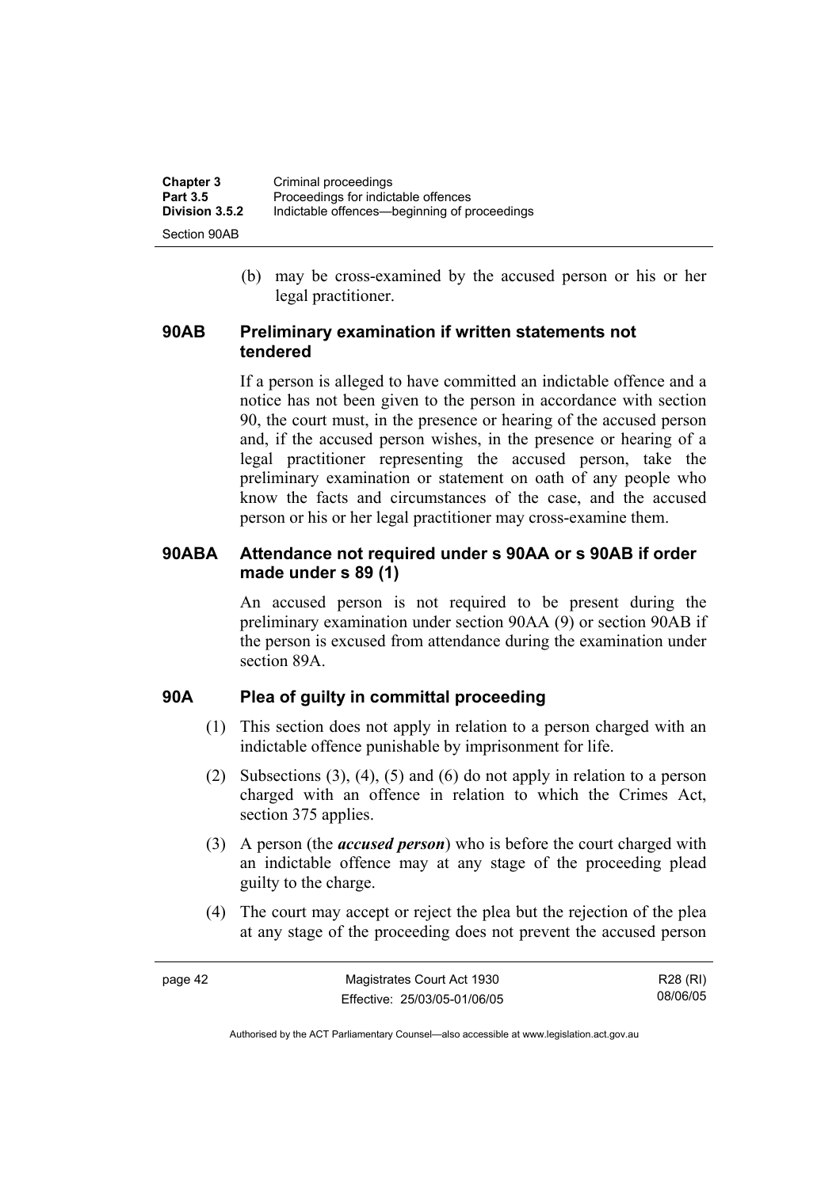(b) may be cross-examined by the accused person or his or her legal practitioner.

## 90AB Preliminary examination if written statements not tendered

If a person is alleged to have committed an indictable offence and a notice has not been given to the person in accordance with section 90, the court must, in the presence or hearing of the accused person and, if the accused person wishes, in the presence or hearing of a legal practitioner representing the accused person, take the preliminary examination or statement on oath of any people who know the facts and circumstances of the case, and the accused person or his or her legal practitioner may cross-examine them.

## 90ABA Attendance not required under s 90AA or s 90AB if order made under s 89 (1)

An accused person is not required to be present during the preliminary examination under section 90AA (9) or section 90AB if the person is excused from attendance during the examination under section 89A.

## 90A Plea of guilty in committal proceeding

(1) This section does not apply in relation to a person charged with an indictable offence punishable by imprisonment for life.

(2) Subsections (3), (4), (5) and (6) do not apply in relation to a person charged with an offence in relation to which the Crimes Act, section 375 applies.

(3) A person (the ***accused person***) who is before the court charged with an indictable offence may at any stage of the proceeding plead guilty to the charge.

(4) The court may accept or reject the plea but the rejection of the plea at any stage of the proceeding does not prevent the accused person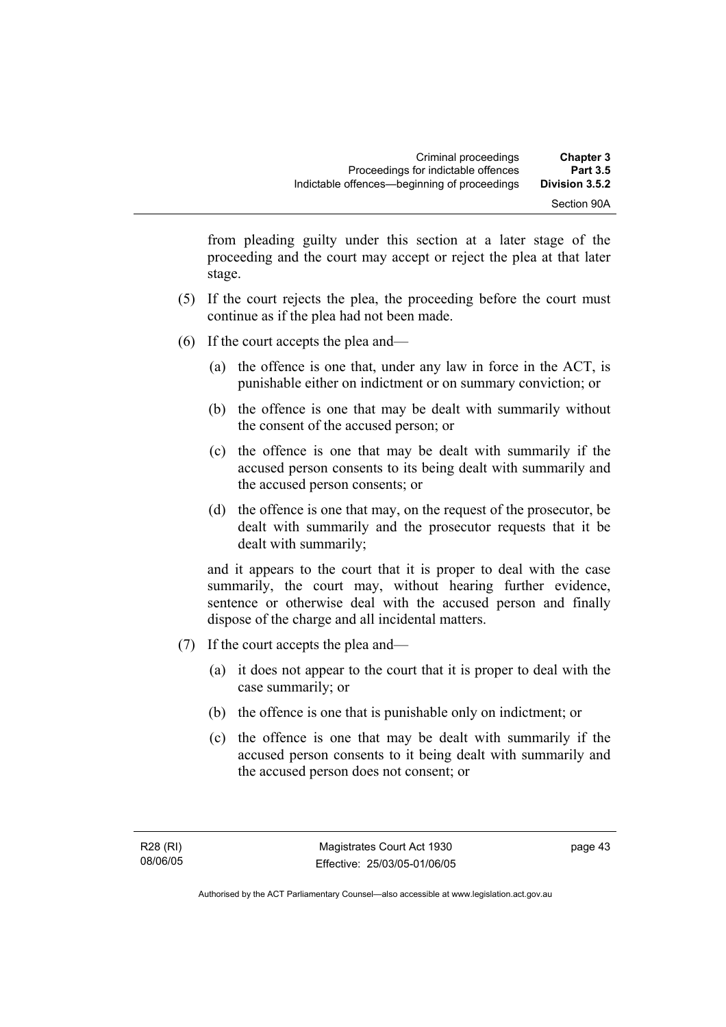from pleading guilty under this section at a later stage of the proceeding and the court may accept or reject the plea at that later stage.

(5) If the court rejects the plea, the proceeding before the court must continue as if the plea had not been made.

(6) If the court accepts the plea and—

(a) the offence is one that, under any law in force in the ACT, is punishable either on indictment or on summary conviction; or

(b) the offence is one that may be dealt with summarily without the consent of the accused person; or

(c) the offence is one that may be dealt with summarily if the accused person consents to its being dealt with summarily and the accused person consents; or

(d) the offence is one that may, on the request of the prosecutor, be dealt with summarily and the prosecutor requests that it be dealt with summarily;

and it appears to the court that it is proper to deal with the case summarily, the court may, without hearing further evidence, sentence or otherwise deal with the accused person and finally dispose of the charge and all incidental matters.

(7) If the court accepts the plea and—

(a) it does not appear to the court that it is proper to deal with the case summarily; or

(b) the offence is one that is punishable only on indictment; or

(c) the offence is one that may be dealt with summarily if the accused person consents to it being dealt with summarily and the accused person does not consent; or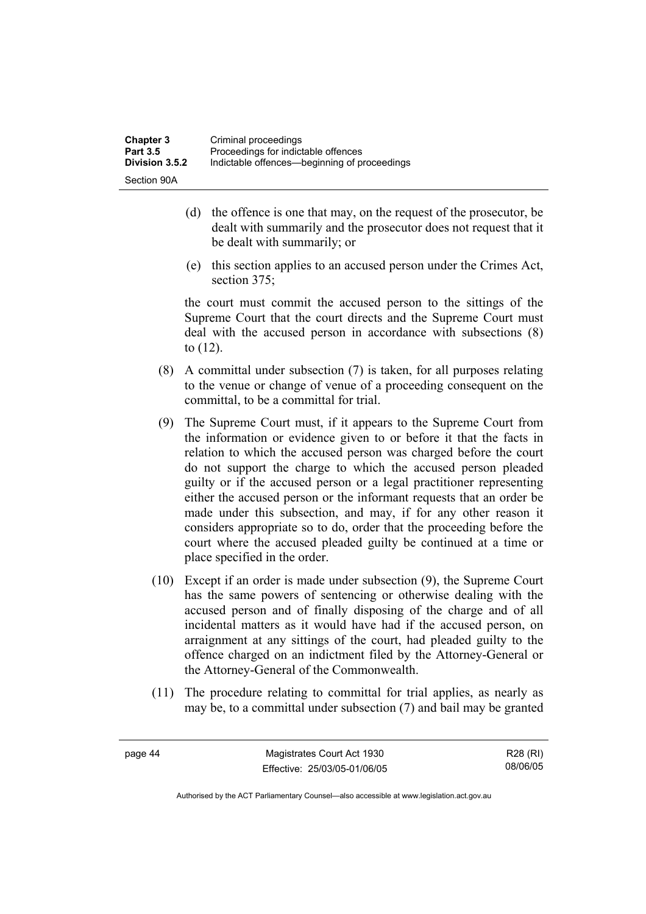(d) the offence is one that may, on the request of the prosecutor, be dealt with summarily and the prosecutor does not request that it be dealt with summarily; or

(e) this section applies to an accused person under the Crimes Act, section 375;

the court must commit the accused person to the sittings of the Supreme Court that the court directs and the Supreme Court must deal with the accused person in accordance with subsections (8) to (12).

(8) A committal under subsection (7) is taken, for all purposes relating to the venue or change of venue of a proceeding consequent on the committal, to be a committal for trial.

(9) The Supreme Court must, if it appears to the Supreme Court from the information or evidence given to or before it that the facts in relation to which the accused person was charged before the court do not support the charge to which the accused person pleaded guilty or if the accused person or a legal practitioner representing either the accused person or the informant requests that an order be made under this subsection, and may, if for any other reason it considers appropriate so to do, order that the proceeding before the court where the accused pleaded guilty be continued at a time or place specified in the order.

(10) Except if an order is made under subsection (9), the Supreme Court has the same powers of sentencing or otherwise dealing with the accused person and of finally disposing of the charge and of all incidental matters as it would have had if the accused person, on arraignment at any sittings of the court, had pleaded guilty to the offence charged on an indictment filed by the Attorney-General or the Attorney-General of the Commonwealth.

(11) The procedure relating to committal for trial applies, as nearly as may be, to a committal under subsection (7) and bail may be granted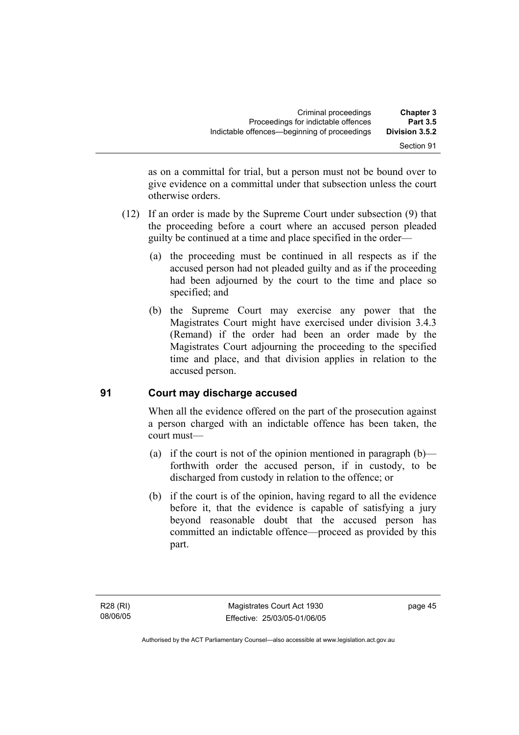as on a committal for trial, but a person must not be bound over to give evidence on a committal under that subsection unless the court otherwise orders.

(12) If an order is made by the Supreme Court under subsection (9) that the proceeding before a court where an accused person pleaded guilty be continued at a time and place specified in the order—

(a) the proceeding must be continued in all respects as if the accused person had not pleaded guilty and as if the proceeding had been adjourned by the court to the time and place so specified; and

(b) the Supreme Court may exercise any power that the Magistrates Court might have exercised under division 3.4.3 (Remand) if the order had been an order made by the Magistrates Court adjourning the proceeding to the specified time and place, and that division applies in relation to the accused person.

## 91 Court may discharge accused

When all the evidence offered on the part of the prosecution against a person charged with an indictable offence has been taken, the court must—

(a) if the court is not of the opinion mentioned in paragraph (b)—forthwith order the accused person, if in custody, to be discharged from custody in relation to the offence; or

(b) if the court is of the opinion, having regard to all the evidence before it, that the evidence is capable of satisfying a jury beyond reasonable doubt that the accused person has committed an indictable offence—proceed as provided by this part.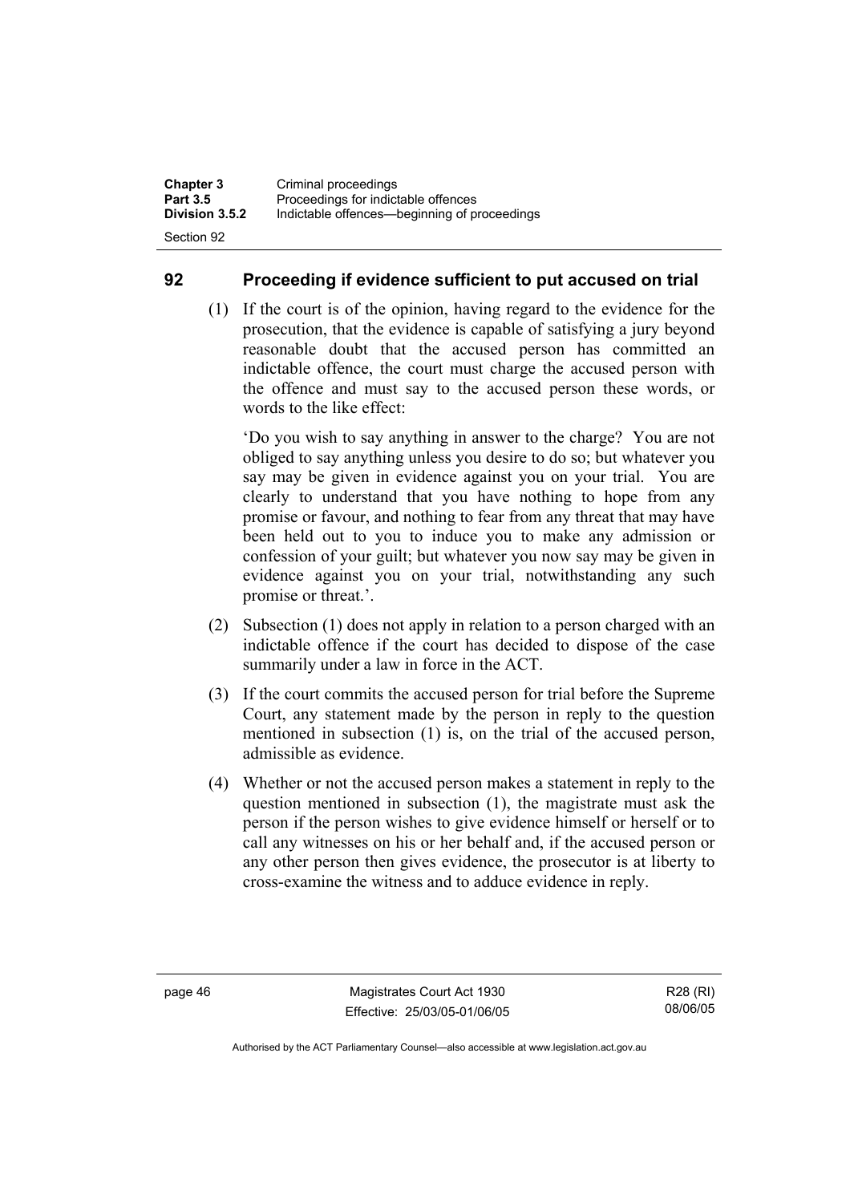## 92 Proceeding if evidence sufficient to put accused on trial

(1) If the court is of the opinion, having regard to the evidence for the prosecution, that the evidence is capable of satisfying a jury beyond reasonable doubt that the accused person has committed an indictable offence, the court must charge the accused person with the offence and must say to the accused person these words, or words to the like effect:

'Do you wish to say anything in answer to the charge? You are not obliged to say anything unless you desire to do so; but whatever you say may be given in evidence against you on your trial. You are clearly to understand that you have nothing to hope from any promise or favour, and nothing to fear from any threat that may have been held out to you to induce you to make any admission or confession of your guilt; but whatever you now say may be given in evidence against you on your trial, notwithstanding any such promise or threat.'.

(2) Subsection (1) does not apply in relation to a person charged with an indictable offence if the court has decided to dispose of the case summarily under a law in force in the ACT.

(3) If the court commits the accused person for trial before the Supreme Court, any statement made by the person in reply to the question mentioned in subsection (1) is, on the trial of the accused person, admissible as evidence.

(4) Whether or not the accused person makes a statement in reply to the question mentioned in subsection (1), the magistrate must ask the person if the person wishes to give evidence himself or herself or to call any witnesses on his or her behalf and, if the accused person or any other person then gives evidence, the prosecutor is at liberty to cross-examine the witness and to adduce evidence in reply.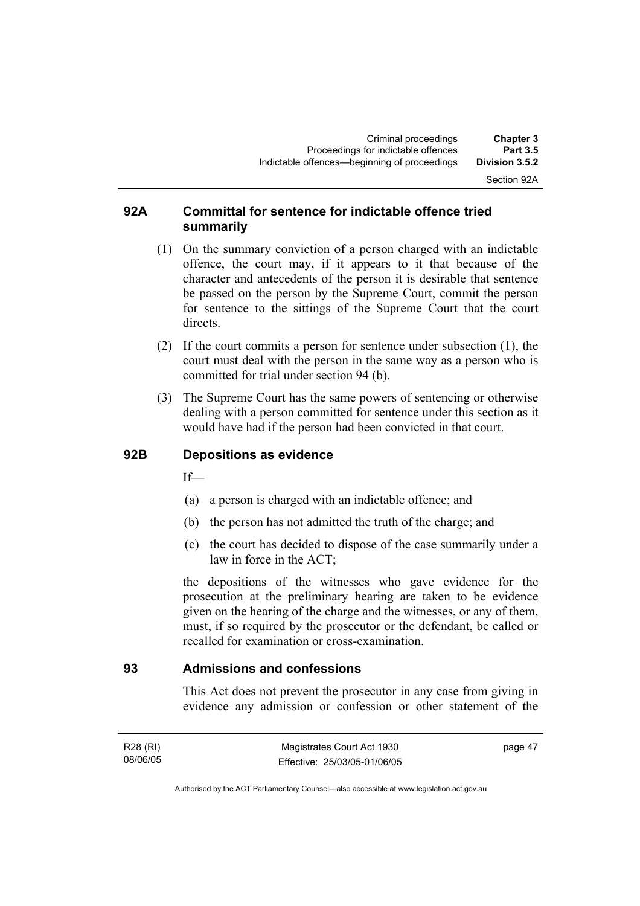## 92A Committal for sentence for indictable offence tried summarily

(1) On the summary conviction of a person charged with an indictable offence, the court may, if it appears to it that because of the character and antecedents of the person it is desirable that sentence be passed on the person by the Supreme Court, commit the person for sentence to the sittings of the Supreme Court that the court directs.

(2) If the court commits a person for sentence under subsection (1), the court must deal with the person in the same way as a person who is committed for trial under section 94 (b).

(3) The Supreme Court has the same powers of sentencing or otherwise dealing with a person committed for sentence under this section as it would have had if the person had been convicted in that court.

## 92B Depositions as evidence

If—

(a) a person is charged with an indictable offence; and

(b) the person has not admitted the truth of the charge; and

(c) the court has decided to dispose of the case summarily under a law in force in the ACT;

the depositions of the witnesses who gave evidence for the prosecution at the preliminary hearing are taken to be evidence given on the hearing of the charge and the witnesses, or any of them, must, if so required by the prosecutor or the defendant, be called or recalled for examination or cross-examination.

## 93 Admissions and confessions

This Act does not prevent the prosecutor in any case from giving in evidence any admission or confession or other statement of the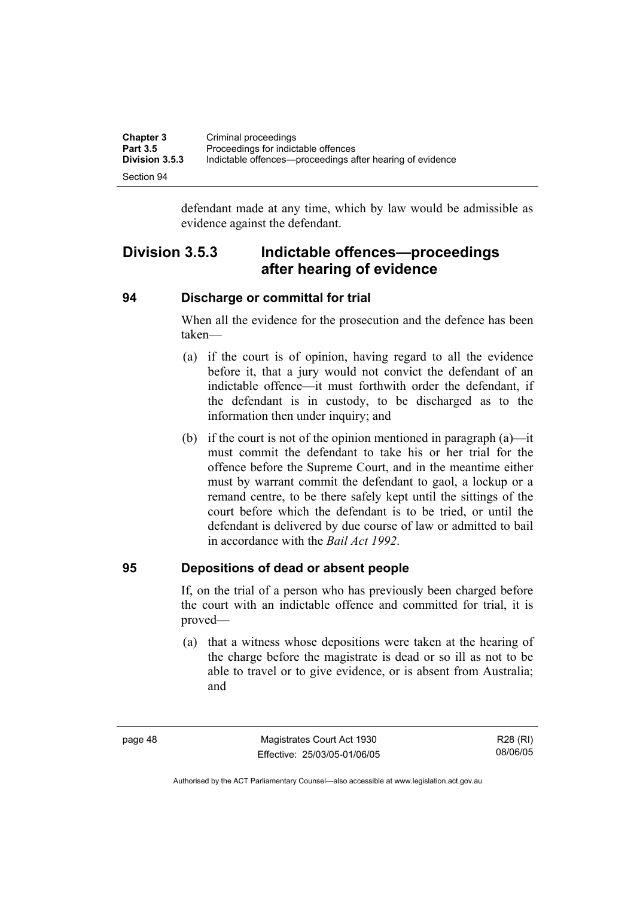defendant made at any time, which by law would be admissible as evidence against the defendant.

## Division 3.5.3 Indictable offences—proceedings after hearing of evidence

### 94 Discharge or committal for trial

When all the evidence for the prosecution and the defence has been taken—

(a) if the court is of opinion, having regard to all the evidence before it, that a jury would not convict the defendant of an indictable offence—it must forthwith order the defendant, if the defendant is in custody, to be discharged as to the information then under inquiry; and

(b) if the court is not of the opinion mentioned in paragraph (a)—it must commit the defendant to take his or her trial for the offence before the Supreme Court, and in the meantime either must by warrant commit the defendant to gaol, a lockup or a remand centre, to be there safely kept until the sittings of the court before which the defendant is to be tried, or until the defendant is delivered by due course of law or admitted to bail in accordance with the *Bail Act 1992*.

### 95 Depositions of dead or absent people

If, on the trial of a person who has previously been charged before the court with an indictable offence and committed for trial, it is proved—

(a) that a witness whose depositions were taken at the hearing of the charge before the magistrate is dead or so ill as not to be able to travel or to give evidence, or is absent from Australia; and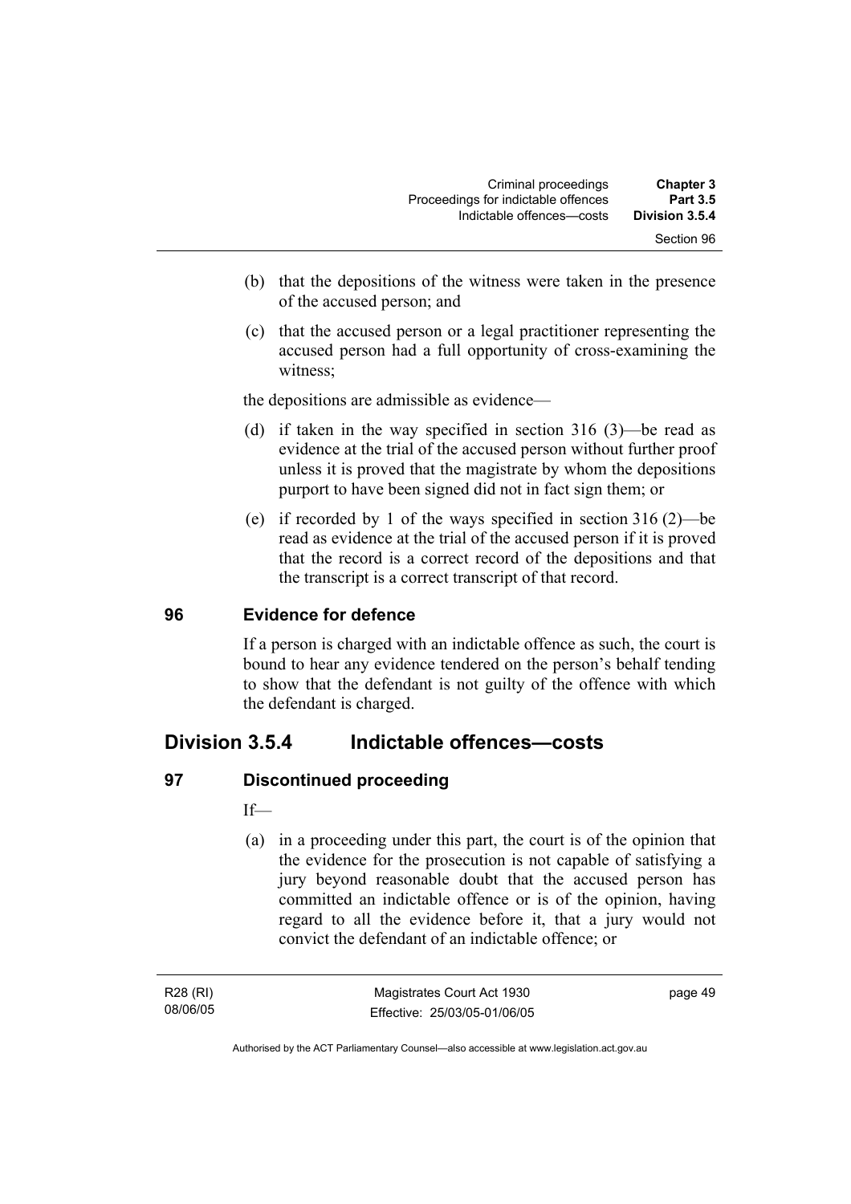(b) that the depositions of the witness were taken in the presence of the accused person; and

(c) that the accused person or a legal practitioner representing the accused person had a full opportunity of cross-examining the witness;

the depositions are admissible as evidence—

(d) if taken in the way specified in section 316 (3)—be read as evidence at the trial of the accused person without further proof unless it is proved that the magistrate by whom the depositions purport to have been signed did not in fact sign them; or

(e) if recorded by 1 of the ways specified in section 316 (2)—be read as evidence at the trial of the accused person if it is proved that the record is a correct record of the depositions and that the transcript is a correct transcript of that record.

### 96 Evidence for defence

If a person is charged with an indictable offence as such, the court is bound to hear any evidence tendered on the person's behalf tending to show that the defendant is not guilty of the offence with which the defendant is charged.

## Division 3.5.4 Indictable offences—costs

### 97 Discontinued proceeding

If—

(a) in a proceeding under this part, the court is of the opinion that the evidence for the prosecution is not capable of satisfying a jury beyond reasonable doubt that the accused person has committed an indictable offence or is of the opinion, having regard to all the evidence before it, that a jury would not convict the defendant of an indictable offence; or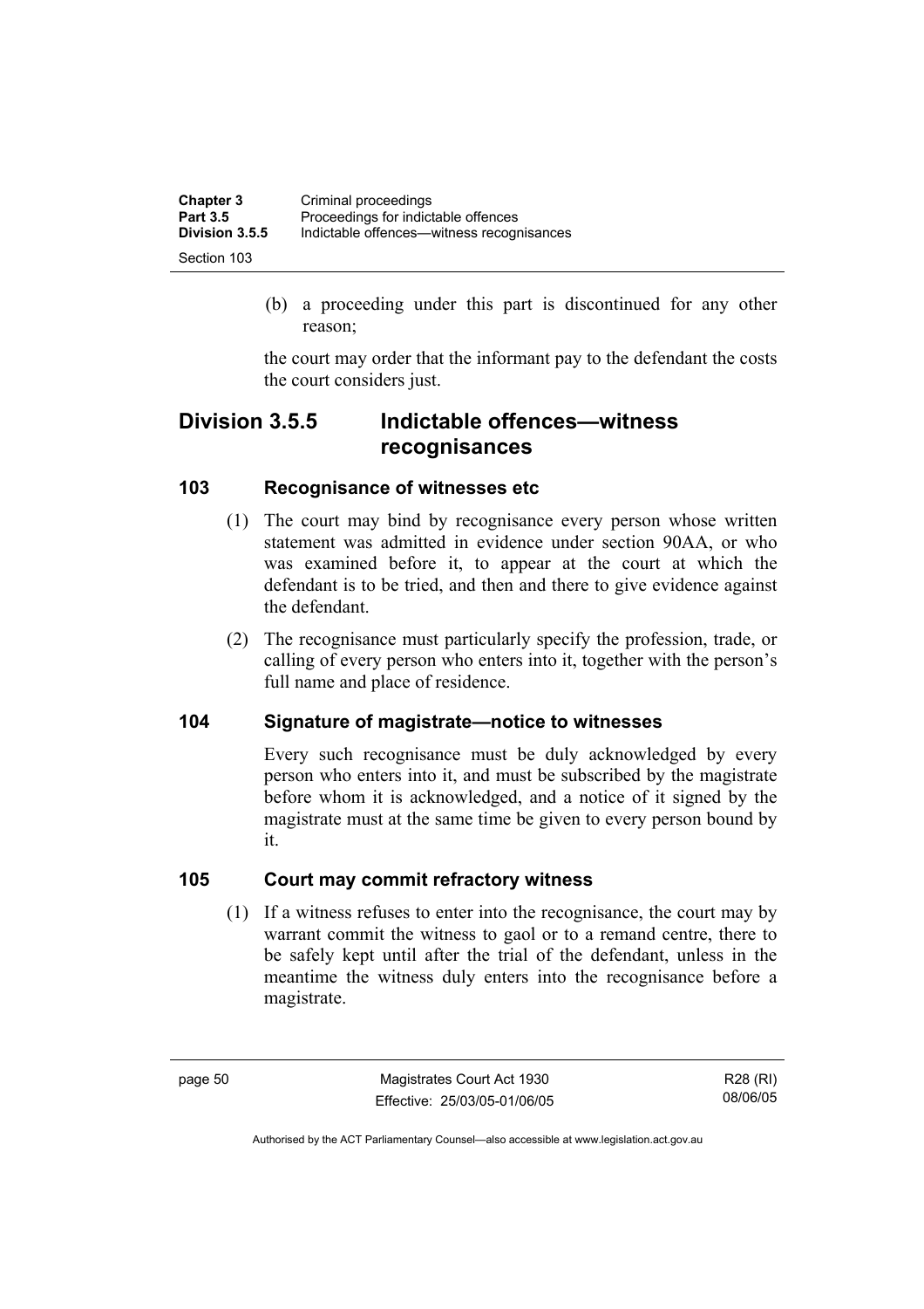(b) a proceeding under this part is discontinued for any other reason;

the court may order that the informant pay to the defendant the costs the court considers just.

## Division 3.5.5 Indictable offences—witness recognisances

### 103 Recognisance of witnesses etc

(1) The court may bind by recognisance every person whose written statement was admitted in evidence under section 90AA, or who was examined before it, to appear at the court at which the defendant is to be tried, and then and there to give evidence against the defendant.

(2) The recognisance must particularly specify the profession, trade, or calling of every person who enters into it, together with the person's full name and place of residence.

### 104 Signature of magistrate—notice to witnesses

Every such recognisance must be duly acknowledged by every person who enters into it, and must be subscribed by the magistrate before whom it is acknowledged, and a notice of it signed by the magistrate must at the same time be given to every person bound by it.

### 105 Court may commit refractory witness

(1) If a witness refuses to enter into the recognisance, the court may by warrant commit the witness to gaol or to a remand centre, there to be safely kept until after the trial of the defendant, unless in the meantime the witness duly enters into the recognisance before a magistrate.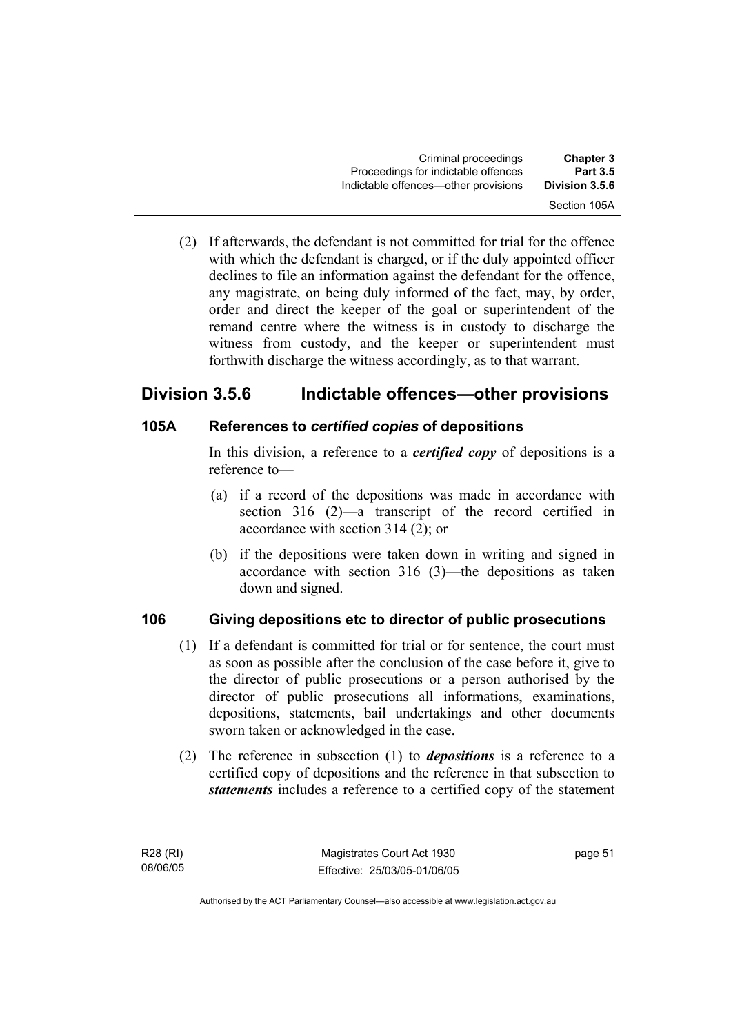(2) If afterwards, the defendant is not committed for trial for the offence with which the defendant is charged, or if the duly appointed officer declines to file an information against the defendant for the offence, any magistrate, on being duly informed of the fact, may, by order, order and direct the keeper of the goal or superintendent of the remand centre where the witness is in custody to discharge the witness from custody, and the keeper or superintendent must forthwith discharge the witness accordingly, as to that warrant.

## Division 3.5.6 Indictable offences—other provisions

### 105A References to *certified copies* of depositions

In this division, a reference to a ***certified copy*** of depositions is a reference to—

(a) if a record of the depositions was made in accordance with section 316 (2)—a transcript of the record certified in accordance with section 314 (2); or

(b) if the depositions were taken down in writing and signed in accordance with section 316 (3)—the depositions as taken down and signed.

### 106 Giving depositions etc to director of public prosecutions

(1) If a defendant is committed for trial or for sentence, the court must as soon as possible after the conclusion of the case before it, give to the director of public prosecutions or a person authorised by the director of public prosecutions all informations, examinations, depositions, statements, bail undertakings and other documents sworn taken or acknowledged in the case.

(2) The reference in subsection (1) to ***depositions*** is a reference to a certified copy of depositions and the reference in that subsection to ***statements*** includes a reference to a certified copy of the statement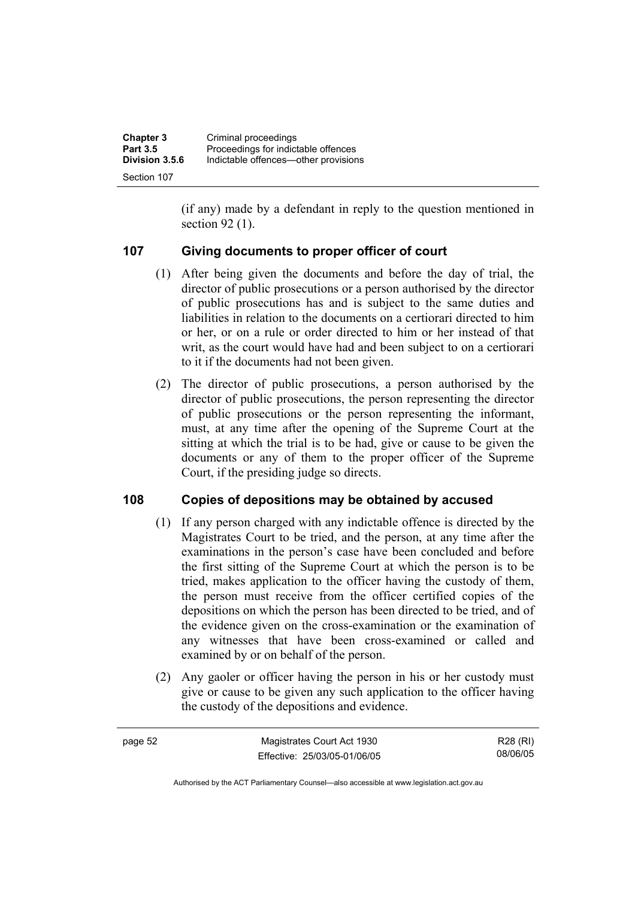(if any) made by a defendant in reply to the question mentioned in section 92 (1).

## 107 Giving documents to proper officer of court

(1) After being given the documents and before the day of trial, the director of public prosecutions or a person authorised by the director of public prosecutions has and is subject to the same duties and liabilities in relation to the documents on a certiorari directed to him or her, or on a rule or order directed to him or her instead of that writ, as the court would have had and been subject to on a certiorari to it if the documents had not been given.

(2) The director of public prosecutions, a person authorised by the director of public prosecutions, the person representing the director of public prosecutions or the person representing the informant, must, at any time after the opening of the Supreme Court at the sitting at which the trial is to be had, give or cause to be given the documents or any of them to the proper officer of the Supreme Court, if the presiding judge so directs.

## 108 Copies of depositions may be obtained by accused

(1) If any person charged with any indictable offence is directed by the Magistrates Court to be tried, and the person, at any time after the examinations in the person's case have been concluded and before the first sitting of the Supreme Court at which the person is to be tried, makes application to the officer having the custody of them, the person must receive from the officer certified copies of the depositions on which the person has been directed to be tried, and of the evidence given on the cross-examination or the examination of any witnesses that have been cross-examined or called and examined by or on behalf of the person.

(2) Any gaoler or officer having the person in his or her custody must give or cause to be given any such application to the officer having the custody of the depositions and evidence.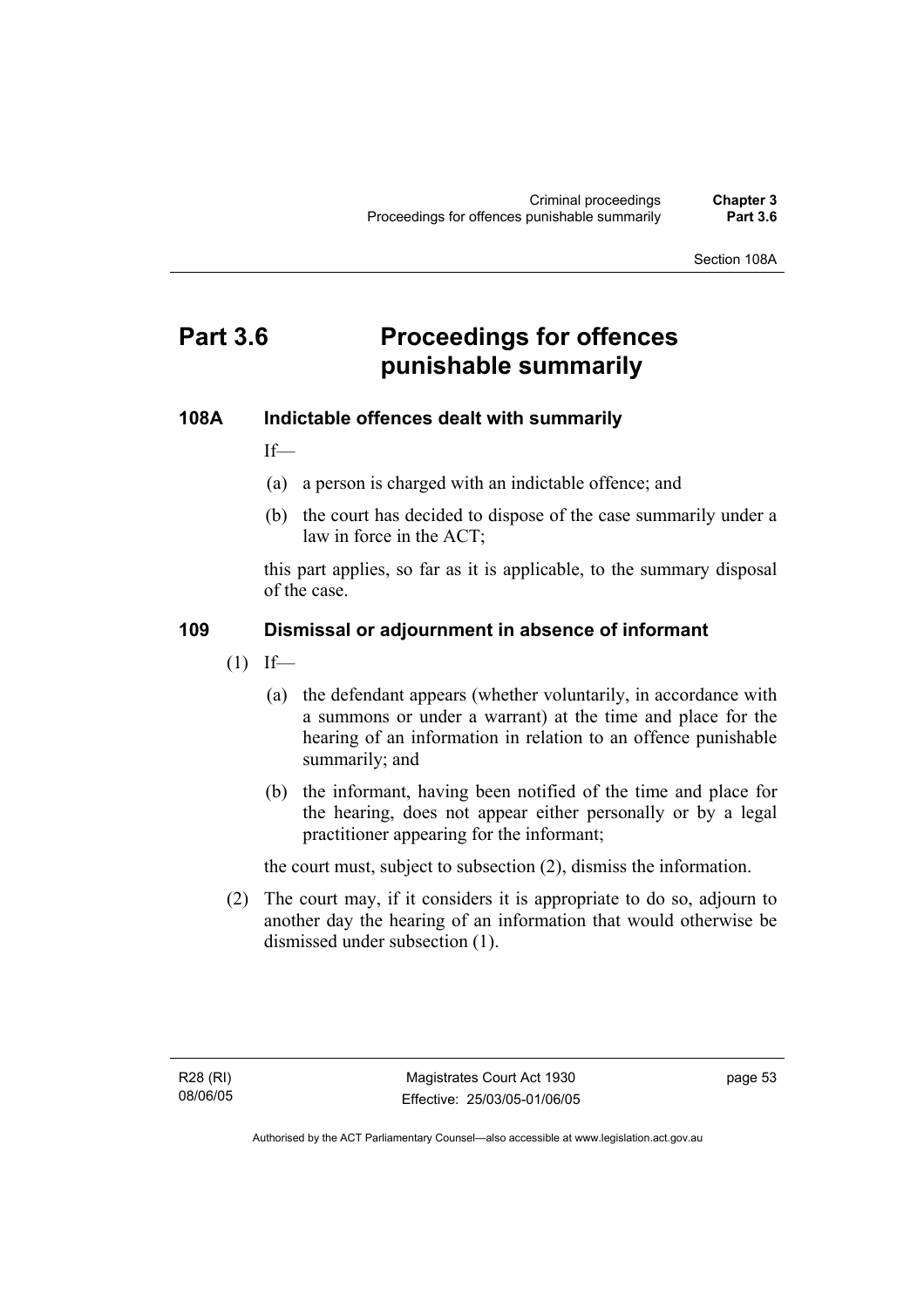# Part 3.6 Proceedings for offences punishable summarily

## 108A Indictable offences dealt with summarily

If—

(a) a person is charged with an indictable offence; and

(b) the court has decided to dispose of the case summarily under a law in force in the ACT;

this part applies, so far as it is applicable, to the summary disposal of the case.

## 109 Dismissal or adjournment in absence of informant

(1) If—

(a) the defendant appears (whether voluntarily, in accordance with a summons or under a warrant) at the time and place for the hearing of an information in relation to an offence punishable summarily; and

(b) the informant, having been notified of the time and place for the hearing, does not appear either personally or by a legal practitioner appearing for the informant;

the court must, subject to subsection (2), dismiss the information.

(2) The court may, if it considers it is appropriate to do so, adjourn to another day the hearing of an information that would otherwise be dismissed under subsection (1).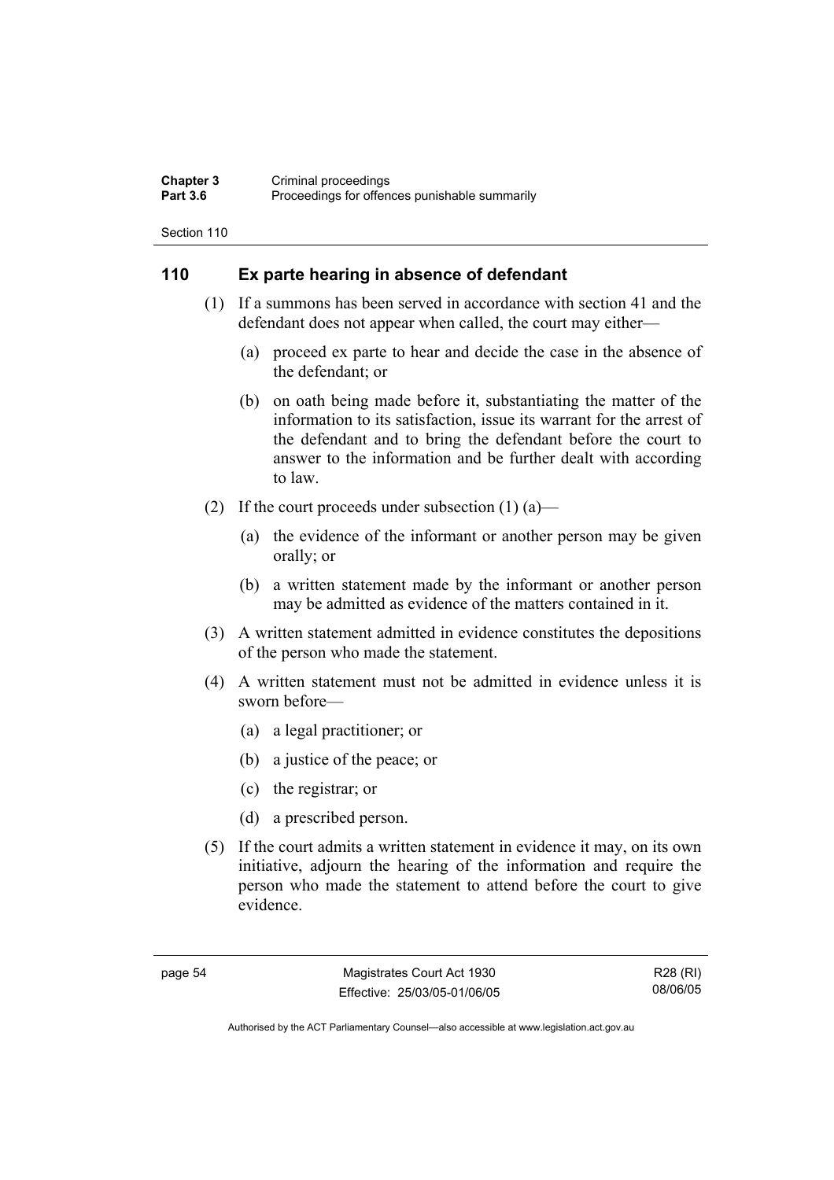## 110 Ex parte hearing in absence of defendant

(1) If a summons has been served in accordance with section 41 and the defendant does not appear when called, the court may either—

- (a) proceed ex parte to hear and decide the case in the absence of the defendant; or
- (b) on oath being made before it, substantiating the matter of the information to its satisfaction, issue its warrant for the arrest of the defendant and to bring the defendant before the court to answer to the information and be further dealt with according to law.

(2) If the court proceeds under subsection (1) (a)—

- (a) the evidence of the informant or another person may be given orally; or
- (b) a written statement made by the informant or another person may be admitted as evidence of the matters contained in it.

(3) A written statement admitted in evidence constitutes the depositions of the person who made the statement.

(4) A written statement must not be admitted in evidence unless it is sworn before—

- (a) a legal practitioner; or
- (b) a justice of the peace; or
- (c) the registrar; or
- (d) a prescribed person.

(5) If the court admits a written statement in evidence it may, on its own initiative, adjourn the hearing of the information and require the person who made the statement to attend before the court to give evidence.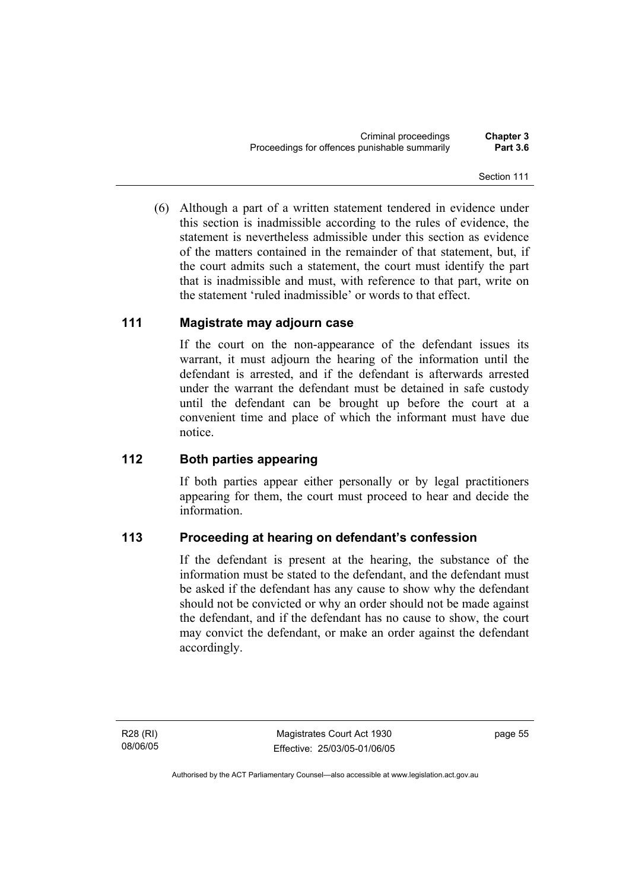(6) Although a part of a written statement tendered in evidence under this section is inadmissible according to the rules of evidence, the statement is nevertheless admissible under this section as evidence of the matters contained in the remainder of that statement, but, if the court admits such a statement, the court must identify the part that is inadmissible and must, with reference to that part, write on the statement 'ruled inadmissible' or words to that effect.

## 111 Magistrate may adjourn case

If the court on the non-appearance of the defendant issues its warrant, it must adjourn the hearing of the information until the defendant is arrested, and if the defendant is afterwards arrested under the warrant the defendant must be detained in safe custody until the defendant can be brought up before the court at a convenient time and place of which the informant must have due notice.

## 112 Both parties appearing

If both parties appear either personally or by legal practitioners appearing for them, the court must proceed to hear and decide the information.

## 113 Proceeding at hearing on defendant's confession

If the defendant is present at the hearing, the substance of the information must be stated to the defendant, and the defendant must be asked if the defendant has any cause to show why the defendant should not be convicted or why an order should not be made against the defendant, and if the defendant has no cause to show, the court may convict the defendant, or make an order against the defendant accordingly.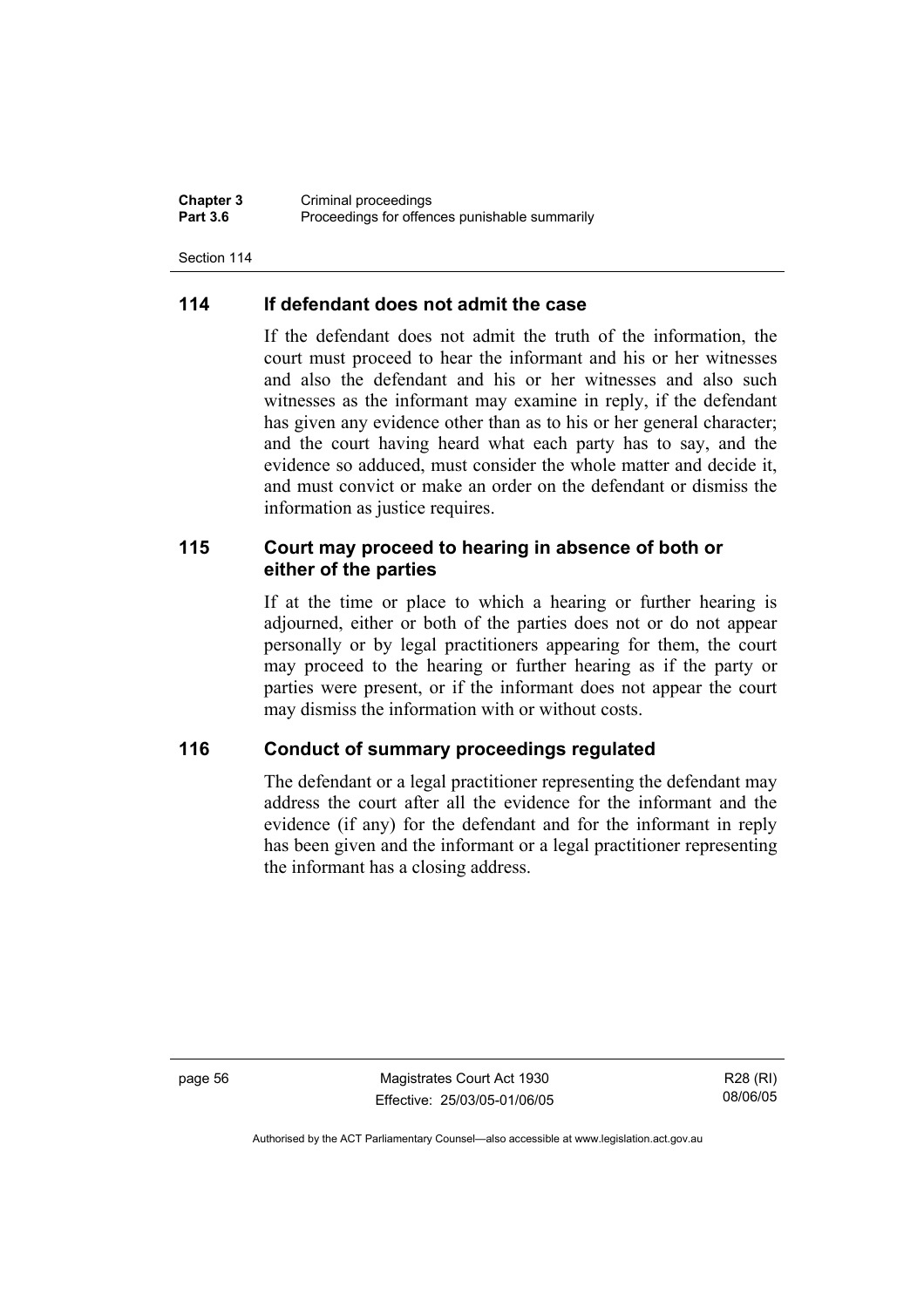## 114 If defendant does not admit the case

If the defendant does not admit the truth of the information, the court must proceed to hear the informant and his or her witnesses and also the defendant and his or her witnesses and also such witnesses as the informant may examine in reply, if the defendant has given any evidence other than as to his or her general character; and the court having heard what each party has to say, and the evidence so adduced, must consider the whole matter and decide it, and must convict or make an order on the defendant or dismiss the information as justice requires.

## 115 Court may proceed to hearing in absence of both or either of the parties

If at the time or place to which a hearing or further hearing is adjourned, either or both of the parties does not or do not appear personally or by legal practitioners appearing for them, the court may proceed to the hearing or further hearing as if the party or parties were present, or if the informant does not appear the court may dismiss the information with or without costs.

## 116 Conduct of summary proceedings regulated

The defendant or a legal practitioner representing the defendant may address the court after all the evidence for the informant and the evidence (if any) for the defendant and for the informant in reply has been given and the informant or a legal practitioner representing the informant has a closing address.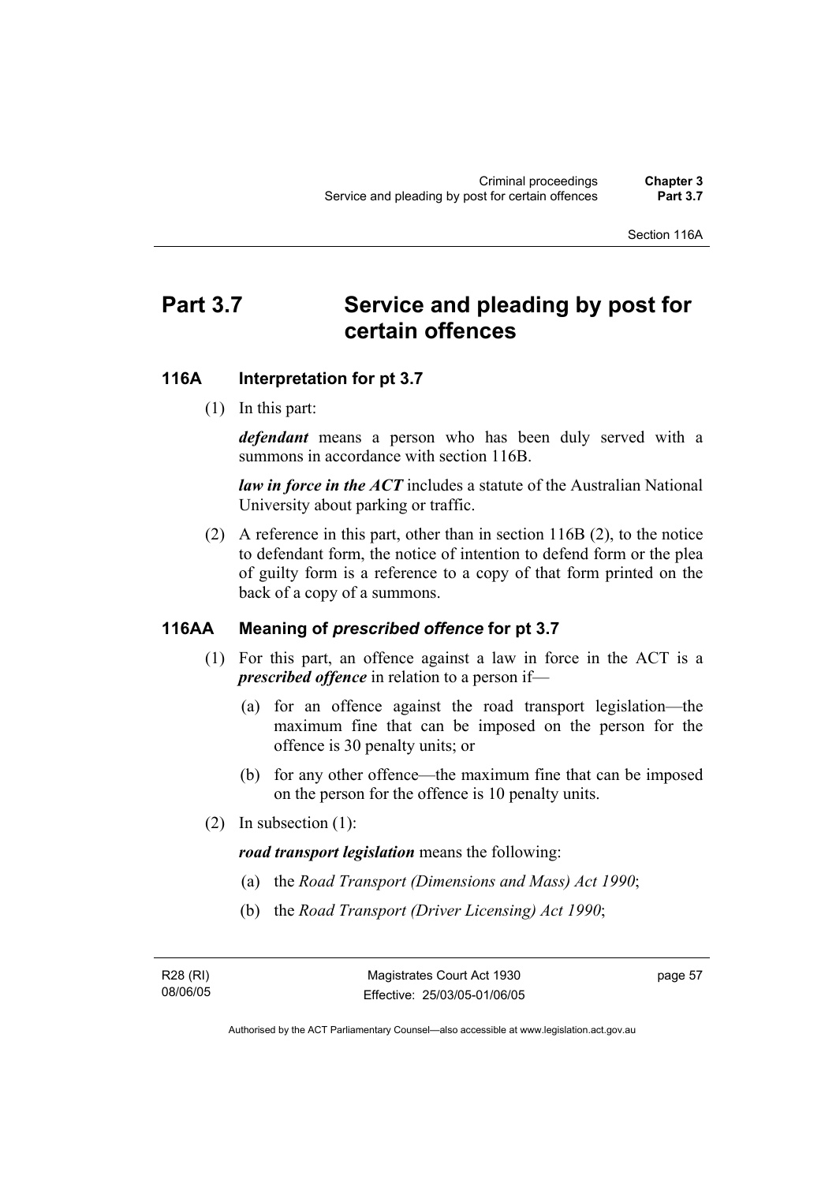# Part 3.7 Service and pleading by post for certain offences

## 116A Interpretation for pt 3.7

(1) In this part:

***defendant*** means a person who has been duly served with a summons in accordance with section 116B.

***law in force in the ACT*** includes a statute of the Australian National University about parking or traffic.

(2) A reference in this part, other than in section 116B (2), to the notice to defendant form, the notice of intention to defend form or the plea of guilty form is a reference to a copy of that form printed on the back of a copy of a summons.

## 116AA Meaning of *prescribed offence* for pt 3.7

(1) For this part, an offence against a law in force in the ACT is a ***prescribed offence*** in relation to a person if—

(a) for an offence against the road transport legislation—the maximum fine that can be imposed on the person for the offence is 30 penalty units; or

(b) for any other offence—the maximum fine that can be imposed on the person for the offence is 10 penalty units.

(2) In subsection (1):

***road transport legislation*** means the following:

(a) the *Road Transport (Dimensions and Mass) Act 1990*;

(b) the *Road Transport (Driver Licensing) Act 1990*;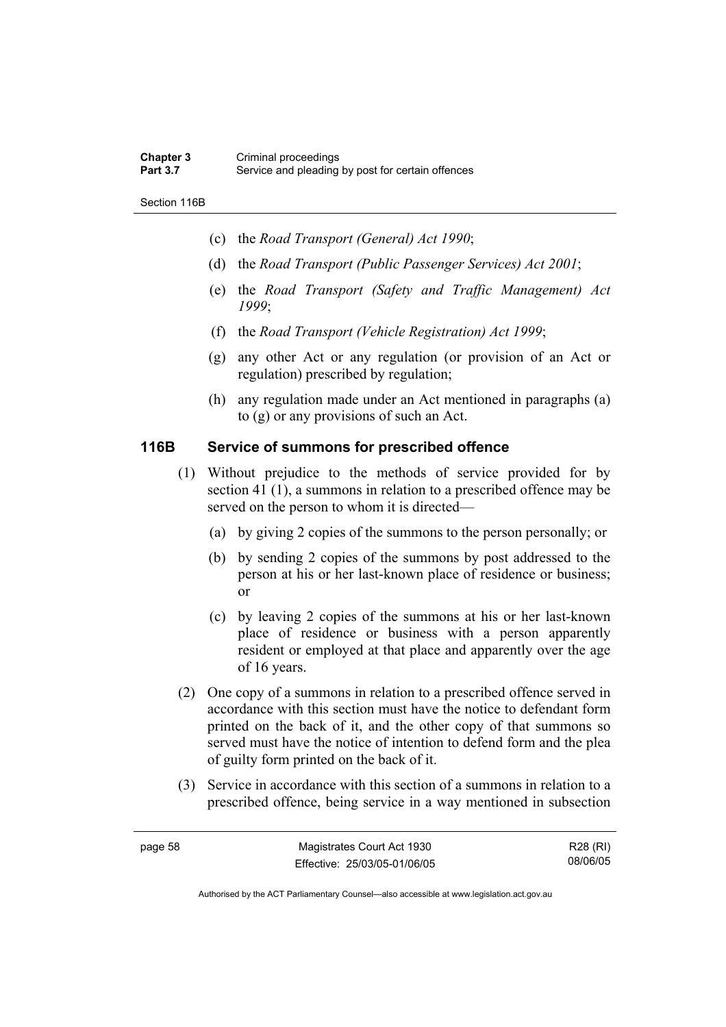(c) the *Road Transport (General) Act 1990*;

(d) the *Road Transport (Public Passenger Services) Act 2001*;

(e) the *Road Transport (Safety and Traffic Management) Act 1999*;

(f) the *Road Transport (Vehicle Registration) Act 1999*;

(g) any other Act or any regulation (or provision of an Act or regulation) prescribed by regulation;

(h) any regulation made under an Act mentioned in paragraphs (a) to (g) or any provisions of such an Act.

## 116B Service of summons for prescribed offence

(1) Without prejudice to the methods of service provided for by section 41 (1), a summons in relation to a prescribed offence may be served on the person to whom it is directed—

(a) by giving 2 copies of the summons to the person personally; or

(b) by sending 2 copies of the summons by post addressed to the person at his or her last-known place of residence or business; or

(c) by leaving 2 copies of the summons at his or her last-known place of residence or business with a person apparently resident or employed at that place and apparently over the age of 16 years.

(2) One copy of a summons in relation to a prescribed offence served in accordance with this section must have the notice to defendant form printed on the back of it, and the other copy of that summons so served must have the notice of intention to defend form and the plea of guilty form printed on the back of it.

(3) Service in accordance with this section of a summons in relation to a prescribed offence, being service in a way mentioned in subsection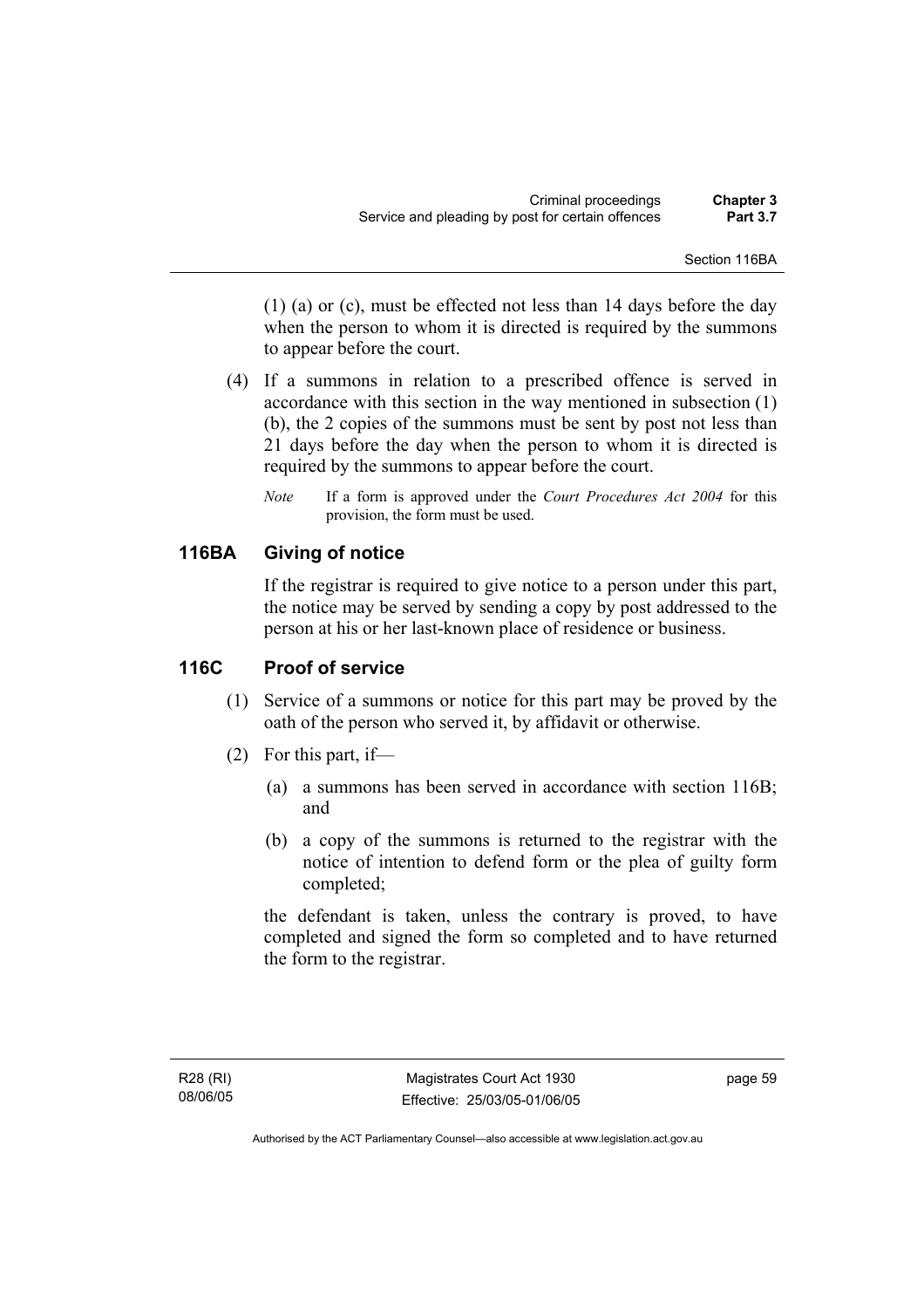(1) (a) or (c), must be effected not less than 14 days before the day when the person to whom it is directed is required by the summons to appear before the court.

(4) If a summons in relation to a prescribed offence is served in accordance with this section in the way mentioned in subsection (1) (b), the 2 copies of the summons must be sent by post not less than 21 days before the day when the person to whom it is directed is required by the summons to appear before the court.

*Note* If a form is approved under the *Court Procedures Act 2004* for this provision, the form must be used.

## 116BA Giving of notice

If the registrar is required to give notice to a person under this part, the notice may be served by sending a copy by post addressed to the person at his or her last-known place of residence or business.

## 116C Proof of service

(1) Service of a summons or notice for this part may be proved by the oath of the person who served it, by affidavit or otherwise.

(2) For this part, if—

(a) a summons has been served in accordance with section 116B; and

(b) a copy of the summons is returned to the registrar with the notice of intention to defend form or the plea of guilty form completed;

the defendant is taken, unless the contrary is proved, to have completed and signed the form so completed and to have returned the form to the registrar.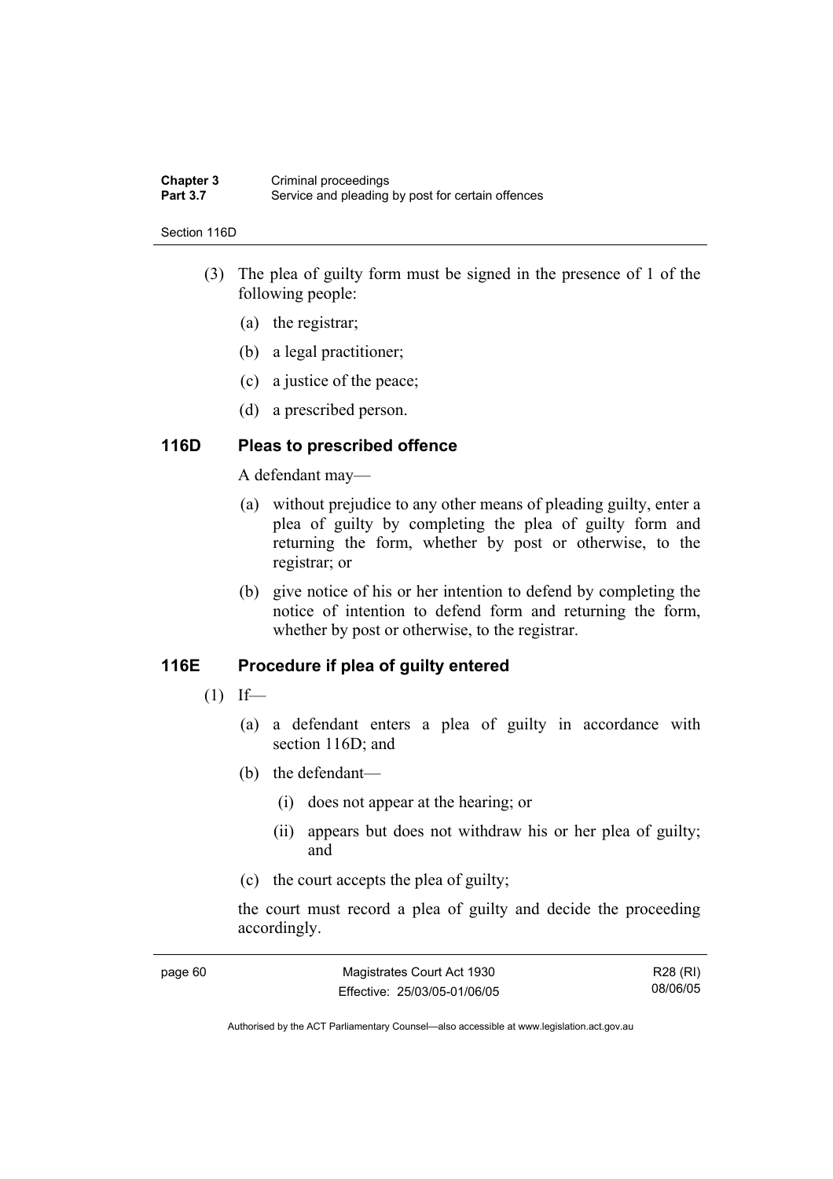(3) The plea of guilty form must be signed in the presence of 1 of the following people:

(a) the registrar;

(b) a legal practitioner;

(c) a justice of the peace;

(d) a prescribed person.

### 116D Pleas to prescribed offence

A defendant may—

(a) without prejudice to any other means of pleading guilty, enter a plea of guilty by completing the plea of guilty form and returning the form, whether by post or otherwise, to the registrar; or

(b) give notice of his or her intention to defend by completing the notice of intention to defend form and returning the form, whether by post or otherwise, to the registrar.

### 116E Procedure if plea of guilty entered

(1) If—

(a) a defendant enters a plea of guilty in accordance with section 116D; and

(b) the defendant—

(i) does not appear at the hearing; or

(ii) appears but does not withdraw his or her plea of guilty; and

(c) the court accepts the plea of guilty;

the court must record a plea of guilty and decide the proceeding accordingly.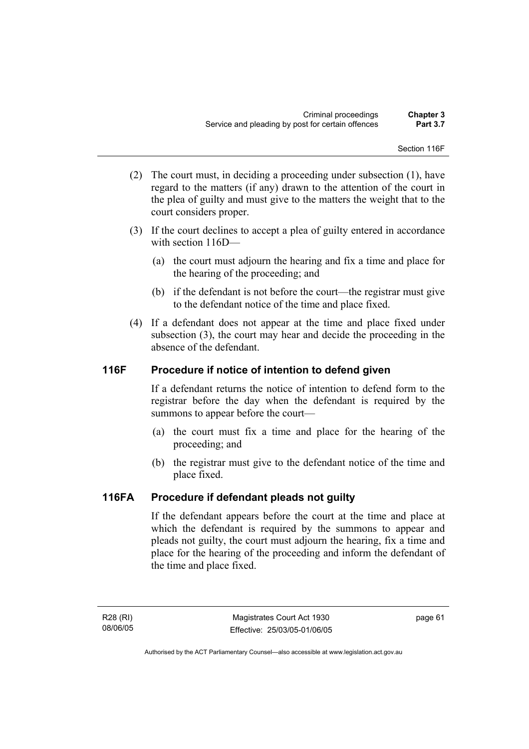(2) The court must, in deciding a proceeding under subsection (1), have regard to the matters (if any) drawn to the attention of the court in the plea of guilty and must give to the matters the weight that to the court considers proper.

(3) If the court declines to accept a plea of guilty entered in accordance with section 116D—

(a) the court must adjourn the hearing and fix a time and place for the hearing of the proceeding; and

(b) if the defendant is not before the court—the registrar must give to the defendant notice of the time and place fixed.

(4) If a defendant does not appear at the time and place fixed under subsection (3), the court may hear and decide the proceeding in the absence of the defendant.

## 116F Procedure if notice of intention to defend given

If a defendant returns the notice of intention to defend form to the registrar before the day when the defendant is required by the summons to appear before the court—

(a) the court must fix a time and place for the hearing of the proceeding; and

(b) the registrar must give to the defendant notice of the time and place fixed.

## 116FA Procedure if defendant pleads not guilty

If the defendant appears before the court at the time and place at which the defendant is required by the summons to appear and pleads not guilty, the court must adjourn the hearing, fix a time and place for the hearing of the proceeding and inform the defendant of the time and place fixed.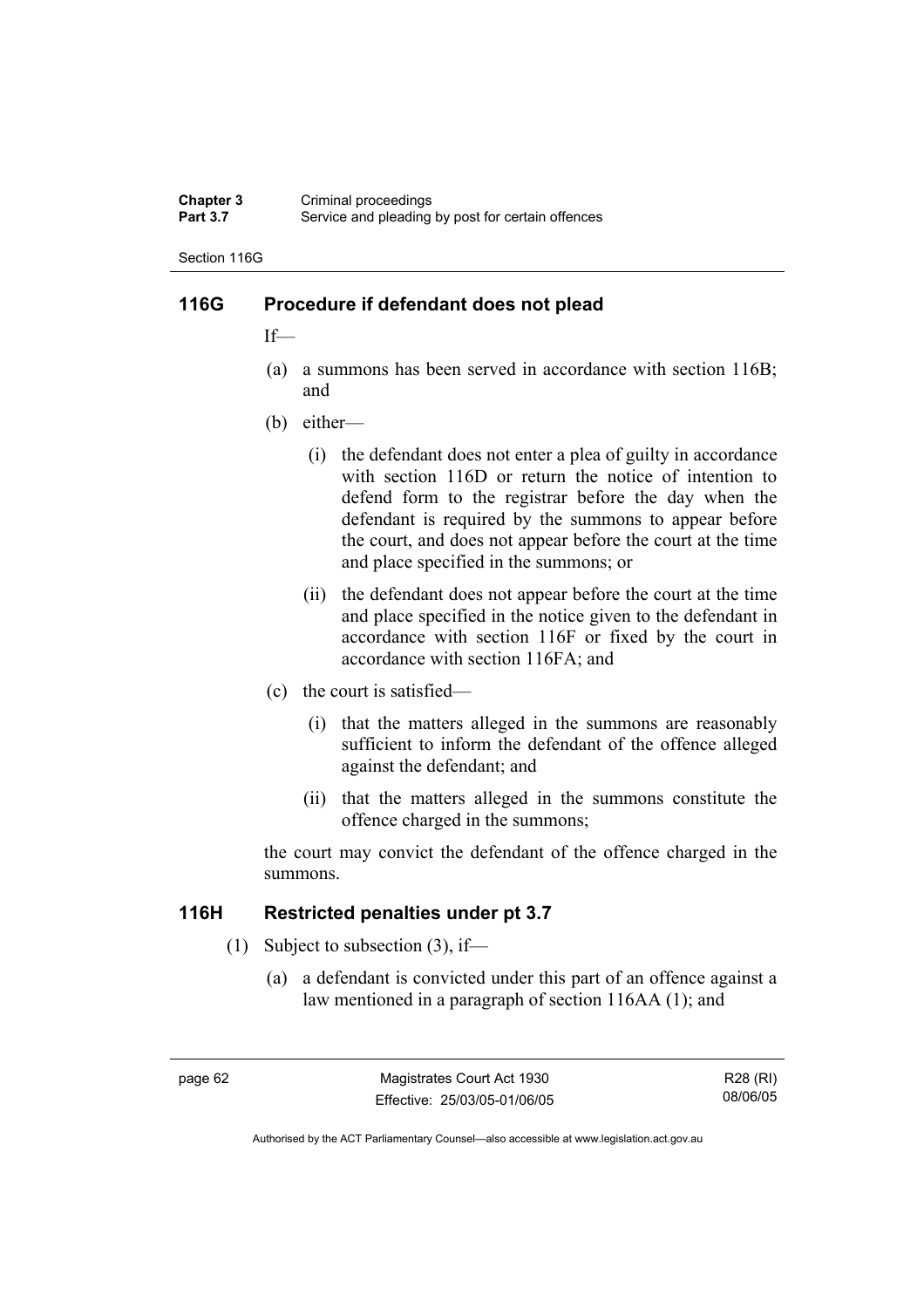## 116G Procedure if defendant does not plead

If—

(a) a summons has been served in accordance with section 116B; and

(b) either—

(i) the defendant does not enter a plea of guilty in accordance with section 116D or return the notice of intention to defend form to the registrar before the day when the defendant is required by the summons to appear before the court, and does not appear before the court at the time and place specified in the summons; or

(ii) the defendant does not appear before the court at the time and place specified in the notice given to the defendant in accordance with section 116F or fixed by the court in accordance with section 116FA; and

(c) the court is satisfied—

(i) that the matters alleged in the summons are reasonably sufficient to inform the defendant of the offence alleged against the defendant; and

(ii) that the matters alleged in the summons constitute the offence charged in the summons;

the court may convict the defendant of the offence charged in the summons.

## 116H Restricted penalties under pt 3.7

(1) Subject to subsection (3), if—

(a) a defendant is convicted under this part of an offence against a law mentioned in a paragraph of section 116AA (1); and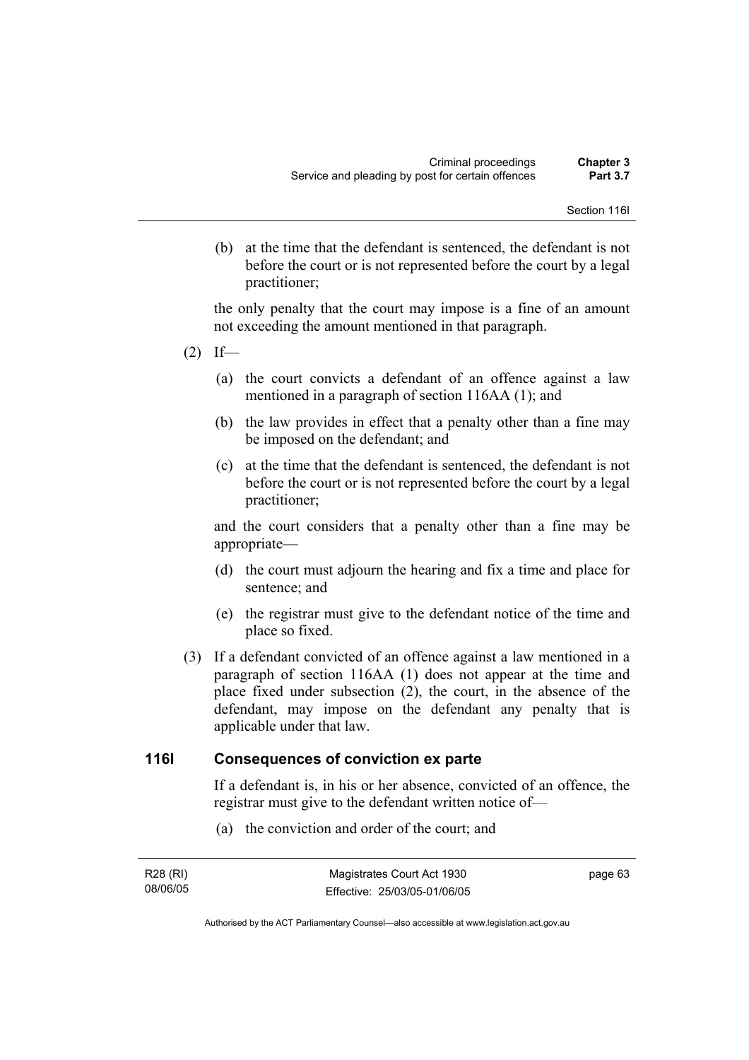(b) at the time that the defendant is sentenced, the defendant is not before the court or is not represented before the court by a legal practitioner;

the only penalty that the court may impose is a fine of an amount not exceeding the amount mentioned in that paragraph.

(2) If—

(a) the court convicts a defendant of an offence against a law mentioned in a paragraph of section 116AA (1); and

(b) the law provides in effect that a penalty other than a fine may be imposed on the defendant; and

(c) at the time that the defendant is sentenced, the defendant is not before the court or is not represented before the court by a legal practitioner;

and the court considers that a penalty other than a fine may be appropriate—

(d) the court must adjourn the hearing and fix a time and place for sentence; and

(e) the registrar must give to the defendant notice of the time and place so fixed.

(3) If a defendant convicted of an offence against a law mentioned in a paragraph of section 116AA (1) does not appear at the time and place fixed under subsection (2), the court, in the absence of the defendant, may impose on the defendant any penalty that is applicable under that law.

## 116I Consequences of conviction ex parte

If a defendant is, in his or her absence, convicted of an offence, the registrar must give to the defendant written notice of—

(a) the conviction and order of the court; and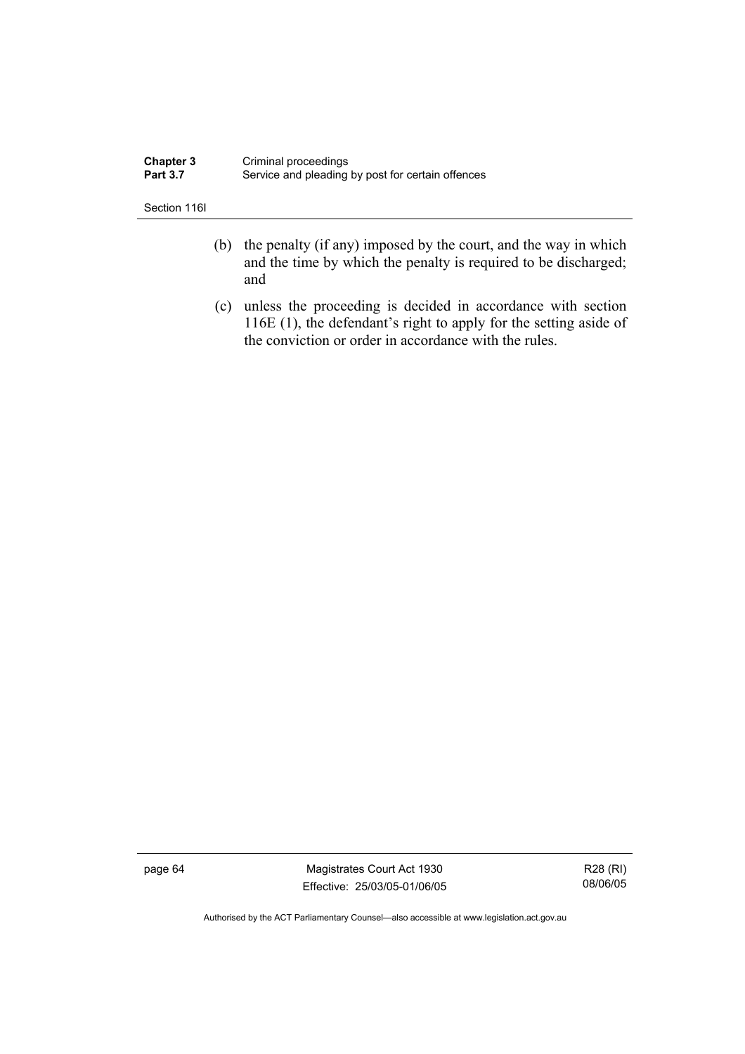(b) the penalty (if any) imposed by the court, and the way in which and the time by which the penalty is required to be discharged; and

(c) unless the proceeding is decided in accordance with section 116E (1), the defendant's right to apply for the setting aside of the conviction or order in accordance with the rules.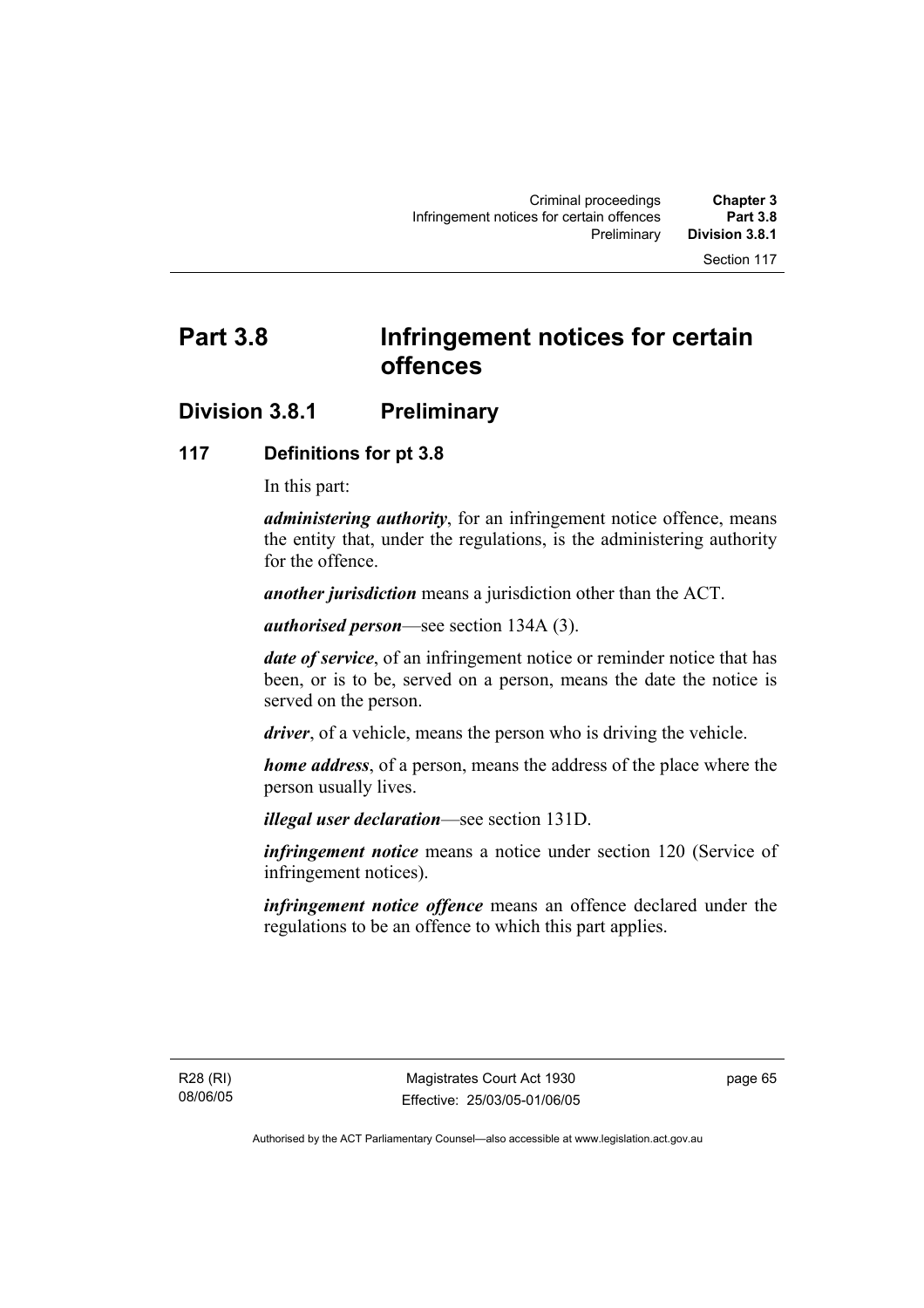# Part 3.8 Infringement notices for certain offences

## Division 3.8.1 Preliminary

### 117 Definitions for pt 3.8

In this part:

***administering authority***, for an infringement notice offence, means the entity that, under the regulations, is the administering authority for the offence.

***another jurisdiction*** means a jurisdiction other than the ACT.

***authorised person***—see section 134A (3).

***date of service***, of an infringement notice or reminder notice that has been, or is to be, served on a person, means the date the notice is served on the person.

***driver***, of a vehicle, means the person who is driving the vehicle.

***home address***, of a person, means the address of the place where the person usually lives.

***illegal user declaration***—see section 131D.

***infringement notice*** means a notice under section 120 (Service of infringement notices).

***infringement notice offence*** means an offence declared under the regulations to be an offence to which this part applies.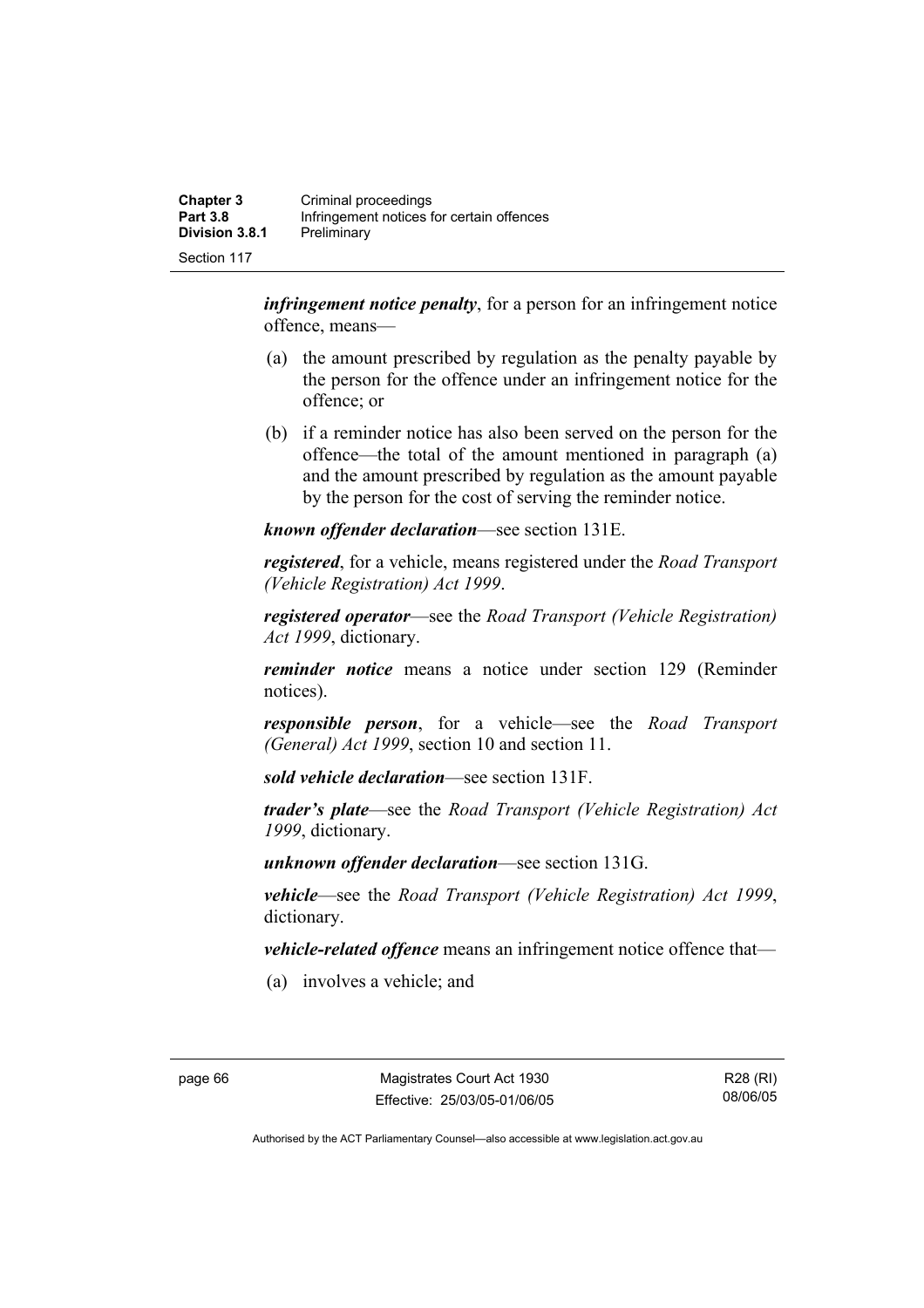***infringement notice penalty***, for a person for an infringement notice offence, means—

(a) the amount prescribed by regulation as the penalty payable by the person for the offence under an infringement notice for the offence; or

(b) if a reminder notice has also been served on the person for the offence—the total of the amount mentioned in paragraph (a) and the amount prescribed by regulation as the amount payable by the person for the cost of serving the reminder notice.

***known offender declaration***—see section 131E.

***registered***, for a vehicle, means registered under the *Road Transport (Vehicle Registration) Act 1999*.

***registered operator***—see the *Road Transport (Vehicle Registration) Act 1999*, dictionary.

***reminder notice*** means a notice under section 129 (Reminder notices).

***responsible person***, for a vehicle—see the *Road Transport (General) Act 1999*, section 10 and section 11.

***sold vehicle declaration***—see section 131F.

***trader's plate***—see the *Road Transport (Vehicle Registration) Act 1999*, dictionary.

***unknown offender declaration***—see section 131G.

***vehicle***—see the *Road Transport (Vehicle Registration) Act 1999*, dictionary.

***vehicle-related offence*** means an infringement notice offence that—

(a) involves a vehicle; and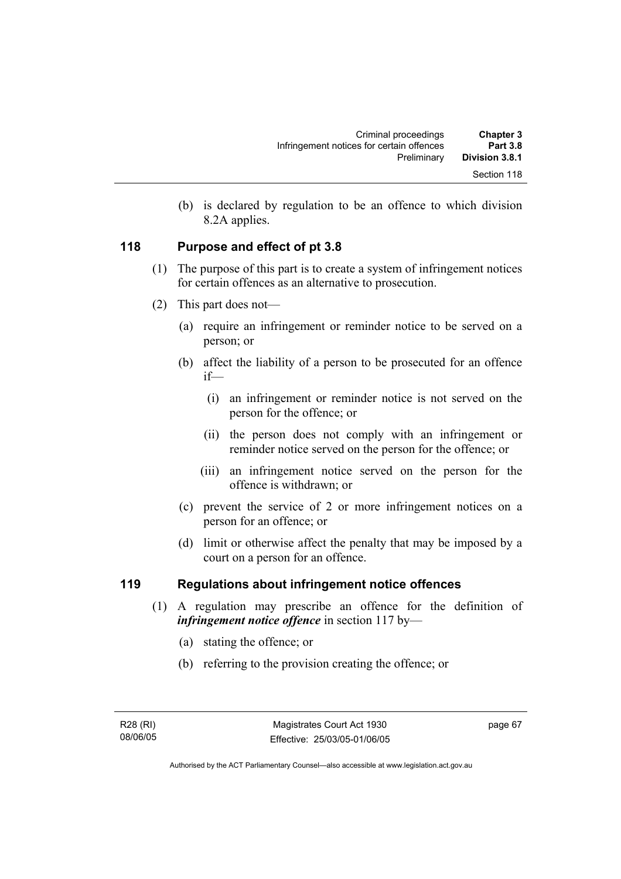(b) is declared by regulation to be an offence to which division 8.2A applies.

## 118 Purpose and effect of pt 3.8

(1) The purpose of this part is to create a system of infringement notices for certain offences as an alternative to prosecution.

(2) This part does not—

(a) require an infringement or reminder notice to be served on a person; or

(b) affect the liability of a person to be prosecuted for an offence if—

(i) an infringement or reminder notice is not served on the person for the offence; or

(ii) the person does not comply with an infringement or reminder notice served on the person for the offence; or

(iii) an infringement notice served on the person for the offence is withdrawn; or

(c) prevent the service of 2 or more infringement notices on a person for an offence; or

(d) limit or otherwise affect the penalty that may be imposed by a court on a person for an offence.

## 119 Regulations about infringement notice offences

(1) A regulation may prescribe an offence for the definition of ***infringement notice offence*** in section 117 by—

(a) stating the offence; or

(b) referring to the provision creating the offence; or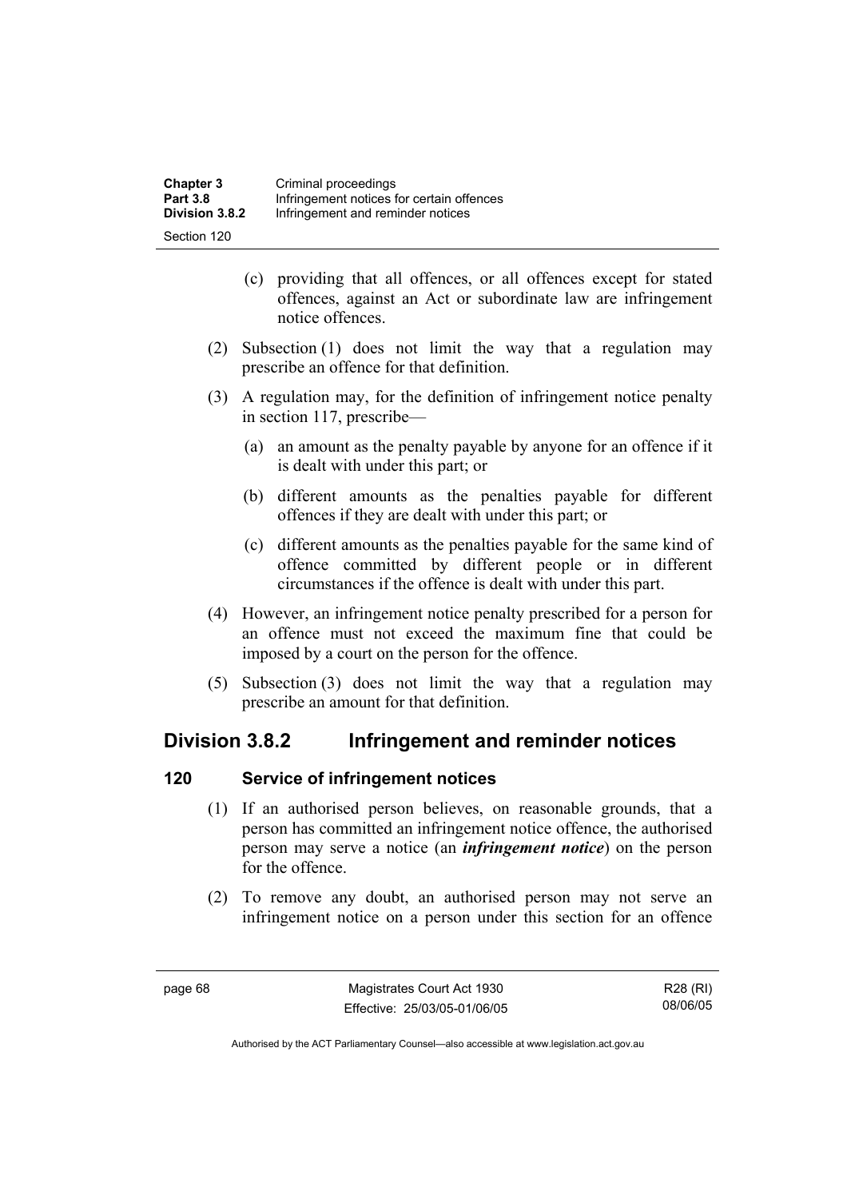(c) providing that all offences, or all offences except for stated offences, against an Act or subordinate law are infringement notice offences.

(2) Subsection (1) does not limit the way that a regulation may prescribe an offence for that definition.

(3) A regulation may, for the definition of infringement notice penalty in section 117, prescribe—

(a) an amount as the penalty payable by anyone for an offence if it is dealt with under this part; or

(b) different amounts as the penalties payable for different offences if they are dealt with under this part; or

(c) different amounts as the penalties payable for the same kind of offence committed by different people or in different circumstances if the offence is dealt with under this part.

(4) However, an infringement notice penalty prescribed for a person for an offence must not exceed the maximum fine that could be imposed by a court on the person for the offence.

(5) Subsection (3) does not limit the way that a regulation may prescribe an amount for that definition.

## Division 3.8.2 Infringement and reminder notices

### 120 Service of infringement notices

(1) If an authorised person believes, on reasonable grounds, that a person has committed an infringement notice offence, the authorised person may serve a notice (an ***infringement notice***) on the person for the offence.

(2) To remove any doubt, an authorised person may not serve an infringement notice on a person under this section for an offence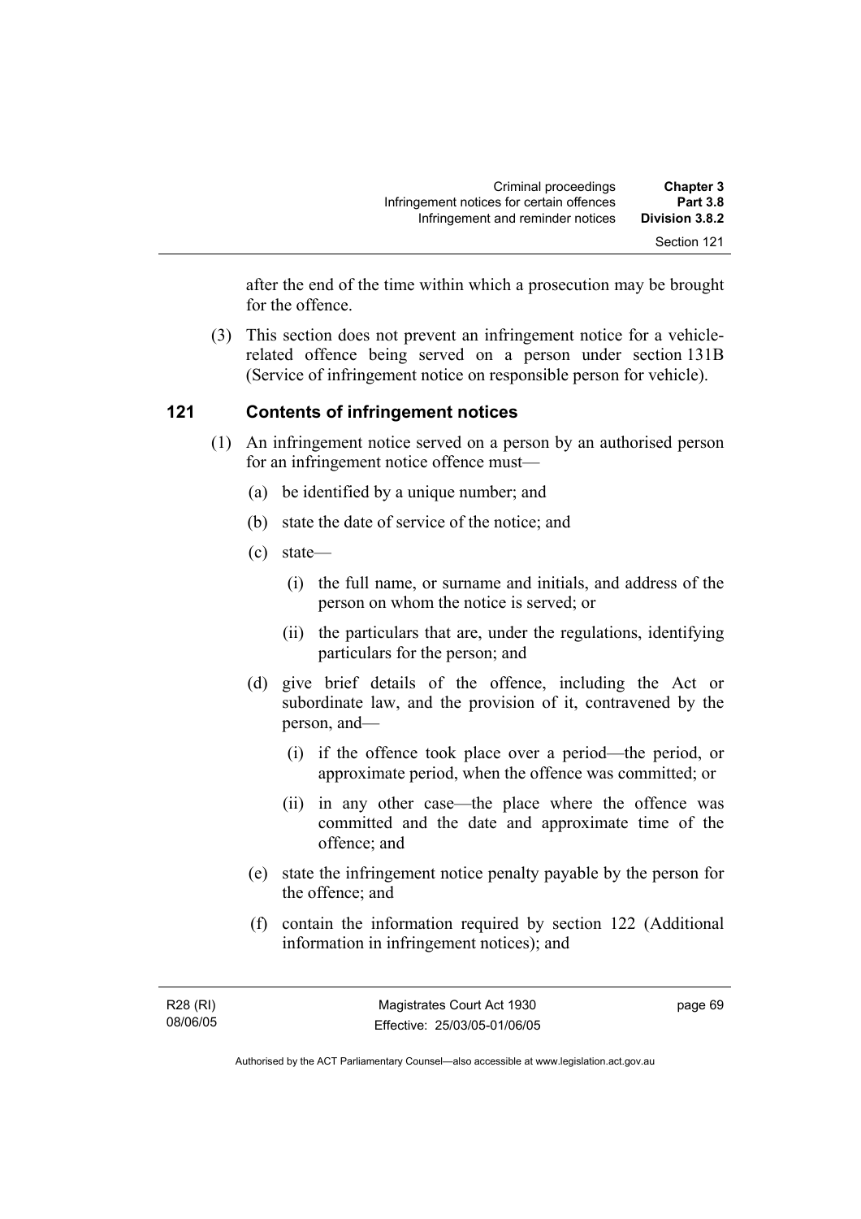after the end of the time within which a prosecution may be brought for the offence.

(3) This section does not prevent an infringement notice for a vehicle-related offence being served on a person under section 131B (Service of infringement notice on responsible person for vehicle).

## 121 Contents of infringement notices

(1) An infringement notice served on a person by an authorised person for an infringement notice offence must—

(a) be identified by a unique number; and

(b) state the date of service of the notice; and

(c) state—

(i) the full name, or surname and initials, and address of the person on whom the notice is served; or

(ii) the particulars that are, under the regulations, identifying particulars for the person; and

(d) give brief details of the offence, including the Act or subordinate law, and the provision of it, contravened by the person, and—

(i) if the offence took place over a period—the period, or approximate period, when the offence was committed; or

(ii) in any other case—the place where the offence was committed and the date and approximate time of the offence; and

(e) state the infringement notice penalty payable by the person for the offence; and

(f) contain the information required by section 122 (Additional information in infringement notices); and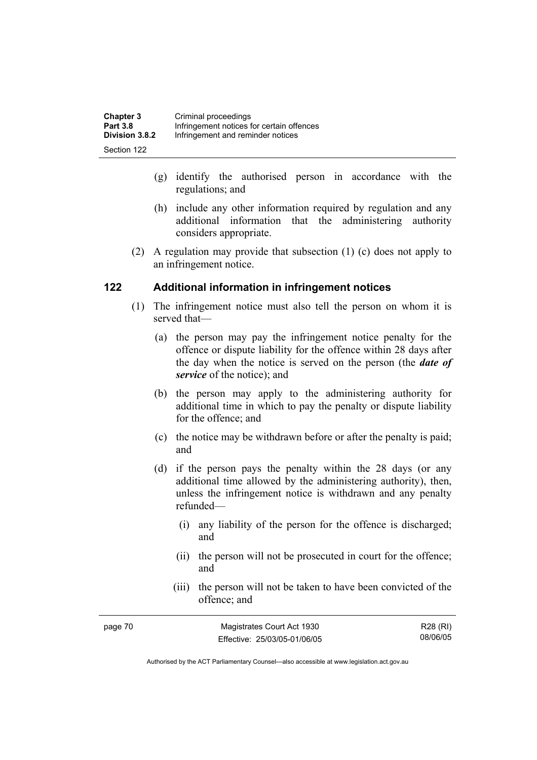(g) identify the authorised person in accordance with the regulations; and

(h) include any other information required by regulation and any additional information that the administering authority considers appropriate.

(2) A regulation may provide that subsection (1) (c) does not apply to an infringement notice.

### 122 Additional information in infringement notices

(1) The infringement notice must also tell the person on whom it is served that—

(a) the person may pay the infringement notice penalty for the offence or dispute liability for the offence within 28 days after the day when the notice is served on the person (the ***date of service*** of the notice); and

(b) the person may apply to the administering authority for additional time in which to pay the penalty or dispute liability for the offence; and

(c) the notice may be withdrawn before or after the penalty is paid; and

(d) if the person pays the penalty within the 28 days (or any additional time allowed by the administering authority), then, unless the infringement notice is withdrawn and any penalty refunded—

(i) any liability of the person for the offence is discharged; and

(ii) the person will not be prosecuted in court for the offence; and

(iii) the person will not be taken to have been convicted of the offence; and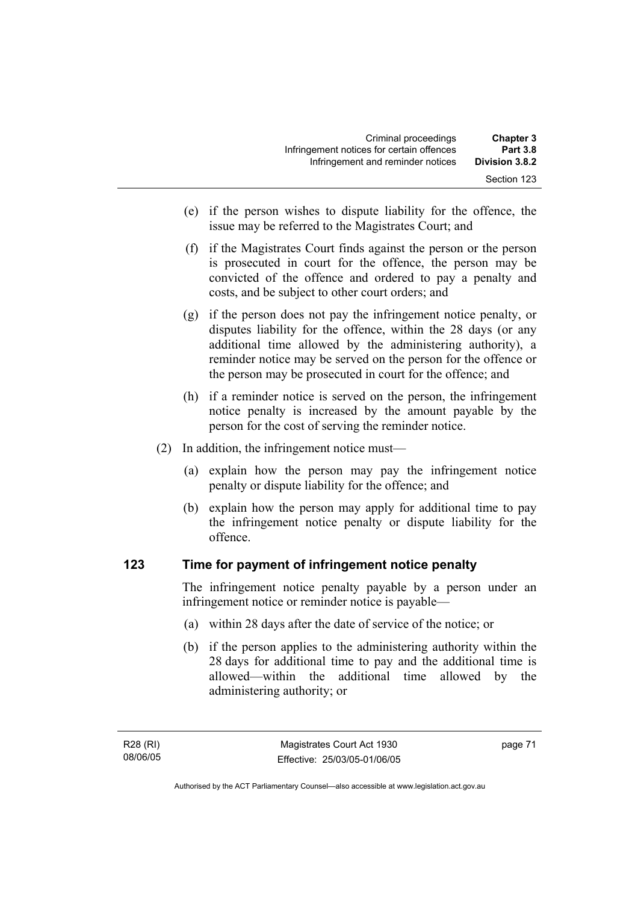(e) if the person wishes to dispute liability for the offence, the issue may be referred to the Magistrates Court; and

(f) if the Magistrates Court finds against the person or the person is prosecuted in court for the offence, the person may be convicted of the offence and ordered to pay a penalty and costs, and be subject to other court orders; and

(g) if the person does not pay the infringement notice penalty, or disputes liability for the offence, within the 28 days (or any additional time allowed by the administering authority), a reminder notice may be served on the person for the offence or the person may be prosecuted in court for the offence; and

(h) if a reminder notice is served on the person, the infringement notice penalty is increased by the amount payable by the person for the cost of serving the reminder notice.

(2) In addition, the infringement notice must—

(a) explain how the person may pay the infringement notice penalty or dispute liability for the offence; and

(b) explain how the person may apply for additional time to pay the infringement notice penalty or dispute liability for the offence.

## 123 Time for payment of infringement notice penalty

The infringement notice penalty payable by a person under an infringement notice or reminder notice is payable—

(a) within 28 days after the date of service of the notice; or

(b) if the person applies to the administering authority within the 28 days for additional time to pay and the additional time is allowed—within the additional time allowed by the administering authority; or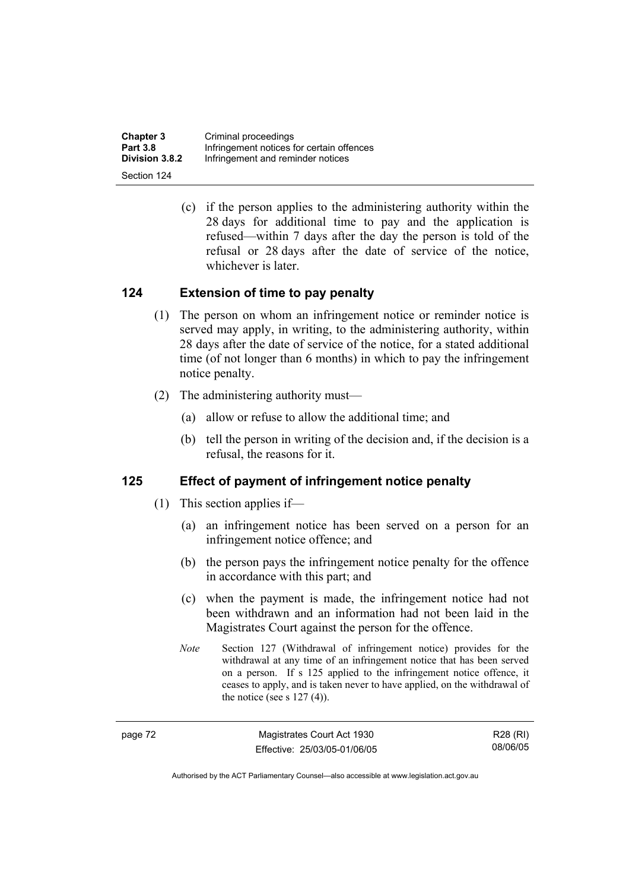(c) if the person applies to the administering authority within the 28 days for additional time to pay and the application is refused—within 7 days after the day the person is told of the refusal or 28 days after the date of service of the notice, whichever is later.

## 124 Extension of time to pay penalty

(1) The person on whom an infringement notice or reminder notice is served may apply, in writing, to the administering authority, within 28 days after the date of service of the notice, for a stated additional time (of not longer than 6 months) in which to pay the infringement notice penalty.

(2) The administering authority must—

(a) allow or refuse to allow the additional time; and

(b) tell the person in writing of the decision and, if the decision is a refusal, the reasons for it.

## 125 Effect of payment of infringement notice penalty

(1) This section applies if—

(a) an infringement notice has been served on a person for an infringement notice offence; and

(b) the person pays the infringement notice penalty for the offence in accordance with this part; and

(c) when the payment is made, the infringement notice had not been withdrawn and an information had not been laid in the Magistrates Court against the person for the offence.

*Note* Section 127 (Withdrawal of infringement notice) provides for the withdrawal at any time of an infringement notice that has been served on a person. If s 125 applied to the infringement notice offence, it ceases to apply, and is taken never to have applied, on the withdrawal of the notice (see s 127 (4)).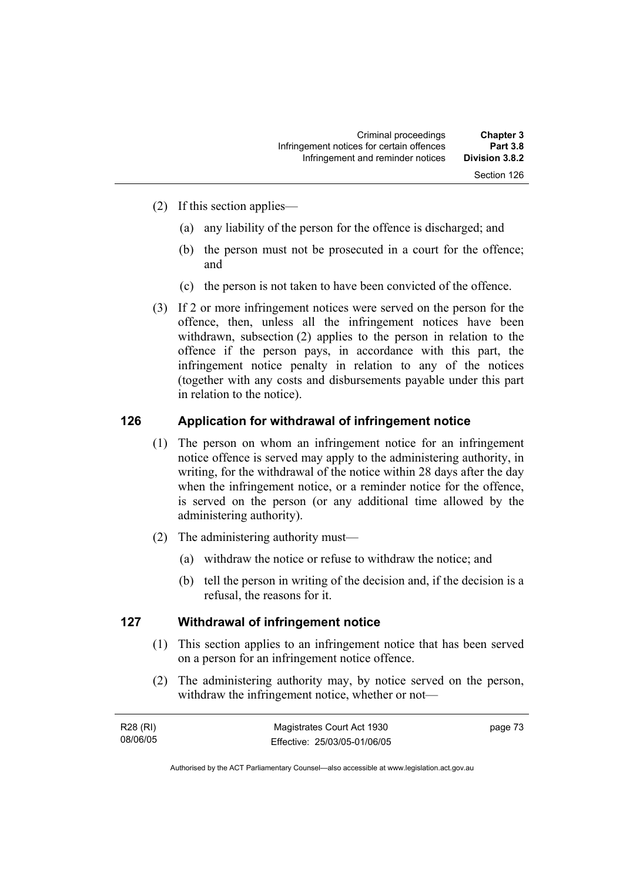(2) If this section applies—

(a) any liability of the person for the offence is discharged; and

(b) the person must not be prosecuted in a court for the offence; and

(c) the person is not taken to have been convicted of the offence.

(3) If 2 or more infringement notices were served on the person for the offence, then, unless all the infringement notices have been withdrawn, subsection (2) applies to the person in relation to the offence if the person pays, in accordance with this part, the infringement notice penalty in relation to any of the notices (together with any costs and disbursements payable under this part in relation to the notice).

## 126 Application for withdrawal of infringement notice

(1) The person on whom an infringement notice for an infringement notice offence is served may apply to the administering authority, in writing, for the withdrawal of the notice within 28 days after the day when the infringement notice, or a reminder notice for the offence, is served on the person (or any additional time allowed by the administering authority).

(2) The administering authority must—

(a) withdraw the notice or refuse to withdraw the notice; and

(b) tell the person in writing of the decision and, if the decision is a refusal, the reasons for it.

## 127 Withdrawal of infringement notice

(1) This section applies to an infringement notice that has been served on a person for an infringement notice offence.

(2) The administering authority may, by notice served on the person, withdraw the infringement notice, whether or not—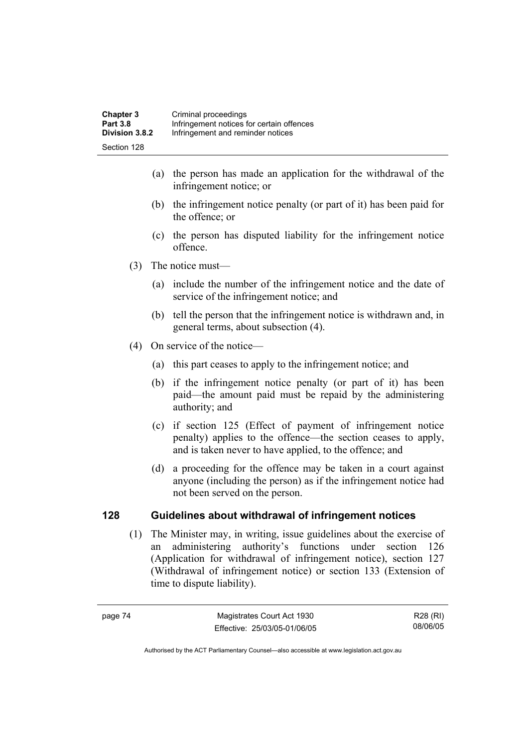(a) the person has made an application for the withdrawal of the infringement notice; or

(b) the infringement notice penalty (or part of it) has been paid for the offence; or

(c) the person has disputed liability for the infringement notice offence.

(3) The notice must—

(a) include the number of the infringement notice and the date of service of the infringement notice; and

(b) tell the person that the infringement notice is withdrawn and, in general terms, about subsection (4).

(4) On service of the notice—

(a) this part ceases to apply to the infringement notice; and

(b) if the infringement notice penalty (or part of it) has been paid—the amount paid must be repaid by the administering authority; and

(c) if section 125 (Effect of payment of infringement notice penalty) applies to the offence—the section ceases to apply, and is taken never to have applied, to the offence; and

(d) a proceeding for the offence may be taken in a court against anyone (including the person) as if the infringement notice had not been served on the person.

## 128 Guidelines about withdrawal of infringement notices

(1) The Minister may, in writing, issue guidelines about the exercise of an administering authority's functions under section 126 (Application for withdrawal of infringement notice), section 127 (Withdrawal of infringement notice) or section 133 (Extension of time to dispute liability).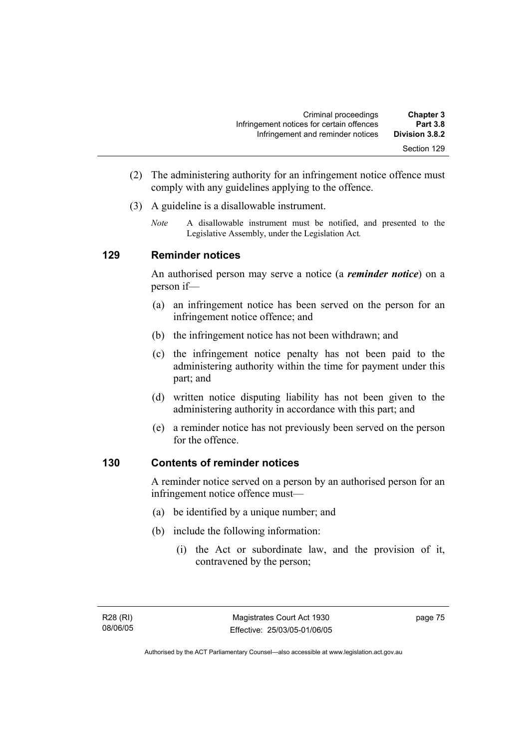(2) The administering authority for an infringement notice offence must comply with any guidelines applying to the offence.

(3) A guideline is a disallowable instrument.

*Note* A disallowable instrument must be notified, and presented to the Legislative Assembly, under the Legislation Act.

## 129 Reminder notices

An authorised person may serve a notice (a ***reminder notice***) on a person if—

(a) an infringement notice has been served on the person for an infringement notice offence; and

(b) the infringement notice has not been withdrawn; and

(c) the infringement notice penalty has not been paid to the administering authority within the time for payment under this part; and

(d) written notice disputing liability has not been given to the administering authority in accordance with this part; and

(e) a reminder notice has not previously been served on the person for the offence.

## 130 Contents of reminder notices

A reminder notice served on a person by an authorised person for an infringement notice offence must—

(a) be identified by a unique number; and

(b) include the following information:

(i) the Act or subordinate law, and the provision of it, contravened by the person;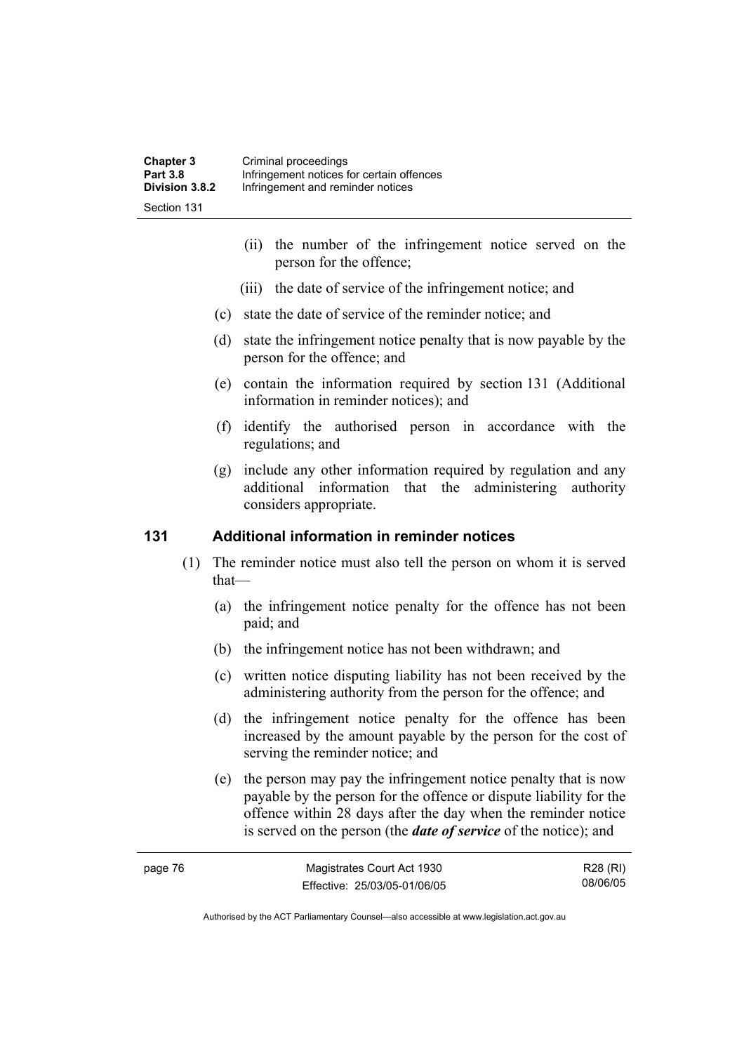(ii) the number of the infringement notice served on the person for the offence;

(iii) the date of service of the infringement notice; and

(c) state the date of service of the reminder notice; and

(d) state the infringement notice penalty that is now payable by the person for the offence; and

(e) contain the information required by section 131 (Additional information in reminder notices); and

(f) identify the authorised person in accordance with the regulations; and

(g) include any other information required by regulation and any additional information that the administering authority considers appropriate.

## 131 Additional information in reminder notices

(1) The reminder notice must also tell the person on whom it is served that—

(a) the infringement notice penalty for the offence has not been paid; and

(b) the infringement notice has not been withdrawn; and

(c) written notice disputing liability has not been received by the administering authority from the person for the offence; and

(d) the infringement notice penalty for the offence has been increased by the amount payable by the person for the cost of serving the reminder notice; and

(e) the person may pay the infringement notice penalty that is now payable by the person for the offence or dispute liability for the offence within 28 days after the day when the reminder notice is served on the person (the ***date of service*** of the notice); and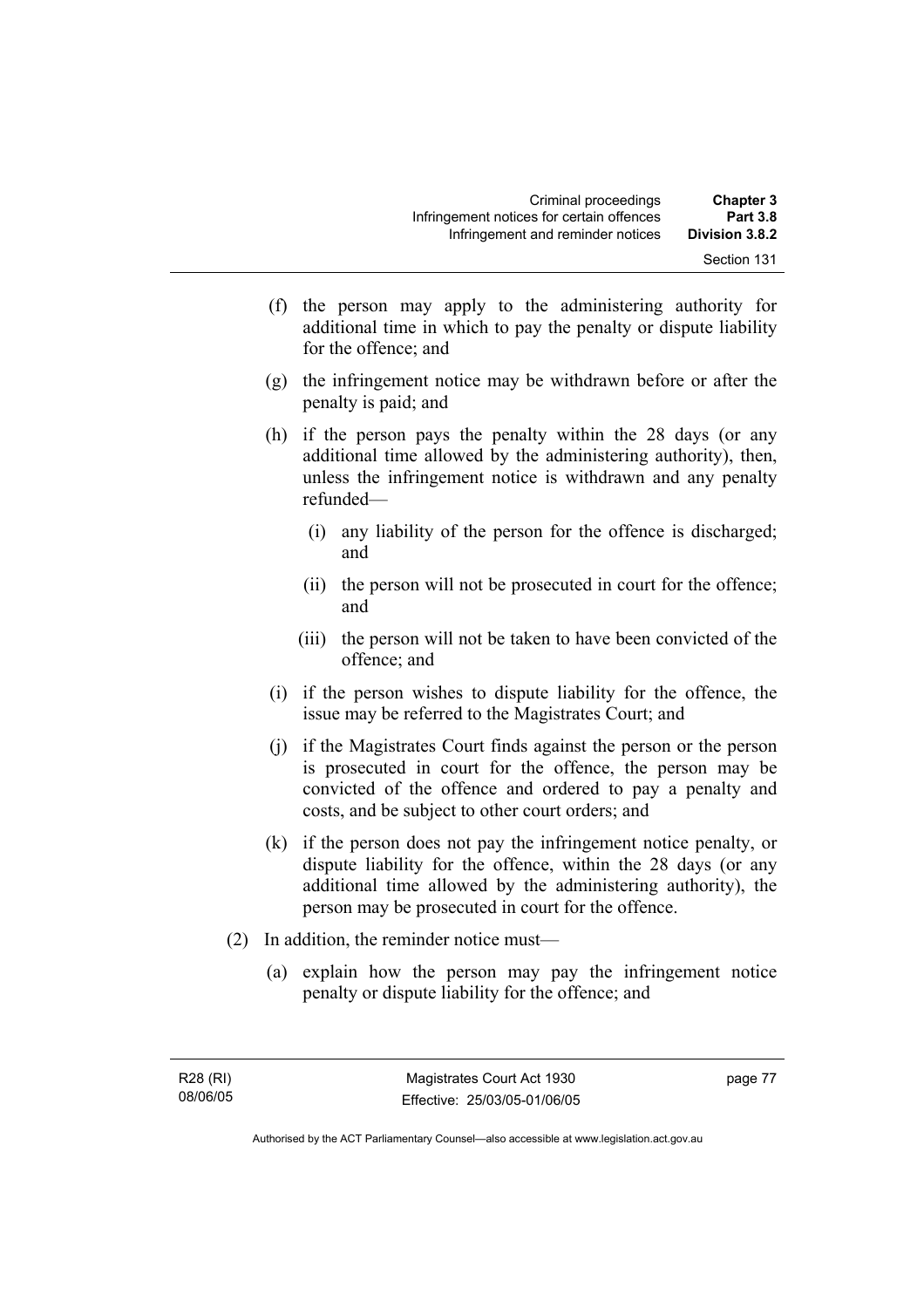(f) the person may apply to the administering authority for additional time in which to pay the penalty or dispute liability for the offence; and

(g) the infringement notice may be withdrawn before or after the penalty is paid; and

(h) if the person pays the penalty within the 28 days (or any additional time allowed by the administering authority), then, unless the infringement notice is withdrawn and any penalty refunded—

   (i) any liability of the person for the offence is discharged; and

   (ii) the person will not be prosecuted in court for the offence; and

   (iii) the person will not be taken to have been convicted of the offence; and

(i) if the person wishes to dispute liability for the offence, the issue may be referred to the Magistrates Court; and

(j) if the Magistrates Court finds against the person or the person is prosecuted in court for the offence, the person may be convicted of the offence and ordered to pay a penalty and costs, and be subject to other court orders; and

(k) if the person does not pay the infringement notice penalty, or dispute liability for the offence, within the 28 days (or any additional time allowed by the administering authority), the person may be prosecuted in court for the offence.

(2) In addition, the reminder notice must—

(a) explain how the person may pay the infringement notice penalty or dispute liability for the offence; and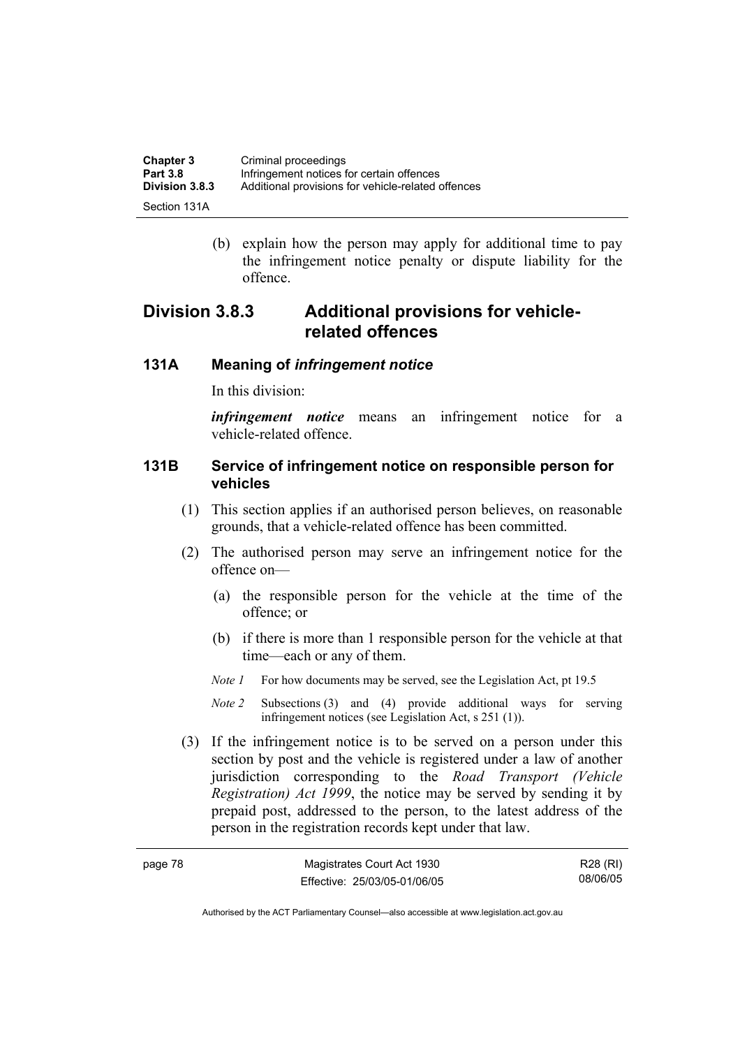(b) explain how the person may apply for additional time to pay the infringement notice penalty or dispute liability for the offence.

## Division 3.8.3 Additional provisions for vehicle-related offences

### 131A Meaning of *infringement notice*

In this division:

***infringement notice*** means an infringement notice for a vehicle-related offence.

### 131B Service of infringement notice on responsible person for vehicles

(1) This section applies if an authorised person believes, on reasonable grounds, that a vehicle-related offence has been committed.

(2) The authorised person may serve an infringement notice for the offence on—

(a) the responsible person for the vehicle at the time of the offence; or

(b) if there is more than 1 responsible person for the vehicle at that time—each or any of them.

*Note 1* For how documents may be served, see the Legislation Act, pt 19.5

*Note 2* Subsections (3) and (4) provide additional ways for serving infringement notices (see Legislation Act, s 251 (1)).

(3) If the infringement notice is to be served on a person under this section by post and the vehicle is registered under a law of another jurisdiction corresponding to the *Road Transport (Vehicle Registration) Act 1999*, the notice may be served by sending it by prepaid post, addressed to the person, to the latest address of the person in the registration records kept under that law.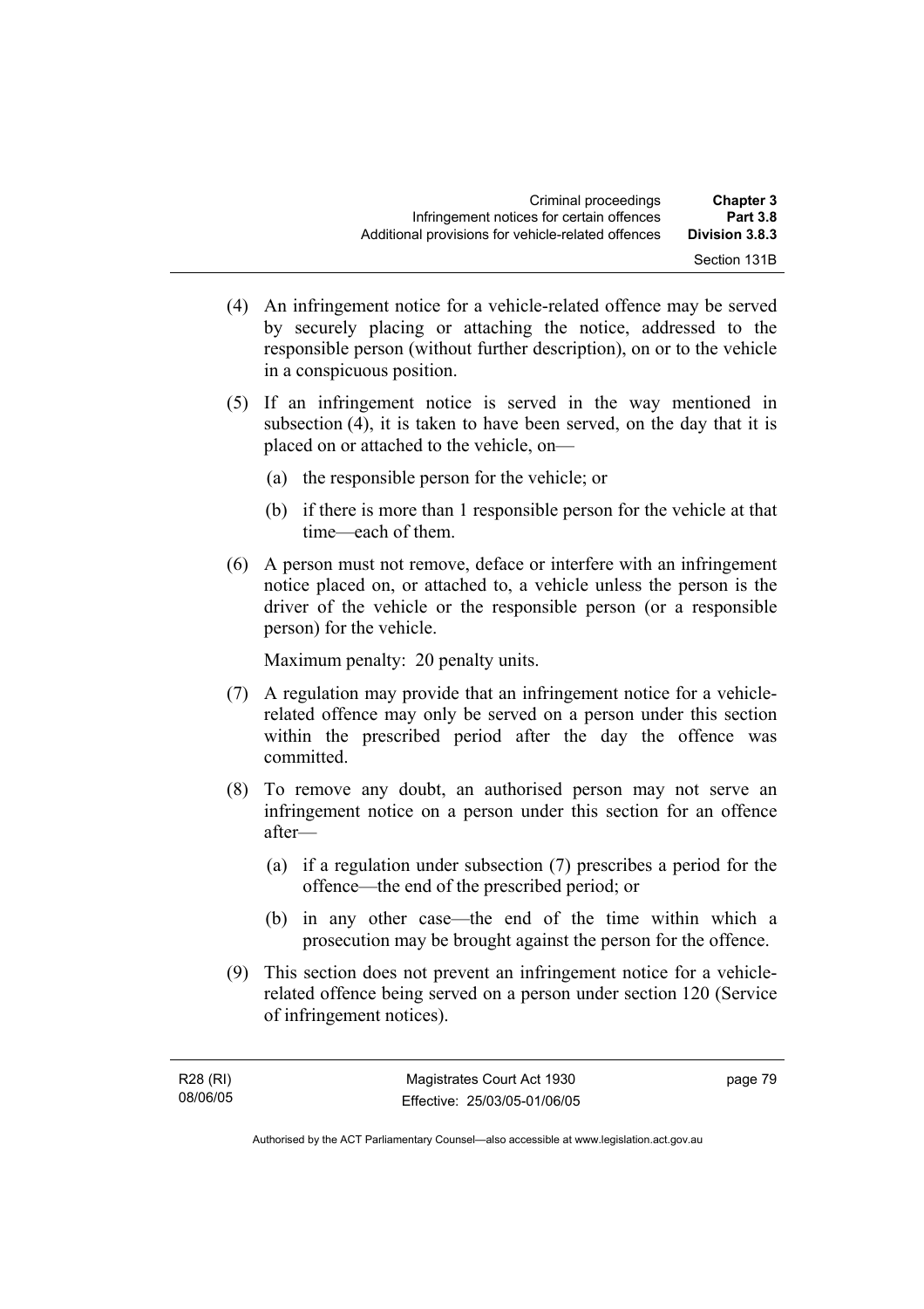(4) An infringement notice for a vehicle-related offence may be served by securely placing or attaching the notice, addressed to the responsible person (without further description), on or to the vehicle in a conspicuous position.

(5) If an infringement notice is served in the way mentioned in subsection (4), it is taken to have been served, on the day that it is placed on or attached to the vehicle, on—

 (a) the responsible person for the vehicle; or

 (b) if there is more than 1 responsible person for the vehicle at that time—each of them.

(6) A person must not remove, deface or interfere with an infringement notice placed on, or attached to, a vehicle unless the person is the driver of the vehicle or the responsible person (or a responsible person) for the vehicle.

Maximum penalty: 20 penalty units.

(7) A regulation may provide that an infringement notice for a vehicle-related offence may only be served on a person under this section within the prescribed period after the day the offence was committed.

(8) To remove any doubt, an authorised person may not serve an infringement notice on a person under this section for an offence after—

 (a) if a regulation under subsection (7) prescribes a period for the offence—the end of the prescribed period; or

 (b) in any other case—the end of the time within which a prosecution may be brought against the person for the offence.

(9) This section does not prevent an infringement notice for a vehicle-related offence being served on a person under section 120 (Service of infringement notices).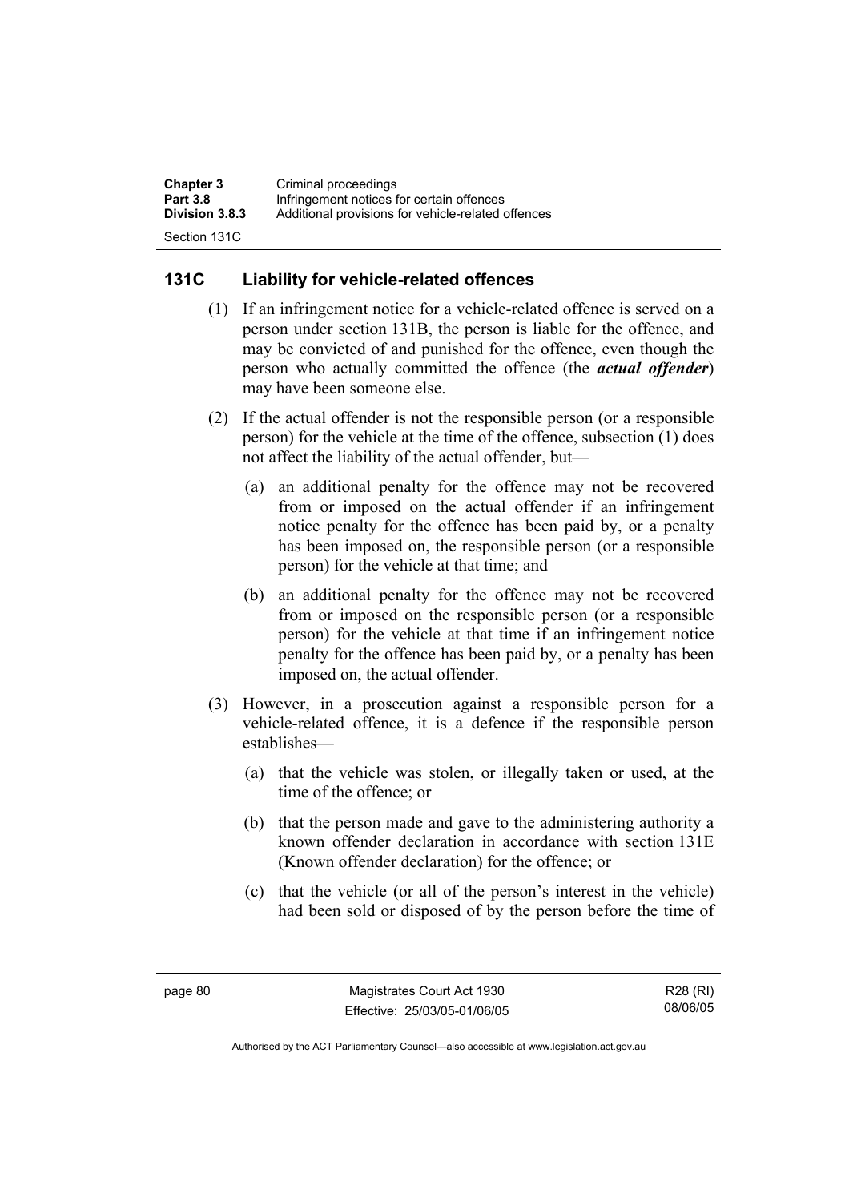## 131C Liability for vehicle-related offences

(1) If an infringement notice for a vehicle-related offence is served on a person under section 131B, the person is liable for the offence, and may be convicted of and punished for the offence, even though the person who actually committed the offence (the ***actual offender***) may have been someone else.

(2) If the actual offender is not the responsible person (or a responsible person) for the vehicle at the time of the offence, subsection (1) does not affect the liability of the actual offender, but—

(a) an additional penalty for the offence may not be recovered from or imposed on the actual offender if an infringement notice penalty for the offence has been paid by, or a penalty has been imposed on, the responsible person (or a responsible person) for the vehicle at that time; and

(b) an additional penalty for the offence may not be recovered from or imposed on the responsible person (or a responsible person) for the vehicle at that time if an infringement notice penalty for the offence has been paid by, or a penalty has been imposed on, the actual offender.

(3) However, in a prosecution against a responsible person for a vehicle-related offence, it is a defence if the responsible person establishes—

(a) that the vehicle was stolen, or illegally taken or used, at the time of the offence; or

(b) that the person made and gave to the administering authority a known offender declaration in accordance with section 131E (Known offender declaration) for the offence; or

(c) that the vehicle (or all of the person's interest in the vehicle) had been sold or disposed of by the person before the time of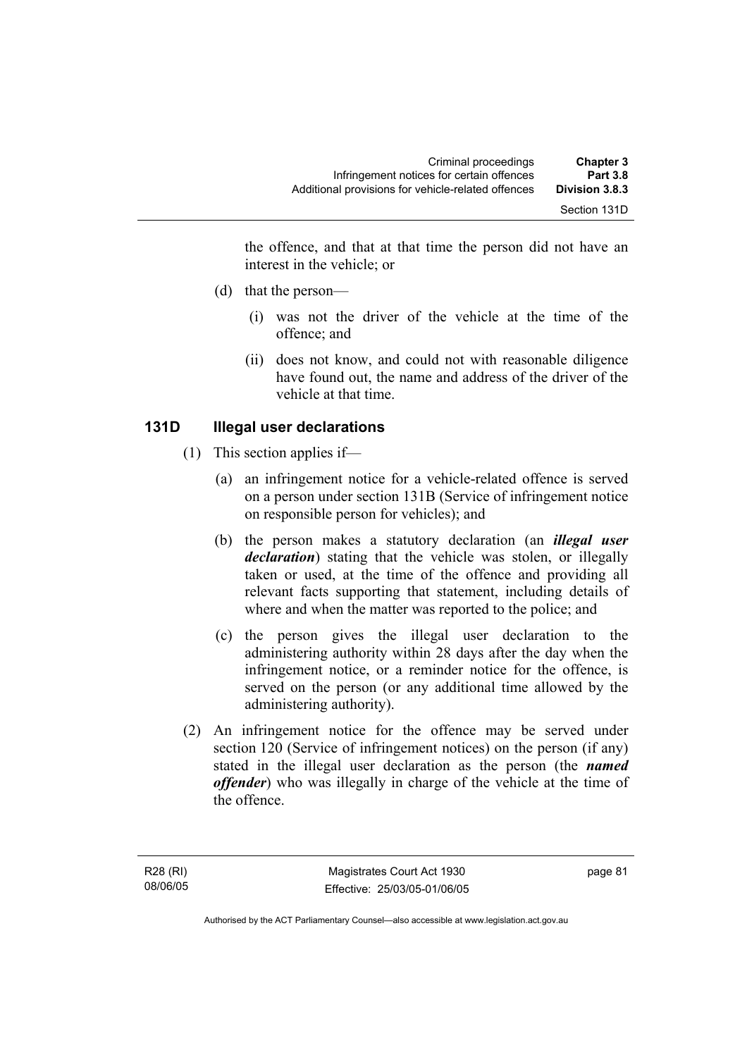the offence, and that at that time the person did not have an interest in the vehicle; or

(d) that the person—

(i) was not the driver of the vehicle at the time of the offence; and

(ii) does not know, and could not with reasonable diligence have found out, the name and address of the driver of the vehicle at that time.

### 131D Illegal user declarations

(1) This section applies if—

(a) an infringement notice for a vehicle-related offence is served on a person under section 131B (Service of infringement notice on responsible person for vehicles); and

(b) the person makes a statutory declaration (an ***illegal user declaration***) stating that the vehicle was stolen, or illegally taken or used, at the time of the offence and providing all relevant facts supporting that statement, including details of where and when the matter was reported to the police; and

(c) the person gives the illegal user declaration to the administering authority within 28 days after the day when the infringement notice, or a reminder notice for the offence, is served on the person (or any additional time allowed by the administering authority).

(2) An infringement notice for the offence may be served under section 120 (Service of infringement notices) on the person (if any) stated in the illegal user declaration as the person (the ***named offender***) who was illegally in charge of the vehicle at the time of the offence.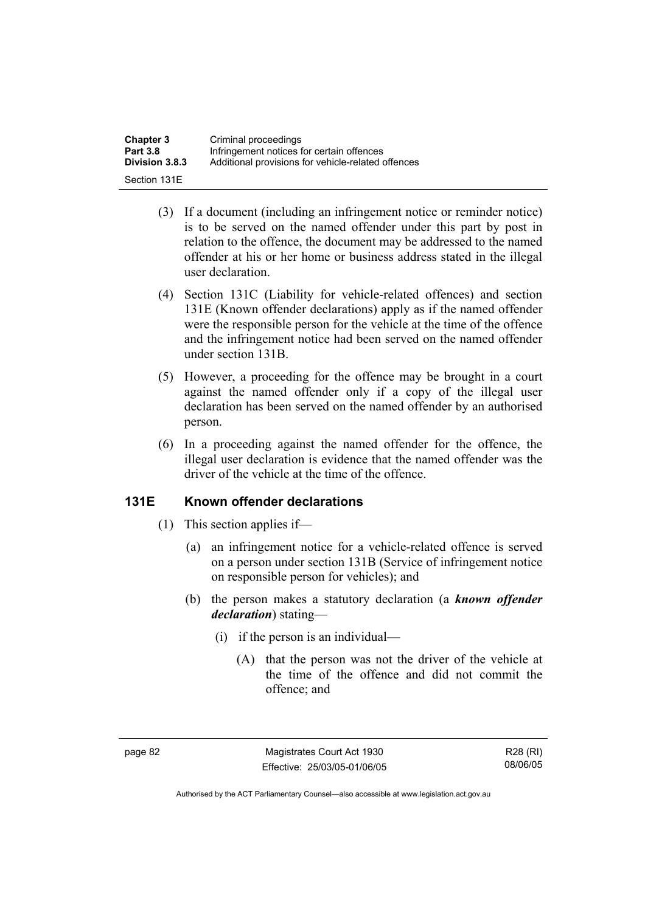(3) If a document (including an infringement notice or reminder notice) is to be served on the named offender under this part by post in relation to the offence, the document may be addressed to the named offender at his or her home or business address stated in the illegal user declaration.

(4) Section 131C (Liability for vehicle-related offences) and section 131E (Known offender declarations) apply as if the named offender were the responsible person for the vehicle at the time of the offence and the infringement notice had been served on the named offender under section 131B.

(5) However, a proceeding for the offence may be brought in a court against the named offender only if a copy of the illegal user declaration has been served on the named offender by an authorised person.

(6) In a proceeding against the named offender for the offence, the illegal user declaration is evidence that the named offender was the driver of the vehicle at the time of the offence.

## 131E Known offender declarations

(1) This section applies if—

(a) an infringement notice for a vehicle-related offence is served on a person under section 131B (Service of infringement notice on responsible person for vehicles); and

(b) the person makes a statutory declaration (a ***known offender declaration***) stating—

(i) if the person is an individual—

(A) that the person was not the driver of the vehicle at the time of the offence and did not commit the offence; and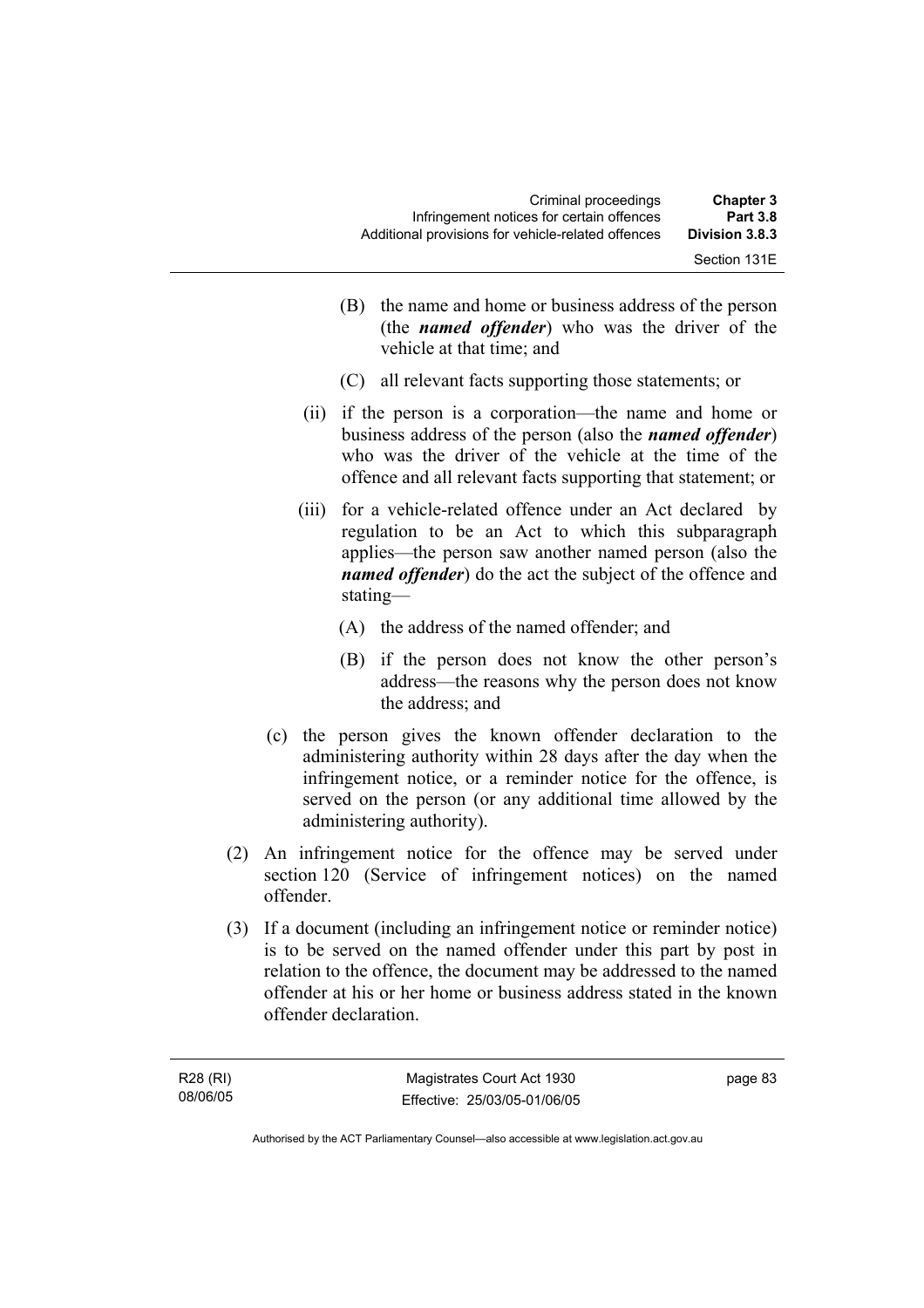(B) the name and home or business address of the person (the ***named offender***) who was the driver of the vehicle at that time; and

(C) all relevant facts supporting those statements; or

(ii) if the person is a corporation—the name and home or business address of the person (also the ***named offender***) who was the driver of the vehicle at the time of the offence and all relevant facts supporting that statement; or

(iii) for a vehicle-related offence under an Act declared by regulation to be an Act to which this subparagraph applies—the person saw another named person (also the ***named offender***) do the act the subject of the offence and stating—

(A) the address of the named offender; and

(B) if the person does not know the other person's address—the reasons why the person does not know the address; and

(c) the person gives the known offender declaration to the administering authority within 28 days after the day when the infringement notice, or a reminder notice for the offence, is served on the person (or any additional time allowed by the administering authority).

(2) An infringement notice for the offence may be served under section 120 (Service of infringement notices) on the named offender.

(3) If a document (including an infringement notice or reminder notice) is to be served on the named offender under this part by post in relation to the offence, the document may be addressed to the named offender at his or her home or business address stated in the known offender declaration.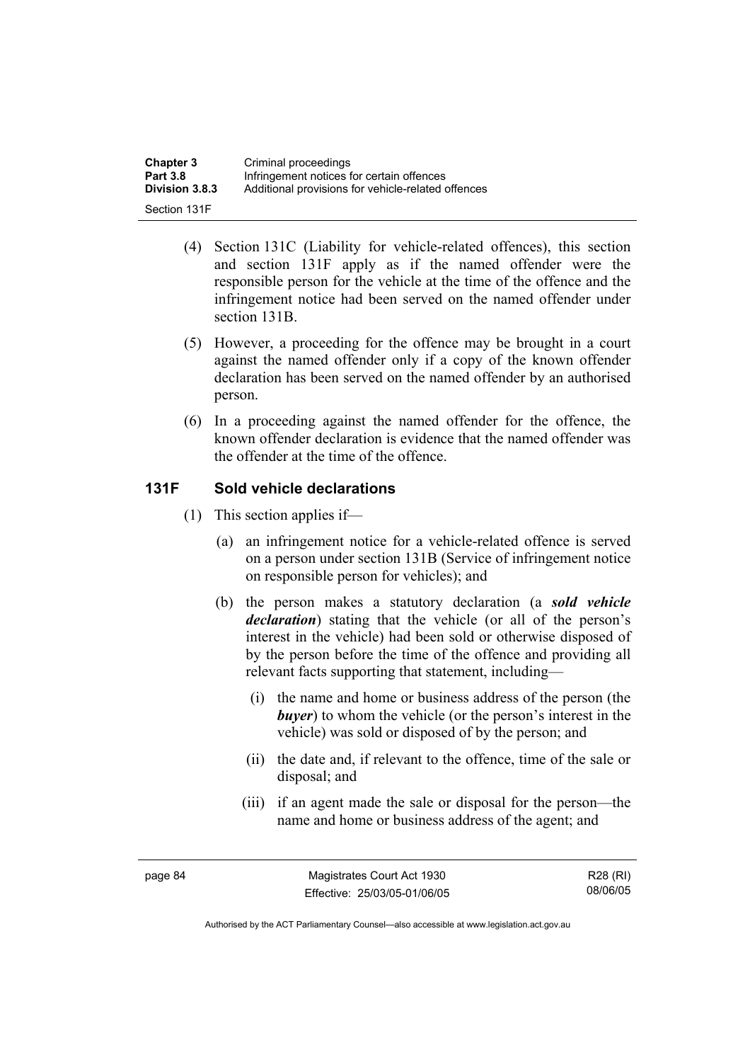(4) Section 131C (Liability for vehicle-related offences), this section and section 131F apply as if the named offender were the responsible person for the vehicle at the time of the offence and the infringement notice had been served on the named offender under section 131B.

(5) However, a proceeding for the offence may be brought in a court against the named offender only if a copy of the known offender declaration has been served on the named offender by an authorised person.

(6) In a proceeding against the named offender for the offence, the known offender declaration is evidence that the named offender was the offender at the time of the offence.

## 131F Sold vehicle declarations

(1) This section applies if—

(a) an infringement notice for a vehicle-related offence is served on a person under section 131B (Service of infringement notice on responsible person for vehicles); and

(b) the person makes a statutory declaration (a ***sold vehicle declaration***) stating that the vehicle (or all of the person's interest in the vehicle) had been sold or otherwise disposed of by the person before the time of the offence and providing all relevant facts supporting that statement, including—

(i) the name and home or business address of the person (the ***buyer***) to whom the vehicle (or the person's interest in the vehicle) was sold or disposed of by the person; and

(ii) the date and, if relevant to the offence, time of the sale or disposal; and

(iii) if an agent made the sale or disposal for the person—the name and home or business address of the agent; and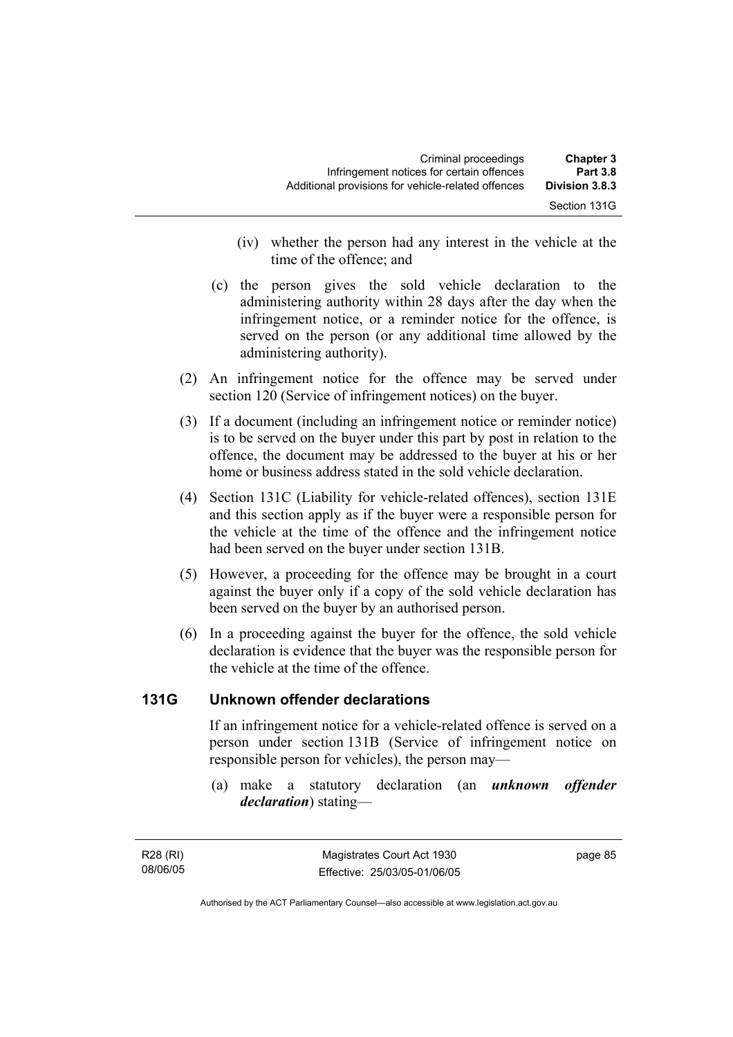(iv) whether the person had any interest in the vehicle at the time of the offence; and

(c) the person gives the sold vehicle declaration to the administering authority within 28 days after the day when the infringement notice, or a reminder notice for the offence, is served on the person (or any additional time allowed by the administering authority).

(2) An infringement notice for the offence may be served under section 120 (Service of infringement notices) on the buyer.

(3) If a document (including an infringement notice or reminder notice) is to be served on the buyer under this part by post in relation to the offence, the document may be addressed to the buyer at his or her home or business address stated in the sold vehicle declaration.

(4) Section 131C (Liability for vehicle-related offences), section 131E and this section apply as if the buyer were a responsible person for the vehicle at the time of the offence and the infringement notice had been served on the buyer under section 131B.

(5) However, a proceeding for the offence may be brought in a court against the buyer only if a copy of the sold vehicle declaration has been served on the buyer by an authorised person.

(6) In a proceeding against the buyer for the offence, the sold vehicle declaration is evidence that the buyer was the responsible person for the vehicle at the time of the offence.

## 131G Unknown offender declarations

If an infringement notice for a vehicle-related offence is served on a person under section 131B (Service of infringement notice on responsible person for vehicles), the person may—

(a) make a statutory declaration (an ***unknown offender declaration***) stating—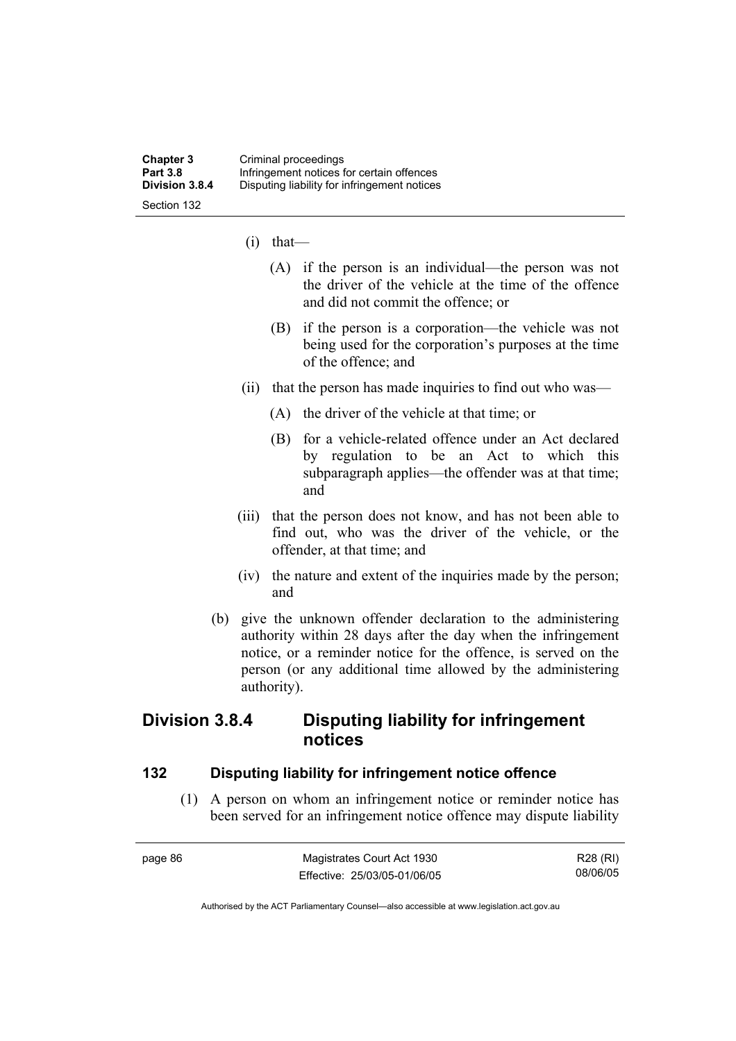(i) that—

(A) if the person is an individual—the person was not the driver of the vehicle at the time of the offence and did not commit the offence; or

(B) if the person is a corporation—the vehicle was not being used for the corporation's purposes at the time of the offence; and

(ii) that the person has made inquiries to find out who was—

(A) the driver of the vehicle at that time; or

(B) for a vehicle-related offence under an Act declared by regulation to be an Act to which this subparagraph applies—the offender was at that time; and

(iii) that the person does not know, and has not been able to find out, who was the driver of the vehicle, or the offender, at that time; and

(iv) the nature and extent of the inquiries made by the person; and

(b) give the unknown offender declaration to the administering authority within 28 days after the day when the infringement notice, or a reminder notice for the offence, is served on the person (or any additional time allowed by the administering authority).

## Division 3.8.4 Disputing liability for infringement notices

### 132 Disputing liability for infringement notice offence

(1) A person on whom an infringement notice or reminder notice has been served for an infringement notice offence may dispute liability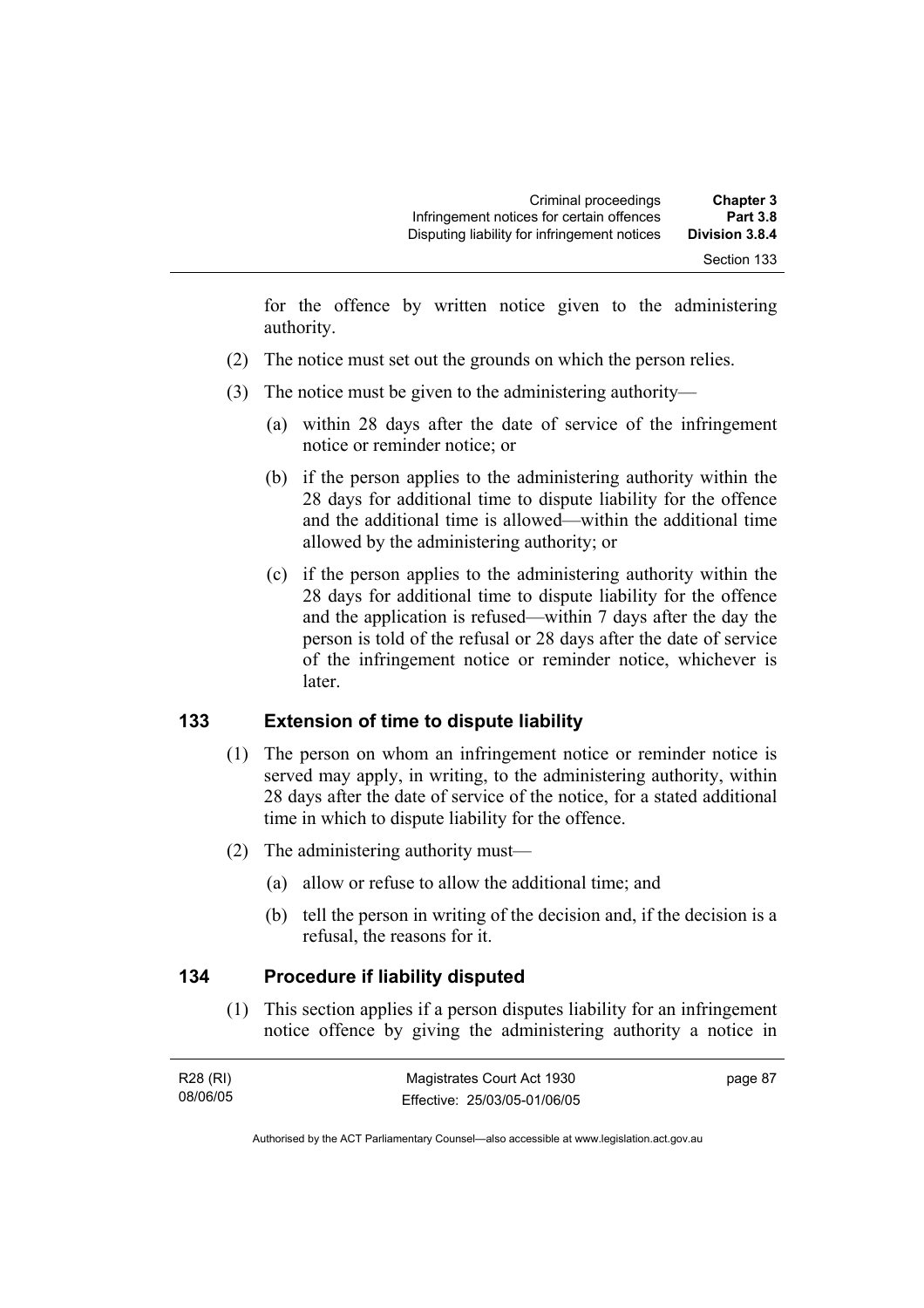for the offence by written notice given to the administering authority.

(2) The notice must set out the grounds on which the person relies.

(3) The notice must be given to the administering authority—

(a) within 28 days after the date of service of the infringement notice or reminder notice; or

(b) if the person applies to the administering authority within the 28 days for additional time to dispute liability for the offence and the additional time is allowed—within the additional time allowed by the administering authority; or

(c) if the person applies to the administering authority within the 28 days for additional time to dispute liability for the offence and the application is refused—within 7 days after the day the person is told of the refusal or 28 days after the date of service of the infringement notice or reminder notice, whichever is later.

## 133 Extension of time to dispute liability

(1) The person on whom an infringement notice or reminder notice is served may apply, in writing, to the administering authority, within 28 days after the date of service of the notice, for a stated additional time in which to dispute liability for the offence.

(2) The administering authority must—

(a) allow or refuse to allow the additional time; and

(b) tell the person in writing of the decision and, if the decision is a refusal, the reasons for it.

## 134 Procedure if liability disputed

(1) This section applies if a person disputes liability for an infringement notice offence by giving the administering authority a notice in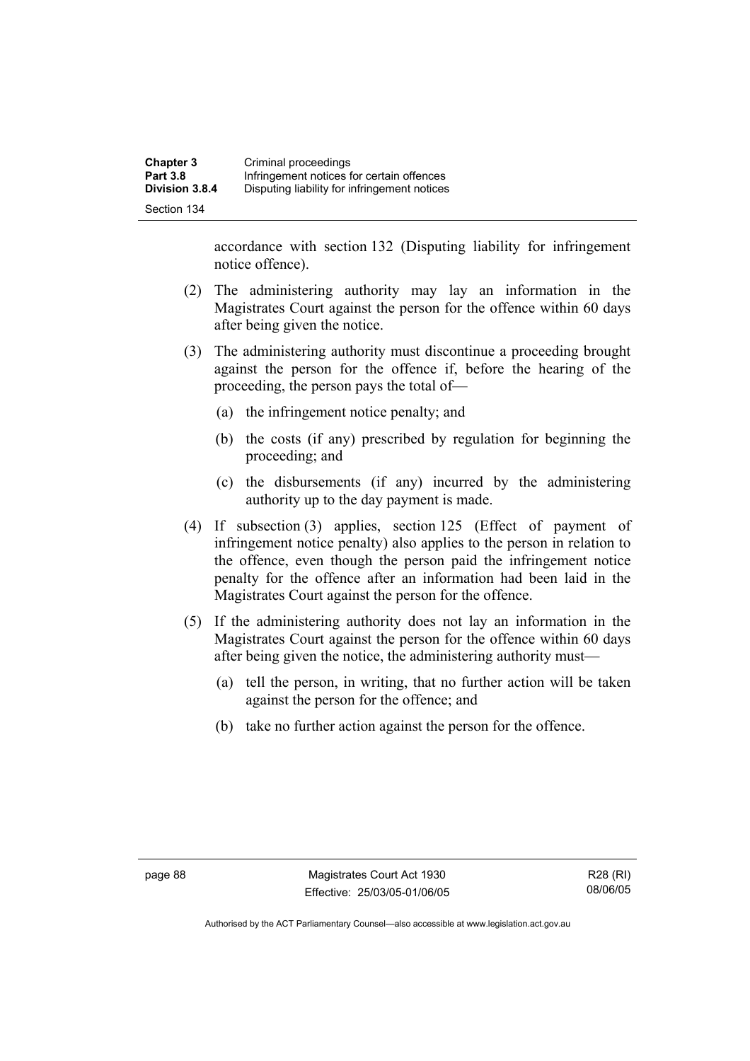accordance with section 132 (Disputing liability for infringement notice offence).

(2) The administering authority may lay an information in the Magistrates Court against the person for the offence within 60 days after being given the notice.

(3) The administering authority must discontinue a proceeding brought against the person for the offence if, before the hearing of the proceeding, the person pays the total of—

(a) the infringement notice penalty; and

(b) the costs (if any) prescribed by regulation for beginning the proceeding; and

(c) the disbursements (if any) incurred by the administering authority up to the day payment is made.

(4) If subsection (3) applies, section 125 (Effect of payment of infringement notice penalty) also applies to the person in relation to the offence, even though the person paid the infringement notice penalty for the offence after an information had been laid in the Magistrates Court against the person for the offence.

(5) If the administering authority does not lay an information in the Magistrates Court against the person for the offence within 60 days after being given the notice, the administering authority must—

(a) tell the person, in writing, that no further action will be taken against the person for the offence; and

(b) take no further action against the person for the offence.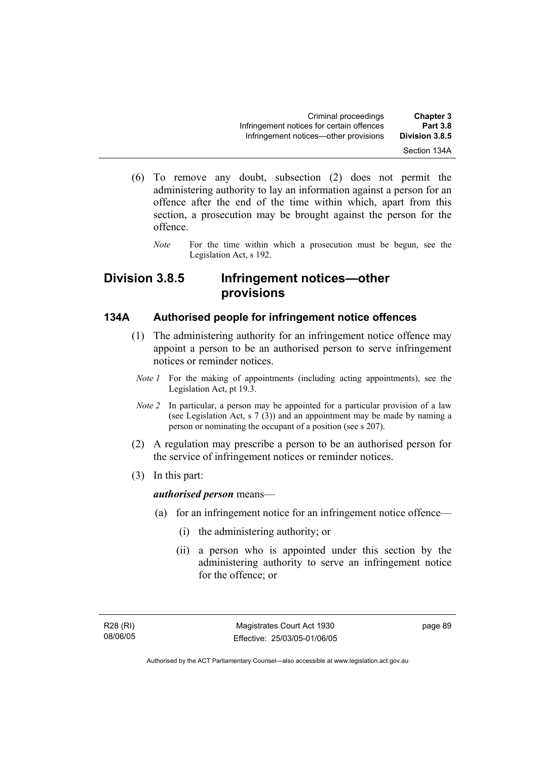(6) To remove any doubt, subsection (2) does not permit the administering authority to lay an information against a person for an offence after the end of the time within which, apart from this section, a prosecution may be brought against the person for the offence.

*Note* For the time within which a prosecution must be begun, see the Legislation Act, s 192.

## Division 3.8.5 Infringement notices—other provisions

### 134A Authorised people for infringement notice offences

(1) The administering authority for an infringement notice offence may appoint a person to be an authorised person to serve infringement notices or reminder notices.

*Note 1* For the making of appointments (including acting appointments), see the Legislation Act, pt 19.3.

*Note 2* In particular, a person may be appointed for a particular provision of a law (see Legislation Act, s 7 (3)) and an appointment may be made by naming a person or nominating the occupant of a position (see s 207).

(2) A regulation may prescribe a person to be an authorised person for the service of infringement notices or reminder notices.

(3) In this part:

***authorised person*** means—

(a) for an infringement notice for an infringement notice offence—

(i) the administering authority; or

(ii) a person who is appointed under this section by the administering authority to serve an infringement notice for the offence; or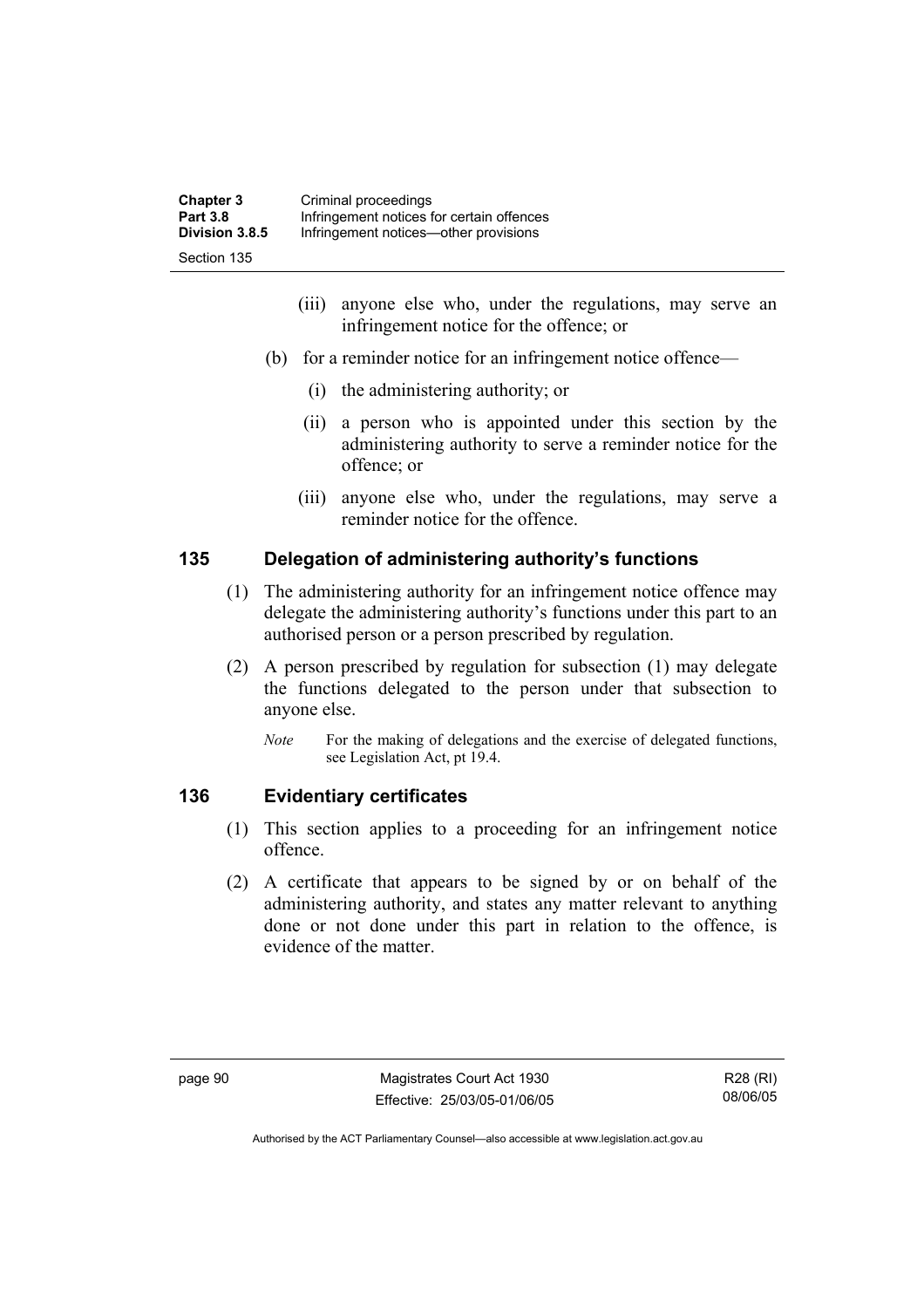(iii) anyone else who, under the regulations, may serve an infringement notice for the offence; or

(b) for a reminder notice for an infringement notice offence—

(i) the administering authority; or

(ii) a person who is appointed under this section by the administering authority to serve a reminder notice for the offence; or

(iii) anyone else who, under the regulations, may serve a reminder notice for the offence.

### 135 Delegation of administering authority's functions

(1) The administering authority for an infringement notice offence may delegate the administering authority's functions under this part to an authorised person or a person prescribed by regulation.

(2) A person prescribed by regulation for subsection (1) may delegate the functions delegated to the person under that subsection to anyone else.

*Note* For the making of delegations and the exercise of delegated functions, see Legislation Act, pt 19.4.

### 136 Evidentiary certificates

(1) This section applies to a proceeding for an infringement notice offence.

(2) A certificate that appears to be signed by or on behalf of the administering authority, and states any matter relevant to anything done or not done under this part in relation to the offence, is evidence of the matter.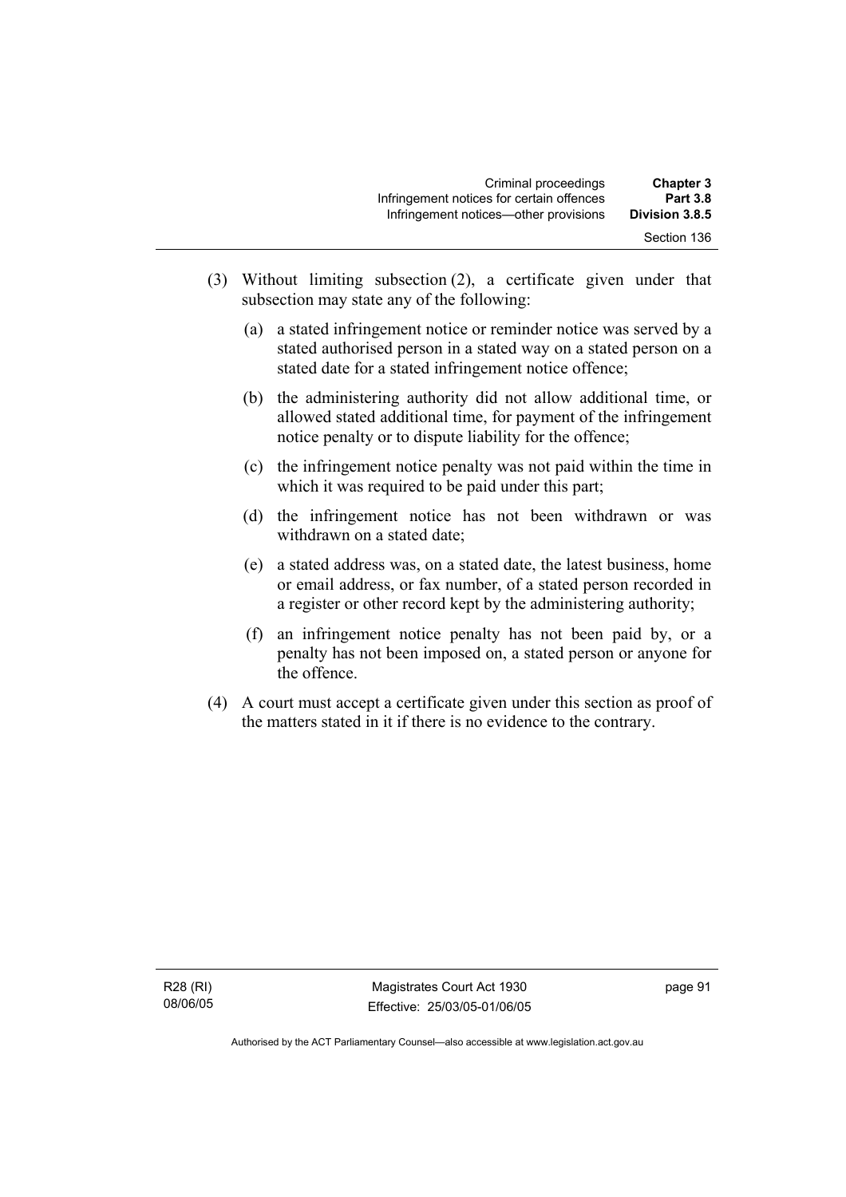(3) Without limiting subsection (2), a certificate given under that subsection may state any of the following:

(a) a stated infringement notice or reminder notice was served by a stated authorised person in a stated way on a stated person on a stated date for a stated infringement notice offence;

(b) the administering authority did not allow additional time, or allowed stated additional time, for payment of the infringement notice penalty or to dispute liability for the offence;

(c) the infringement notice penalty was not paid within the time in which it was required to be paid under this part;

(d) the infringement notice has not been withdrawn or was withdrawn on a stated date;

(e) a stated address was, on a stated date, the latest business, home or email address, or fax number, of a stated person recorded in a register or other record kept by the administering authority;

(f) an infringement notice penalty has not been paid by, or a penalty has not been imposed on, a stated person or anyone for the offence.

(4) A court must accept a certificate given under this section as proof of the matters stated in it if there is no evidence to the contrary.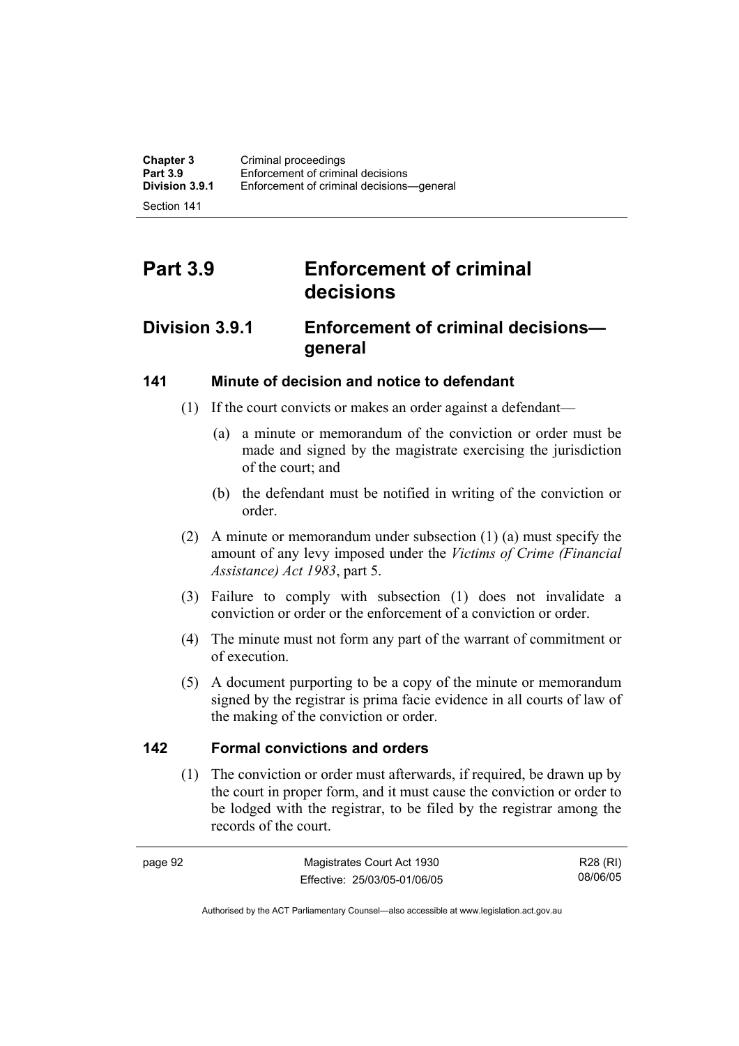# Part 3.9 Enforcement of criminal decisions

## Division 3.9.1 Enforcement of criminal decisions—general

### 141 Minute of decision and notice to defendant

(1) If the court convicts or makes an order against a defendant—

(a) a minute or memorandum of the conviction or order must be made and signed by the magistrate exercising the jurisdiction of the court; and

(b) the defendant must be notified in writing of the conviction or order.

(2) A minute or memorandum under subsection (1) (a) must specify the amount of any levy imposed under the *Victims of Crime (Financial Assistance) Act 1983*, part 5.

(3) Failure to comply with subsection (1) does not invalidate a conviction or order or the enforcement of a conviction or order.

(4) The minute must not form any part of the warrant of commitment or of execution.

(5) A document purporting to be a copy of the minute or memorandum signed by the registrar is prima facie evidence in all courts of law of the making of the conviction or order.

### 142 Formal convictions and orders

(1) The conviction or order must afterwards, if required, be drawn up by the court in proper form, and it must cause the conviction or order to be lodged with the registrar, to be filed by the registrar among the records of the court.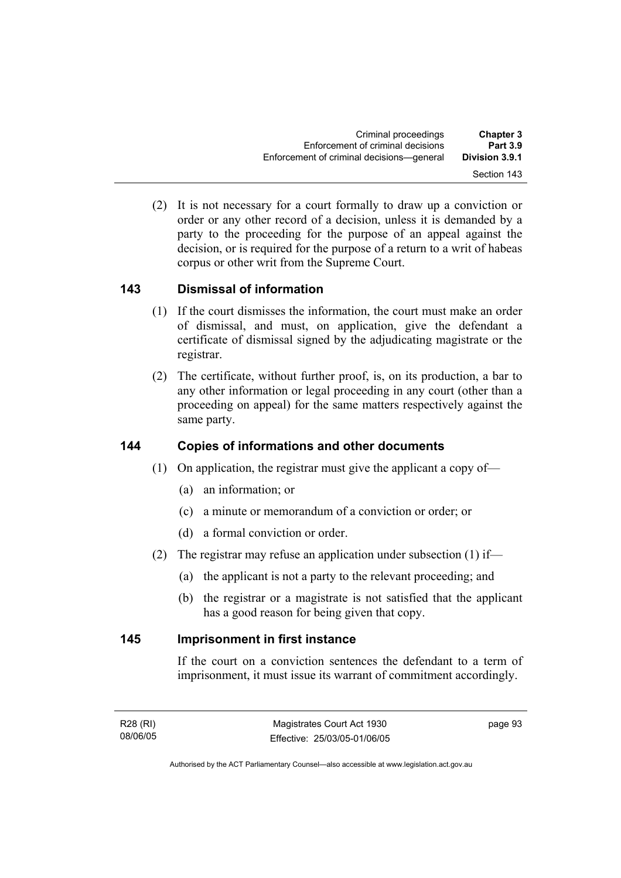(2) It is not necessary for a court formally to draw up a conviction or order or any other record of a decision, unless it is demanded by a party to the proceeding for the purpose of an appeal against the decision, or is required for the purpose of a return to a writ of habeas corpus or other writ from the Supreme Court.

## 143 Dismissal of information

(1) If the court dismisses the information, the court must make an order of dismissal, and must, on application, give the defendant a certificate of dismissal signed by the adjudicating magistrate or the registrar.

(2) The certificate, without further proof, is, on its production, a bar to any other information or legal proceeding in any court (other than a proceeding on appeal) for the same matters respectively against the same party.

## 144 Copies of informations and other documents

(1) On application, the registrar must give the applicant a copy of—

(a) an information; or

(c) a minute or memorandum of a conviction or order; or

(d) a formal conviction or order.

(2) The registrar may refuse an application under subsection (1) if—

(a) the applicant is not a party to the relevant proceeding; and

(b) the registrar or a magistrate is not satisfied that the applicant has a good reason for being given that copy.

## 145 Imprisonment in first instance

If the court on a conviction sentences the defendant to a term of imprisonment, it must issue its warrant of commitment accordingly.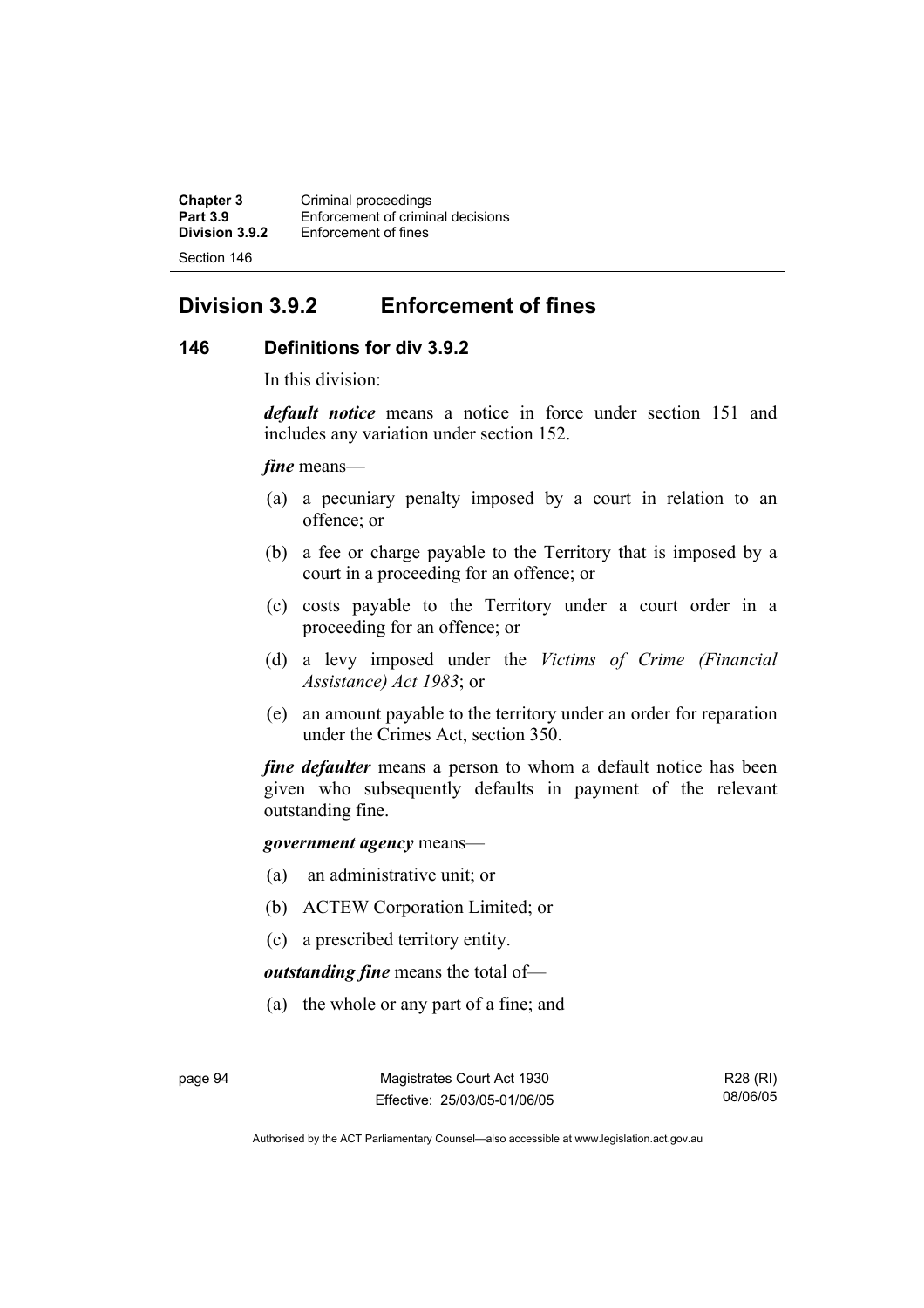## Division 3.9.2 Enforcement of fines

### 146 Definitions for div 3.9.2

In this division:

***default notice*** means a notice in force under section 151 and includes any variation under section 152.

***fine*** means—

(a) a pecuniary penalty imposed by a court in relation to an offence; or

(b) a fee or charge payable to the Territory that is imposed by a court in a proceeding for an offence; or

(c) costs payable to the Territory under a court order in a proceeding for an offence; or

(d) a levy imposed under the *Victims of Crime (Financial Assistance) Act 1983*; or

(e) an amount payable to the territory under an order for reparation under the Crimes Act, section 350.

***fine defaulter*** means a person to whom a default notice has been given who subsequently defaults in payment of the relevant outstanding fine.

***government agency*** means—

(a) an administrative unit; or

(b) ACTEW Corporation Limited; or

(c) a prescribed territory entity.

***outstanding fine*** means the total of—

(a) the whole or any part of a fine; and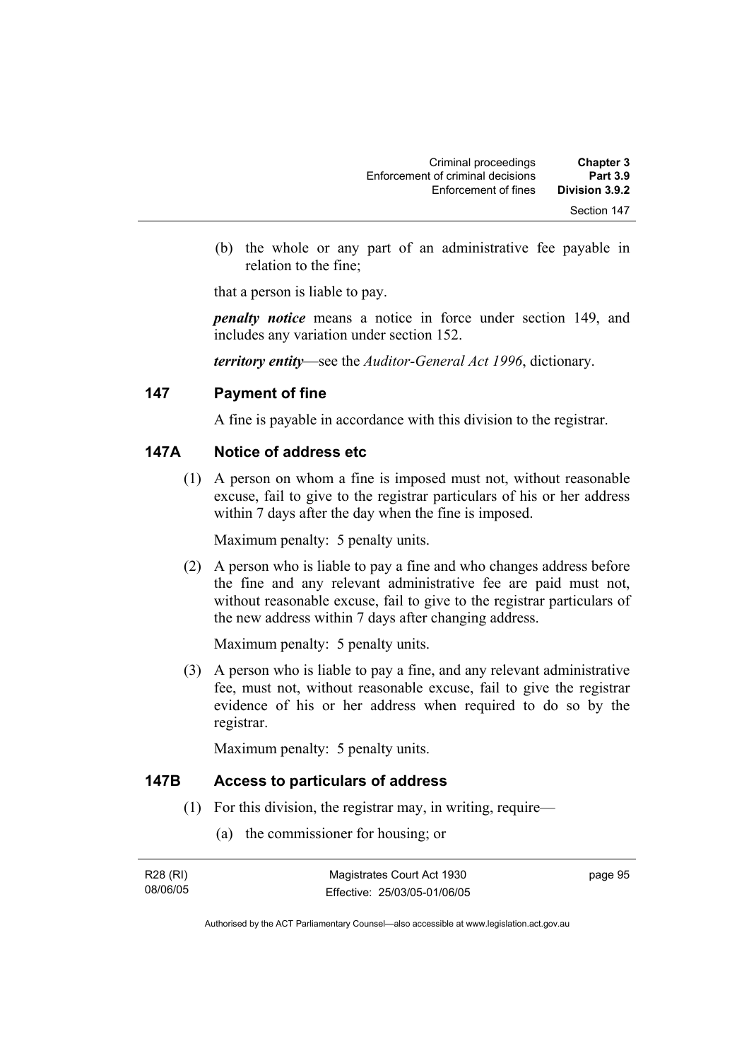(b) the whole or any part of an administrative fee payable in relation to the fine;

that a person is liable to pay.

***penalty notice*** means a notice in force under section 149, and includes any variation under section 152.

***territory entity***—see the *Auditor-General Act 1996*, dictionary.

## 147 Payment of fine

A fine is payable in accordance with this division to the registrar.

## 147A Notice of address etc

(1) A person on whom a fine is imposed must not, without reasonable excuse, fail to give to the registrar particulars of his or her address within 7 days after the day when the fine is imposed.

Maximum penalty: 5 penalty units.

(2) A person who is liable to pay a fine and who changes address before the fine and any relevant administrative fee are paid must not, without reasonable excuse, fail to give to the registrar particulars of the new address within 7 days after changing address.

Maximum penalty: 5 penalty units.

(3) A person who is liable to pay a fine, and any relevant administrative fee, must not, without reasonable excuse, fail to give the registrar evidence of his or her address when required to do so by the registrar.

Maximum penalty: 5 penalty units.

## 147B Access to particulars of address

(1) For this division, the registrar may, in writing, require—

(a) the commissioner for housing; or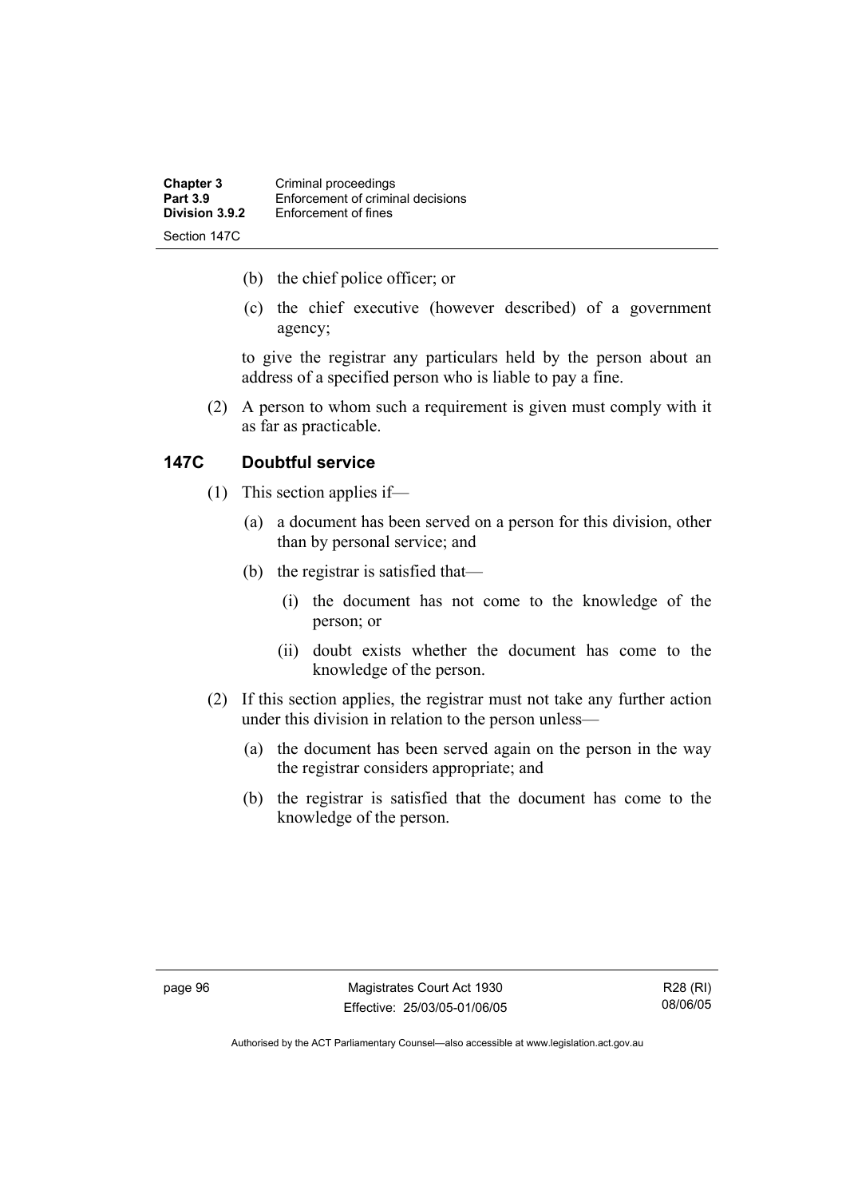(b) the chief police officer; or

(c) the chief executive (however described) of a government agency;

to give the registrar any particulars held by the person about an address of a specified person who is liable to pay a fine.

(2) A person to whom such a requirement is given must comply with it as far as practicable.

## 147C Doubtful service

(1) This section applies if—

(a) a document has been served on a person for this division, other than by personal service; and

(b) the registrar is satisfied that—

(i) the document has not come to the knowledge of the person; or

(ii) doubt exists whether the document has come to the knowledge of the person.

(2) If this section applies, the registrar must not take any further action under this division in relation to the person unless—

(a) the document has been served again on the person in the way the registrar considers appropriate; and

(b) the registrar is satisfied that the document has come to the knowledge of the person.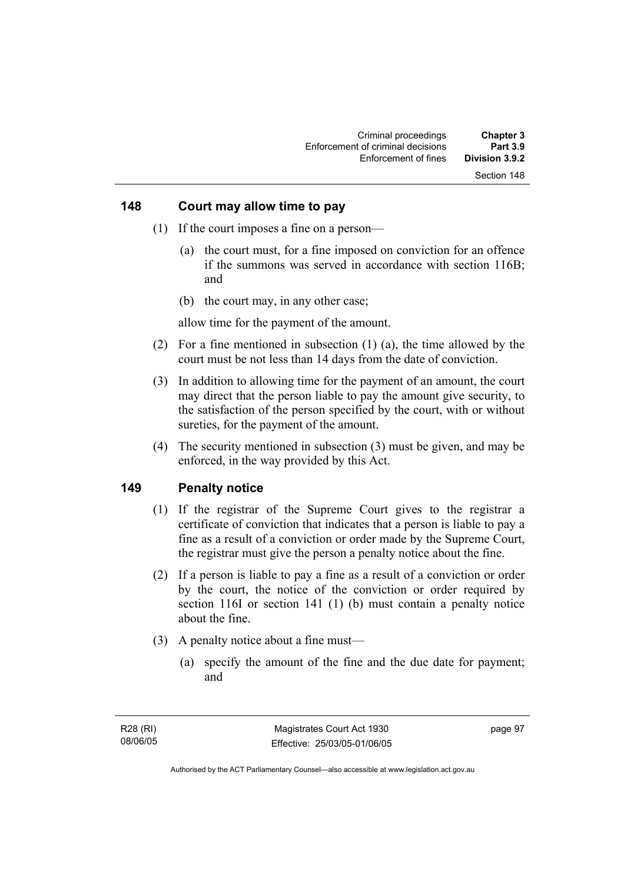## 148 Court may allow time to pay

(1) If the court imposes a fine on a person—

(a) the court must, for a fine imposed on conviction for an offence if the summons was served in accordance with section 116B; and

(b) the court may, in any other case;

allow time for the payment of the amount.

(2) For a fine mentioned in subsection (1) (a), the time allowed by the court must be not less than 14 days from the date of conviction.

(3) In addition to allowing time for the payment of an amount, the court may direct that the person liable to pay the amount give security, to the satisfaction of the person specified by the court, with or without sureties, for the payment of the amount.

(4) The security mentioned in subsection (3) must be given, and may be enforced, in the way provided by this Act.

## 149 Penalty notice

(1) If the registrar of the Supreme Court gives to the registrar a certificate of conviction that indicates that a person is liable to pay a fine as a result of a conviction or order made by the Supreme Court, the registrar must give the person a penalty notice about the fine.

(2) If a person is liable to pay a fine as a result of a conviction or order by the court, the notice of the conviction or order required by section 116I or section 141 (1) (b) must contain a penalty notice about the fine.

(3) A penalty notice about a fine must—

(a) specify the amount of the fine and the due date for payment; and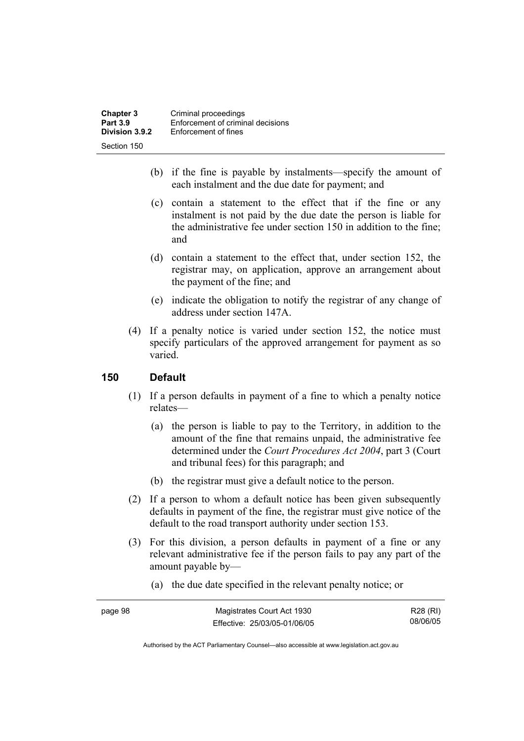(b) if the fine is payable by instalments—specify the amount of each instalment and the due date for payment; and

(c) contain a statement to the effect that if the fine or any instalment is not paid by the due date the person is liable for the administrative fee under section 150 in addition to the fine; and

(d) contain a statement to the effect that, under section 152, the registrar may, on application, approve an arrangement about the payment of the fine; and

(e) indicate the obligation to notify the registrar of any change of address under section 147A.

(4) If a penalty notice is varied under section 152, the notice must specify particulars of the approved arrangement for payment as so varied.

## 150 Default

(1) If a person defaults in payment of a fine to which a penalty notice relates—

(a) the person is liable to pay to the Territory, in addition to the amount of the fine that remains unpaid, the administrative fee determined under the *Court Procedures Act 2004*, part 3 (Court and tribunal fees) for this paragraph; and

(b) the registrar must give a default notice to the person.

(2) If a person to whom a default notice has been given subsequently defaults in payment of the fine, the registrar must give notice of the default to the road transport authority under section 153.

(3) For this division, a person defaults in payment of a fine or any relevant administrative fee if the person fails to pay any part of the amount payable by—

(a) the due date specified in the relevant penalty notice; or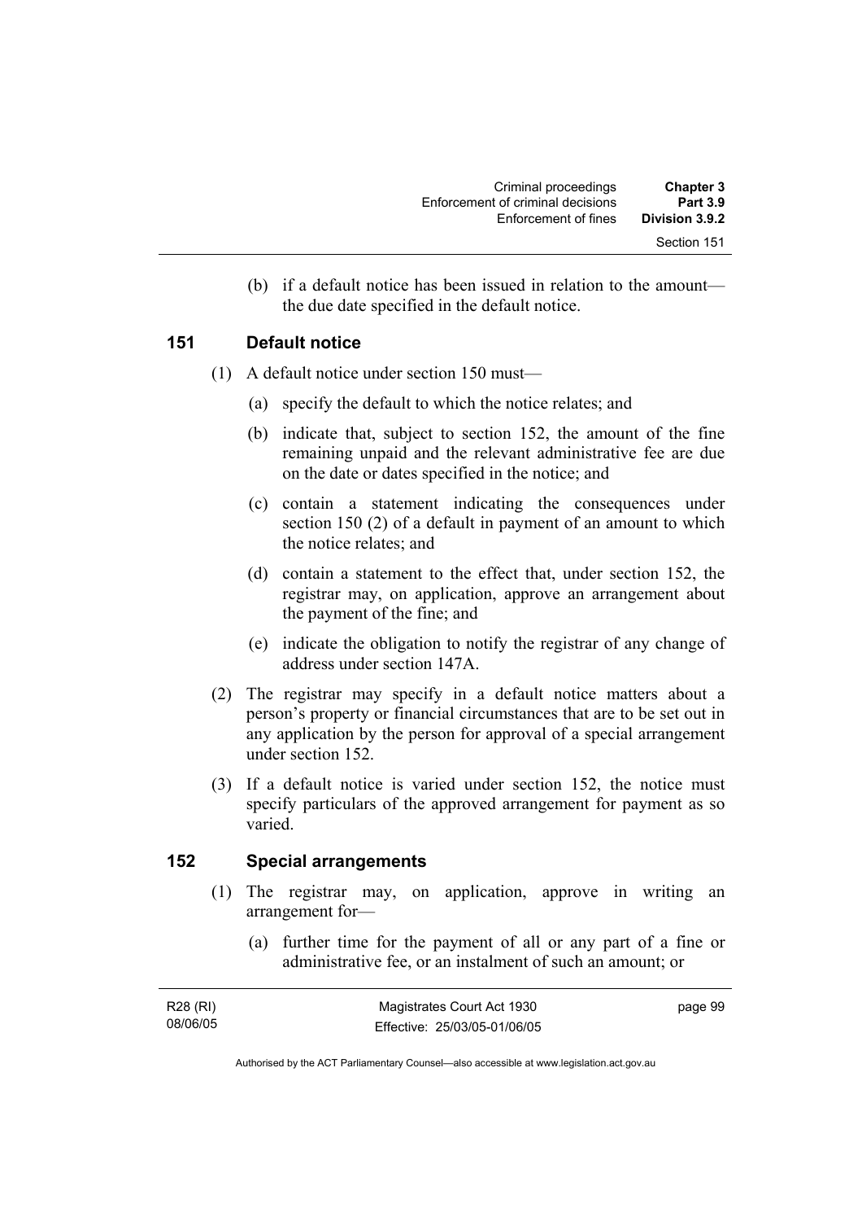(b) if a default notice has been issued in relation to the amount—the due date specified in the default notice.

## 151 Default notice

(1) A default notice under section 150 must—

(a) specify the default to which the notice relates; and

(b) indicate that, subject to section 152, the amount of the fine remaining unpaid and the relevant administrative fee are due on the date or dates specified in the notice; and

(c) contain a statement indicating the consequences under section 150 (2) of a default in payment of an amount to which the notice relates; and

(d) contain a statement to the effect that, under section 152, the registrar may, on application, approve an arrangement about the payment of the fine; and

(e) indicate the obligation to notify the registrar of any change of address under section 147A.

(2) The registrar may specify in a default notice matters about a person's property or financial circumstances that are to be set out in any application by the person for approval of a special arrangement under section 152.

(3) If a default notice is varied under section 152, the notice must specify particulars of the approved arrangement for payment as so varied.

## 152 Special arrangements

(1) The registrar may, on application, approve in writing an arrangement for—

(a) further time for the payment of all or any part of a fine or administrative fee, or an instalment of such an amount; or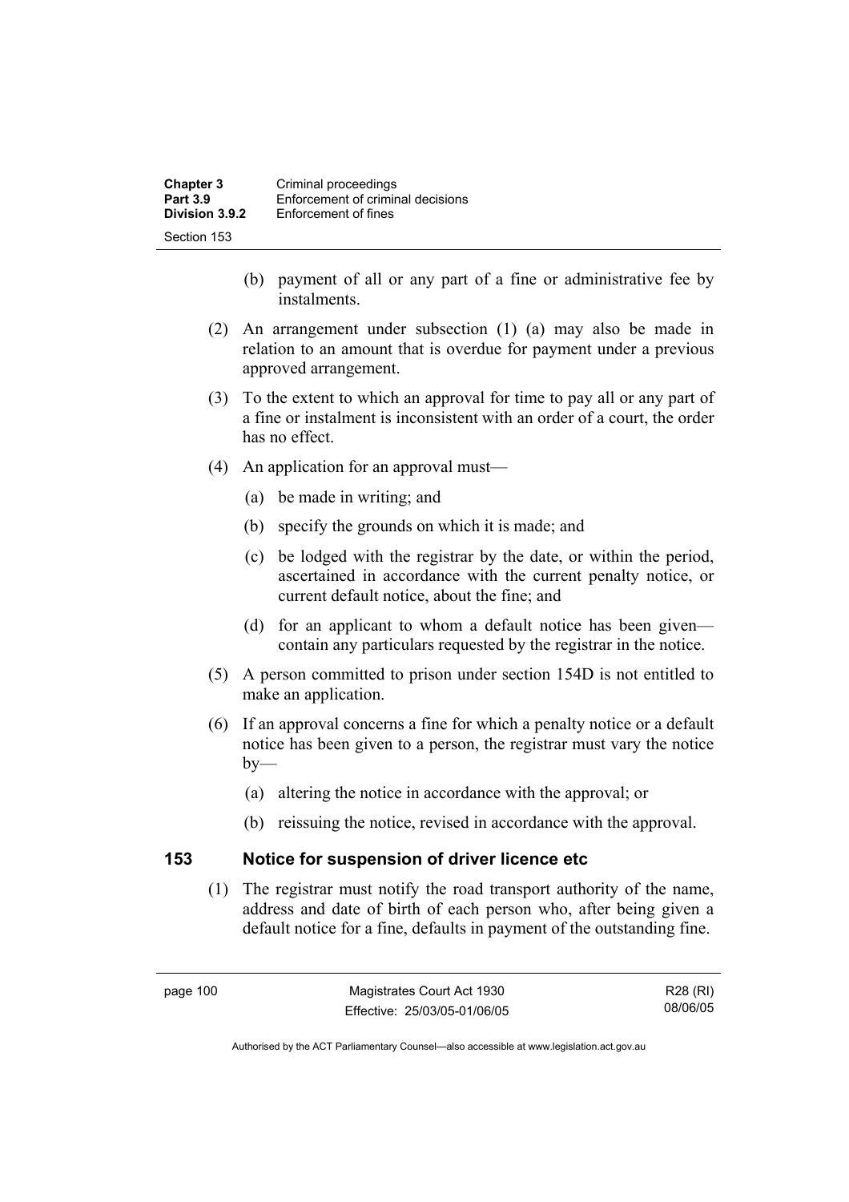(b) payment of all or any part of a fine or administrative fee by instalments.

(2) An arrangement under subsection (1) (a) may also be made in relation to an amount that is overdue for payment under a previous approved arrangement.

(3) To the extent to which an approval for time to pay all or any part of a fine or instalment is inconsistent with an order of a court, the order has no effect.

(4) An application for an approval must—

(a) be made in writing; and

(b) specify the grounds on which it is made; and

(c) be lodged with the registrar by the date, or within the period, ascertained in accordance with the current penalty notice, or current default notice, about the fine; and

(d) for an applicant to whom a default notice has been given—contain any particulars requested by the registrar in the notice.

(5) A person committed to prison under section 154D is not entitled to make an application.

(6) If an approval concerns a fine for which a penalty notice or a default notice has been given to a person, the registrar must vary the notice by—

(a) altering the notice in accordance with the approval; or

(b) reissuing the notice, revised in accordance with the approval.

## 153 Notice for suspension of driver licence etc

(1) The registrar must notify the road transport authority of the name, address and date of birth of each person who, after being given a default notice for a fine, defaults in payment of the outstanding fine.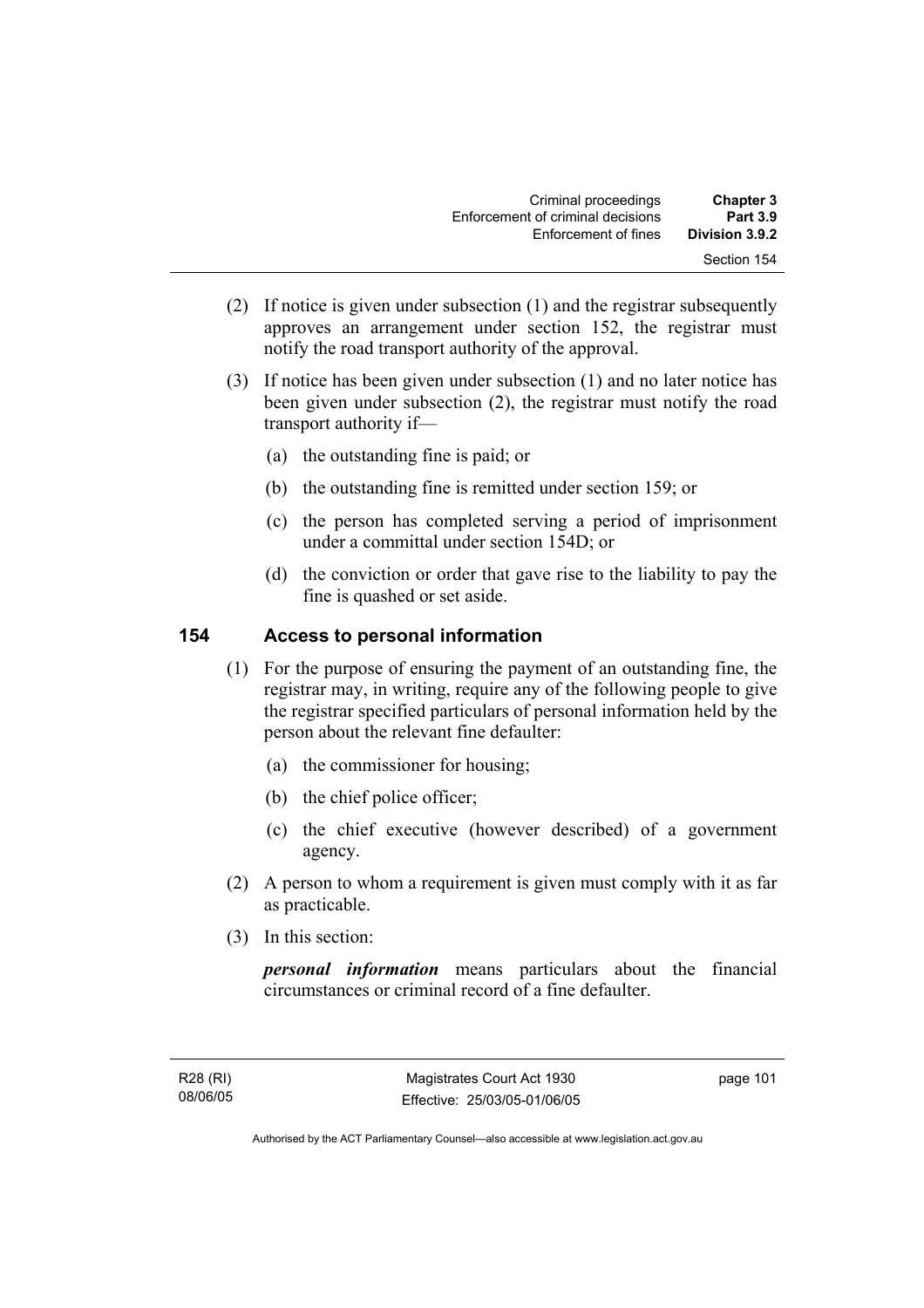(2) If notice is given under subsection (1) and the registrar subsequently approves an arrangement under section 152, the registrar must notify the road transport authority of the approval.

(3) If notice has been given under subsection (1) and no later notice has been given under subsection (2), the registrar must notify the road transport authority if—

(a) the outstanding fine is paid; or

(b) the outstanding fine is remitted under section 159; or

(c) the person has completed serving a period of imprisonment under a committal under section 154D; or

(d) the conviction or order that gave rise to the liability to pay the fine is quashed or set aside.

## 154 Access to personal information

(1) For the purpose of ensuring the payment of an outstanding fine, the registrar may, in writing, require any of the following people to give the registrar specified particulars of personal information held by the person about the relevant fine defaulter:

(a) the commissioner for housing;

(b) the chief police officer;

(c) the chief executive (however described) of a government agency.

(2) A person to whom a requirement is given must comply with it as far as practicable.

(3) In this section:

***personal information*** means particulars about the financial circumstances or criminal record of a fine defaulter.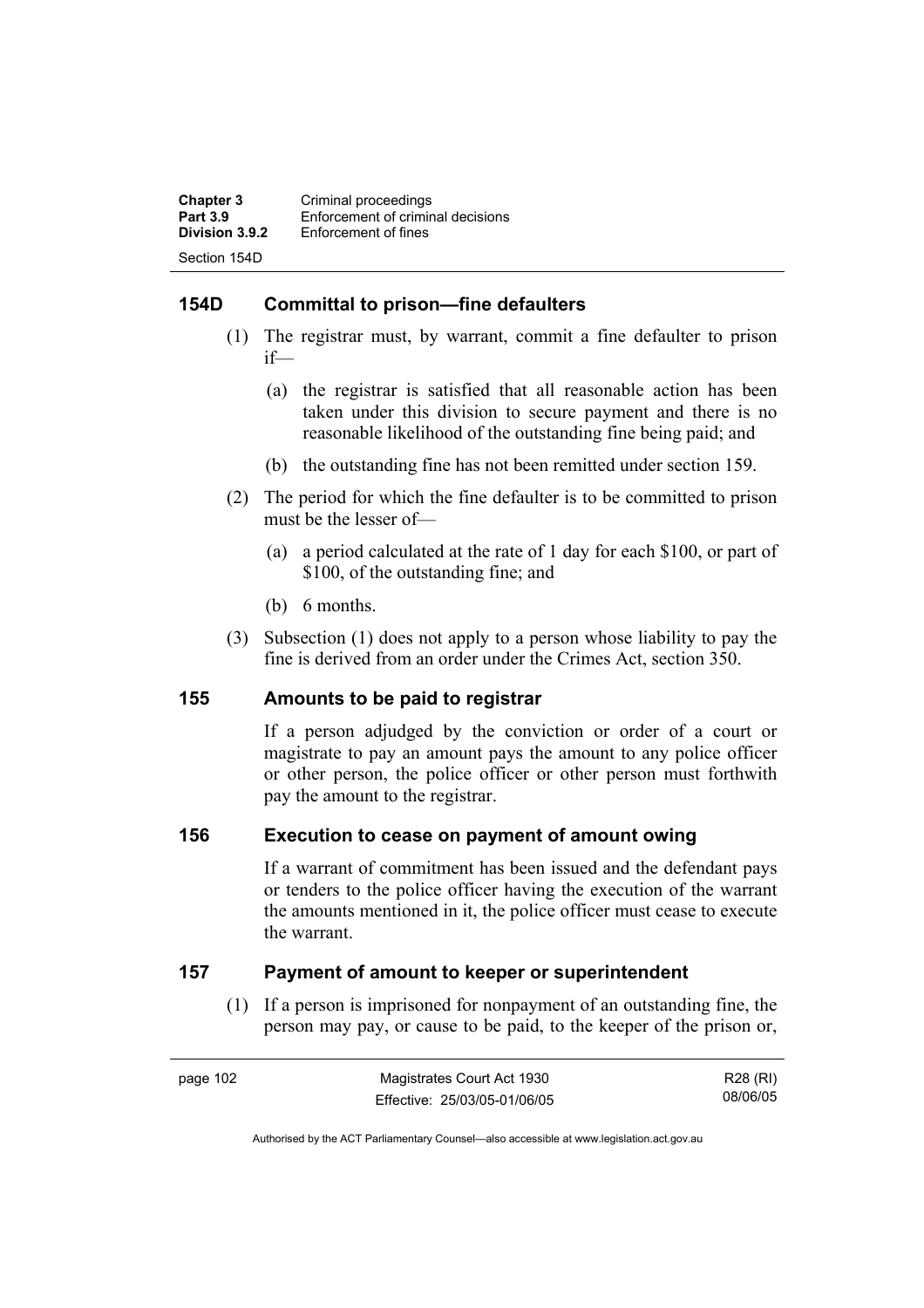## 154D Committal to prison—fine defaulters

(1) The registrar must, by warrant, commit a fine defaulter to prison if—

  (a) the registrar is satisfied that all reasonable action has been taken under this division to secure payment and there is no reasonable likelihood of the outstanding fine being paid; and

  (b) the outstanding fine has not been remitted under section 159.

(2) The period for which the fine defaulter is to be committed to prison must be the lesser of—

  (a) a period calculated at the rate of 1 day for each $100, or part of $100, of the outstanding fine; and

  (b) 6 months.

(3) Subsection (1) does not apply to a person whose liability to pay the fine is derived from an order under the Crimes Act, section 350.

## 155 Amounts to be paid to registrar

If a person adjudged by the conviction or order of a court or magistrate to pay an amount pays the amount to any police officer or other person, the police officer or other person must forthwith pay the amount to the registrar.

## 156 Execution to cease on payment of amount owing

If a warrant of commitment has been issued and the defendant pays or tenders to the police officer having the execution of the warrant the amounts mentioned in it, the police officer must cease to execute the warrant.

## 157 Payment of amount to keeper or superintendent

(1) If a person is imprisoned for nonpayment of an outstanding fine, the person may pay, or cause to be paid, to the keeper of the prison or,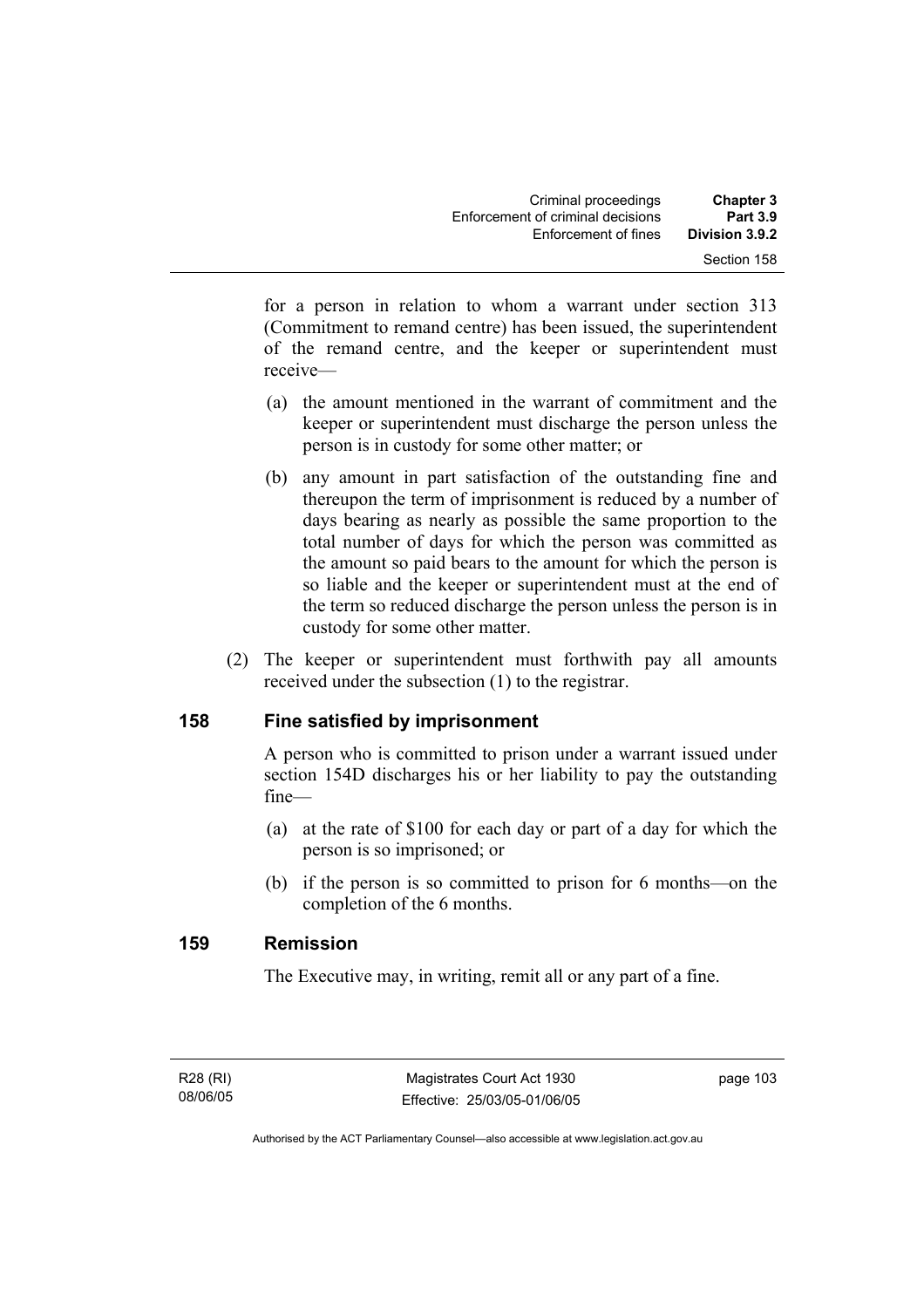for a person in relation to whom a warrant under section 313 (Commitment to remand centre) has been issued, the superintendent of the remand centre, and the keeper or superintendent must receive—

(a) the amount mentioned in the warrant of commitment and the keeper or superintendent must discharge the person unless the person is in custody for some other matter; or

(b) any amount in part satisfaction of the outstanding fine and thereupon the term of imprisonment is reduced by a number of days bearing as nearly as possible the same proportion to the total number of days for which the person was committed as the amount so paid bears to the amount for which the person is so liable and the keeper or superintendent must at the end of the term so reduced discharge the person unless the person is in custody for some other matter.

(2) The keeper or superintendent must forthwith pay all amounts received under the subsection (1) to the registrar.

## 158 Fine satisfied by imprisonment

A person who is committed to prison under a warrant issued under section 154D discharges his or her liability to pay the outstanding fine—

(a) at the rate of $100 for each day or part of a day for which the person is so imprisoned; or

(b) if the person is so committed to prison for 6 months—on the completion of the 6 months.

## 159 Remission

The Executive may, in writing, remit all or any part of a fine.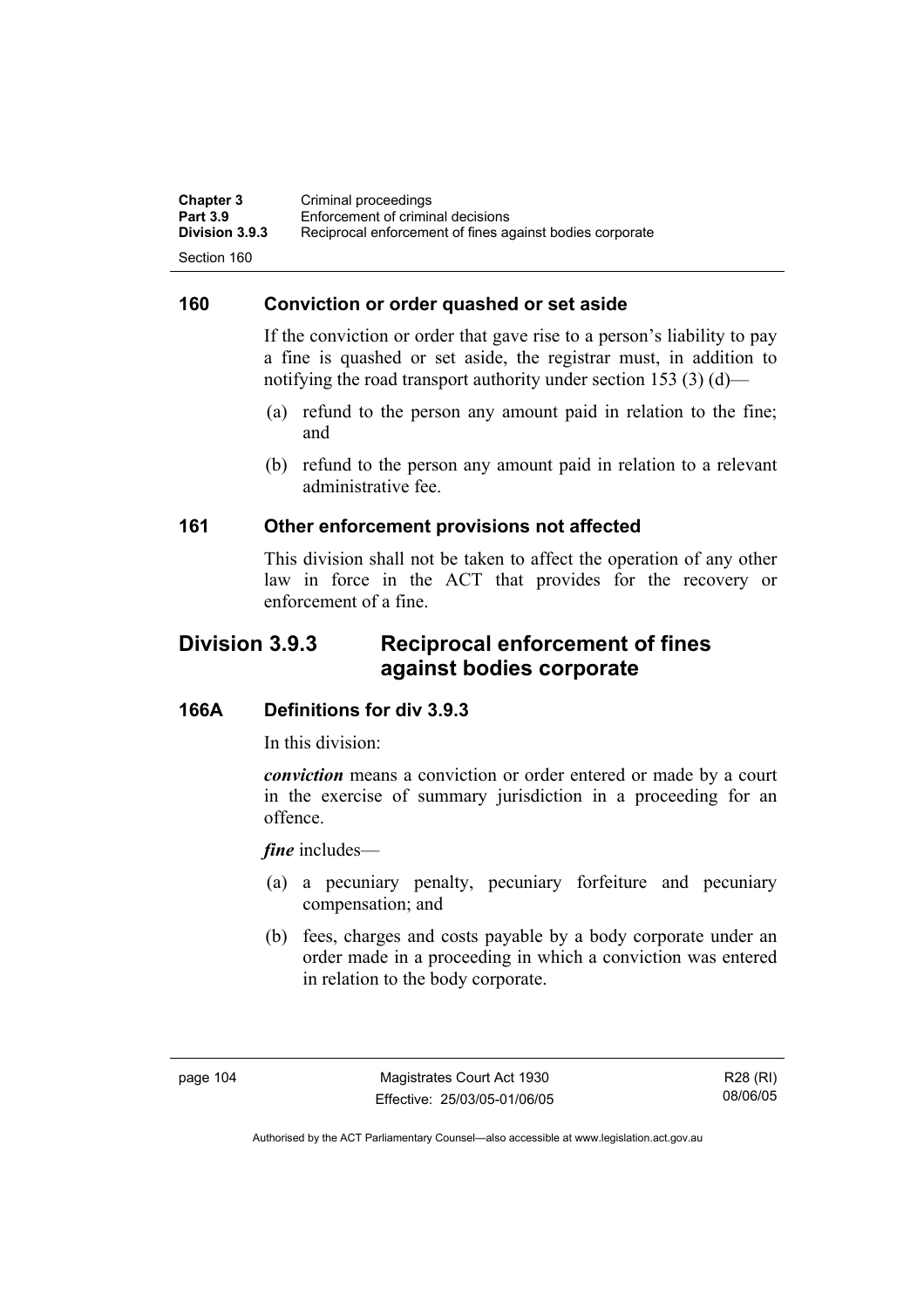## 160 Conviction or order quashed or set aside

If the conviction or order that gave rise to a person's liability to pay a fine is quashed or set aside, the registrar must, in addition to notifying the road transport authority under section 153 (3) (d)—

(a) refund to the person any amount paid in relation to the fine; and

(b) refund to the person any amount paid in relation to a relevant administrative fee.

## 161 Other enforcement provisions not affected

This division shall not be taken to affect the operation of any other law in force in the ACT that provides for the recovery or enforcement of a fine.

# Division 3.9.3 Reciprocal enforcement of fines against bodies corporate

## 166A Definitions for div 3.9.3

In this division:

***conviction*** means a conviction or order entered or made by a court in the exercise of summary jurisdiction in a proceeding for an offence.

***fine*** includes—

(a) a pecuniary penalty, pecuniary forfeiture and pecuniary compensation; and

(b) fees, charges and costs payable by a body corporate under an order made in a proceeding in which a conviction was entered in relation to the body corporate.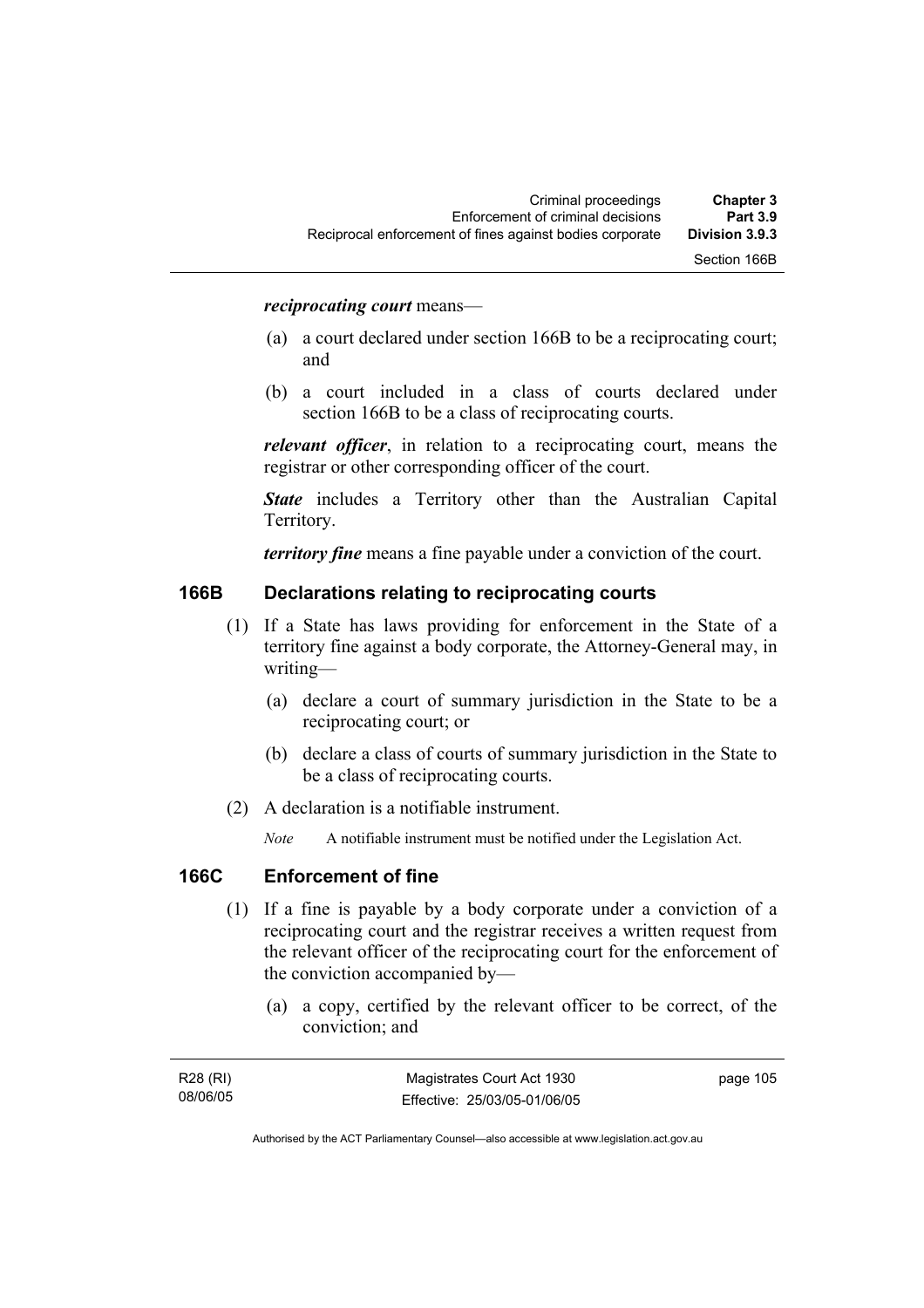***reciprocating court*** means—

(a) a court declared under section 166B to be a reciprocating court; and

(b) a court included in a class of courts declared under section 166B to be a class of reciprocating courts.

***relevant officer***, in relation to a reciprocating court, means the registrar or other corresponding officer of the court.

***State*** includes a Territory other than the Australian Capital Territory.

***territory fine*** means a fine payable under a conviction of the court.

## 166B Declarations relating to reciprocating courts

(1) If a State has laws providing for enforcement in the State of a territory fine against a body corporate, the Attorney-General may, in writing—

(a) declare a court of summary jurisdiction in the State to be a reciprocating court; or

(b) declare a class of courts of summary jurisdiction in the State to be a class of reciprocating courts.

(2) A declaration is a notifiable instrument.

*Note* A notifiable instrument must be notified under the Legislation Act.

## 166C Enforcement of fine

(1) If a fine is payable by a body corporate under a conviction of a reciprocating court and the registrar receives a written request from the relevant officer of the reciprocating court for the enforcement of the conviction accompanied by—

(a) a copy, certified by the relevant officer to be correct, of the conviction; and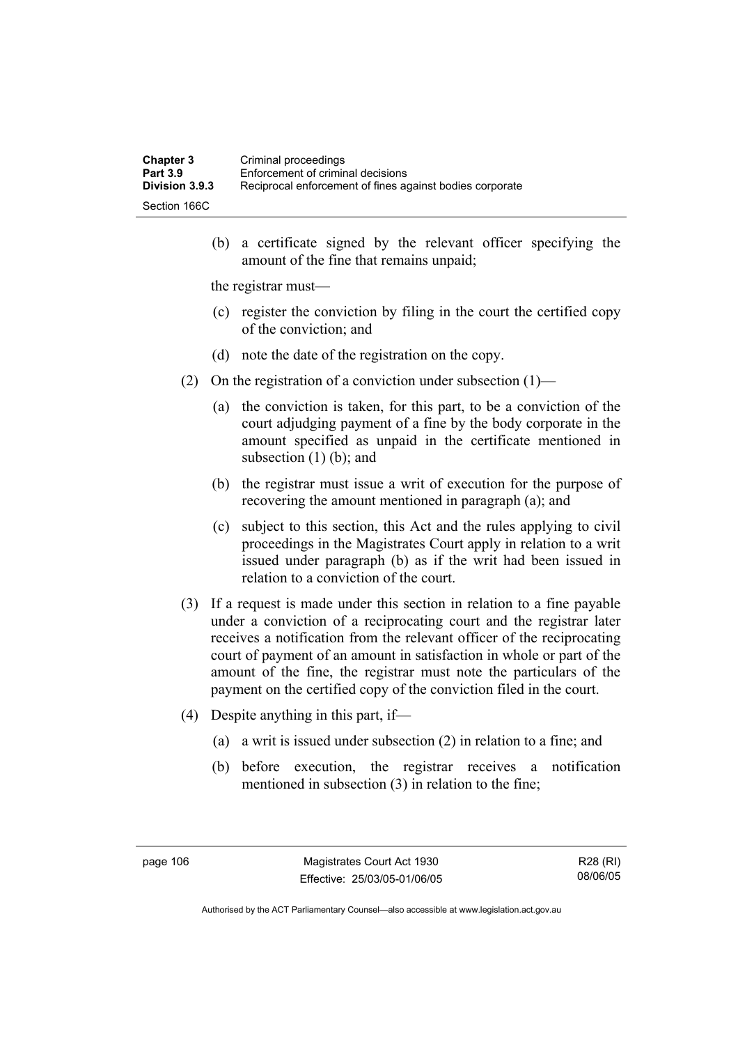(b) a certificate signed by the relevant officer specifying the amount of the fine that remains unpaid;

the registrar must—

(c) register the conviction by filing in the court the certified copy of the conviction; and

(d) note the date of the registration on the copy.

(2) On the registration of a conviction under subsection (1)—

(a) the conviction is taken, for this part, to be a conviction of the court adjudging payment of a fine by the body corporate in the amount specified as unpaid in the certificate mentioned in subsection (1) (b); and

(b) the registrar must issue a writ of execution for the purpose of recovering the amount mentioned in paragraph (a); and

(c) subject to this section, this Act and the rules applying to civil proceedings in the Magistrates Court apply in relation to a writ issued under paragraph (b) as if the writ had been issued in relation to a conviction of the court.

(3) If a request is made under this section in relation to a fine payable under a conviction of a reciprocating court and the registrar later receives a notification from the relevant officer of the reciprocating court of payment of an amount in satisfaction in whole or part of the amount of the fine, the registrar must note the particulars of the payment on the certified copy of the conviction filed in the court.

(4) Despite anything in this part, if—

(a) a writ is issued under subsection (2) in relation to a fine; and

(b) before execution, the registrar receives a notification mentioned in subsection (3) in relation to the fine;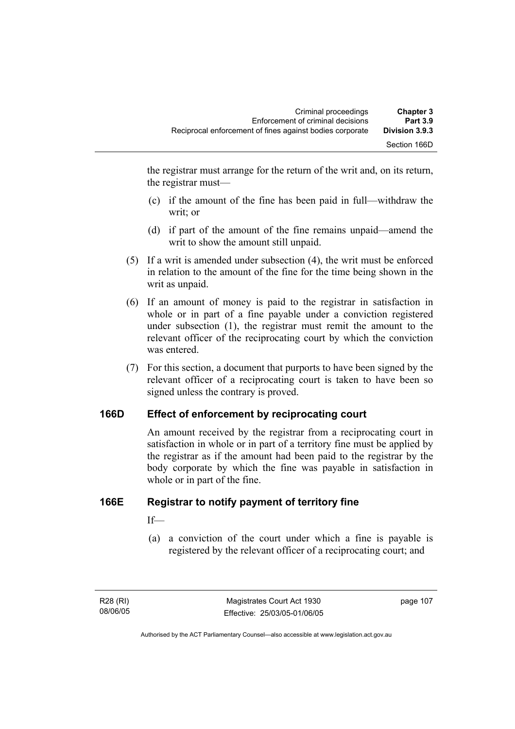the registrar must arrange for the return of the writ and, on its return, the registrar must—

(c) if the amount of the fine has been paid in full—withdraw the writ; or

(d) if part of the amount of the fine remains unpaid—amend the writ to show the amount still unpaid.

(5) If a writ is amended under subsection (4), the writ must be enforced in relation to the amount of the fine for the time being shown in the writ as unpaid.

(6) If an amount of money is paid to the registrar in satisfaction in whole or in part of a fine payable under a conviction registered under subsection (1), the registrar must remit the amount to the relevant officer of the reciprocating court by which the conviction was entered.

(7) For this section, a document that purports to have been signed by the relevant officer of a reciprocating court is taken to have been so signed unless the contrary is proved.

## 166D Effect of enforcement by reciprocating court

An amount received by the registrar from a reciprocating court in satisfaction in whole or in part of a territory fine must be applied by the registrar as if the amount had been paid to the registrar by the body corporate by which the fine was payable in satisfaction in whole or in part of the fine.

## 166E Registrar to notify payment of territory fine

If—

(a) a conviction of the court under which a fine is payable is registered by the relevant officer of a reciprocating court; and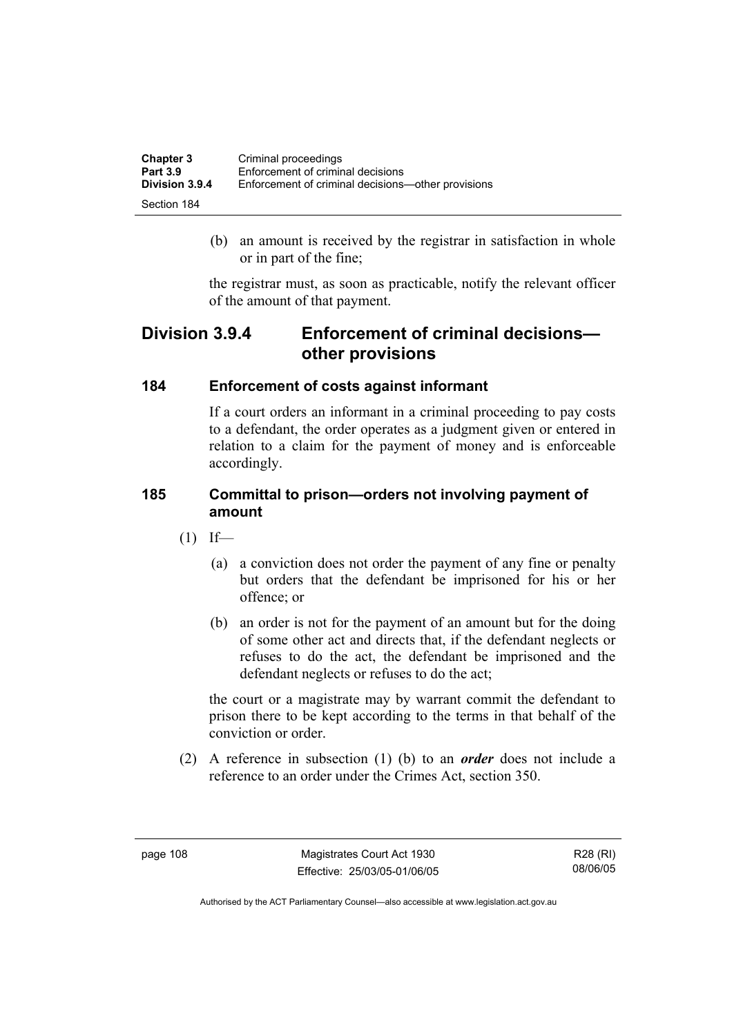(b) an amount is received by the registrar in satisfaction in whole or in part of the fine;

the registrar must, as soon as practicable, notify the relevant officer of the amount of that payment.

## Division 3.9.4 Enforcement of criminal decisions—other provisions

### 184 Enforcement of costs against informant

If a court orders an informant in a criminal proceeding to pay costs to a defendant, the order operates as a judgment given or entered in relation to a claim for the payment of money and is enforceable accordingly.

### 185 Committal to prison—orders not involving payment of amount

(1) If—

(a) a conviction does not order the payment of any fine or penalty but orders that the defendant be imprisoned for his or her offence; or

(b) an order is not for the payment of an amount but for the doing of some other act and directs that, if the defendant neglects or refuses to do the act, the defendant be imprisoned and the defendant neglects or refuses to do the act;

the court or a magistrate may by warrant commit the defendant to prison there to be kept according to the terms in that behalf of the conviction or order.

(2) A reference in subsection (1) (b) to an ***order*** does not include a reference to an order under the Crimes Act, section 350.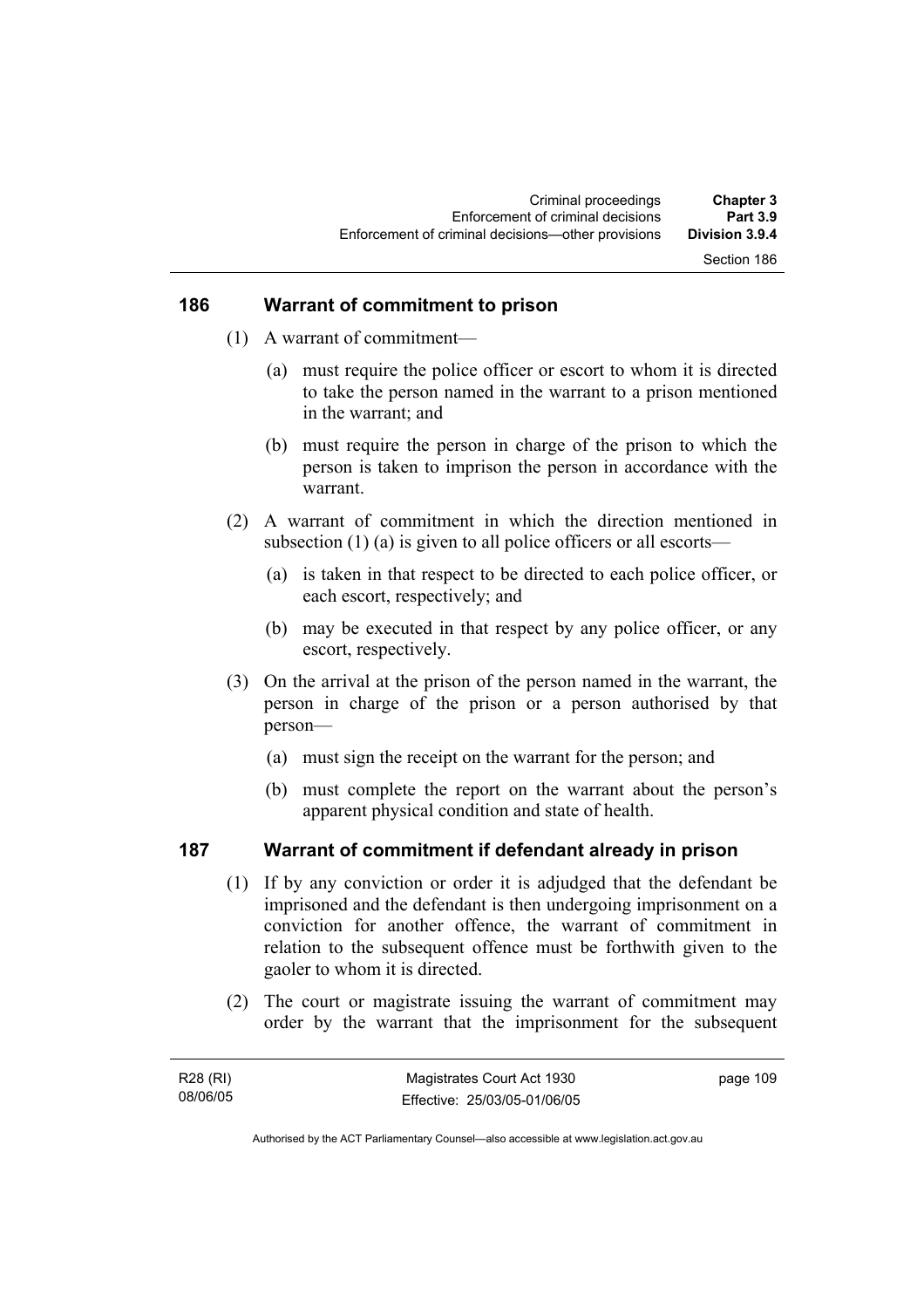## 186 Warrant of commitment to prison

(1) A warrant of commitment—

(a) must require the police officer or escort to whom it is directed to take the person named in the warrant to a prison mentioned in the warrant; and

(b) must require the person in charge of the prison to which the person is taken to imprison the person in accordance with the warrant.

(2) A warrant of commitment in which the direction mentioned in subsection (1) (a) is given to all police officers or all escorts—

(a) is taken in that respect to be directed to each police officer, or each escort, respectively; and

(b) may be executed in that respect by any police officer, or any escort, respectively.

(3) On the arrival at the prison of the person named in the warrant, the person in charge of the prison or a person authorised by that person—

(a) must sign the receipt on the warrant for the person; and

(b) must complete the report on the warrant about the person's apparent physical condition and state of health.

## 187 Warrant of commitment if defendant already in prison

(1) If by any conviction or order it is adjudged that the defendant be imprisoned and the defendant is then undergoing imprisonment on a conviction for another offence, the warrant of commitment in relation to the subsequent offence must be forthwith given to the gaoler to whom it is directed.

(2) The court or magistrate issuing the warrant of commitment may order by the warrant that the imprisonment for the subsequent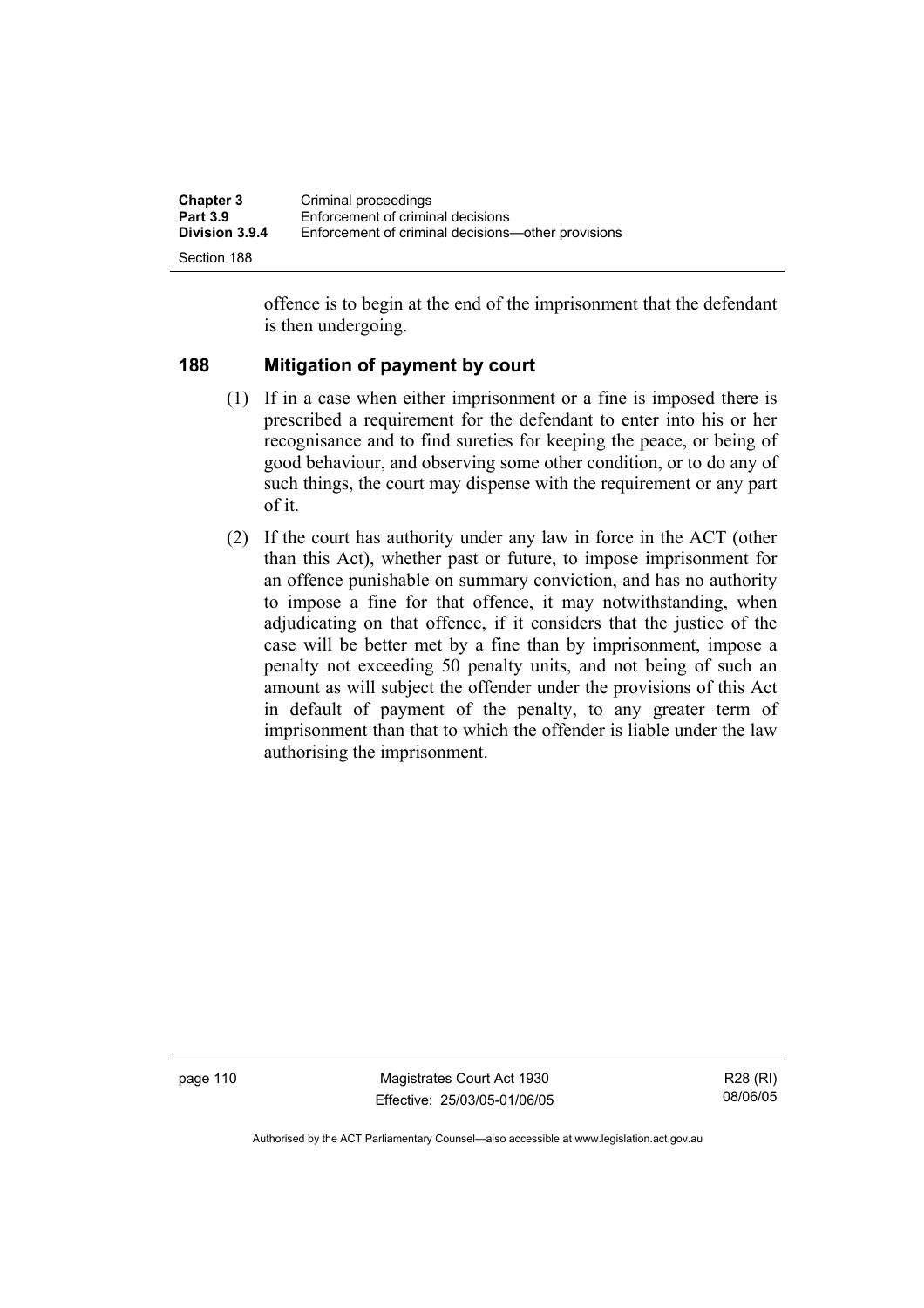offence is to begin at the end of the imprisonment that the defendant is then undergoing.

### 188 Mitigation of payment by court

(1) If in a case when either imprisonment or a fine is imposed there is prescribed a requirement for the defendant to enter into his or her recognisance and to find sureties for keeping the peace, or being of good behaviour, and observing some other condition, or to do any of such things, the court may dispense with the requirement or any part of it.

(2) If the court has authority under any law in force in the ACT (other than this Act), whether past or future, to impose imprisonment for an offence punishable on summary conviction, and has no authority to impose a fine for that offence, it may notwithstanding, when adjudicating on that offence, if it considers that the justice of the case will be better met by a fine than by imprisonment, impose a penalty not exceeding 50 penalty units, and not being of such an amount as will subject the offender under the provisions of this Act in default of payment of the penalty, to any greater term of imprisonment than that to which the offender is liable under the law authorising the imprisonment.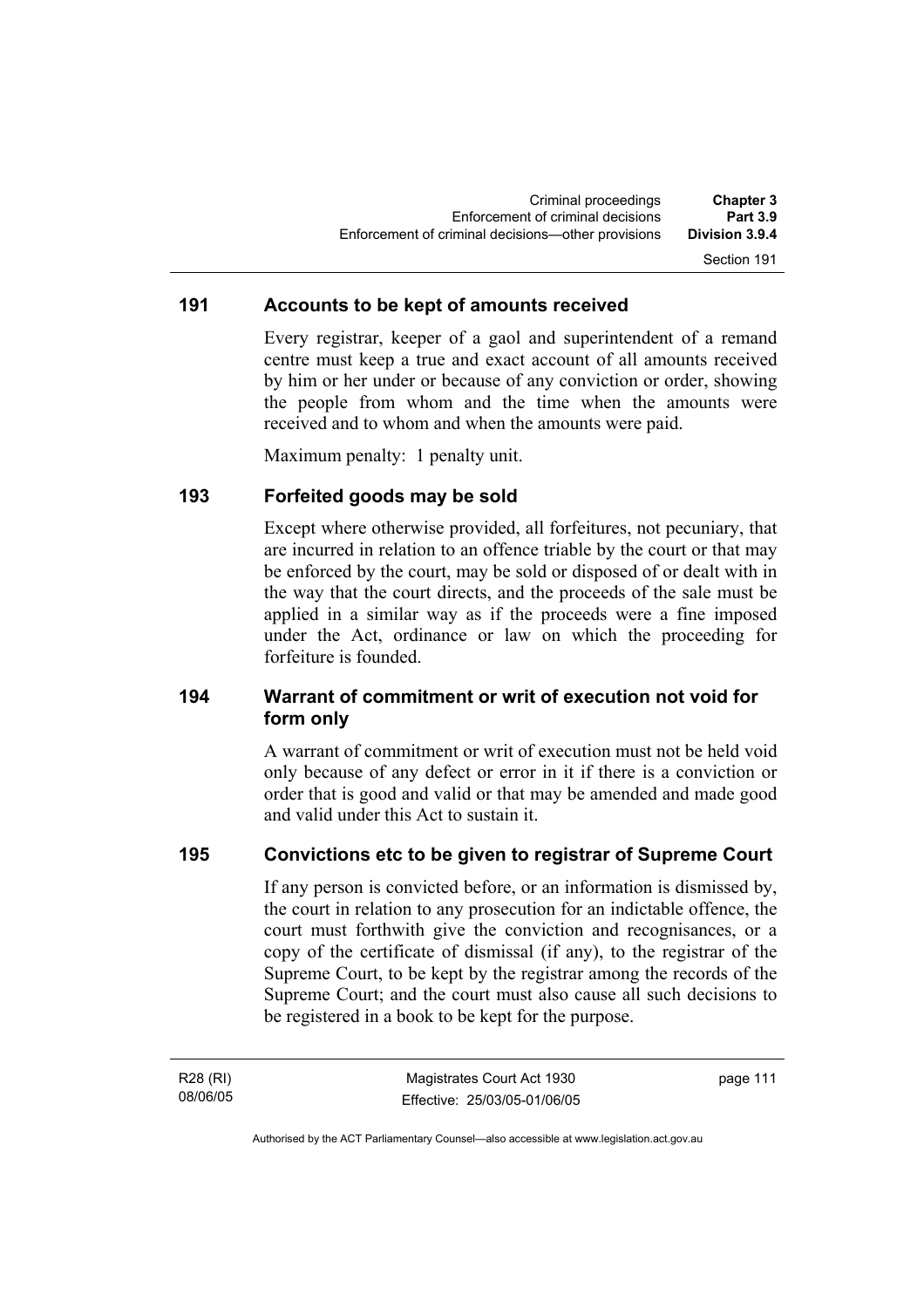## 191 Accounts to be kept of amounts received

Every registrar, keeper of a gaol and superintendent of a remand centre must keep a true and exact account of all amounts received by him or her under or because of any conviction or order, showing the people from whom and the time when the amounts were received and to whom and when the amounts were paid.

Maximum penalty: 1 penalty unit.

## 193 Forfeited goods may be sold

Except where otherwise provided, all forfeitures, not pecuniary, that are incurred in relation to an offence triable by the court or that may be enforced by the court, may be sold or disposed of or dealt with in the way that the court directs, and the proceeds of the sale must be applied in a similar way as if the proceeds were a fine imposed under the Act, ordinance or law on which the proceeding for forfeiture is founded.

## 194 Warrant of commitment or writ of execution not void for form only

A warrant of commitment or writ of execution must not be held void only because of any defect or error in it if there is a conviction or order that is good and valid or that may be amended and made good and valid under this Act to sustain it.

## 195 Convictions etc to be given to registrar of Supreme Court

If any person is convicted before, or an information is dismissed by, the court in relation to any prosecution for an indictable offence, the court must forthwith give the conviction and recognisances, or a copy of the certificate of dismissal (if any), to the registrar of the Supreme Court, to be kept by the registrar among the records of the Supreme Court; and the court must also cause all such decisions to be registered in a book to be kept for the purpose.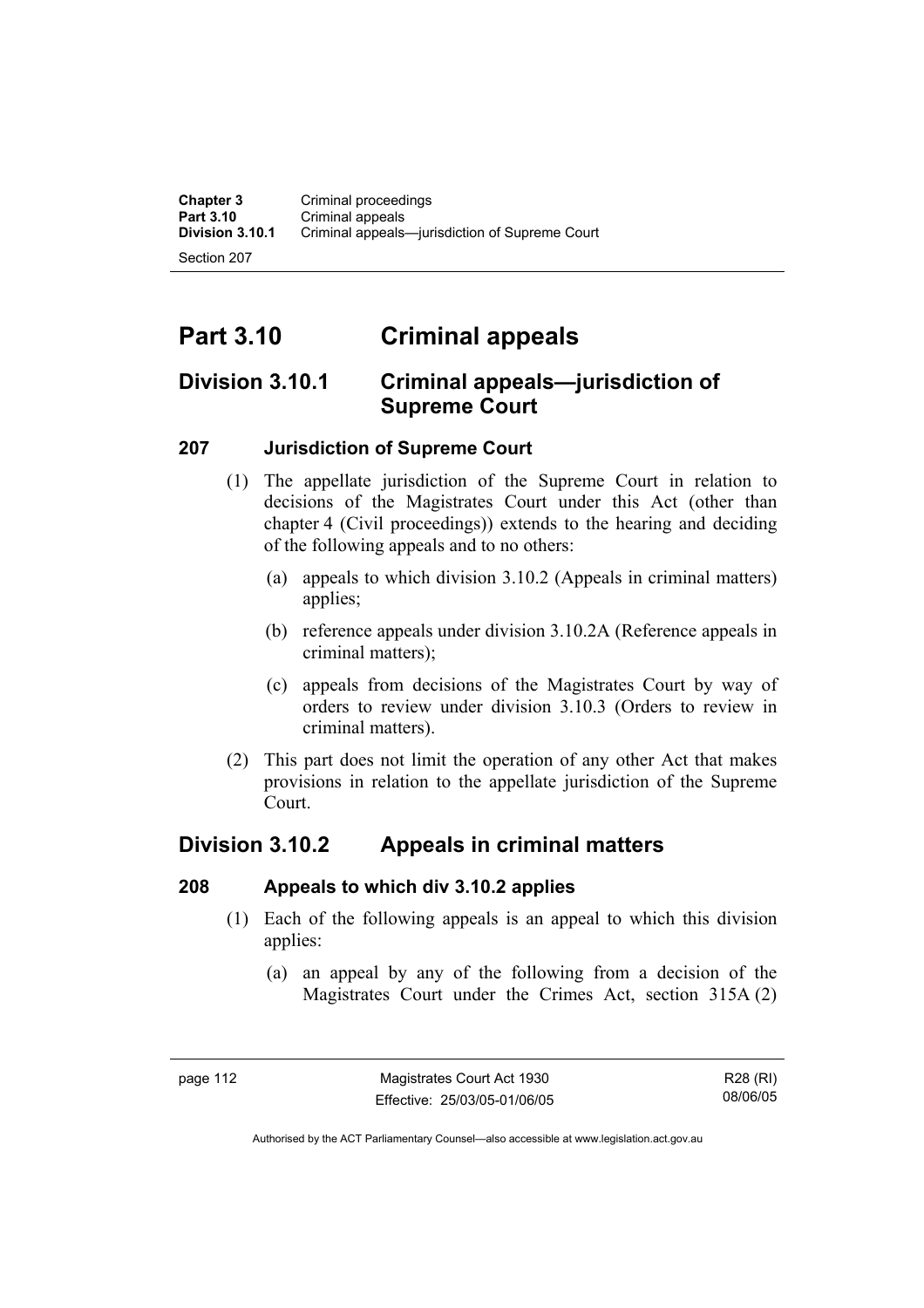# Part 3.10 Criminal appeals

## Division 3.10.1 Criminal appeals—jurisdiction of Supreme Court

### 207 Jurisdiction of Supreme Court

(1) The appellate jurisdiction of the Supreme Court in relation to decisions of the Magistrates Court under this Act (other than chapter 4 (Civil proceedings)) extends to the hearing and deciding of the following appeals and to no others:

(a) appeals to which division 3.10.2 (Appeals in criminal matters) applies;

(b) reference appeals under division 3.10.2A (Reference appeals in criminal matters);

(c) appeals from decisions of the Magistrates Court by way of orders to review under division 3.10.3 (Orders to review in criminal matters).

(2) This part does not limit the operation of any other Act that makes provisions in relation to the appellate jurisdiction of the Supreme Court.

## Division 3.10.2 Appeals in criminal matters

### 208 Appeals to which div 3.10.2 applies

(1) Each of the following appeals is an appeal to which this division applies:

(a) an appeal by any of the following from a decision of the Magistrates Court under the Crimes Act, section 315A (2)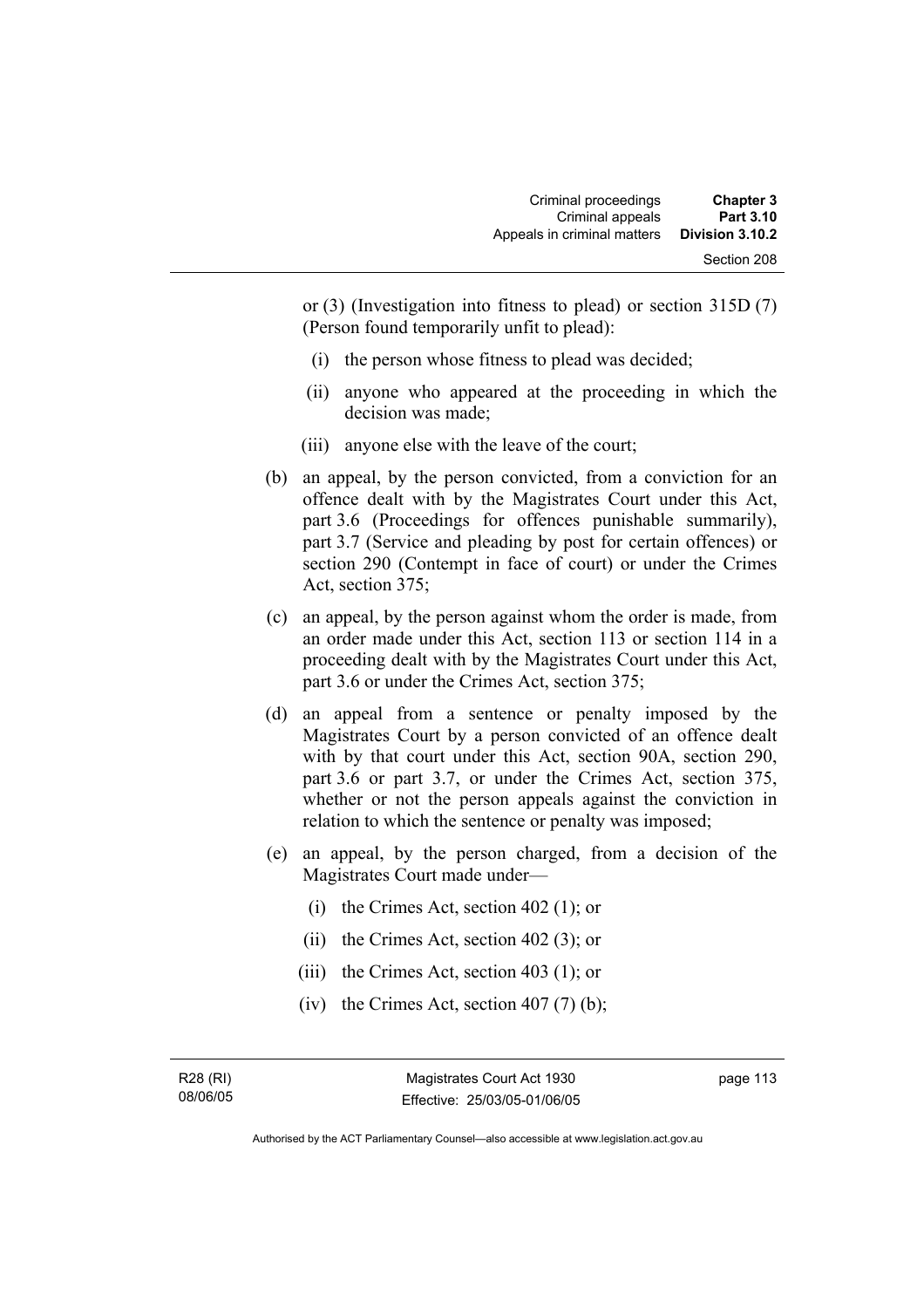or (3) (Investigation into fitness to plead) or section 315D (7) (Person found temporarily unfit to plead):

(i) the person whose fitness to plead was decided;

(ii) anyone who appeared at the proceeding in which the decision was made;

(iii) anyone else with the leave of the court;

(b) an appeal, by the person convicted, from a conviction for an offence dealt with by the Magistrates Court under this Act, part 3.6 (Proceedings for offences punishable summarily), part 3.7 (Service and pleading by post for certain offences) or section 290 (Contempt in face of court) or under the Crimes Act, section 375;

(c) an appeal, by the person against whom the order is made, from an order made under this Act, section 113 or section 114 in a proceeding dealt with by the Magistrates Court under this Act, part 3.6 or under the Crimes Act, section 375;

(d) an appeal from a sentence or penalty imposed by the Magistrates Court by a person convicted of an offence dealt with by that court under this Act, section 90A, section 290, part 3.6 or part 3.7, or under the Crimes Act, section 375, whether or not the person appeals against the conviction in relation to which the sentence or penalty was imposed;

(e) an appeal, by the person charged, from a decision of the Magistrates Court made under—

(i) the Crimes Act, section 402 (1); or

(ii) the Crimes Act, section 402 (3); or

(iii) the Crimes Act, section 403 (1); or

(iv) the Crimes Act, section 407 (7) (b);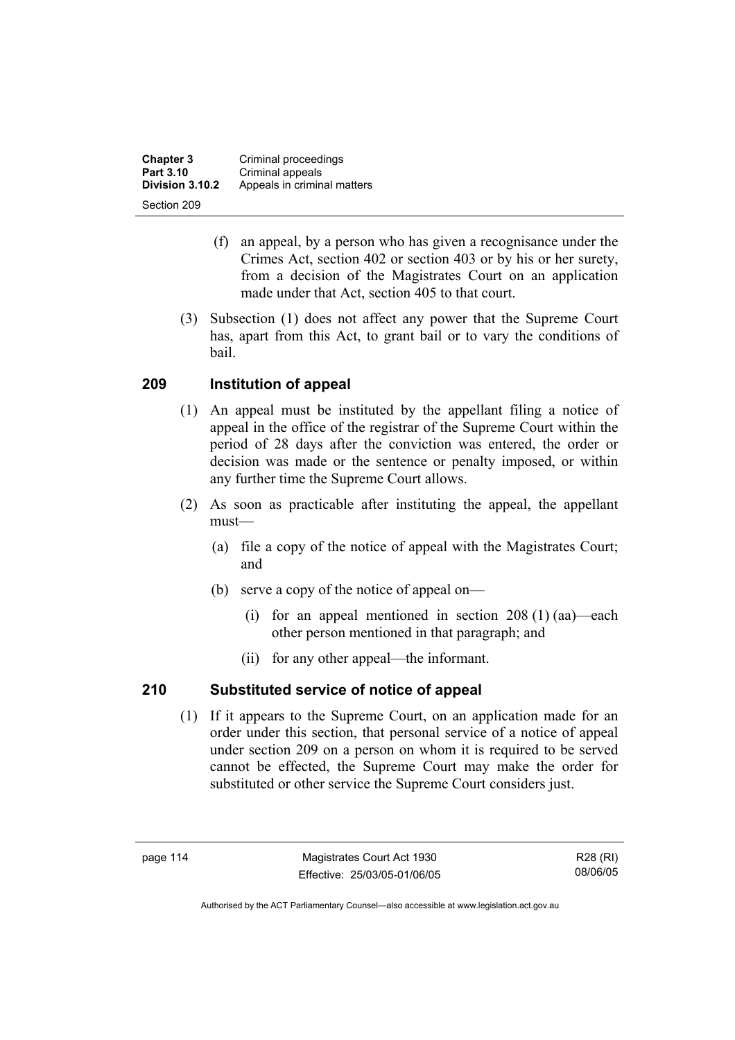(f) an appeal, by a person who has given a recognisance under the Crimes Act, section 402 or section 403 or by his or her surety, from a decision of the Magistrates Court on an application made under that Act, section 405 to that court.

(3) Subsection (1) does not affect any power that the Supreme Court has, apart from this Act, to grant bail or to vary the conditions of bail.

## 209 Institution of appeal

(1) An appeal must be instituted by the appellant filing a notice of appeal in the office of the registrar of the Supreme Court within the period of 28 days after the conviction was entered, the order or decision was made or the sentence or penalty imposed, or within any further time the Supreme Court allows.

(2) As soon as practicable after instituting the appeal, the appellant must—

(a) file a copy of the notice of appeal with the Magistrates Court; and

(b) serve a copy of the notice of appeal on—

(i) for an appeal mentioned in section 208 (1) (aa)—each other person mentioned in that paragraph; and

(ii) for any other appeal—the informant.

## 210 Substituted service of notice of appeal

(1) If it appears to the Supreme Court, on an application made for an order under this section, that personal service of a notice of appeal under section 209 on a person on whom it is required to be served cannot be effected, the Supreme Court may make the order for substituted or other service the Supreme Court considers just.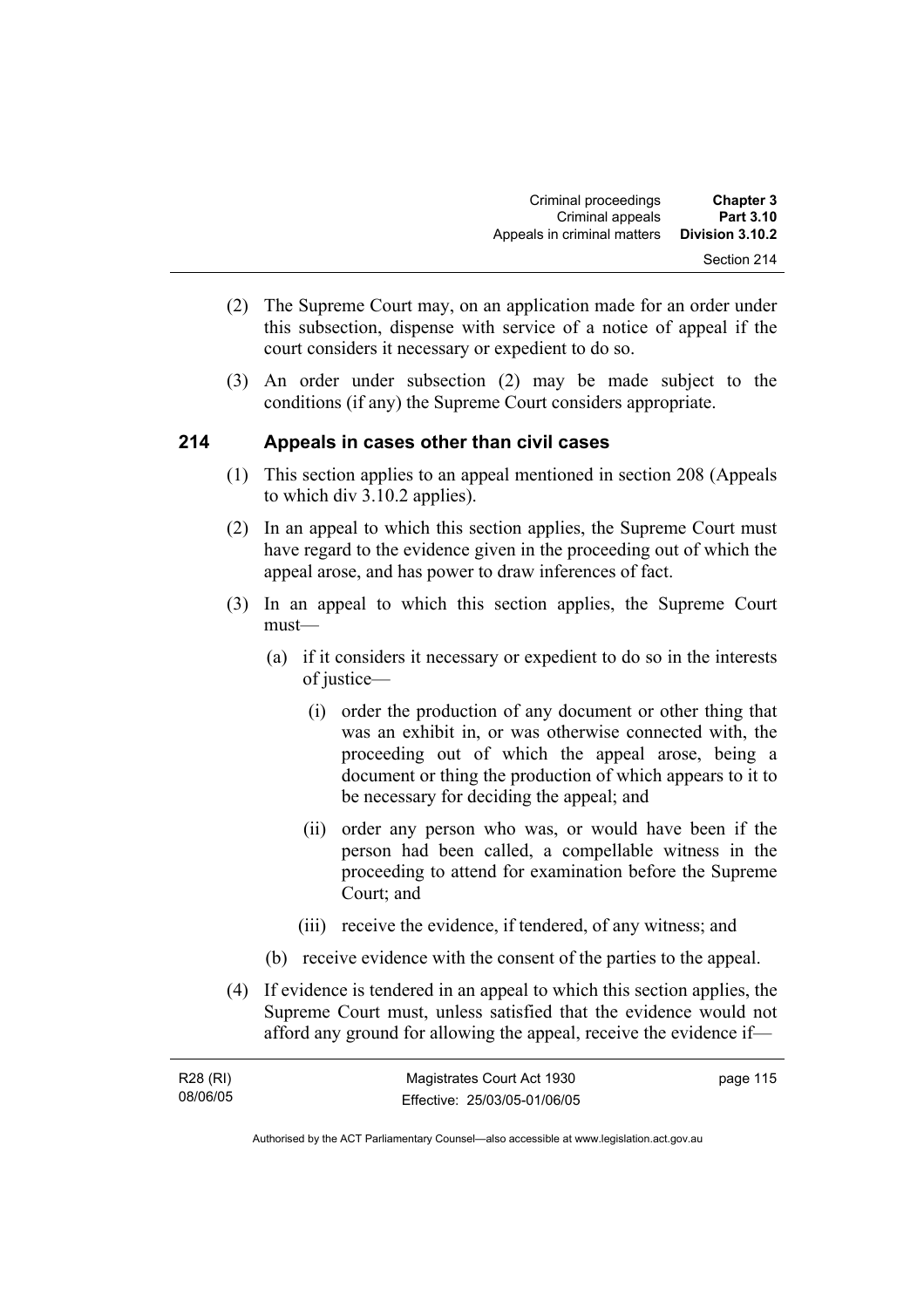(2) The Supreme Court may, on an application made for an order under this subsection, dispense with service of a notice of appeal if the court considers it necessary or expedient to do so.

(3) An order under subsection (2) may be made subject to the conditions (if any) the Supreme Court considers appropriate.

## 214 Appeals in cases other than civil cases

(1) This section applies to an appeal mentioned in section 208 (Appeals to which div 3.10.2 applies).

(2) In an appeal to which this section applies, the Supreme Court must have regard to the evidence given in the proceeding out of which the appeal arose, and has power to draw inferences of fact.

(3) In an appeal to which this section applies, the Supreme Court must—

(a) if it considers it necessary or expedient to do so in the interests of justice—

(i) order the production of any document or other thing that was an exhibit in, or was otherwise connected with, the proceeding out of which the appeal arose, being a document or thing the production of which appears to it to be necessary for deciding the appeal; and

(ii) order any person who was, or would have been if the person had been called, a compellable witness in the proceeding to attend for examination before the Supreme Court; and

(iii) receive the evidence, if tendered, of any witness; and

(b) receive evidence with the consent of the parties to the appeal.

(4) If evidence is tendered in an appeal to which this section applies, the Supreme Court must, unless satisfied that the evidence would not afford any ground for allowing the appeal, receive the evidence if—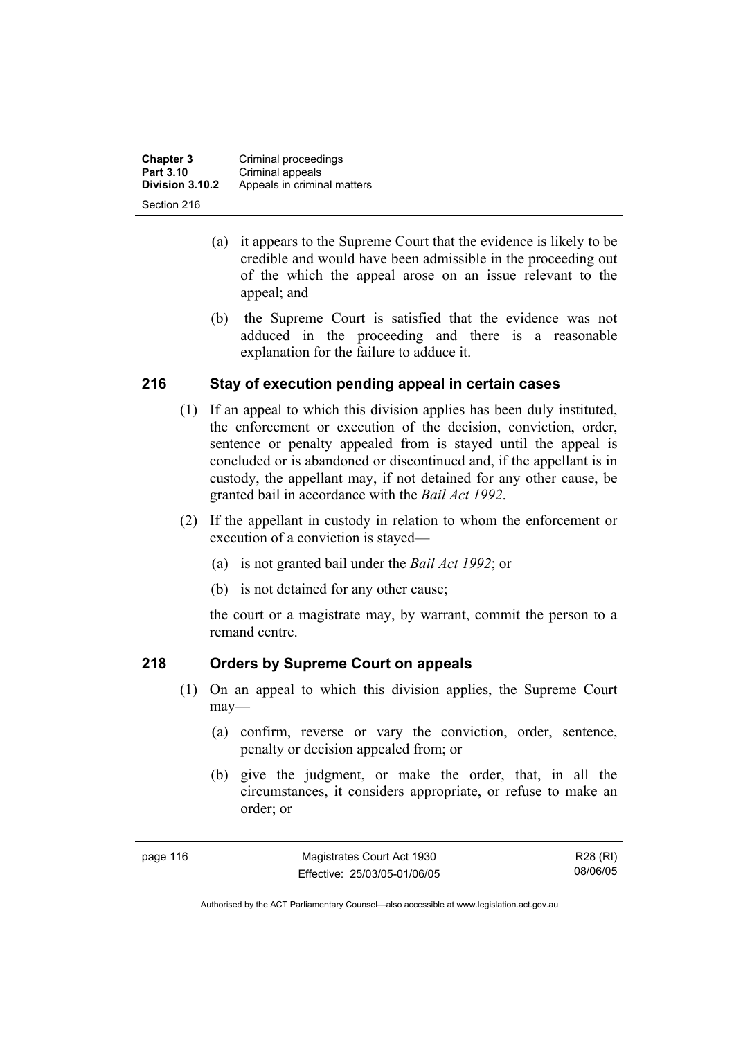(a) it appears to the Supreme Court that the evidence is likely to be credible and would have been admissible in the proceeding out of the which the appeal arose on an issue relevant to the appeal; and

(b) the Supreme Court is satisfied that the evidence was not adduced in the proceeding and there is a reasonable explanation for the failure to adduce it.

## 216 Stay of execution pending appeal in certain cases

(1) If an appeal to which this division applies has been duly instituted, the enforcement or execution of the decision, conviction, order, sentence or penalty appealed from is stayed until the appeal is concluded or is abandoned or discontinued and, if the appellant is in custody, the appellant may, if not detained for any other cause, be granted bail in accordance with the *Bail Act 1992*.

(2) If the appellant in custody in relation to whom the enforcement or execution of a conviction is stayed—

(a) is not granted bail under the *Bail Act 1992*; or

(b) is not detained for any other cause;

the court or a magistrate may, by warrant, commit the person to a remand centre.

## 218 Orders by Supreme Court on appeals

(1) On an appeal to which this division applies, the Supreme Court may—

(a) confirm, reverse or vary the conviction, order, sentence, penalty or decision appealed from; or

(b) give the judgment, or make the order, that, in all the circumstances, it considers appropriate, or refuse to make an order; or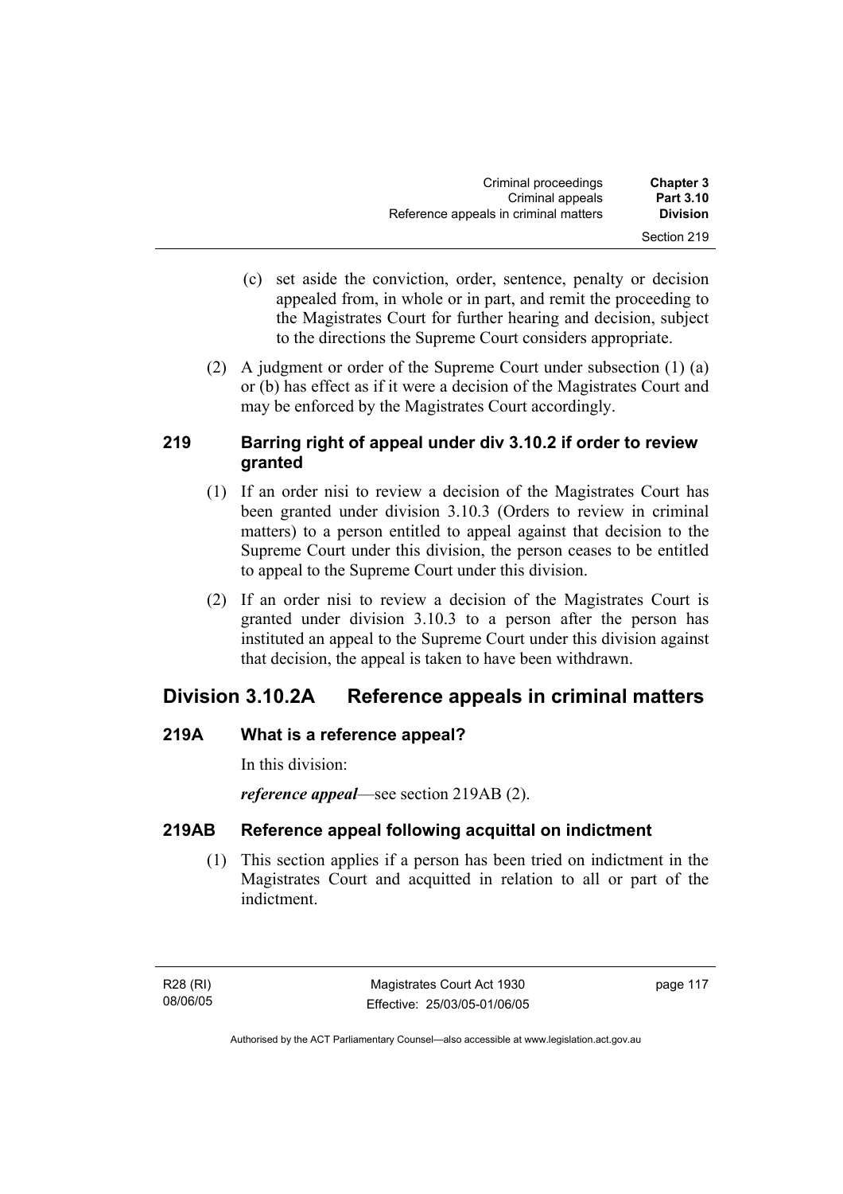(c) set aside the conviction, order, sentence, penalty or decision appealed from, in whole or in part, and remit the proceeding to the Magistrates Court for further hearing and decision, subject to the directions the Supreme Court considers appropriate.

(2) A judgment or order of the Supreme Court under subsection (1) (a) or (b) has effect as if it were a decision of the Magistrates Court and may be enforced by the Magistrates Court accordingly.

### 219 Barring right of appeal under div 3.10.2 if order to review granted

(1) If an order nisi to review a decision of the Magistrates Court has been granted under division 3.10.3 (Orders to review in criminal matters) to a person entitled to appeal against that decision to the Supreme Court under this division, the person ceases to be entitled to appeal to the Supreme Court under this division.

(2) If an order nisi to review a decision of the Magistrates Court is granted under division 3.10.3 to a person after the person has instituted an appeal to the Supreme Court under this division against that decision, the appeal is taken to have been withdrawn.

## Division 3.10.2A Reference appeals in criminal matters

### 219A What is a reference appeal?

In this division:

***reference appeal***—see section 219AB (2).

### 219AB Reference appeal following acquittal on indictment

(1) This section applies if a person has been tried on indictment in the Magistrates Court and acquitted in relation to all or part of the indictment.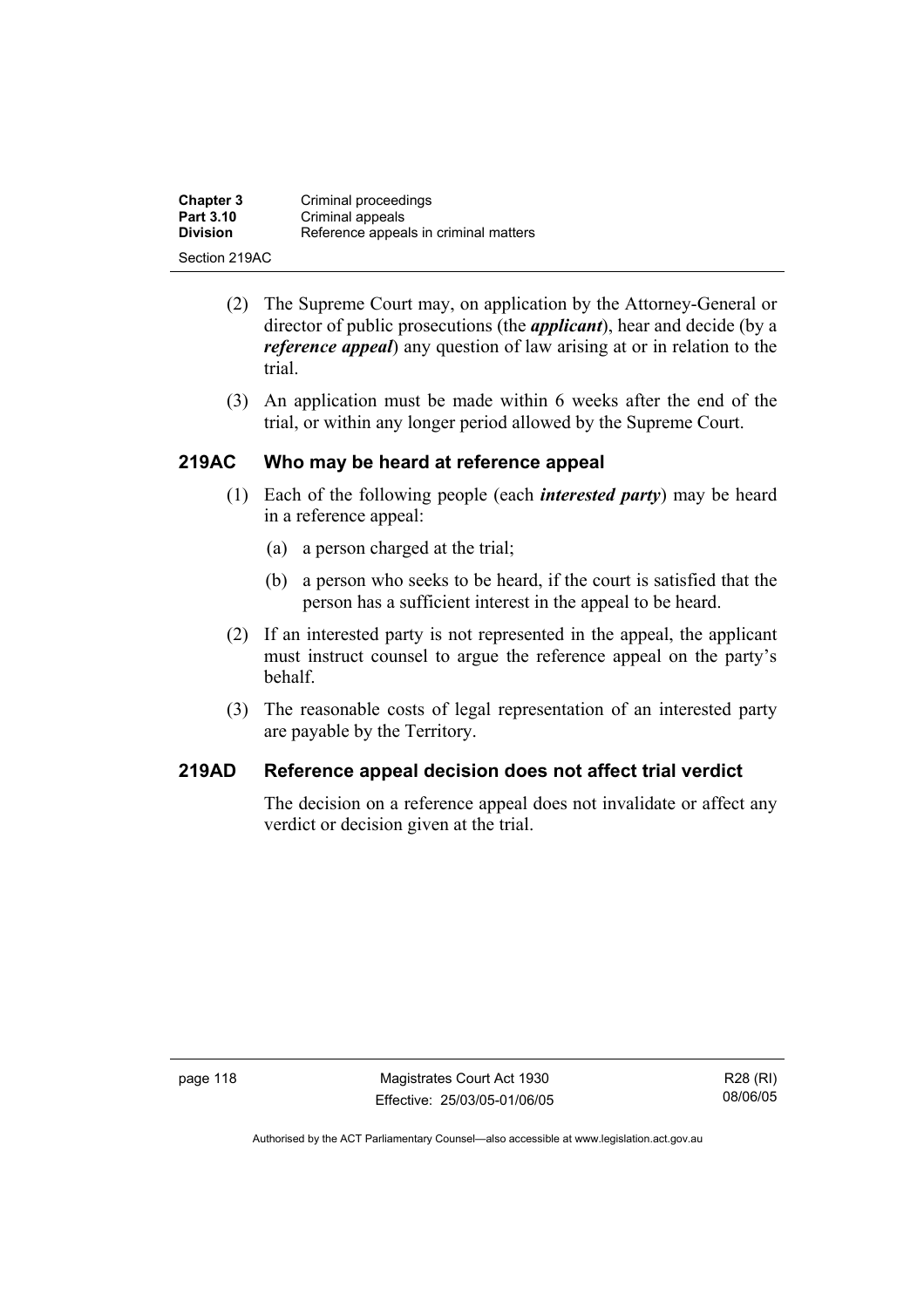(2) The Supreme Court may, on application by the Attorney-General or director of public prosecutions (the ***applicant***), hear and decide (by a ***reference appeal***) any question of law arising at or in relation to the trial.

(3) An application must be made within 6 weeks after the end of the trial, or within any longer period allowed by the Supreme Court.

## 219AC Who may be heard at reference appeal

(1) Each of the following people (each ***interested party***) may be heard in a reference appeal:

(a) a person charged at the trial;

(b) a person who seeks to be heard, if the court is satisfied that the person has a sufficient interest in the appeal to be heard.

(2) If an interested party is not represented in the appeal, the applicant must instruct counsel to argue the reference appeal on the party's behalf.

(3) The reasonable costs of legal representation of an interested party are payable by the Territory.

## 219AD Reference appeal decision does not affect trial verdict

The decision on a reference appeal does not invalidate or affect any verdict or decision given at the trial.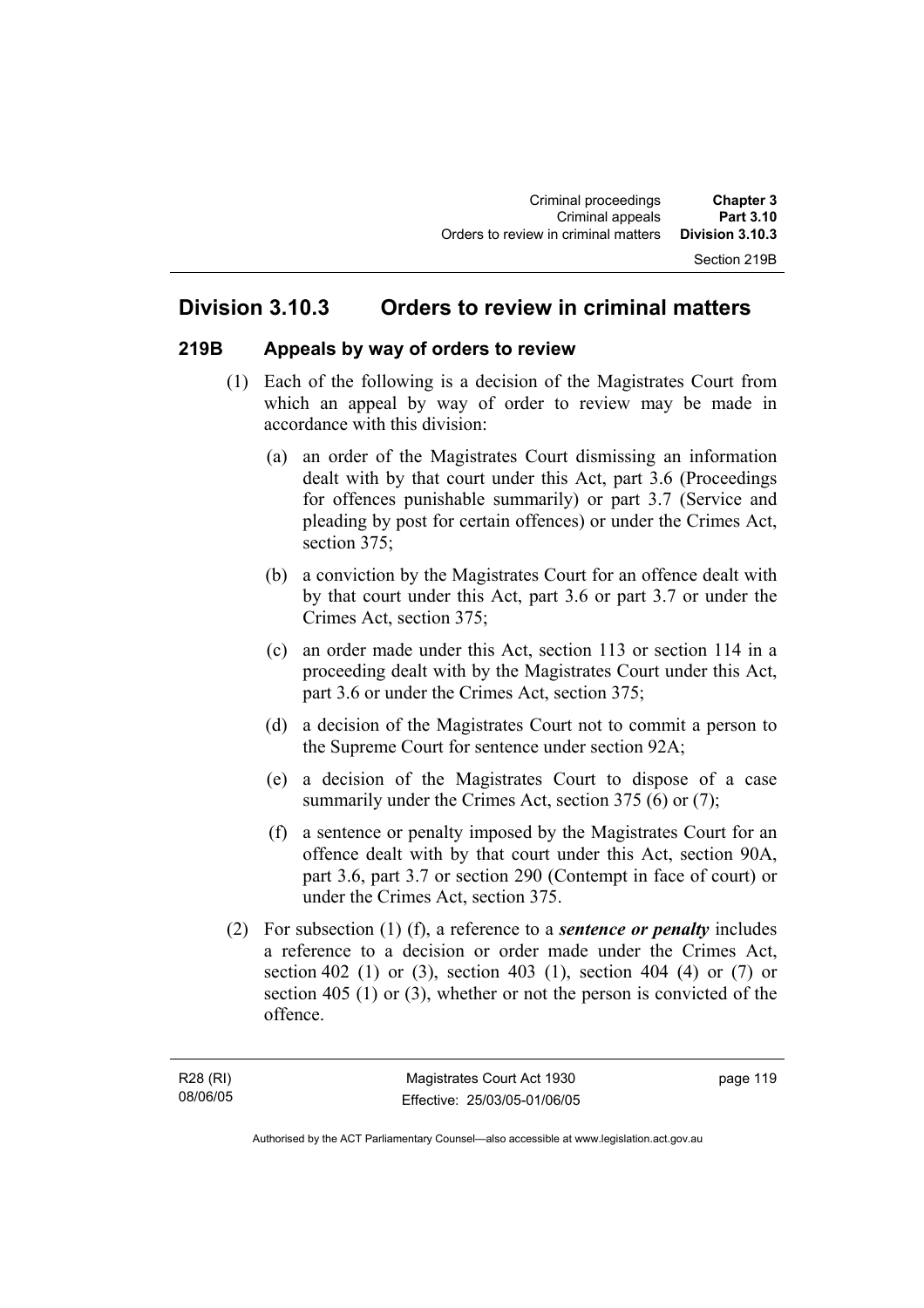## Division 3.10.3 Orders to review in criminal matters

### 219B Appeals by way of orders to review

(1) Each of the following is a decision of the Magistrates Court from which an appeal by way of order to review may be made in accordance with this division:

(a) an order of the Magistrates Court dismissing an information dealt with by that court under this Act, part 3.6 (Proceedings for offences punishable summarily) or part 3.7 (Service and pleading by post for certain offences) or under the Crimes Act, section 375;

(b) a conviction by the Magistrates Court for an offence dealt with by that court under this Act, part 3.6 or part 3.7 or under the Crimes Act, section 375;

(c) an order made under this Act, section 113 or section 114 in a proceeding dealt with by the Magistrates Court under this Act, part 3.6 or under the Crimes Act, section 375;

(d) a decision of the Magistrates Court not to commit a person to the Supreme Court for sentence under section 92A;

(e) a decision of the Magistrates Court to dispose of a case summarily under the Crimes Act, section 375 (6) or (7);

(f) a sentence or penalty imposed by the Magistrates Court for an offence dealt with by that court under this Act, section 90A, part 3.6, part 3.7 or section 290 (Contempt in face of court) or under the Crimes Act, section 375.

(2) For subsection (1) (f), a reference to a ***sentence or penalty*** includes a reference to a decision or order made under the Crimes Act, section 402 (1) or (3), section 403 (1), section 404 (4) or (7) or section 405 (1) or (3), whether or not the person is convicted of the offence.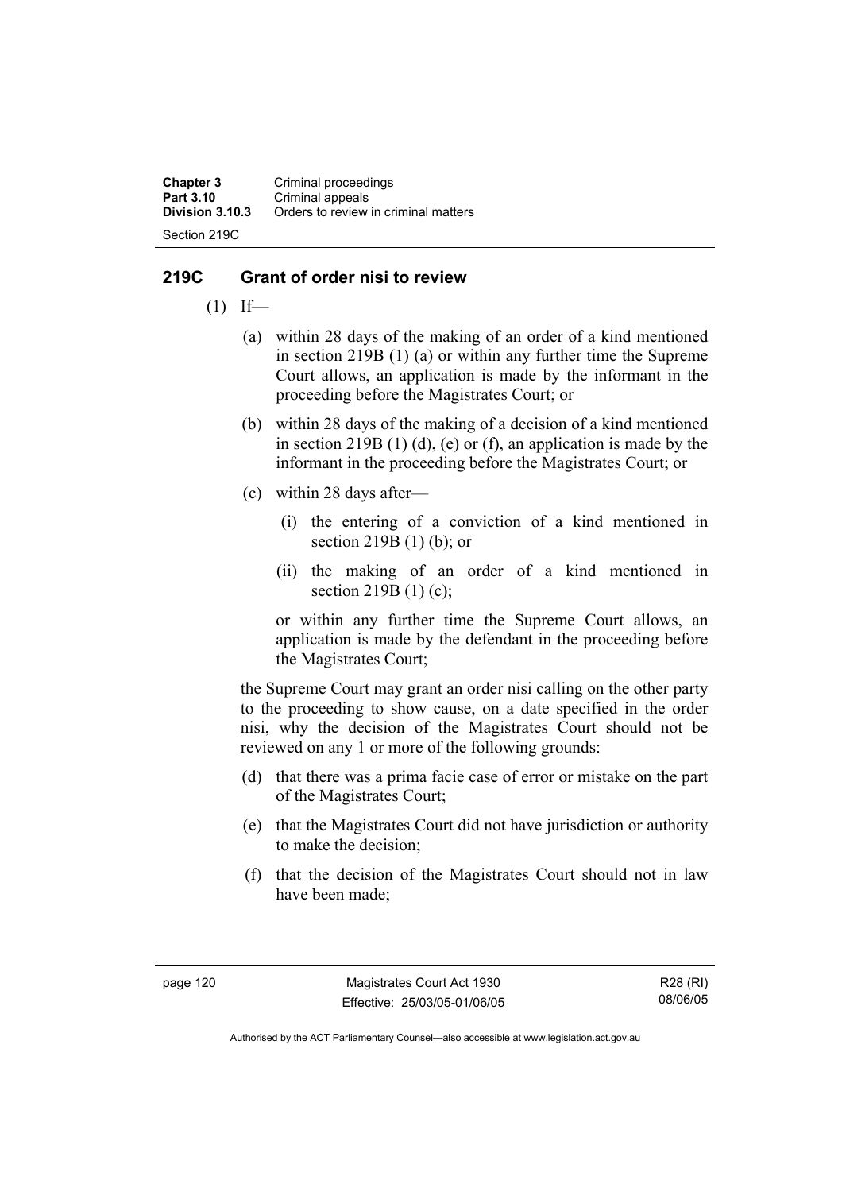## 219C Grant of order nisi to review

(1) If—

(a) within 28 days of the making of an order of a kind mentioned in section 219B (1) (a) or within any further time the Supreme Court allows, an application is made by the informant in the proceeding before the Magistrates Court; or

(b) within 28 days of the making of a decision of a kind mentioned in section 219B (1) (d), (e) or (f), an application is made by the informant in the proceeding before the Magistrates Court; or

(c) within 28 days after—

(i) the entering of a conviction of a kind mentioned in section 219B (1) (b); or

(ii) the making of an order of a kind mentioned in section 219B (1) (c);

or within any further time the Supreme Court allows, an application is made by the defendant in the proceeding before the Magistrates Court;

the Supreme Court may grant an order nisi calling on the other party to the proceeding to show cause, on a date specified in the order nisi, why the decision of the Magistrates Court should not be reviewed on any 1 or more of the following grounds:

(d) that there was a prima facie case of error or mistake on the part of the Magistrates Court;

(e) that the Magistrates Court did not have jurisdiction or authority to make the decision;

(f) that the decision of the Magistrates Court should not in law have been made;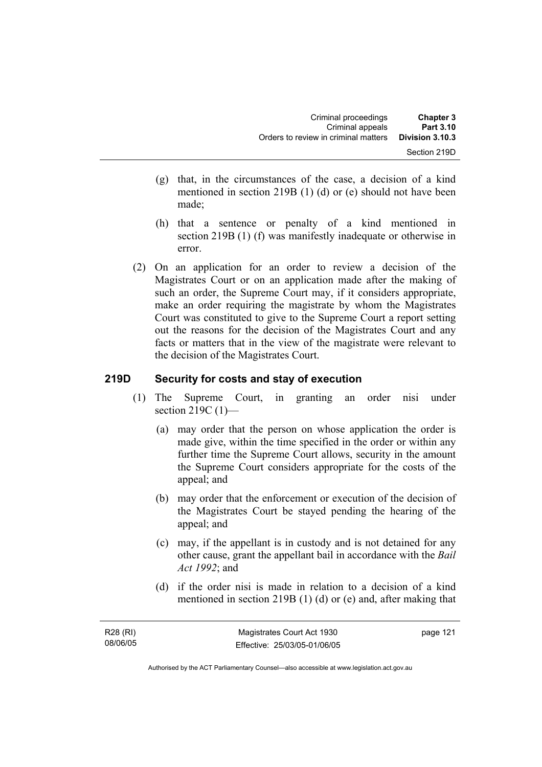(g) that, in the circumstances of the case, a decision of a kind mentioned in section 219B (1) (d) or (e) should not have been made;

(h) that a sentence or penalty of a kind mentioned in section 219B (1) (f) was manifestly inadequate or otherwise in error.

(2) On an application for an order to review a decision of the Magistrates Court or on an application made after the making of such an order, the Supreme Court may, if it considers appropriate, make an order requiring the magistrate by whom the Magistrates Court was constituted to give to the Supreme Court a report setting out the reasons for the decision of the Magistrates Court and any facts or matters that in the view of the magistrate were relevant to the decision of the Magistrates Court.

## 219D Security for costs and stay of execution

(1) The Supreme Court, in granting an order nisi under section 219C (1)—

(a) may order that the person on whose application the order is made give, within the time specified in the order or within any further time the Supreme Court allows, security in the amount the Supreme Court considers appropriate for the costs of the appeal; and

(b) may order that the enforcement or execution of the decision of the Magistrates Court be stayed pending the hearing of the appeal; and

(c) may, if the appellant is in custody and is not detained for any other cause, grant the appellant bail in accordance with the *Bail Act 1992*; and

(d) if the order nisi is made in relation to a decision of a kind mentioned in section 219B (1) (d) or (e) and, after making that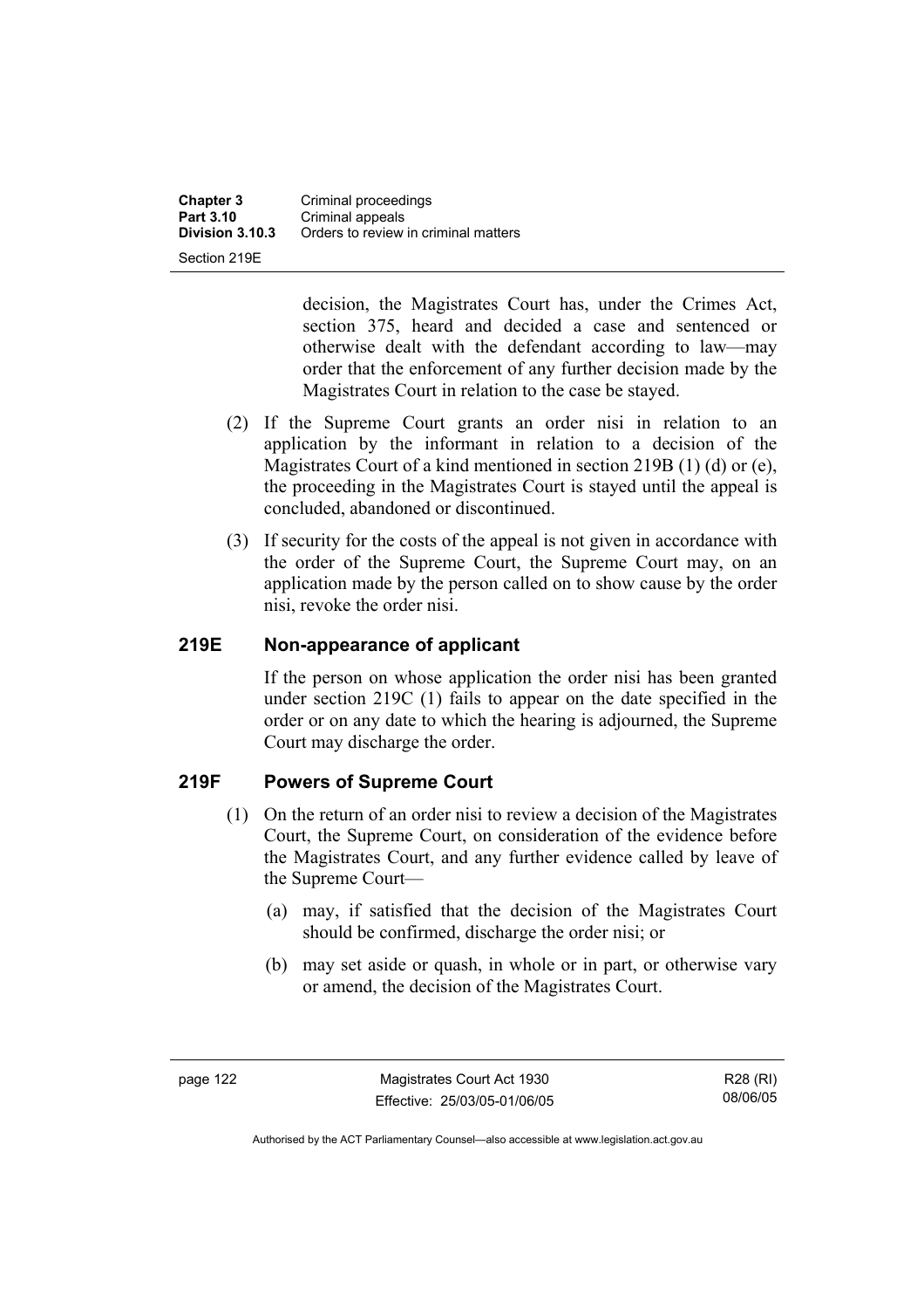decision, the Magistrates Court has, under the Crimes Act, section 375, heard and decided a case and sentenced or otherwise dealt with the defendant according to law—may order that the enforcement of any further decision made by the Magistrates Court in relation to the case be stayed.

(2) If the Supreme Court grants an order nisi in relation to an application by the informant in relation to a decision of the Magistrates Court of a kind mentioned in section 219B (1) (d) or (e), the proceeding in the Magistrates Court is stayed until the appeal is concluded, abandoned or discontinued.

(3) If security for the costs of the appeal is not given in accordance with the order of the Supreme Court, the Supreme Court may, on an application made by the person called on to show cause by the order nisi, revoke the order nisi.

## 219E Non-appearance of applicant

If the person on whose application the order nisi has been granted under section 219C (1) fails to appear on the date specified in the order or on any date to which the hearing is adjourned, the Supreme Court may discharge the order.

## 219F Powers of Supreme Court

(1) On the return of an order nisi to review a decision of the Magistrates Court, the Supreme Court, on consideration of the evidence before the Magistrates Court, and any further evidence called by leave of the Supreme Court—

(a) may, if satisfied that the decision of the Magistrates Court should be confirmed, discharge the order nisi; or

(b) may set aside or quash, in whole or in part, or otherwise vary or amend, the decision of the Magistrates Court.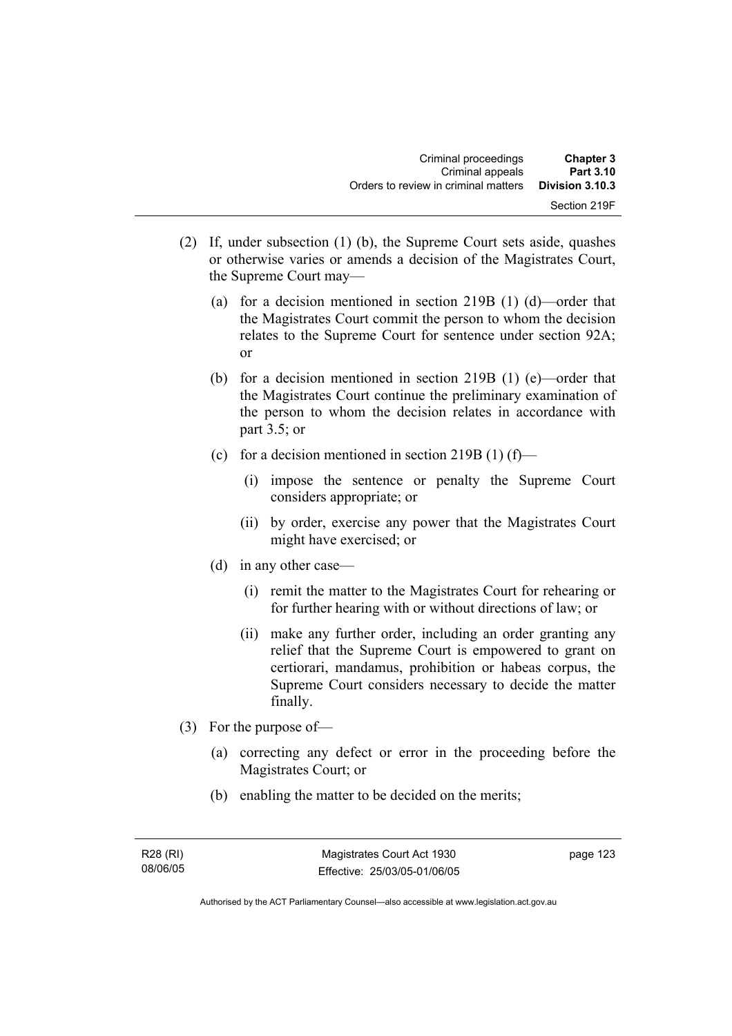(2) If, under subsection (1) (b), the Supreme Court sets aside, quashes or otherwise varies or amends a decision of the Magistrates Court, the Supreme Court may—

(a) for a decision mentioned in section 219B (1) (d)—order that the Magistrates Court commit the person to whom the decision relates to the Supreme Court for sentence under section 92A; or

(b) for a decision mentioned in section 219B (1) (e)—order that the Magistrates Court continue the preliminary examination of the person to whom the decision relates in accordance with part 3.5; or

(c) for a decision mentioned in section 219B (1) (f)—

(i) impose the sentence or penalty the Supreme Court considers appropriate; or

(ii) by order, exercise any power that the Magistrates Court might have exercised; or

(d) in any other case—

(i) remit the matter to the Magistrates Court for rehearing or for further hearing with or without directions of law; or

(ii) make any further order, including an order granting any relief that the Supreme Court is empowered to grant on certiorari, mandamus, prohibition or habeas corpus, the Supreme Court considers necessary to decide the matter finally.

(3) For the purpose of—

(a) correcting any defect or error in the proceeding before the Magistrates Court; or

(b) enabling the matter to be decided on the merits;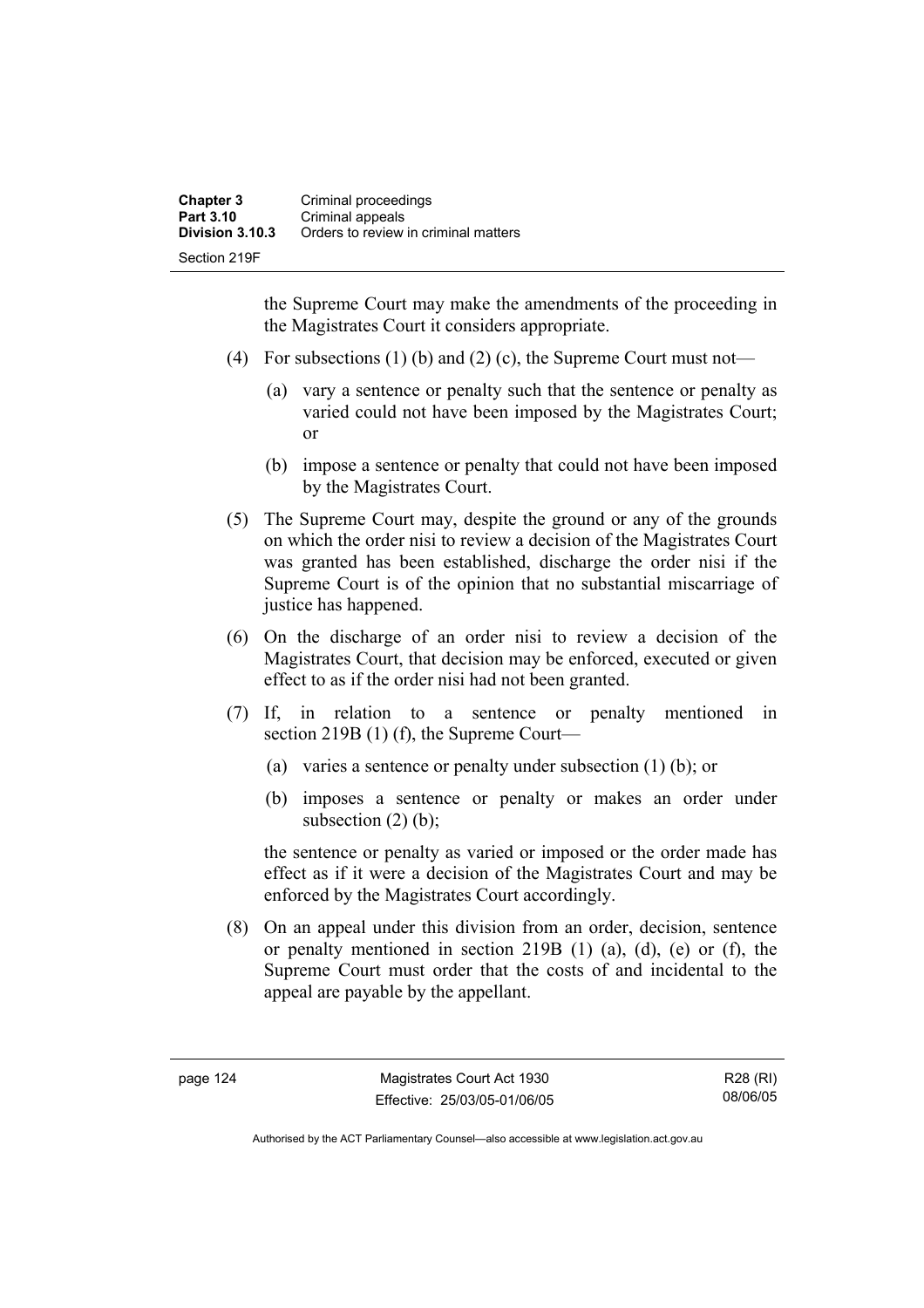the Supreme Court may make the amendments of the proceeding in the Magistrates Court it considers appropriate.

(4) For subsections (1) (b) and (2) (c), the Supreme Court must not—

(a) vary a sentence or penalty such that the sentence or penalty as varied could not have been imposed by the Magistrates Court; or

(b) impose a sentence or penalty that could not have been imposed by the Magistrates Court.

(5) The Supreme Court may, despite the ground or any of the grounds on which the order nisi to review a decision of the Magistrates Court was granted has been established, discharge the order nisi if the Supreme Court is of the opinion that no substantial miscarriage of justice has happened.

(6) On the discharge of an order nisi to review a decision of the Magistrates Court, that decision may be enforced, executed or given effect to as if the order nisi had not been granted.

(7) If, in relation to a sentence or penalty mentioned in section 219B (1) (f), the Supreme Court—

(a) varies a sentence or penalty under subsection (1) (b); or

(b) imposes a sentence or penalty or makes an order under subsection (2) (b);

the sentence or penalty as varied or imposed or the order made has effect as if it were a decision of the Magistrates Court and may be enforced by the Magistrates Court accordingly.

(8) On an appeal under this division from an order, decision, sentence or penalty mentioned in section 219B (1) (a), (d), (e) or (f), the Supreme Court must order that the costs of and incidental to the appeal are payable by the appellant.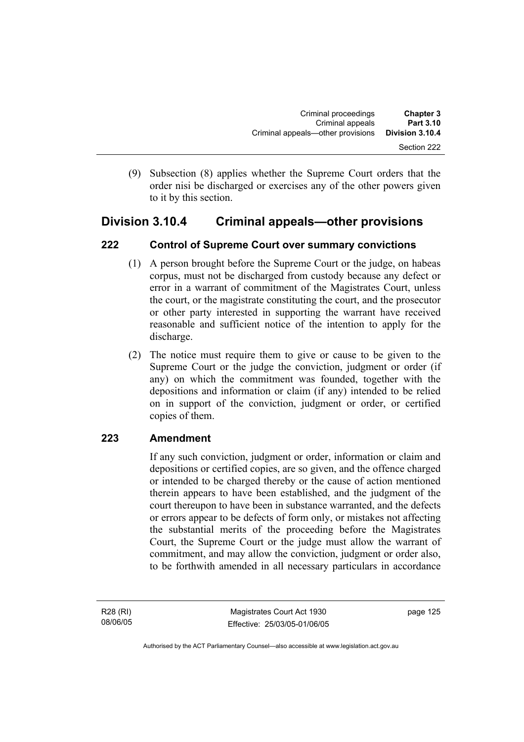(9) Subsection (8) applies whether the Supreme Court orders that the order nisi be discharged or exercises any of the other powers given to it by this section.

## Division 3.10.4 Criminal appeals—other provisions

### 222 Control of Supreme Court over summary convictions

(1) A person brought before the Supreme Court or the judge, on habeas corpus, must not be discharged from custody because any defect or error in a warrant of commitment of the Magistrates Court, unless the court, or the magistrate constituting the court, and the prosecutor or other party interested in supporting the warrant have received reasonable and sufficient notice of the intention to apply for the discharge.

(2) The notice must require them to give or cause to be given to the Supreme Court or the judge the conviction, judgment or order (if any) on which the commitment was founded, together with the depositions and information or claim (if any) intended to be relied on in support of the conviction, judgment or order, or certified copies of them.

### 223 Amendment

If any such conviction, judgment or order, information or claim and depositions or certified copies, are so given, and the offence charged or intended to be charged thereby or the cause of action mentioned therein appears to have been established, and the judgment of the court thereupon to have been in substance warranted, and the defects or errors appear to be defects of form only, or mistakes not affecting the substantial merits of the proceeding before the Magistrates Court, the Supreme Court or the judge must allow the warrant of commitment, and may allow the conviction, judgment or order also, to be forthwith amended in all necessary particulars in accordance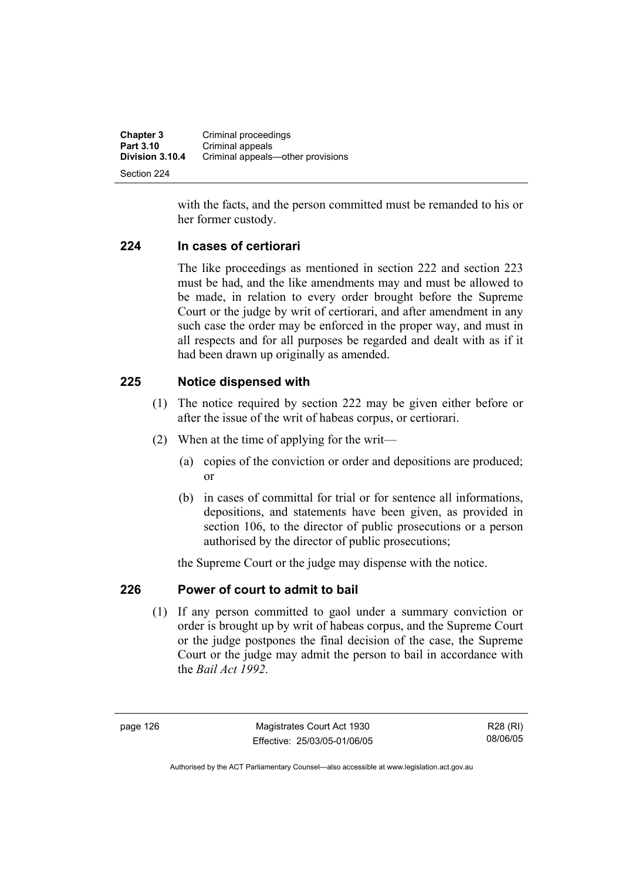with the facts, and the person committed must be remanded to his or her former custody.

## 224 In cases of certiorari

The like proceedings as mentioned in section 222 and section 223 must be had, and the like amendments may and must be allowed to be made, in relation to every order brought before the Supreme Court or the judge by writ of certiorari, and after amendment in any such case the order may be enforced in the proper way, and must in all respects and for all purposes be regarded and dealt with as if it had been drawn up originally as amended.

## 225 Notice dispensed with

(1) The notice required by section 222 may be given either before or after the issue of the writ of habeas corpus, or certiorari.

(2) When at the time of applying for the writ—

(a) copies of the conviction or order and depositions are produced; or

(b) in cases of committal for trial or for sentence all informations, depositions, and statements have been given, as provided in section 106, to the director of public prosecutions or a person authorised by the director of public prosecutions;

the Supreme Court or the judge may dispense with the notice.

## 226 Power of court to admit to bail

(1) If any person committed to gaol under a summary conviction or order is brought up by writ of habeas corpus, and the Supreme Court or the judge postpones the final decision of the case, the Supreme Court or the judge may admit the person to bail in accordance with the *Bail Act 1992*.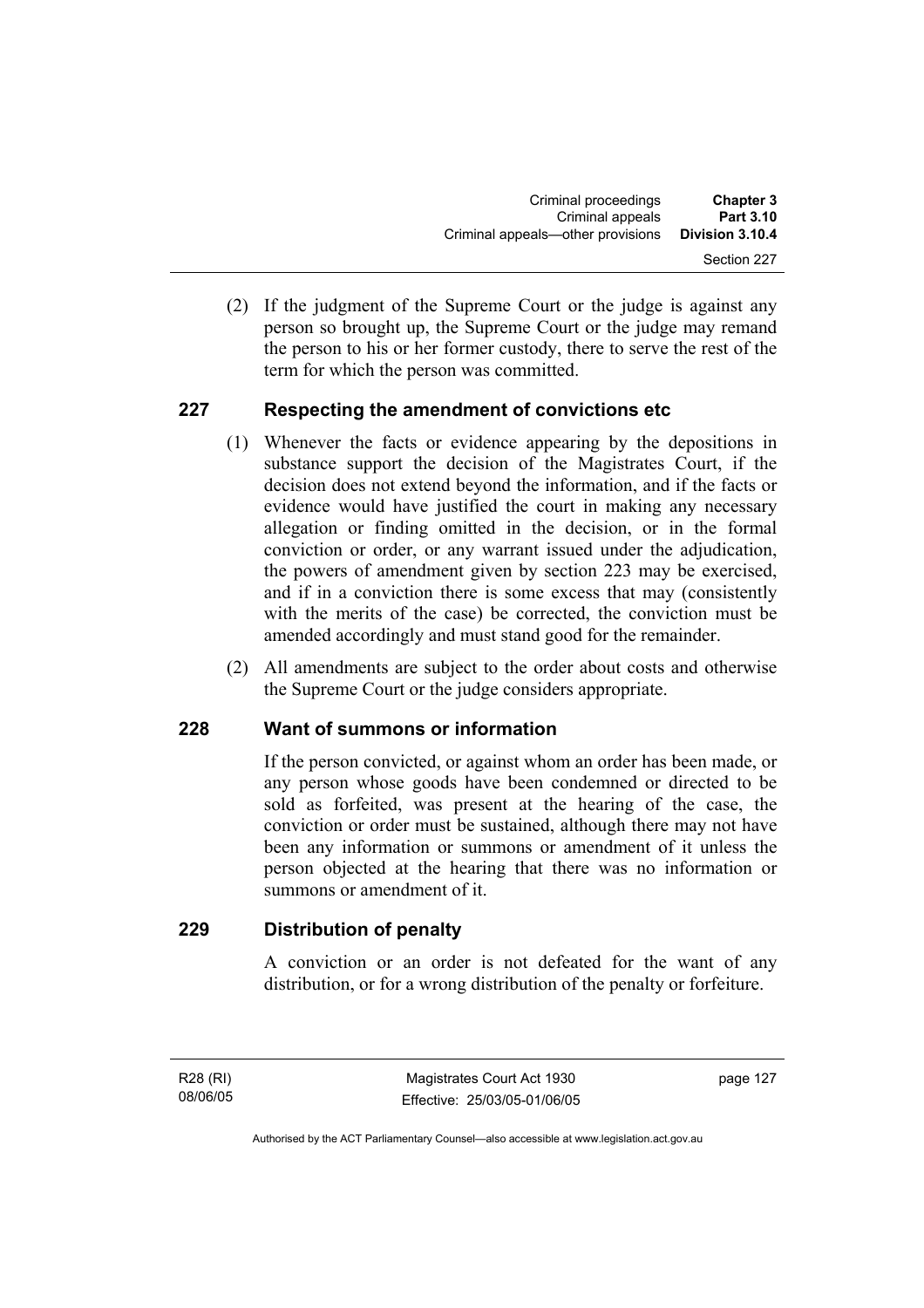(2) If the judgment of the Supreme Court or the judge is against any person so brought up, the Supreme Court or the judge may remand the person to his or her former custody, there to serve the rest of the term for which the person was committed.

## 227 Respecting the amendment of convictions etc

(1) Whenever the facts or evidence appearing by the depositions in substance support the decision of the Magistrates Court, if the decision does not extend beyond the information, and if the facts or evidence would have justified the court in making any necessary allegation or finding omitted in the decision, or in the formal conviction or order, or any warrant issued under the adjudication, the powers of amendment given by section 223 may be exercised, and if in a conviction there is some excess that may (consistently with the merits of the case) be corrected, the conviction must be amended accordingly and must stand good for the remainder.

(2) All amendments are subject to the order about costs and otherwise the Supreme Court or the judge considers appropriate.

## 228 Want of summons or information

If the person convicted, or against whom an order has been made, or any person whose goods have been condemned or directed to be sold as forfeited, was present at the hearing of the case, the conviction or order must be sustained, although there may not have been any information or summons or amendment of it unless the person objected at the hearing that there was no information or summons or amendment of it.

## 229 Distribution of penalty

A conviction or an order is not defeated for the want of any distribution, or for a wrong distribution of the penalty or forfeiture.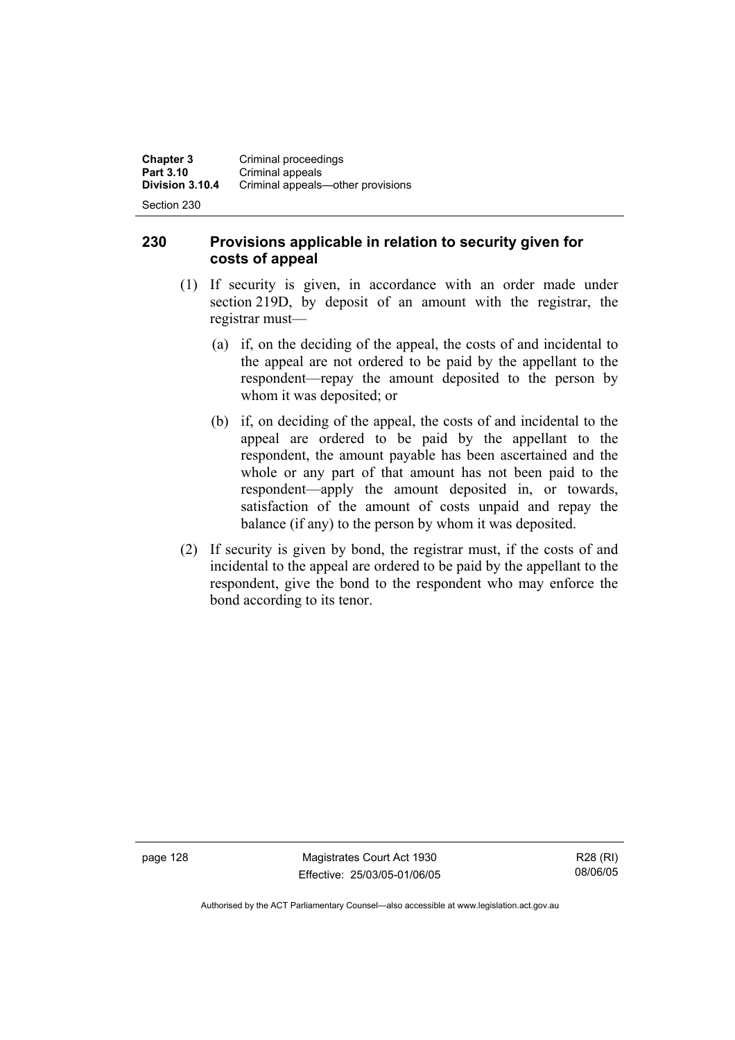## 230 Provisions applicable in relation to security given for costs of appeal

(1) If security is given, in accordance with an order made under section 219D, by deposit of an amount with the registrar, the registrar must—

(a) if, on the deciding of the appeal, the costs of and incidental to the appeal are not ordered to be paid by the appellant to the respondent—repay the amount deposited to the person by whom it was deposited; or

(b) if, on deciding of the appeal, the costs of and incidental to the appeal are ordered to be paid by the appellant to the respondent, the amount payable has been ascertained and the whole or any part of that amount has not been paid to the respondent—apply the amount deposited in, or towards, satisfaction of the amount of costs unpaid and repay the balance (if any) to the person by whom it was deposited.

(2) If security is given by bond, the registrar must, if the costs of and incidental to the appeal are ordered to be paid by the appellant to the respondent, give the bond to the respondent who may enforce the bond according to its tenor.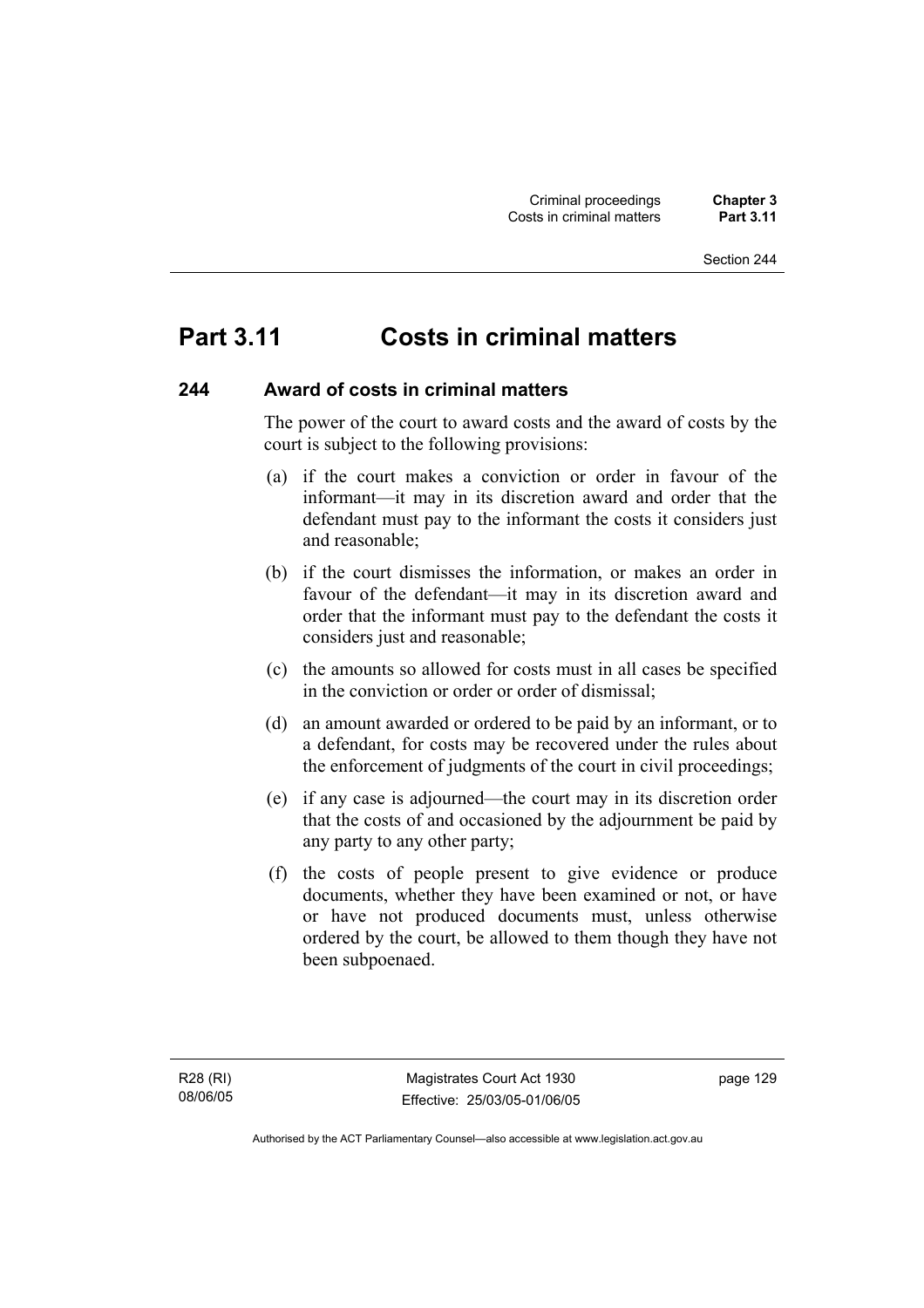# Part 3.11 Costs in criminal matters

## 244 Award of costs in criminal matters

The power of the court to award costs and the award of costs by the court is subject to the following provisions:

(a) if the court makes a conviction or order in favour of the informant—it may in its discretion award and order that the defendant must pay to the informant the costs it considers just and reasonable;

(b) if the court dismisses the information, or makes an order in favour of the defendant—it may in its discretion award and order that the informant must pay to the defendant the costs it considers just and reasonable;

(c) the amounts so allowed for costs must in all cases be specified in the conviction or order or order of dismissal;

(d) an amount awarded or ordered to be paid by an informant, or to a defendant, for costs may be recovered under the rules about the enforcement of judgments of the court in civil proceedings;

(e) if any case is adjourned—the court may in its discretion order that the costs of and occasioned by the adjournment be paid by any party to any other party;

(f) the costs of people present to give evidence or produce documents, whether they have been examined or not, or have or have not produced documents must, unless otherwise ordered by the court, be allowed to them though they have not been subpoenaed.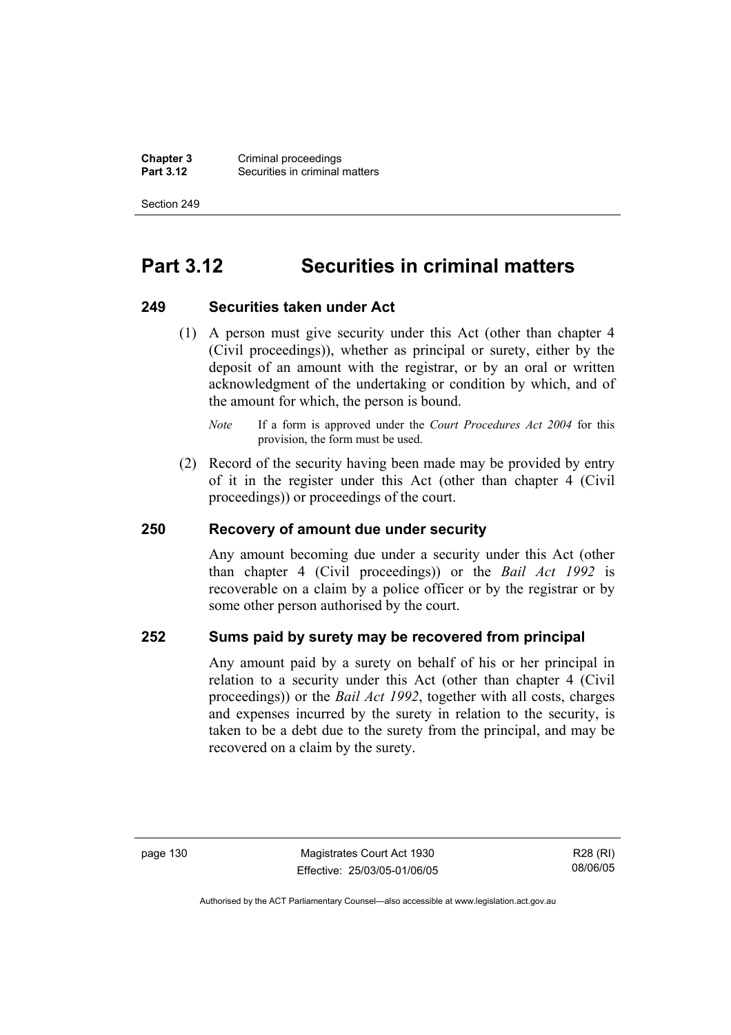# Part 3.12 Securities in criminal matters

### 249 Securities taken under Act

(1) A person must give security under this Act (other than chapter 4 (Civil proceedings)), whether as principal or surety, either by the deposit of an amount with the registrar, or by an oral or written acknowledgment of the undertaking or condition by which, and of the amount for which, the person is bound.

*Note* If a form is approved under the *Court Procedures Act 2004* for this provision, the form must be used.

(2) Record of the security having been made may be provided by entry of it in the register under this Act (other than chapter 4 (Civil proceedings)) or proceedings of the court.

### 250 Recovery of amount due under security

Any amount becoming due under a security under this Act (other than chapter 4 (Civil proceedings)) or the *Bail Act 1992* is recoverable on a claim by a police officer or by the registrar or by some other person authorised by the court.

### 252 Sums paid by surety may be recovered from principal

Any amount paid by a surety on behalf of his or her principal in relation to a security under this Act (other than chapter 4 (Civil proceedings)) or the *Bail Act 1992*, together with all costs, charges and expenses incurred by the surety in relation to the security, is taken to be a debt due to the surety from the principal, and may be recovered on a claim by the surety.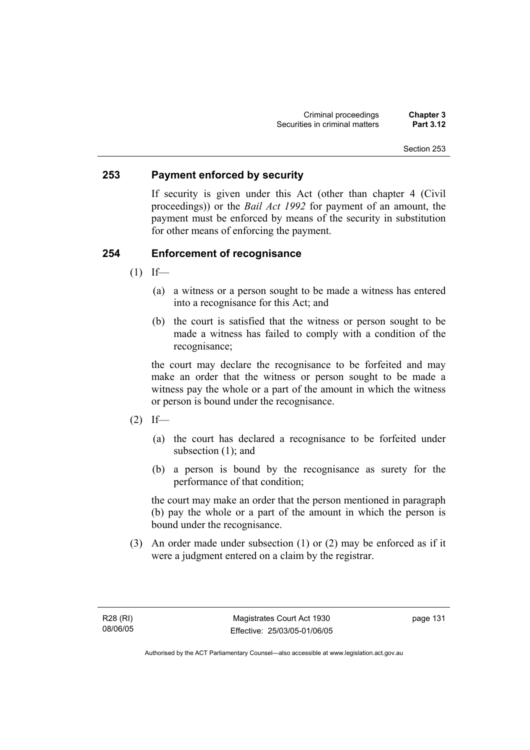## 253 Payment enforced by security

If security is given under this Act (other than chapter 4 (Civil proceedings)) or the *Bail Act 1992* for payment of an amount, the payment must be enforced by means of the security in substitution for other means of enforcing the payment.

## 254 Enforcement of recognisance

(1) If—

(a) a witness or a person sought to be made a witness has entered into a recognisance for this Act; and

(b) the court is satisfied that the witness or person sought to be made a witness has failed to comply with a condition of the recognisance;

the court may declare the recognisance to be forfeited and may make an order that the witness or person sought to be made a witness pay the whole or a part of the amount in which the witness or person is bound under the recognisance.

(2) If—

(a) the court has declared a recognisance to be forfeited under subsection (1); and

(b) a person is bound by the recognisance as surety for the performance of that condition;

the court may make an order that the person mentioned in paragraph (b) pay the whole or a part of the amount in which the person is bound under the recognisance.

(3) An order made under subsection (1) or (2) may be enforced as if it were a judgment entered on a claim by the registrar.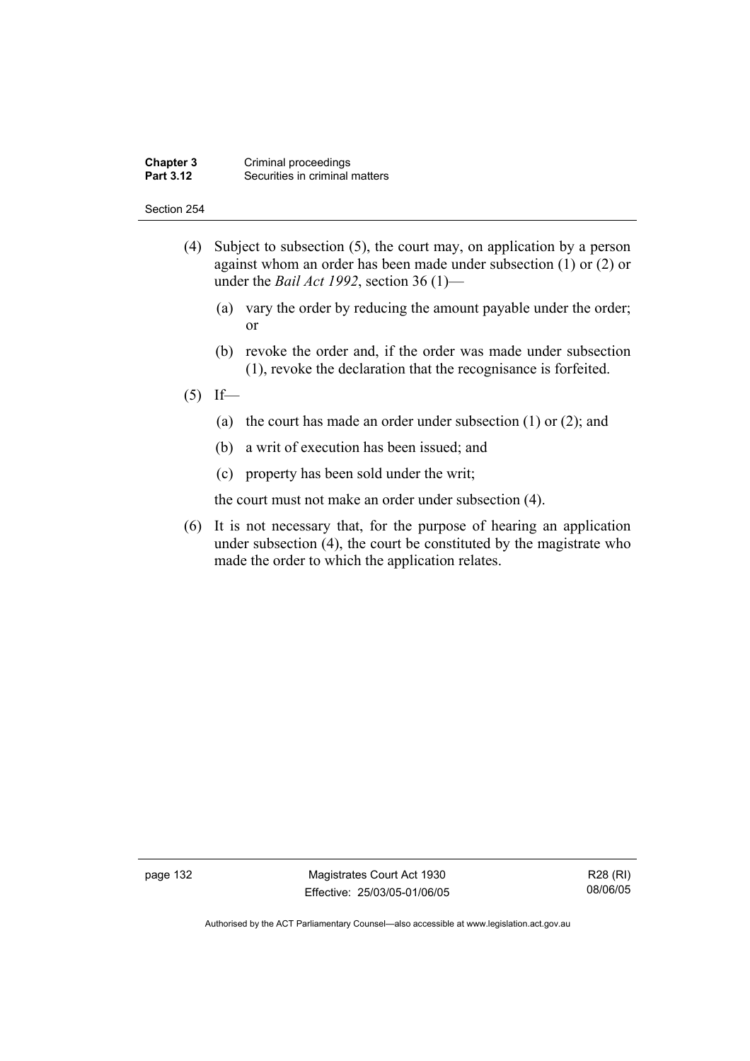(4) Subject to subsection (5), the court may, on application by a person against whom an order has been made under subsection (1) or (2) or under the *Bail Act 1992*, section 36 (1)—

   (a) vary the order by reducing the amount payable under the order; or

   (b) revoke the order and, if the order was made under subsection (1), revoke the declaration that the recognisance is forfeited.

(5) If—

   (a) the court has made an order under subsection (1) or (2); and

   (b) a writ of execution has been issued; and

   (c) property has been sold under the writ;

   the court must not make an order under subsection (4).

(6) It is not necessary that, for the purpose of hearing an application under subsection (4), the court be constituted by the magistrate who made the order to which the application relates.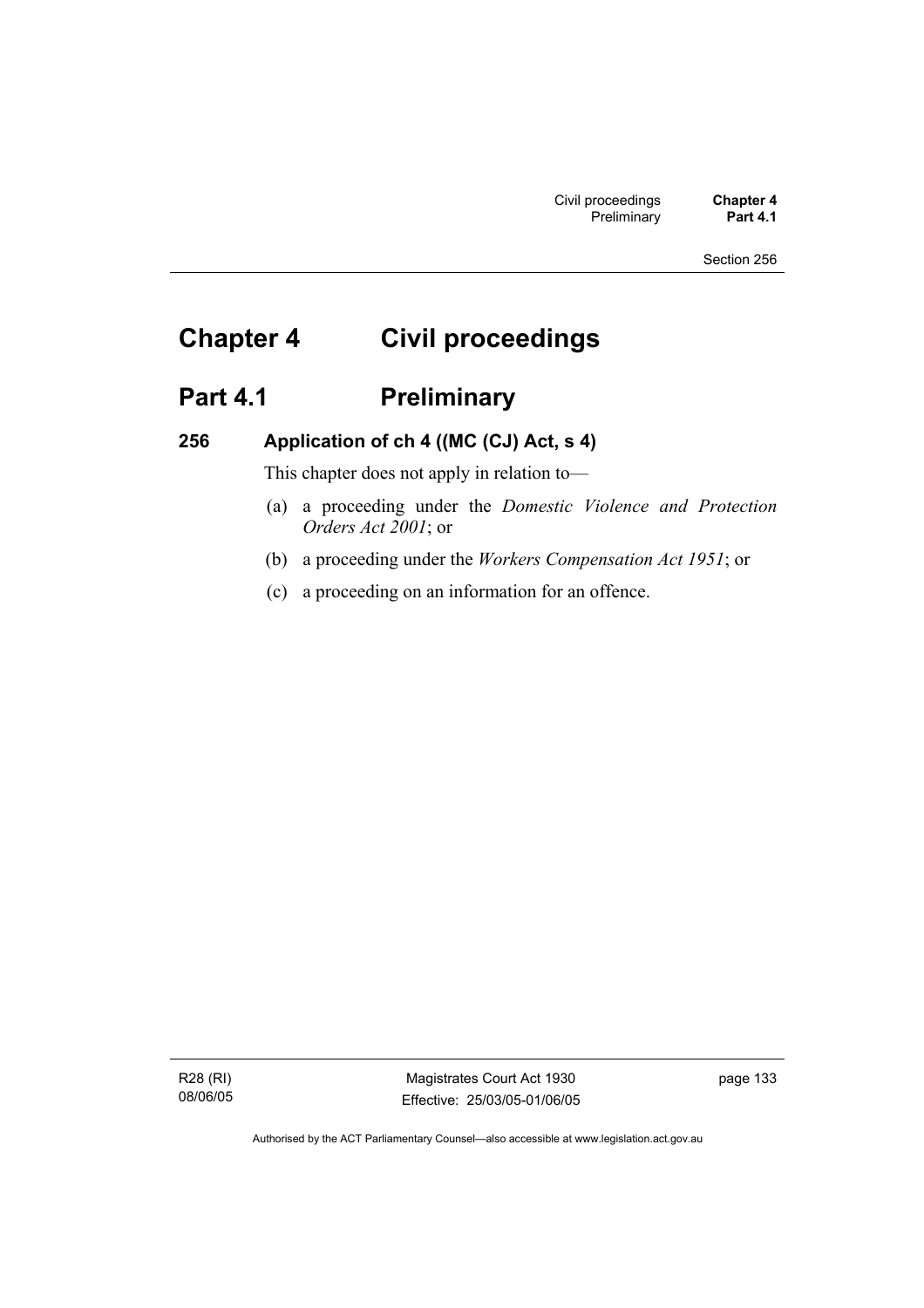# Chapter 4 Civil proceedings

## Part 4.1 Preliminary

### 256 Application of ch 4 ((MC (CJ) Act, s 4)

This chapter does not apply in relation to—

(a) a proceeding under the *Domestic Violence and Protection Orders Act 2001*; or

(b) a proceeding under the *Workers Compensation Act 1951*; or

(c) a proceeding on an information for an offence.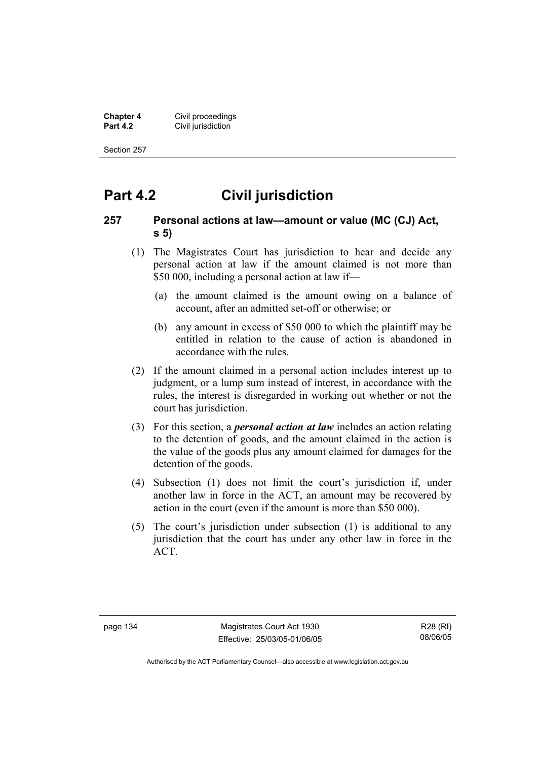# Part 4.2 Civil jurisdiction

## 257 Personal actions at law—amount or value (MC (CJ) Act, s 5)

(1) The Magistrates Court has jurisdiction to hear and decide any personal action at law if the amount claimed is not more than $50 000, including a personal action at law if—

(a) the amount claimed is the amount owing on a balance of account, after an admitted set-off or otherwise; or

(b) any amount in excess of $50 000 to which the plaintiff may be entitled in relation to the cause of action is abandoned in accordance with the rules.

(2) If the amount claimed in a personal action includes interest up to judgment, or a lump sum instead of interest, in accordance with the rules, the interest is disregarded in working out whether or not the court has jurisdiction.

(3) For this section, a ***personal action at law*** includes an action relating to the detention of goods, and the amount claimed in the action is the value of the goods plus any amount claimed for damages for the detention of the goods.

(4) Subsection (1) does not limit the court's jurisdiction if, under another law in force in the ACT, an amount may be recovered by action in the court (even if the amount is more than $50 000).

(5) The court's jurisdiction under subsection (1) is additional to any jurisdiction that the court has under any other law in force in the ACT.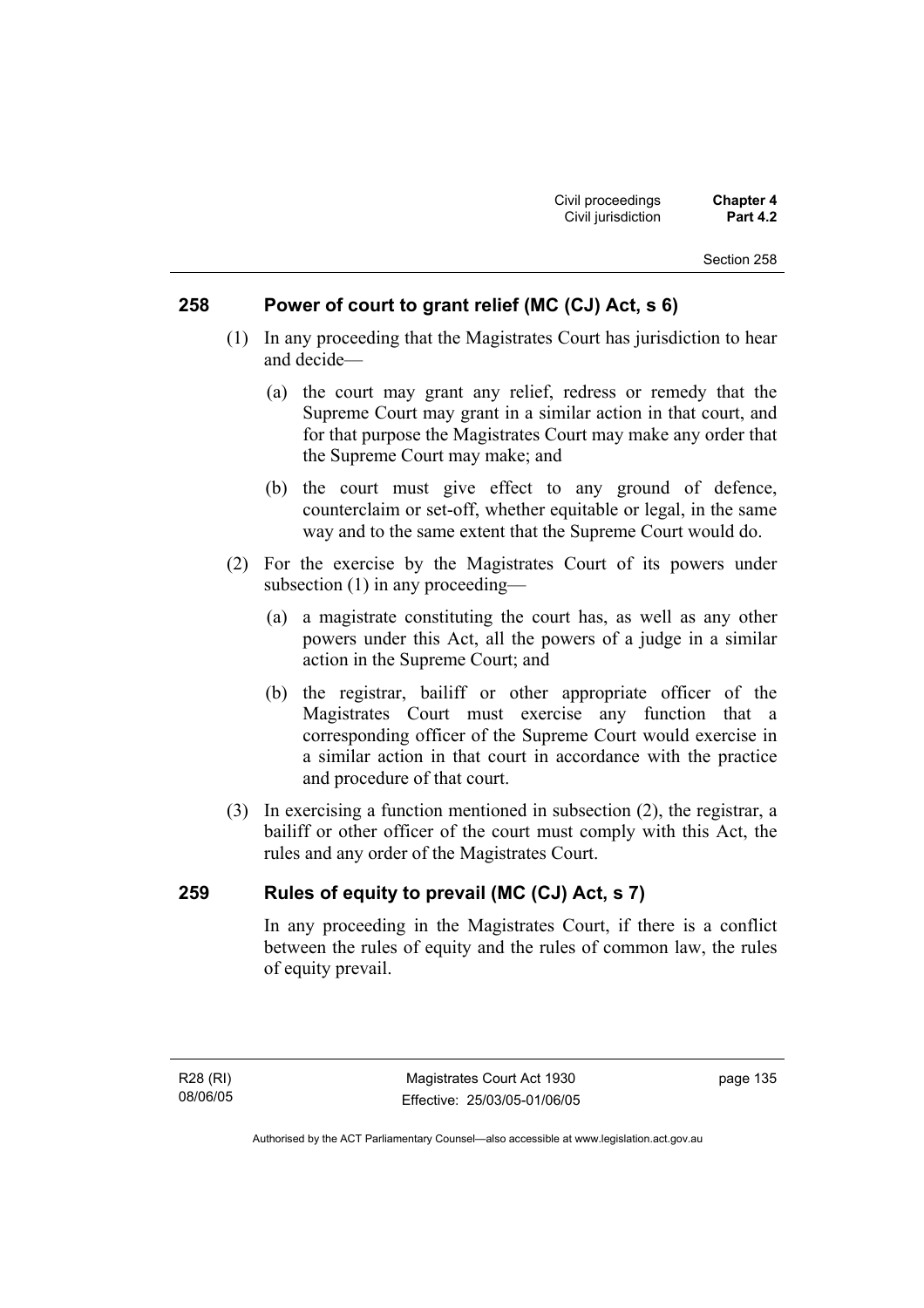## 258 Power of court to grant relief (MC (CJ) Act, s 6)

(1) In any proceeding that the Magistrates Court has jurisdiction to hear and decide—

(a) the court may grant any relief, redress or remedy that the Supreme Court may grant in a similar action in that court, and for that purpose the Magistrates Court may make any order that the Supreme Court may make; and

(b) the court must give effect to any ground of defence, counterclaim or set-off, whether equitable or legal, in the same way and to the same extent that the Supreme Court would do.

(2) For the exercise by the Magistrates Court of its powers under subsection (1) in any proceeding—

(a) a magistrate constituting the court has, as well as any other powers under this Act, all the powers of a judge in a similar action in the Supreme Court; and

(b) the registrar, bailiff or other appropriate officer of the Magistrates Court must exercise any function that a corresponding officer of the Supreme Court would exercise in a similar action in that court in accordance with the practice and procedure of that court.

(3) In exercising a function mentioned in subsection (2), the registrar, a bailiff or other officer of the court must comply with this Act, the rules and any order of the Magistrates Court.

## 259 Rules of equity to prevail (MC (CJ) Act, s 7)

In any proceeding in the Magistrates Court, if there is a conflict between the rules of equity and the rules of common law, the rules of equity prevail.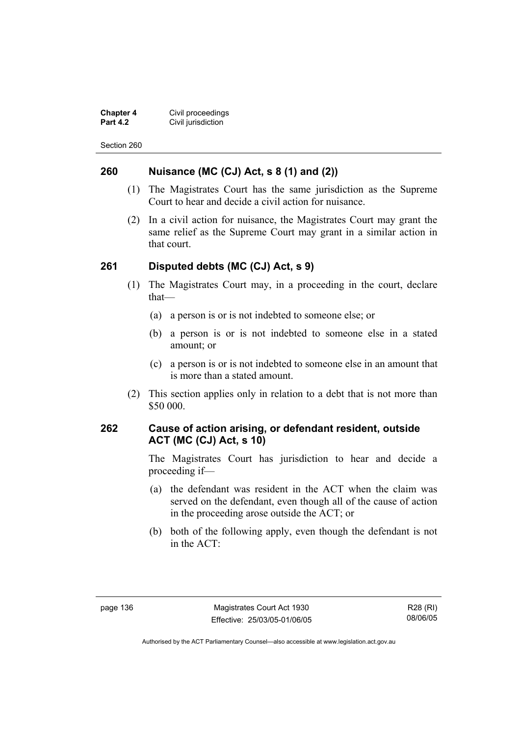## 260 Nuisance (MC (CJ) Act, s 8 (1) and (2))

(1) The Magistrates Court has the same jurisdiction as the Supreme Court to hear and decide a civil action for nuisance.

(2) In a civil action for nuisance, the Magistrates Court may grant the same relief as the Supreme Court may grant in a similar action in that court.

## 261 Disputed debts (MC (CJ) Act, s 9)

(1) The Magistrates Court may, in a proceeding in the court, declare that—

(a) a person is or is not indebted to someone else; or

(b) a person is or is not indebted to someone else in a stated amount; or

(c) a person is or is not indebted to someone else in an amount that is more than a stated amount.

(2) This section applies only in relation to a debt that is not more than $50 000.

## 262 Cause of action arising, or defendant resident, outside ACT (MC (CJ) Act, s 10)

The Magistrates Court has jurisdiction to hear and decide a proceeding if—

(a) the defendant was resident in the ACT when the claim was served on the defendant, even though all of the cause of action in the proceeding arose outside the ACT; or

(b) both of the following apply, even though the defendant is not in the ACT: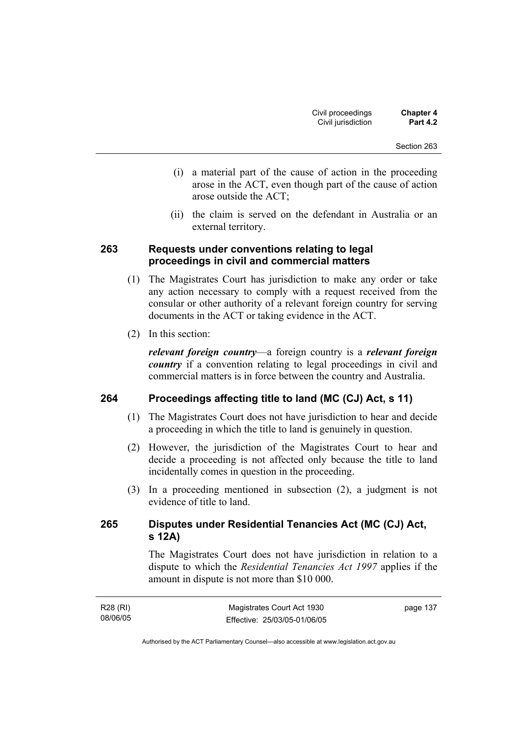(i) a material part of the cause of action in the proceeding arose in the ACT, even though part of the cause of action arose outside the ACT;

(ii) the claim is served on the defendant in Australia or an external territory.

### 263 Requests under conventions relating to legal proceedings in civil and commercial matters

(1) The Magistrates Court has jurisdiction to make any order or take any action necessary to comply with a request received from the consular or other authority of a relevant foreign country for serving documents in the ACT or taking evidence in the ACT.

(2) In this section:

***relevant foreign country***—a foreign country is a ***relevant foreign country*** if a convention relating to legal proceedings in civil and commercial matters is in force between the country and Australia.

### 264 Proceedings affecting title to land (MC (CJ) Act, s 11)

(1) The Magistrates Court does not have jurisdiction to hear and decide a proceeding in which the title to land is genuinely in question.

(2) However, the jurisdiction of the Magistrates Court to hear and decide a proceeding is not affected only because the title to land incidentally comes in question in the proceeding.

(3) In a proceeding mentioned in subsection (2), a judgment is not evidence of title to land.

### 265 Disputes under Residential Tenancies Act (MC (CJ) Act, s 12A)

The Magistrates Court does not have jurisdiction in relation to a dispute to which the *Residential Tenancies Act 1997* applies if the amount in dispute is not more than $10 000.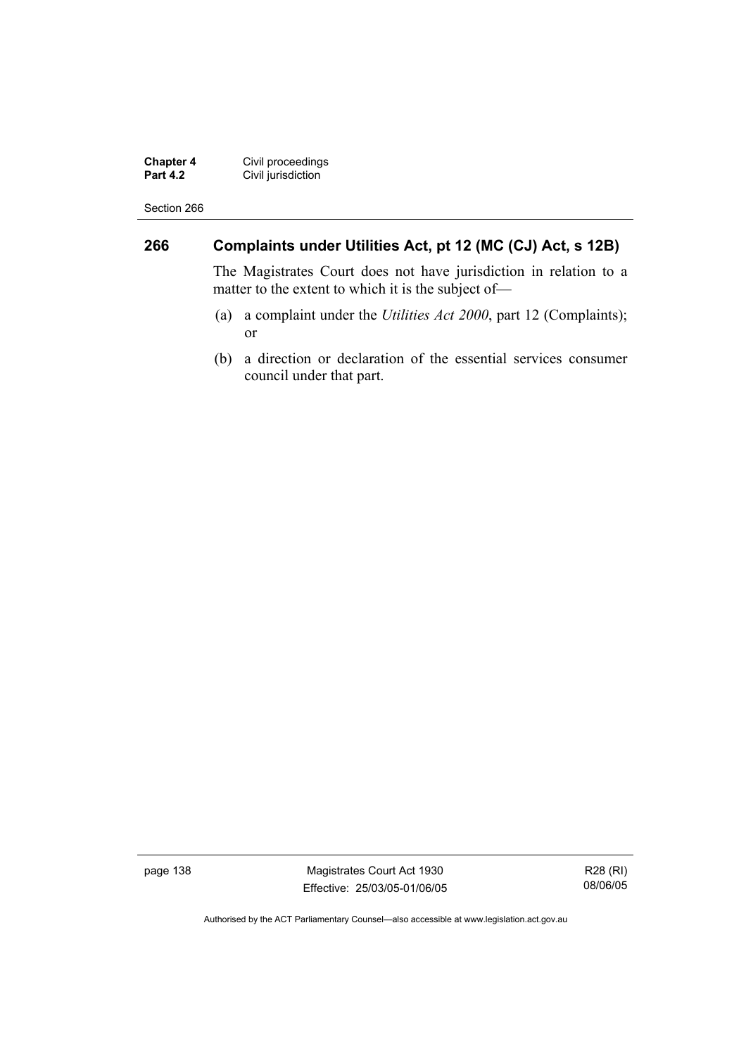## 266 Complaints under Utilities Act, pt 12 (MC (CJ) Act, s 12B)

The Magistrates Court does not have jurisdiction in relation to a matter to the extent to which it is the subject of—

(a) a complaint under the *Utilities Act 2000*, part 12 (Complaints); or

(b) a direction or declaration of the essential services consumer council under that part.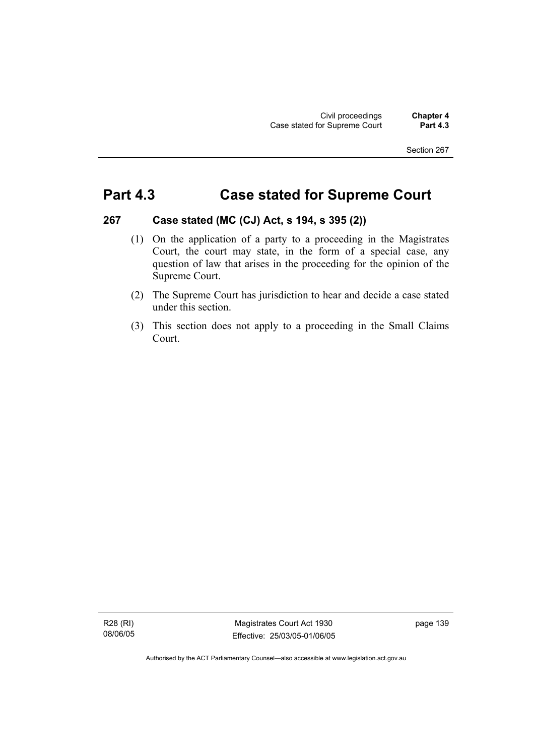# Part 4.3 Case stated for Supreme Court

## 267 Case stated (MC (CJ) Act, s 194, s 395 (2))

(1) On the application of a party to a proceeding in the Magistrates Court, the court may state, in the form of a special case, any question of law that arises in the proceeding for the opinion of the Supreme Court.

(2) The Supreme Court has jurisdiction to hear and decide a case stated under this section.

(3) This section does not apply to a proceeding in the Small Claims Court.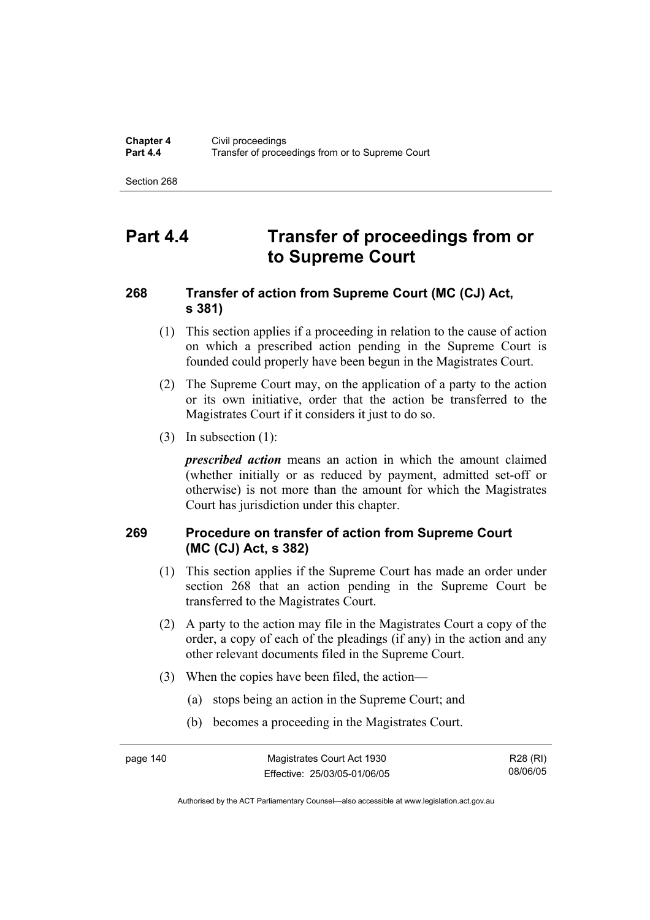# Part 4.4 Transfer of proceedings from or to Supreme Court

## 268 Transfer of action from Supreme Court (MC (CJ) Act, s 381)

(1) This section applies if a proceeding in relation to the cause of action on which a prescribed action pending in the Supreme Court is founded could properly have been begun in the Magistrates Court.

(2) The Supreme Court may, on the application of a party to the action or its own initiative, order that the action be transferred to the Magistrates Court if it considers it just to do so.

(3) In subsection (1):

***prescribed action*** means an action in which the amount claimed (whether initially or as reduced by payment, admitted set-off or otherwise) is not more than the amount for which the Magistrates Court has jurisdiction under this chapter.

## 269 Procedure on transfer of action from Supreme Court (MC (CJ) Act, s 382)

(1) This section applies if the Supreme Court has made an order under section 268 that an action pending in the Supreme Court be transferred to the Magistrates Court.

(2) A party to the action may file in the Magistrates Court a copy of the order, a copy of each of the pleadings (if any) in the action and any other relevant documents filed in the Supreme Court.

(3) When the copies have been filed, the action—

(a) stops being an action in the Supreme Court; and

(b) becomes a proceeding in the Magistrates Court.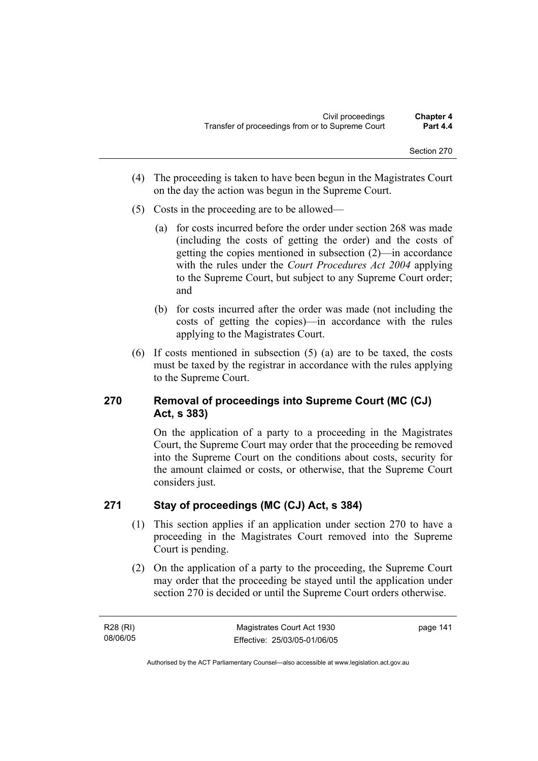(4) The proceeding is taken to have been begun in the Magistrates Court on the day the action was begun in the Supreme Court.

(5) Costs in the proceeding are to be allowed—

  (a) for costs incurred before the order under section 268 was made (including the costs of getting the order) and the costs of getting the copies mentioned in subsection (2)—in accordance with the rules under the *Court Procedures Act 2004* applying to the Supreme Court, but subject to any Supreme Court order; and

  (b) for costs incurred after the order was made (not including the costs of getting the copies)—in accordance with the rules applying to the Magistrates Court.

(6) If costs mentioned in subsection (5) (a) are to be taxed, the costs must be taxed by the registrar in accordance with the rules applying to the Supreme Court.

### 270 Removal of proceedings into Supreme Court (MC (CJ) Act, s 383)

On the application of a party to a proceeding in the Magistrates Court, the Supreme Court may order that the proceeding be removed into the Supreme Court on the conditions about costs, security for the amount claimed or costs, or otherwise, that the Supreme Court considers just.

### 271 Stay of proceedings (MC (CJ) Act, s 384)

(1) This section applies if an application under section 270 to have a proceeding in the Magistrates Court removed into the Supreme Court is pending.

(2) On the application of a party to the proceeding, the Supreme Court may order that the proceeding be stayed until the application under section 270 is decided or until the Supreme Court orders otherwise.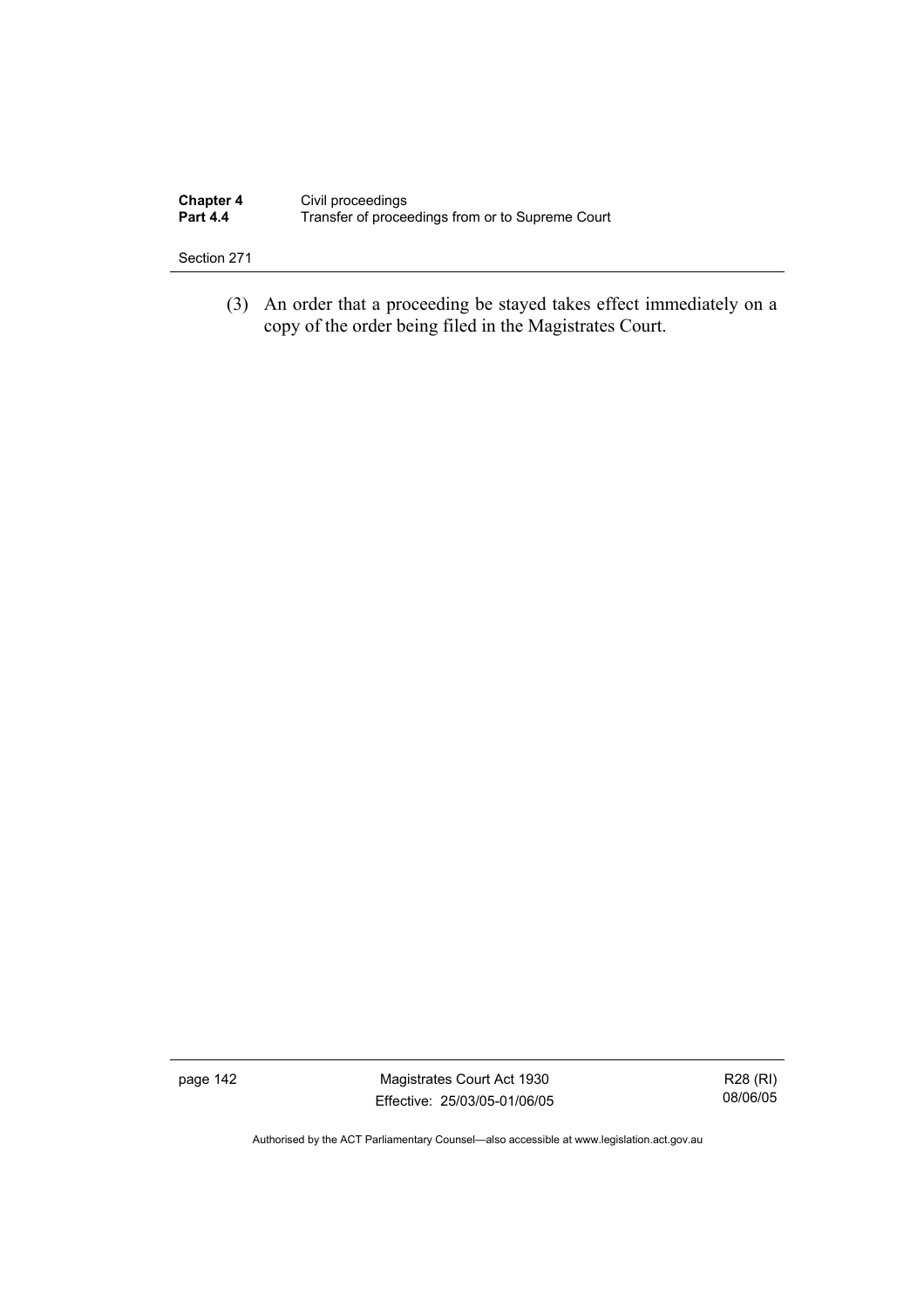(3) An order that a proceeding be stayed takes effect immediately on a copy of the order being filed in the Magistrates Court.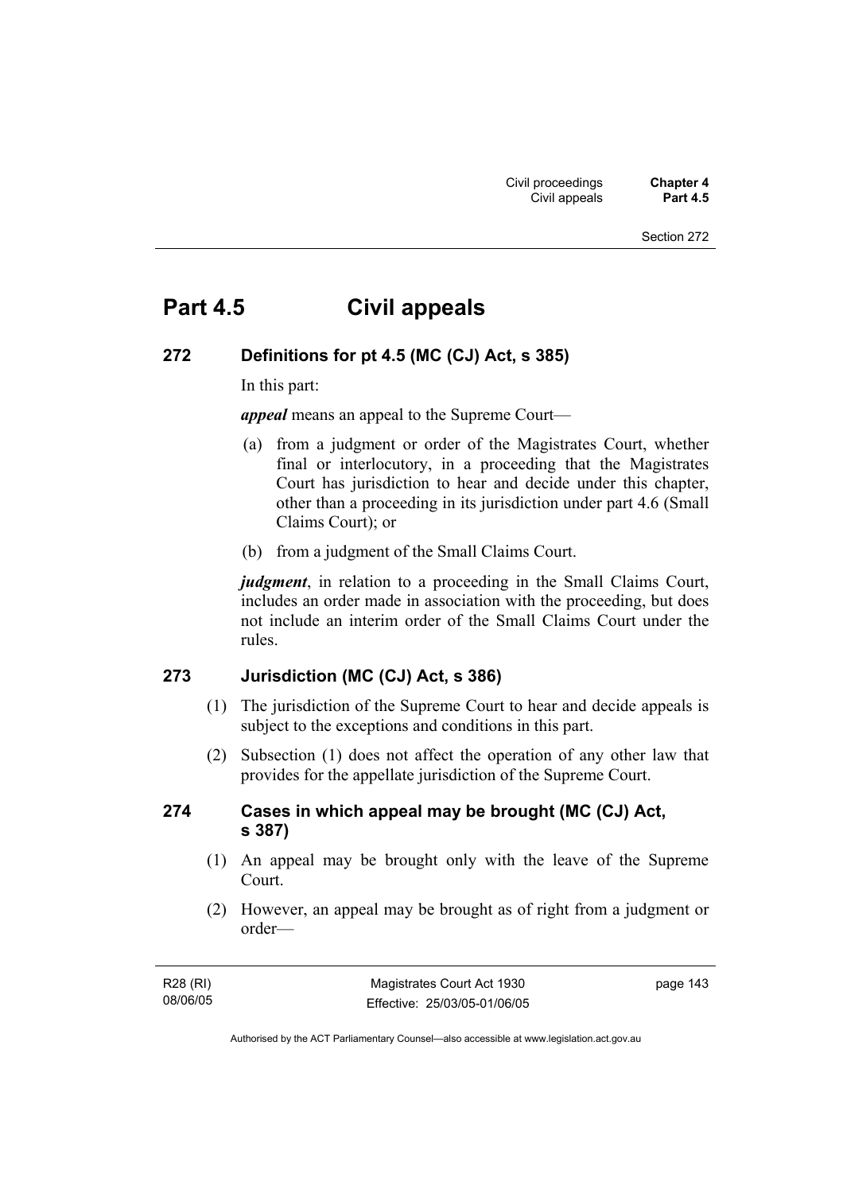# Part 4.5 Civil appeals

## 272 Definitions for pt 4.5 (MC (CJ) Act, s 385)

In this part:

***appeal*** means an appeal to the Supreme Court—

(a) from a judgment or order of the Magistrates Court, whether final or interlocutory, in a proceeding that the Magistrates Court has jurisdiction to hear and decide under this chapter, other than a proceeding in its jurisdiction under part 4.6 (Small Claims Court); or

(b) from a judgment of the Small Claims Court.

***judgment***, in relation to a proceeding in the Small Claims Court, includes an order made in association with the proceeding, but does not include an interim order of the Small Claims Court under the rules.

## 273 Jurisdiction (MC (CJ) Act, s 386)

(1) The jurisdiction of the Supreme Court to hear and decide appeals is subject to the exceptions and conditions in this part.

(2) Subsection (1) does not affect the operation of any other law that provides for the appellate jurisdiction of the Supreme Court.

## 274 Cases in which appeal may be brought (MC (CJ) Act, s 387)

(1) An appeal may be brought only with the leave of the Supreme Court.

(2) However, an appeal may be brought as of right from a judgment or order—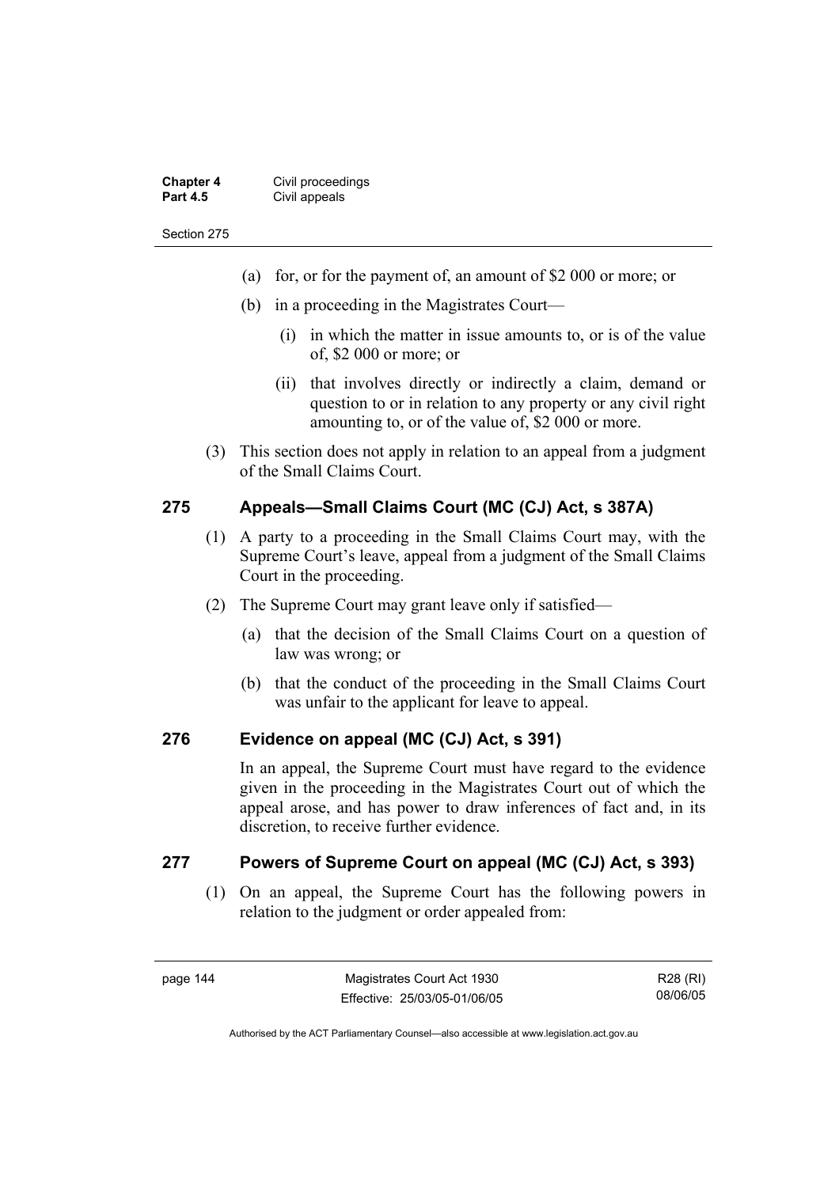- (a) for, or for the payment of, an amount of $2 000 or more; or
- (b) in a proceeding in the Magistrates Court—
  - (i) in which the matter in issue amounts to, or is of the value of, $2 000 or more; or
  - (ii) that involves directly or indirectly a claim, demand or question to or in relation to any property or any civil right amounting to, or of the value of, $2 000 or more.

(3) This section does not apply in relation to an appeal from a judgment of the Small Claims Court.

### 275 Appeals—Small Claims Court (MC (CJ) Act, s 387A)

(1) A party to a proceeding in the Small Claims Court may, with the Supreme Court's leave, appeal from a judgment of the Small Claims Court in the proceeding.

(2) The Supreme Court may grant leave only if satisfied—

- (a) that the decision of the Small Claims Court on a question of law was wrong; or
- (b) that the conduct of the proceeding in the Small Claims Court was unfair to the applicant for leave to appeal.

### 276 Evidence on appeal (MC (CJ) Act, s 391)

In an appeal, the Supreme Court must have regard to the evidence given in the proceeding in the Magistrates Court out of which the appeal arose, and has power to draw inferences of fact and, in its discretion, to receive further evidence.

### 277 Powers of Supreme Court on appeal (MC (CJ) Act, s 393)

(1) On an appeal, the Supreme Court has the following powers in relation to the judgment or order appealed from: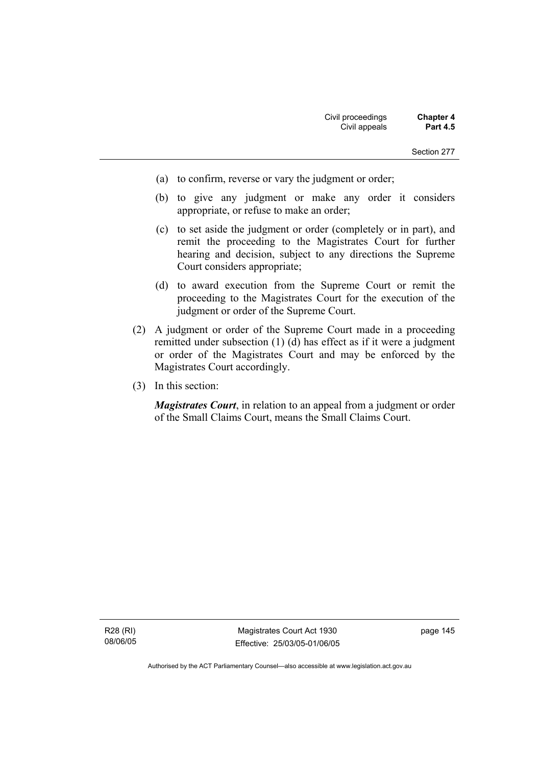(a) to confirm, reverse or vary the judgment or order;

(b) to give any judgment or make any order it considers appropriate, or refuse to make an order;

(c) to set aside the judgment or order (completely or in part), and remit the proceeding to the Magistrates Court for further hearing and decision, subject to any directions the Supreme Court considers appropriate;

(d) to award execution from the Supreme Court or remit the proceeding to the Magistrates Court for the execution of the judgment or order of the Supreme Court.

(2) A judgment or order of the Supreme Court made in a proceeding remitted under subsection (1) (d) has effect as if it were a judgment or order of the Magistrates Court and may be enforced by the Magistrates Court accordingly.

(3) In this section:

***Magistrates Court***, in relation to an appeal from a judgment or order of the Small Claims Court, means the Small Claims Court.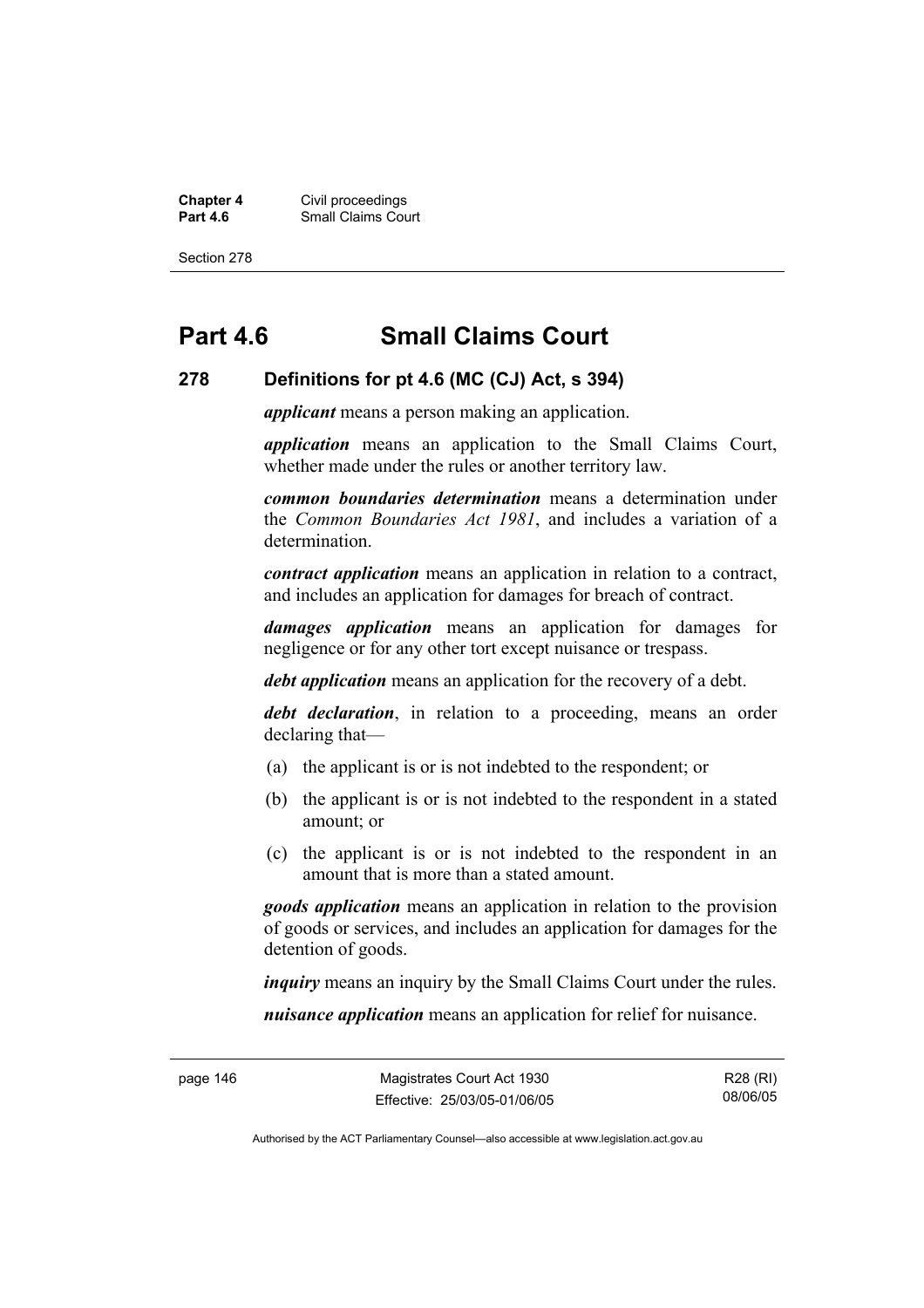# Part 4.6 Small Claims Court

## 278 Definitions for pt 4.6 (MC (CJ) Act, s 394)

***applicant*** means a person making an application.

***application*** means an application to the Small Claims Court, whether made under the rules or another territory law.

***common boundaries determination*** means a determination under the *Common Boundaries Act 1981*, and includes a variation of a determination.

***contract application*** means an application in relation to a contract, and includes an application for damages for breach of contract.

***damages application*** means an application for damages for negligence or for any other tort except nuisance or trespass.

***debt application*** means an application for the recovery of a debt.

***debt declaration***, in relation to a proceeding, means an order declaring that—

(a) the applicant is or is not indebted to the respondent; or

(b) the applicant is or is not indebted to the respondent in a stated amount; or

(c) the applicant is or is not indebted to the respondent in an amount that is more than a stated amount.

***goods application*** means an application in relation to the provision of goods or services, and includes an application for damages for the detention of goods.

***inquiry*** means an inquiry by the Small Claims Court under the rules.

***nuisance application*** means an application for relief for nuisance.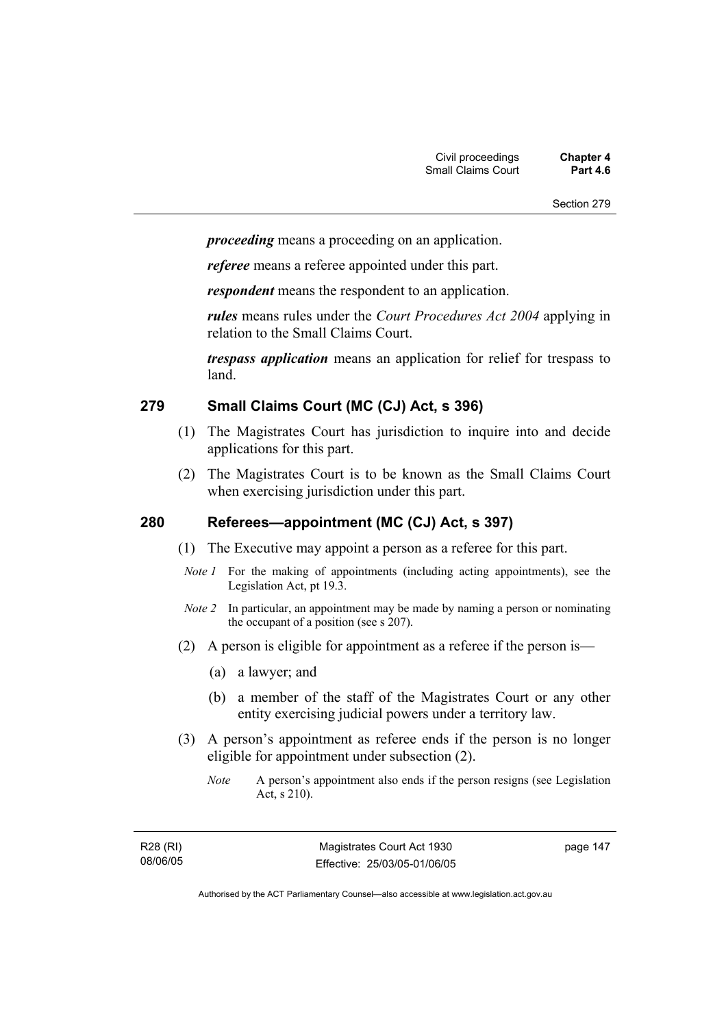***proceeding*** means a proceeding on an application.

***referee*** means a referee appointed under this part.

***respondent*** means the respondent to an application.

***rules*** means rules under the *Court Procedures Act 2004* applying in relation to the Small Claims Court.

***trespass application*** means an application for relief for trespass to land.

## 279 Small Claims Court (MC (CJ) Act, s 396)

(1) The Magistrates Court has jurisdiction to inquire into and decide applications for this part.

(2) The Magistrates Court is to be known as the Small Claims Court when exercising jurisdiction under this part.

## 280 Referees—appointment (MC (CJ) Act, s 397)

(1) The Executive may appoint a person as a referee for this part.

*Note 1* For the making of appointments (including acting appointments), see the Legislation Act, pt 19.3.

*Note 2* In particular, an appointment may be made by naming a person or nominating the occupant of a position (see s 207).

(2) A person is eligible for appointment as a referee if the person is—

(a) a lawyer; and

(b) a member of the staff of the Magistrates Court or any other entity exercising judicial powers under a territory law.

(3) A person's appointment as referee ends if the person is no longer eligible for appointment under subsection (2).

*Note* A person's appointment also ends if the person resigns (see Legislation Act, s 210).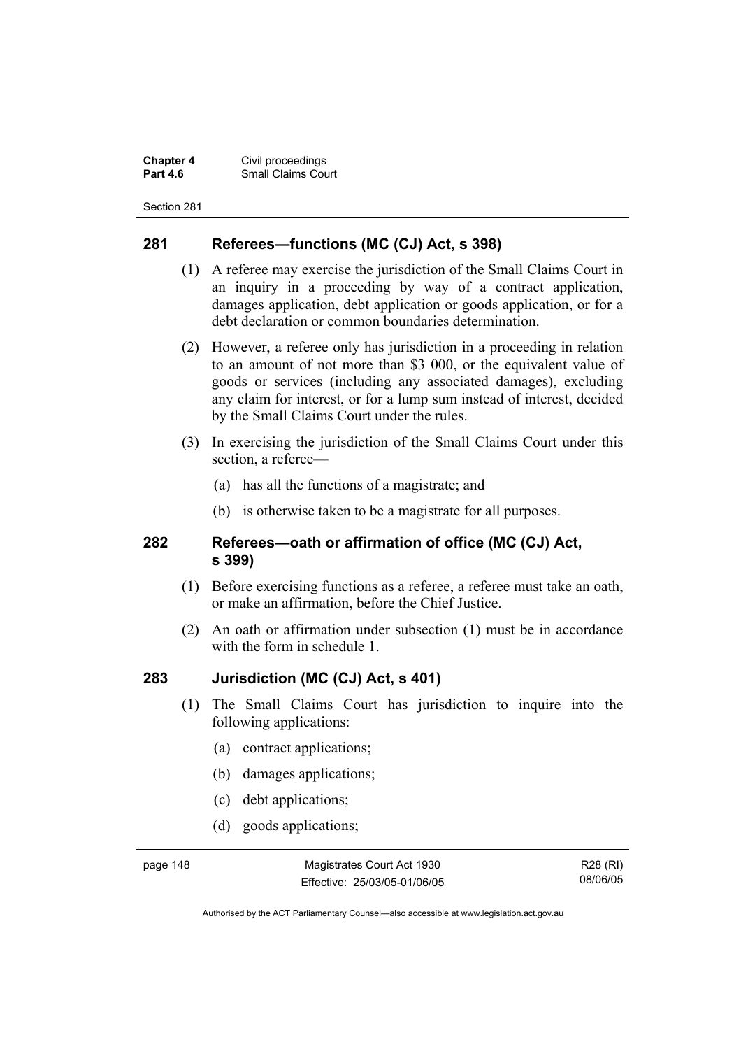## 281 Referees—functions (MC (CJ) Act, s 398)

(1) A referee may exercise the jurisdiction of the Small Claims Court in an inquiry in a proceeding by way of a contract application, damages application, debt application or goods application, or for a debt declaration or common boundaries determination.

(2) However, a referee only has jurisdiction in a proceeding in relation to an amount of not more than $3 000, or the equivalent value of goods or services (including any associated damages), excluding any claim for interest, or for a lump sum instead of interest, decided by the Small Claims Court under the rules.

(3) In exercising the jurisdiction of the Small Claims Court under this section, a referee—

(a) has all the functions of a magistrate; and

(b) is otherwise taken to be a magistrate for all purposes.

## 282 Referees—oath or affirmation of office (MC (CJ) Act, s 399)

(1) Before exercising functions as a referee, a referee must take an oath, or make an affirmation, before the Chief Justice.

(2) An oath or affirmation under subsection (1) must be in accordance with the form in schedule 1.

## 283 Jurisdiction (MC (CJ) Act, s 401)

(1) The Small Claims Court has jurisdiction to inquire into the following applications:

(a) contract applications;

(b) damages applications;

(c) debt applications;

(d) goods applications;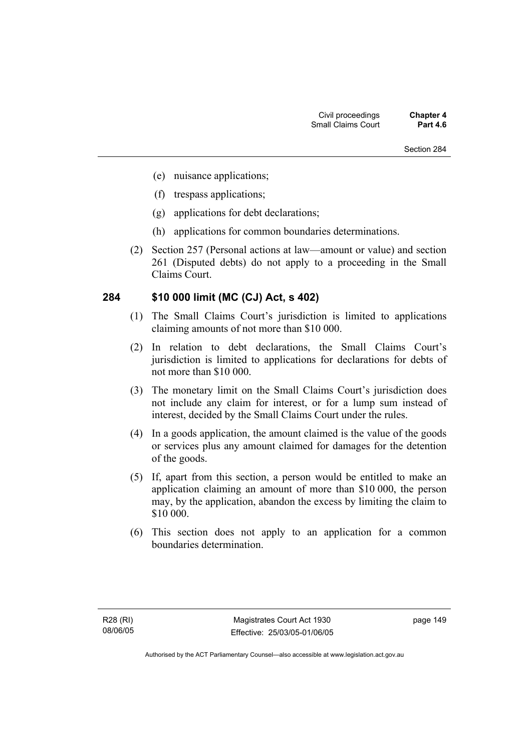(e) nuisance applications;

(f) trespass applications;

(g) applications for debt declarations;

(h) applications for common boundaries determinations.

(2) Section 257 (Personal actions at law—amount or value) and section 261 (Disputed debts) do not apply to a proceeding in the Small Claims Court.

### 284 $10 000 limit (MC (CJ) Act, s 402)

(1) The Small Claims Court's jurisdiction is limited to applications claiming amounts of not more than $10 000.

(2) In relation to debt declarations, the Small Claims Court's jurisdiction is limited to applications for declarations for debts of not more than $10 000.

(3) The monetary limit on the Small Claims Court's jurisdiction does not include any claim for interest, or for a lump sum instead of interest, decided by the Small Claims Court under the rules.

(4) In a goods application, the amount claimed is the value of the goods or services plus any amount claimed for damages for the detention of the goods.

(5) If, apart from this section, a person would be entitled to make an application claiming an amount of more than $10 000, the person may, by the application, abandon the excess by limiting the claim to $10 000.

(6) This section does not apply to an application for a common boundaries determination.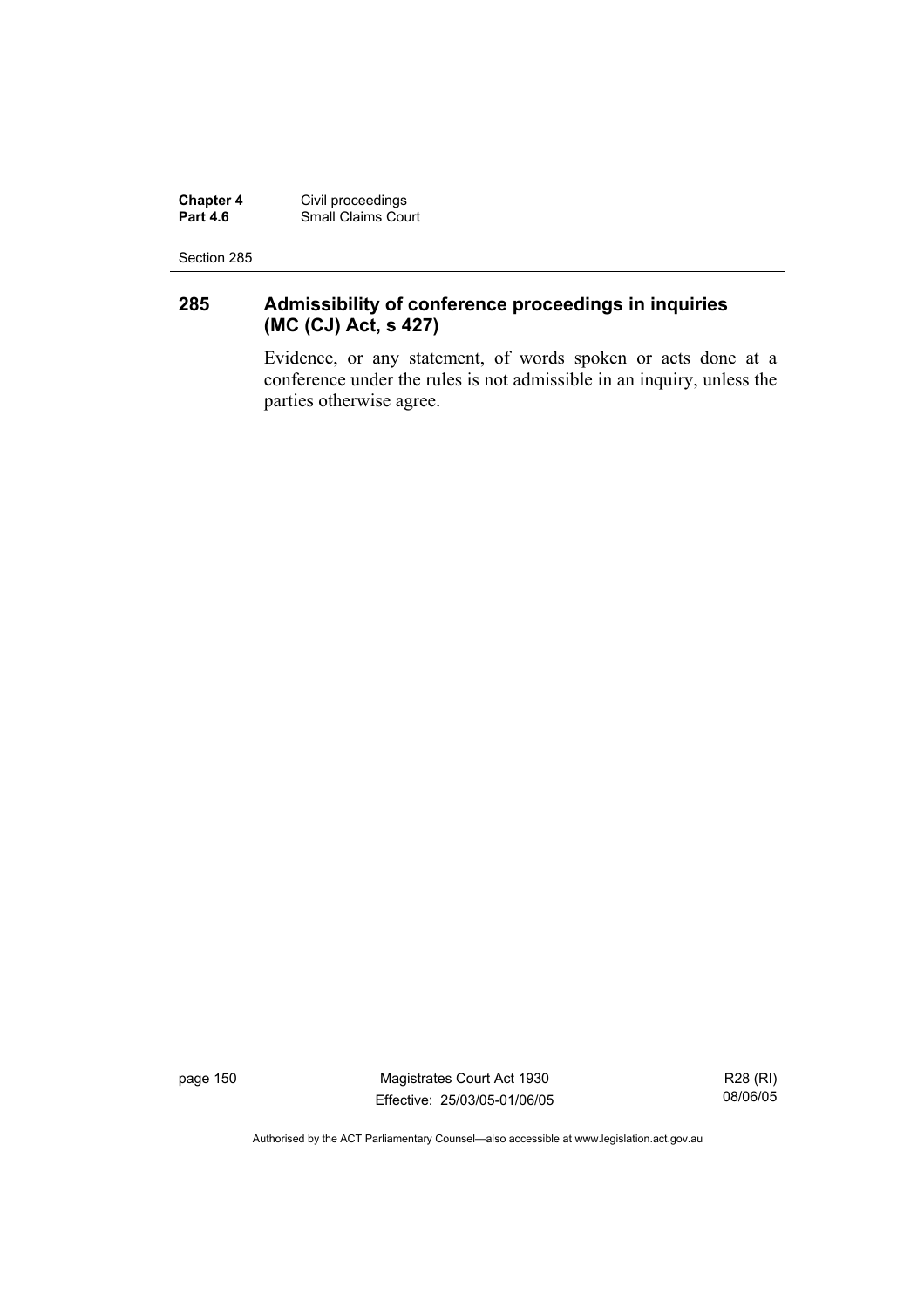## 285 Admissibility of conference proceedings in inquiries (MC (CJ) Act, s 427)

Evidence, or any statement, of words spoken or acts done at a conference under the rules is not admissible in an inquiry, unless the parties otherwise agree.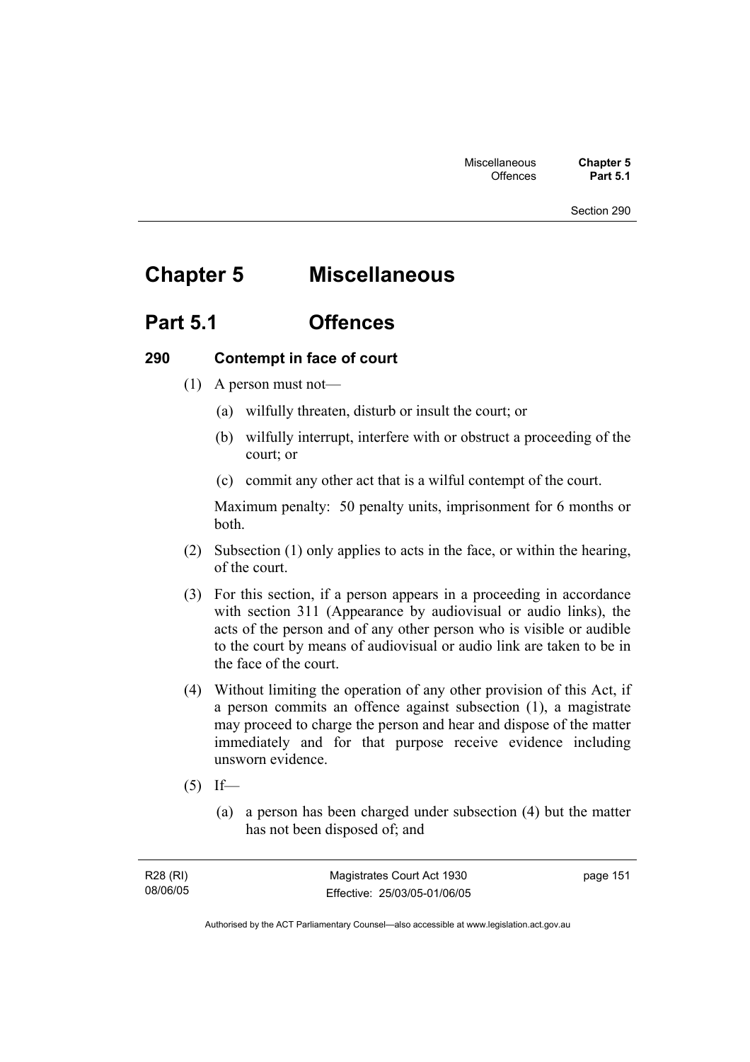# Chapter 5 Miscellaneous

## Part 5.1 Offences

### 290 Contempt in face of court

(1) A person must not—

(a) wilfully threaten, disturb or insult the court; or

(b) wilfully interrupt, interfere with or obstruct a proceeding of the court; or

(c) commit any other act that is a wilful contempt of the court.

Maximum penalty: 50 penalty units, imprisonment for 6 months or both.

(2) Subsection (1) only applies to acts in the face, or within the hearing, of the court.

(3) For this section, if a person appears in a proceeding in accordance with section 311 (Appearance by audiovisual or audio links), the acts of the person and of any other person who is visible or audible to the court by means of audiovisual or audio link are taken to be in the face of the court.

(4) Without limiting the operation of any other provision of this Act, if a person commits an offence against subsection (1), a magistrate may proceed to charge the person and hear and dispose of the matter immediately and for that purpose receive evidence including unsworn evidence.

(5) If—

(a) a person has been charged under subsection (4) but the matter has not been disposed of; and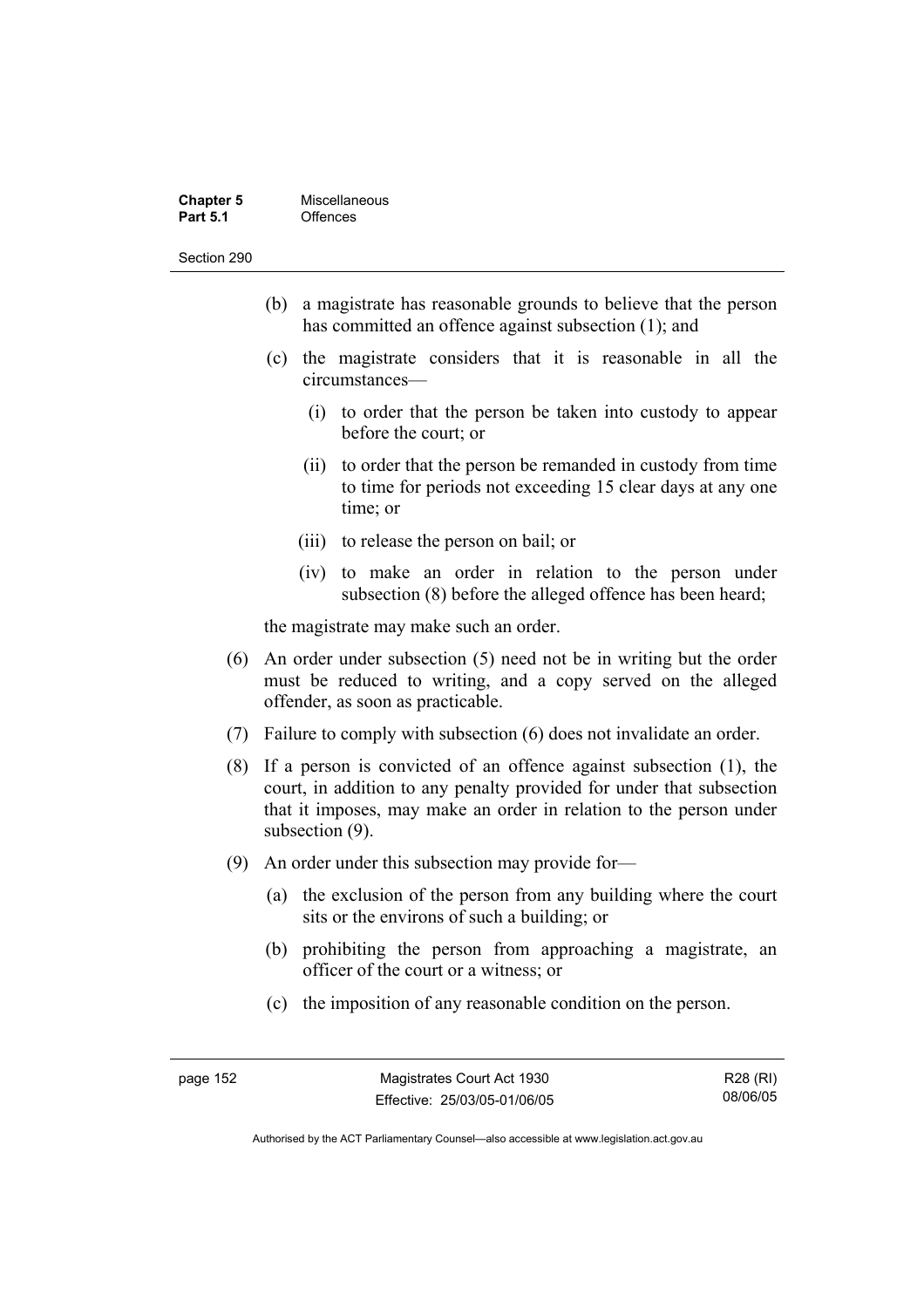(b) a magistrate has reasonable grounds to believe that the person has committed an offence against subsection (1); and

(c) the magistrate considers that it is reasonable in all the circumstances—

  (i) to order that the person be taken into custody to appear before the court; or

  (ii) to order that the person be remanded in custody from time to time for periods not exceeding 15 clear days at any one time; or

  (iii) to release the person on bail; or

  (iv) to make an order in relation to the person under subsection (8) before the alleged offence has been heard;

the magistrate may make such an order.

(6) An order under subsection (5) need not be in writing but the order must be reduced to writing, and a copy served on the alleged offender, as soon as practicable.

(7) Failure to comply with subsection (6) does not invalidate an order.

(8) If a person is convicted of an offence against subsection (1), the court, in addition to any penalty provided for under that subsection that it imposes, may make an order in relation to the person under subsection (9).

(9) An order under this subsection may provide for—

(a) the exclusion of the person from any building where the court sits or the environs of such a building; or

(b) prohibiting the person from approaching a magistrate, an officer of the court or a witness; or

(c) the imposition of any reasonable condition on the person.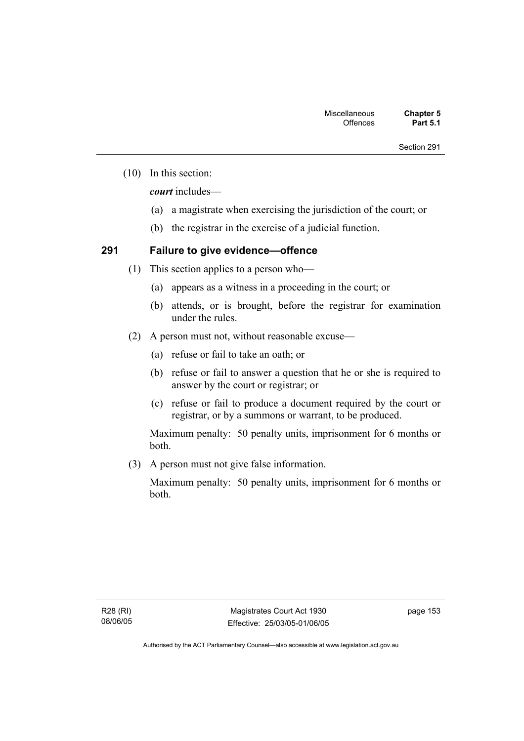(10) In this section:

***court*** includes—

(a) a magistrate when exercising the jurisdiction of the court; or

(b) the registrar in the exercise of a judicial function.

## 291 Failure to give evidence—offence

(1) This section applies to a person who—

(a) appears as a witness in a proceeding in the court; or

(b) attends, or is brought, before the registrar for examination under the rules.

(2) A person must not, without reasonable excuse—

(a) refuse or fail to take an oath; or

(b) refuse or fail to answer a question that he or she is required to answer by the court or registrar; or

(c) refuse or fail to produce a document required by the court or registrar, or by a summons or warrant, to be produced.

Maximum penalty: 50 penalty units, imprisonment for 6 months or both.

(3) A person must not give false information.

Maximum penalty: 50 penalty units, imprisonment for 6 months or both.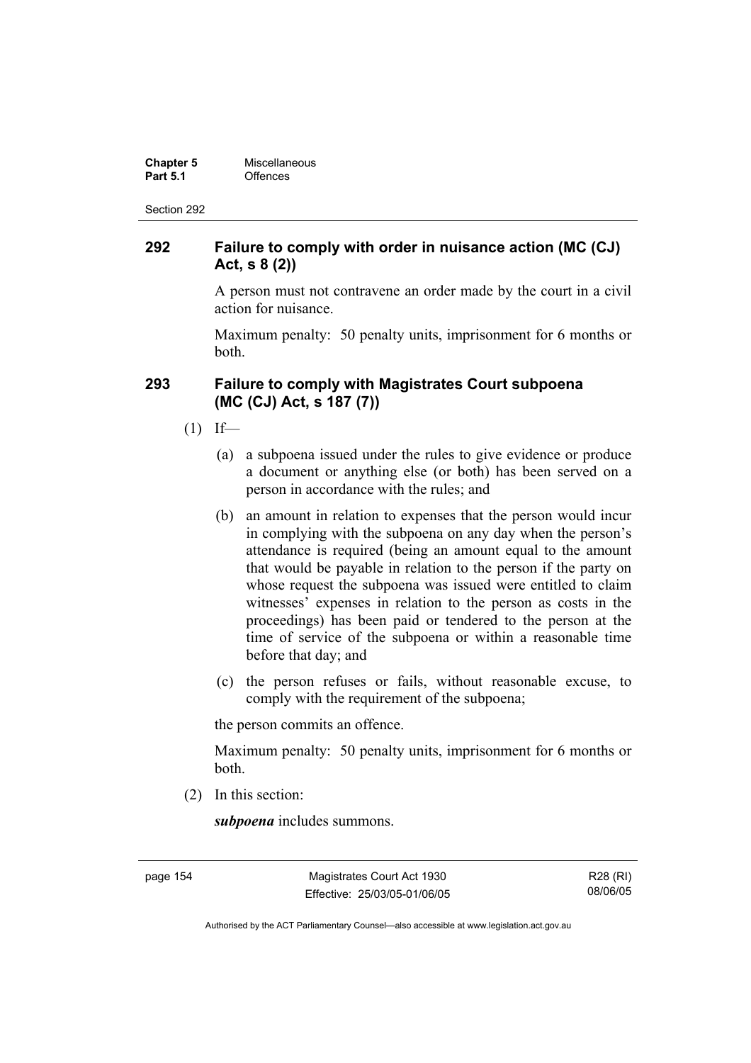## 292 Failure to comply with order in nuisance action (MC (CJ) Act, s 8 (2))

A person must not contravene an order made by the court in a civil action for nuisance.

Maximum penalty: 50 penalty units, imprisonment for 6 months or both.

## 293 Failure to comply with Magistrates Court subpoena (MC (CJ) Act, s 187 (7))

(1) If—

(a) a subpoena issued under the rules to give evidence or produce a document or anything else (or both) has been served on a person in accordance with the rules; and

(b) an amount in relation to expenses that the person would incur in complying with the subpoena on any day when the person's attendance is required (being an amount equal to the amount that would be payable in relation to the person if the party on whose request the subpoena was issued were entitled to claim witnesses' expenses in relation to the person as costs in the proceedings) has been paid or tendered to the person at the time of service of the subpoena or within a reasonable time before that day; and

(c) the person refuses or fails, without reasonable excuse, to comply with the requirement of the subpoena;

the person commits an offence.

Maximum penalty: 50 penalty units, imprisonment for 6 months or both.

(2) In this section:

***subpoena*** includes summons.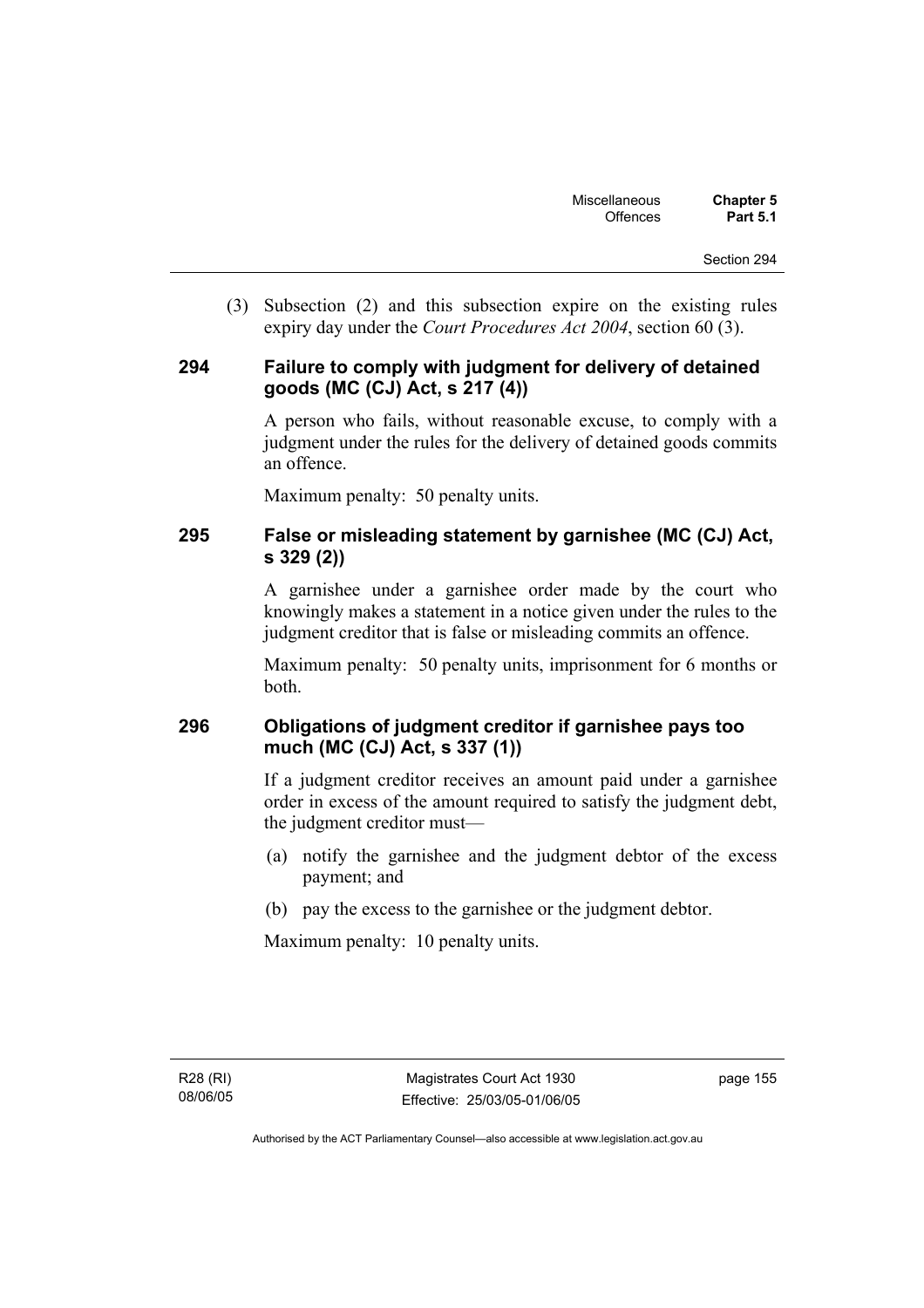(3) Subsection (2) and this subsection expire on the existing rules expiry day under the *Court Procedures Act 2004*, section 60 (3).

### 294 Failure to comply with judgment for delivery of detained goods (MC (CJ) Act, s 217 (4))

A person who fails, without reasonable excuse, to comply with a judgment under the rules for the delivery of detained goods commits an offence.

Maximum penalty: 50 penalty units.

### 295 False or misleading statement by garnishee (MC (CJ) Act, s 329 (2))

A garnishee under a garnishee order made by the court who knowingly makes a statement in a notice given under the rules to the judgment creditor that is false or misleading commits an offence.

Maximum penalty: 50 penalty units, imprisonment for 6 months or both.

### 296 Obligations of judgment creditor if garnishee pays too much (MC (CJ) Act, s 337 (1))

If a judgment creditor receives an amount paid under a garnishee order in excess of the amount required to satisfy the judgment debt, the judgment creditor must—

(a) notify the garnishee and the judgment debtor of the excess payment; and

(b) pay the excess to the garnishee or the judgment debtor.

Maximum penalty: 10 penalty units.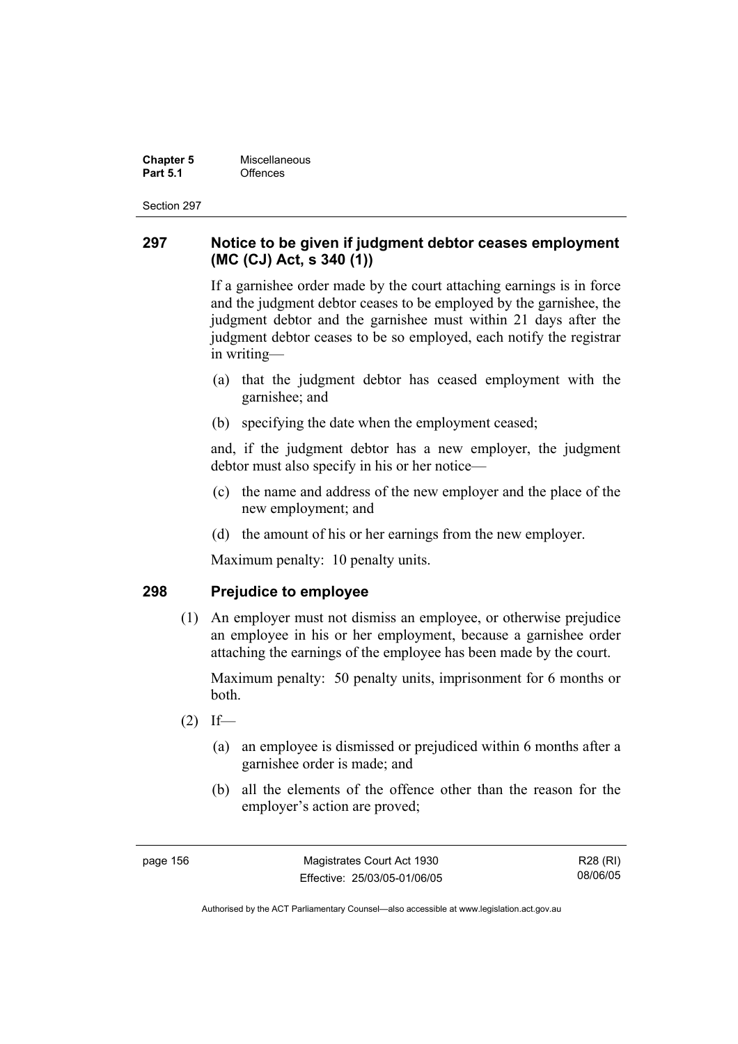## 297 Notice to be given if judgment debtor ceases employment (MC (CJ) Act, s 340 (1))

If a garnishee order made by the court attaching earnings is in force and the judgment debtor ceases to be employed by the garnishee, the judgment debtor and the garnishee must within 21 days after the judgment debtor ceases to be so employed, each notify the registrar in writing—

(a) that the judgment debtor has ceased employment with the garnishee; and

(b) specifying the date when the employment ceased;

and, if the judgment debtor has a new employer, the judgment debtor must also specify in his or her notice—

(c) the name and address of the new employer and the place of the new employment; and

(d) the amount of his or her earnings from the new employer.

Maximum penalty: 10 penalty units.

## 298 Prejudice to employee

(1) An employer must not dismiss an employee, or otherwise prejudice an employee in his or her employment, because a garnishee order attaching the earnings of the employee has been made by the court.

Maximum penalty: 50 penalty units, imprisonment for 6 months or both.

(2) If—

(a) an employee is dismissed or prejudiced within 6 months after a garnishee order is made; and

(b) all the elements of the offence other than the reason for the employer's action are proved;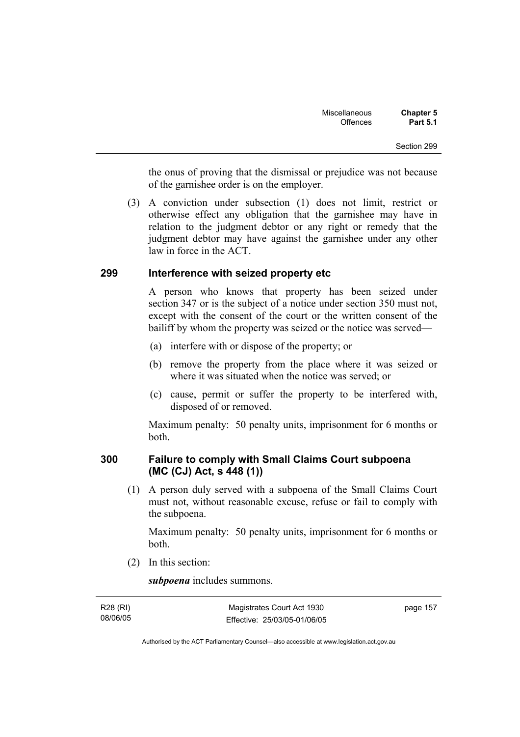the onus of proving that the dismissal or prejudice was not because of the garnishee order is on the employer.

(3) A conviction under subsection (1) does not limit, restrict or otherwise effect any obligation that the garnishee may have in relation to the judgment debtor or any right or remedy that the judgment debtor may have against the garnishee under any other law in force in the ACT.

## 299 Interference with seized property etc

A person who knows that property has been seized under section 347 or is the subject of a notice under section 350 must not, except with the consent of the court or the written consent of the bailiff by whom the property was seized or the notice was served—

(a) interfere with or dispose of the property; or

(b) remove the property from the place where it was seized or where it was situated when the notice was served; or

(c) cause, permit or suffer the property to be interfered with, disposed of or removed.

Maximum penalty: 50 penalty units, imprisonment for 6 months or both.

## 300 Failure to comply with Small Claims Court subpoena (MC (CJ) Act, s 448 (1))

(1) A person duly served with a subpoena of the Small Claims Court must not, without reasonable excuse, refuse or fail to comply with the subpoena.

Maximum penalty: 50 penalty units, imprisonment for 6 months or both.

(2) In this section:

***subpoena*** includes summons.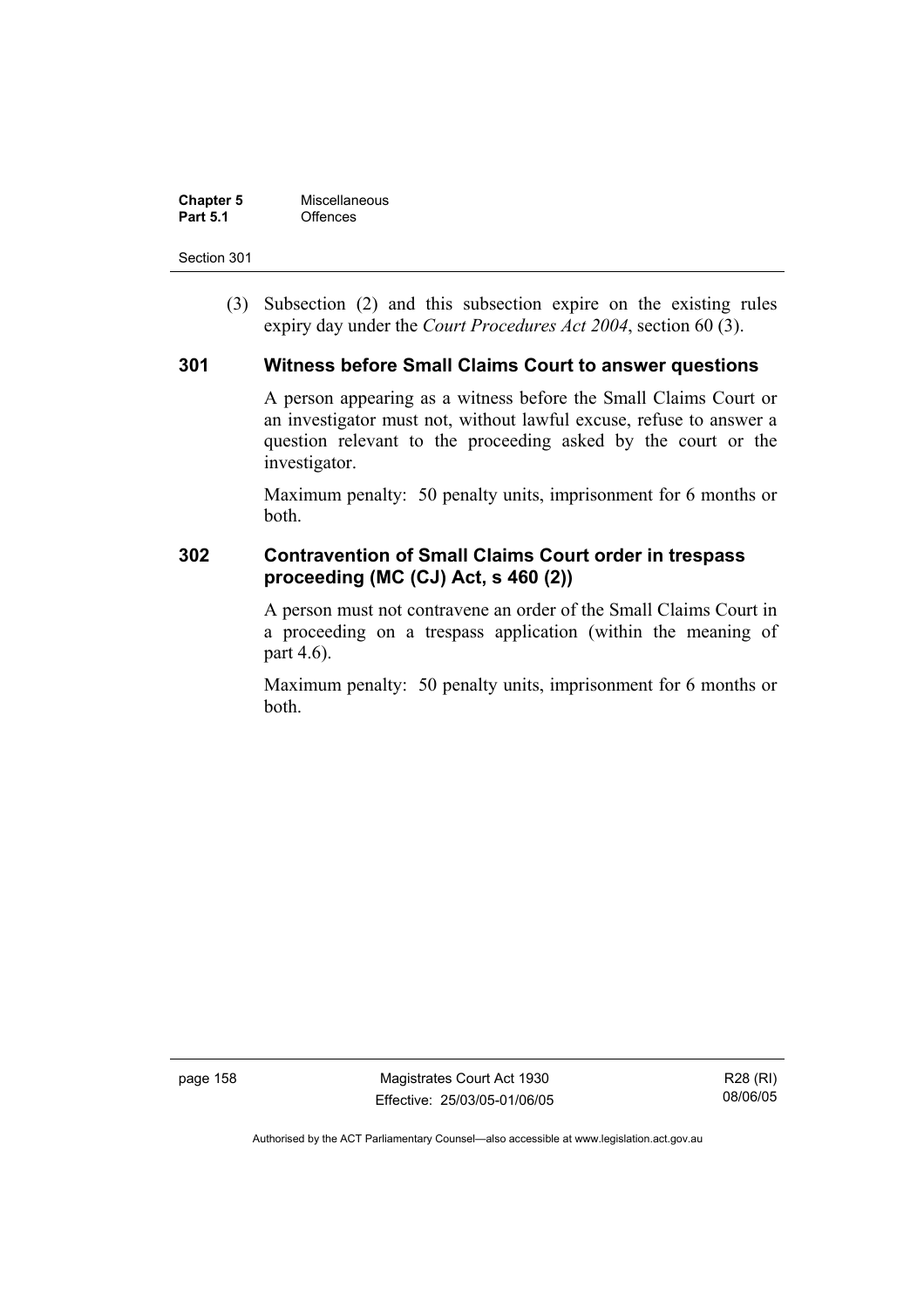(3) Subsection (2) and this subsection expire on the existing rules expiry day under the *Court Procedures Act 2004*, section 60 (3).

### 301 Witness before Small Claims Court to answer questions

A person appearing as a witness before the Small Claims Court or an investigator must not, without lawful excuse, refuse to answer a question relevant to the proceeding asked by the court or the investigator.

Maximum penalty: 50 penalty units, imprisonment for 6 months or both.

### 302 Contravention of Small Claims Court order in trespass proceeding (MC (CJ) Act, s 460 (2))

A person must not contravene an order of the Small Claims Court in a proceeding on a trespass application (within the meaning of part 4.6).

Maximum penalty: 50 penalty units, imprisonment for 6 months or both.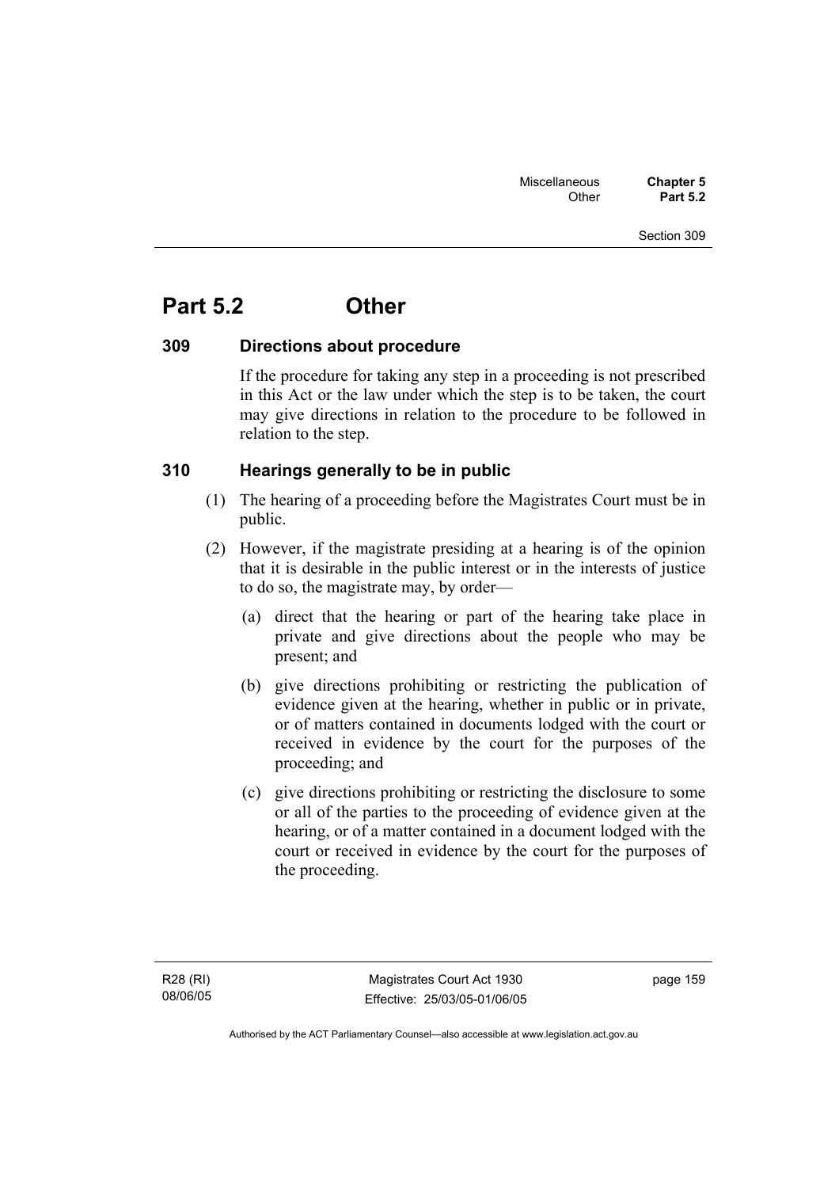# Part 5.2 Other

## 309 Directions about procedure

If the procedure for taking any step in a proceeding is not prescribed in this Act or the law under which the step is to be taken, the court may give directions in relation to the procedure to be followed in relation to the step.

## 310 Hearings generally to be in public

(1) The hearing of a proceeding before the Magistrates Court must be in public.

(2) However, if the magistrate presiding at a hearing is of the opinion that it is desirable in the public interest or in the interests of justice to do so, the magistrate may, by order—

(a) direct that the hearing or part of the hearing take place in private and give directions about the people who may be present; and

(b) give directions prohibiting or restricting the publication of evidence given at the hearing, whether in public or in private, or of matters contained in documents lodged with the court or received in evidence by the court for the purposes of the proceeding; and

(c) give directions prohibiting or restricting the disclosure to some or all of the parties to the proceeding of evidence given at the hearing, or of a matter contained in a document lodged with the court or received in evidence by the court for the purposes of the proceeding.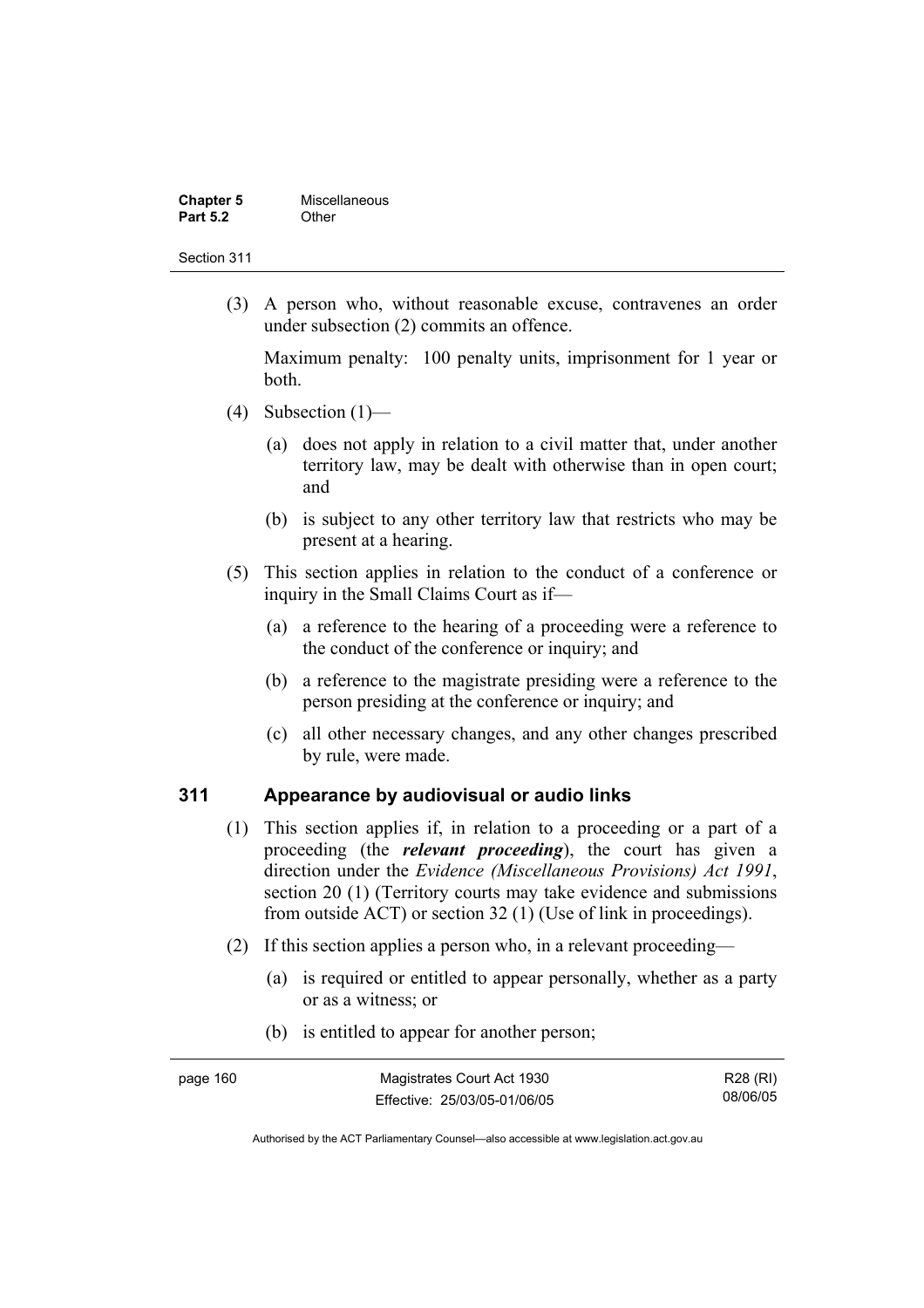(3) A person who, without reasonable excuse, contravenes an order under subsection (2) commits an offence.

Maximum penalty: 100 penalty units, imprisonment for 1 year or both.

(4) Subsection (1)—

(a) does not apply in relation to a civil matter that, under another territory law, may be dealt with otherwise than in open court; and

(b) is subject to any other territory law that restricts who may be present at a hearing.

(5) This section applies in relation to the conduct of a conference or inquiry in the Small Claims Court as if—

(a) a reference to the hearing of a proceeding were a reference to the conduct of the conference or inquiry; and

(b) a reference to the magistrate presiding were a reference to the person presiding at the conference or inquiry; and

(c) all other necessary changes, and any other changes prescribed by rule, were made.

### 311 Appearance by audiovisual or audio links

(1) This section applies if, in relation to a proceeding or a part of a proceeding (the ***relevant proceeding***), the court has given a direction under the *Evidence (Miscellaneous Provisions) Act 1991*, section 20 (1) (Territory courts may take evidence and submissions from outside ACT) or section 32 (1) (Use of link in proceedings).

(2) If this section applies a person who, in a relevant proceeding—

(a) is required or entitled to appear personally, whether as a party or as a witness; or

(b) is entitled to appear for another person;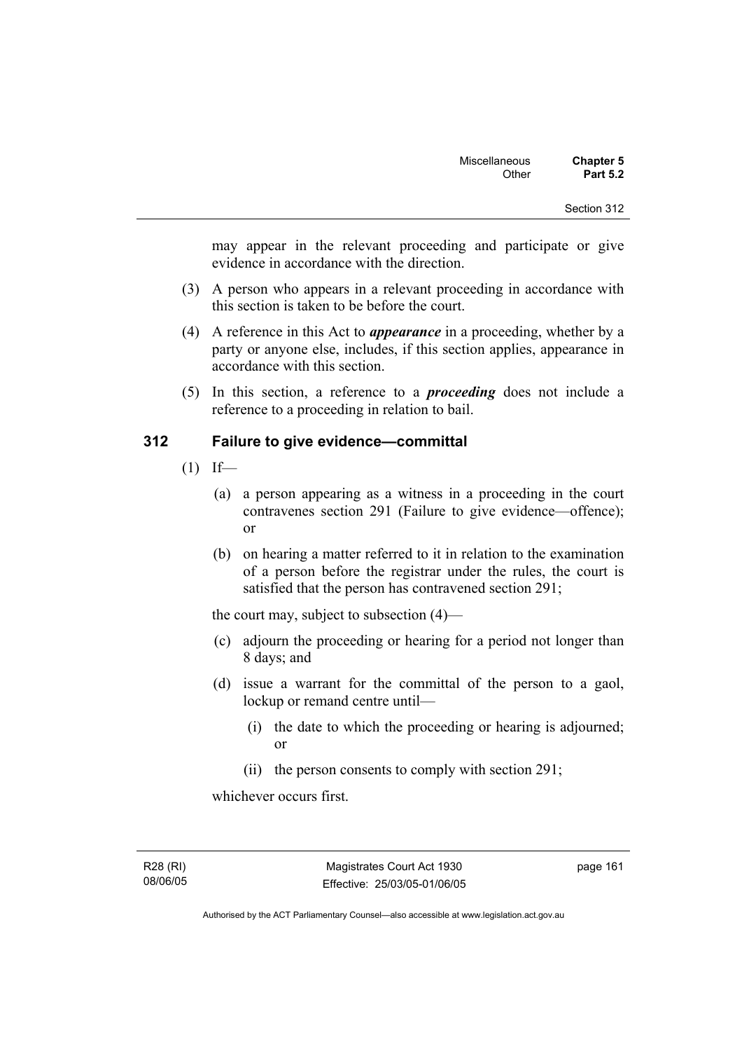may appear in the relevant proceeding and participate or give evidence in accordance with the direction.

(3) A person who appears in a relevant proceeding in accordance with this section is taken to be before the court.

(4) A reference in this Act to ***appearance*** in a proceeding, whether by a party or anyone else, includes, if this section applies, appearance in accordance with this section.

(5) In this section, a reference to a ***proceeding*** does not include a reference to a proceeding in relation to bail.

## 312 Failure to give evidence—committal

(1) If—

(a) a person appearing as a witness in a proceeding in the court contravenes section 291 (Failure to give evidence—offence); or

(b) on hearing a matter referred to it in relation to the examination of a person before the registrar under the rules, the court is satisfied that the person has contravened section 291;

the court may, subject to subsection (4)—

(c) adjourn the proceeding or hearing for a period not longer than 8 days; and

(d) issue a warrant for the committal of the person to a gaol, lockup or remand centre until—

(i) the date to which the proceeding or hearing is adjourned; or

(ii) the person consents to comply with section 291;

whichever occurs first.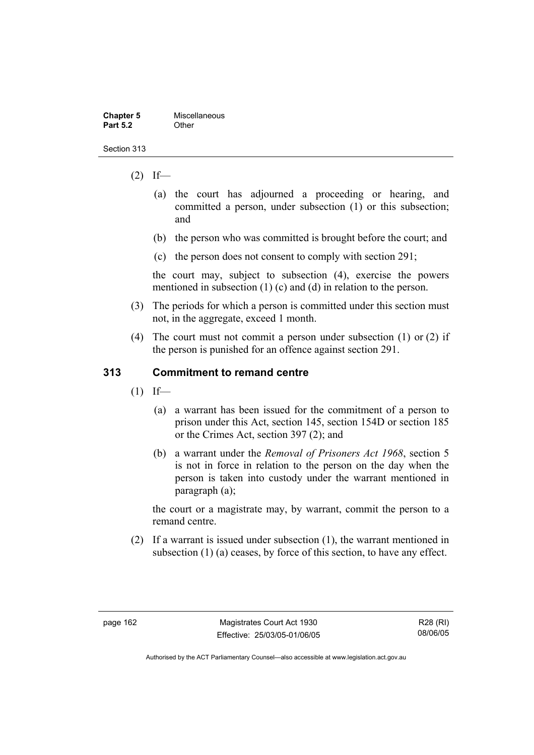(2) If—

(a) the court has adjourned a proceeding or hearing, and committed a person, under subsection (1) or this subsection; and

(b) the person who was committed is brought before the court; and

(c) the person does not consent to comply with section 291;

the court may, subject to subsection (4), exercise the powers mentioned in subsection (1) (c) and (d) in relation to the person.

(3) The periods for which a person is committed under this section must not, in the aggregate, exceed 1 month.

(4) The court must not commit a person under subsection (1) or (2) if the person is punished for an offence against section 291.

## 313 Commitment to remand centre

(1) If—

(a) a warrant has been issued for the commitment of a person to prison under this Act, section 145, section 154D or section 185 or the Crimes Act, section 397 (2); and

(b) a warrant under the *Removal of Prisoners Act 1968*, section 5 is not in force in relation to the person on the day when the person is taken into custody under the warrant mentioned in paragraph (a);

the court or a magistrate may, by warrant, commit the person to a remand centre.

(2) If a warrant is issued under subsection (1), the warrant mentioned in subsection (1) (a) ceases, by force of this section, to have any effect.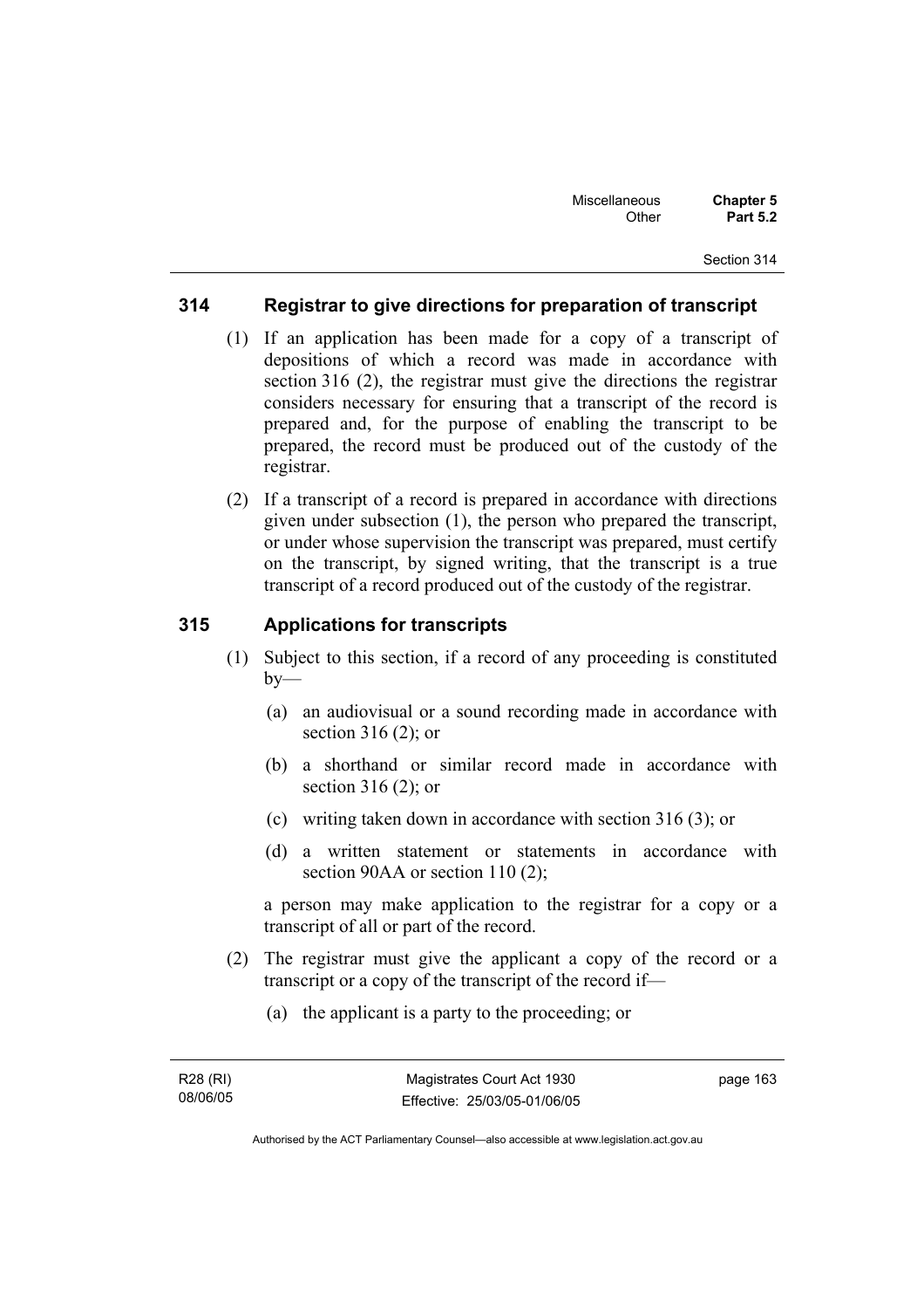## 314 Registrar to give directions for preparation of transcript

(1) If an application has been made for a copy of a transcript of depositions of which a record was made in accordance with section 316 (2), the registrar must give the directions the registrar considers necessary for ensuring that a transcript of the record is prepared and, for the purpose of enabling the transcript to be prepared, the record must be produced out of the custody of the registrar.

(2) If a transcript of a record is prepared in accordance with directions given under subsection (1), the person who prepared the transcript, or under whose supervision the transcript was prepared, must certify on the transcript, by signed writing, that the transcript is a true transcript of a record produced out of the custody of the registrar.

## 315 Applications for transcripts

(1) Subject to this section, if a record of any proceeding is constituted by—

(a) an audiovisual or a sound recording made in accordance with section 316 (2); or

(b) a shorthand or similar record made in accordance with section 316 (2); or

(c) writing taken down in accordance with section 316 (3); or

(d) a written statement or statements in accordance with section 90AA or section 110 (2);

a person may make application to the registrar for a copy or a transcript of all or part of the record.

(2) The registrar must give the applicant a copy of the record or a transcript or a copy of the transcript of the record if—

(a) the applicant is a party to the proceeding; or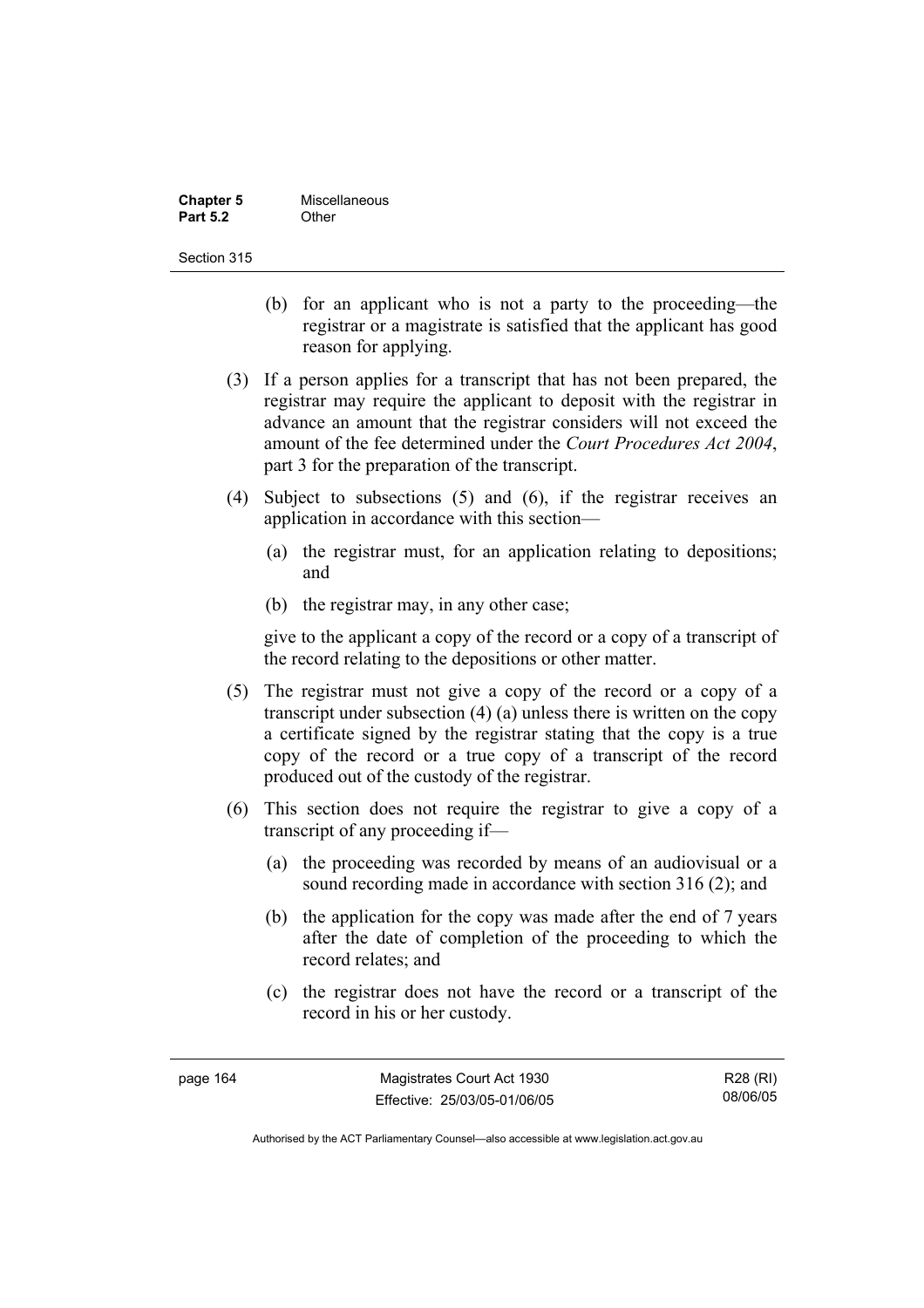(b) for an applicant who is not a party to the proceeding—the registrar or a magistrate is satisfied that the applicant has good reason for applying.

(3) If a person applies for a transcript that has not been prepared, the registrar may require the applicant to deposit with the registrar in advance an amount that the registrar considers will not exceed the amount of the fee determined under the *Court Procedures Act 2004*, part 3 for the preparation of the transcript.

(4) Subject to subsections (5) and (6), if the registrar receives an application in accordance with this section—

(a) the registrar must, for an application relating to depositions; and

(b) the registrar may, in any other case;

give to the applicant a copy of the record or a copy of a transcript of the record relating to the depositions or other matter.

(5) The registrar must not give a copy of the record or a copy of a transcript under subsection (4) (a) unless there is written on the copy a certificate signed by the registrar stating that the copy is a true copy of the record or a true copy of a transcript of the record produced out of the custody of the registrar.

(6) This section does not require the registrar to give a copy of a transcript of any proceeding if—

(a) the proceeding was recorded by means of an audiovisual or a sound recording made in accordance with section 316 (2); and

(b) the application for the copy was made after the end of 7 years after the date of completion of the proceeding to which the record relates; and

(c) the registrar does not have the record or a transcript of the record in his or her custody.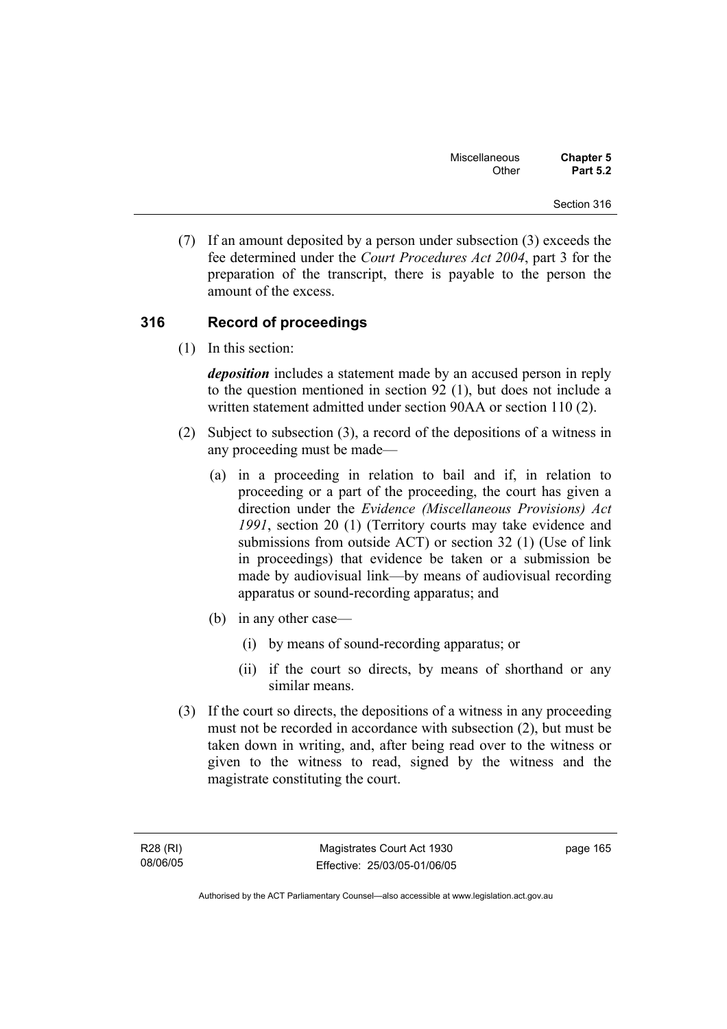(7) If an amount deposited by a person under subsection (3) exceeds the fee determined under the *Court Procedures Act 2004*, part 3 for the preparation of the transcript, there is payable to the person the amount of the excess.

## 316 Record of proceedings

(1) In this section:

***deposition*** includes a statement made by an accused person in reply to the question mentioned in section 92 (1), but does not include a written statement admitted under section 90AA or section 110 (2).

(2) Subject to subsection (3), a record of the depositions of a witness in any proceeding must be made—

(a) in a proceeding in relation to bail and if, in relation to proceeding or a part of the proceeding, the court has given a direction under the *Evidence (Miscellaneous Provisions) Act 1991*, section 20 (1) (Territory courts may take evidence and submissions from outside ACT) or section 32 (1) (Use of link in proceedings) that evidence be taken or a submission be made by audiovisual link—by means of audiovisual recording apparatus or sound-recording apparatus; and

(b) in any other case—

(i) by means of sound-recording apparatus; or

(ii) if the court so directs, by means of shorthand or any similar means.

(3) If the court so directs, the depositions of a witness in any proceeding must not be recorded in accordance with subsection (2), but must be taken down in writing, and, after being read over to the witness or given to the witness to read, signed by the witness and the magistrate constituting the court.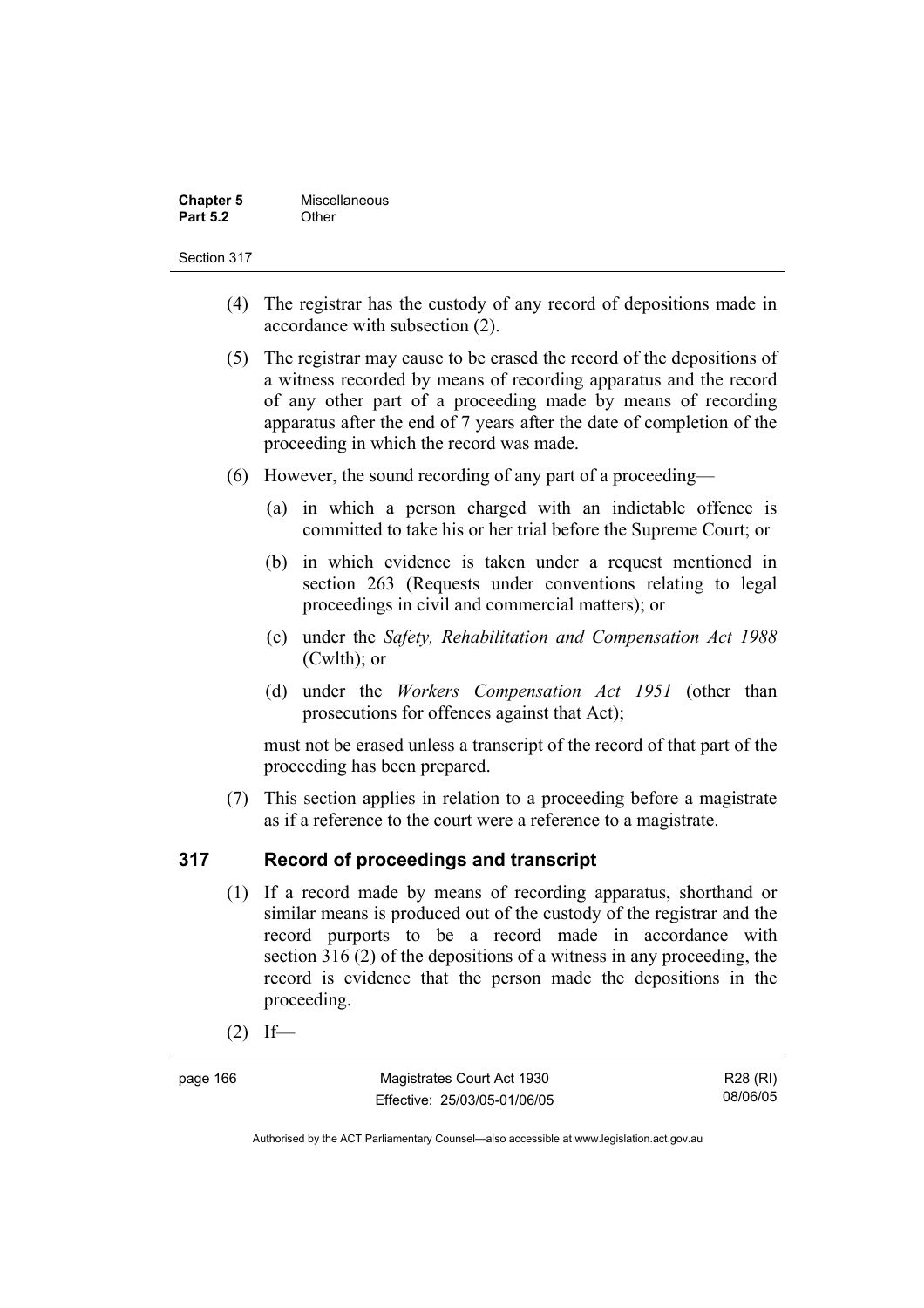(4) The registrar has the custody of any record of depositions made in accordance with subsection (2).

(5) The registrar may cause to be erased the record of the depositions of a witness recorded by means of recording apparatus and the record of any other part of a proceeding made by means of recording apparatus after the end of 7 years after the date of completion of the proceeding in which the record was made.

(6) However, the sound recording of any part of a proceeding—

(a) in which a person charged with an indictable offence is committed to take his or her trial before the Supreme Court; or

(b) in which evidence is taken under a request mentioned in section 263 (Requests under conventions relating to legal proceedings in civil and commercial matters); or

(c) under the *Safety, Rehabilitation and Compensation Act 1988* (Cwlth); or

(d) under the *Workers Compensation Act 1951* (other than prosecutions for offences against that Act);

must not be erased unless a transcript of the record of that part of the proceeding has been prepared.

(7) This section applies in relation to a proceeding before a magistrate as if a reference to the court were a reference to a magistrate.

## 317 Record of proceedings and transcript

(1) If a record made by means of recording apparatus, shorthand or similar means is produced out of the custody of the registrar and the record purports to be a record made in accordance with section 316 (2) of the depositions of a witness in any proceeding, the record is evidence that the person made the depositions in the proceeding.

(2) If—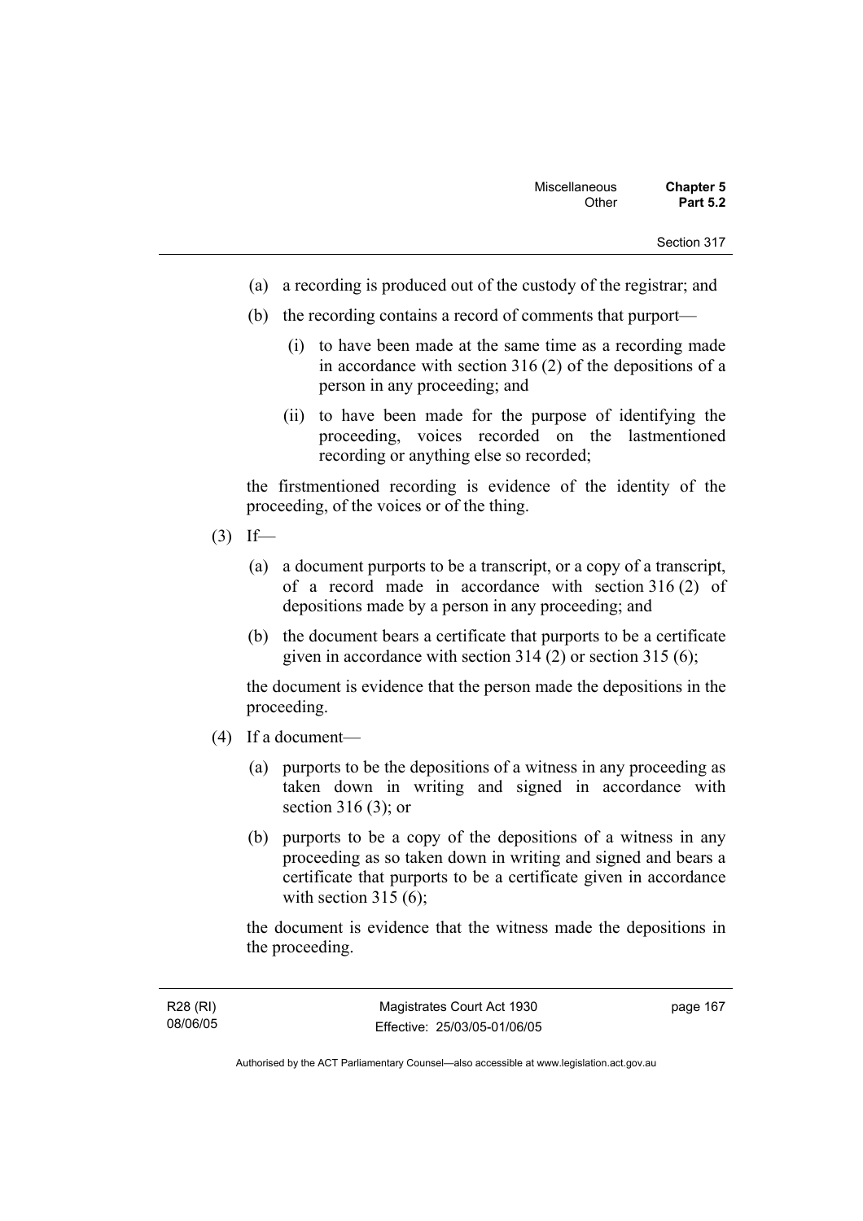(a) a recording is produced out of the custody of the registrar; and

(b) the recording contains a record of comments that purport—

   (i) to have been made at the same time as a recording made in accordance with section 316 (2) of the depositions of a person in any proceeding; and

   (ii) to have been made for the purpose of identifying the proceeding, voices recorded on the lastmentioned recording or anything else so recorded;

the firstmentioned recording is evidence of the identity of the proceeding, of the voices or of the thing.

(3) If—

   (a) a document purports to be a transcript, or a copy of a transcript, of a record made in accordance with section 316 (2) of depositions made by a person in any proceeding; and

   (b) the document bears a certificate that purports to be a certificate given in accordance with section 314 (2) or section 315 (6);

the document is evidence that the person made the depositions in the proceeding.

(4) If a document—

   (a) purports to be the depositions of a witness in any proceeding as taken down in writing and signed in accordance with section 316 (3); or

   (b) purports to be a copy of the depositions of a witness in any proceeding as so taken down in writing and signed and bears a certificate that purports to be a certificate given in accordance with section 315 (6);

the document is evidence that the witness made the depositions in the proceeding.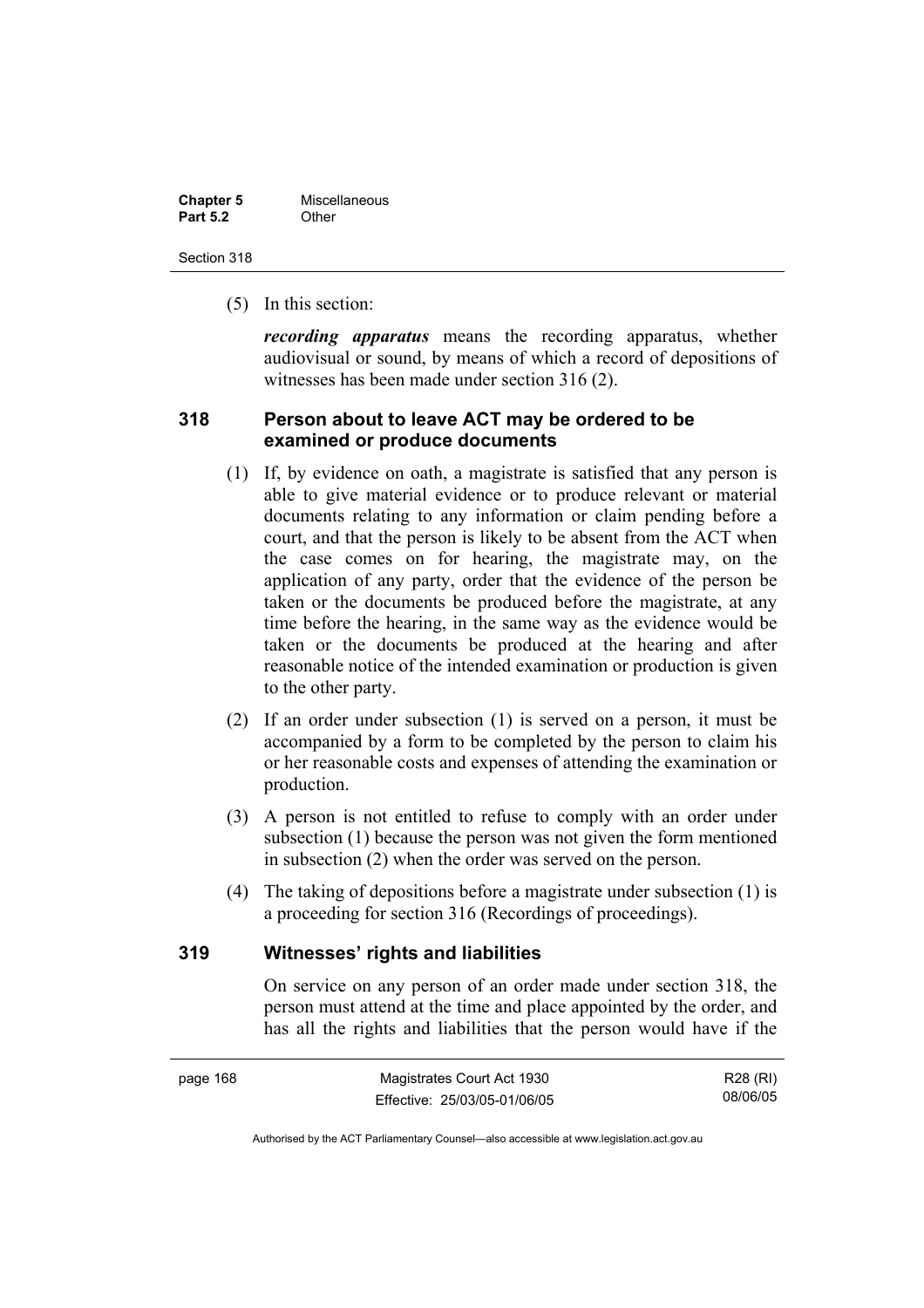(5) In this section:

***recording apparatus*** means the recording apparatus, whether audiovisual or sound, by means of which a record of depositions of witnesses has been made under section 316 (2).

### 318 Person about to leave ACT may be ordered to be examined or produce documents

(1) If, by evidence on oath, a magistrate is satisfied that any person is able to give material evidence or to produce relevant or material documents relating to any information or claim pending before a court, and that the person is likely to be absent from the ACT when the case comes on for hearing, the magistrate may, on the application of any party, order that the evidence of the person be taken or the documents be produced before the magistrate, at any time before the hearing, in the same way as the evidence would be taken or the documents be produced at the hearing and after reasonable notice of the intended examination or production is given to the other party.

(2) If an order under subsection (1) is served on a person, it must be accompanied by a form to be completed by the person to claim his or her reasonable costs and expenses of attending the examination or production.

(3) A person is not entitled to refuse to comply with an order under subsection (1) because the person was not given the form mentioned in subsection (2) when the order was served on the person.

(4) The taking of depositions before a magistrate under subsection (1) is a proceeding for section 316 (Recordings of proceedings).

### 319 Witnesses' rights and liabilities

On service on any person of an order made under section 318, the person must attend at the time and place appointed by the order, and has all the rights and liabilities that the person would have if the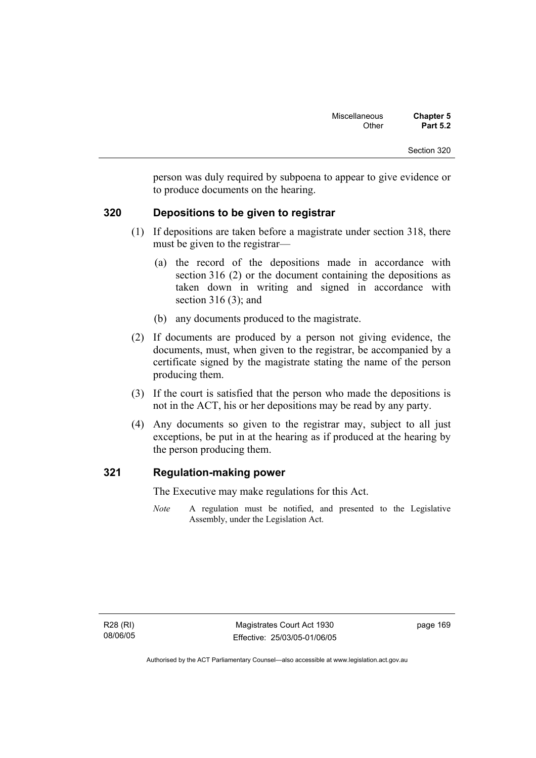person was duly required by subpoena to appear to give evidence or to produce documents on the hearing.

## 320 Depositions to be given to registrar

(1) If depositions are taken before a magistrate under section 318, there must be given to the registrar—

(a) the record of the depositions made in accordance with section 316 (2) or the document containing the depositions as taken down in writing and signed in accordance with section 316 (3); and

(b) any documents produced to the magistrate.

(2) If documents are produced by a person not giving evidence, the documents, must, when given to the registrar, be accompanied by a certificate signed by the magistrate stating the name of the person producing them.

(3) If the court is satisfied that the person who made the depositions is not in the ACT, his or her depositions may be read by any party.

(4) Any documents so given to the registrar may, subject to all just exceptions, be put in at the hearing as if produced at the hearing by the person producing them.

## 321 Regulation-making power

The Executive may make regulations for this Act.

*Note* A regulation must be notified, and presented to the Legislative Assembly, under the Legislation Act.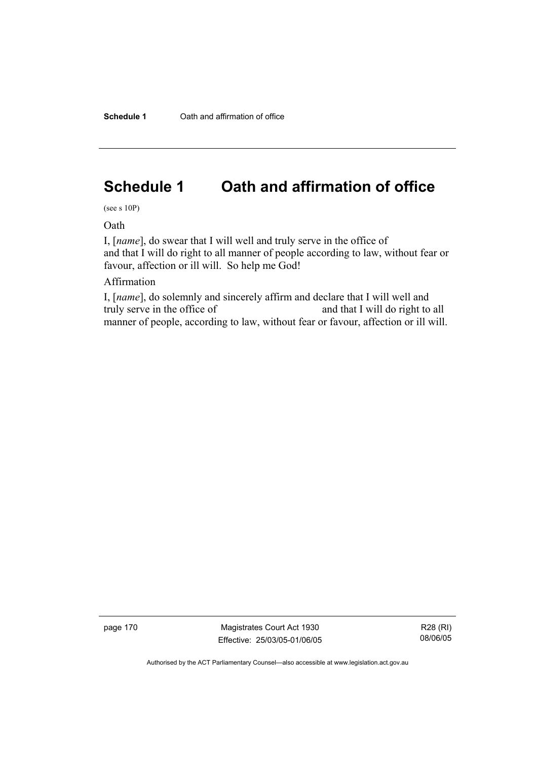# Schedule 1 Oath and affirmation of office

(see s 10P)

Oath

I, [*name*], do swear that I will well and truly serve in the office of and that I will do right to all manner of people according to law, without fear or favour, affection or ill will. So help me God!

Affirmation

I, [*name*], do solemnly and sincerely affirm and declare that I will well and truly serve in the office of and that I will do right to all manner of people, according to law, without fear or favour, affection or ill will.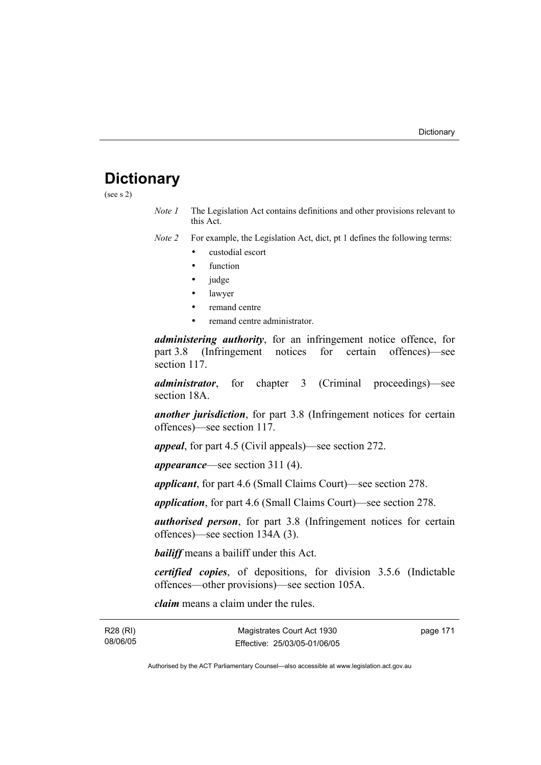# Dictionary

(see s 2)

*Note 1* The Legislation Act contains definitions and other provisions relevant to this Act.

*Note 2* For example, the Legislation Act, dict, pt 1 defines the following terms:

- custodial escort
- function
- judge
- lawyer
- remand centre
- remand centre administrator.

***administering authority***, for an infringement notice offence, for part 3.8 (Infringement notices for certain offences)—see section 117.

***administrator***, for chapter 3 (Criminal proceedings)—see section 18A.

***another jurisdiction***, for part 3.8 (Infringement notices for certain offences)—see section 117.

***appeal***, for part 4.5 (Civil appeals)—see section 272.

***appearance***—see section 311 (4).

***applicant***, for part 4.6 (Small Claims Court)—see section 278.

***application***, for part 4.6 (Small Claims Court)—see section 278.

***authorised person***, for part 3.8 (Infringement notices for certain offences)—see section 134A (3).

***bailiff*** means a bailiff under this Act.

***certified copies***, of depositions, for division 3.5.6 (Indictable offences—other provisions)—see section 105A.

***claim*** means a claim under the rules.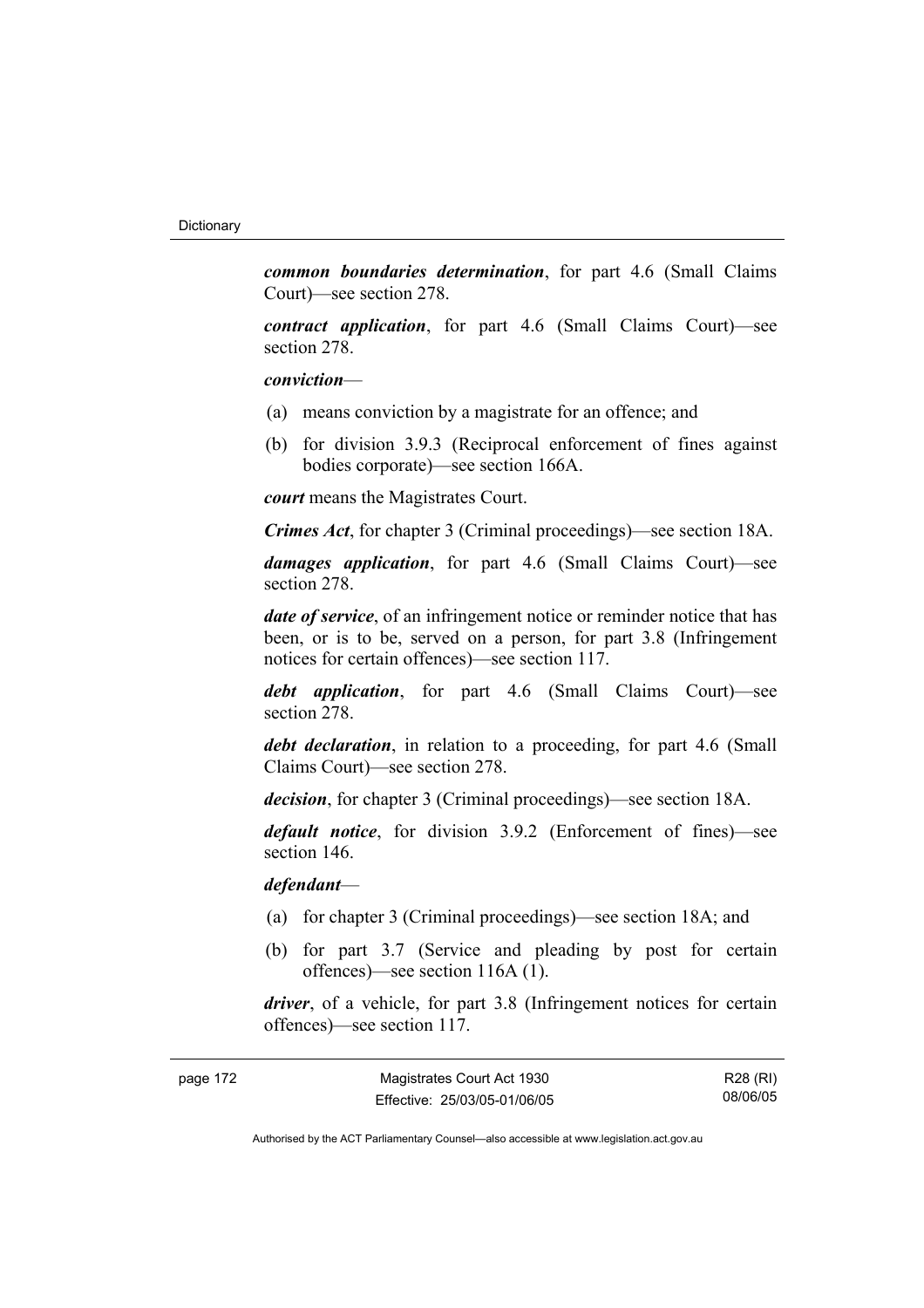***common boundaries determination***, for part 4.6 (Small Claims Court)—see section 278.

***contract application***, for part 4.6 (Small Claims Court)—see section 278.

***conviction***—

(a) means conviction by a magistrate for an offence; and

(b) for division 3.9.3 (Reciprocal enforcement of fines against bodies corporate)—see section 166A.

***court*** means the Magistrates Court.

***Crimes Act***, for chapter 3 (Criminal proceedings)—see section 18A.

***damages application***, for part 4.6 (Small Claims Court)—see section 278.

***date of service***, of an infringement notice or reminder notice that has been, or is to be, served on a person, for part 3.8 (Infringement notices for certain offences)—see section 117.

***debt application***, for part 4.6 (Small Claims Court)—see section 278.

***debt declaration***, in relation to a proceeding, for part 4.6 (Small Claims Court)—see section 278.

***decision***, for chapter 3 (Criminal proceedings)—see section 18A.

***default notice***, for division 3.9.2 (Enforcement of fines)—see section 146.

***defendant***—

(a) for chapter 3 (Criminal proceedings)—see section 18A; and

(b) for part 3.7 (Service and pleading by post for certain offences)—see section 116A (1).

***driver***, of a vehicle, for part 3.8 (Infringement notices for certain offences)—see section 117.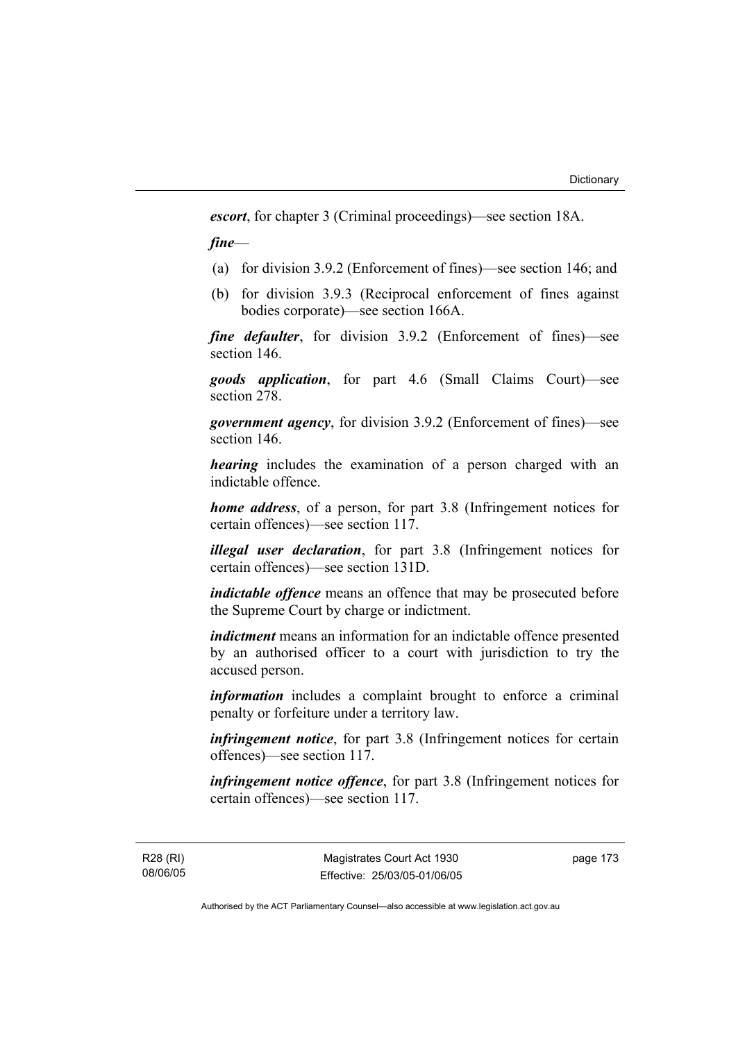***escort***, for chapter 3 (Criminal proceedings)—see section 18A.

***fine***—

(a) for division 3.9.2 (Enforcement of fines)—see section 146; and

(b) for division 3.9.3 (Reciprocal enforcement of fines against bodies corporate)—see section 166A.

***fine defaulter***, for division 3.9.2 (Enforcement of fines)—see section 146.

***goods application***, for part 4.6 (Small Claims Court)—see section 278.

***government agency***, for division 3.9.2 (Enforcement of fines)—see section 146.

***hearing*** includes the examination of a person charged with an indictable offence.

***home address***, of a person, for part 3.8 (Infringement notices for certain offences)—see section 117.

***illegal user declaration***, for part 3.8 (Infringement notices for certain offences)—see section 131D.

***indictable offence*** means an offence that may be prosecuted before the Supreme Court by charge or indictment.

***indictment*** means an information for an indictable offence presented by an authorised officer to a court with jurisdiction to try the accused person.

***information*** includes a complaint brought to enforce a criminal penalty or forfeiture under a territory law.

***infringement notice***, for part 3.8 (Infringement notices for certain offences)—see section 117.

***infringement notice offence***, for part 3.8 (Infringement notices for certain offences)—see section 117.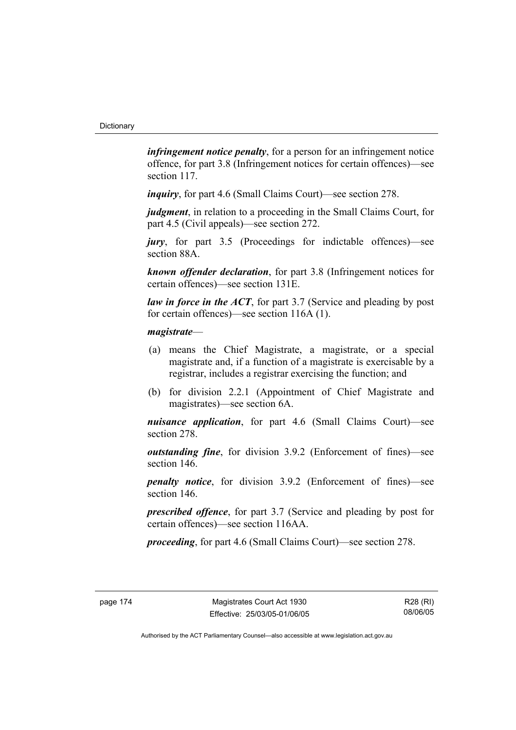***infringement notice penalty***, for a person for an infringement notice offence, for part 3.8 (Infringement notices for certain offences)—see section 117.

***inquiry***, for part 4.6 (Small Claims Court)—see section 278.

***judgment***, in relation to a proceeding in the Small Claims Court, for part 4.5 (Civil appeals)—see section 272.

***jury***, for part 3.5 (Proceedings for indictable offences)—see section 88A.

***known offender declaration***, for part 3.8 (Infringement notices for certain offences)—see section 131E.

***law in force in the ACT***, for part 3.7 (Service and pleading by post for certain offences)—see section 116A (1).

***magistrate***—

(a) means the Chief Magistrate, a magistrate, or a special magistrate and, if a function of a magistrate is exercisable by a registrar, includes a registrar exercising the function; and

(b) for division 2.2.1 (Appointment of Chief Magistrate and magistrates)—see section 6A.

***nuisance application***, for part 4.6 (Small Claims Court)—see section 278.

***outstanding fine***, for division 3.9.2 (Enforcement of fines)—see section 146.

***penalty notice***, for division 3.9.2 (Enforcement of fines)—see section 146.

***prescribed offence***, for part 3.7 (Service and pleading by post for certain offences)—see section 116AA.

***proceeding***, for part 4.6 (Small Claims Court)—see section 278.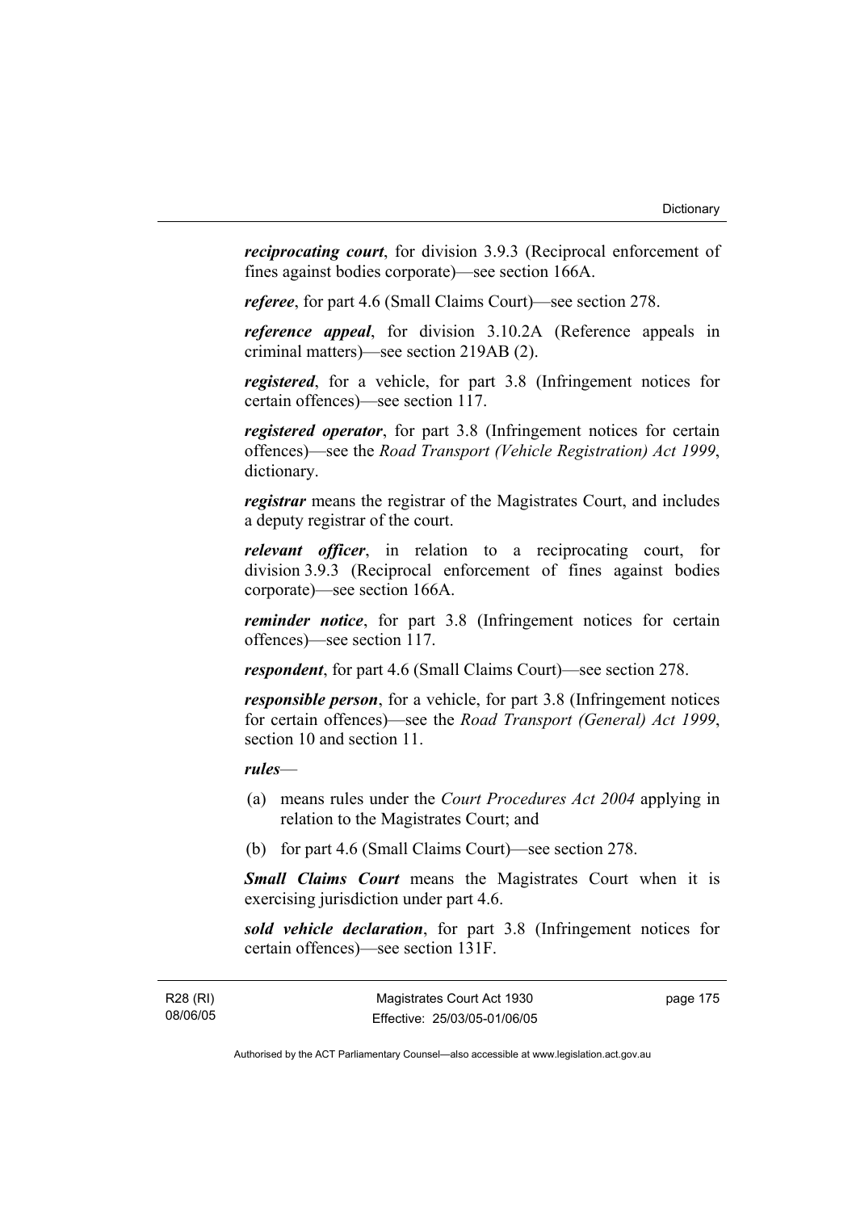***reciprocating court***, for division 3.9.3 (Reciprocal enforcement of fines against bodies corporate)—see section 166A.

***referee***, for part 4.6 (Small Claims Court)—see section 278.

***reference appeal***, for division 3.10.2A (Reference appeals in criminal matters)—see section 219AB (2).

***registered***, for a vehicle, for part 3.8 (Infringement notices for certain offences)—see section 117.

***registered operator***, for part 3.8 (Infringement notices for certain offences)—see the *Road Transport (Vehicle Registration) Act 1999*, dictionary.

***registrar*** means the registrar of the Magistrates Court, and includes a deputy registrar of the court.

***relevant officer***, in relation to a reciprocating court, for division 3.9.3 (Reciprocal enforcement of fines against bodies corporate)—see section 166A.

***reminder notice***, for part 3.8 (Infringement notices for certain offences)—see section 117.

***respondent***, for part 4.6 (Small Claims Court)—see section 278.

***responsible person***, for a vehicle, for part 3.8 (Infringement notices for certain offences)—see the *Road Transport (General) Act 1999*, section 10 and section 11.

***rules***—

(a) means rules under the *Court Procedures Act 2004* applying in relation to the Magistrates Court; and

(b) for part 4.6 (Small Claims Court)—see section 278.

***Small Claims Court*** means the Magistrates Court when it is exercising jurisdiction under part 4.6.

***sold vehicle declaration***, for part 3.8 (Infringement notices for certain offences)—see section 131F.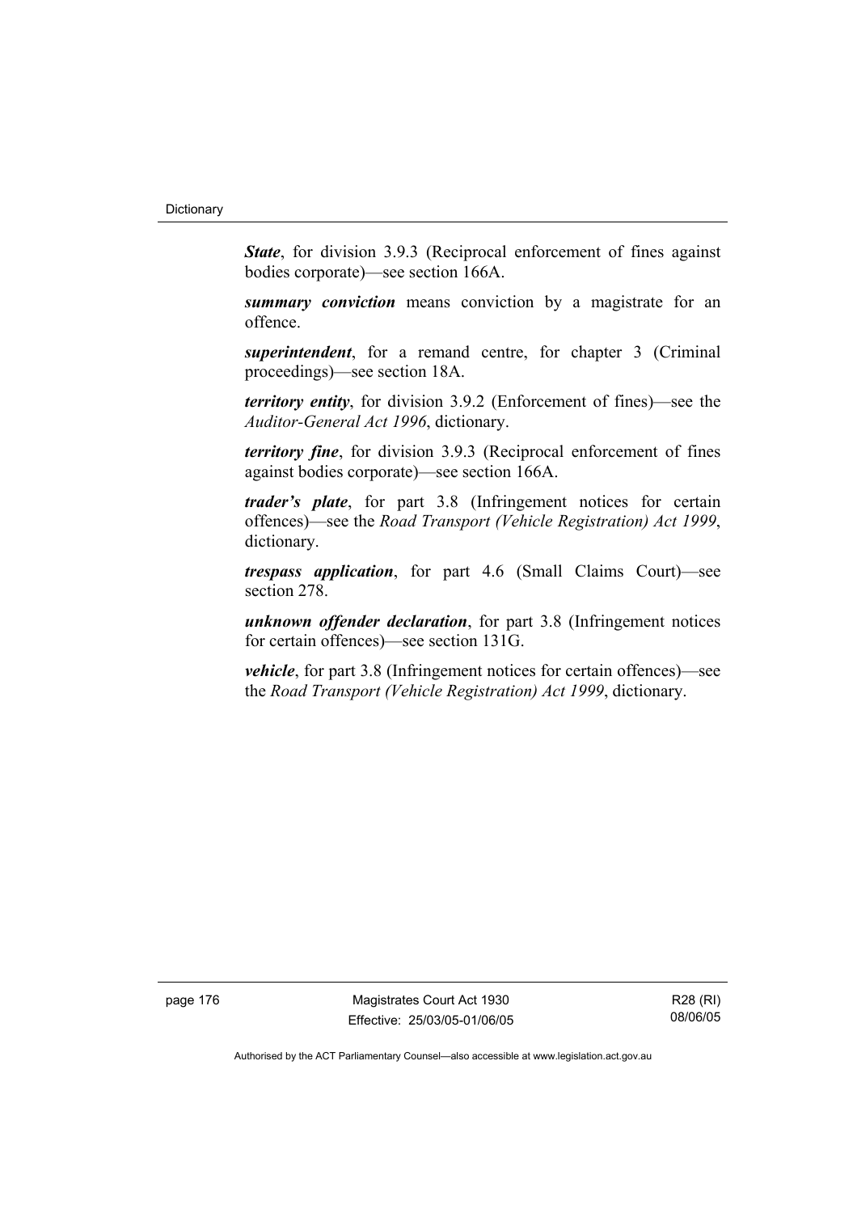***State***, for division 3.9.3 (Reciprocal enforcement of fines against bodies corporate)—see section 166A.

***summary conviction*** means conviction by a magistrate for an offence.

***superintendent***, for a remand centre, for chapter 3 (Criminal proceedings)—see section 18A.

***territory entity***, for division 3.9.2 (Enforcement of fines)—see the *Auditor-General Act 1996*, dictionary.

***territory fine***, for division 3.9.3 (Reciprocal enforcement of fines against bodies corporate)—see section 166A.

***trader's plate***, for part 3.8 (Infringement notices for certain offences)—see the *Road Transport (Vehicle Registration) Act 1999*, dictionary.

***trespass application***, for part 4.6 (Small Claims Court)—see section 278.

***unknown offender declaration***, for part 3.8 (Infringement notices for certain offences)—see section 131G.

***vehicle***, for part 3.8 (Infringement notices for certain offences)—see the *Road Transport (Vehicle Registration) Act 1999*, dictionary.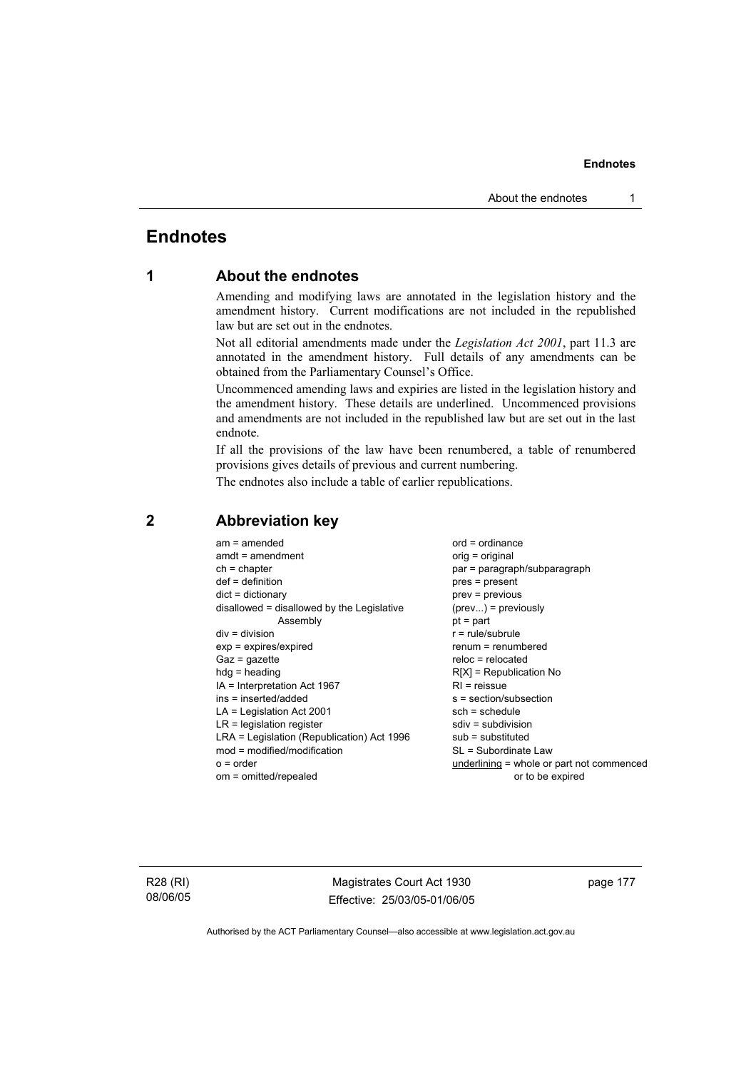# Endnotes

## 1 About the endnotes

Amending and modifying laws are annotated in the legislation history and the amendment history. Current modifications are not included in the republished law but are set out in the endnotes.

Not all editorial amendments made under the *Legislation Act 2001*, part 11.3 are annotated in the amendment history. Full details of any amendments can be obtained from the Parliamentary Counsel's Office.

Uncommenced amending laws and expiries are listed in the legislation history and the amendment history. These details are underlined. Uncommenced provisions and amendments are not included in the republished law but are set out in the last endnote.

If all the provisions of the law have been renumbered, a table of renumbered provisions gives details of previous and current numbering.

The endnotes also include a table of earlier republications.

## 2 Abbreviation key

am = amended
amdt = amendment
ch = chapter
def = definition
dict = dictionary
disallowed = disallowed by the Legislative Assembly
div = division
exp = expires/expired
Gaz = gazette
hdg = heading
IA = Interpretation Act 1967
ins = inserted/added
LA = Legislation Act 2001
LR = legislation register
LRA = Legislation (Republication) Act 1996
mod = modified/modification
o = order
om = omitted/repealed
ord = ordinance
orig = original
par = paragraph/subparagraph
pres = present
prev = previous
(prev...) = previously
pt = part
r = rule/subrule
renum = renumbered
reloc = relocated
R[X] = Republication No
RI = reissue
s = section/subsection
sch = schedule
sdiv = subdivision
sub = substituted
SL = Subordinate Law
<u>underlining</u> = whole or part not commenced or to be expired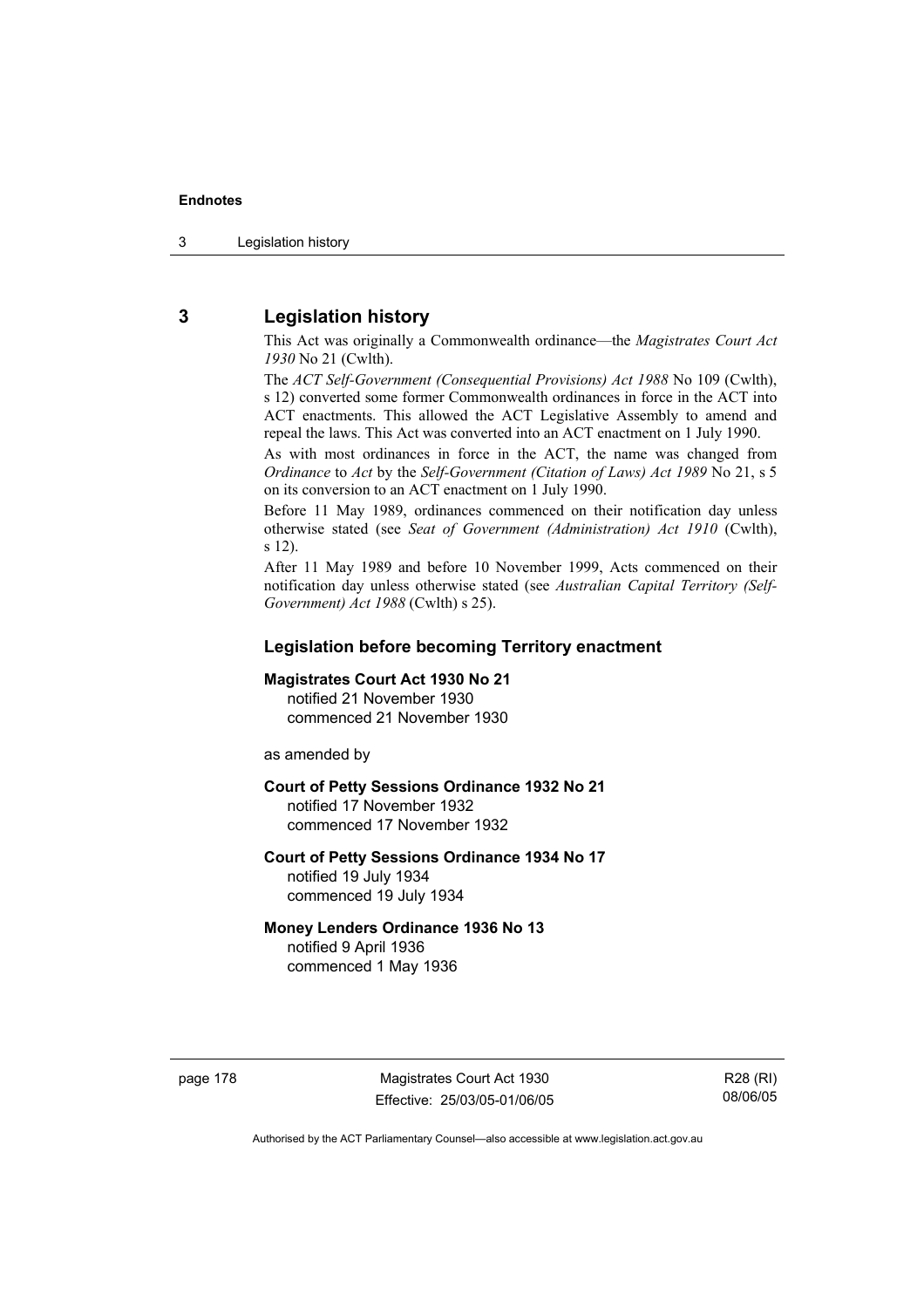## 3 Legislation history

This Act was originally a Commonwealth ordinance—the *Magistrates Court Act 1930* No 21 (Cwlth).

The *ACT Self-Government (Consequential Provisions) Act 1988* No 109 (Cwlth), s 12) converted some former Commonwealth ordinances in force in the ACT into ACT enactments. This allowed the ACT Legislative Assembly to amend and repeal the laws. This Act was converted into an ACT enactment on 1 July 1990.

As with most ordinances in force in the ACT, the name was changed from *Ordinance* to *Act* by the *Self-Government (Citation of Laws) Act 1989* No 21, s 5 on its conversion to an ACT enactment on 1 July 1990.

Before 11 May 1989, ordinances commenced on their notification day unless otherwise stated (see *Seat of Government (Administration) Act 1910* (Cwlth), s 12).

After 11 May 1989 and before 10 November 1999, Acts commenced on their notification day unless otherwise stated (see *Australian Capital Territory (Self-Government) Act 1988* (Cwlth) s 25).

### Legislation before becoming Territory enactment

**Magistrates Court Act 1930 No 21**
notified 21 November 1930
commenced 21 November 1930

as amended by

**Court of Petty Sessions Ordinance 1932 No 21**
notified 17 November 1932
commenced 17 November 1932

**Court of Petty Sessions Ordinance 1934 No 17**
notified 19 July 1934
commenced 19 July 1934

**Money Lenders Ordinance 1936 No 13**
notified 9 April 1936
commenced 1 May 1936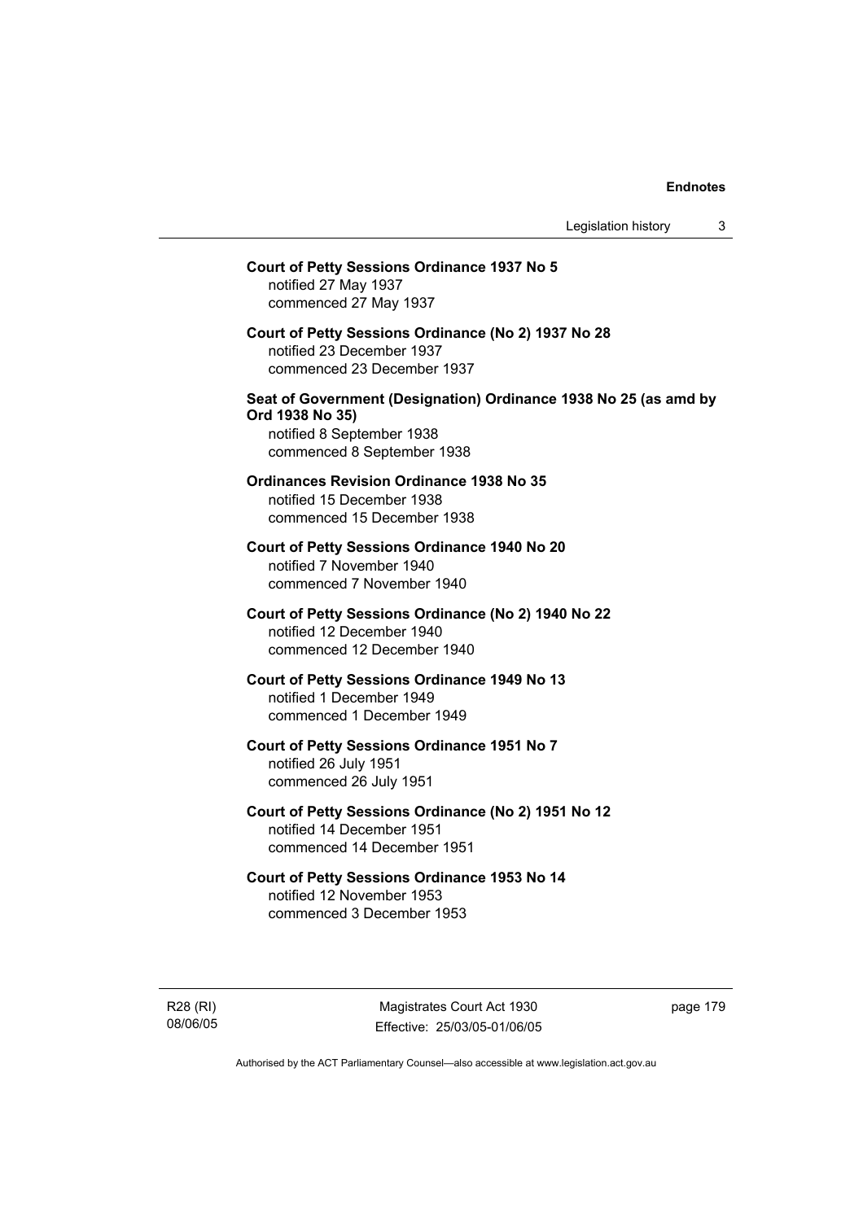**Court of Petty Sessions Ordinance 1937 No 5**
notified 27 May 1937
commenced 27 May 1937

**Court of Petty Sessions Ordinance (No 2) 1937 No 28**
notified 23 December 1937
commenced 23 December 1937

**Seat of Government (Designation) Ordinance 1938 No 25 (as amd by Ord 1938 No 35)**
notified 8 September 1938
commenced 8 September 1938

**Ordinances Revision Ordinance 1938 No 35**
notified 15 December 1938
commenced 15 December 1938

**Court of Petty Sessions Ordinance 1940 No 20**
notified 7 November 1940
commenced 7 November 1940

**Court of Petty Sessions Ordinance (No 2) 1940 No 22**
notified 12 December 1940
commenced 12 December 1940

**Court of Petty Sessions Ordinance 1949 No 13**
notified 1 December 1949
commenced 1 December 1949

**Court of Petty Sessions Ordinance 1951 No 7**
notified 26 July 1951
commenced 26 July 1951

**Court of Petty Sessions Ordinance (No 2) 1951 No 12**
notified 14 December 1951
commenced 14 December 1951

**Court of Petty Sessions Ordinance 1953 No 14**
notified 12 November 1953
commenced 3 December 1953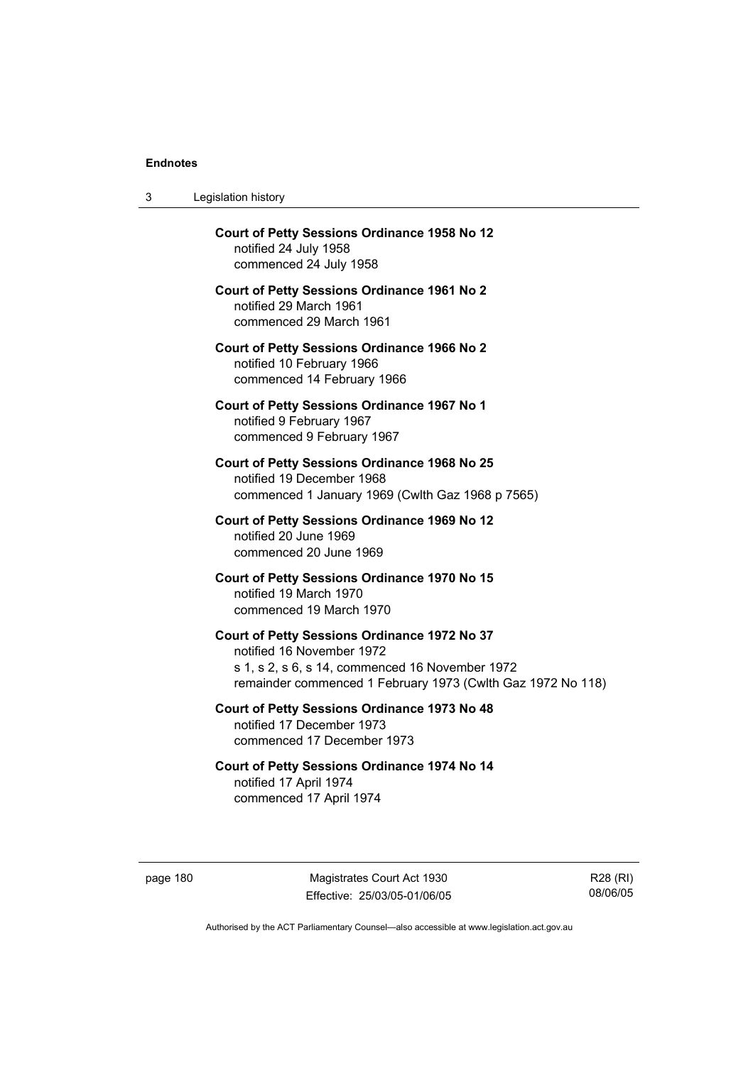**Court of Petty Sessions Ordinance 1958 No 12**
notified 24 July 1958
commenced 24 July 1958

**Court of Petty Sessions Ordinance 1961 No 2**
notified 29 March 1961
commenced 29 March 1961

**Court of Petty Sessions Ordinance 1966 No 2**
notified 10 February 1966
commenced 14 February 1966

**Court of Petty Sessions Ordinance 1967 No 1**
notified 9 February 1967
commenced 9 February 1967

**Court of Petty Sessions Ordinance 1968 No 25**
notified 19 December 1968
commenced 1 January 1969 (Cwlth Gaz 1968 p 7565)

**Court of Petty Sessions Ordinance 1969 No 12**
notified 20 June 1969
commenced 20 June 1969

**Court of Petty Sessions Ordinance 1970 No 15**
notified 19 March 1970
commenced 19 March 1970

**Court of Petty Sessions Ordinance 1972 No 37**
notified 16 November 1972
s 1, s 2, s 6, s 14, commenced 16 November 1972
remainder commenced 1 February 1973 (Cwlth Gaz 1972 No 118)

**Court of Petty Sessions Ordinance 1973 No 48**
notified 17 December 1973
commenced 17 December 1973

**Court of Petty Sessions Ordinance 1974 No 14**
notified 17 April 1974
commenced 17 April 1974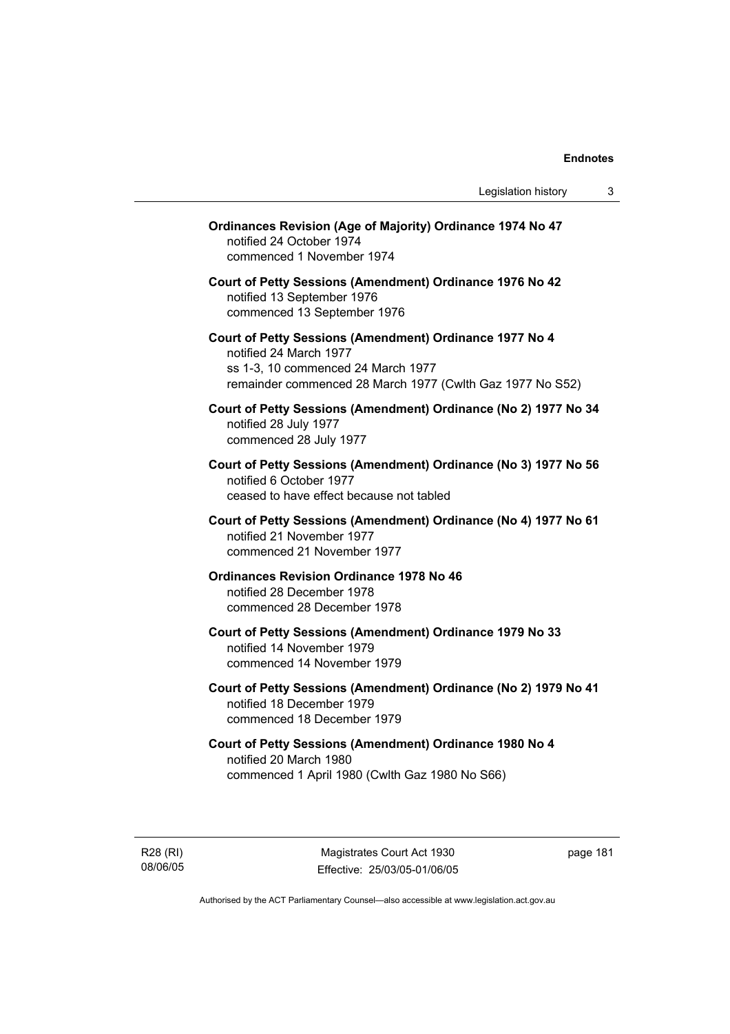**Ordinances Revision (Age of Majority) Ordinance 1974 No 47**
notified 24 October 1974
commenced 1 November 1974

**Court of Petty Sessions (Amendment) Ordinance 1976 No 42**
notified 13 September 1976
commenced 13 September 1976

**Court of Petty Sessions (Amendment) Ordinance 1977 No 4**
notified 24 March 1977
ss 1-3, 10 commenced 24 March 1977
remainder commenced 28 March 1977 (Cwlth Gaz 1977 No S52)

**Court of Petty Sessions (Amendment) Ordinance (No 2) 1977 No 34**
notified 28 July 1977
commenced 28 July 1977

**Court of Petty Sessions (Amendment) Ordinance (No 3) 1977 No 56**
notified 6 October 1977
ceased to have effect because not tabled

**Court of Petty Sessions (Amendment) Ordinance (No 4) 1977 No 61**
notified 21 November 1977
commenced 21 November 1977

**Ordinances Revision Ordinance 1978 No 46**
notified 28 December 1978
commenced 28 December 1978

**Court of Petty Sessions (Amendment) Ordinance 1979 No 33**
notified 14 November 1979
commenced 14 November 1979

**Court of Petty Sessions (Amendment) Ordinance (No 2) 1979 No 41**
notified 18 December 1979
commenced 18 December 1979

**Court of Petty Sessions (Amendment) Ordinance 1980 No 4**
notified 20 March 1980
commenced 1 April 1980 (Cwlth Gaz 1980 No S66)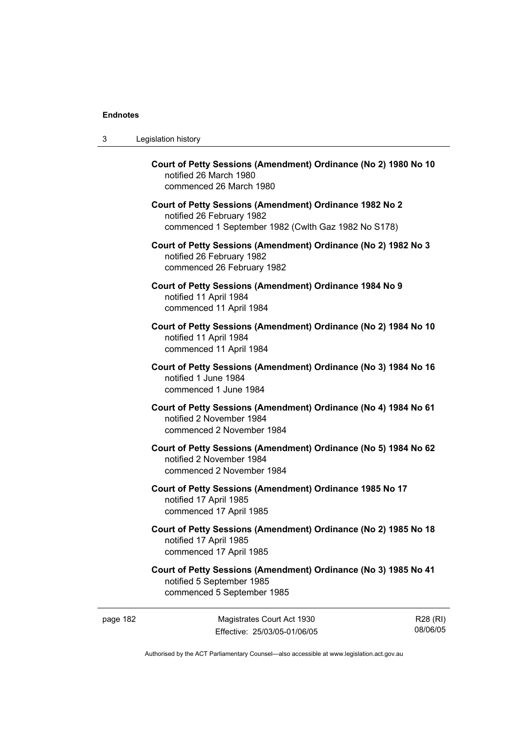**Court of Petty Sessions (Amendment) Ordinance (No 2) 1980 No 10**
notified 26 March 1980
commenced 26 March 1980

**Court of Petty Sessions (Amendment) Ordinance 1982 No 2**
notified 26 February 1982
commenced 1 September 1982 (Cwlth Gaz 1982 No S178)

**Court of Petty Sessions (Amendment) Ordinance (No 2) 1982 No 3**
notified 26 February 1982
commenced 26 February 1982

**Court of Petty Sessions (Amendment) Ordinance 1984 No 9**
notified 11 April 1984
commenced 11 April 1984

**Court of Petty Sessions (Amendment) Ordinance (No 2) 1984 No 10**
notified 11 April 1984
commenced 11 April 1984

**Court of Petty Sessions (Amendment) Ordinance (No 3) 1984 No 16**
notified 1 June 1984
commenced 1 June 1984

**Court of Petty Sessions (Amendment) Ordinance (No 4) 1984 No 61**
notified 2 November 1984
commenced 2 November 1984

**Court of Petty Sessions (Amendment) Ordinance (No 5) 1984 No 62**
notified 2 November 1984
commenced 2 November 1984

**Court of Petty Sessions (Amendment) Ordinance 1985 No 17**
notified 17 April 1985
commenced 17 April 1985

**Court of Petty Sessions (Amendment) Ordinance (No 2) 1985 No 18**
notified 17 April 1985
commenced 17 April 1985

**Court of Petty Sessions (Amendment) Ordinance (No 3) 1985 No 41**
notified 5 September 1985
commenced 5 September 1985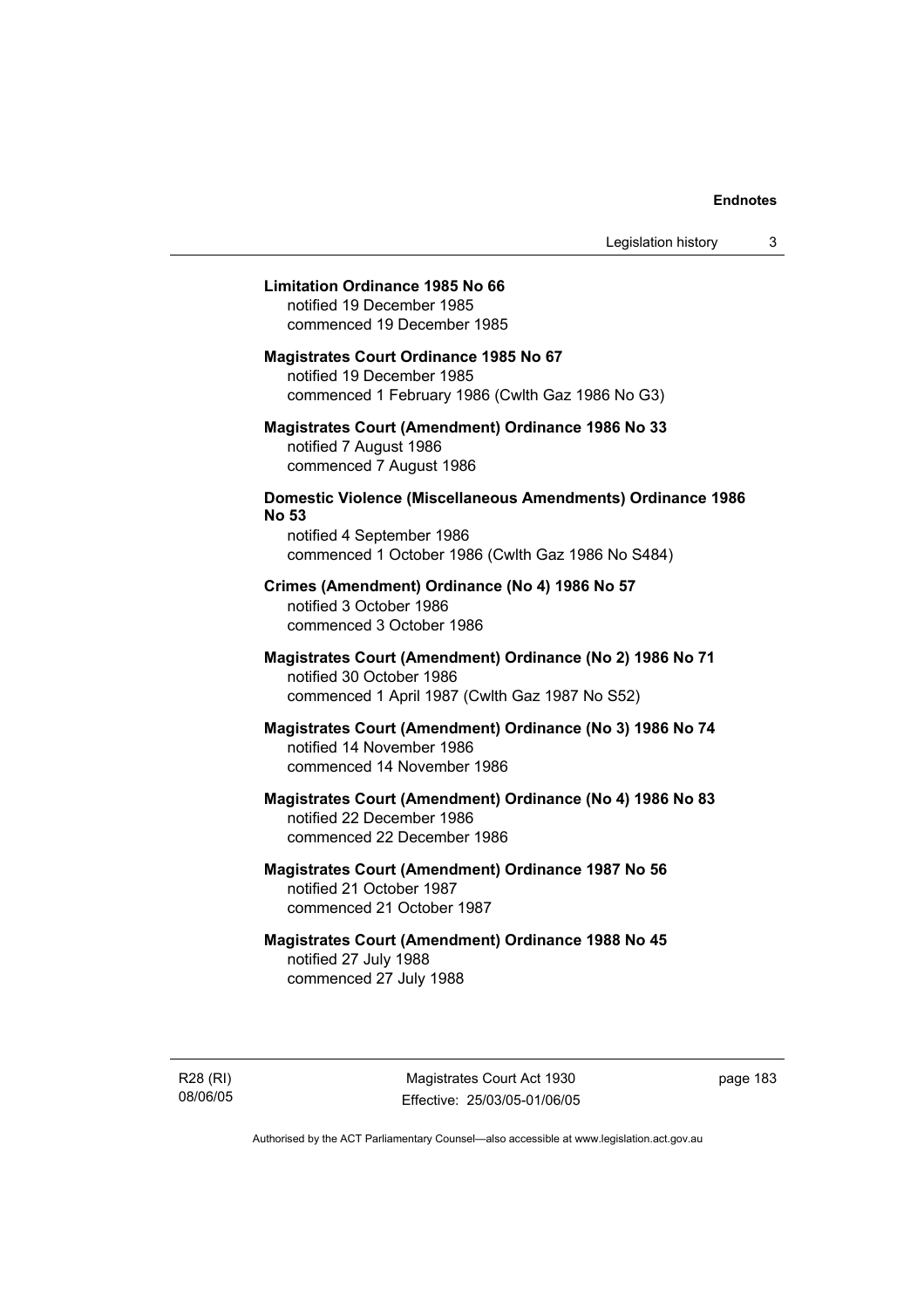**Limitation Ordinance 1985 No 66**
notified 19 December 1985
commenced 19 December 1985

**Magistrates Court Ordinance 1985 No 67**
notified 19 December 1985
commenced 1 February 1986 (Cwlth Gaz 1986 No G3)

**Magistrates Court (Amendment) Ordinance 1986 No 33**
notified 7 August 1986
commenced 7 August 1986

**Domestic Violence (Miscellaneous Amendments) Ordinance 1986 No 53**
notified 4 September 1986
commenced 1 October 1986 (Cwlth Gaz 1986 No S484)

**Crimes (Amendment) Ordinance (No 4) 1986 No 57**
notified 3 October 1986
commenced 3 October 1986

**Magistrates Court (Amendment) Ordinance (No 2) 1986 No 71**
notified 30 October 1986
commenced 1 April 1987 (Cwlth Gaz 1987 No S52)

**Magistrates Court (Amendment) Ordinance (No 3) 1986 No 74**
notified 14 November 1986
commenced 14 November 1986

**Magistrates Court (Amendment) Ordinance (No 4) 1986 No 83**
notified 22 December 1986
commenced 22 December 1986

**Magistrates Court (Amendment) Ordinance 1987 No 56**
notified 21 October 1987
commenced 21 October 1987

**Magistrates Court (Amendment) Ordinance 1988 No 45**
notified 27 July 1988
commenced 27 July 1988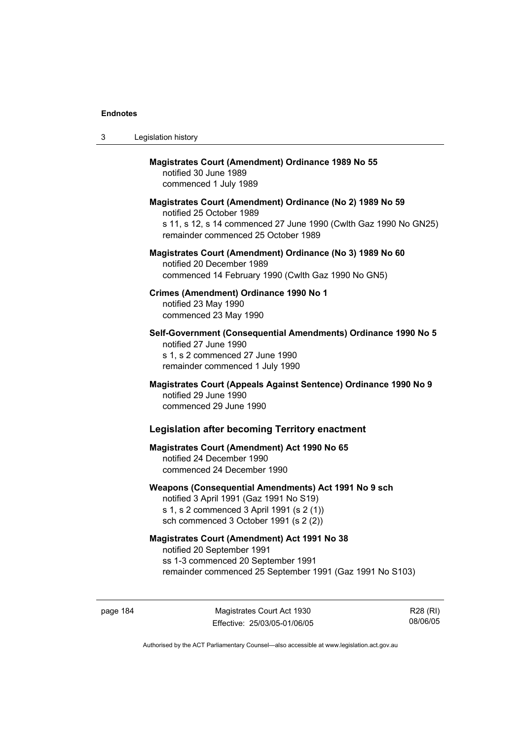**Magistrates Court (Amendment) Ordinance 1989 No 55**
notified 30 June 1989
commenced 1 July 1989

**Magistrates Court (Amendment) Ordinance (No 2) 1989 No 59**
notified 25 October 1989
s 11, s 12, s 14 commenced 27 June 1990 (Cwlth Gaz 1990 No GN25)
remainder commenced 25 October 1989

**Magistrates Court (Amendment) Ordinance (No 3) 1989 No 60**
notified 20 December 1989
commenced 14 February 1990 (Cwlth Gaz 1990 No GN5)

**Crimes (Amendment) Ordinance 1990 No 1**
notified 23 May 1990
commenced 23 May 1990

**Self-Government (Consequential Amendments) Ordinance 1990 No 5**
notified 27 June 1990
s 1, s 2 commenced 27 June 1990
remainder commenced 1 July 1990

**Magistrates Court (Appeals Against Sentence) Ordinance 1990 No 9**
notified 29 June 1990
commenced 29 June 1990

## Legislation after becoming Territory enactment

**Magistrates Court (Amendment) Act 1990 No 65**
notified 24 December 1990
commenced 24 December 1990

**Weapons (Consequential Amendments) Act 1991 No 9 sch**
notified 3 April 1991 (Gaz 1991 No S19)
s 1, s 2 commenced 3 April 1991 (s 2 (1))
sch commenced 3 October 1991 (s 2 (2))

**Magistrates Court (Amendment) Act 1991 No 38**
notified 20 September 1991
ss 1-3 commenced 20 September 1991
remainder commenced 25 September 1991 (Gaz 1991 No S103)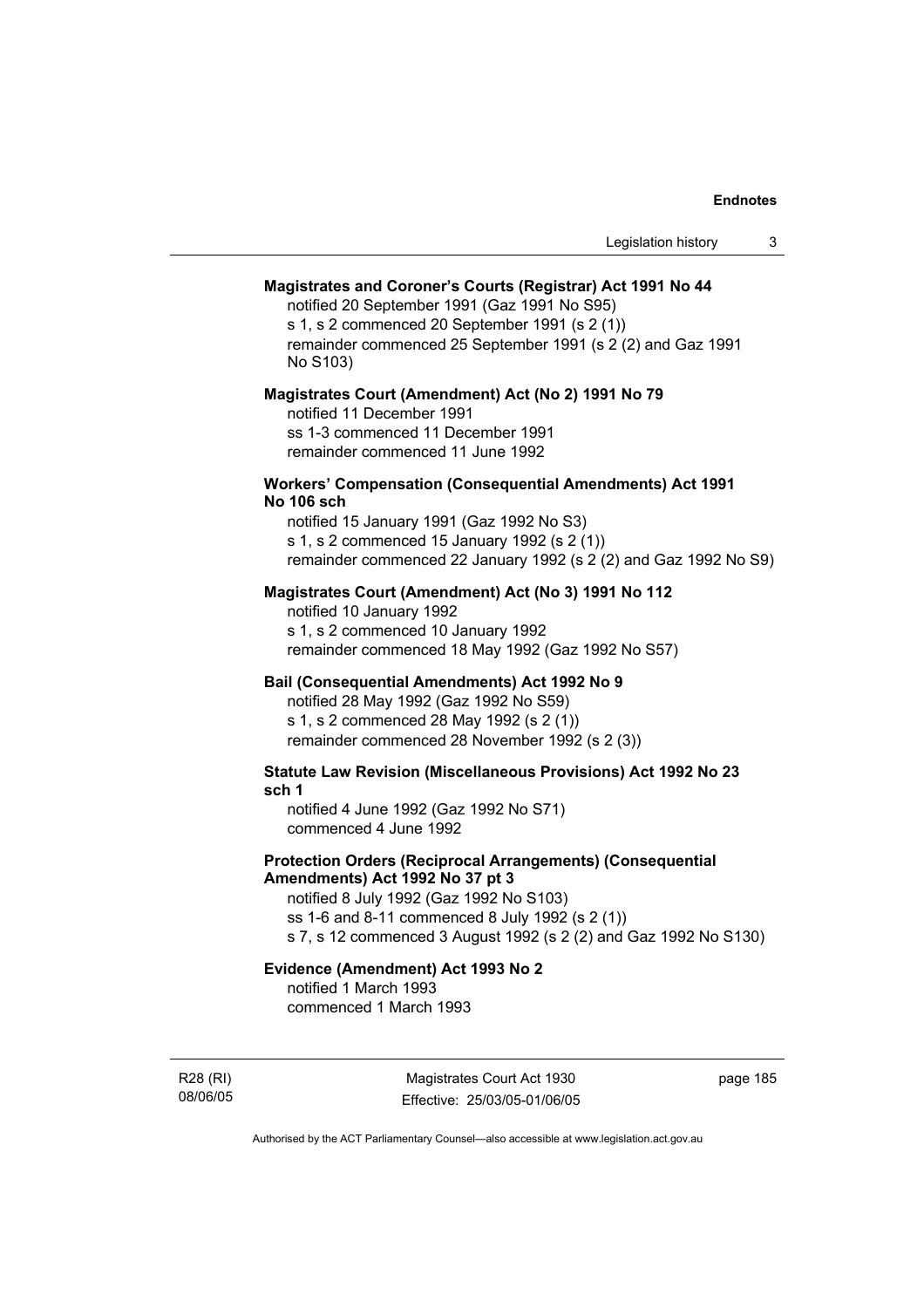**Magistrates and Coroner's Courts (Registrar) Act 1991 No 44**

notified 20 September 1991 (Gaz 1991 No S95)
s 1, s 2 commenced 20 September 1991 (s 2 (1))
remainder commenced 25 September 1991 (s 2 (2) and Gaz 1991 No S103)

**Magistrates Court (Amendment) Act (No 2) 1991 No 79**

notified 11 December 1991
ss 1-3 commenced 11 December 1991
remainder commenced 11 June 1992

**Workers' Compensation (Consequential Amendments) Act 1991 No 106 sch**

notified 15 January 1991 (Gaz 1992 No S3)
s 1, s 2 commenced 15 January 1992 (s 2 (1))
remainder commenced 22 January 1992 (s 2 (2) and Gaz 1992 No S9)

**Magistrates Court (Amendment) Act (No 3) 1991 No 112**

notified 10 January 1992
s 1, s 2 commenced 10 January 1992
remainder commenced 18 May 1992 (Gaz 1992 No S57)

**Bail (Consequential Amendments) Act 1992 No 9**

notified 28 May 1992 (Gaz 1992 No S59)
s 1, s 2 commenced 28 May 1992 (s 2 (1))
remainder commenced 28 November 1992 (s 2 (3))

**Statute Law Revision (Miscellaneous Provisions) Act 1992 No 23 sch 1**

notified 4 June 1992 (Gaz 1992 No S71)
commenced 4 June 1992

**Protection Orders (Reciprocal Arrangements) (Consequential Amendments) Act 1992 No 37 pt 3**

notified 8 July 1992 (Gaz 1992 No S103)
ss 1-6 and 8-11 commenced 8 July 1992 (s 2 (1))
s 7, s 12 commenced 3 August 1992 (s 2 (2) and Gaz 1992 No S130)

**Evidence (Amendment) Act 1993 No 2**

notified 1 March 1993
commenced 1 March 1993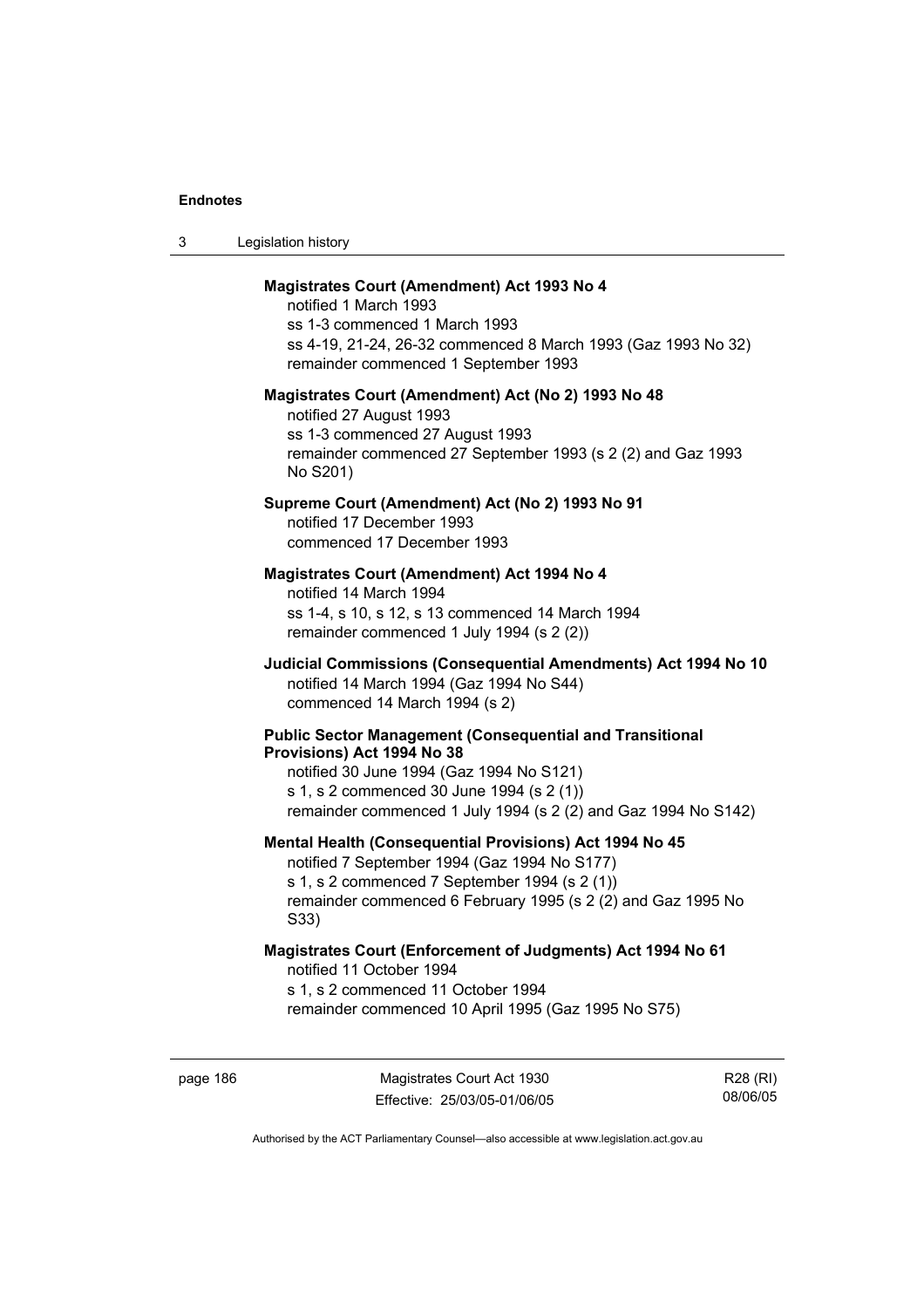**Magistrates Court (Amendment) Act 1993 No 4**

notified 1 March 1993
ss 1-3 commenced 1 March 1993
ss 4-19, 21-24, 26-32 commenced 8 March 1993 (Gaz 1993 No 32)
remainder commenced 1 September 1993

**Magistrates Court (Amendment) Act (No 2) 1993 No 48**

notified 27 August 1993
ss 1-3 commenced 27 August 1993
remainder commenced 27 September 1993 (s 2 (2) and Gaz 1993 No S201)

**Supreme Court (Amendment) Act (No 2) 1993 No 91**

notified 17 December 1993
commenced 17 December 1993

**Magistrates Court (Amendment) Act 1994 No 4**

notified 14 March 1994
ss 1-4, s 10, s 12, s 13 commenced 14 March 1994
remainder commenced 1 July 1994 (s 2 (2))

**Judicial Commissions (Consequential Amendments) Act 1994 No 10**

notified 14 March 1994 (Gaz 1994 No S44)
commenced 14 March 1994 (s 2)

**Public Sector Management (Consequential and Transitional Provisions) Act 1994 No 38**

notified 30 June 1994 (Gaz 1994 No S121)
s 1, s 2 commenced 30 June 1994 (s 2 (1))
remainder commenced 1 July 1994 (s 2 (2) and Gaz 1994 No S142)

**Mental Health (Consequential Provisions) Act 1994 No 45**

notified 7 September 1994 (Gaz 1994 No S177)
s 1, s 2 commenced 7 September 1994 (s 2 (1))
remainder commenced 6 February 1995 (s 2 (2) and Gaz 1995 No S33)

**Magistrates Court (Enforcement of Judgments) Act 1994 No 61**

notified 11 October 1994
s 1, s 2 commenced 11 October 1994
remainder commenced 10 April 1995 (Gaz 1995 No S75)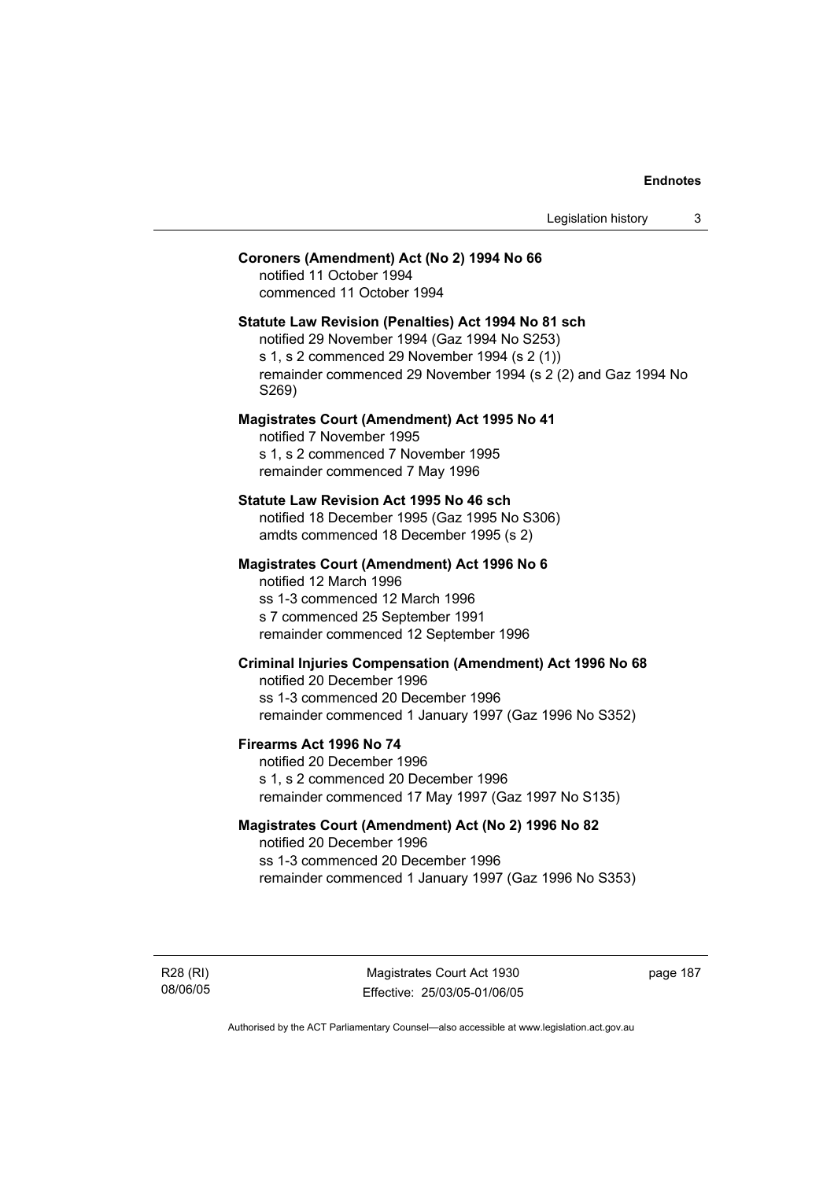**Coroners (Amendment) Act (No 2) 1994 No 66**
notified 11 October 1994
commenced 11 October 1994

**Statute Law Revision (Penalties) Act 1994 No 81 sch**
notified 29 November 1994 (Gaz 1994 No S253)
s 1, s 2 commenced 29 November 1994 (s 2 (1))
remainder commenced 29 November 1994 (s 2 (2) and Gaz 1994 No S269)

**Magistrates Court (Amendment) Act 1995 No 41**
notified 7 November 1995
s 1, s 2 commenced 7 November 1995
remainder commenced 7 May 1996

**Statute Law Revision Act 1995 No 46 sch**
notified 18 December 1995 (Gaz 1995 No S306)
amdts commenced 18 December 1995 (s 2)

**Magistrates Court (Amendment) Act 1996 No 6**
notified 12 March 1996
ss 1-3 commenced 12 March 1996
s 7 commenced 25 September 1991
remainder commenced 12 September 1996

**Criminal Injuries Compensation (Amendment) Act 1996 No 68**
notified 20 December 1996
ss 1-3 commenced 20 December 1996
remainder commenced 1 January 1997 (Gaz 1996 No S352)

**Firearms Act 1996 No 74**
notified 20 December 1996
s 1, s 2 commenced 20 December 1996
remainder commenced 17 May 1997 (Gaz 1997 No S135)

**Magistrates Court (Amendment) Act (No 2) 1996 No 82**
notified 20 December 1996
ss 1-3 commenced 20 December 1996
remainder commenced 1 January 1997 (Gaz 1996 No S353)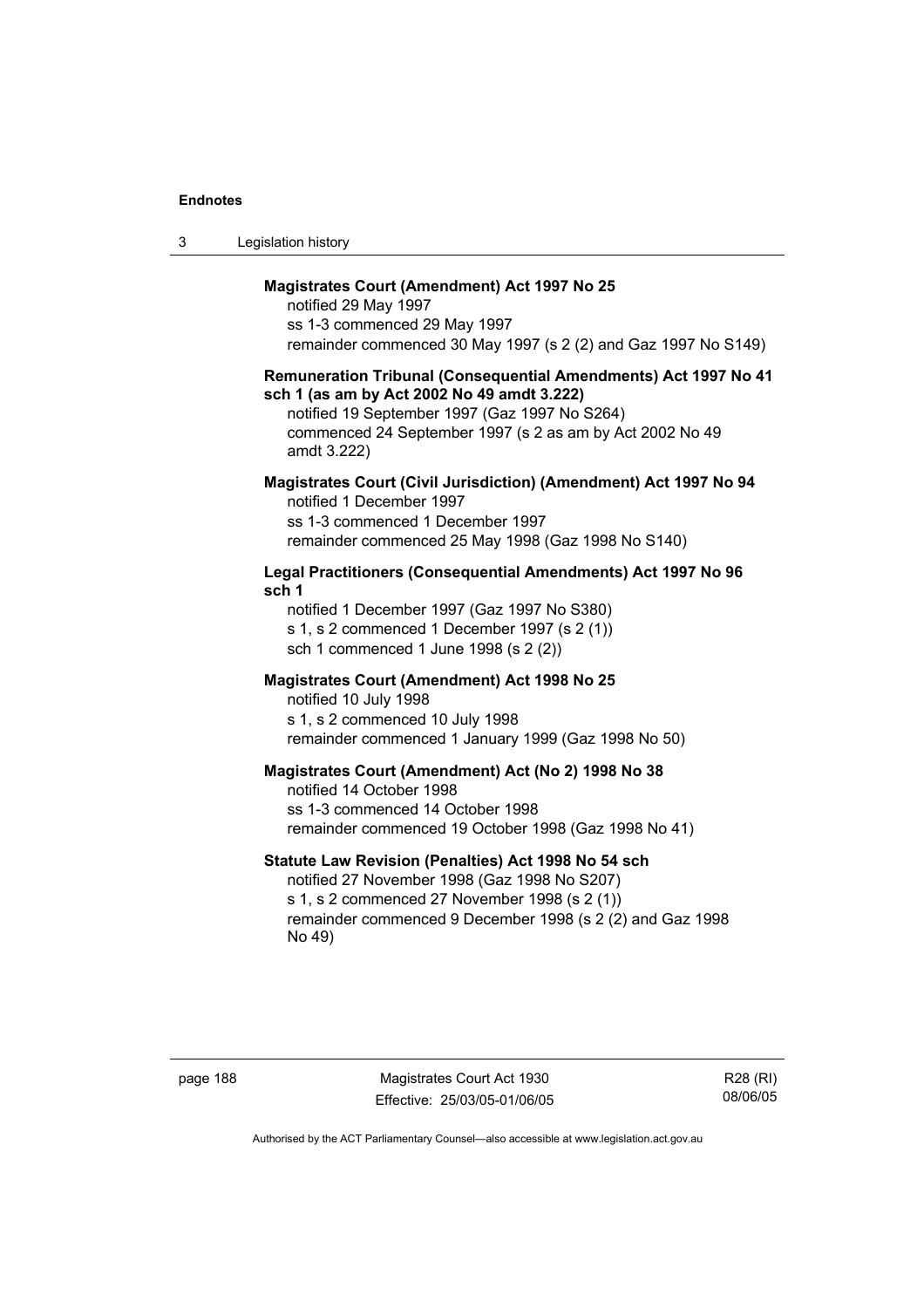**Magistrates Court (Amendment) Act 1997 No 25**

notified 29 May 1997
ss 1-3 commenced 29 May 1997
remainder commenced 30 May 1997 (s 2 (2) and Gaz 1997 No S149)

**Remuneration Tribunal (Consequential Amendments) Act 1997 No 41 sch 1 (as am by Act 2002 No 49 amdt 3.222)**

notified 19 September 1997 (Gaz 1997 No S264)
commenced 24 September 1997 (s 2 as am by Act 2002 No 49 amdt 3.222)

**Magistrates Court (Civil Jurisdiction) (Amendment) Act 1997 No 94**

notified 1 December 1997
ss 1-3 commenced 1 December 1997
remainder commenced 25 May 1998 (Gaz 1998 No S140)

**Legal Practitioners (Consequential Amendments) Act 1997 No 96 sch 1**

notified 1 December 1997 (Gaz 1997 No S380)
s 1, s 2 commenced 1 December 1997 (s 2 (1))
sch 1 commenced 1 June 1998 (s 2 (2))

**Magistrates Court (Amendment) Act 1998 No 25**

notified 10 July 1998
s 1, s 2 commenced 10 July 1998
remainder commenced 1 January 1999 (Gaz 1998 No 50)

**Magistrates Court (Amendment) Act (No 2) 1998 No 38**

notified 14 October 1998
ss 1-3 commenced 14 October 1998
remainder commenced 19 October 1998 (Gaz 1998 No 41)

**Statute Law Revision (Penalties) Act 1998 No 54 sch**

notified 27 November 1998 (Gaz 1998 No S207)
s 1, s 2 commenced 27 November 1998 (s 2 (1))
remainder commenced 9 December 1998 (s 2 (2) and Gaz 1998 No 49)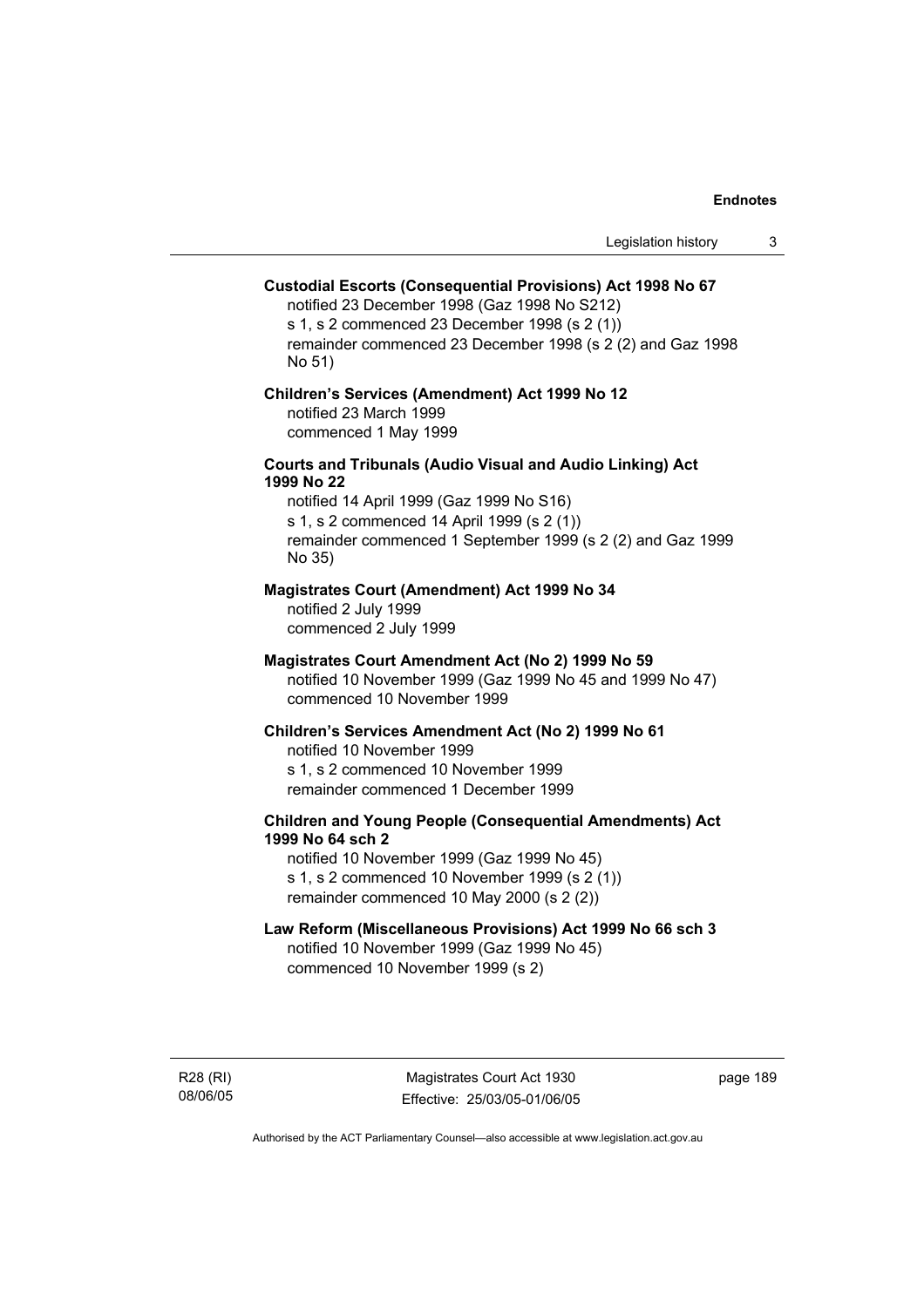**Custodial Escorts (Consequential Provisions) Act 1998 No 67**

notified 23 December 1998 (Gaz 1998 No S212)
s 1, s 2 commenced 23 December 1998 (s 2 (1))
remainder commenced 23 December 1998 (s 2 (2) and Gaz 1998 No 51)

**Children's Services (Amendment) Act 1999 No 12**

notified 23 March 1999
commenced 1 May 1999

**Courts and Tribunals (Audio Visual and Audio Linking) Act 1999 No 22**

notified 14 April 1999 (Gaz 1999 No S16)
s 1, s 2 commenced 14 April 1999 (s 2 (1))
remainder commenced 1 September 1999 (s 2 (2) and Gaz 1999 No 35)

**Magistrates Court (Amendment) Act 1999 No 34**

notified 2 July 1999
commenced 2 July 1999

**Magistrates Court Amendment Act (No 2) 1999 No 59**

notified 10 November 1999 (Gaz 1999 No 45 and 1999 No 47)
commenced 10 November 1999

**Children's Services Amendment Act (No 2) 1999 No 61**

notified 10 November 1999
s 1, s 2 commenced 10 November 1999
remainder commenced 1 December 1999

**Children and Young People (Consequential Amendments) Act 1999 No 64 sch 2**

notified 10 November 1999 (Gaz 1999 No 45)
s 1, s 2 commenced 10 November 1999 (s 2 (1))
remainder commenced 10 May 2000 (s 2 (2))

**Law Reform (Miscellaneous Provisions) Act 1999 No 66 sch 3**

notified 10 November 1999 (Gaz 1999 No 45)
commenced 10 November 1999 (s 2)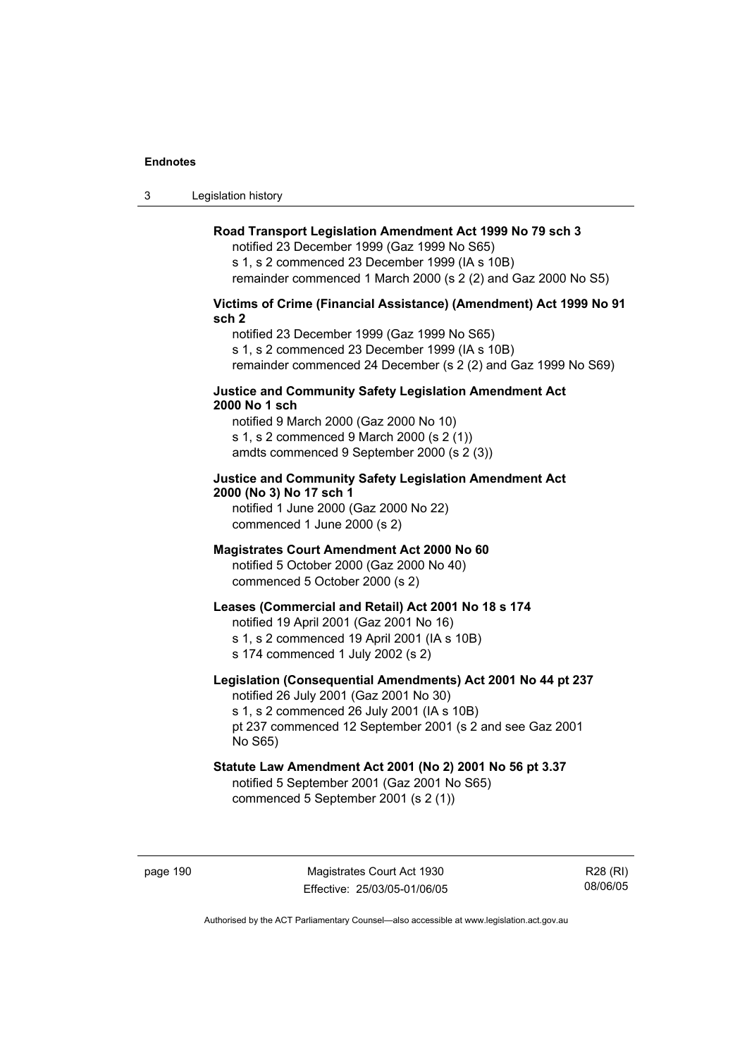**Road Transport Legislation Amendment Act 1999 No 79 sch 3**

notified 23 December 1999 (Gaz 1999 No S65)
s 1, s 2 commenced 23 December 1999 (IA s 10B)
remainder commenced 1 March 2000 (s 2 (2) and Gaz 2000 No S5)

**Victims of Crime (Financial Assistance) (Amendment) Act 1999 No 91 sch 2**

notified 23 December 1999 (Gaz 1999 No S65)
s 1, s 2 commenced 23 December 1999 (IA s 10B)
remainder commenced 24 December (s 2 (2) and Gaz 1999 No S69)

**Justice and Community Safety Legislation Amendment Act 2000 No 1 sch**

notified 9 March 2000 (Gaz 2000 No 10)
s 1, s 2 commenced 9 March 2000 (s 2 (1))
amdts commenced 9 September 2000 (s 2 (3))

**Justice and Community Safety Legislation Amendment Act 2000 (No 3) No 17 sch 1**

notified 1 June 2000 (Gaz 2000 No 22)
commenced 1 June 2000 (s 2)

**Magistrates Court Amendment Act 2000 No 60**

notified 5 October 2000 (Gaz 2000 No 40)
commenced 5 October 2000 (s 2)

**Leases (Commercial and Retail) Act 2001 No 18 s 174**

notified 19 April 2001 (Gaz 2001 No 16)
s 1, s 2 commenced 19 April 2001 (IA s 10B)
s 174 commenced 1 July 2002 (s 2)

**Legislation (Consequential Amendments) Act 2001 No 44 pt 237**

notified 26 July 2001 (Gaz 2001 No 30)
s 1, s 2 commenced 26 July 2001 (IA s 10B)
pt 237 commenced 12 September 2001 (s 2 and see Gaz 2001 No S65)

**Statute Law Amendment Act 2001 (No 2) 2001 No 56 pt 3.37**

notified 5 September 2001 (Gaz 2001 No S65)
commenced 5 September 2001 (s 2 (1))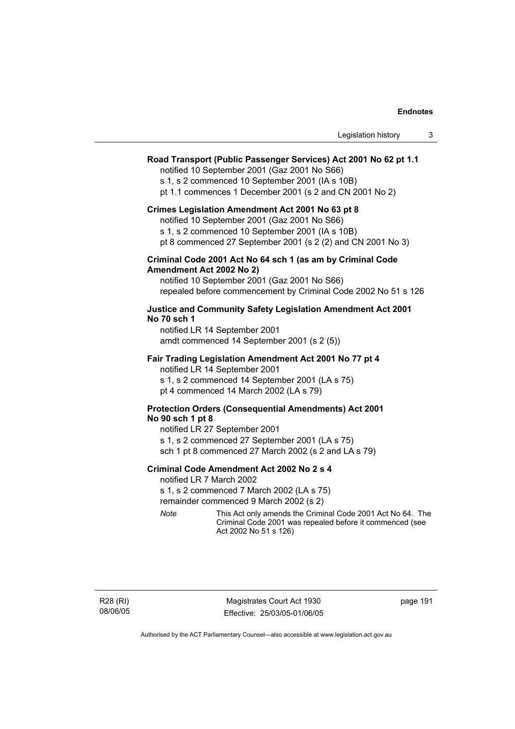**Road Transport (Public Passenger Services) Act 2001 No 62 pt 1.1**

notified 10 September 2001 (Gaz 2001 No S66)
s 1, s 2 commenced 10 September 2001 (IA s 10B)
pt 1.1 commences 1 December 2001 (s 2 and CN 2001 No 2)

**Crimes Legislation Amendment Act 2001 No 63 pt 8**

notified 10 September 2001 (Gaz 2001 No S66)
s 1, s 2 commenced 10 September 2001 (IA s 10B)
pt 8 commenced 27 September 2001 (s 2 (2) and CN 2001 No 3)

**Criminal Code 2001 Act No 64 sch 1 (as am by Criminal Code Amendment Act 2002 No 2)**

notified 10 September 2001 (Gaz 2001 No S66)
repealed before commencement by Criminal Code 2002 No 51 s 126

**Justice and Community Safety Legislation Amendment Act 2001 No 70 sch 1**

notified LR 14 September 2001
amdt commenced 14 September 2001 (s 2 (5))

**Fair Trading Legislation Amendment Act 2001 No 77 pt 4**

notified LR 14 September 2001
s 1, s 2 commenced 14 September 2001 (LA s 75)
pt 4 commenced 14 March 2002 (LA s 79)

**Protection Orders (Consequential Amendments) Act 2001 No 90 sch 1 pt 8**

notified LR 27 September 2001
s 1, s 2 commenced 27 September 2001 (LA s 75)
sch 1 pt 8 commenced 27 March 2002 (s 2 and LA s 79)

**Criminal Code Amendment Act 2002 No 2 s 4**

notified LR 7 March 2002
s 1, s 2 commenced 7 March 2002 (LA s 75)
remainder commenced 9 March 2002 (s 2)

*Note* This Act only amends the Criminal Code 2001 Act No 64. The Criminal Code 2001 was repealed before it commenced (see Act 2002 No 51 s 126)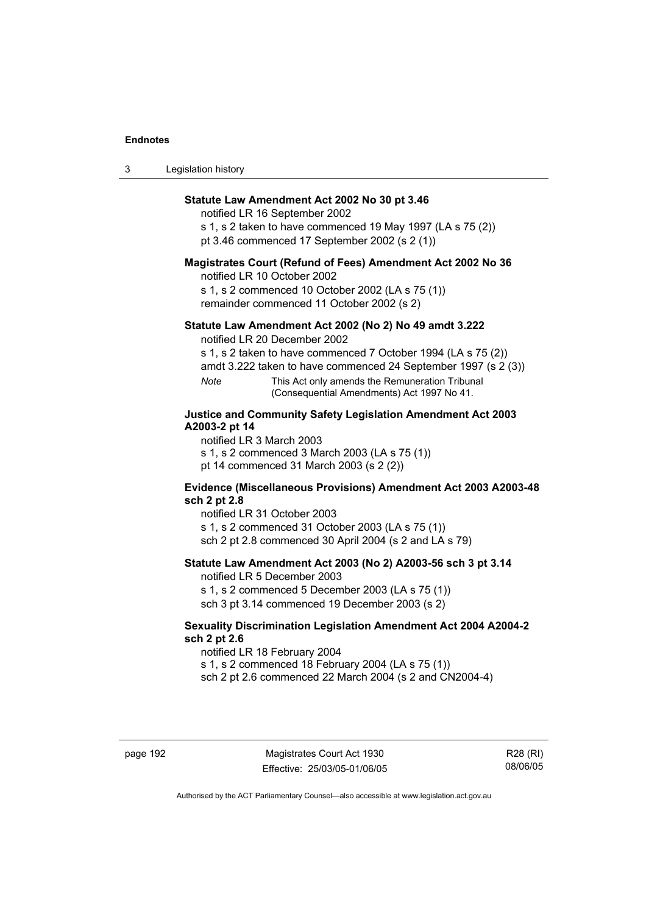**Statute Law Amendment Act 2002 No 30 pt 3.46**

notified LR 16 September 2002

s 1, s 2 taken to have commenced 19 May 1997 (LA s 75 (2))

pt 3.46 commenced 17 September 2002 (s 2 (1))

**Magistrates Court (Refund of Fees) Amendment Act 2002 No 36**

notified LR 10 October 2002

s 1, s 2 commenced 10 October 2002 (LA s 75 (1))

remainder commenced 11 October 2002 (s 2)

**Statute Law Amendment Act 2002 (No 2) No 49 amdt 3.222**

notified LR 20 December 2002

s 1, s 2 taken to have commenced 7 October 1994 (LA s 75 (2))

amdt 3.222 taken to have commenced 24 September 1997 (s 2 (3))

*Note* This Act only amends the Remuneration Tribunal (Consequential Amendments) Act 1997 No 41.

**Justice and Community Safety Legislation Amendment Act 2003 A2003-2 pt 14**

notified LR 3 March 2003

s 1, s 2 commenced 3 March 2003 (LA s 75 (1))

pt 14 commenced 31 March 2003 (s 2 (2))

**Evidence (Miscellaneous Provisions) Amendment Act 2003 A2003-48 sch 2 pt 2.8**

notified LR 31 October 2003

s 1, s 2 commenced 31 October 2003 (LA s 75 (1))

sch 2 pt 2.8 commenced 30 April 2004 (s 2 and LA s 79)

**Statute Law Amendment Act 2003 (No 2) A2003-56 sch 3 pt 3.14**

notified LR 5 December 2003

s 1, s 2 commenced 5 December 2003 (LA s 75 (1))

sch 3 pt 3.14 commenced 19 December 2003 (s 2)

**Sexuality Discrimination Legislation Amendment Act 2004 A2004-2 sch 2 pt 2.6**

notified LR 18 February 2004

s 1, s 2 commenced 18 February 2004 (LA s 75 (1))

sch 2 pt 2.6 commenced 22 March 2004 (s 2 and CN2004-4)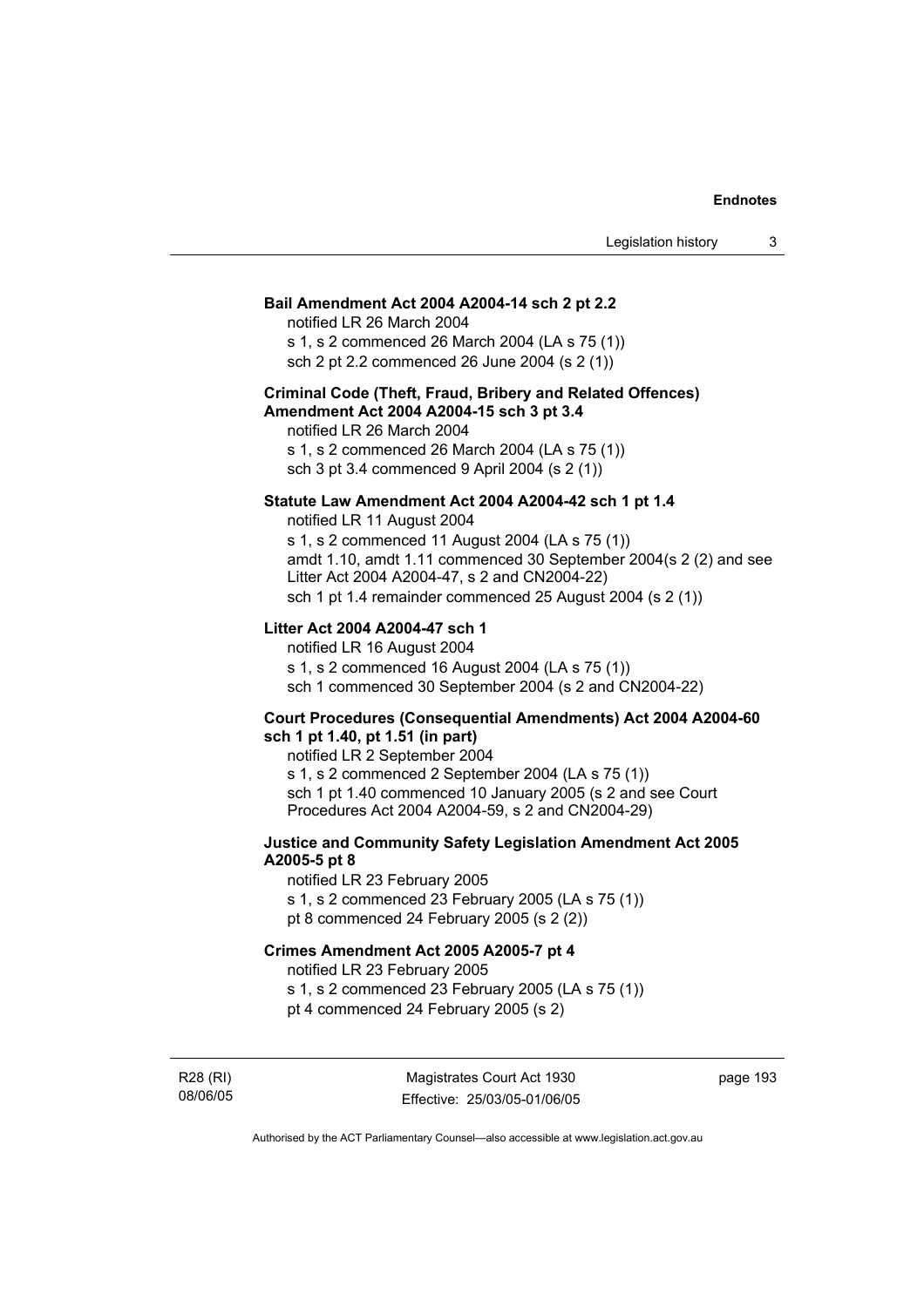**Bail Amendment Act 2004 A2004-14 sch 2 pt 2.2**

notified LR 26 March 2004

s 1, s 2 commenced 26 March 2004 (LA s 75 (1))

sch 2 pt 2.2 commenced 26 June 2004 (s 2 (1))

**Criminal Code (Theft, Fraud, Bribery and Related Offences) Amendment Act 2004 A2004-15 sch 3 pt 3.4**

notified LR 26 March 2004

s 1, s 2 commenced 26 March 2004 (LA s 75 (1))

sch 3 pt 3.4 commenced 9 April 2004 (s 2 (1))

**Statute Law Amendment Act 2004 A2004-42 sch 1 pt 1.4**

notified LR 11 August 2004

s 1, s 2 commenced 11 August 2004 (LA s 75 (1))

amdt 1.10, amdt 1.11 commenced 30 September 2004(s 2 (2) and see Litter Act 2004 A2004-47, s 2 and CN2004-22)

sch 1 pt 1.4 remainder commenced 25 August 2004 (s 2 (1))

**Litter Act 2004 A2004-47 sch 1**

notified LR 16 August 2004

s 1, s 2 commenced 16 August 2004 (LA s 75 (1))

sch 1 commenced 30 September 2004 (s 2 and CN2004-22)

**Court Procedures (Consequential Amendments) Act 2004 A2004-60 sch 1 pt 1.40, pt 1.51 (in part)**

notified LR 2 September 2004

s 1, s 2 commenced 2 September 2004 (LA s 75 (1))

sch 1 pt 1.40 commenced 10 January 2005 (s 2 and see Court Procedures Act 2004 A2004-59, s 2 and CN2004-29)

**Justice and Community Safety Legislation Amendment Act 2005 A2005-5 pt 8**

notified LR 23 February 2005

s 1, s 2 commenced 23 February 2005 (LA s 75 (1))

pt 8 commenced 24 February 2005 (s 2 (2))

**Crimes Amendment Act 2005 A2005-7 pt 4**

notified LR 23 February 2005

s 1, s 2 commenced 23 February 2005 (LA s 75 (1))

pt 4 commenced 24 February 2005 (s 2)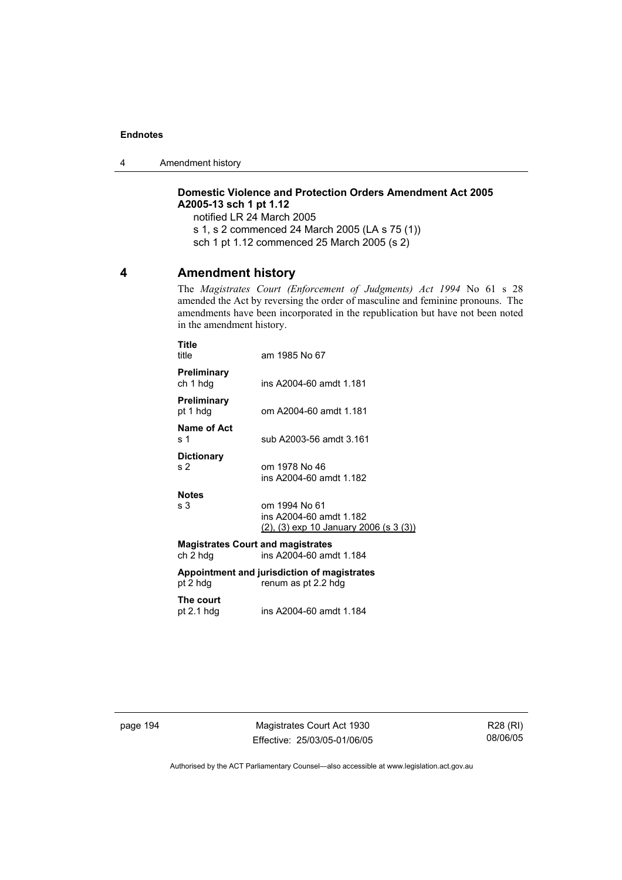**Domestic Violence and Protection Orders Amendment Act 2005 A2005-13 sch 1 pt 1.12**

notified LR 24 March 2005
s 1, s 2 commenced 24 March 2005 (LA s 75 (1))
sch 1 pt 1.12 commenced 25 March 2005 (s 2)

## 4 Amendment history

The *Magistrates Court (Enforcement of Judgments) Act 1994* No 61 s 28 amended the Act by reversing the order of masculine and feminine pronouns. The amendments have been incorporated in the republication but have not been noted in the amendment history.

**Title**
title — am 1985 No 67

**Preliminary**
ch 1 hdg — ins A2004-60 amdt 1.181

**Preliminary**
pt 1 hdg — om A2004-60 amdt 1.181

**Name of Act**
s 1 — sub A2003-56 amdt 3.161

**Dictionary**
s 2 — om 1978 No 46
ins A2004-60 amdt 1.182

**Notes**
s 3 — om 1994 No 61
ins A2004-60 amdt 1.182
(2), (3) exp 10 January 2006 (s 3 (3))

**Magistrates Court and magistrates**
ch 2 hdg — ins A2004-60 amdt 1.184

**Appointment and jurisdiction of magistrates**
pt 2 hdg — renum as pt 2.2 hdg

**The court**
pt 2.1 hdg — ins A2004-60 amdt 1.184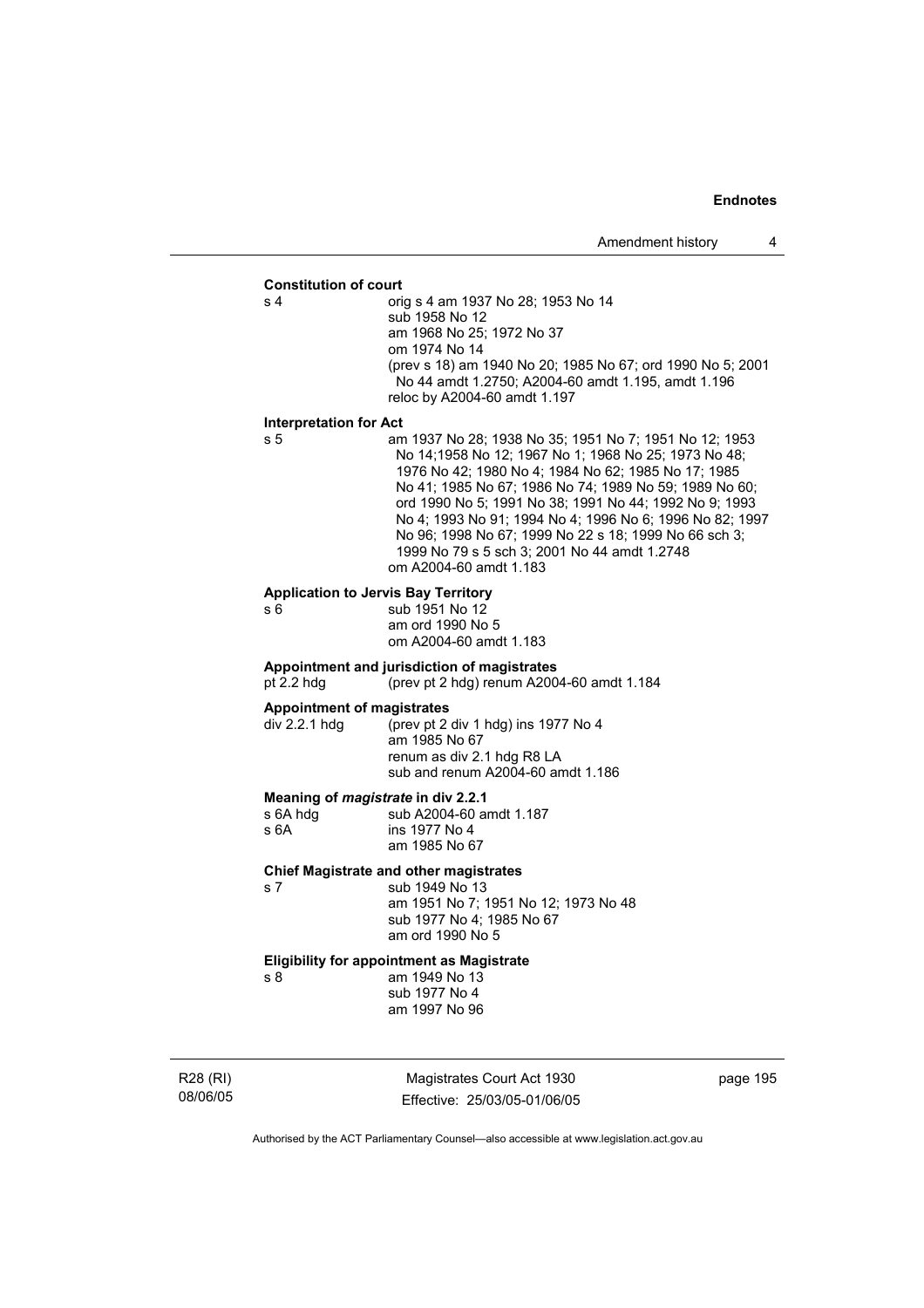**Constitution of court**

s 4 orig s 4 am 1937 No 28; 1953 No 14
sub 1958 No 12
am 1968 No 25; 1972 No 37
om 1974 No 14
(prev s 18) am 1940 No 20; 1985 No 67; ord 1990 No 5; 2001 No 44 amdt 1.2750; A2004-60 amdt 1.195, amdt 1.196
reloc by A2004-60 amdt 1.197

**Interpretation for Act**

s 5 am 1937 No 28; 1938 No 35; 1951 No 7; 1951 No 12; 1953 No 14;1958 No 12; 1967 No 1; 1968 No 25; 1973 No 48; 1976 No 42; 1980 No 4; 1984 No 62; 1985 No 17; 1985 No 41; 1985 No 67; 1986 No 74; 1989 No 59; 1989 No 60; ord 1990 No 5; 1991 No 38; 1991 No 44; 1992 No 9; 1993 No 4; 1993 No 91; 1994 No 4; 1996 No 6; 1996 No 82; 1997 No 96; 1998 No 67; 1999 No 22 s 18; 1999 No 66 sch 3; 1999 No 79 s 5 sch 3; 2001 No 44 amdt 1.2748
om A2004-60 amdt 1.183

**Application to Jervis Bay Territory**

s 6 sub 1951 No 12
am ord 1990 No 5
om A2004-60 amdt 1.183

**Appointment and jurisdiction of magistrates**

pt 2.2 hdg (prev pt 2 hdg) renum A2004-60 amdt 1.184

**Appointment of magistrates**

div 2.2.1 hdg (prev pt 2 div 1 hdg) ins 1977 No 4
am 1985 No 67
renum as div 2.1 hdg R8 LA
sub and renum A2004-60 amdt 1.186

**Meaning of *magistrate* in div 2.2.1**

s 6A hdg sub A2004-60 amdt 1.187
s 6A ins 1977 No 4
am 1985 No 67

**Chief Magistrate and other magistrates**

s 7 sub 1949 No 13
am 1951 No 7; 1951 No 12; 1973 No 48
sub 1977 No 4; 1985 No 67
am ord 1990 No 5

**Eligibility for appointment as Magistrate**

s 8 am 1949 No 13
sub 1977 No 4
am 1997 No 96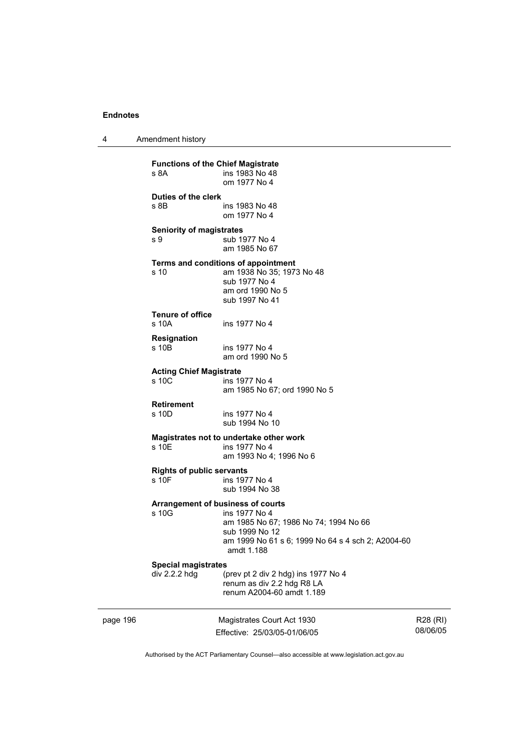**Functions of the Chief Magistrate**
s 8A ins 1983 No 48
om 1977 No 4

**Duties of the clerk**
s 8B ins 1983 No 48
om 1977 No 4

**Seniority of magistrates**
s 9 sub 1977 No 4
am 1985 No 67

**Terms and conditions of appointment**
s 10 am 1938 No 35; 1973 No 48
sub 1977 No 4
am ord 1990 No 5
sub 1997 No 41

**Tenure of office**
s 10A ins 1977 No 4

**Resignation**
s 10B ins 1977 No 4
am ord 1990 No 5

**Acting Chief Magistrate**
s 10C ins 1977 No 4
am 1985 No 67; ord 1990 No 5

**Retirement**
s 10D ins 1977 No 4
sub 1994 No 10

**Magistrates not to undertake other work**
s 10E ins 1977 No 4
am 1993 No 4; 1996 No 6

**Rights of public servants**
s 10F ins 1977 No 4
sub 1994 No 38

**Arrangement of business of courts**
s 10G ins 1977 No 4
am 1985 No 67; 1986 No 74; 1994 No 66
sub 1999 No 12
am 1999 No 61 s 6; 1999 No 64 s 4 sch 2; A2004-60 amdt 1.188

**Special magistrates**
div 2.2.2 hdg (prev pt 2 div 2 hdg) ins 1977 No 4
renum as div 2.2 hdg R8 LA
renum A2004-60 amdt 1.189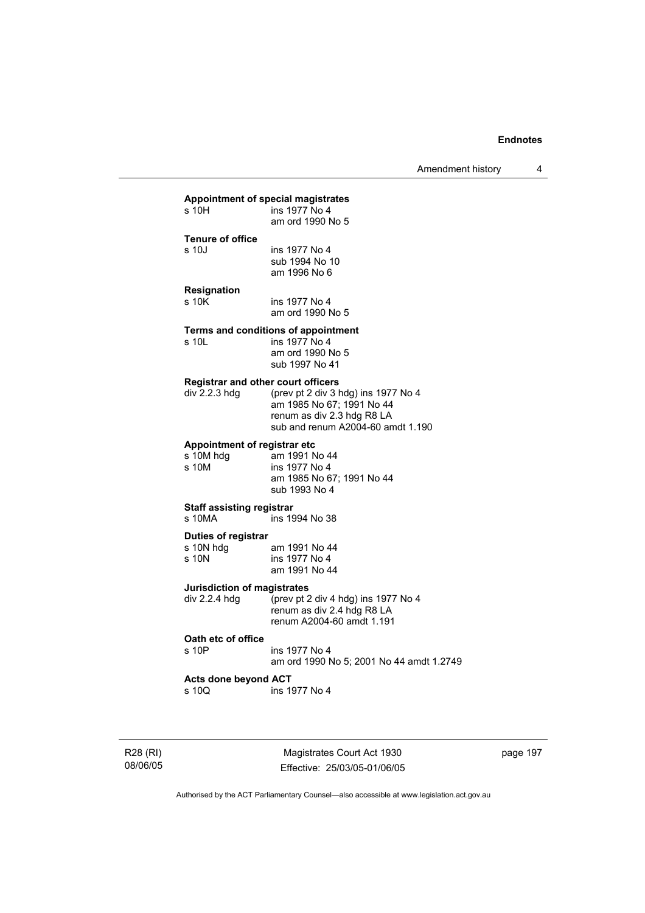**Appointment of special magistrates**

s 10H — ins 1977 No 4
am ord 1990 No 5

**Tenure of office**

s 10J — ins 1977 No 4
sub 1994 No 10
am 1996 No 6

**Resignation**

s 10K — ins 1977 No 4
am ord 1990 No 5

**Terms and conditions of appointment**

s 10L — ins 1977 No 4
am ord 1990 No 5
sub 1997 No 41

**Registrar and other court officers**

div 2.2.3 hdg — (prev pt 2 div 3 hdg) ins 1977 No 4
am 1985 No 67; 1991 No 44
renum as div 2.3 hdg R8 LA
sub and renum A2004-60 amdt 1.190

**Appointment of registrar etc**

s 10M hdg — am 1991 No 44
s 10M — ins 1977 No 4
am 1985 No 67; 1991 No 44
sub 1993 No 4

**Staff assisting registrar**

s 10MA — ins 1994 No 38

**Duties of registrar**

s 10N hdg — am 1991 No 44
s 10N — ins 1977 No 4
am 1991 No 44

**Jurisdiction of magistrates**

div 2.2.4 hdg — (prev pt 2 div 4 hdg) ins 1977 No 4
renum as div 2.4 hdg R8 LA
renum A2004-60 amdt 1.191

**Oath etc of office**

s 10P — ins 1977 No 4
am ord 1990 No 5; 2001 No 44 amdt 1.2749

**Acts done beyond ACT**

s 10Q — ins 1977 No 4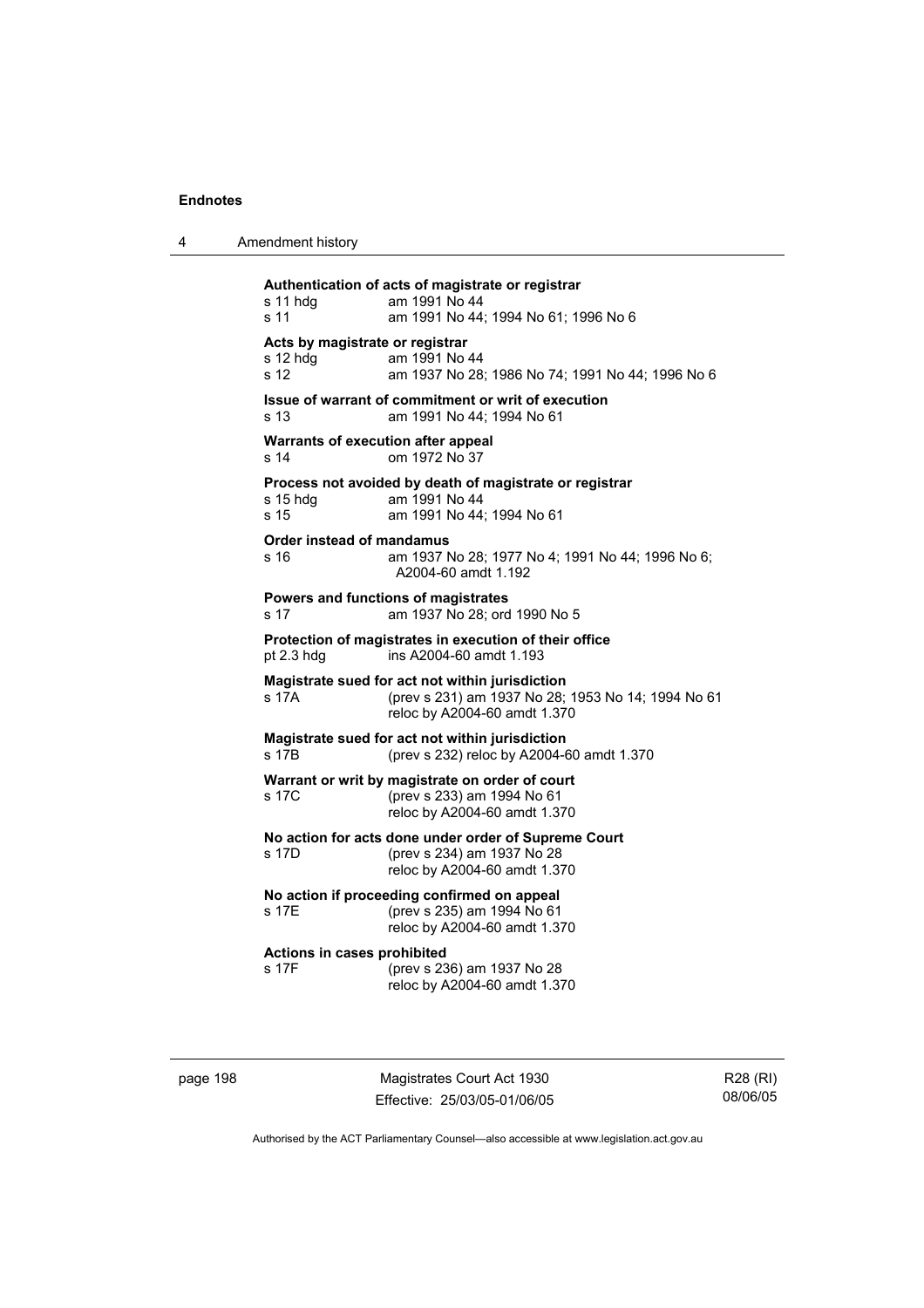**Authentication of acts of magistrate or registrar**

s 11 hdg am 1991 No 44
s 11 am 1991 No 44; 1994 No 61; 1996 No 6

**Acts by magistrate or registrar**

s 12 hdg am 1991 No 44
s 12 am 1937 No 28; 1986 No 74; 1991 No 44; 1996 No 6

**Issue of warrant of commitment or writ of execution**

s 13 am 1991 No 44; 1994 No 61

**Warrants of execution after appeal**

s 14 om 1972 No 37

**Process not avoided by death of magistrate or registrar**

s 15 hdg am 1991 No 44
s 15 am 1991 No 44; 1994 No 61

**Order instead of mandamus**

s 16 am 1937 No 28; 1977 No 4; 1991 No 44; 1996 No 6; A2004-60 amdt 1.192

**Powers and functions of magistrates**

s 17 am 1937 No 28; ord 1990 No 5

**Protection of magistrates in execution of their office**

pt 2.3 hdg ins A2004-60 amdt 1.193

**Magistrate sued for act not within jurisdiction**

s 17A (prev s 231) am 1937 No 28; 1953 No 14; 1994 No 61
reloc by A2004-60 amdt 1.370

**Magistrate sued for act not within jurisdiction**

s 17B (prev s 232) reloc by A2004-60 amdt 1.370

**Warrant or writ by magistrate on order of court**

s 17C (prev s 233) am 1994 No 61
reloc by A2004-60 amdt 1.370

**No action for acts done under order of Supreme Court**

s 17D (prev s 234) am 1937 No 28
reloc by A2004-60 amdt 1.370

**No action if proceeding confirmed on appeal**

s 17E (prev s 235) am 1994 No 61
reloc by A2004-60 amdt 1.370

**Actions in cases prohibited**

s 17F (prev s 236) am 1937 No 28
reloc by A2004-60 amdt 1.370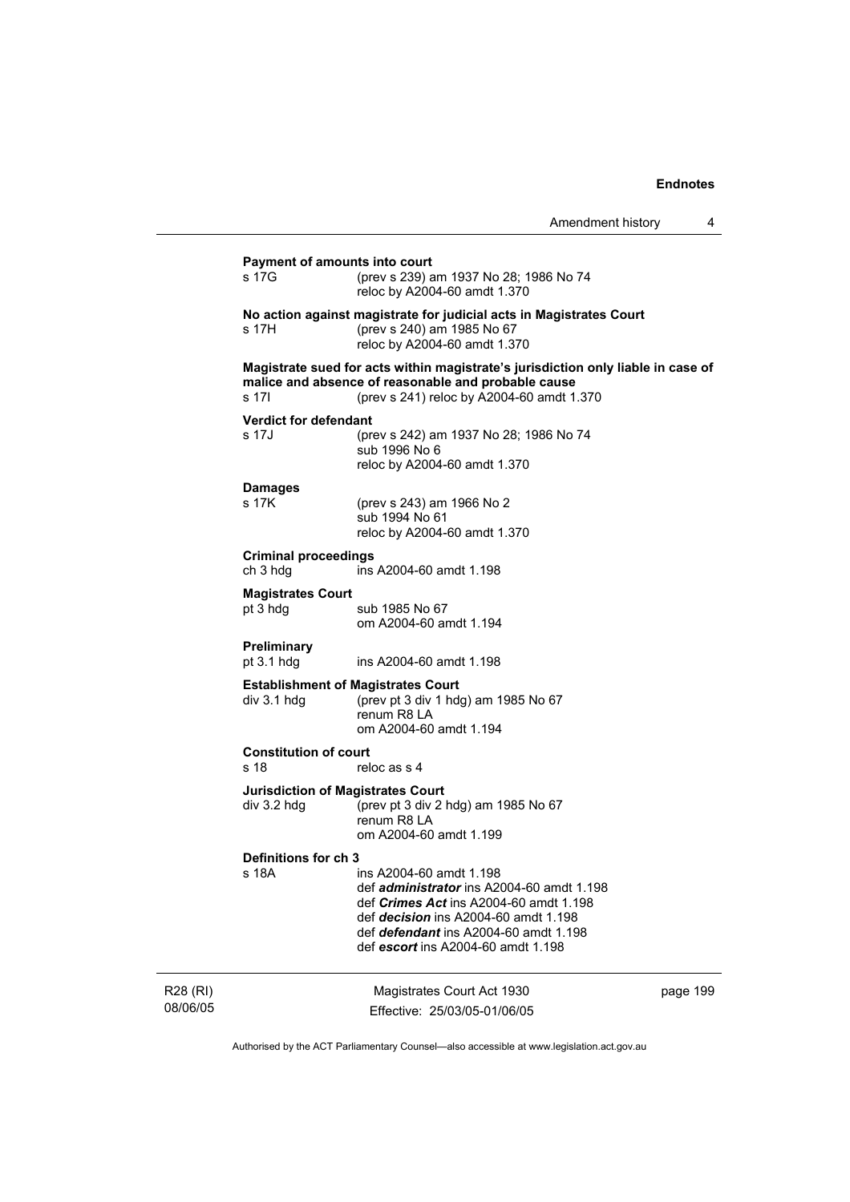**Payment of amounts into court**

s 17G (prev s 239) am 1937 No 28; 1986 No 74
reloc by A2004-60 amdt 1.370

**No action against magistrate for judicial acts in Magistrates Court**

s 17H (prev s 240) am 1985 No 67
reloc by A2004-60 amdt 1.370

**Magistrate sued for acts within magistrate's jurisdiction only liable in case of malice and absence of reasonable and probable cause**

s 17I (prev s 241) reloc by A2004-60 amdt 1.370

**Verdict for defendant**

s 17J (prev s 242) am 1937 No 28; 1986 No 74
sub 1996 No 6
reloc by A2004-60 amdt 1.370

**Damages**

s 17K (prev s 243) am 1966 No 2
sub 1994 No 61
reloc by A2004-60 amdt 1.370

**Criminal proceedings**

ch 3 hdg ins A2004-60 amdt 1.198

**Magistrates Court**

pt 3 hdg sub 1985 No 67
om A2004-60 amdt 1.194

**Preliminary**

pt 3.1 hdg ins A2004-60 amdt 1.198

**Establishment of Magistrates Court**

div 3.1 hdg (prev pt 3 div 1 hdg) am 1985 No 67
renum R8 LA
om A2004-60 amdt 1.194

**Constitution of court**

s 18 reloc as s 4

**Jurisdiction of Magistrates Court**

div 3.2 hdg (prev pt 3 div 2 hdg) am 1985 No 67
renum R8 LA
om A2004-60 amdt 1.199

**Definitions for ch 3**

s 18A ins A2004-60 amdt 1.198
def ***administrator*** ins A2004-60 amdt 1.198
def ***Crimes Act*** ins A2004-60 amdt 1.198
def ***decision*** ins A2004-60 amdt 1.198
def ***defendant*** ins A2004-60 amdt 1.198
def ***escort*** ins A2004-60 amdt 1.198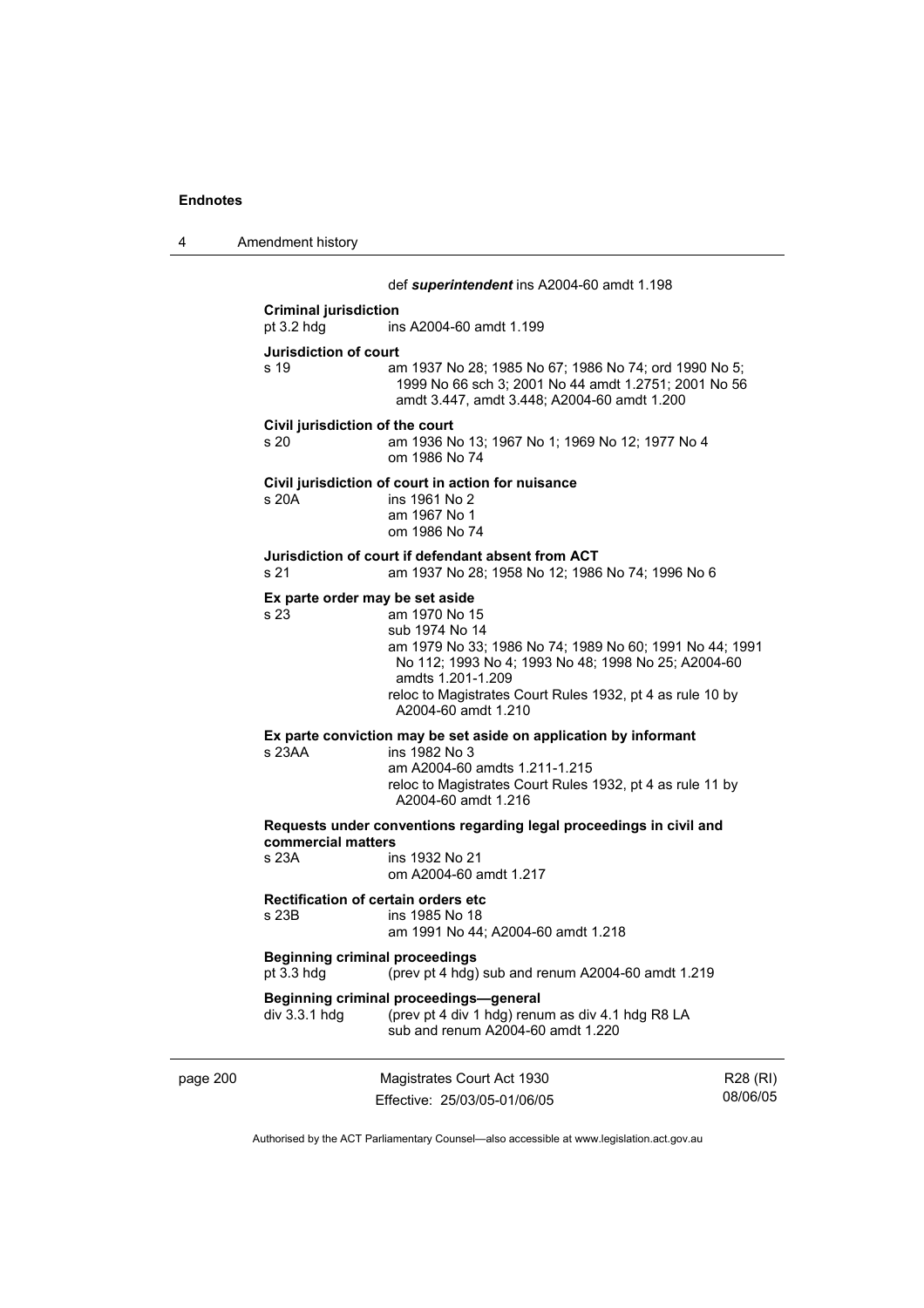def ***superintendent*** ins A2004-60 amdt 1.198

**Criminal jurisdiction**
pt 3.2 hdg ins A2004-60 amdt 1.199

**Jurisdiction of court**
s 19 am 1937 No 28; 1985 No 67; 1986 No 74; ord 1990 No 5; 1999 No 66 sch 3; 2001 No 44 amdt 1.2751; 2001 No 56 amdt 3.447, amdt 3.448; A2004-60 amdt 1.200

**Civil jurisdiction of the court**
s 20 am 1936 No 13; 1967 No 1; 1969 No 12; 1977 No 4
om 1986 No 74

**Civil jurisdiction of court in action for nuisance**
s 20A ins 1961 No 2
am 1967 No 1
om 1986 No 74

**Jurisdiction of court if defendant absent from ACT**
s 21 am 1937 No 28; 1958 No 12; 1986 No 74; 1996 No 6

**Ex parte order may be set aside**
s 23 am 1970 No 15
sub 1974 No 14
am 1979 No 33; 1986 No 74; 1989 No 60; 1991 No 44; 1991 No 112; 1993 No 4; 1993 No 48; 1998 No 25; A2004-60 amdts 1.201-1.209
reloc to Magistrates Court Rules 1932, pt 4 as rule 10 by A2004-60 amdt 1.210

**Ex parte conviction may be set aside on application by informant**
s 23AA ins 1982 No 3
am A2004-60 amdts 1.211-1.215
reloc to Magistrates Court Rules 1932, pt 4 as rule 11 by A2004-60 amdt 1.216

**Requests under conventions regarding legal proceedings in civil and commercial matters**
s 23A ins 1932 No 21
om A2004-60 amdt 1.217

**Rectification of certain orders etc**
s 23B ins 1985 No 18
am 1991 No 44; A2004-60 amdt 1.218

**Beginning criminal proceedings**
pt 3.3 hdg (prev pt 4 hdg) sub and renum A2004-60 amdt 1.219

**Beginning criminal proceedings—general**
div 3.3.1 hdg (prev pt 4 div 1 hdg) renum as div 4.1 hdg R8 LA
sub and renum A2004-60 amdt 1.220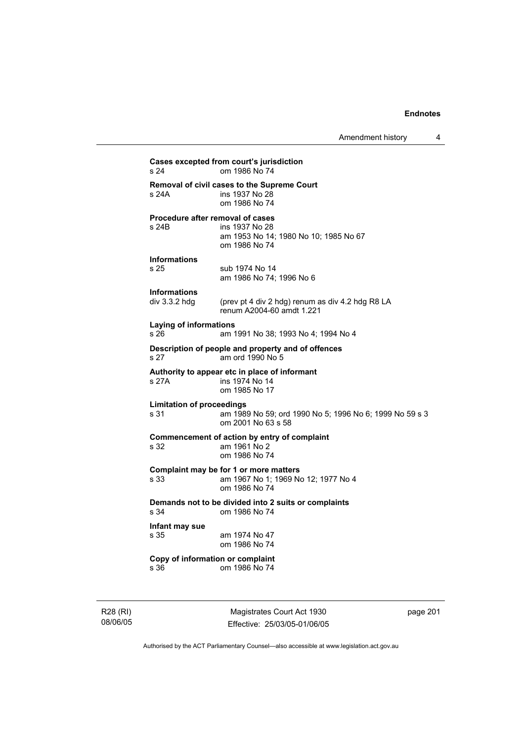**Cases excepted from court's jurisdiction**
s 24 om 1986 No 74

**Removal of civil cases to the Supreme Court**
s 24A ins 1937 No 28
om 1986 No 74

**Procedure after removal of cases**
s 24B ins 1937 No 28
am 1953 No 14; 1980 No 10; 1985 No 67
om 1986 No 74

**Informations**
s 25 sub 1974 No 14
am 1986 No 74; 1996 No 6

**Informations**
div 3.3.2 hdg (prev pt 4 div 2 hdg) renum as div 4.2 hdg R8 LA
renum A2004-60 amdt 1.221

**Laying of informations**
s 26 am 1991 No 38; 1993 No 4; 1994 No 4

**Description of people and property and of offences**
s 27 am ord 1990 No 5

**Authority to appear etc in place of informant**
s 27A ins 1974 No 14
om 1985 No 17

**Limitation of proceedings**
s 31 am 1989 No 59; ord 1990 No 5; 1996 No 6; 1999 No 59 s 3
om 2001 No 63 s 58

**Commencement of action by entry of complaint**
s 32 am 1961 No 2
om 1986 No 74

**Complaint may be for 1 or more matters**
s 33 am 1967 No 1; 1969 No 12; 1977 No 4
om 1986 No 74

**Demands not to be divided into 2 suits or complaints**
s 34 om 1986 No 74

**Infant may sue**
s 35 am 1974 No 47
om 1986 No 74

**Copy of information or complaint**
s 36 om 1986 No 74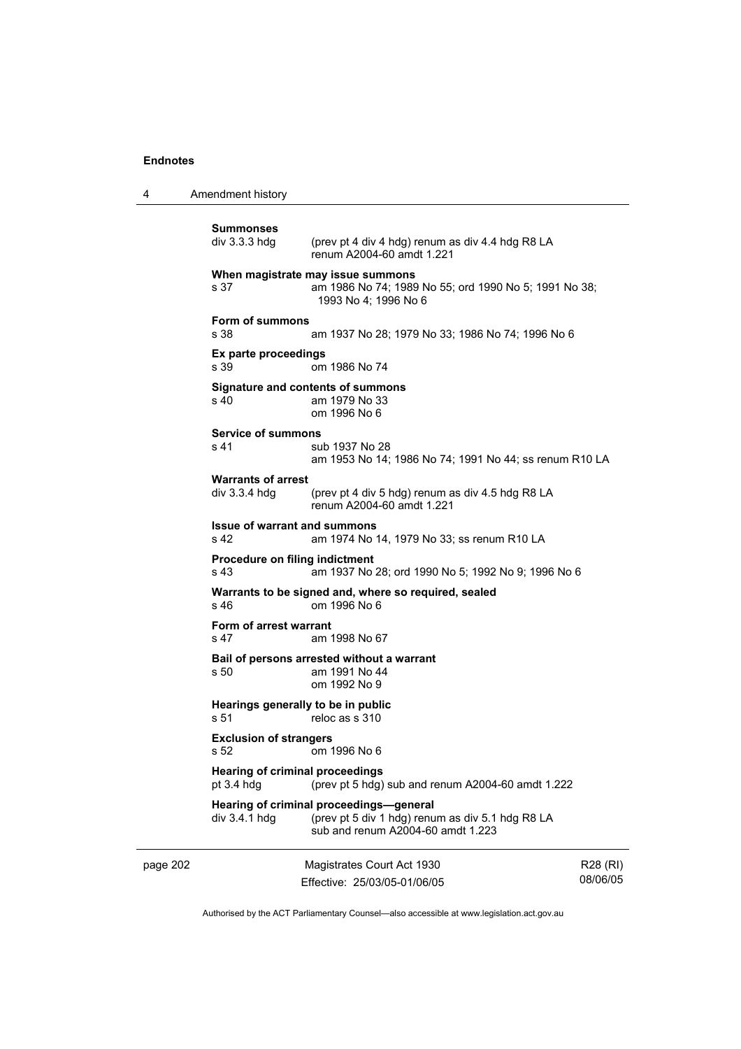**Summonses**

div 3.3.3 hdg (prev pt 4 div 4 hdg) renum as div 4.4 hdg R8 LA
renum A2004-60 amdt 1.221

**When magistrate may issue summons**

s 37 am 1986 No 74; 1989 No 55; ord 1990 No 5; 1991 No 38; 1993 No 4; 1996 No 6

**Form of summons**

s 38 am 1937 No 28; 1979 No 33; 1986 No 74; 1996 No 6

**Ex parte proceedings**

s 39 om 1986 No 74

**Signature and contents of summons**

s 40 am 1979 No 33
om 1996 No 6

**Service of summons**

s 41 sub 1937 No 28
am 1953 No 14; 1986 No 74; 1991 No 44; ss renum R10 LA

**Warrants of arrest**

div 3.3.4 hdg (prev pt 4 div 5 hdg) renum as div 4.5 hdg R8 LA
renum A2004-60 amdt 1.221

**Issue of warrant and summons**

s 42 am 1974 No 14, 1979 No 33; ss renum R10 LA

**Procedure on filing indictment**

s 43 am 1937 No 28; ord 1990 No 5; 1992 No 9; 1996 No 6

**Warrants to be signed and, where so required, sealed**

s 46 om 1996 No 6

**Form of arrest warrant**

s 47 am 1998 No 67

**Bail of persons arrested without a warrant**

s 50 am 1991 No 44
om 1992 No 9

**Hearings generally to be in public**

s 51 reloc as s 310

**Exclusion of strangers**

s 52 om 1996 No 6

**Hearing of criminal proceedings**

pt 3.4 hdg (prev pt 5 hdg) sub and renum A2004-60 amdt 1.222

**Hearing of criminal proceedings—general**

div 3.4.1 hdg (prev pt 5 div 1 hdg) renum as div 5.1 hdg R8 LA
sub and renum A2004-60 amdt 1.223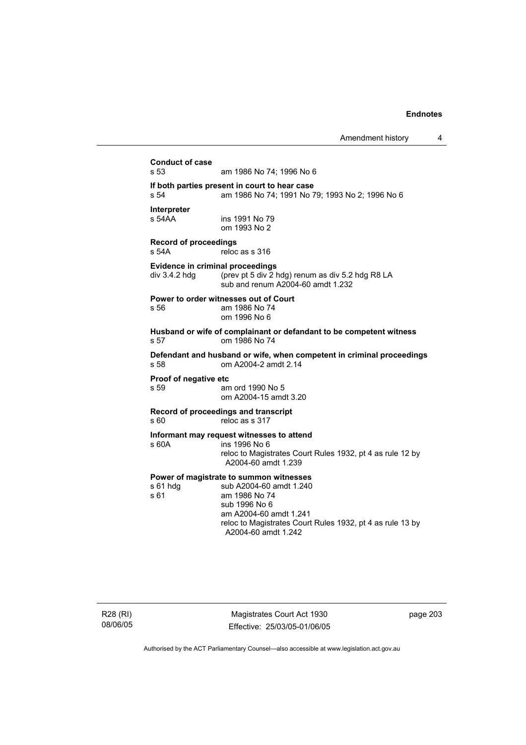**Conduct of case**

s 53 am 1986 No 74; 1996 No 6

**If both parties present in court to hear case**

s 54 am 1986 No 74; 1991 No 79; 1993 No 2; 1996 No 6

**Interpreter**

s 54AA ins 1991 No 79
om 1993 No 2

**Record of proceedings**

s 54A reloc as s 316

**Evidence in criminal proceedings**

div 3.4.2 hdg (prev pt 5 div 2 hdg) renum as div 5.2 hdg R8 LA
sub and renum A2004-60 amdt 1.232

**Power to order witnesses out of Court**

s 56 am 1986 No 74
om 1996 No 6

**Husband or wife of complainant or defandant to be competent witness**

s 57 om 1986 No 74

**Defendant and husband or wife, when competent in criminal proceedings**

s 58 om A2004-2 amdt 2.14

**Proof of negative etc**

s 59 am ord 1990 No 5
om A2004-15 amdt 3.20

**Record of proceedings and transcript**

s 60 reloc as s 317

**Informant may request witnesses to attend**

s 60A ins 1996 No 6
reloc to Magistrates Court Rules 1932, pt 4 as rule 12 by A2004-60 amdt 1.239

**Power of magistrate to summon witnesses**

s 61 hdg sub A2004-60 amdt 1.240

s 61 am 1986 No 74
sub 1996 No 6
am A2004-60 amdt 1.241
reloc to Magistrates Court Rules 1932, pt 4 as rule 13 by A2004-60 amdt 1.242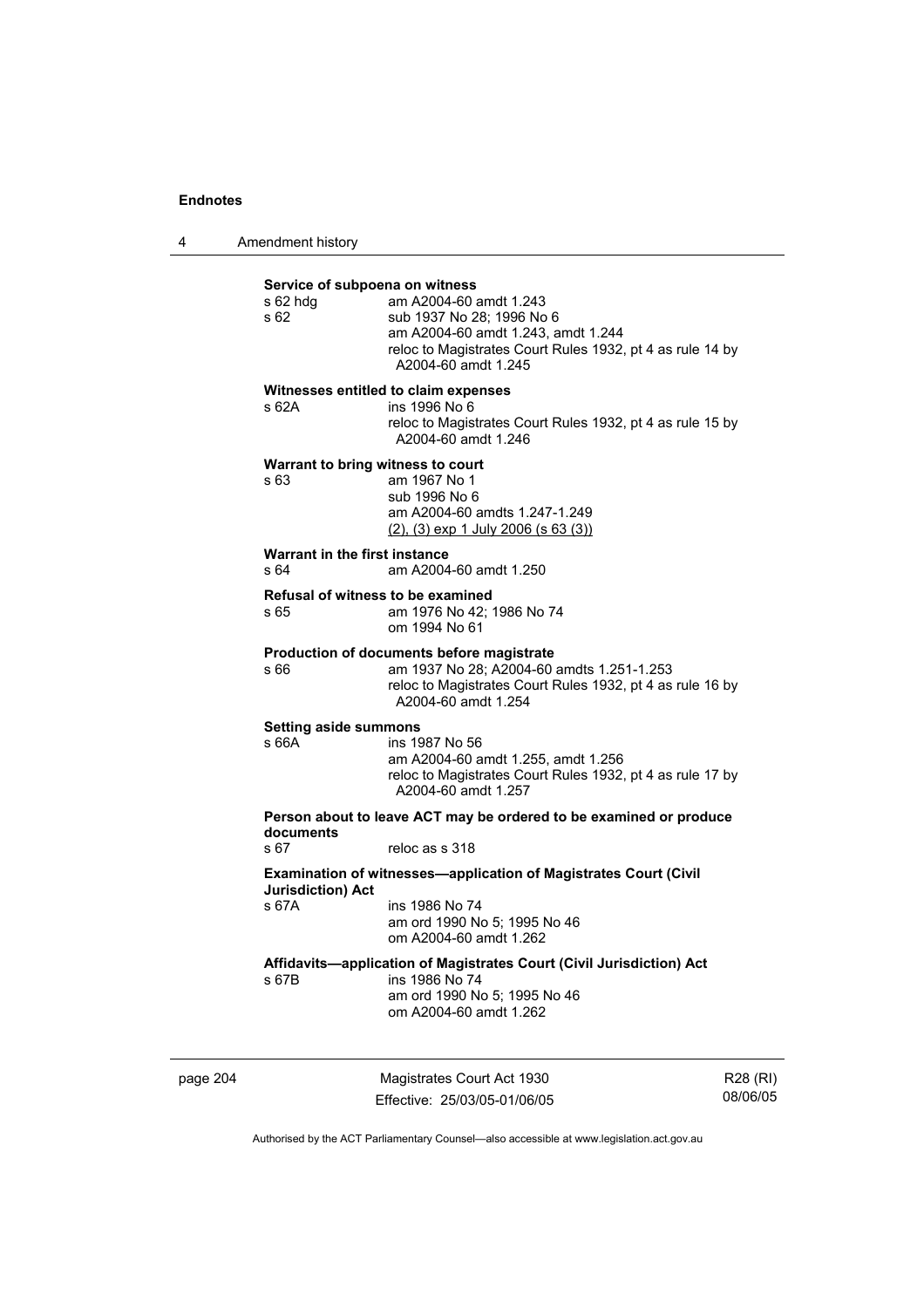**Service of subpoena on witness**

s 62 hdg am A2004-60 amdt 1.243
s 62 sub 1937 No 28; 1996 No 6
am A2004-60 amdt 1.243, amdt 1.244
reloc to Magistrates Court Rules 1932, pt 4 as rule 14 by A2004-60 amdt 1.245

**Witnesses entitled to claim expenses**

s 62A ins 1996 No 6
reloc to Magistrates Court Rules 1932, pt 4 as rule 15 by A2004-60 amdt 1.246

**Warrant to bring witness to court**

s 63 am 1967 No 1
sub 1996 No 6
am A2004-60 amdts 1.247-1.249
(2), (3) exp 1 July 2006 (s 63 (3))

**Warrant in the first instance**

s 64 am A2004-60 amdt 1.250

**Refusal of witness to be examined**

s 65 am 1976 No 42; 1986 No 74
om 1994 No 61

**Production of documents before magistrate**

s 66 am 1937 No 28; A2004-60 amdts 1.251-1.253
reloc to Magistrates Court Rules 1932, pt 4 as rule 16 by A2004-60 amdt 1.254

**Setting aside summons**

s 66A ins 1987 No 56
am A2004-60 amdt 1.255, amdt 1.256
reloc to Magistrates Court Rules 1932, pt 4 as rule 17 by A2004-60 amdt 1.257

**Person about to leave ACT may be ordered to be examined or produce documents**

s 67 reloc as s 318

**Examination of witnesses—application of Magistrates Court (Civil Jurisdiction) Act**

s 67A ins 1986 No 74
am ord 1990 No 5; 1995 No 46
om A2004-60 amdt 1.262

**Affidavits—application of Magistrates Court (Civil Jurisdiction) Act**

s 67B ins 1986 No 74
am ord 1990 No 5; 1995 No 46
om A2004-60 amdt 1.262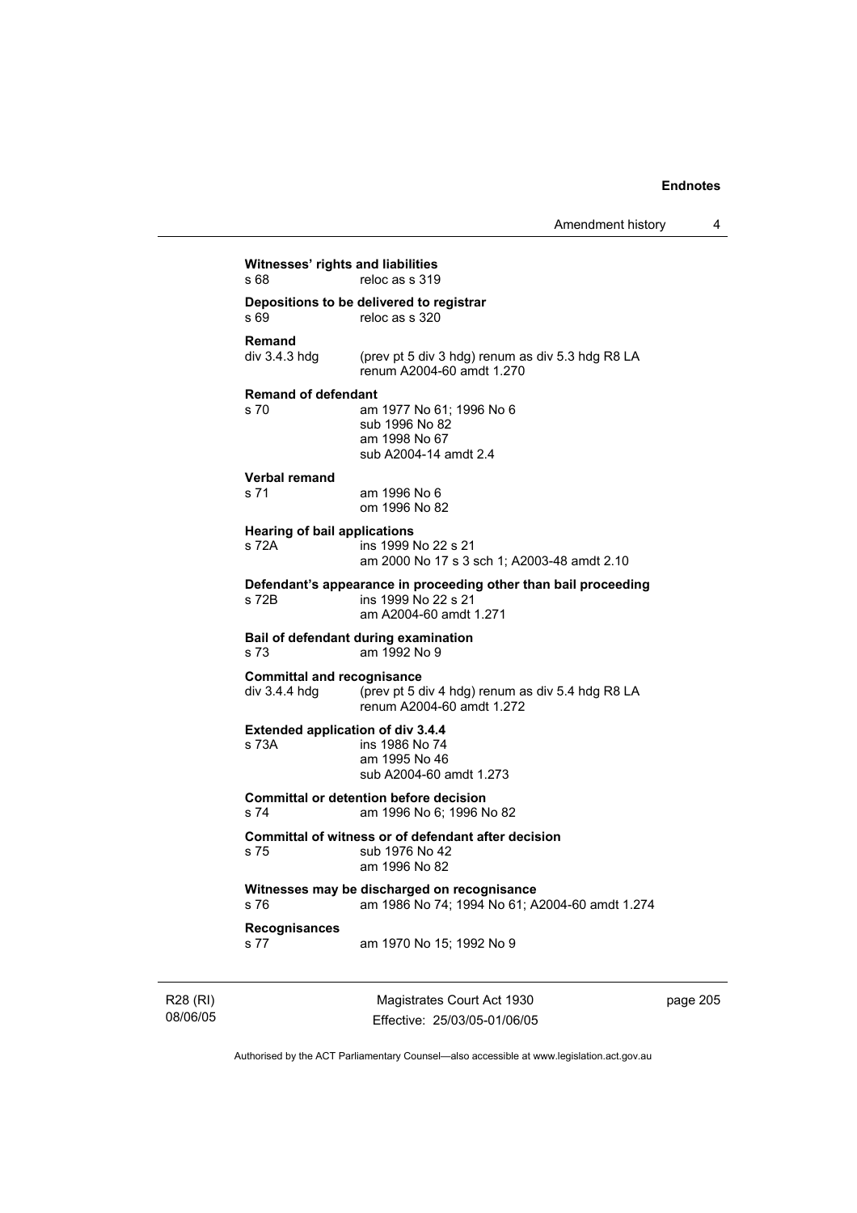**Witnesses' rights and liabilities**
s 68 reloc as s 319

**Depositions to be delivered to registrar**
s 69 reloc as s 320

**Remand**
div 3.4.3 hdg (prev pt 5 div 3 hdg) renum as div 5.3 hdg R8 LA
renum A2004-60 amdt 1.270

**Remand of defendant**
s 70 am 1977 No 61; 1996 No 6
sub 1996 No 82
am 1998 No 67
sub A2004-14 amdt 2.4

**Verbal remand**
s 71 am 1996 No 6
om 1996 No 82

**Hearing of bail applications**
s 72A ins 1999 No 22 s 21
am 2000 No 17 s 3 sch 1; A2003-48 amdt 2.10

**Defendant's appearance in proceeding other than bail proceeding**
s 72B ins 1999 No 22 s 21
am A2004-60 amdt 1.271

**Bail of defendant during examination**
s 73 am 1992 No 9

**Committal and recognisance**
div 3.4.4 hdg (prev pt 5 div 4 hdg) renum as div 5.4 hdg R8 LA
renum A2004-60 amdt 1.272

**Extended application of div 3.4.4**
s 73A ins 1986 No 74
am 1995 No 46
sub A2004-60 amdt 1.273

**Committal or detention before decision**
s 74 am 1996 No 6; 1996 No 82

**Committal of witness or of defendant after decision**
s 75 sub 1976 No 42
am 1996 No 82

**Witnesses may be discharged on recognisance**
s 76 am 1986 No 74; 1994 No 61; A2004-60 amdt 1.274

**Recognisances**
s 77 am 1970 No 15; 1992 No 9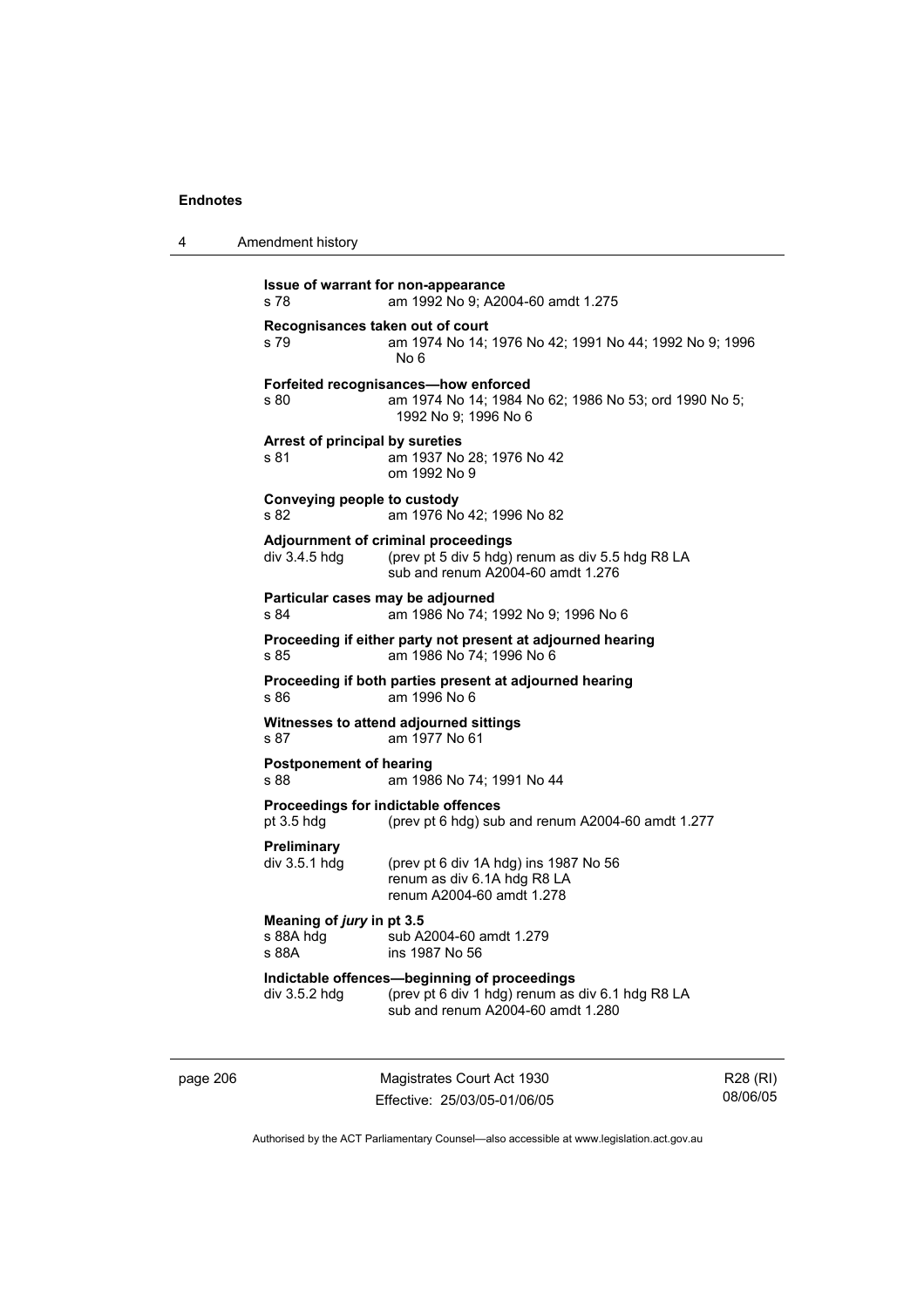**Issue of warrant for non-appearance**
s 78 am 1992 No 9; A2004-60 amdt 1.275

**Recognisances taken out of court**
s 79 am 1974 No 14; 1976 No 42; 1991 No 44; 1992 No 9; 1996 No 6

**Forfeited recognisances—how enforced**
s 80 am 1974 No 14; 1984 No 62; 1986 No 53; ord 1990 No 5; 1992 No 9; 1996 No 6

**Arrest of principal by sureties**
s 81 am 1937 No 28; 1976 No 42
om 1992 No 9

**Conveying people to custody**
s 82 am 1976 No 42; 1996 No 82

**Adjournment of criminal proceedings**
div 3.4.5 hdg (prev pt 5 div 5 hdg) renum as div 5.5 hdg R8 LA
sub and renum A2004-60 amdt 1.276

**Particular cases may be adjourned**
s 84 am 1986 No 74; 1992 No 9; 1996 No 6

**Proceeding if either party not present at adjourned hearing**
s 85 am 1986 No 74; 1996 No 6

**Proceeding if both parties present at adjourned hearing**
s 86 am 1996 No 6

**Witnesses to attend adjourned sittings**
s 87 am 1977 No 61

**Postponement of hearing**
s 88 am 1986 No 74; 1991 No 44

**Proceedings for indictable offences**
pt 3.5 hdg (prev pt 6 hdg) sub and renum A2004-60 amdt 1.277

**Preliminary**
div 3.5.1 hdg (prev pt 6 div 1A hdg) ins 1987 No 56
renum as div 6.1A hdg R8 LA
renum A2004-60 amdt 1.278

**Meaning of *jury* in pt 3.5**
s 88A hdg sub A2004-60 amdt 1.279
s 88A ins 1987 No 56

**Indictable offences—beginning of proceedings**
div 3.5.2 hdg (prev pt 6 div 1 hdg) renum as div 6.1 hdg R8 LA
sub and renum A2004-60 amdt 1.280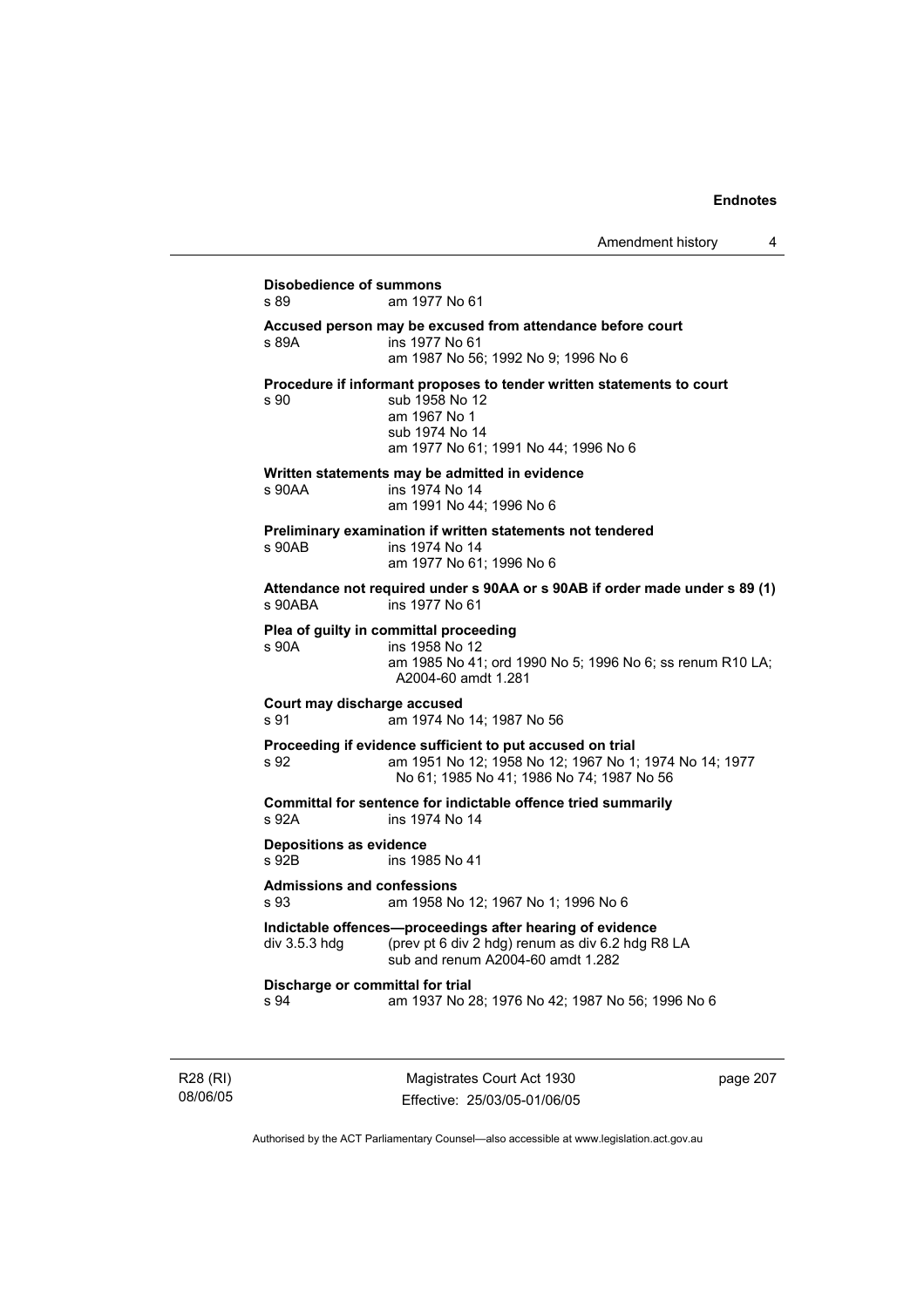**Disobedience of summons**
s 89 am 1977 No 61

**Accused person may be excused from attendance before court**
s 89A ins 1977 No 61
am 1987 No 56; 1992 No 9; 1996 No 6

**Procedure if informant proposes to tender written statements to court**
s 90 sub 1958 No 12
am 1967 No 1
sub 1974 No 14
am 1977 No 61; 1991 No 44; 1996 No 6

**Written statements may be admitted in evidence**
s 90AA ins 1974 No 14
am 1991 No 44; 1996 No 6

**Preliminary examination if written statements not tendered**
s 90AB ins 1974 No 14
am 1977 No 61; 1996 No 6

**Attendance not required under s 90AA or s 90AB if order made under s 89 (1)**
s 90ABA ins 1977 No 61

**Plea of guilty in committal proceeding**
s 90A ins 1958 No 12
am 1985 No 41; ord 1990 No 5; 1996 No 6; ss renum R10 LA; A2004-60 amdt 1.281

**Court may discharge accused**
s 91 am 1974 No 14; 1987 No 56

**Proceeding if evidence sufficient to put accused on trial**
s 92 am 1951 No 12; 1958 No 12; 1967 No 1; 1974 No 14; 1977 No 61; 1985 No 41; 1986 No 74; 1987 No 56

**Committal for sentence for indictable offence tried summarily**
s 92A ins 1974 No 14

**Depositions as evidence**
s 92B ins 1985 No 41

**Admissions and confessions**
s 93 am 1958 No 12; 1967 No 1; 1996 No 6

**Indictable offences—proceedings after hearing of evidence**
div 3.5.3 hdg (prev pt 6 div 2 hdg) renum as div 6.2 hdg R8 LA
sub and renum A2004-60 amdt 1.282

**Discharge or committal for trial**
s 94 am 1937 No 28; 1976 No 42; 1987 No 56; 1996 No 6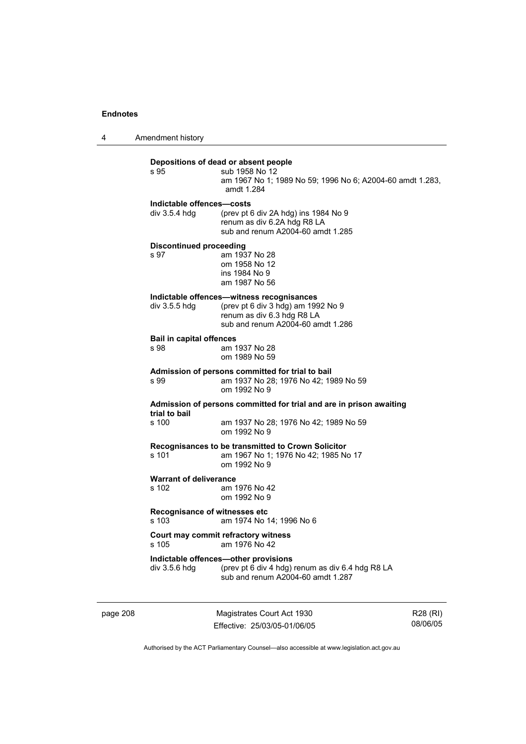**Depositions of dead or absent people**

s 95 — sub 1958 No 12
am 1967 No 1; 1989 No 59; 1996 No 6; A2004-60 amdt 1.283, amdt 1.284

**Indictable offences—costs**

div 3.5.4 hdg — (prev pt 6 div 2A hdg) ins 1984 No 9
renum as div 6.2A hdg R8 LA
sub and renum A2004-60 amdt 1.285

**Discontinued proceeding**

s 97 — am 1937 No 28
om 1958 No 12
ins 1984 No 9
am 1987 No 56

**Indictable offences—witness recognisances**

div 3.5.5 hdg — (prev pt 6 div 3 hdg) am 1992 No 9
renum as div 6.3 hdg R8 LA
sub and renum A2004-60 amdt 1.286

**Bail in capital offences**

s 98 — am 1937 No 28
om 1989 No 59

**Admission of persons committed for trial to bail**

s 99 — am 1937 No 28; 1976 No 42; 1989 No 59
om 1992 No 9

**Admission of persons committed for trial and are in prison awaiting trial to bail**

s 100 — am 1937 No 28; 1976 No 42; 1989 No 59
om 1992 No 9

**Recognisances to be transmitted to Crown Solicitor**

s 101 — am 1967 No 1; 1976 No 42; 1985 No 17
om 1992 No 9

**Warrant of deliverance**

s 102 — am 1976 No 42
om 1992 No 9

**Recognisance of witnesses etc**

s 103 — am 1974 No 14; 1996 No 6

**Court may commit refractory witness**

s 105 — am 1976 No 42

**Indictable offences—other provisions**

div 3.5.6 hdg — (prev pt 6 div 4 hdg) renum as div 6.4 hdg R8 LA
sub and renum A2004-60 amdt 1.287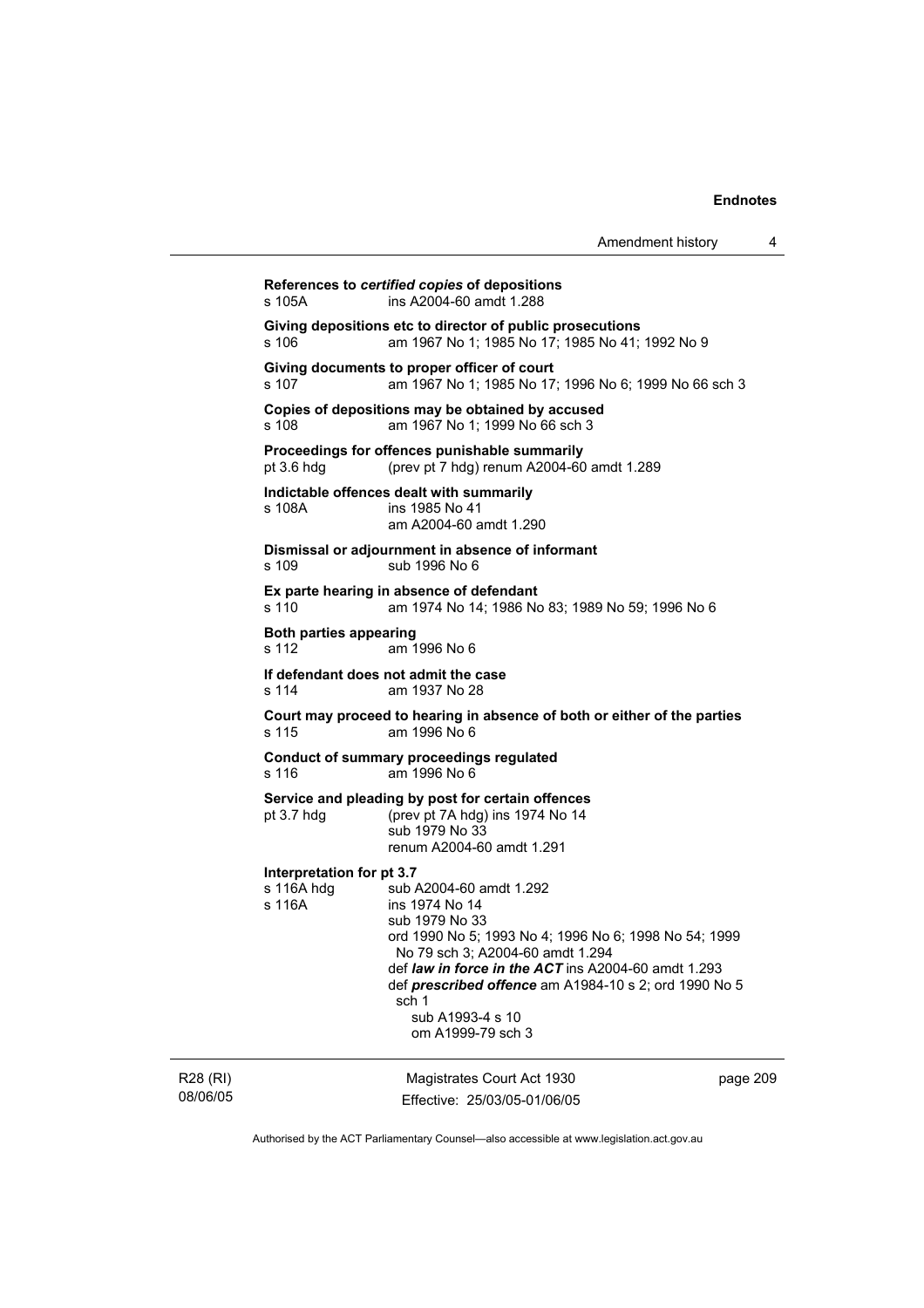**References to *certified copies* of depositions**

s 105A ins A2004-60 amdt 1.288

**Giving depositions etc to director of public prosecutions**

s 106 am 1967 No 1; 1985 No 17; 1985 No 41; 1992 No 9

**Giving documents to proper officer of court**

s 107 am 1967 No 1; 1985 No 17; 1996 No 6; 1999 No 66 sch 3

**Copies of depositions may be obtained by accused**

s 108 am 1967 No 1; 1999 No 66 sch 3

**Proceedings for offences punishable summarily**

pt 3.6 hdg (prev pt 7 hdg) renum A2004-60 amdt 1.289

**Indictable offences dealt with summarily**

s 108A ins 1985 No 41
am A2004-60 amdt 1.290

**Dismissal or adjournment in absence of informant**

s 109 sub 1996 No 6

**Ex parte hearing in absence of defendant**

s 110 am 1974 No 14; 1986 No 83; 1989 No 59; 1996 No 6

**Both parties appearing**

s 112 am 1996 No 6

**If defendant does not admit the case**

s 114 am 1937 No 28

**Court may proceed to hearing in absence of both or either of the parties**

s 115 am 1996 No 6

**Conduct of summary proceedings regulated**

s 116 am 1996 No 6

**Service and pleading by post for certain offences**

pt 3.7 hdg (prev pt 7A hdg) ins 1974 No 14
sub 1979 No 33
renum A2004-60 amdt 1.291

**Interpretation for pt 3.7**

s 116A hdg sub A2004-60 amdt 1.292

s 116A ins 1974 No 14
sub 1979 No 33
ord 1990 No 5; 1993 No 4; 1996 No 6; 1998 No 54; 1999 No 79 sch 3; A2004-60 amdt 1.294
def ***law in force in the ACT*** ins A2004-60 amdt 1.293
def ***prescribed offence*** am A1984-10 s 2; ord 1990 No 5 sch 1
sub A1993-4 s 10
om A1999-79 sch 3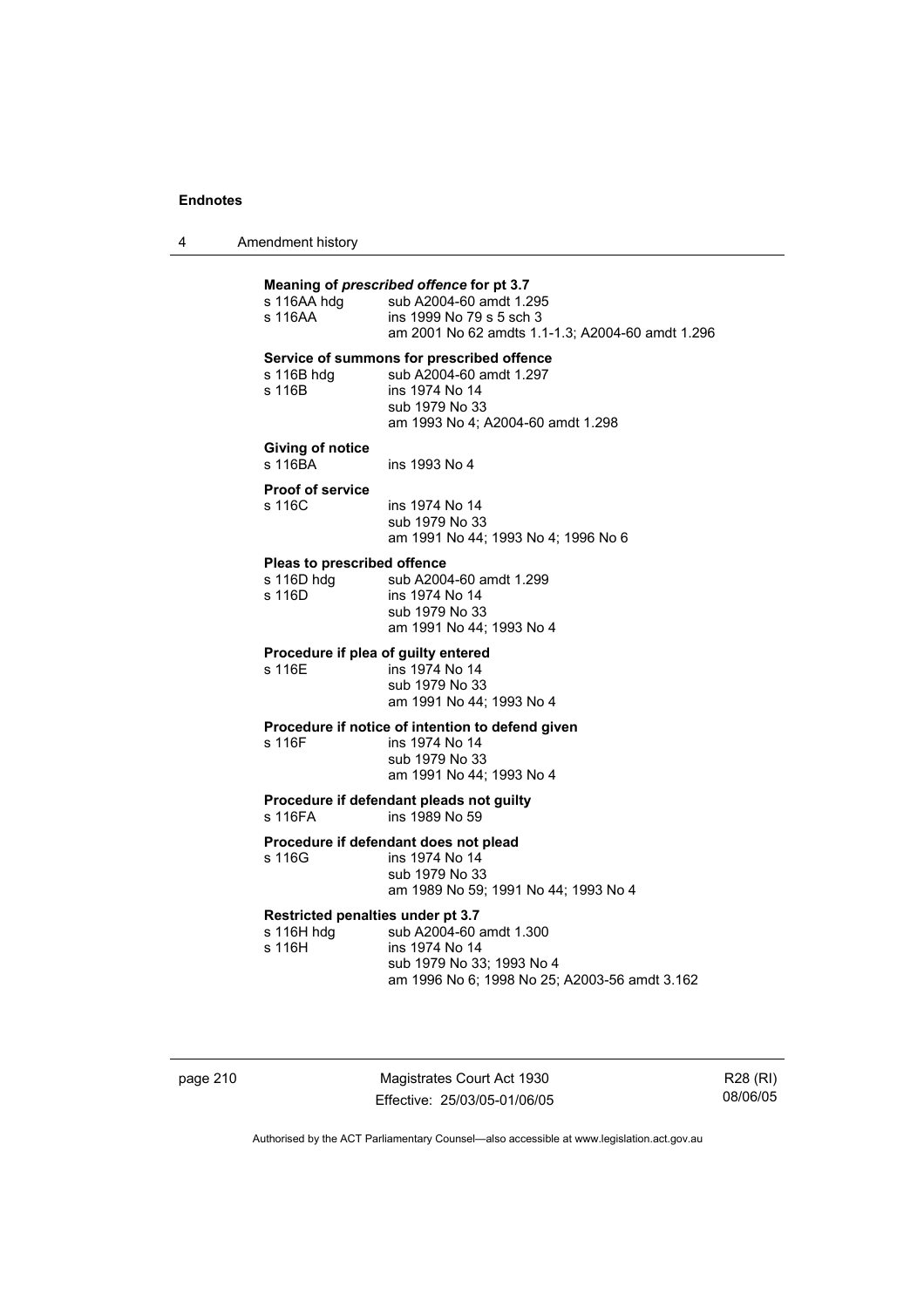**Meaning of *prescribed offence* for pt 3.7**

s 116AA hdg sub A2004-60 amdt 1.295
s 116AA ins 1999 No 79 s 5 sch 3
am 2001 No 62 amdts 1.1-1.3; A2004-60 amdt 1.296

**Service of summons for prescribed offence**

s 116B hdg sub A2004-60 amdt 1.297
s 116B ins 1974 No 14
sub 1979 No 33
am 1993 No 4; A2004-60 amdt 1.298

**Giving of notice**

s 116BA ins 1993 No 4

**Proof of service**

s 116C ins 1974 No 14
sub 1979 No 33
am 1991 No 44; 1993 No 4; 1996 No 6

**Pleas to prescribed offence**

s 116D hdg sub A2004-60 amdt 1.299
s 116D ins 1974 No 14
sub 1979 No 33
am 1991 No 44; 1993 No 4

**Procedure if plea of guilty entered**

s 116E ins 1974 No 14
sub 1979 No 33
am 1991 No 44; 1993 No 4

**Procedure if notice of intention to defend given**

s 116F ins 1974 No 14
sub 1979 No 33
am 1991 No 44; 1993 No 4

**Procedure if defendant pleads not guilty**

s 116FA ins 1989 No 59

**Procedure if defendant does not plead**

s 116G ins 1974 No 14
sub 1979 No 33
am 1989 No 59; 1991 No 44; 1993 No 4

**Restricted penalties under pt 3.7**

s 116H hdg sub A2004-60 amdt 1.300
s 116H ins 1974 No 14
sub 1979 No 33; 1993 No 4
am 1996 No 6; 1998 No 25; A2003-56 amdt 3.162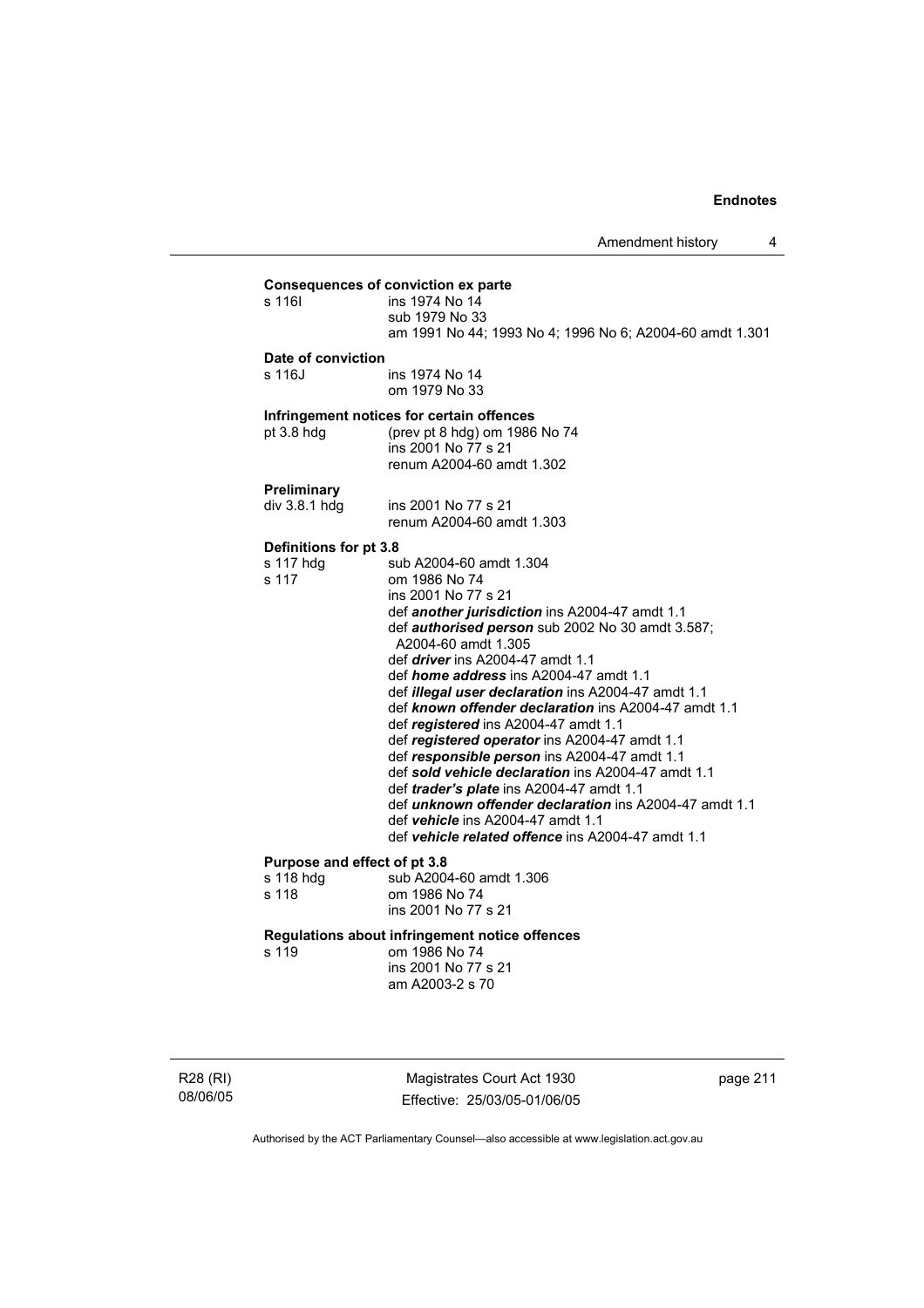**Consequences of conviction ex parte**

s 116I ins 1974 No 14
sub 1979 No 33
am 1991 No 44; 1993 No 4; 1996 No 6; A2004-60 amdt 1.301

**Date of conviction**

s 116J ins 1974 No 14
om 1979 No 33

**Infringement notices for certain offences**

pt 3.8 hdg (prev pt 8 hdg) om 1986 No 74
ins 2001 No 77 s 21
renum A2004-60 amdt 1.302

**Preliminary**

div 3.8.1 hdg ins 2001 No 77 s 21
renum A2004-60 amdt 1.303

**Definitions for pt 3.8**

s 117 hdg sub A2004-60 amdt 1.304

s 117 om 1986 No 74
ins 2001 No 77 s 21
def ***another jurisdiction*** ins A2004-47 amdt 1.1
def ***authorised person*** sub 2002 No 30 amdt 3.587; A2004-60 amdt 1.305
def ***driver*** ins A2004-47 amdt 1.1
def ***home address*** ins A2004-47 amdt 1.1
def ***illegal user declaration*** ins A2004-47 amdt 1.1
def ***known offender declaration*** ins A2004-47 amdt 1.1
def ***registered*** ins A2004-47 amdt 1.1
def ***registered operator*** ins A2004-47 amdt 1.1
def ***responsible person*** ins A2004-47 amdt 1.1
def ***sold vehicle declaration*** ins A2004-47 amdt 1.1
def ***trader's plate*** ins A2004-47 amdt 1.1
def ***unknown offender declaration*** ins A2004-47 amdt 1.1
def ***vehicle*** ins A2004-47 amdt 1.1
def ***vehicle related offence*** ins A2004-47 amdt 1.1

**Purpose and effect of pt 3.8**

s 118 hdg sub A2004-60 amdt 1.306

s 118 om 1986 No 74
ins 2001 No 77 s 21

**Regulations about infringement notice offences**

s 119 om 1986 No 74
ins 2001 No 77 s 21
am A2003-2 s 70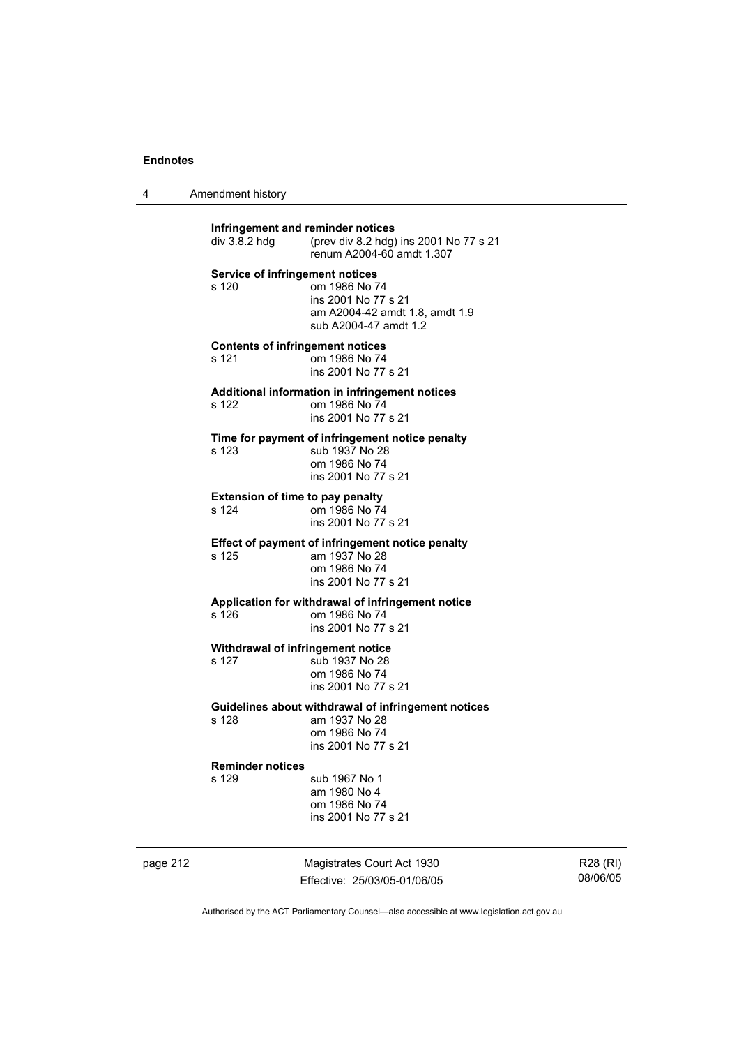**Infringement and reminder notices**

div 3.8.2 hdg (prev div 8.2 hdg) ins 2001 No 77 s 21
renum A2004-60 amdt 1.307

**Service of infringement notices**

s 120 om 1986 No 74
ins 2001 No 77 s 21
am A2004-42 amdt 1.8, amdt 1.9
sub A2004-47 amdt 1.2

**Contents of infringement notices**

s 121 om 1986 No 74
ins 2001 No 77 s 21

**Additional information in infringement notices**

s 122 om 1986 No 74
ins 2001 No 77 s 21

**Time for payment of infringement notice penalty**

s 123 sub 1937 No 28
om 1986 No 74
ins 2001 No 77 s 21

**Extension of time to pay penalty**

s 124 om 1986 No 74
ins 2001 No 77 s 21

**Effect of payment of infringement notice penalty**

s 125 am 1937 No 28
om 1986 No 74
ins 2001 No 77 s 21

**Application for withdrawal of infringement notice**

s 126 om 1986 No 74
ins 2001 No 77 s 21

**Withdrawal of infringement notice**

s 127 sub 1937 No 28
om 1986 No 74
ins 2001 No 77 s 21

**Guidelines about withdrawal of infringement notices**

s 128 am 1937 No 28
om 1986 No 74
ins 2001 No 77 s 21

**Reminder notices**

s 129 sub 1967 No 1
am 1980 No 4
om 1986 No 74
ins 2001 No 77 s 21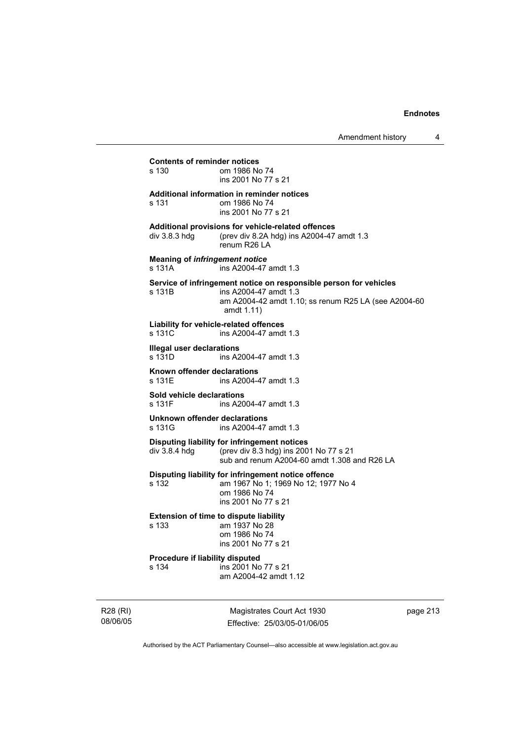**Contents of reminder notices**

s 130 om 1986 No 74
ins 2001 No 77 s 21

**Additional information in reminder notices**

s 131 om 1986 No 74
ins 2001 No 77 s 21

**Additional provisions for vehicle-related offences**

div 3.8.3 hdg (prev div 8.2A hdg) ins A2004-47 amdt 1.3
renum R26 LA

**Meaning of *infringement notice***

s 131A ins A2004-47 amdt 1.3

**Service of infringement notice on responsible person for vehicles**

s 131B ins A2004-47 amdt 1.3
am A2004-42 amdt 1.10; ss renum R25 LA (see A2004-60 amdt 1.11)

**Liability for vehicle-related offences**

s 131C ins A2004-47 amdt 1.3

**Illegal user declarations**

s 131D ins A2004-47 amdt 1.3

**Known offender declarations**

s 131E ins A2004-47 amdt 1.3

**Sold vehicle declarations**

s 131F ins A2004-47 amdt 1.3

**Unknown offender declarations**

s 131G ins A2004-47 amdt 1.3

**Disputing liability for infringement notices**

div 3.8.4 hdg (prev div 8.3 hdg) ins 2001 No 77 s 21
sub and renum A2004-60 amdt 1.308 and R26 LA

**Disputing liability for infringement notice offence**

s 132 am 1967 No 1; 1969 No 12; 1977 No 4
om 1986 No 74
ins 2001 No 77 s 21

**Extension of time to dispute liability**

s 133 am 1937 No 28
om 1986 No 74
ins 2001 No 77 s 21

**Procedure if liability disputed**

s 134 ins 2001 No 77 s 21
am A2004-42 amdt 1.12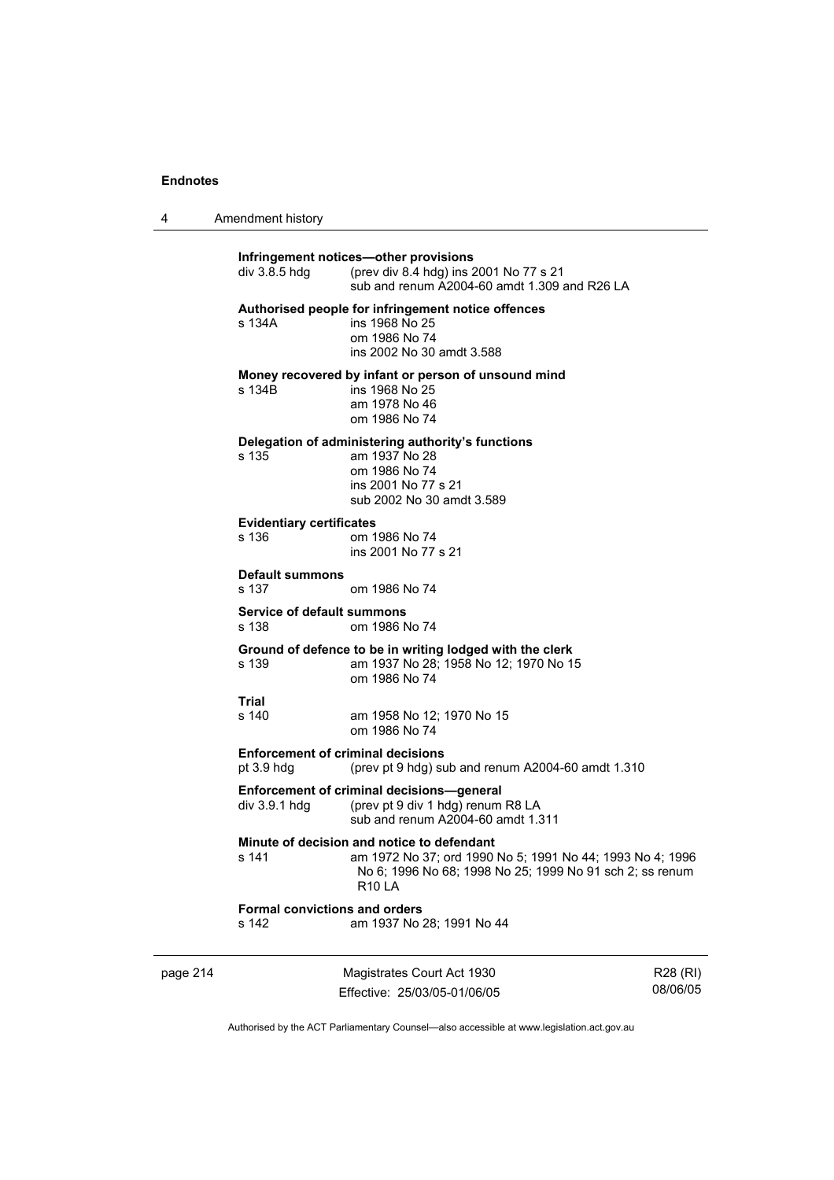**Infringement notices—other provisions**

div 3.8.5 hdg (prev div 8.4 hdg) ins 2001 No 77 s 21
sub and renum A2004-60 amdt 1.309 and R26 LA

**Authorised people for infringement notice offences**

s 134A ins 1968 No 25
om 1986 No 74
ins 2002 No 30 amdt 3.588

**Money recovered by infant or person of unsound mind**

s 134B ins 1968 No 25
am 1978 No 46
om 1986 No 74

**Delegation of administering authority's functions**

s 135 am 1937 No 28
om 1986 No 74
ins 2001 No 77 s 21
sub 2002 No 30 amdt 3.589

**Evidentiary certificates**

s 136 om 1986 No 74
ins 2001 No 77 s 21

**Default summons**

s 137 om 1986 No 74

**Service of default summons**

s 138 om 1986 No 74

**Ground of defence to be in writing lodged with the clerk**

s 139 am 1937 No 28; 1958 No 12; 1970 No 15
om 1986 No 74

**Trial**

s 140 am 1958 No 12; 1970 No 15
om 1986 No 74

**Enforcement of criminal decisions**

pt 3.9 hdg (prev pt 9 hdg) sub and renum A2004-60 amdt 1.310

**Enforcement of criminal decisions—general**

div 3.9.1 hdg (prev pt 9 div 1 hdg) renum R8 LA
sub and renum A2004-60 amdt 1.311

**Minute of decision and notice to defendant**

s 141 am 1972 No 37; ord 1990 No 5; 1991 No 44; 1993 No 4; 1996 No 6; 1996 No 68; 1998 No 25; 1999 No 91 sch 2; ss renum R10 LA

**Formal convictions and orders**

s 142 am 1937 No 28; 1991 No 44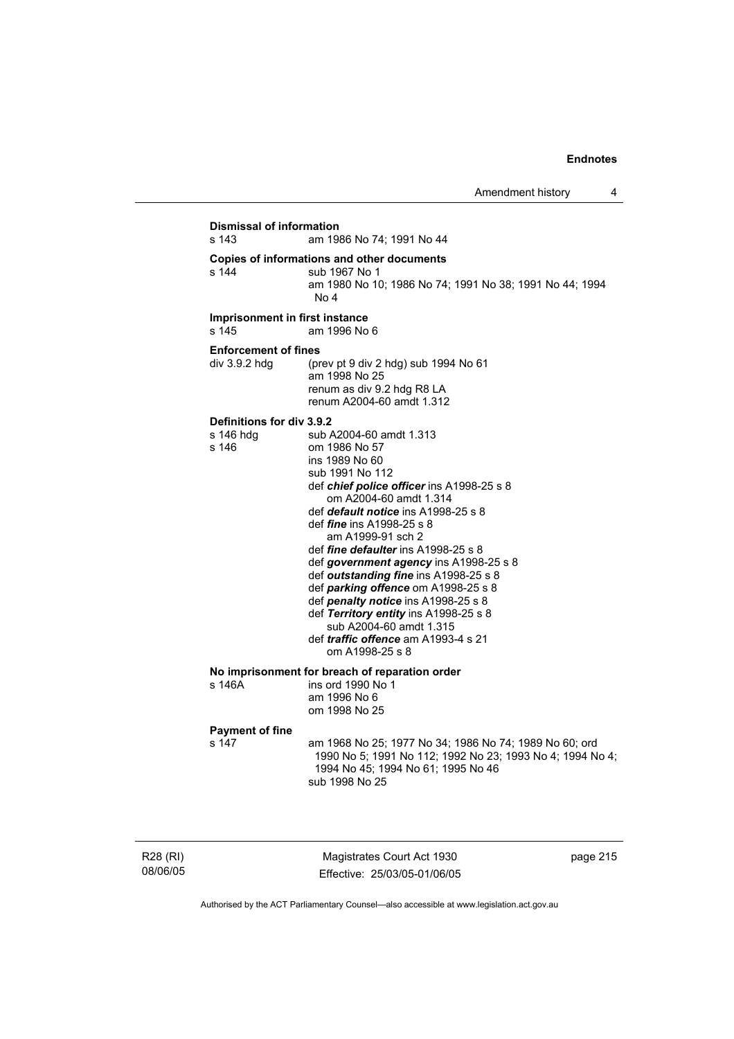**Dismissal of information**

s 143 am 1986 No 74; 1991 No 44

**Copies of informations and other documents**

s 144 sub 1967 No 1
am 1980 No 10; 1986 No 74; 1991 No 38; 1991 No 44; 1994 No 4

**Imprisonment in first instance**

s 145 am 1996 No 6

**Enforcement of fines**

div 3.9.2 hdg (prev pt 9 div 2 hdg) sub 1994 No 61
am 1998 No 25
renum as div 9.2 hdg R8 LA
renum A2004-60 amdt 1.312

**Definitions for div 3.9.2**

s 146 hdg sub A2004-60 amdt 1.313

s 146 om 1986 No 57
ins 1989 No 60
sub 1991 No 112
def ***chief police officer*** ins A1998-25 s 8
om A2004-60 amdt 1.314
def ***default notice*** ins A1998-25 s 8
def ***fine*** ins A1998-25 s 8
am A1999-91 sch 2
def ***fine defaulter*** ins A1998-25 s 8
def ***government agency*** ins A1998-25 s 8
def ***outstanding fine*** ins A1998-25 s 8
def ***parking offence*** om A1998-25 s 8
def ***penalty notice*** ins A1998-25 s 8
def ***Territory entity*** ins A1998-25 s 8
sub A2004-60 amdt 1.315
def ***traffic offence*** am A1993-4 s 21
om A1998-25 s 8

**No imprisonment for breach of reparation order**

s 146A ins ord 1990 No 1
am 1996 No 6
om 1998 No 25

**Payment of fine**

s 147 am 1968 No 25; 1977 No 34; 1986 No 74; 1989 No 60; ord 1990 No 5; 1991 No 112; 1992 No 23; 1993 No 4; 1994 No 4; 1994 No 45; 1994 No 61; 1995 No 46
sub 1998 No 25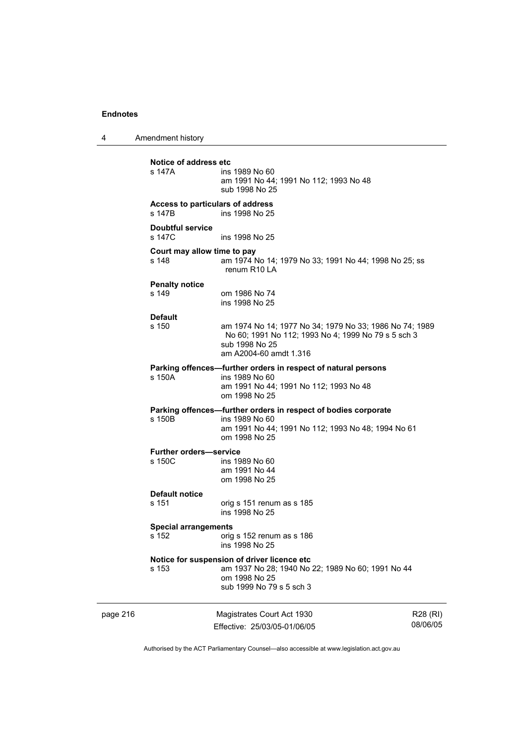**Notice of address etc**

s 147A ins 1989 No 60
am 1991 No 44; 1991 No 112; 1993 No 48
sub 1998 No 25

**Access to particulars of address**

s 147B ins 1998 No 25

**Doubtful service**

s 147C ins 1998 No 25

**Court may allow time to pay**

s 148 am 1974 No 14; 1979 No 33; 1991 No 44; 1998 No 25; ss renum R10 LA

**Penalty notice**

s 149 om 1986 No 74
ins 1998 No 25

**Default**

s 150 am 1974 No 14; 1977 No 34; 1979 No 33; 1986 No 74; 1989 No 60; 1991 No 112; 1993 No 4; 1999 No 79 s 5 sch 3
sub 1998 No 25
am A2004-60 amdt 1.316

**Parking offences—further orders in respect of natural persons**

s 150A ins 1989 No 60
am 1991 No 44; 1991 No 112; 1993 No 48
om 1998 No 25

**Parking offences—further orders in respect of bodies corporate**

s 150B ins 1989 No 60
am 1991 No 44; 1991 No 112; 1993 No 48; 1994 No 61
om 1998 No 25

**Further orders—service**

s 150C ins 1989 No 60
am 1991 No 44
om 1998 No 25

**Default notice**

s 151 orig s 151 renum as s 185
ins 1998 No 25

**Special arrangements**

s 152 orig s 152 renum as s 186
ins 1998 No 25

**Notice for suspension of driver licence etc**

s 153 am 1937 No 28; 1940 No 22; 1989 No 60; 1991 No 44
om 1998 No 25
sub 1999 No 79 s 5 sch 3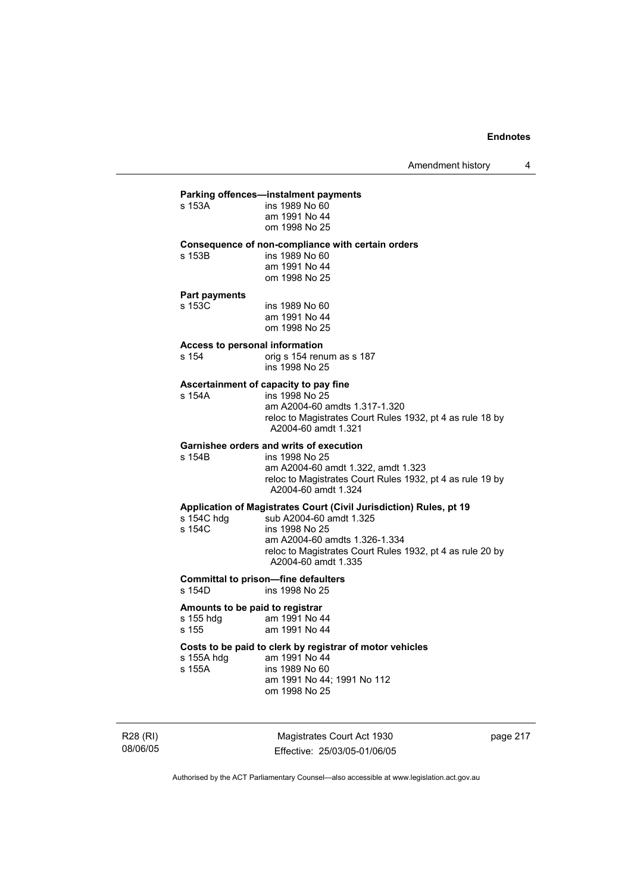**Parking offences—instalment payments**

s 153A ins 1989 No 60
am 1991 No 44
om 1998 No 25

**Consequence of non-compliance with certain orders**

s 153B ins 1989 No 60
am 1991 No 44
om 1998 No 25

**Part payments**

s 153C ins 1989 No 60
am 1991 No 44
om 1998 No 25

**Access to personal information**

s 154 orig s 154 renum as s 187
ins 1998 No 25

**Ascertainment of capacity to pay fine**

s 154A ins 1998 No 25
am A2004-60 amdts 1.317-1.320
reloc to Magistrates Court Rules 1932, pt 4 as rule 18 by A2004-60 amdt 1.321

**Garnishee orders and writs of execution**

s 154B ins 1998 No 25
am A2004-60 amdt 1.322, amdt 1.323
reloc to Magistrates Court Rules 1932, pt 4 as rule 19 by A2004-60 amdt 1.324

**Application of Magistrates Court (Civil Jurisdiction) Rules, pt 19**

s 154C hdg sub A2004-60 amdt 1.325
s 154C ins 1998 No 25
am A2004-60 amdts 1.326-1.334
reloc to Magistrates Court Rules 1932, pt 4 as rule 20 by A2004-60 amdt 1.335

**Committal to prison—fine defaulters**

s 154D ins 1998 No 25

**Amounts to be paid to registrar**

s 155 hdg am 1991 No 44
s 155 am 1991 No 44

**Costs to be paid to clerk by registrar of motor vehicles**

s 155A hdg am 1991 No 44
s 155A ins 1989 No 60
am 1991 No 44; 1991 No 112
om 1998 No 25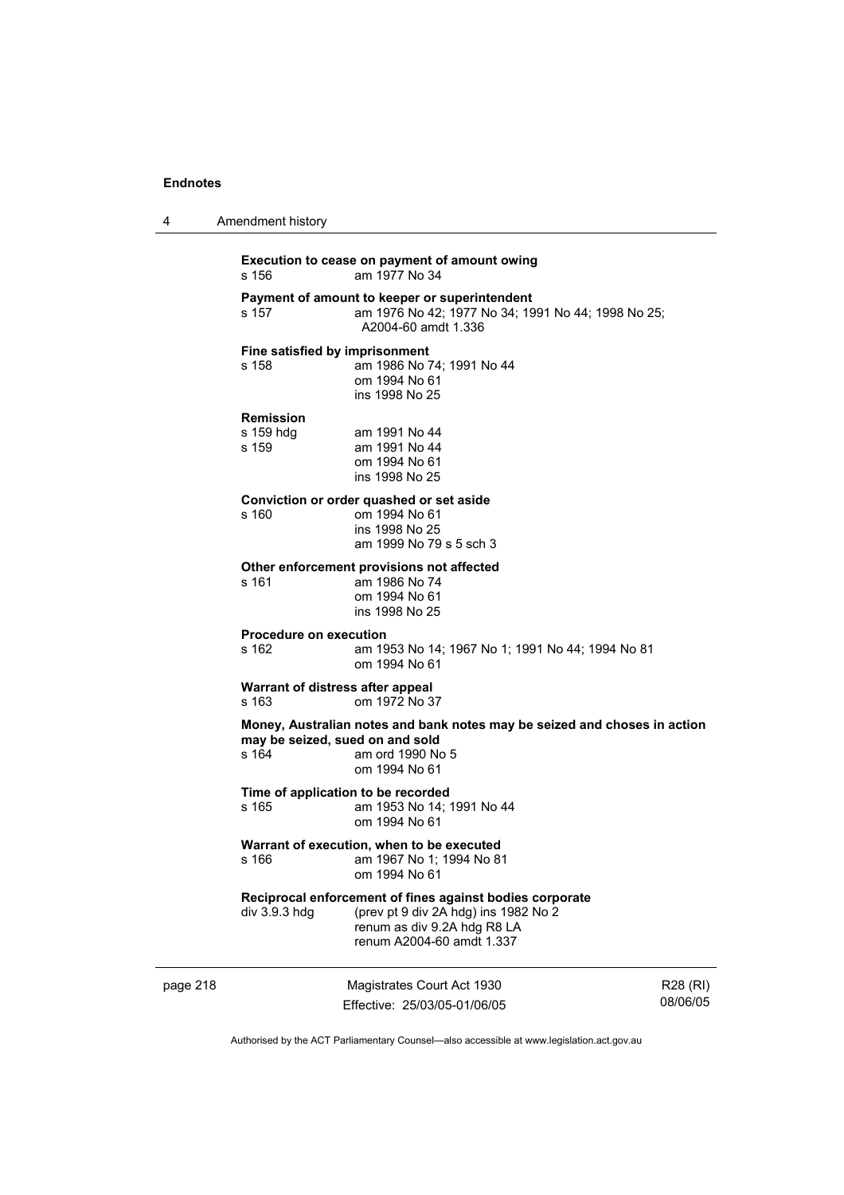**Execution to cease on payment of amount owing**
s 156 am 1977 No 34

**Payment of amount to keeper or superintendent**
s 157 am 1976 No 42; 1977 No 34; 1991 No 44; 1998 No 25; A2004-60 amdt 1.336

**Fine satisfied by imprisonment**
s 158 am 1986 No 74; 1991 No 44
om 1994 No 61
ins 1998 No 25

**Remission**
s 159 hdg am 1991 No 44
s 159 am 1991 No 44
om 1994 No 61
ins 1998 No 25

**Conviction or order quashed or set aside**
s 160 om 1994 No 61
ins 1998 No 25
am 1999 No 79 s 5 sch 3

**Other enforcement provisions not affected**
s 161 am 1986 No 74
om 1994 No 61
ins 1998 No 25

**Procedure on execution**
s 162 am 1953 No 14; 1967 No 1; 1991 No 44; 1994 No 81
om 1994 No 61

**Warrant of distress after appeal**
s 163 om 1972 No 37

**Money, Australian notes and bank notes may be seized and choses in action may be seized, sued on and sold**
s 164 am ord 1990 No 5
om 1994 No 61

**Time of application to be recorded**
s 165 am 1953 No 14; 1991 No 44
om 1994 No 61

**Warrant of execution, when to be executed**
s 166 am 1967 No 1; 1994 No 81
om 1994 No 61

**Reciprocal enforcement of fines against bodies corporate**
div 3.9.3 hdg (prev pt 9 div 2A hdg) ins 1982 No 2
renum as div 9.2A hdg R8 LA
renum A2004-60 amdt 1.337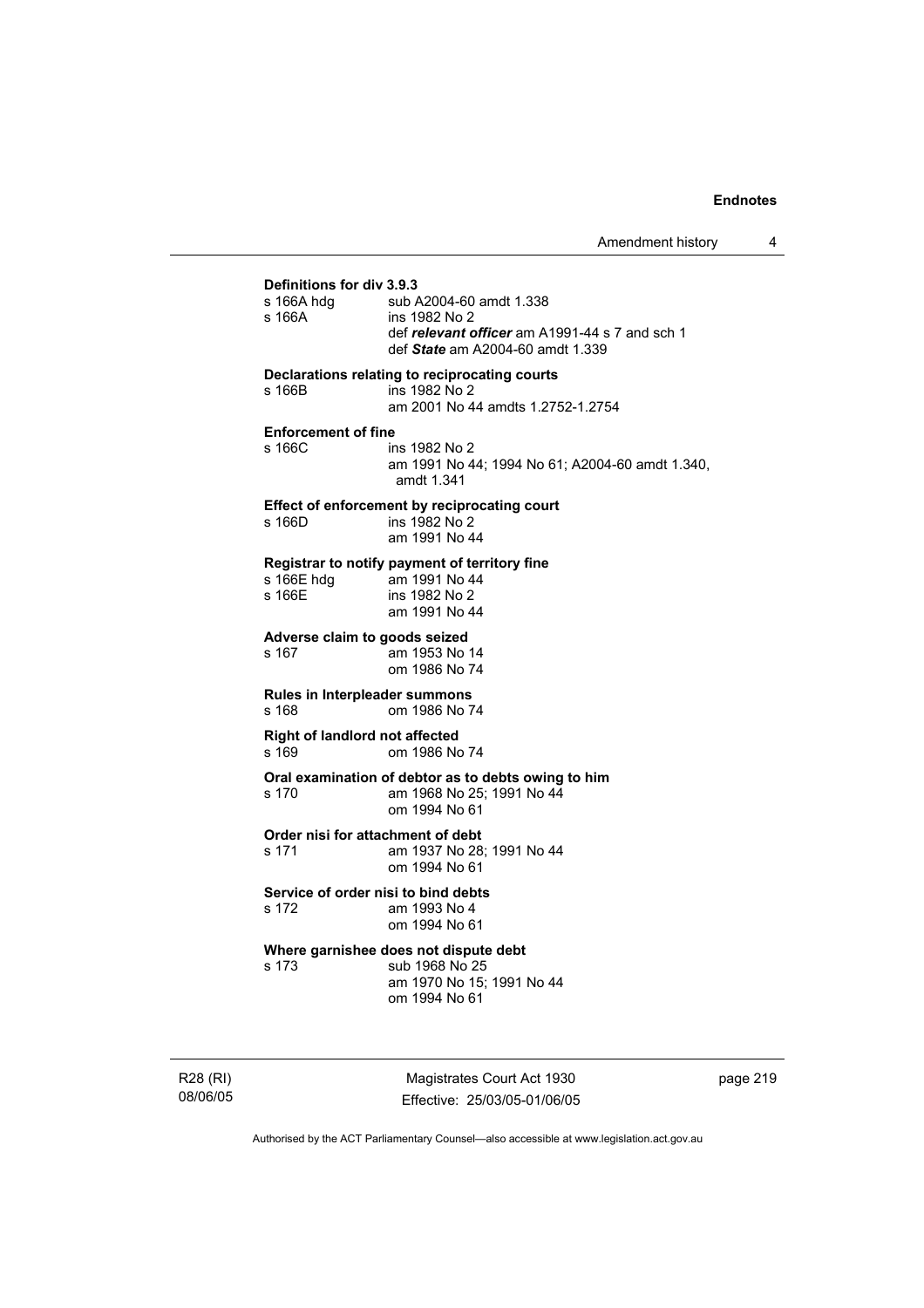**Definitions for div 3.9.3**

s 166A hdg sub A2004-60 amdt 1.338

s 166A ins 1982 No 2
def ***relevant officer*** am A1991-44 s 7 and sch 1
def ***State*** am A2004-60 amdt 1.339

**Declarations relating to reciprocating courts**

s 166B ins 1982 No 2
am 2001 No 44 amdts 1.2752-1.2754

**Enforcement of fine**

s 166C ins 1982 No 2
am 1991 No 44; 1994 No 61; A2004-60 amdt 1.340, amdt 1.341

**Effect of enforcement by reciprocating court**

s 166D ins 1982 No 2
am 1991 No 44

**Registrar to notify payment of territory fine**

s 166E hdg am 1991 No 44

s 166E ins 1982 No 2
am 1991 No 44

**Adverse claim to goods seized**

s 167 am 1953 No 14
om 1986 No 74

**Rules in Interpleader summons**

s 168 om 1986 No 74

**Right of landlord not affected**

s 169 om 1986 No 74

**Oral examination of debtor as to debts owing to him**

s 170 am 1968 No 25; 1991 No 44
om 1994 No 61

**Order nisi for attachment of debt**

s 171 am 1937 No 28; 1991 No 44
om 1994 No 61

**Service of order nisi to bind debts**

s 172 am 1993 No 4
om 1994 No 61

**Where garnishee does not dispute debt**

s 173 sub 1968 No 25
am 1970 No 15; 1991 No 44
om 1994 No 61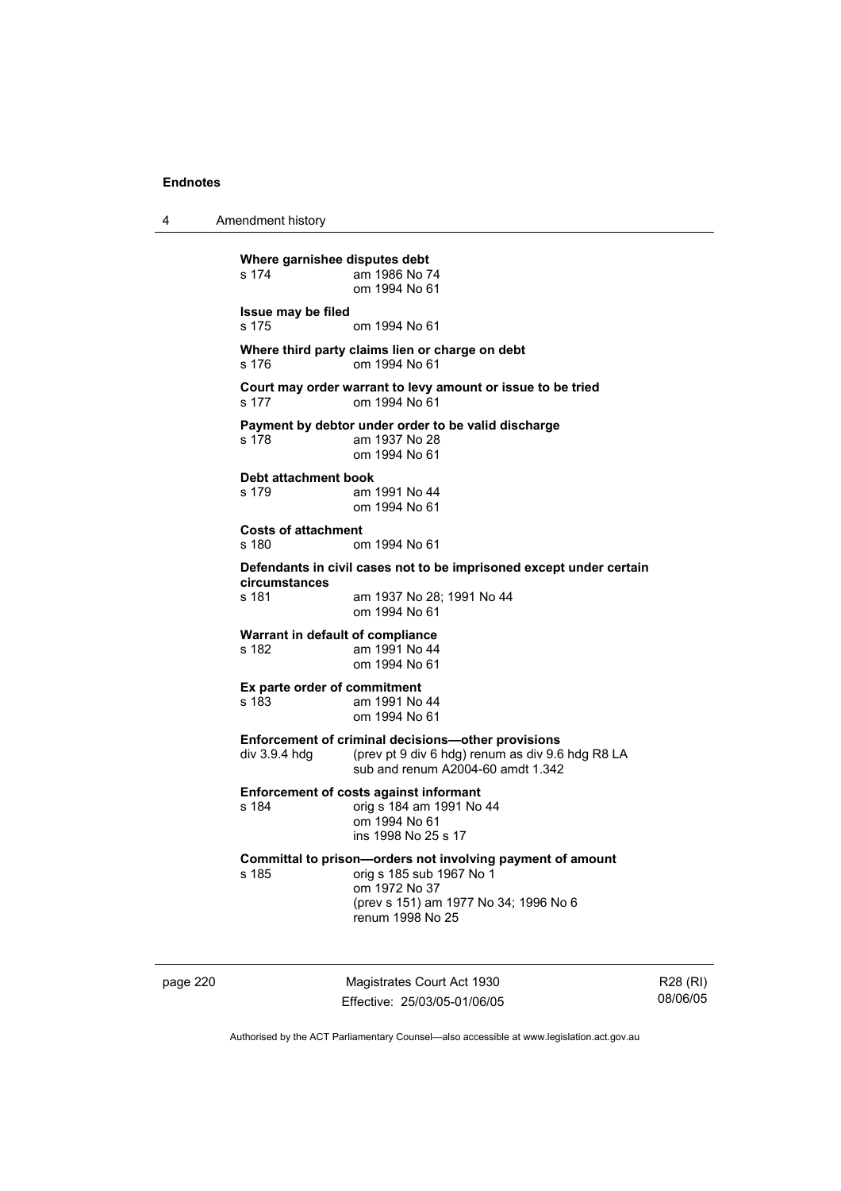**Where garnishee disputes debt**

s 174 am 1986 No 74
om 1994 No 61

**Issue may be filed**

s 175 om 1994 No 61

**Where third party claims lien or charge on debt**

s 176 om 1994 No 61

**Court may order warrant to levy amount or issue to be tried**

s 177 om 1994 No 61

**Payment by debtor under order to be valid discharge**

s 178 am 1937 No 28
om 1994 No 61

**Debt attachment book**

s 179 am 1991 No 44
om 1994 No 61

**Costs of attachment**

s 180 om 1994 No 61

**Defendants in civil cases not to be imprisoned except under certain circumstances**

s 181 am 1937 No 28; 1991 No 44
om 1994 No 61

**Warrant in default of compliance**

s 182 am 1991 No 44
om 1994 No 61

**Ex parte order of commitment**

s 183 am 1991 No 44
om 1994 No 61

**Enforcement of criminal decisions—other provisions**

div 3.9.4 hdg (prev pt 9 div 6 hdg) renum as div 9.6 hdg R8 LA
sub and renum A2004-60 amdt 1.342

**Enforcement of costs against informant**

s 184 orig s 184 am 1991 No 44
om 1994 No 61
ins 1998 No 25 s 17

**Committal to prison—orders not involving payment of amount**

s 185 orig s 185 sub 1967 No 1
om 1972 No 37
(prev s 151) am 1977 No 34; 1996 No 6
renum 1998 No 25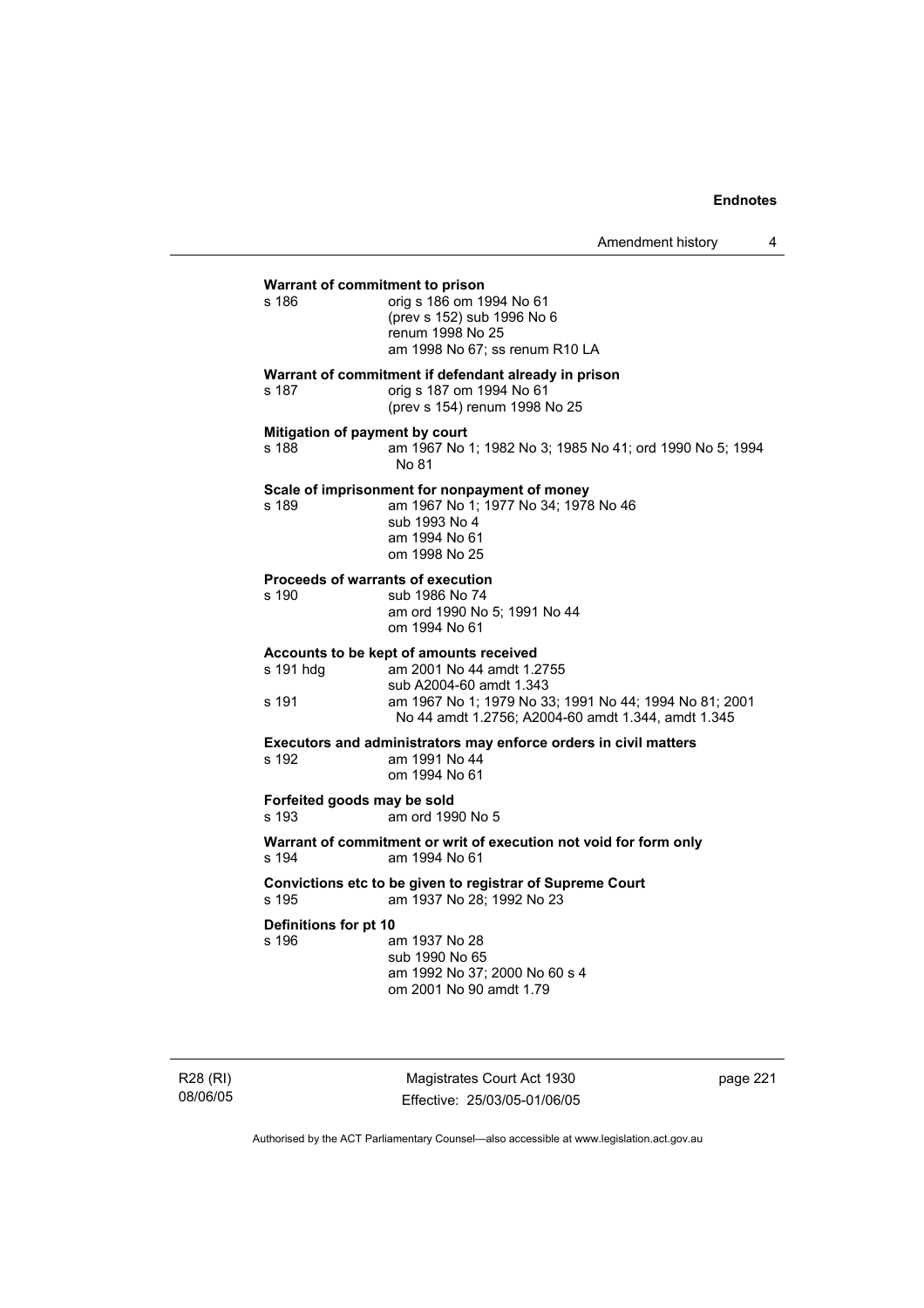**Warrant of commitment to prison**

s 186 orig s 186 om 1994 No 61
(prev s 152) sub 1996 No 6
renum 1998 No 25
am 1998 No 67; ss renum R10 LA

**Warrant of commitment if defendant already in prison**

s 187 orig s 187 om 1994 No 61
(prev s 154) renum 1998 No 25

**Mitigation of payment by court**

s 188 am 1967 No 1; 1982 No 3; 1985 No 41; ord 1990 No 5; 1994 No 81

**Scale of imprisonment for nonpayment of money**

s 189 am 1967 No 1; 1977 No 34; 1978 No 46
sub 1993 No 4
am 1994 No 61
om 1998 No 25

**Proceeds of warrants of execution**

s 190 sub 1986 No 74
am ord 1990 No 5; 1991 No 44
om 1994 No 61

**Accounts to be kept of amounts received**

s 191 hdg am 2001 No 44 amdt 1.2755
sub A2004-60 amdt 1.343

s 191 am 1967 No 1; 1979 No 33; 1991 No 44; 1994 No 81; 2001 No 44 amdt 1.2756; A2004-60 amdt 1.344, amdt 1.345

**Executors and administrators may enforce orders in civil matters**

s 192 am 1991 No 44
om 1994 No 61

**Forfeited goods may be sold**

s 193 am ord 1990 No 5

**Warrant of commitment or writ of execution not void for form only**

s 194 am 1994 No 61

**Convictions etc to be given to registrar of Supreme Court**

s 195 am 1937 No 28; 1992 No 23

**Definitions for pt 10**

s 196 am 1937 No 28
sub 1990 No 65
am 1992 No 37; 2000 No 60 s 4
om 2001 No 90 amdt 1.79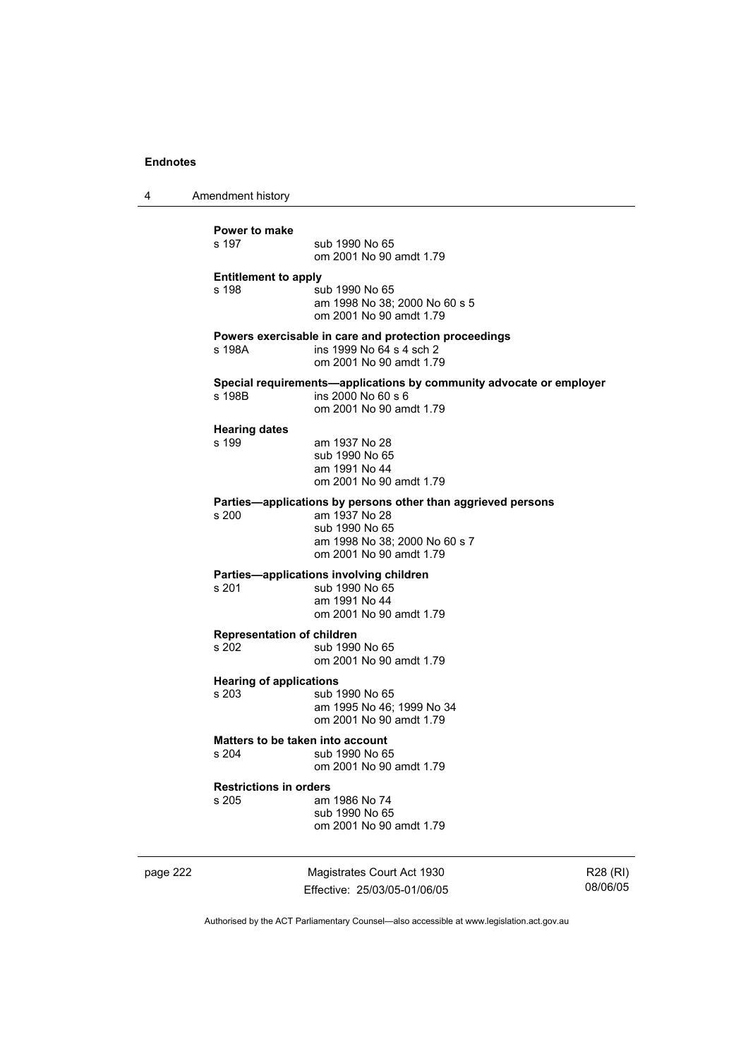**Power to make**

s 197 sub 1990 No 65
om 2001 No 90 amdt 1.79

**Entitlement to apply**

s 198 sub 1990 No 65
am 1998 No 38; 2000 No 60 s 5
om 2001 No 90 amdt 1.79

**Powers exercisable in care and protection proceedings**

s 198A ins 1999 No 64 s 4 sch 2
om 2001 No 90 amdt 1.79

**Special requirements—applications by community advocate or employer**

s 198B ins 2000 No 60 s 6
om 2001 No 90 amdt 1.79

**Hearing dates**

s 199 am 1937 No 28
sub 1990 No 65
am 1991 No 44
om 2001 No 90 amdt 1.79

**Parties—applications by persons other than aggrieved persons**

s 200 am 1937 No 28
sub 1990 No 65
am 1998 No 38; 2000 No 60 s 7
om 2001 No 90 amdt 1.79

**Parties—applications involving children**

s 201 sub 1990 No 65
am 1991 No 44
om 2001 No 90 amdt 1.79

**Representation of children**

s 202 sub 1990 No 65
om 2001 No 90 amdt 1.79

**Hearing of applications**

s 203 sub 1990 No 65
am 1995 No 46; 1999 No 34
om 2001 No 90 amdt 1.79

**Matters to be taken into account**

s 204 sub 1990 No 65
om 2001 No 90 amdt 1.79

**Restrictions in orders**

s 205 am 1986 No 74
sub 1990 No 65
om 2001 No 90 amdt 1.79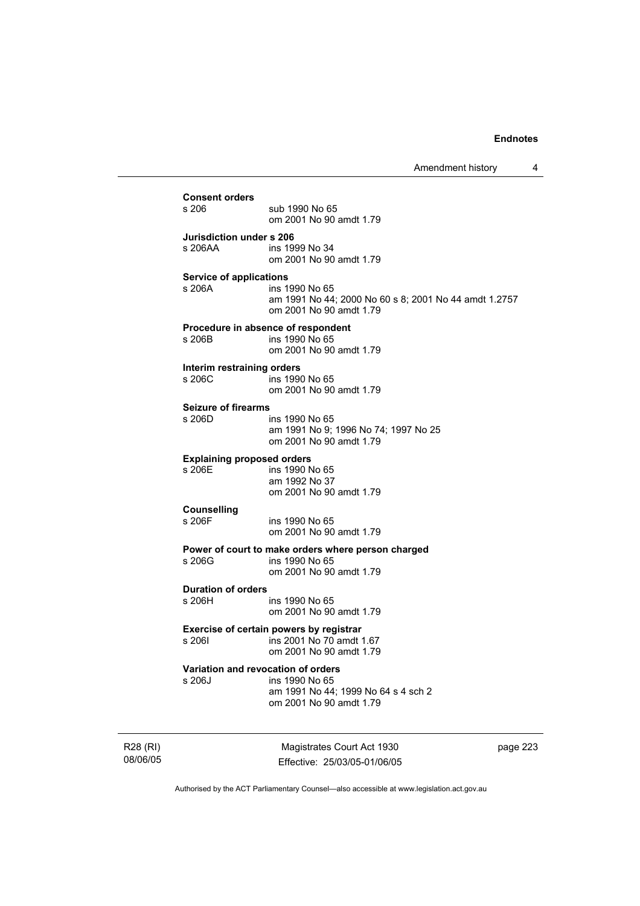**Consent orders**
s 206 sub 1990 No 65
om 2001 No 90 amdt 1.79

**Jurisdiction under s 206**
s 206AA ins 1999 No 34
om 2001 No 90 amdt 1.79

**Service of applications**
s 206A ins 1990 No 65
am 1991 No 44; 2000 No 60 s 8; 2001 No 44 amdt 1.2757
om 2001 No 90 amdt 1.79

**Procedure in absence of respondent**
s 206B ins 1990 No 65
om 2001 No 90 amdt 1.79

**Interim restraining orders**
s 206C ins 1990 No 65
om 2001 No 90 amdt 1.79

**Seizure of firearms**
s 206D ins 1990 No 65
am 1991 No 9; 1996 No 74; 1997 No 25
om 2001 No 90 amdt 1.79

**Explaining proposed orders**
s 206E ins 1990 No 65
am 1992 No 37
om 2001 No 90 amdt 1.79

**Counselling**
s 206F ins 1990 No 65
om 2001 No 90 amdt 1.79

**Power of court to make orders where person charged**
s 206G ins 1990 No 65
om 2001 No 90 amdt 1.79

**Duration of orders**
s 206H ins 1990 No 65
om 2001 No 90 amdt 1.79

**Exercise of certain powers by registrar**
s 206I ins 2001 No 70 amdt 1.67
om 2001 No 90 amdt 1.79

**Variation and revocation of orders**
s 206J ins 1990 No 65
am 1991 No 44; 1999 No 64 s 4 sch 2
om 2001 No 90 amdt 1.79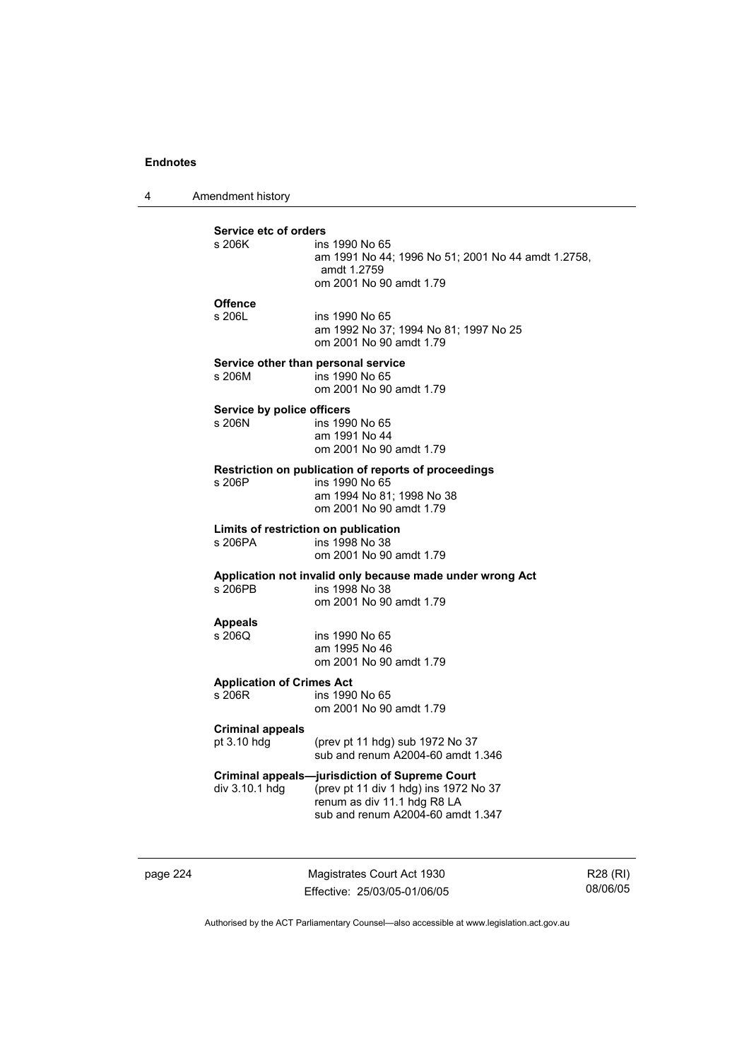**Service etc of orders**

s 206K ins 1990 No 65
am 1991 No 44; 1996 No 51; 2001 No 44 amdt 1.2758, amdt 1.2759
om 2001 No 90 amdt 1.79

**Offence**

s 206L ins 1990 No 65
am 1992 No 37; 1994 No 81; 1997 No 25
om 2001 No 90 amdt 1.79

**Service other than personal service**

s 206M ins 1990 No 65
om 2001 No 90 amdt 1.79

**Service by police officers**

s 206N ins 1990 No 65
am 1991 No 44
om 2001 No 90 amdt 1.79

**Restriction on publication of reports of proceedings**

s 206P ins 1990 No 65
am 1994 No 81; 1998 No 38
om 2001 No 90 amdt 1.79

**Limits of restriction on publication**

s 206PA ins 1998 No 38
om 2001 No 90 amdt 1.79

**Application not invalid only because made under wrong Act**

s 206PB ins 1998 No 38
om 2001 No 90 amdt 1.79

**Appeals**

s 206Q ins 1990 No 65
am 1995 No 46
om 2001 No 90 amdt 1.79

**Application of Crimes Act**

s 206R ins 1990 No 65
om 2001 No 90 amdt 1.79

**Criminal appeals**

pt 3.10 hdg (prev pt 11 hdg) sub 1972 No 37
sub and renum A2004-60 amdt 1.346

**Criminal appeals—jurisdiction of Supreme Court**

div 3.10.1 hdg (prev pt 11 div 1 hdg) ins 1972 No 37
renum as div 11.1 hdg R8 LA
sub and renum A2004-60 amdt 1.347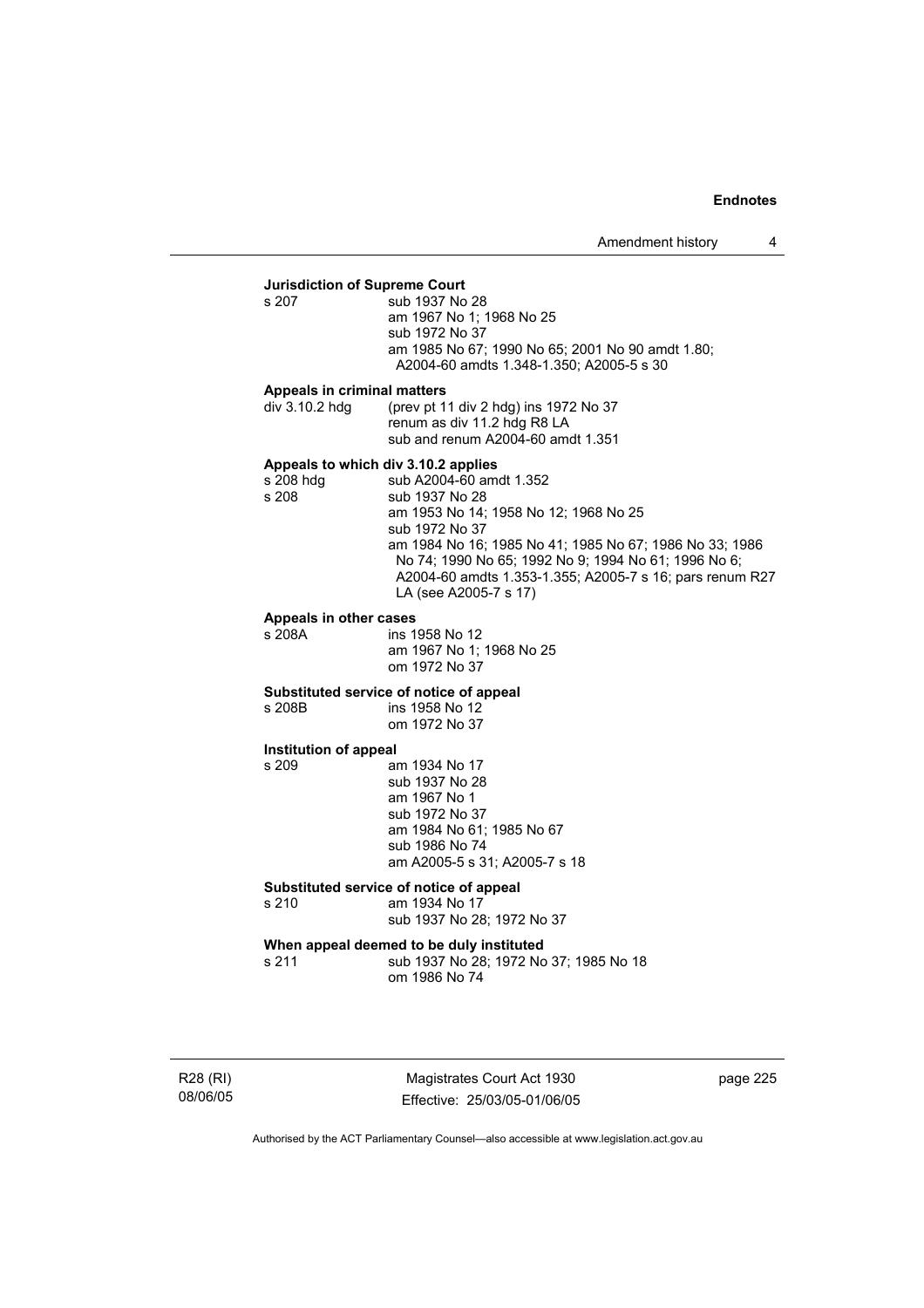**Jurisdiction of Supreme Court**

s 207 sub 1937 No 28
am 1967 No 1; 1968 No 25
sub 1972 No 37
am 1985 No 67; 1990 No 65; 2001 No 90 amdt 1.80; A2004-60 amdts 1.348-1.350; A2005-5 s 30

**Appeals in criminal matters**

div 3.10.2 hdg (prev pt 11 div 2 hdg) ins 1972 No 37
renum as div 11.2 hdg R8 LA
sub and renum A2004-60 amdt 1.351

**Appeals to which div 3.10.2 applies**

s 208 hdg sub A2004-60 amdt 1.352
s 208 sub 1937 No 28
am 1953 No 14; 1958 No 12; 1968 No 25
sub 1972 No 37
am 1984 No 16; 1985 No 41; 1985 No 67; 1986 No 33; 1986 No 74; 1990 No 65; 1992 No 9; 1994 No 61; 1996 No 6; A2004-60 amdts 1.353-1.355; A2005-7 s 16; pars renum R27 LA (see A2005-7 s 17)

**Appeals in other cases**

s 208A ins 1958 No 12
am 1967 No 1; 1968 No 25
om 1972 No 37

**Substituted service of notice of appeal**

s 208B ins 1958 No 12
om 1972 No 37

**Institution of appeal**

s 209 am 1934 No 17
sub 1937 No 28
am 1967 No 1
sub 1972 No 37
am 1984 No 61; 1985 No 67
sub 1986 No 74
am A2005-5 s 31; A2005-7 s 18

**Substituted service of notice of appeal**

s 210 am 1934 No 17
sub 1937 No 28; 1972 No 37

**When appeal deemed to be duly instituted**

s 211 sub 1937 No 28; 1972 No 37; 1985 No 18
om 1986 No 74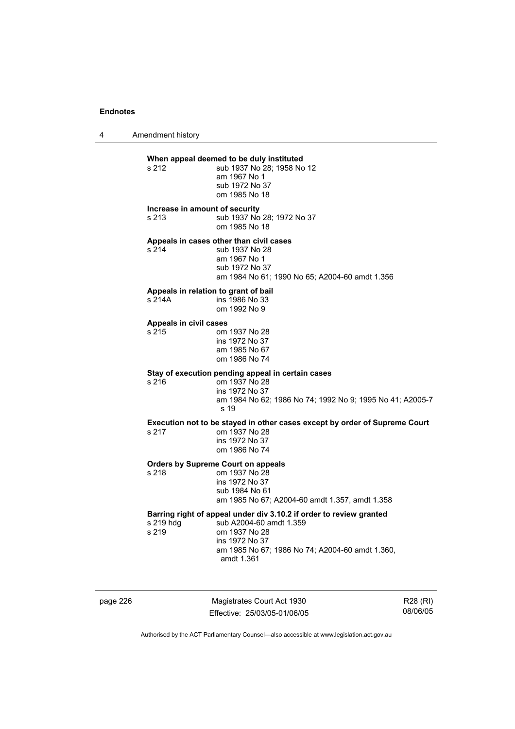**When appeal deemed to be duly instituted**

s 212 sub 1937 No 28; 1958 No 12
am 1967 No 1
sub 1972 No 37
om 1985 No 18

**Increase in amount of security**

s 213 sub 1937 No 28; 1972 No 37
om 1985 No 18

**Appeals in cases other than civil cases**

s 214 sub 1937 No 28
am 1967 No 1
sub 1972 No 37
am 1984 No 61; 1990 No 65; A2004-60 amdt 1.356

**Appeals in relation to grant of bail**

s 214A ins 1986 No 33
om 1992 No 9

**Appeals in civil cases**

s 215 om 1937 No 28
ins 1972 No 37
am 1985 No 67
om 1986 No 74

**Stay of execution pending appeal in certain cases**

s 216 om 1937 No 28
ins 1972 No 37
am 1984 No 62; 1986 No 74; 1992 No 9; 1995 No 41; A2005-7 s 19

**Execution not to be stayed in other cases except by order of Supreme Court**

s 217 om 1937 No 28
ins 1972 No 37
om 1986 No 74

**Orders by Supreme Court on appeals**

s 218 om 1937 No 28
ins 1972 No 37
sub 1984 No 61
am 1985 No 67; A2004-60 amdt 1.357, amdt 1.358

**Barring right of appeal under div 3.10.2 if order to review granted**

s 219 hdg sub A2004-60 amdt 1.359
s 219 om 1937 No 28
ins 1972 No 37
am 1985 No 67; 1986 No 74; A2004-60 amdt 1.360, amdt 1.361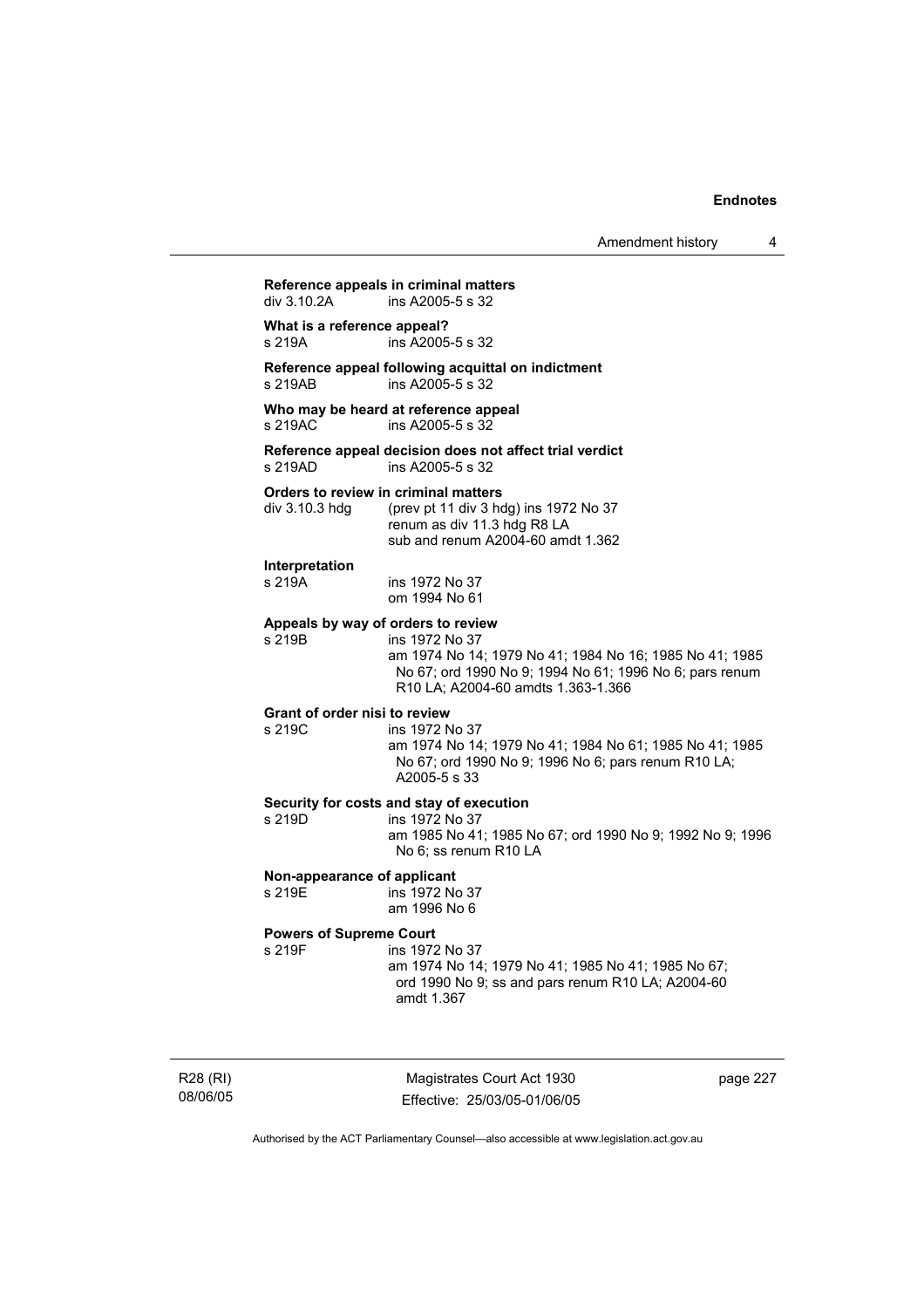**Reference appeals in criminal matters**
div 3.10.2A ins A2005-5 s 32

**What is a reference appeal?**
s 219A ins A2005-5 s 32

**Reference appeal following acquittal on indictment**
s 219AB ins A2005-5 s 32

**Who may be heard at reference appeal**
s 219AC ins A2005-5 s 32

**Reference appeal decision does not affect trial verdict**
s 219AD ins A2005-5 s 32

**Orders to review in criminal matters**
div 3.10.3 hdg (prev pt 11 div 3 hdg) ins 1972 No 37
renum as div 11.3 hdg R8 LA
sub and renum A2004-60 amdt 1.362

**Interpretation**
s 219A ins 1972 No 37
om 1994 No 61

**Appeals by way of orders to review**
s 219B ins 1972 No 37
am 1974 No 14; 1979 No 41; 1984 No 16; 1985 No 41; 1985 No 67; ord 1990 No 9; 1994 No 61; 1996 No 6; pars renum R10 LA; A2004-60 amdts 1.363-1.366

**Grant of order nisi to review**
s 219C ins 1972 No 37
am 1974 No 14; 1979 No 41; 1984 No 61; 1985 No 41; 1985 No 67; ord 1990 No 9; 1996 No 6; pars renum R10 LA; A2005-5 s 33

**Security for costs and stay of execution**
s 219D ins 1972 No 37
am 1985 No 41; 1985 No 67; ord 1990 No 9; 1992 No 9; 1996 No 6; ss renum R10 LA

**Non-appearance of applicant**
s 219E ins 1972 No 37
am 1996 No 6

**Powers of Supreme Court**
s 219F ins 1972 No 37
am 1974 No 14; 1979 No 41; 1985 No 41; 1985 No 67; ord 1990 No 9; ss and pars renum R10 LA; A2004-60 amdt 1.367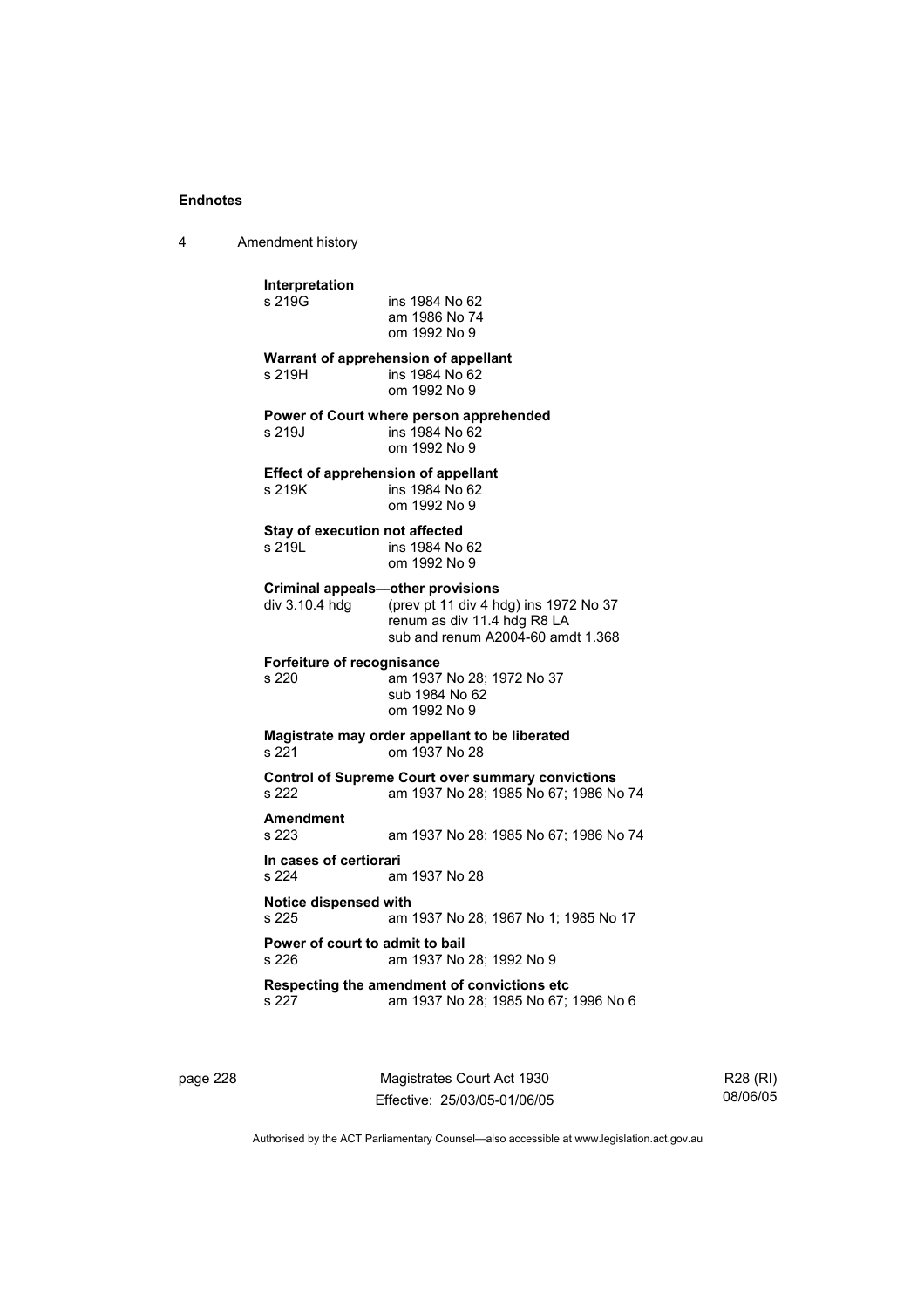**Interpretation**
s 219G ins 1984 No 62
am 1986 No 74
om 1992 No 9

**Warrant of apprehension of appellant**
s 219H ins 1984 No 62
om 1992 No 9

**Power of Court where person apprehended**
s 219J ins 1984 No 62
om 1992 No 9

**Effect of apprehension of appellant**
s 219K ins 1984 No 62
om 1992 No 9

**Stay of execution not affected**
s 219L ins 1984 No 62
om 1992 No 9

**Criminal appeals—other provisions**
div 3.10.4 hdg (prev pt 11 div 4 hdg) ins 1972 No 37
renum as div 11.4 hdg R8 LA
sub and renum A2004-60 amdt 1.368

**Forfeiture of recognisance**
s 220 am 1937 No 28; 1972 No 37
sub 1984 No 62
om 1992 No 9

**Magistrate may order appellant to be liberated**
s 221 om 1937 No 28

**Control of Supreme Court over summary convictions**
s 222 am 1937 No 28; 1985 No 67; 1986 No 74

**Amendment**
s 223 am 1937 No 28; 1985 No 67; 1986 No 74

**In cases of certiorari**
s 224 am 1937 No 28

**Notice dispensed with**
s 225 am 1937 No 28; 1967 No 1; 1985 No 17

**Power of court to admit to bail**
s 226 am 1937 No 28; 1992 No 9

**Respecting the amendment of convictions etc**
s 227 am 1937 No 28; 1985 No 67; 1996 No 6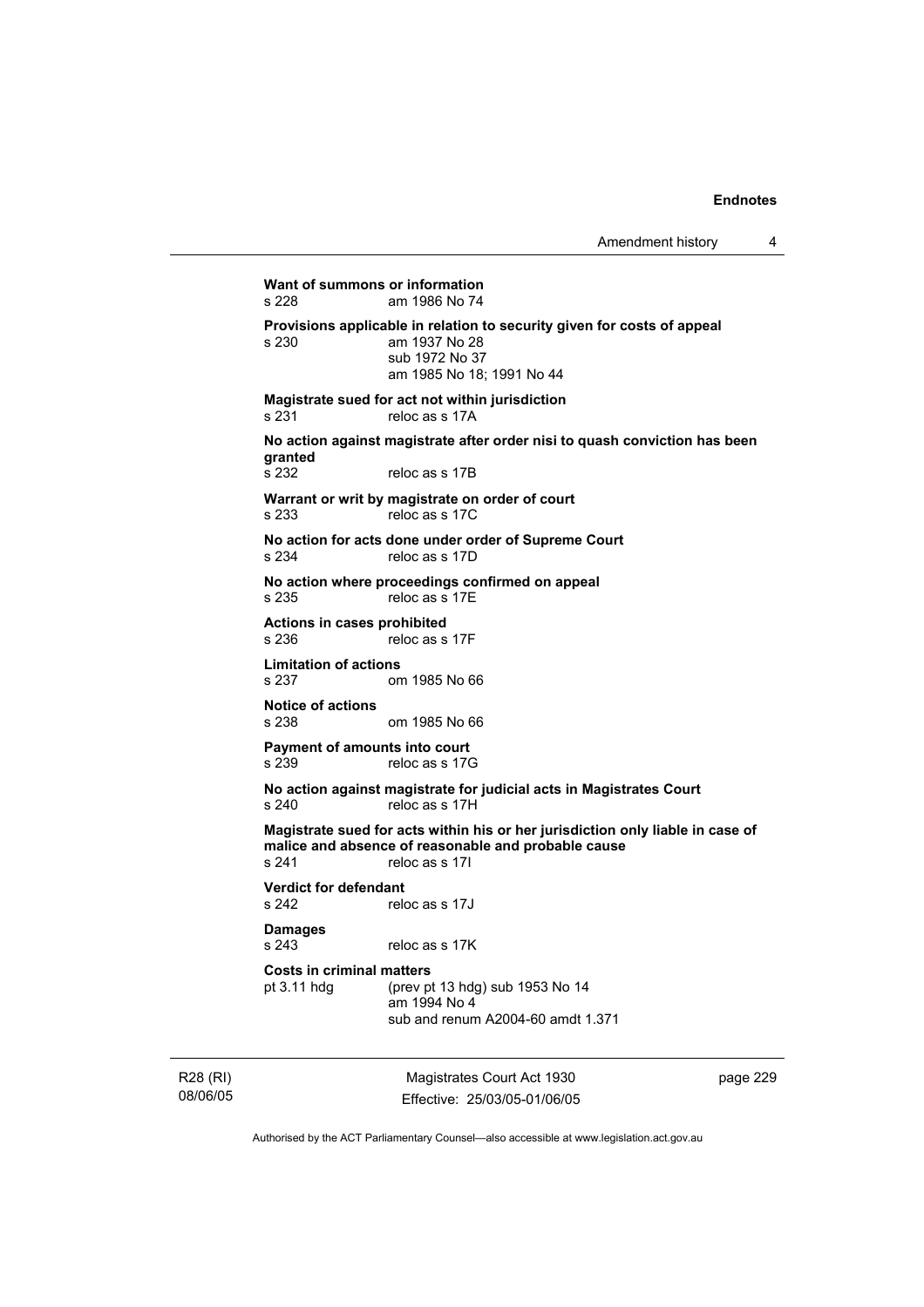**Want of summons or information**
s 228 am 1986 No 74

**Provisions applicable in relation to security given for costs of appeal**
s 230 am 1937 No 28
sub 1972 No 37
am 1985 No 18; 1991 No 44

**Magistrate sued for act not within jurisdiction**
s 231 reloc as s 17A

**No action against magistrate after order nisi to quash conviction has been granted**
s 232 reloc as s 17B

**Warrant or writ by magistrate on order of court**
s 233 reloc as s 17C

**No action for acts done under order of Supreme Court**
s 234 reloc as s 17D

**No action where proceedings confirmed on appeal**
s 235 reloc as s 17E

**Actions in cases prohibited**
s 236 reloc as s 17F

**Limitation of actions**
s 237 om 1985 No 66

**Notice of actions**
s 238 om 1985 No 66

**Payment of amounts into court**
s 239 reloc as s 17G

**No action against magistrate for judicial acts in Magistrates Court**
s 240 reloc as s 17H

**Magistrate sued for acts within his or her jurisdiction only liable in case of malice and absence of reasonable and probable cause**
s 241 reloc as s 17I

**Verdict for defendant**
s 242 reloc as s 17J

**Damages**
s 243 reloc as s 17K

**Costs in criminal matters**
pt 3.11 hdg (prev pt 13 hdg) sub 1953 No 14
am 1994 No 4
sub and renum A2004-60 amdt 1.371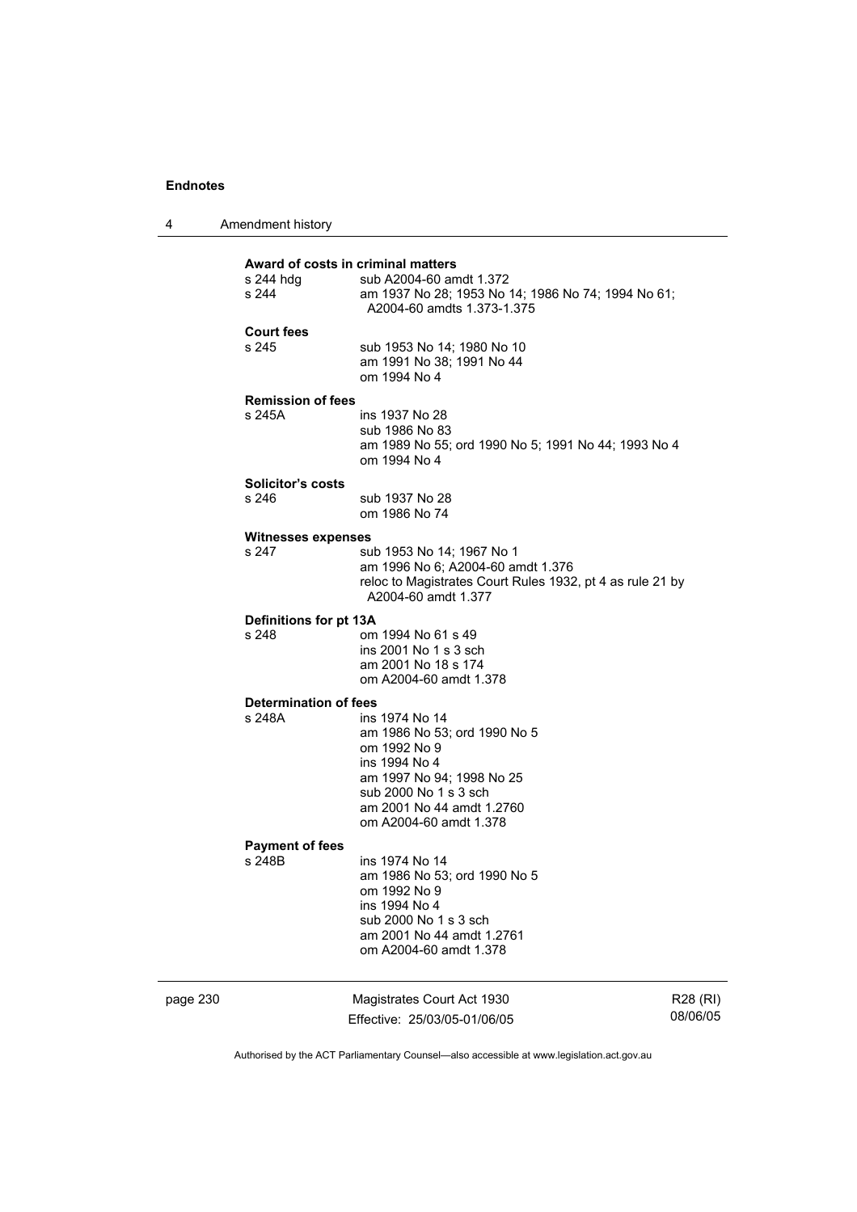**Award of costs in criminal matters**

s 244 hdg sub A2004-60 amdt 1.372

s 244 am 1937 No 28; 1953 No 14; 1986 No 74; 1994 No 61; A2004-60 amdts 1.373-1.375

**Court fees**

s 245 sub 1953 No 14; 1980 No 10
am 1991 No 38; 1991 No 44
om 1994 No 4

**Remission of fees**

s 245A ins 1937 No 28
sub 1986 No 83
am 1989 No 55; ord 1990 No 5; 1991 No 44; 1993 No 4
om 1994 No 4

**Solicitor's costs**

s 246 sub 1937 No 28
om 1986 No 74

**Witnesses expenses**

s 247 sub 1953 No 14; 1967 No 1
am 1996 No 6; A2004-60 amdt 1.376
reloc to Magistrates Court Rules 1932, pt 4 as rule 21 by A2004-60 amdt 1.377

**Definitions for pt 13A**

s 248 om 1994 No 61 s 49
ins 2001 No 1 s 3 sch
am 2001 No 18 s 174
om A2004-60 amdt 1.378

**Determination of fees**

s 248A ins 1974 No 14
am 1986 No 53; ord 1990 No 5
om 1992 No 9
ins 1994 No 4
am 1997 No 94; 1998 No 25
sub 2000 No 1 s 3 sch
am 2001 No 44 amdt 1.2760
om A2004-60 amdt 1.378

**Payment of fees**

s 248B ins 1974 No 14
am 1986 No 53; ord 1990 No 5
om 1992 No 9
ins 1994 No 4
sub 2000 No 1 s 3 sch
am 2001 No 44 amdt 1.2761
om A2004-60 amdt 1.378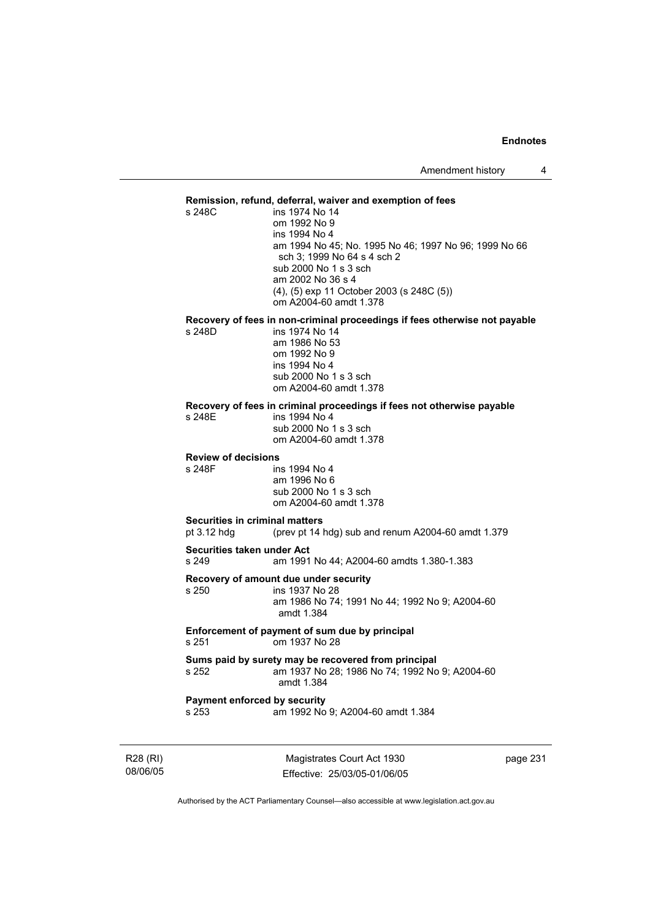**Remission, refund, deferral, waiver and exemption of fees**

s 248C ins 1974 No 14
om 1992 No 9
ins 1994 No 4
am 1994 No 45; No. 1995 No 46; 1997 No 96; 1999 No 66 sch 3; 1999 No 64 s 4 sch 2
sub 2000 No 1 s 3 sch
am 2002 No 36 s 4
(4), (5) exp 11 October 2003 (s 248C (5))
om A2004-60 amdt 1.378

**Recovery of fees in non-criminal proceedings if fees otherwise not payable**

s 248D ins 1974 No 14
am 1986 No 53
om 1992 No 9
ins 1994 No 4
sub 2000 No 1 s 3 sch
om A2004-60 amdt 1.378

**Recovery of fees in criminal proceedings if fees not otherwise payable**

s 248E ins 1994 No 4
sub 2000 No 1 s 3 sch
om A2004-60 amdt 1.378

**Review of decisions**

s 248F ins 1994 No 4
am 1996 No 6
sub 2000 No 1 s 3 sch
om A2004-60 amdt 1.378

**Securities in criminal matters**

pt 3.12 hdg (prev pt 14 hdg) sub and renum A2004-60 amdt 1.379

**Securities taken under Act**

s 249 am 1991 No 44; A2004-60 amdts 1.380-1.383

**Recovery of amount due under security**

s 250 ins 1937 No 28
am 1986 No 74; 1991 No 44; 1992 No 9; A2004-60 amdt 1.384

**Enforcement of payment of sum due by principal**

s 251 om 1937 No 28

**Sums paid by surety may be recovered from principal**

s 252 am 1937 No 28; 1986 No 74; 1992 No 9; A2004-60 amdt 1.384

**Payment enforced by security**

s 253 am 1992 No 9; A2004-60 amdt 1.384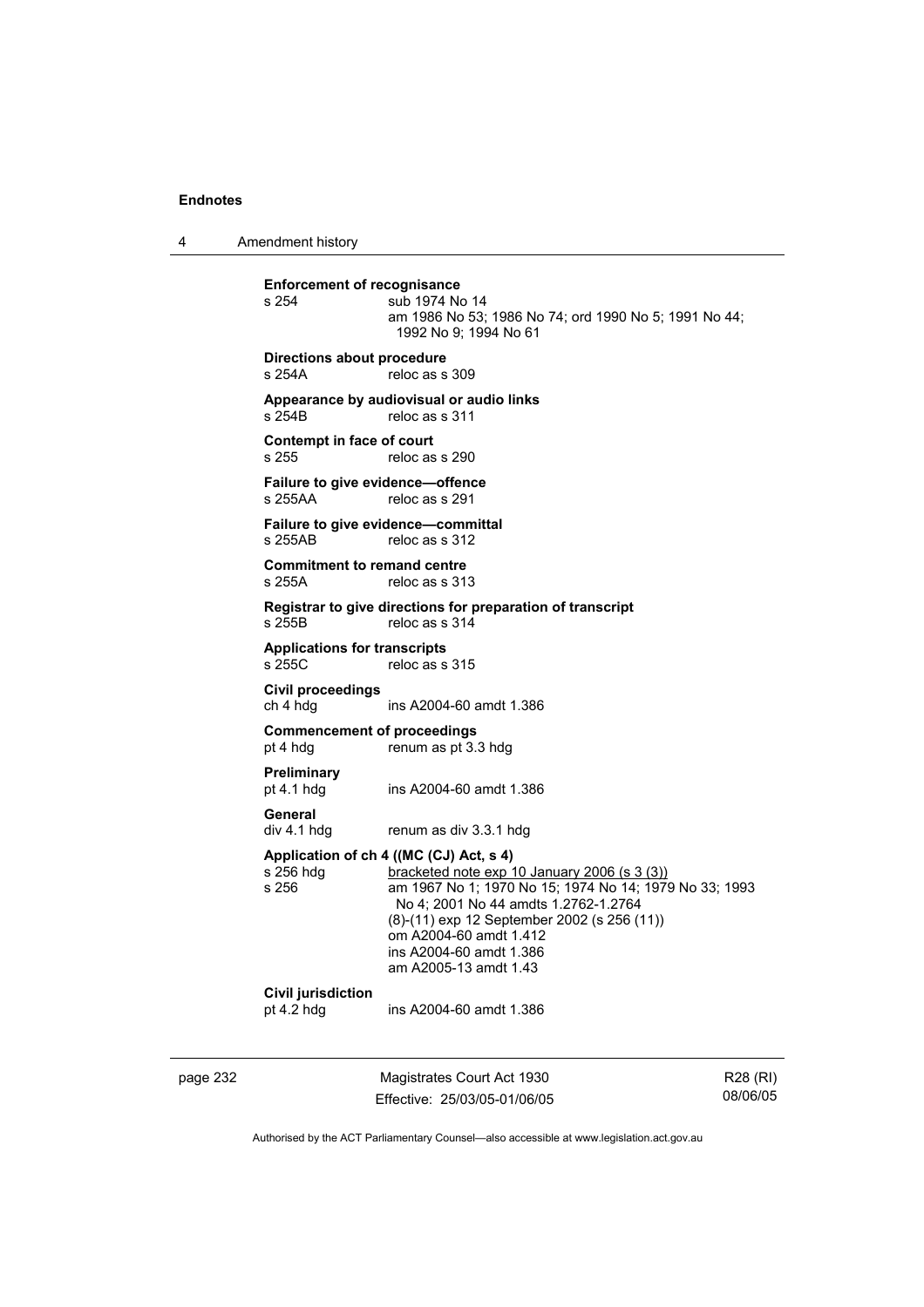**Enforcement of recognisance**
s 254 — sub 1974 No 14
am 1986 No 53; 1986 No 74; ord 1990 No 5; 1991 No 44; 1992 No 9; 1994 No 61

**Directions about procedure**
s 254A — reloc as s 309

**Appearance by audiovisual or audio links**
s 254B — reloc as s 311

**Contempt in face of court**
s 255 — reloc as s 290

**Failure to give evidence—offence**
s 255AA — reloc as s 291

**Failure to give evidence—committal**
s 255AB — reloc as s 312

**Commitment to remand centre**
s 255A — reloc as s 313

**Registrar to give directions for preparation of transcript**
s 255B — reloc as s 314

**Applications for transcripts**
s 255C — reloc as s 315

**Civil proceedings**
ch 4 hdg — ins A2004-60 amdt 1.386

**Commencement of proceedings**
pt 4 hdg — renum as pt 3.3 hdg

**Preliminary**
pt 4.1 hdg — ins A2004-60 amdt 1.386

**General**
div 4.1 hdg — renum as div 3.3.1 hdg

**Application of ch 4 ((MC (CJ) Act, s 4)**
s 256 hdg — bracketed note exp 10 January 2006 (s 3 (3))
s 256 — am 1967 No 1; 1970 No 15; 1974 No 14; 1979 No 33; 1993 No 4; 2001 No 44 amdts 1.2762-1.2764
(8)-(11) exp 12 September 2002 (s 256 (11))
om A2004-60 amdt 1.412
ins A2004-60 amdt 1.386
am A2005-13 amdt 1.43

**Civil jurisdiction**
pt 4.2 hdg — ins A2004-60 amdt 1.386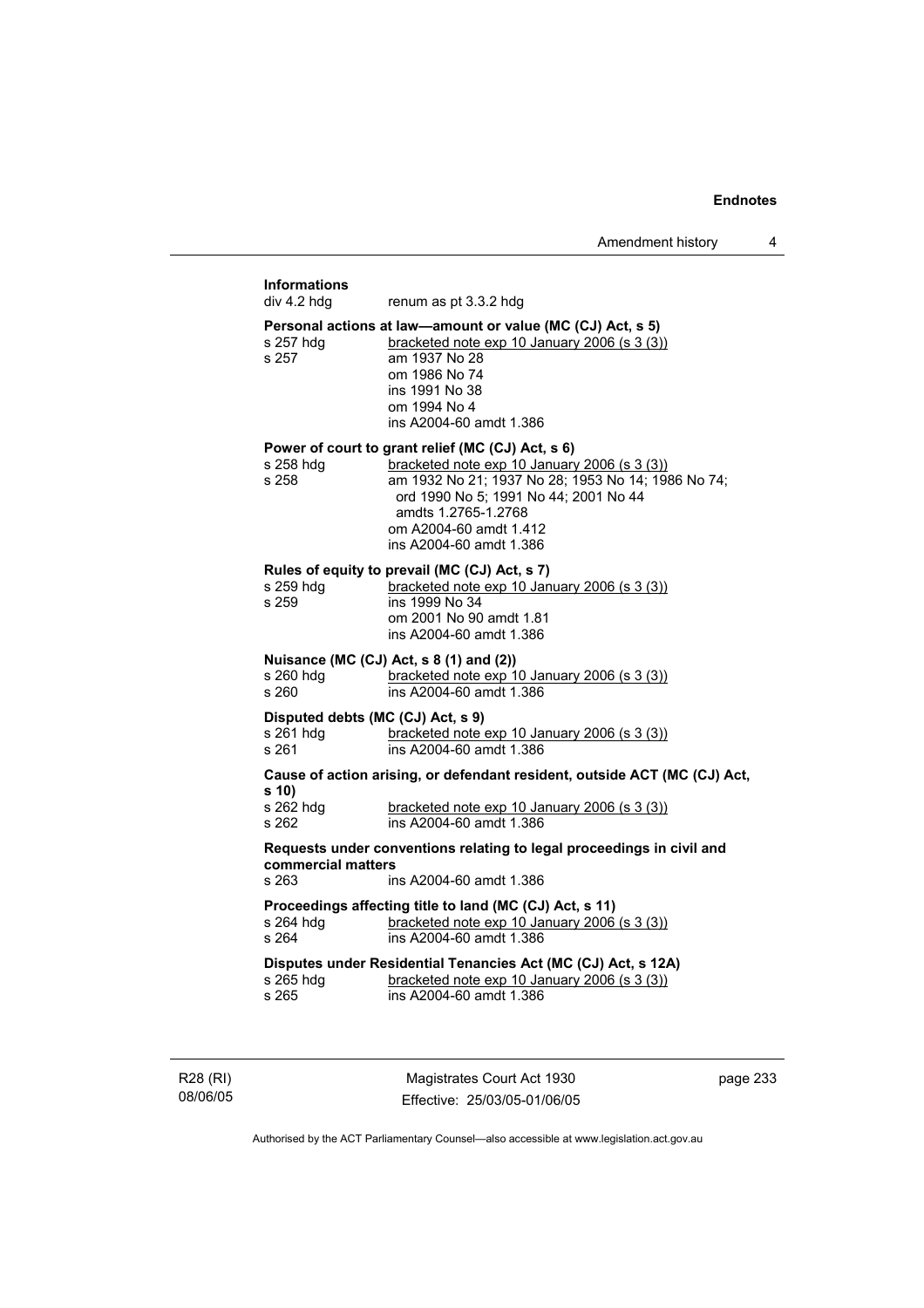**Informations**

div 4.2 hdg renum as pt 3.3.2 hdg

**Personal actions at law—amount or value (MC (CJ) Act, s 5)**

s 257 hdg bracketed note exp 10 January 2006 (s 3 (3))
s 257 am 1937 No 28
om 1986 No 74
ins 1991 No 38
om 1994 No 4
ins A2004-60 amdt 1.386

**Power of court to grant relief (MC (CJ) Act, s 6)**

s 258 hdg bracketed note exp 10 January 2006 (s 3 (3))
s 258 am 1932 No 21; 1937 No 28; 1953 No 14; 1986 No 74; ord 1990 No 5; 1991 No 44; 2001 No 44 amdts 1.2765-1.2768
om A2004-60 amdt 1.412
ins A2004-60 amdt 1.386

**Rules of equity to prevail (MC (CJ) Act, s 7)**

s 259 hdg bracketed note exp 10 January 2006 (s 3 (3))
s 259 ins 1999 No 34
om 2001 No 90 amdt 1.81
ins A2004-60 amdt 1.386

**Nuisance (MC (CJ) Act, s 8 (1) and (2))**

s 260 hdg bracketed note exp 10 January 2006 (s 3 (3))
s 260 ins A2004-60 amdt 1.386

**Disputed debts (MC (CJ) Act, s 9)**

s 261 hdg bracketed note exp 10 January 2006 (s 3 (3))
s 261 ins A2004-60 amdt 1.386

**Cause of action arising, or defendant resident, outside ACT (MC (CJ) Act, s 10)**

s 262 hdg bracketed note exp 10 January 2006 (s 3 (3))
s 262 ins A2004-60 amdt 1.386

**Requests under conventions relating to legal proceedings in civil and commercial matters**

s 263 ins A2004-60 amdt 1.386

**Proceedings affecting title to land (MC (CJ) Act, s 11)**

s 264 hdg bracketed note exp 10 January 2006 (s 3 (3))
s 264 ins A2004-60 amdt 1.386

**Disputes under Residential Tenancies Act (MC (CJ) Act, s 12A)**

s 265 hdg bracketed note exp 10 January 2006 (s 3 (3))
s 265 ins A2004-60 amdt 1.386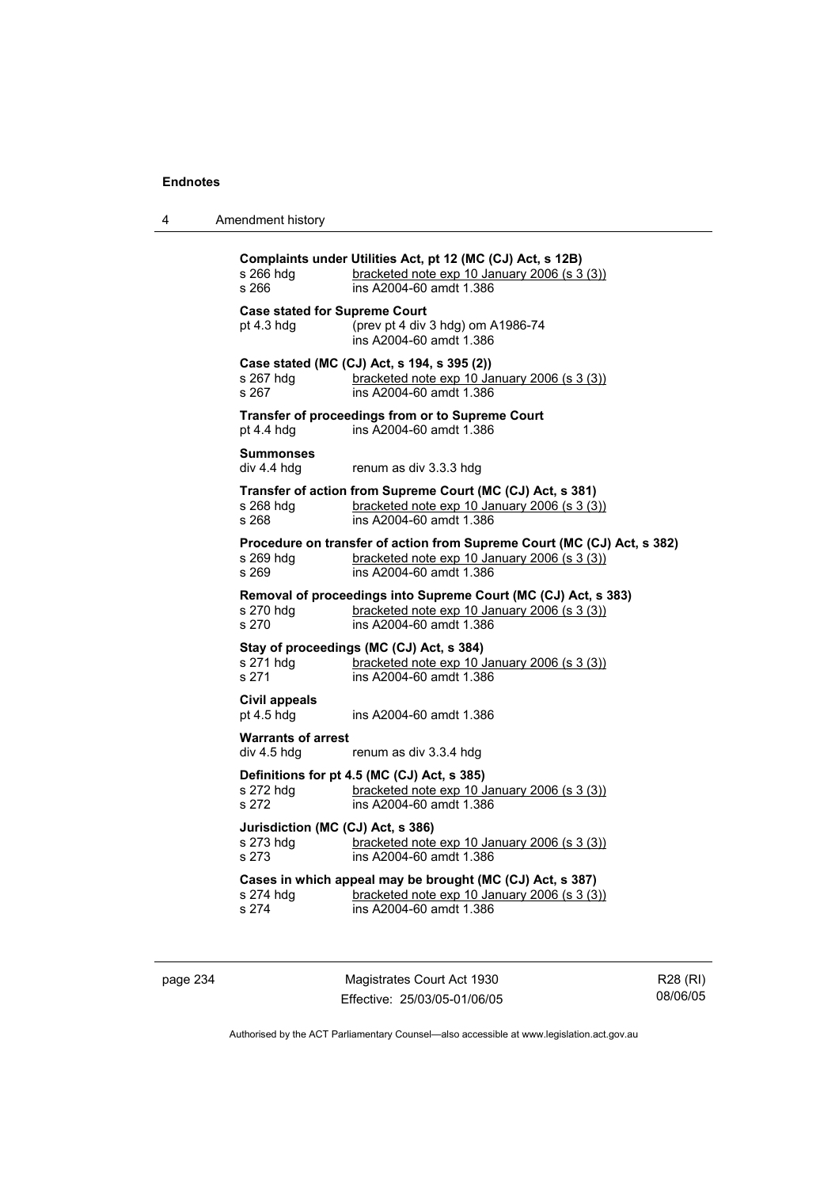**Complaints under Utilities Act, pt 12 (MC (CJ) Act, s 12B)**

s 266 hdg — bracketed note exp 10 January 2006 (s 3 (3))
s 266 — ins A2004-60 amdt 1.386

**Case stated for Supreme Court**

pt 4.3 hdg — (prev pt 4 div 3 hdg) om A1986-74
ins A2004-60 amdt 1.386

**Case stated (MC (CJ) Act, s 194, s 395 (2))**

s 267 hdg — bracketed note exp 10 January 2006 (s 3 (3))
s 267 — ins A2004-60 amdt 1.386

**Transfer of proceedings from or to Supreme Court**

pt 4.4 hdg — ins A2004-60 amdt 1.386

**Summonses**

div 4.4 hdg — renum as div 3.3.3 hdg

**Transfer of action from Supreme Court (MC (CJ) Act, s 381)**

s 268 hdg — bracketed note exp 10 January 2006 (s 3 (3))
s 268 — ins A2004-60 amdt 1.386

**Procedure on transfer of action from Supreme Court (MC (CJ) Act, s 382)**

s 269 hdg — bracketed note exp 10 January 2006 (s 3 (3))
s 269 — ins A2004-60 amdt 1.386

**Removal of proceedings into Supreme Court (MC (CJ) Act, s 383)**

s 270 hdg — bracketed note exp 10 January 2006 (s 3 (3))
s 270 — ins A2004-60 amdt 1.386

**Stay of proceedings (MC (CJ) Act, s 384)**

s 271 hdg — bracketed note exp 10 January 2006 (s 3 (3))
s 271 — ins A2004-60 amdt 1.386

**Civil appeals**

pt 4.5 hdg — ins A2004-60 amdt 1.386

**Warrants of arrest**

div 4.5 hdg — renum as div 3.3.4 hdg

**Definitions for pt 4.5 (MC (CJ) Act, s 385)**

s 272 hdg — bracketed note exp 10 January 2006 (s 3 (3))
s 272 — ins A2004-60 amdt 1.386

**Jurisdiction (MC (CJ) Act, s 386)**

s 273 hdg — bracketed note exp 10 January 2006 (s 3 (3))
s 273 — ins A2004-60 amdt 1.386

**Cases in which appeal may be brought (MC (CJ) Act, s 387)**

s 274 hdg — bracketed note exp 10 January 2006 (s 3 (3))
s 274 — ins A2004-60 amdt 1.386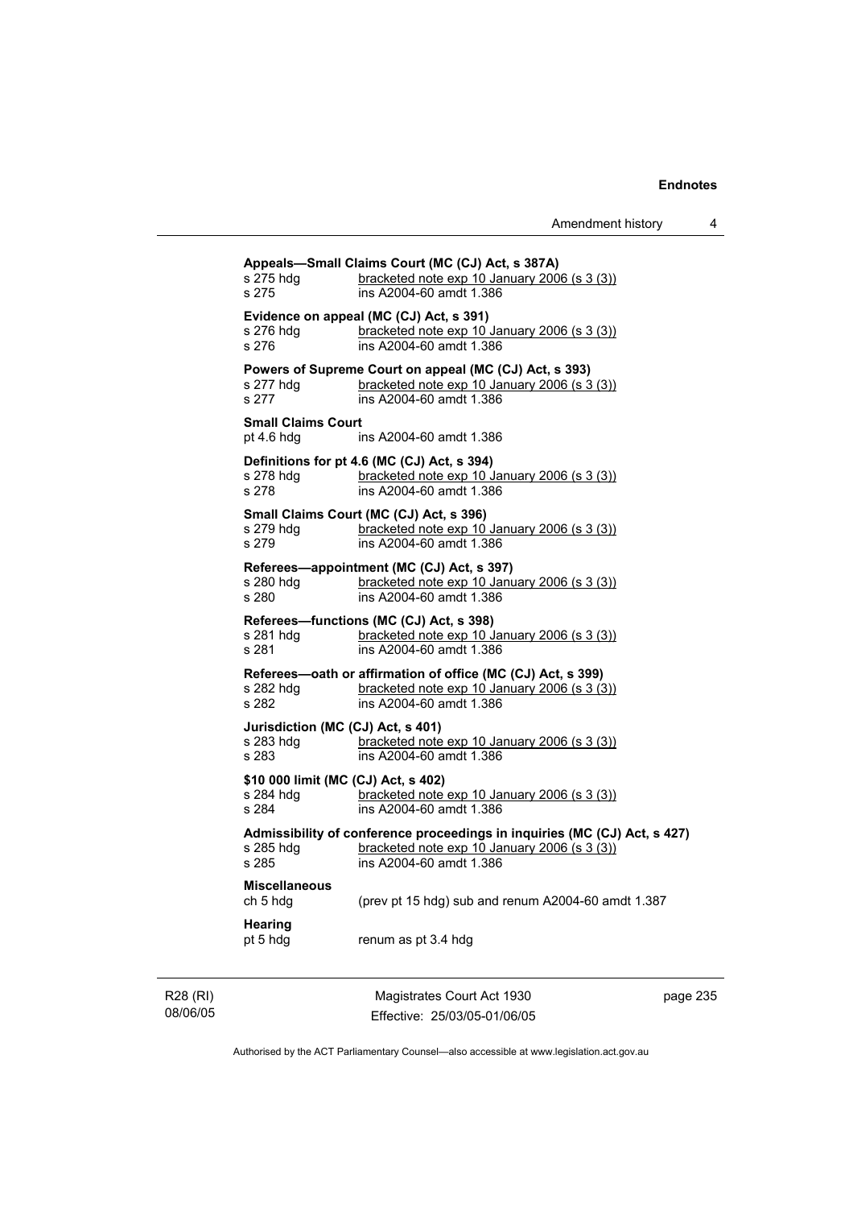**Appeals—Small Claims Court (MC (CJ) Act, s 387A)**

s 275 hdg bracketed note exp 10 January 2006 (s 3 (3))
s 275 ins A2004-60 amdt 1.386

**Evidence on appeal (MC (CJ) Act, s 391)**

s 276 hdg bracketed note exp 10 January 2006 (s 3 (3))
s 276 ins A2004-60 amdt 1.386

**Powers of Supreme Court on appeal (MC (CJ) Act, s 393)**

s 277 hdg bracketed note exp 10 January 2006 (s 3 (3))
s 277 ins A2004-60 amdt 1.386

**Small Claims Court**

pt 4.6 hdg ins A2004-60 amdt 1.386

**Definitions for pt 4.6 (MC (CJ) Act, s 394)**

s 278 hdg bracketed note exp 10 January 2006 (s 3 (3))
s 278 ins A2004-60 amdt 1.386

**Small Claims Court (MC (CJ) Act, s 396)**

s 279 hdg bracketed note exp 10 January 2006 (s 3 (3))
s 279 ins A2004-60 amdt 1.386

**Referees—appointment (MC (CJ) Act, s 397)**

s 280 hdg bracketed note exp 10 January 2006 (s 3 (3))
s 280 ins A2004-60 amdt 1.386

**Referees—functions (MC (CJ) Act, s 398)**

s 281 hdg bracketed note exp 10 January 2006 (s 3 (3))
s 281 ins A2004-60 amdt 1.386

**Referees—oath or affirmation of office (MC (CJ) Act, s 399)**

s 282 hdg bracketed note exp 10 January 2006 (s 3 (3))
s 282 ins A2004-60 amdt 1.386

**Jurisdiction (MC (CJ) Act, s 401)**

s 283 hdg bracketed note exp 10 January 2006 (s 3 (3))
s 283 ins A2004-60 amdt 1.386

**$10 000 limit (MC (CJ) Act, s 402)**

s 284 hdg bracketed note exp 10 January 2006 (s 3 (3))
s 284 ins A2004-60 amdt 1.386

**Admissibility of conference proceedings in inquiries (MC (CJ) Act, s 427)**

s 285 hdg bracketed note exp 10 January 2006 (s 3 (3))
s 285 ins A2004-60 amdt 1.386

**Miscellaneous**

ch 5 hdg (prev pt 15 hdg) sub and renum A2004-60 amdt 1.387

**Hearing**

pt 5 hdg renum as pt 3.4 hdg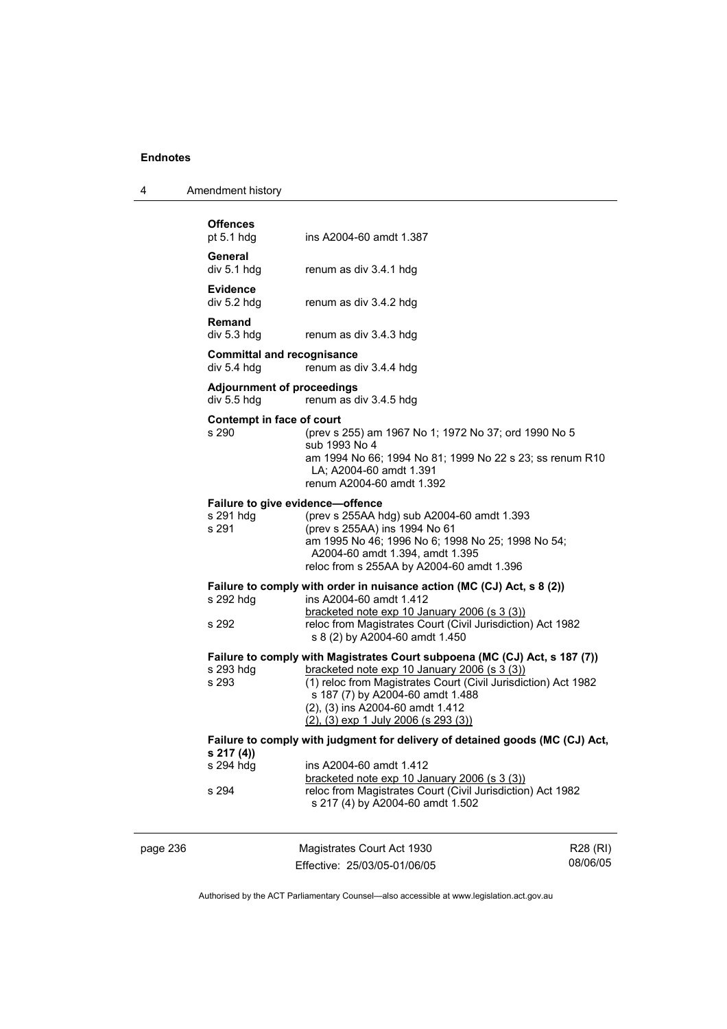**Offences**
pt 5.1 hdg ins A2004-60 amdt 1.387

**General**
div 5.1 hdg renum as div 3.4.1 hdg

**Evidence**
div 5.2 hdg renum as div 3.4.2 hdg

**Remand**
div 5.3 hdg renum as div 3.4.3 hdg

**Committal and recognisance**
div 5.4 hdg renum as div 3.4.4 hdg

**Adjournment of proceedings**
div 5.5 hdg renum as div 3.4.5 hdg

**Contempt in face of court**
s 290 (prev s 255) am 1967 No 1; 1972 No 37; ord 1990 No 5
sub 1993 No 4
am 1994 No 66; 1994 No 81; 1999 No 22 s 23; ss renum R10 LA; A2004-60 amdt 1.391
renum A2004-60 amdt 1.392

**Failure to give evidence—offence**
s 291 hdg (prev s 255AA hdg) sub A2004-60 amdt 1.393
s 291 (prev s 255AA) ins 1994 No 61
am 1995 No 46; 1996 No 6; 1998 No 25; 1998 No 54; A2004-60 amdt 1.394, amdt 1.395
reloc from s 255AA by A2004-60 amdt 1.396

**Failure to comply with order in nuisance action (MC (CJ) Act, s 8 (2))**
s 292 hdg ins A2004-60 amdt 1.412
bracketed note exp 10 January 2006 (s 3 (3))
s 292 reloc from Magistrates Court (Civil Jurisdiction) Act 1982 s 8 (2) by A2004-60 amdt 1.450

**Failure to comply with Magistrates Court subpoena (MC (CJ) Act, s 187 (7))**
s 293 hdg bracketed note exp 10 January 2006 (s 3 (3))
s 293 (1) reloc from Magistrates Court (Civil Jurisdiction) Act 1982 s 187 (7) by A2004-60 amdt 1.488
(2), (3) ins A2004-60 amdt 1.412
(2), (3) exp 1 July 2006 (s 293 (3))

**Failure to comply with judgment for delivery of detained goods (MC (CJ) Act, s 217 (4))**
s 294 hdg ins A2004-60 amdt 1.412
bracketed note exp 10 January 2006 (s 3 (3))
s 294 reloc from Magistrates Court (Civil Jurisdiction) Act 1982 s 217 (4) by A2004-60 amdt 1.502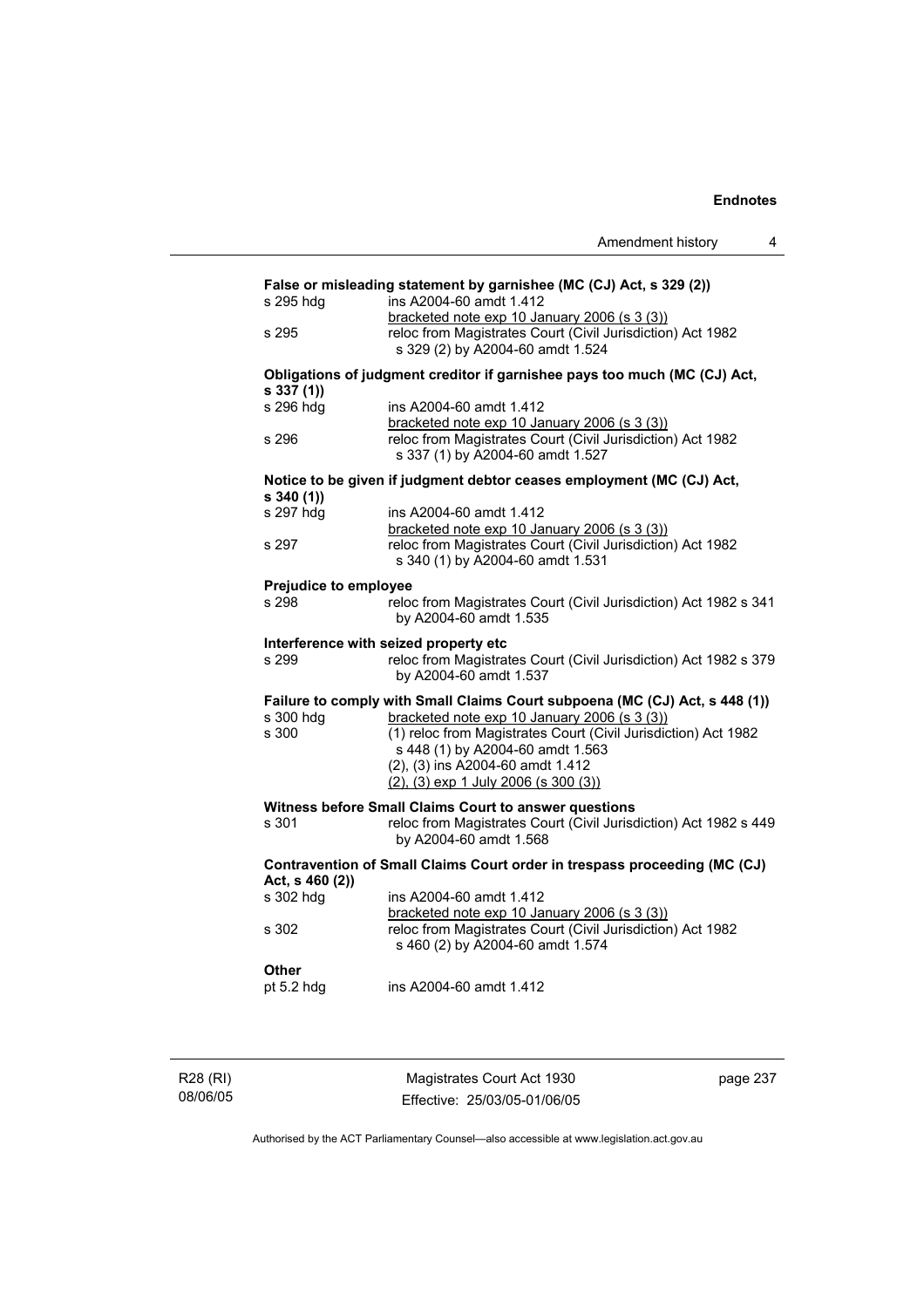**False or misleading statement by garnishee (MC (CJ) Act, s 329 (2))**

| | |
|---|---|
| s 295 hdg | ins A2004-60 amdt 1.412<br>bracketed note exp 10 January 2006 (s 3 (3)) |
| s 295 | reloc from Magistrates Court (Civil Jurisdiction) Act 1982 s 329 (2) by A2004-60 amdt 1.524 |

**Obligations of judgment creditor if garnishee pays too much (MC (CJ) Act, s 337 (1))**

| | |
|---|---|
| s 296 hdg | ins A2004-60 amdt 1.412<br>bracketed note exp 10 January 2006 (s 3 (3)) |
| s 296 | reloc from Magistrates Court (Civil Jurisdiction) Act 1982 s 337 (1) by A2004-60 amdt 1.527 |

**Notice to be given if judgment debtor ceases employment (MC (CJ) Act, s 340 (1))**

| | |
|---|---|
| s 297 hdg | ins A2004-60 amdt 1.412<br>bracketed note exp 10 January 2006 (s 3 (3)) |
| s 297 | reloc from Magistrates Court (Civil Jurisdiction) Act 1982 s 340 (1) by A2004-60 amdt 1.531 |

**Prejudice to employee**

| | |
|---|---|
| s 298 | reloc from Magistrates Court (Civil Jurisdiction) Act 1982 s 341 by A2004-60 amdt 1.535 |

**Interference with seized property etc**

| | |
|---|---|
| s 299 | reloc from Magistrates Court (Civil Jurisdiction) Act 1982 s 379 by A2004-60 amdt 1.537 |

**Failure to comply with Small Claims Court subpoena (MC (CJ) Act, s 448 (1))**

| | |
|---|---|
| s 300 hdg | bracketed note exp 10 January 2006 (s 3 (3)) |
| s 300 | (1) reloc from Magistrates Court (Civil Jurisdiction) Act 1982 s 448 (1) by A2004-60 amdt 1.563<br>(2), (3) ins A2004-60 amdt 1.412<br>(2), (3) exp 1 July 2006 (s 300 (3)) |

**Witness before Small Claims Court to answer questions**

| | |
|---|---|
| s 301 | reloc from Magistrates Court (Civil Jurisdiction) Act 1982 s 449 by A2004-60 amdt 1.568 |

**Contravention of Small Claims Court order in trespass proceeding (MC (CJ) Act, s 460 (2))**

| | |
|---|---|
| s 302 hdg | ins A2004-60 amdt 1.412<br>bracketed note exp 10 January 2006 (s 3 (3)) |
| s 302 | reloc from Magistrates Court (Civil Jurisdiction) Act 1982 s 460 (2) by A2004-60 amdt 1.574 |

**Other**

| | |
|---|---|
| pt 5.2 hdg | ins A2004-60 amdt 1.412 |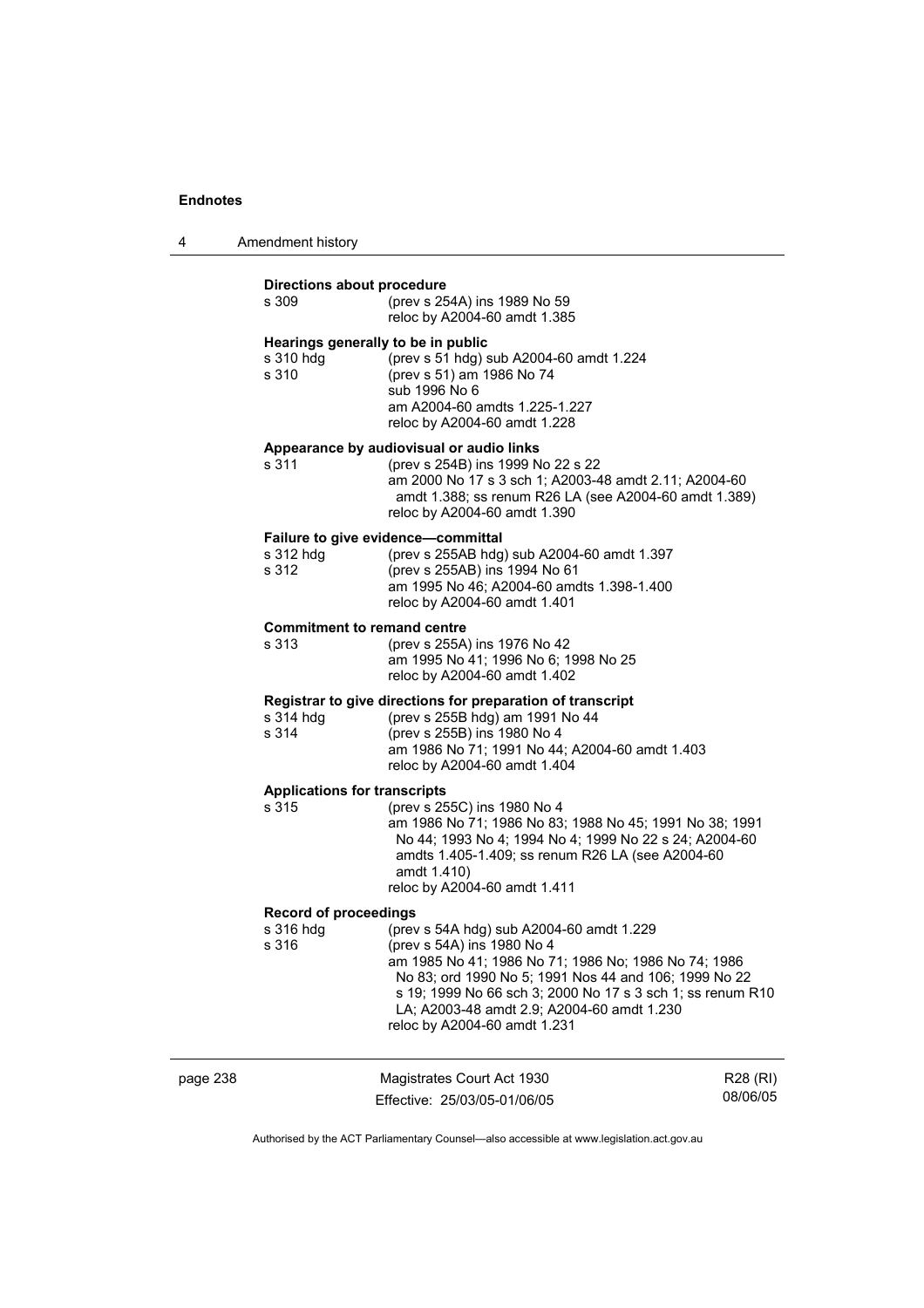**Directions about procedure**

s 309 (prev s 254A) ins 1989 No 59
reloc by A2004-60 amdt 1.385

**Hearings generally to be in public**

s 310 hdg (prev s 51 hdg) sub A2004-60 amdt 1.224
s 310 (prev s 51) am 1986 No 74
sub 1996 No 6
am A2004-60 amdts 1.225-1.227
reloc by A2004-60 amdt 1.228

**Appearance by audiovisual or audio links**

s 311 (prev s 254B) ins 1999 No 22 s 22
am 2000 No 17 s 3 sch 1; A2003-48 amdt 2.11; A2004-60 amdt 1.388; ss renum R26 LA (see A2004-60 amdt 1.389)
reloc by A2004-60 amdt 1.390

**Failure to give evidence—committal**

s 312 hdg (prev s 255AB hdg) sub A2004-60 amdt 1.397
s 312 (prev s 255AB) ins 1994 No 61
am 1995 No 46; A2004-60 amdts 1.398-1.400
reloc by A2004-60 amdt 1.401

**Commitment to remand centre**

s 313 (prev s 255A) ins 1976 No 42
am 1995 No 41; 1996 No 6; 1998 No 25
reloc by A2004-60 amdt 1.402

**Registrar to give directions for preparation of transcript**

s 314 hdg (prev s 255B hdg) am 1991 No 44
s 314 (prev s 255B) ins 1980 No 4
am 1986 No 71; 1991 No 44; A2004-60 amdt 1.403
reloc by A2004-60 amdt 1.404

**Applications for transcripts**

s 315 (prev s 255C) ins 1980 No 4
am 1986 No 71; 1986 No 83; 1988 No 45; 1991 No 38; 1991 No 44; 1993 No 4; 1994 No 4; 1999 No 22 s 24; A2004-60 amdts 1.405-1.409; ss renum R26 LA (see A2004-60 amdt 1.410)
reloc by A2004-60 amdt 1.411

**Record of proceedings**

s 316 hdg (prev s 54A hdg) sub A2004-60 amdt 1.229
s 316 (prev s 54A) ins 1980 No 4
am 1985 No 41; 1986 No 71; 1986 No; 1986 No 74; 1986 No 83; ord 1990 No 5; 1991 Nos 44 and 106; 1999 No 22 s 19; 1999 No 66 sch 3; 2000 No 17 s 3 sch 1; ss renum R10 LA; A2003-48 amdt 2.9; A2004-60 amdt 1.230
reloc by A2004-60 amdt 1.231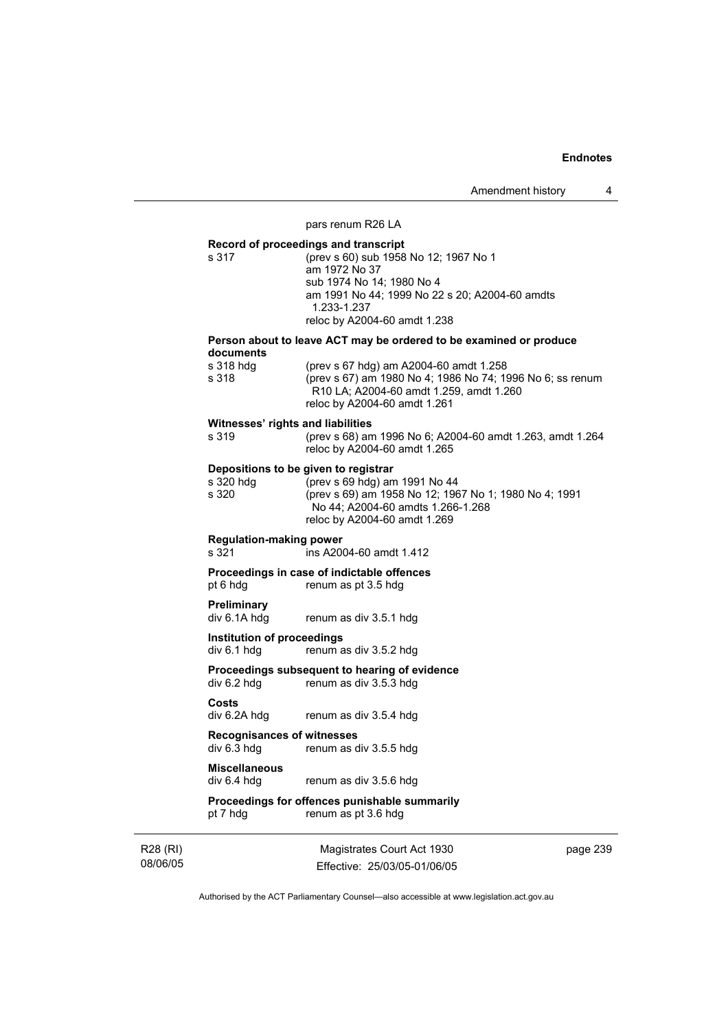pars renum R26 LA

**Record of proceedings and transcript**

s 317 (prev s 60) sub 1958 No 12; 1967 No 1
am 1972 No 37
sub 1974 No 14; 1980 No 4
am 1991 No 44; 1999 No 22 s 20; A2004-60 amdts 1.233-1.237
reloc by A2004-60 amdt 1.238

**Person about to leave ACT may be ordered to be examined or produce documents**

s 318 hdg (prev s 67 hdg) am A2004-60 amdt 1.258
s 318 (prev s 67) am 1980 No 4; 1986 No 74; 1996 No 6; ss renum R10 LA; A2004-60 amdt 1.259, amdt 1.260
reloc by A2004-60 amdt 1.261

**Witnesses' rights and liabilities**

s 319 (prev s 68) am 1996 No 6; A2004-60 amdt 1.263, amdt 1.264
reloc by A2004-60 amdt 1.265

**Depositions to be given to registrar**

s 320 hdg (prev s 69 hdg) am 1991 No 44
s 320 (prev s 69) am 1958 No 12; 1967 No 1; 1980 No 4; 1991 No 44; A2004-60 amdts 1.266-1.268
reloc by A2004-60 amdt 1.269

**Regulation-making power**

s 321 ins A2004-60 amdt 1.412

**Proceedings in case of indictable offences**

pt 6 hdg renum as pt 3.5 hdg

**Preliminary**

div 6.1A hdg renum as div 3.5.1 hdg

**Institution of proceedings**

div 6.1 hdg renum as div 3.5.2 hdg

**Proceedings subsequent to hearing of evidence**

div 6.2 hdg renum as div 3.5.3 hdg

**Costs**

div 6.2A hdg renum as div 3.5.4 hdg

**Recognisances of witnesses**

div 6.3 hdg renum as div 3.5.5 hdg

**Miscellaneous**

div 6.4 hdg renum as div 3.5.6 hdg

**Proceedings for offences punishable summarily**

pt 7 hdg renum as pt 3.6 hdg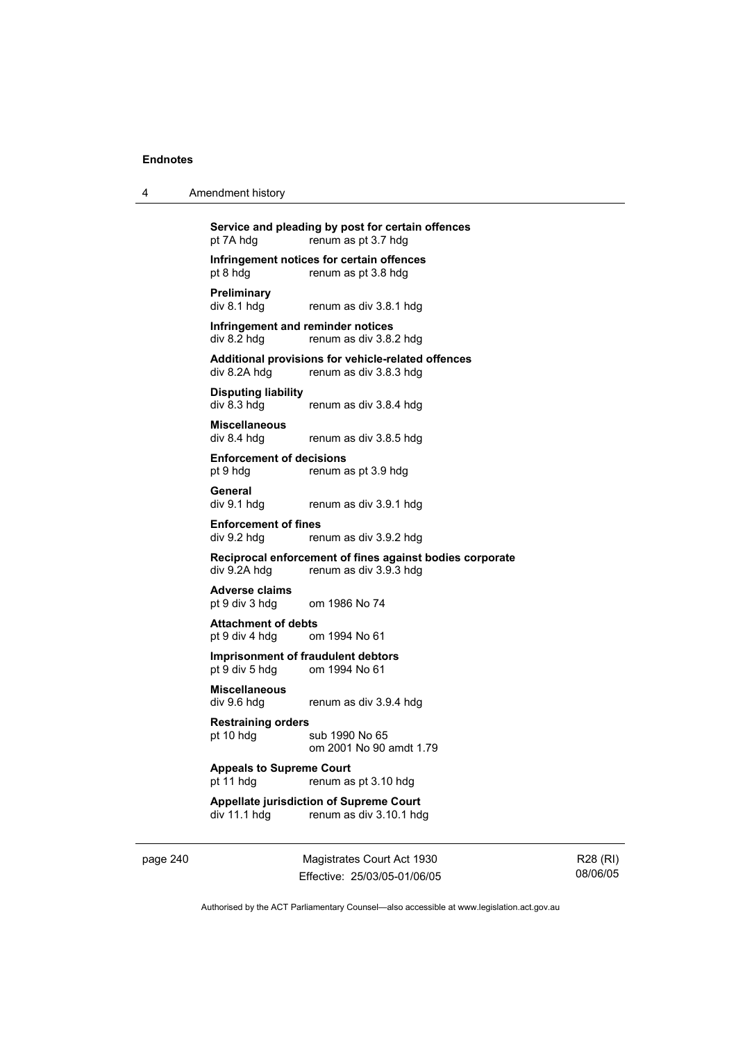**Service and pleading by post for certain offences**
pt 7A hdg renum as pt 3.7 hdg

**Infringement notices for certain offences**
pt 8 hdg renum as pt 3.8 hdg

**Preliminary**
div 8.1 hdg renum as div 3.8.1 hdg

**Infringement and reminder notices**
div 8.2 hdg renum as div 3.8.2 hdg

**Additional provisions for vehicle-related offences**
div 8.2A hdg renum as div 3.8.3 hdg

**Disputing liability**
div 8.3 hdg renum as div 3.8.4 hdg

**Miscellaneous**
div 8.4 hdg renum as div 3.8.5 hdg

**Enforcement of decisions**
pt 9 hdg renum as pt 3.9 hdg

**General**
div 9.1 hdg renum as div 3.9.1 hdg

**Enforcement of fines**
div 9.2 hdg renum as div 3.9.2 hdg

**Reciprocal enforcement of fines against bodies corporate**
div 9.2A hdg renum as div 3.9.3 hdg

**Adverse claims**
pt 9 div 3 hdg om 1986 No 74

**Attachment of debts**
pt 9 div 4 hdg om 1994 No 61

**Imprisonment of fraudulent debtors**
pt 9 div 5 hdg om 1994 No 61

**Miscellaneous**
div 9.6 hdg renum as div 3.9.4 hdg

**Restraining orders**
pt 10 hdg sub 1990 No 65
om 2001 No 90 amdt 1.79

**Appeals to Supreme Court**
pt 11 hdg renum as pt 3.10 hdg

**Appellate jurisdiction of Supreme Court**
div 11.1 hdg renum as div 3.10.1 hdg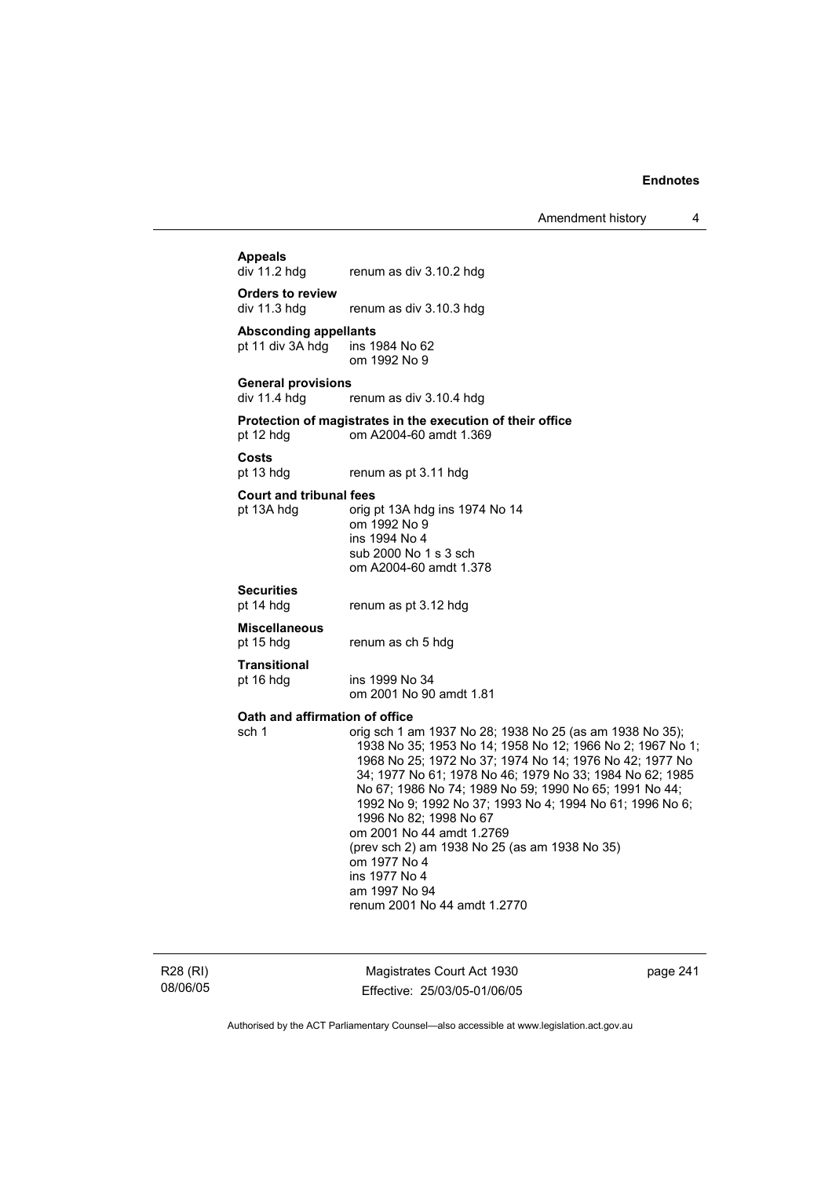**Appeals**

div 11.2 hdg renum as div 3.10.2 hdg

**Orders to review**

div 11.3 hdg renum as div 3.10.3 hdg

**Absconding appellants**

pt 11 div 3A hdg ins 1984 No 62
om 1992 No 9

**General provisions**

div 11.4 hdg renum as div 3.10.4 hdg

**Protection of magistrates in the execution of their office**

pt 12 hdg om A2004-60 amdt 1.369

**Costs**

pt 13 hdg renum as pt 3.11 hdg

**Court and tribunal fees**

pt 13A hdg orig pt 13A hdg ins 1974 No 14
om 1992 No 9
ins 1994 No 4
sub 2000 No 1 s 3 sch
om A2004-60 amdt 1.378

**Securities**

pt 14 hdg renum as pt 3.12 hdg

**Miscellaneous**

pt 15 hdg renum as ch 5 hdg

**Transitional**

pt 16 hdg ins 1999 No 34
om 2001 No 90 amdt 1.81

**Oath and affirmation of office**

sch 1 orig sch 1 am 1937 No 28; 1938 No 25 (as am 1938 No 35); 1938 No 35; 1953 No 14; 1958 No 12; 1966 No 2; 1967 No 1; 1968 No 25; 1972 No 37; 1974 No 14; 1976 No 42; 1977 No 34; 1977 No 61; 1978 No 46; 1979 No 33; 1984 No 62; 1985 No 67; 1986 No 74; 1989 No 59; 1990 No 65; 1991 No 44; 1992 No 9; 1992 No 37; 1993 No 4; 1994 No 61; 1996 No 6; 1996 No 82; 1998 No 67
om 2001 No 44 amdt 1.2769
(prev sch 2) am 1938 No 25 (as am 1938 No 35)
om 1977 No 4
ins 1977 No 4
am 1997 No 94
renum 2001 No 44 amdt 1.2770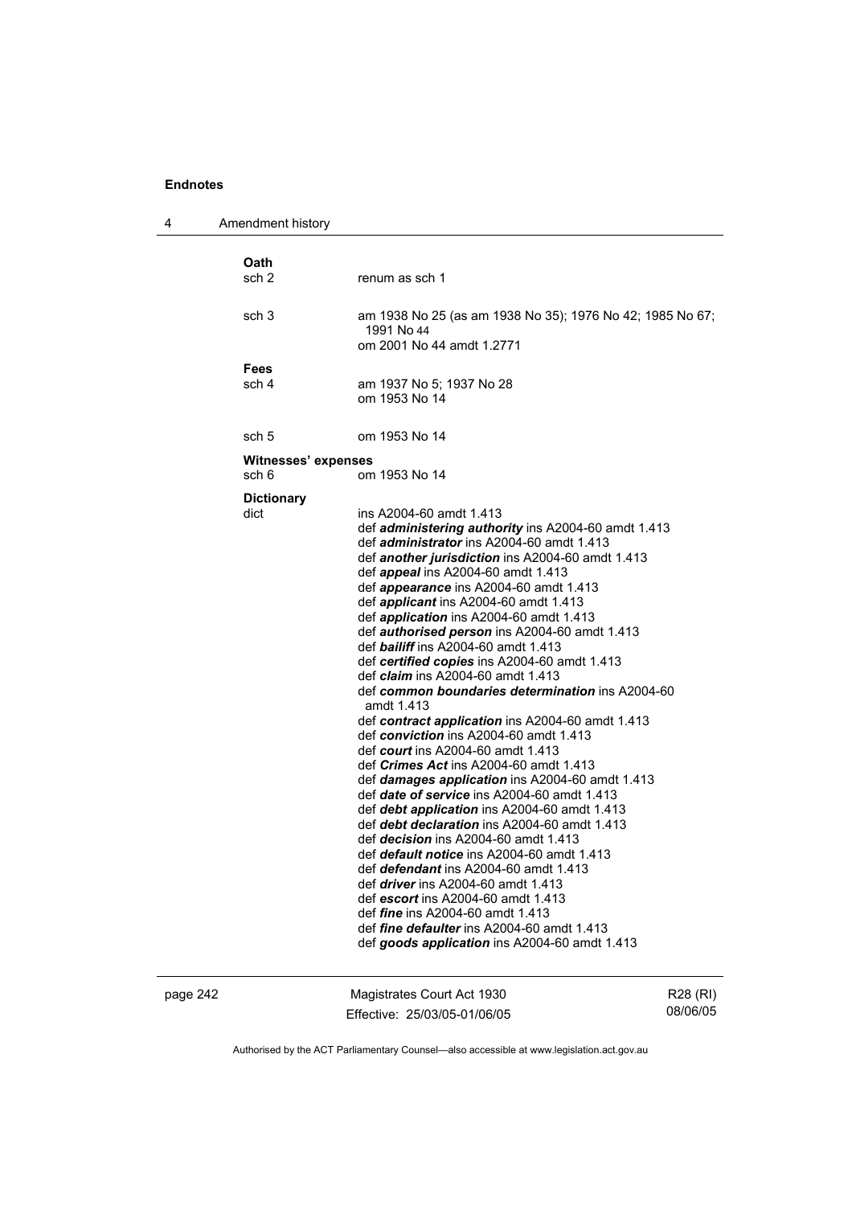| | |
|---|---|
| **Oath** | |
| sch 2 | renum as sch 1 |
| sch 3 | am 1938 No 25 (as am 1938 No 35); 1976 No 42; 1985 No 67; 1991 No 44<br>om 2001 No 44 amdt 1.2771 |
| **Fees** | |
| sch 4 | am 1937 No 5; 1937 No 28<br>om 1953 No 14 |
| sch 5 | om 1953 No 14 |
| **Witnesses' expenses** | |
| sch 6 | om 1953 No 14 |
| **Dictionary** | |
| dict | ins A2004-60 amdt 1.413<br>def ***administering authority*** ins A2004-60 amdt 1.413<br>def ***administrator*** ins A2004-60 amdt 1.413<br>def ***another jurisdiction*** ins A2004-60 amdt 1.413<br>def ***appeal*** ins A2004-60 amdt 1.413<br>def ***appearance*** ins A2004-60 amdt 1.413<br>def ***applicant*** ins A2004-60 amdt 1.413<br>def ***application*** ins A2004-60 amdt 1.413<br>def ***authorised person*** ins A2004-60 amdt 1.413<br>def ***bailiff*** ins A2004-60 amdt 1.413<br>def ***certified copies*** ins A2004-60 amdt 1.413<br>def ***claim*** ins A2004-60 amdt 1.413<br>def ***common boundaries determination*** ins A2004-60 amdt 1.413<br>def ***contract application*** ins A2004-60 amdt 1.413<br>def ***conviction*** ins A2004-60 amdt 1.413<br>def ***court*** ins A2004-60 amdt 1.413<br>def ***Crimes Act*** ins A2004-60 amdt 1.413<br>def ***damages application*** ins A2004-60 amdt 1.413<br>def ***date of service*** ins A2004-60 amdt 1.413<br>def ***debt application*** ins A2004-60 amdt 1.413<br>def ***debt declaration*** ins A2004-60 amdt 1.413<br>def ***decision*** ins A2004-60 amdt 1.413<br>def ***default notice*** ins A2004-60 amdt 1.413<br>def ***defendant*** ins A2004-60 amdt 1.413<br>def ***driver*** ins A2004-60 amdt 1.413<br>def ***escort*** ins A2004-60 amdt 1.413<br>def ***fine*** ins A2004-60 amdt 1.413<br>def ***fine defaulter*** ins A2004-60 amdt 1.413<br>def ***goods application*** ins A2004-60 amdt 1.413 |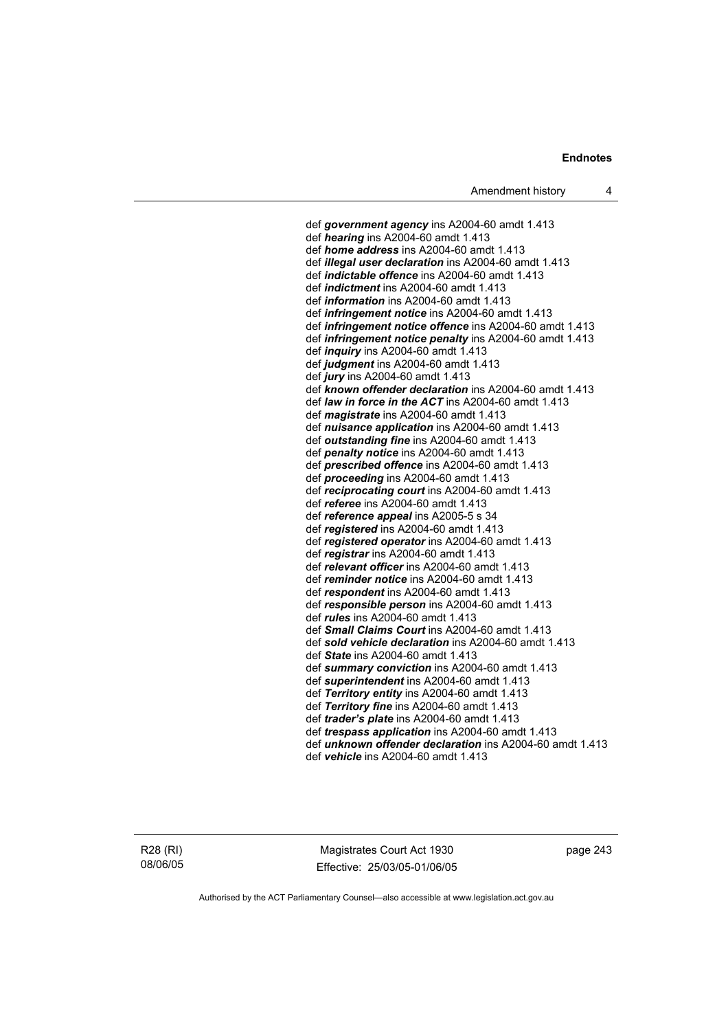def ***government agency*** ins A2004-60 amdt 1.413
def ***hearing*** ins A2004-60 amdt 1.413
def ***home address*** ins A2004-60 amdt 1.413
def ***illegal user declaration*** ins A2004-60 amdt 1.413
def ***indictable offence*** ins A2004-60 amdt 1.413
def ***indictment*** ins A2004-60 amdt 1.413
def ***information*** ins A2004-60 amdt 1.413
def ***infringement notice*** ins A2004-60 amdt 1.413
def ***infringement notice offence*** ins A2004-60 amdt 1.413
def ***infringement notice penalty*** ins A2004-60 amdt 1.413
def ***inquiry*** ins A2004-60 amdt 1.413
def ***judgment*** ins A2004-60 amdt 1.413
def ***jury*** ins A2004-60 amdt 1.413
def ***known offender declaration*** ins A2004-60 amdt 1.413
def ***law in force in the ACT*** ins A2004-60 amdt 1.413
def ***magistrate*** ins A2004-60 amdt 1.413
def ***nuisance application*** ins A2004-60 amdt 1.413
def ***outstanding fine*** ins A2004-60 amdt 1.413
def ***penalty notice*** ins A2004-60 amdt 1.413
def ***prescribed offence*** ins A2004-60 amdt 1.413
def ***proceeding*** ins A2004-60 amdt 1.413
def ***reciprocating court*** ins A2004-60 amdt 1.413
def ***referee*** ins A2004-60 amdt 1.413
def ***reference appeal*** ins A2005-5 s 34
def ***registered*** ins A2004-60 amdt 1.413
def ***registered operator*** ins A2004-60 amdt 1.413
def ***registrar*** ins A2004-60 amdt 1.413
def ***relevant officer*** ins A2004-60 amdt 1.413
def ***reminder notice*** ins A2004-60 amdt 1.413
def ***respondent*** ins A2004-60 amdt 1.413
def ***responsible person*** ins A2004-60 amdt 1.413
def ***rules*** ins A2004-60 amdt 1.413
def ***Small Claims Court*** ins A2004-60 amdt 1.413
def ***sold vehicle declaration*** ins A2004-60 amdt 1.413
def ***State*** ins A2004-60 amdt 1.413
def ***summary conviction*** ins A2004-60 amdt 1.413
def ***superintendent*** ins A2004-60 amdt 1.413
def ***Territory entity*** ins A2004-60 amdt 1.413
def ***Territory fine*** ins A2004-60 amdt 1.413
def ***trader's plate*** ins A2004-60 amdt 1.413
def ***trespass application*** ins A2004-60 amdt 1.413
def ***unknown offender declaration*** ins A2004-60 amdt 1.413
def ***vehicle*** ins A2004-60 amdt 1.413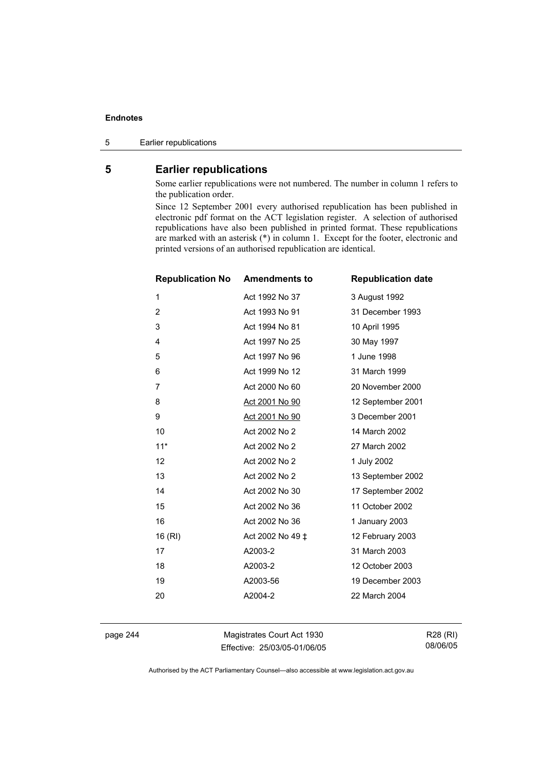## 5 Earlier republications

Some earlier republications were not numbered. The number in column 1 refers to the publication order.

Since 12 September 2001 every authorised republication has been published in electronic pdf format on the ACT legislation register. A selection of authorised republications have also been published in printed format. These republications are marked with an asterisk (*) in column 1. Except for the footer, electronic and printed versions of an authorised republication are identical.

| Republication No | Amendments to | Republication date |
|---|---|---|
| 1 | Act 1992 No 37 | 3 August 1992 |
| 2 | Act 1993 No 91 | 31 December 1993 |
| 3 | Act 1994 No 81 | 10 April 1995 |
| 4 | Act 1997 No 25 | 30 May 1997 |
| 5 | Act 1997 No 96 | 1 June 1998 |
| 6 | Act 1999 No 12 | 31 March 1999 |
| 7 | Act 2000 No 60 | 20 November 2000 |
| 8 | Act 2001 No 90 | 12 September 2001 |
| 9 | Act 2001 No 90 | 3 December 2001 |
| 10 | Act 2002 No 2 | 14 March 2002 |
| 11* | Act 2002 No 2 | 27 March 2002 |
| 12 | Act 2002 No 2 | 1 July 2002 |
| 13 | Act 2002 No 2 | 13 September 2002 |
| 14 | Act 2002 No 30 | 17 September 2002 |
| 15 | Act 2002 No 36 | 11 October 2002 |
| 16 | Act 2002 No 36 | 1 January 2003 |
| 16 (RI) | Act 2002 No 49 ‡ | 12 February 2003 |
| 17 | A2003-2 | 31 March 2003 |
| 18 | A2003-2 | 12 October 2003 |
| 19 | A2003-56 | 19 December 2003 |
| 20 | A2004-2 | 22 March 2004 |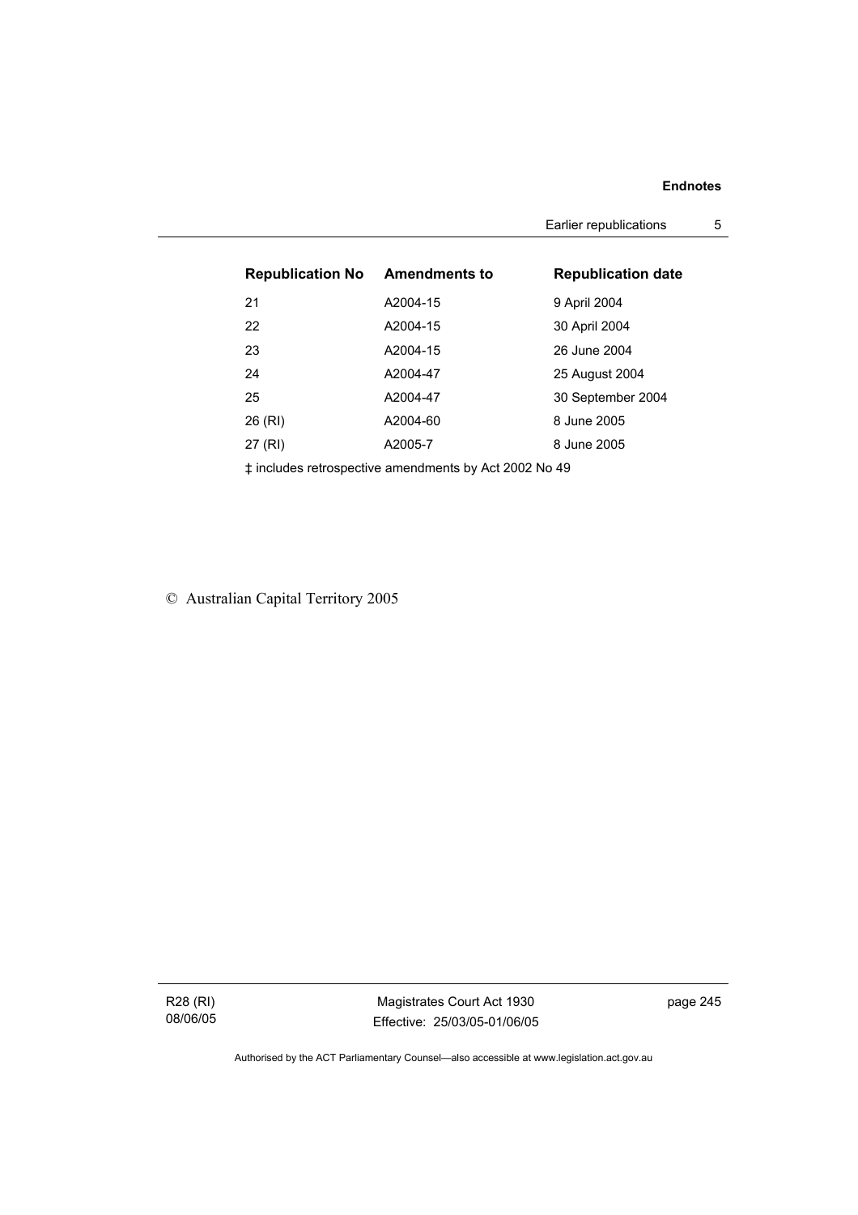| Republication No | Amendments to | Republication date |
|---|---|---|
| 21 | A2004-15 | 9 April 2004 |
| 22 | A2004-15 | 30 April 2004 |
| 23 | A2004-15 | 26 June 2004 |
| 24 | A2004-47 | 25 August 2004 |
| 25 | A2004-47 | 30 September 2004 |
| 26 (RI) | A2004-60 | 8 June 2005 |
| 27 (RI) | A2005-7 | 8 June 2005 |

‡ includes retrospective amendments by Act 2002 No 49

© Australian Capital Territory 2005